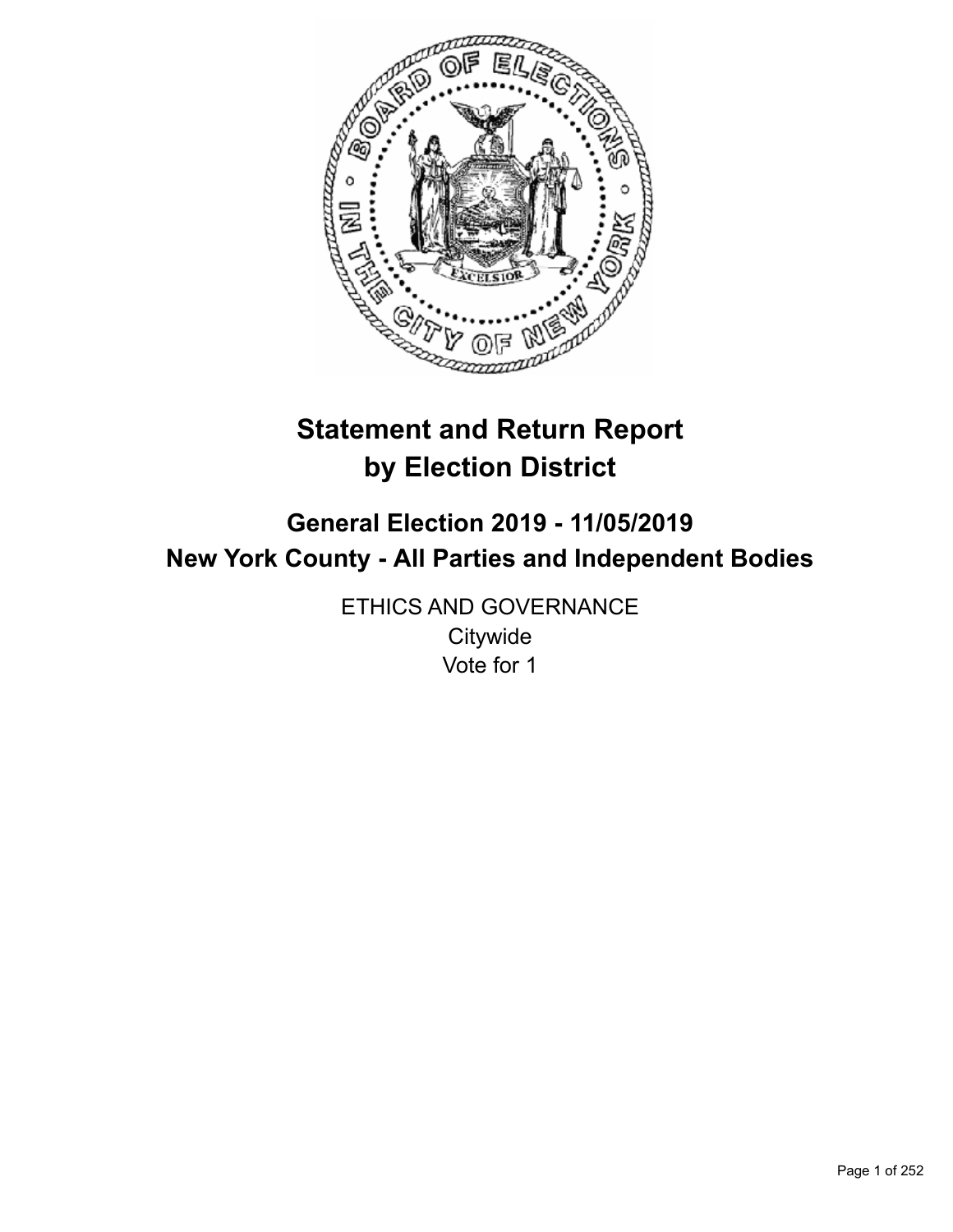# Statement and Return Report by Election District

## General Election 2019 - 11/05/2019
## New York County - All Parties and Independent Bodies

ETHICS AND GOVERNANCE
Citywide
Vote for 1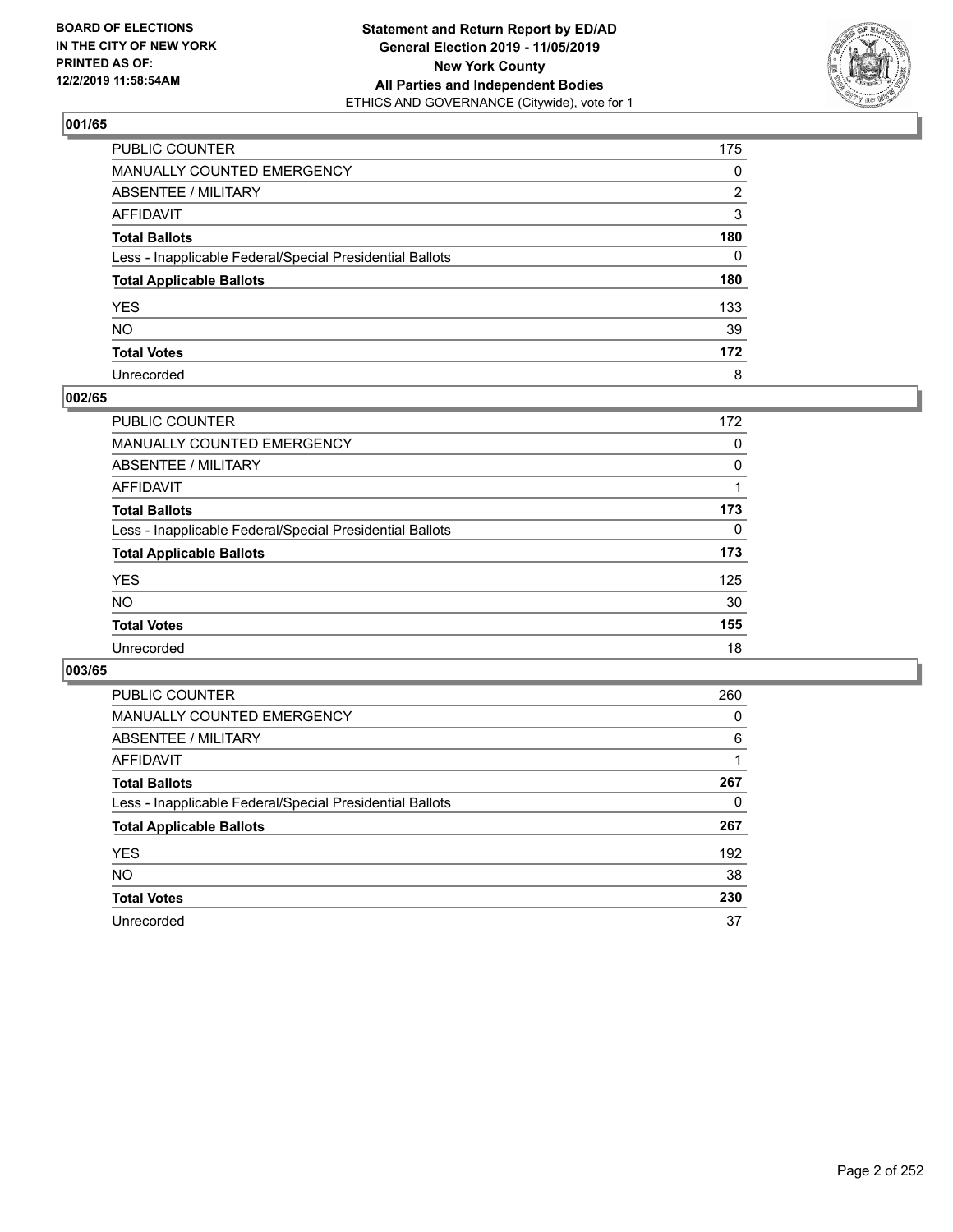**BOARD OF ELECTIONS IN THE CITY OF NEW YORK PRINTED AS OF: 12/2/2019 11:58:54AM**

**Statement and Return Report by ED/AD**
**General Election 2019 - 11/05/2019**
**New York County**
**All Parties and Independent Bodies**
ETHICS AND GOVERNANCE (Citywide), vote for 1

## 001/65

| | |
|---|---|
| PUBLIC COUNTER | 175 |
| MANUALLY COUNTED EMERGENCY | 0 |
| ABSENTEE / MILITARY | 2 |
| AFFIDAVIT | 3 |
| **Total Ballots** | **180** |
| Less - Inapplicable Federal/Special Presidential Ballots | 0 |
| **Total Applicable Ballots** | **180** |
| YES | 133 |
| NO | 39 |
| **Total Votes** | **172** |
| Unrecorded | 8 |

## 002/65

| | |
|---|---|
| PUBLIC COUNTER | 172 |
| MANUALLY COUNTED EMERGENCY | 0 |
| ABSENTEE / MILITARY | 0 |
| AFFIDAVIT | 1 |
| **Total Ballots** | **173** |
| Less - Inapplicable Federal/Special Presidential Ballots | 0 |
| **Total Applicable Ballots** | **173** |
| YES | 125 |
| NO | 30 |
| **Total Votes** | **155** |
| Unrecorded | 18 |

## 003/65

| | |
|---|---|
| PUBLIC COUNTER | 260 |
| MANUALLY COUNTED EMERGENCY | 0 |
| ABSENTEE / MILITARY | 6 |
| AFFIDAVIT | 1 |
| **Total Ballots** | **267** |
| Less - Inapplicable Federal/Special Presidential Ballots | 0 |
| **Total Applicable Ballots** | **267** |
| YES | 192 |
| NO | 38 |
| **Total Votes** | **230** |
| Unrecorded | 37 |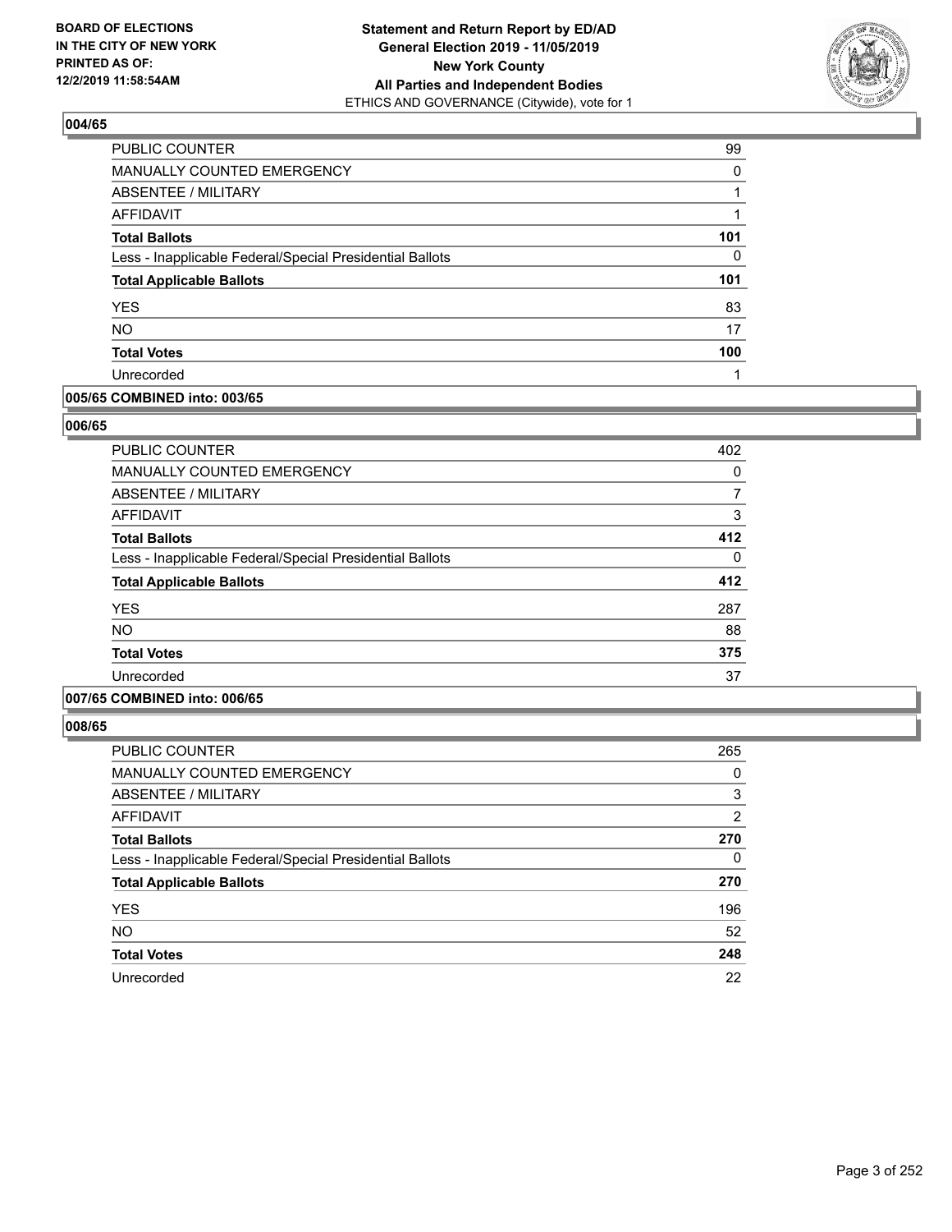### 004/65

| | |
|---|---|
| PUBLIC COUNTER | 99 |
| MANUALLY COUNTED EMERGENCY | 0 |
| ABSENTEE / MILITARY | 1 |
| AFFIDAVIT | 1 |
| **Total Ballots** | **101** |
| Less - Inapplicable Federal/Special Presidential Ballots | 0 |
| **Total Applicable Ballots** | **101** |
| YES | 83 |
| NO | 17 |
| **Total Votes** | **100** |
| Unrecorded | 1 |

### 005/65 COMBINED into: 003/65

### 006/65

| | |
|---|---|
| PUBLIC COUNTER | 402 |
| MANUALLY COUNTED EMERGENCY | 0 |
| ABSENTEE / MILITARY | 7 |
| AFFIDAVIT | 3 |
| **Total Ballots** | **412** |
| Less - Inapplicable Federal/Special Presidential Ballots | 0 |
| **Total Applicable Ballots** | **412** |
| YES | 287 |
| NO | 88 |
| **Total Votes** | **375** |
| Unrecorded | 37 |

### 007/65 COMBINED into: 006/65

### 008/65

| | |
|---|---|
| PUBLIC COUNTER | 265 |
| MANUALLY COUNTED EMERGENCY | 0 |
| ABSENTEE / MILITARY | 3 |
| AFFIDAVIT | 2 |
| **Total Ballots** | **270** |
| Less - Inapplicable Federal/Special Presidential Ballots | 0 |
| **Total Applicable Ballots** | **270** |
| YES | 196 |
| NO | 52 |
| **Total Votes** | **248** |
| Unrecorded | 22 |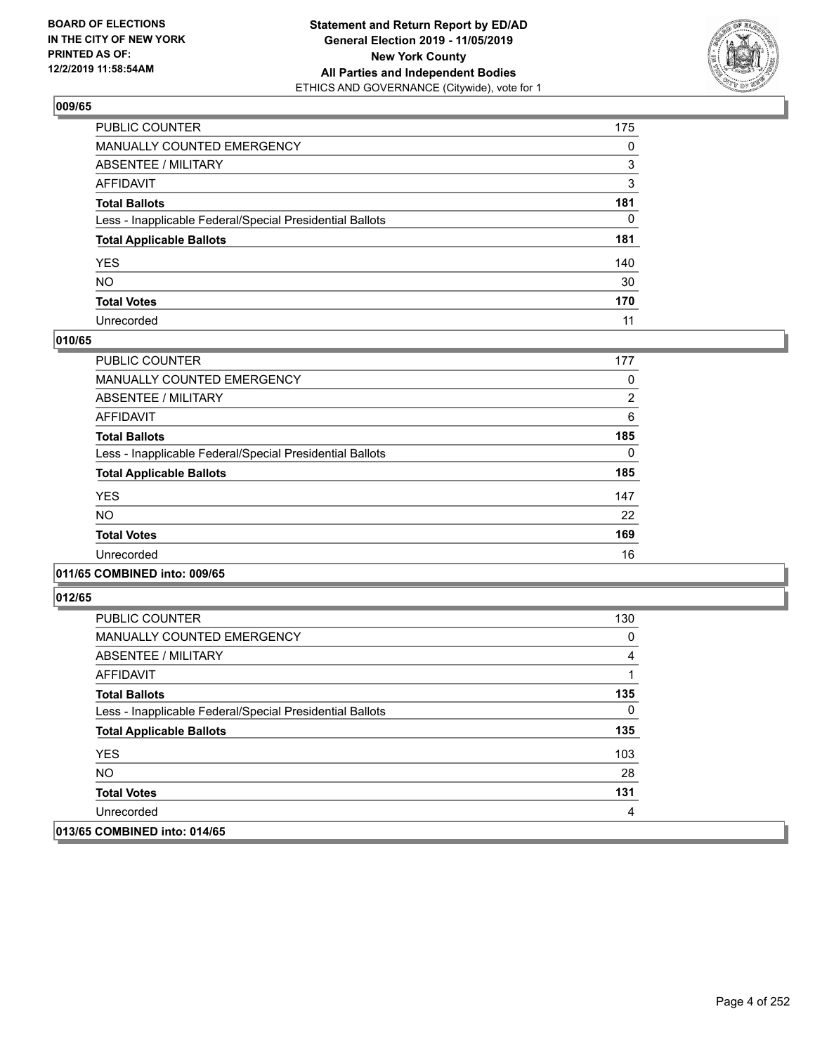**BOARD OF ELECTIONS IN THE CITY OF NEW YORK PRINTED AS OF: 12/2/2019 11:58:54AM**

**Statement and Return Report by ED/AD General Election 2019 - 11/05/2019 New York County All Parties and Independent Bodies**
ETHICS AND GOVERNANCE (Citywide), vote for 1

## 009/65

| | |
|---|---|
| PUBLIC COUNTER | 175 |
| MANUALLY COUNTED EMERGENCY | 0 |
| ABSENTEE / MILITARY | 3 |
| AFFIDAVIT | 3 |
| **Total Ballots** | **181** |
| Less - Inapplicable Federal/Special Presidential Ballots | 0 |
| **Total Applicable Ballots** | **181** |
| YES | 140 |
| NO | 30 |
| **Total Votes** | **170** |
| Unrecorded | 11 |

## 010/65

| | |
|---|---|
| PUBLIC COUNTER | 177 |
| MANUALLY COUNTED EMERGENCY | 0 |
| ABSENTEE / MILITARY | 2 |
| AFFIDAVIT | 6 |
| **Total Ballots** | **185** |
| Less - Inapplicable Federal/Special Presidential Ballots | 0 |
| **Total Applicable Ballots** | **185** |
| YES | 147 |
| NO | 22 |
| **Total Votes** | **169** |
| Unrecorded | 16 |

## 011/65 COMBINED into: 009/65

## 012/65

| | |
|---|---|
| PUBLIC COUNTER | 130 |
| MANUALLY COUNTED EMERGENCY | 0 |
| ABSENTEE / MILITARY | 4 |
| AFFIDAVIT | 1 |
| **Total Ballots** | **135** |
| Less - Inapplicable Federal/Special Presidential Ballots | 0 |
| **Total Applicable Ballots** | **135** |
| YES | 103 |
| NO | 28 |
| **Total Votes** | **131** |
| Unrecorded | 4 |

## 013/65 COMBINED into: 014/65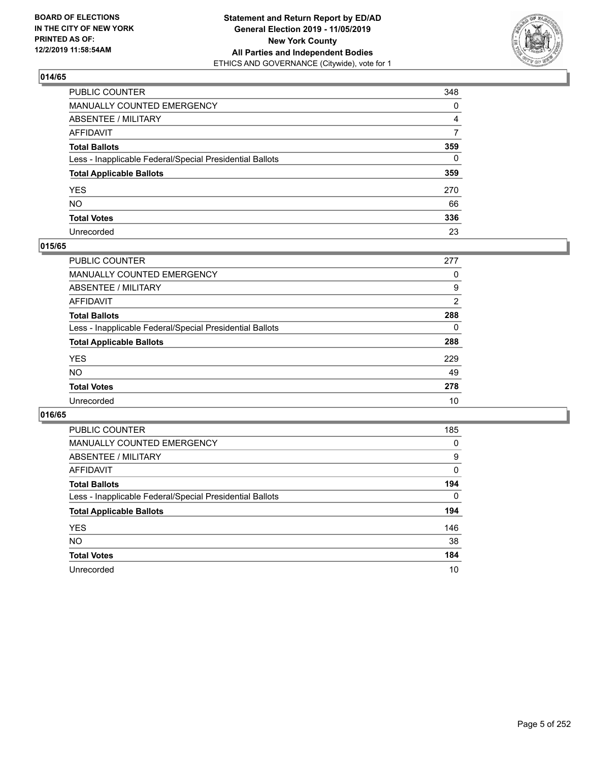BOARD OF ELECTIONS
IN THE CITY OF NEW YORK
PRINTED AS OF:
12/2/2019 11:58:54AM

**Statement and Return Report by ED/AD**
**General Election 2019 - 11/05/2019**
**New York County**
**All Parties and Independent Bodies**
ETHICS AND GOVERNANCE (Citywide), vote for 1

## 014/65

| | |
|---|---|
| PUBLIC COUNTER | 348 |
| MANUALLY COUNTED EMERGENCY | 0 |
| ABSENTEE / MILITARY | 4 |
| AFFIDAVIT | 7 |
| **Total Ballots** | **359** |
| Less - Inapplicable Federal/Special Presidential Ballots | 0 |
| **Total Applicable Ballots** | **359** |
| YES | 270 |
| NO | 66 |
| **Total Votes** | **336** |
| Unrecorded | 23 |

## 015/65

| | |
|---|---|
| PUBLIC COUNTER | 277 |
| MANUALLY COUNTED EMERGENCY | 0 |
| ABSENTEE / MILITARY | 9 |
| AFFIDAVIT | 2 |
| **Total Ballots** | **288** |
| Less - Inapplicable Federal/Special Presidential Ballots | 0 |
| **Total Applicable Ballots** | **288** |
| YES | 229 |
| NO | 49 |
| **Total Votes** | **278** |
| Unrecorded | 10 |

## 016/65

| | |
|---|---|
| PUBLIC COUNTER | 185 |
| MANUALLY COUNTED EMERGENCY | 0 |
| ABSENTEE / MILITARY | 9 |
| AFFIDAVIT | 0 |
| **Total Ballots** | **194** |
| Less - Inapplicable Federal/Special Presidential Ballots | 0 |
| **Total Applicable Ballots** | **194** |
| YES | 146 |
| NO | 38 |
| **Total Votes** | **184** |
| Unrecorded | 10 |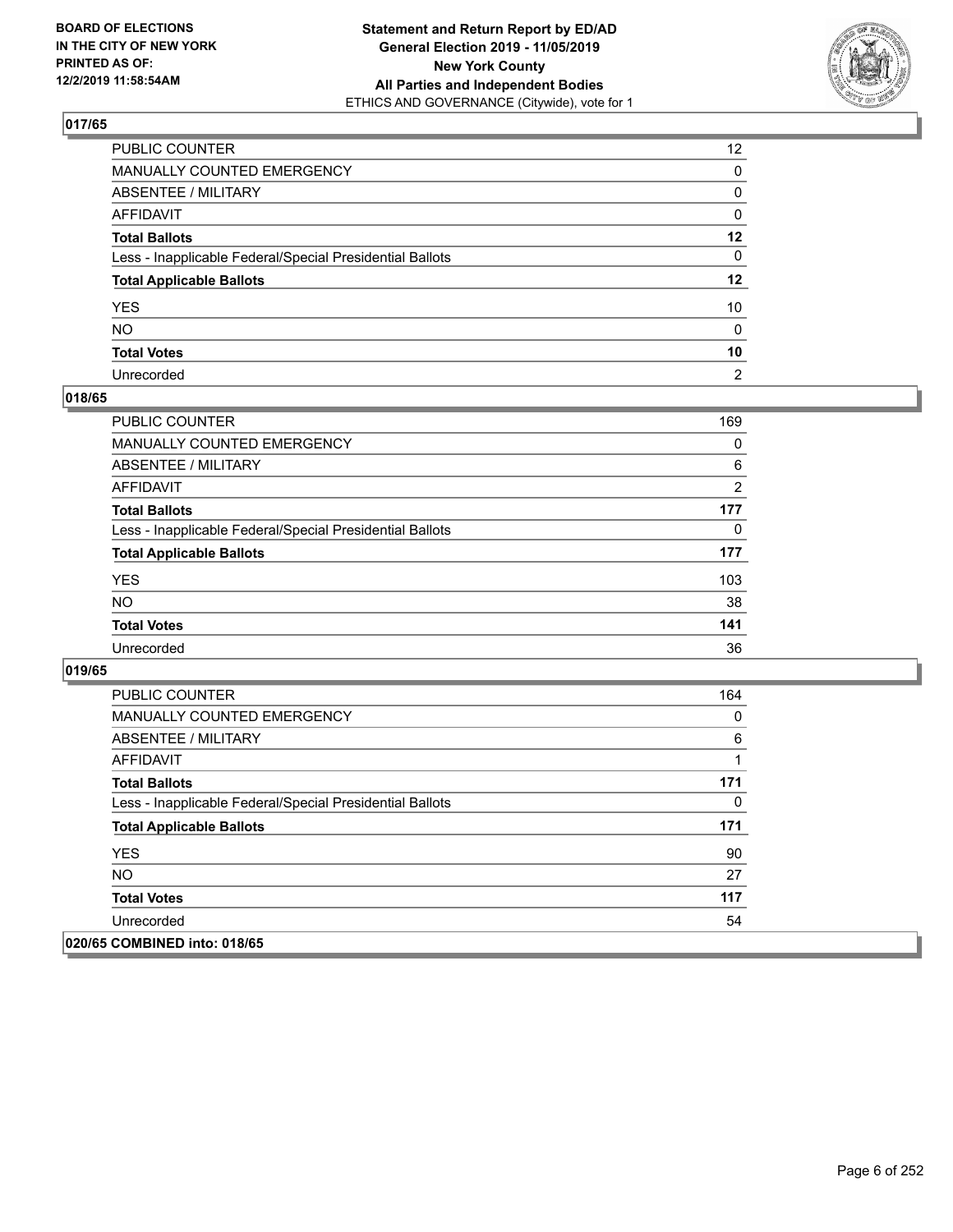## 017/65

| | |
|---|---|
| PUBLIC COUNTER | 12 |
| MANUALLY COUNTED EMERGENCY | 0 |
| ABSENTEE / MILITARY | 0 |
| AFFIDAVIT | 0 |
| **Total Ballots** | **12** |
| Less - Inapplicable Federal/Special Presidential Ballots | 0 |
| **Total Applicable Ballots** | **12** |
| YES | 10 |
| NO | 0 |
| **Total Votes** | **10** |
| Unrecorded | 2 |

## 018/65

| | |
|---|---|
| PUBLIC COUNTER | 169 |
| MANUALLY COUNTED EMERGENCY | 0 |
| ABSENTEE / MILITARY | 6 |
| AFFIDAVIT | 2 |
| **Total Ballots** | **177** |
| Less - Inapplicable Federal/Special Presidential Ballots | 0 |
| **Total Applicable Ballots** | **177** |
| YES | 103 |
| NO | 38 |
| **Total Votes** | **141** |
| Unrecorded | 36 |

## 019/65

| | |
|---|---|
| PUBLIC COUNTER | 164 |
| MANUALLY COUNTED EMERGENCY | 0 |
| ABSENTEE / MILITARY | 6 |
| AFFIDAVIT | 1 |
| **Total Ballots** | **171** |
| Less - Inapplicable Federal/Special Presidential Ballots | 0 |
| **Total Applicable Ballots** | **171** |
| YES | 90 |
| NO | 27 |
| **Total Votes** | **117** |
| Unrecorded | 54 |

## 020/65 COMBINED into: 018/65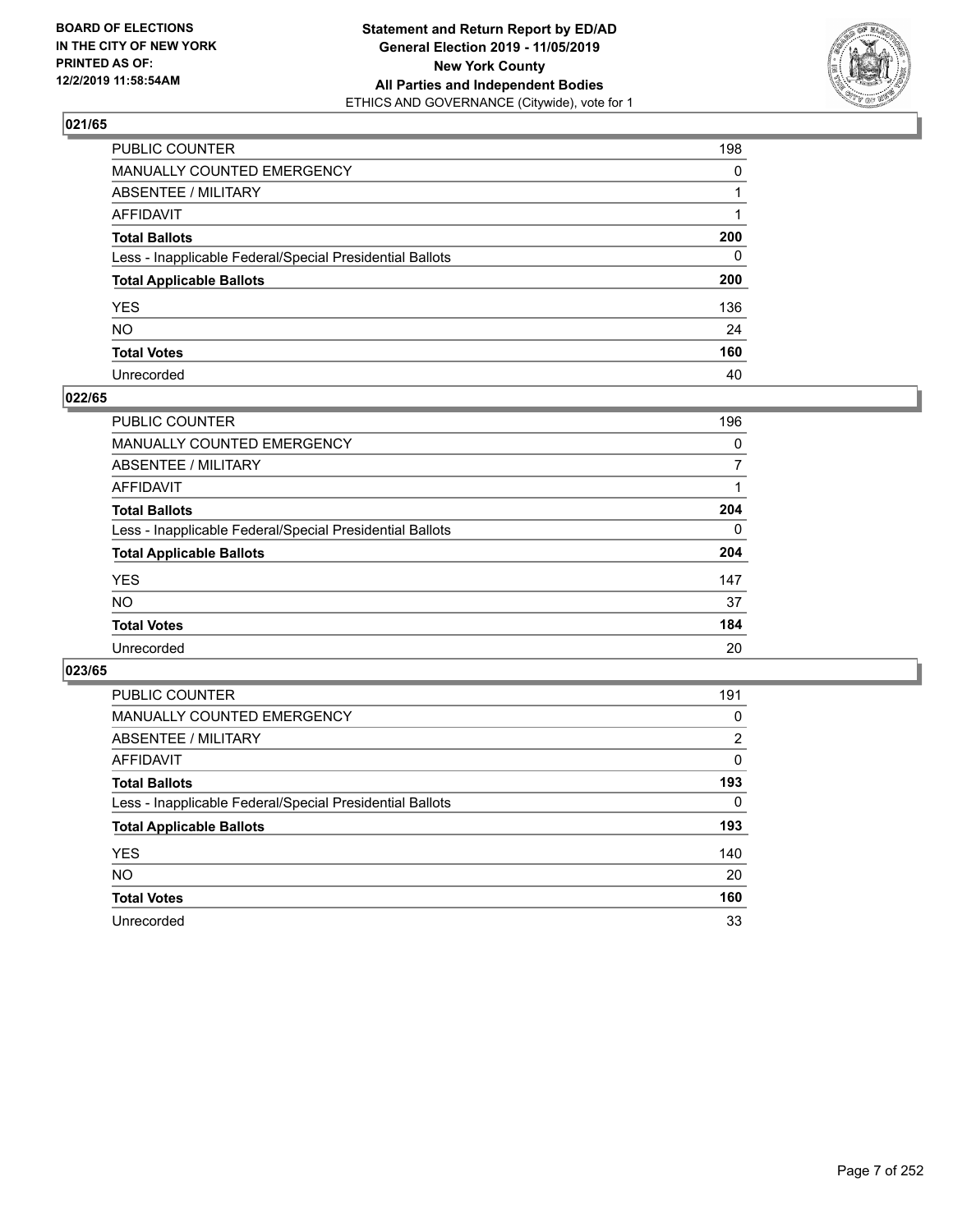**BOARD OF ELECTIONS IN THE CITY OF NEW YORK PRINTED AS OF: 12/2/2019 11:58:54AM**

**Statement and Return Report by ED/AD General Election 2019 - 11/05/2019 New York County All Parties and Independent Bodies**
ETHICS AND GOVERNANCE (Citywide), vote for 1

### 021/65

| | |
|---|---|
| PUBLIC COUNTER | 198 |
| MANUALLY COUNTED EMERGENCY | 0 |
| ABSENTEE / MILITARY | 1 |
| AFFIDAVIT | 1 |
| **Total Ballots** | **200** |
| Less - Inapplicable Federal/Special Presidential Ballots | 0 |
| **Total Applicable Ballots** | **200** |
| YES | 136 |
| NO | 24 |
| **Total Votes** | **160** |
| Unrecorded | 40 |

### 022/65

| | |
|---|---|
| PUBLIC COUNTER | 196 |
| MANUALLY COUNTED EMERGENCY | 0 |
| ABSENTEE / MILITARY | 7 |
| AFFIDAVIT | 1 |
| **Total Ballots** | **204** |
| Less - Inapplicable Federal/Special Presidential Ballots | 0 |
| **Total Applicable Ballots** | **204** |
| YES | 147 |
| NO | 37 |
| **Total Votes** | **184** |
| Unrecorded | 20 |

### 023/65

| | |
|---|---|
| PUBLIC COUNTER | 191 |
| MANUALLY COUNTED EMERGENCY | 0 |
| ABSENTEE / MILITARY | 2 |
| AFFIDAVIT | 0 |
| **Total Ballots** | **193** |
| Less - Inapplicable Federal/Special Presidential Ballots | 0 |
| **Total Applicable Ballots** | **193** |
| YES | 140 |
| NO | 20 |
| **Total Votes** | **160** |
| Unrecorded | 33 |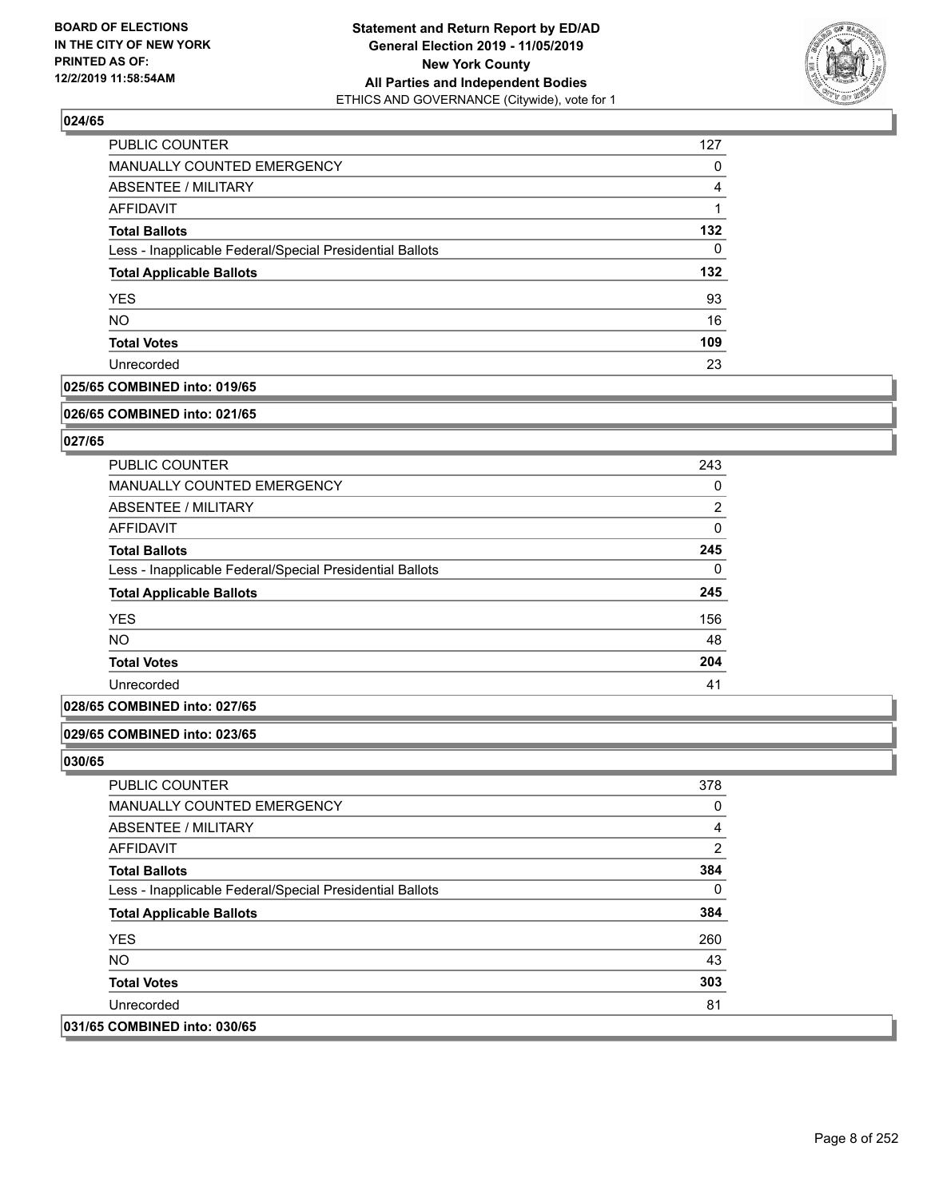### 024/65

| | |
|---|---|
| PUBLIC COUNTER | 127 |
| MANUALLY COUNTED EMERGENCY | 0 |
| ABSENTEE / MILITARY | 4 |
| AFFIDAVIT | 1 |
| **Total Ballots** | **132** |
| Less - Inapplicable Federal/Special Presidential Ballots | 0 |
| **Total Applicable Ballots** | **132** |
| YES | 93 |
| NO | 16 |
| **Total Votes** | **109** |
| Unrecorded | 23 |

### 025/65 COMBINED into: 019/65

### 026/65 COMBINED into: 021/65

### 027/65

| | |
|---|---|
| PUBLIC COUNTER | 243 |
| MANUALLY COUNTED EMERGENCY | 0 |
| ABSENTEE / MILITARY | 2 |
| AFFIDAVIT | 0 |
| **Total Ballots** | **245** |
| Less - Inapplicable Federal/Special Presidential Ballots | 0 |
| **Total Applicable Ballots** | **245** |
| YES | 156 |
| NO | 48 |
| **Total Votes** | **204** |
| Unrecorded | 41 |

### 028/65 COMBINED into: 027/65

### 029/65 COMBINED into: 023/65

### 030/65

| | |
|---|---|
| PUBLIC COUNTER | 378 |
| MANUALLY COUNTED EMERGENCY | 0 |
| ABSENTEE / MILITARY | 4 |
| AFFIDAVIT | 2 |
| **Total Ballots** | **384** |
| Less - Inapplicable Federal/Special Presidential Ballots | 0 |
| **Total Applicable Ballots** | **384** |
| YES | 260 |
| NO | 43 |
| **Total Votes** | **303** |
| Unrecorded | 81 |

### 031/65 COMBINED into: 030/65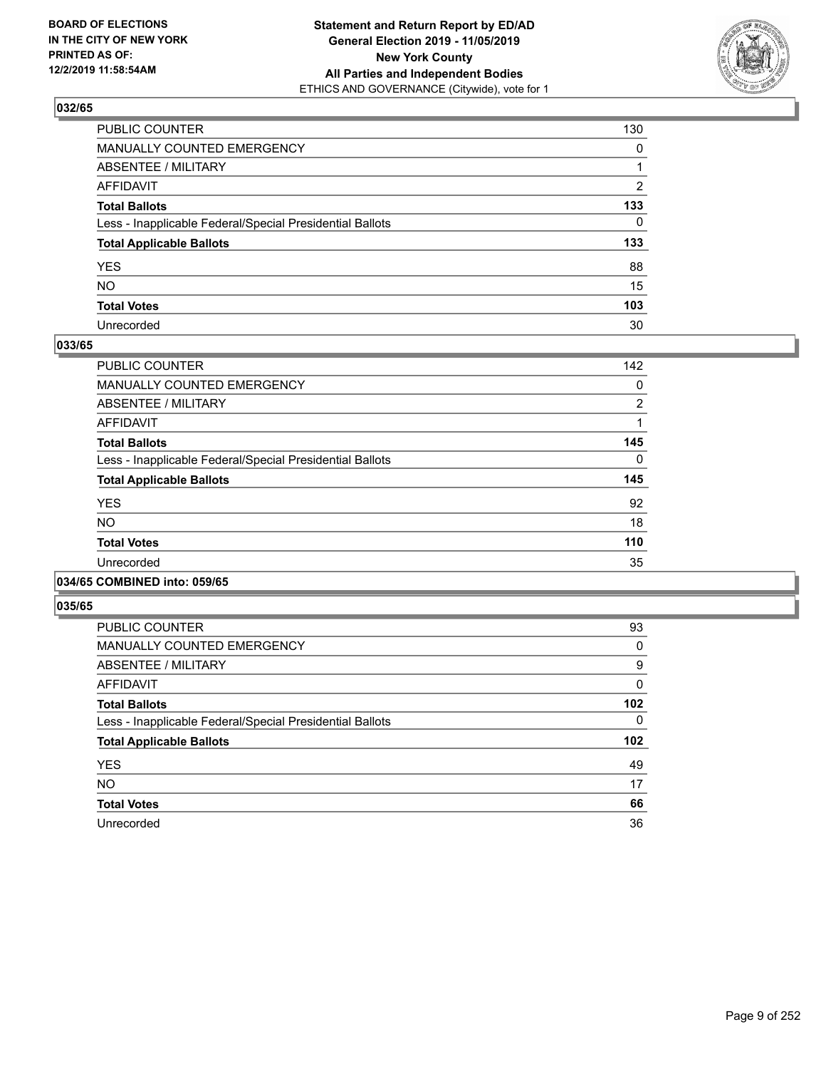BOARD OF ELECTIONS
IN THE CITY OF NEW YORK
PRINTED AS OF:
12/2/2019 11:58:54AM

**Statement and Return Report by ED/AD**
**General Election 2019 - 11/05/2019**
**New York County**
**All Parties and Independent Bodies**
ETHICS AND GOVERNANCE (Citywide), vote for 1

### 032/65

| | |
|---|---|
| PUBLIC COUNTER | 130 |
| MANUALLY COUNTED EMERGENCY | 0 |
| ABSENTEE / MILITARY | 1 |
| AFFIDAVIT | 2 |
| **Total Ballots** | **133** |
| Less - Inapplicable Federal/Special Presidential Ballots | 0 |
| **Total Applicable Ballots** | **133** |
| YES | 88 |
| NO | 15 |
| **Total Votes** | **103** |
| Unrecorded | 30 |

### 033/65

| | |
|---|---|
| PUBLIC COUNTER | 142 |
| MANUALLY COUNTED EMERGENCY | 0 |
| ABSENTEE / MILITARY | 2 |
| AFFIDAVIT | 1 |
| **Total Ballots** | **145** |
| Less - Inapplicable Federal/Special Presidential Ballots | 0 |
| **Total Applicable Ballots** | **145** |
| YES | 92 |
| NO | 18 |
| **Total Votes** | **110** |
| Unrecorded | 35 |

### 034/65 COMBINED into: 059/65

### 035/65

| | |
|---|---|
| PUBLIC COUNTER | 93 |
| MANUALLY COUNTED EMERGENCY | 0 |
| ABSENTEE / MILITARY | 9 |
| AFFIDAVIT | 0 |
| **Total Ballots** | **102** |
| Less - Inapplicable Federal/Special Presidential Ballots | 0 |
| **Total Applicable Ballots** | **102** |
| YES | 49 |
| NO | 17 |
| **Total Votes** | **66** |
| Unrecorded | 36 |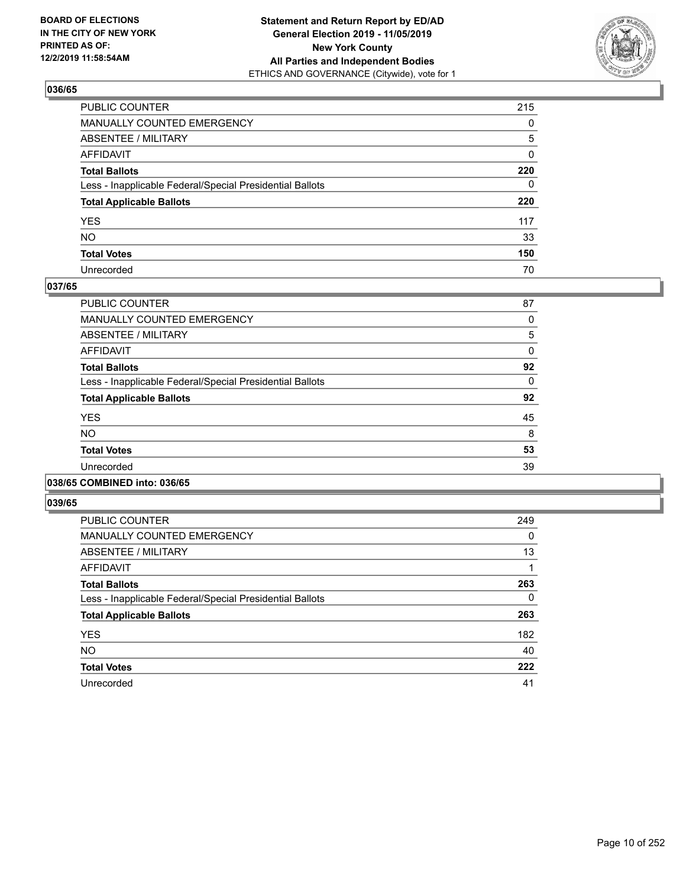## 036/65

| | |
|---|---|
| PUBLIC COUNTER | 215 |
| MANUALLY COUNTED EMERGENCY | 0 |
| ABSENTEE / MILITARY | 5 |
| AFFIDAVIT | 0 |
| **Total Ballots** | **220** |
| Less - Inapplicable Federal/Special Presidential Ballots | 0 |
| **Total Applicable Ballots** | **220** |
| YES | 117 |
| NO | 33 |
| **Total Votes** | **150** |
| Unrecorded | 70 |

## 037/65

| | |
|---|---|
| PUBLIC COUNTER | 87 |
| MANUALLY COUNTED EMERGENCY | 0 |
| ABSENTEE / MILITARY | 5 |
| AFFIDAVIT | 0 |
| **Total Ballots** | **92** |
| Less - Inapplicable Federal/Special Presidential Ballots | 0 |
| **Total Applicable Ballots** | **92** |
| YES | 45 |
| NO | 8 |
| **Total Votes** | **53** |
| Unrecorded | 39 |

## 038/65 COMBINED into: 036/65

## 039/65

| | |
|---|---|
| PUBLIC COUNTER | 249 |
| MANUALLY COUNTED EMERGENCY | 0 |
| ABSENTEE / MILITARY | 13 |
| AFFIDAVIT | 1 |
| **Total Ballots** | **263** |
| Less - Inapplicable Federal/Special Presidential Ballots | 0 |
| **Total Applicable Ballots** | **263** |
| YES | 182 |
| NO | 40 |
| **Total Votes** | **222** |
| Unrecorded | 41 |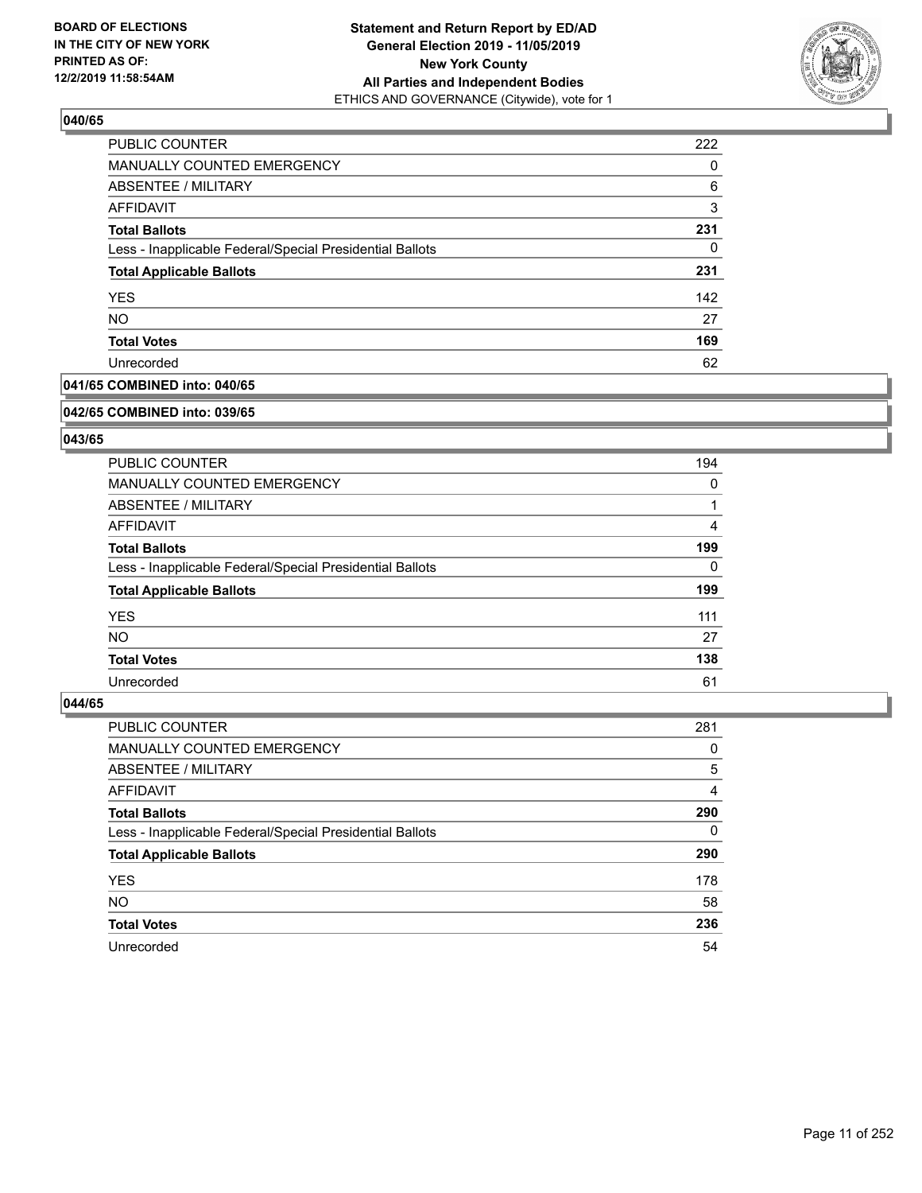**Statement and Return Report by ED/AD**
**General Election 2019 - 11/05/2019**
**New York County**
**All Parties and Independent Bodies**
ETHICS AND GOVERNANCE (Citywide), vote for 1

BOARD OF ELECTIONS IN THE CITY OF NEW YORK PRINTED AS OF: 12/2/2019 11:58:54AM

### 040/65

| | |
|---|---|
| PUBLIC COUNTER | 222 |
| MANUALLY COUNTED EMERGENCY | 0 |
| ABSENTEE / MILITARY | 6 |
| AFFIDAVIT | 3 |
| **Total Ballots** | **231** |
| Less - Inapplicable Federal/Special Presidential Ballots | 0 |
| **Total Applicable Ballots** | **231** |
| YES | 142 |
| NO | 27 |
| **Total Votes** | **169** |
| Unrecorded | 62 |

### 041/65 COMBINED into: 040/65

### 042/65 COMBINED into: 039/65

### 043/65

| | |
|---|---|
| PUBLIC COUNTER | 194 |
| MANUALLY COUNTED EMERGENCY | 0 |
| ABSENTEE / MILITARY | 1 |
| AFFIDAVIT | 4 |
| **Total Ballots** | **199** |
| Less - Inapplicable Federal/Special Presidential Ballots | 0 |
| **Total Applicable Ballots** | **199** |
| YES | 111 |
| NO | 27 |
| **Total Votes** | **138** |
| Unrecorded | 61 |

### 044/65

| | |
|---|---|
| PUBLIC COUNTER | 281 |
| MANUALLY COUNTED EMERGENCY | 0 |
| ABSENTEE / MILITARY | 5 |
| AFFIDAVIT | 4 |
| **Total Ballots** | **290** |
| Less - Inapplicable Federal/Special Presidential Ballots | 0 |
| **Total Applicable Ballots** | **290** |
| YES | 178 |
| NO | 58 |
| **Total Votes** | **236** |
| Unrecorded | 54 |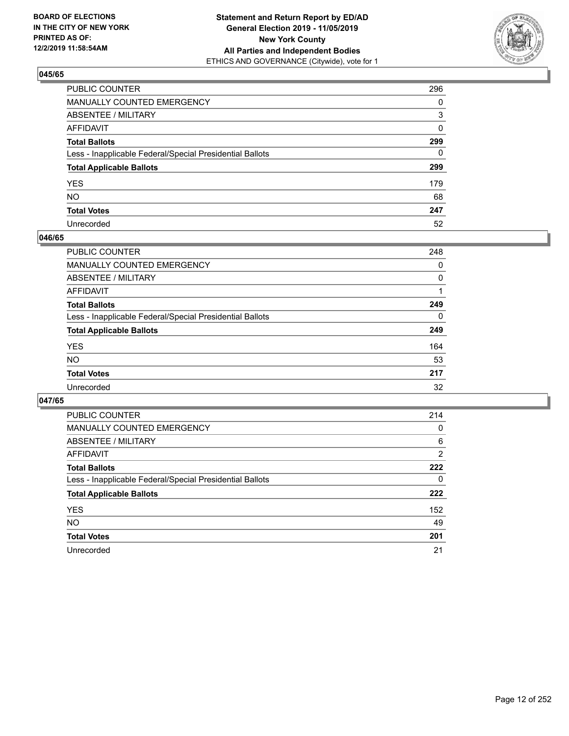## 045/65

| | |
|---|---|
| PUBLIC COUNTER | 296 |
| MANUALLY COUNTED EMERGENCY | 0 |
| ABSENTEE / MILITARY | 3 |
| AFFIDAVIT | 0 |
| **Total Ballots** | **299** |
| Less - Inapplicable Federal/Special Presidential Ballots | 0 |
| **Total Applicable Ballots** | **299** |
| YES | 179 |
| NO | 68 |
| **Total Votes** | **247** |
| Unrecorded | 52 |

## 046/65

| | |
|---|---|
| PUBLIC COUNTER | 248 |
| MANUALLY COUNTED EMERGENCY | 0 |
| ABSENTEE / MILITARY | 0 |
| AFFIDAVIT | 1 |
| **Total Ballots** | **249** |
| Less - Inapplicable Federal/Special Presidential Ballots | 0 |
| **Total Applicable Ballots** | **249** |
| YES | 164 |
| NO | 53 |
| **Total Votes** | **217** |
| Unrecorded | 32 |

## 047/65

| | |
|---|---|
| PUBLIC COUNTER | 214 |
| MANUALLY COUNTED EMERGENCY | 0 |
| ABSENTEE / MILITARY | 6 |
| AFFIDAVIT | 2 |
| **Total Ballots** | **222** |
| Less - Inapplicable Federal/Special Presidential Ballots | 0 |
| **Total Applicable Ballots** | **222** |
| YES | 152 |
| NO | 49 |
| **Total Votes** | **201** |
| Unrecorded | 21 |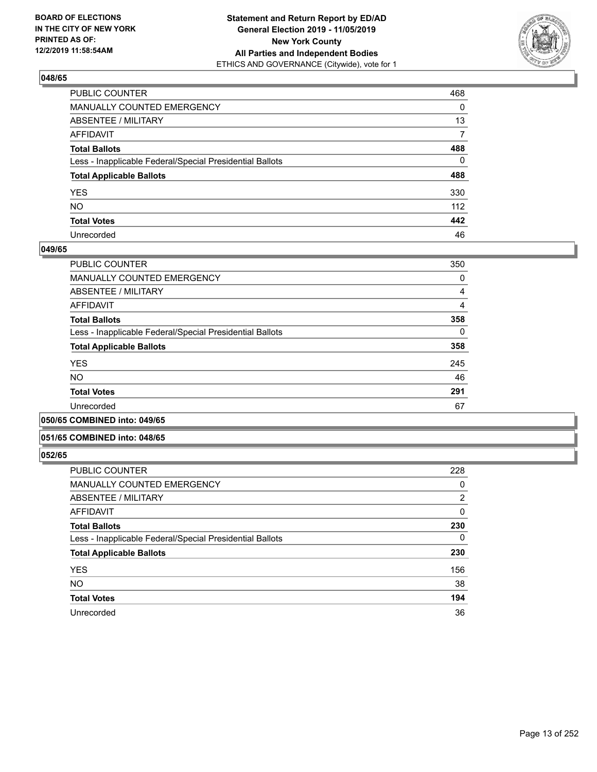## 048/65

| | |
|---|---|
| PUBLIC COUNTER | 468 |
| MANUALLY COUNTED EMERGENCY | 0 |
| ABSENTEE / MILITARY | 13 |
| AFFIDAVIT | 7 |
| **Total Ballots** | **488** |
| Less - Inapplicable Federal/Special Presidential Ballots | 0 |
| **Total Applicable Ballots** | **488** |
| YES | 330 |
| NO | 112 |
| **Total Votes** | **442** |
| Unrecorded | 46 |

## 049/65

| | |
|---|---|
| PUBLIC COUNTER | 350 |
| MANUALLY COUNTED EMERGENCY | 0 |
| ABSENTEE / MILITARY | 4 |
| AFFIDAVIT | 4 |
| **Total Ballots** | **358** |
| Less - Inapplicable Federal/Special Presidential Ballots | 0 |
| **Total Applicable Ballots** | **358** |
| YES | 245 |
| NO | 46 |
| **Total Votes** | **291** |
| Unrecorded | 67 |

## 050/65 COMBINED into: 049/65

## 051/65 COMBINED into: 048/65

## 052/65

| | |
|---|---|
| PUBLIC COUNTER | 228 |
| MANUALLY COUNTED EMERGENCY | 0 |
| ABSENTEE / MILITARY | 2 |
| AFFIDAVIT | 0 |
| **Total Ballots** | **230** |
| Less - Inapplicable Federal/Special Presidential Ballots | 0 |
| **Total Applicable Ballots** | **230** |
| YES | 156 |
| NO | 38 |
| **Total Votes** | **194** |
| Unrecorded | 36 |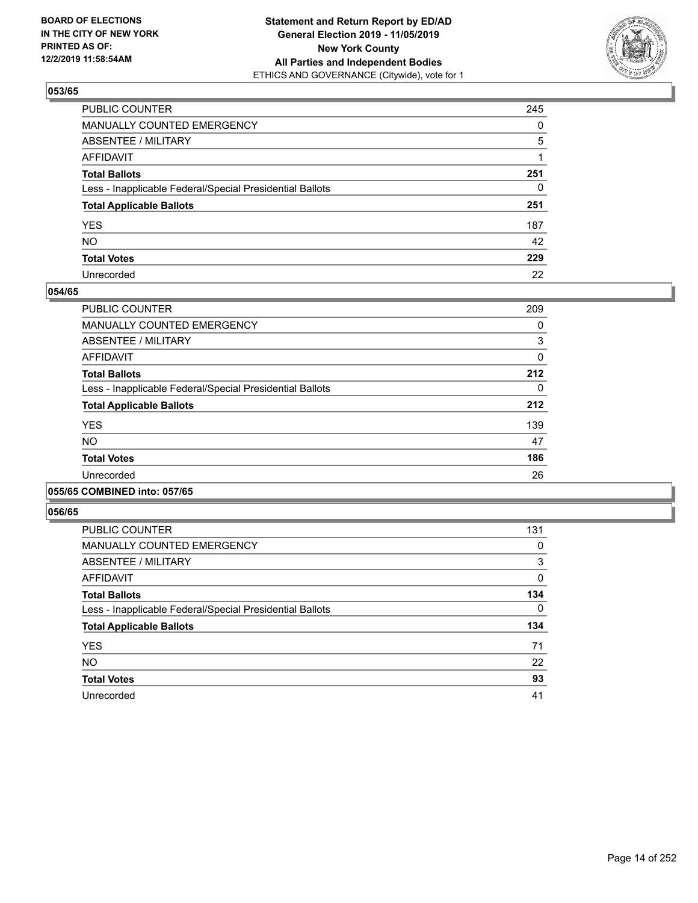### 053/65

| | |
|---|---|
| PUBLIC COUNTER | 245 |
| MANUALLY COUNTED EMERGENCY | 0 |
| ABSENTEE / MILITARY | 5 |
| AFFIDAVIT | 1 |
| **Total Ballots** | **251** |
| Less - Inapplicable Federal/Special Presidential Ballots | 0 |
| **Total Applicable Ballots** | **251** |
| YES | 187 |
| NO | 42 |
| **Total Votes** | **229** |
| Unrecorded | 22 |

### 054/65

| | |
|---|---|
| PUBLIC COUNTER | 209 |
| MANUALLY COUNTED EMERGENCY | 0 |
| ABSENTEE / MILITARY | 3 |
| AFFIDAVIT | 0 |
| **Total Ballots** | **212** |
| Less - Inapplicable Federal/Special Presidential Ballots | 0 |
| **Total Applicable Ballots** | **212** |
| YES | 139 |
| NO | 47 |
| **Total Votes** | **186** |
| Unrecorded | 26 |

### 055/65 COMBINED into: 057/65

### 056/65

| | |
|---|---|
| PUBLIC COUNTER | 131 |
| MANUALLY COUNTED EMERGENCY | 0 |
| ABSENTEE / MILITARY | 3 |
| AFFIDAVIT | 0 |
| **Total Ballots** | **134** |
| Less - Inapplicable Federal/Special Presidential Ballots | 0 |
| **Total Applicable Ballots** | **134** |
| YES | 71 |
| NO | 22 |
| **Total Votes** | **93** |
| Unrecorded | 41 |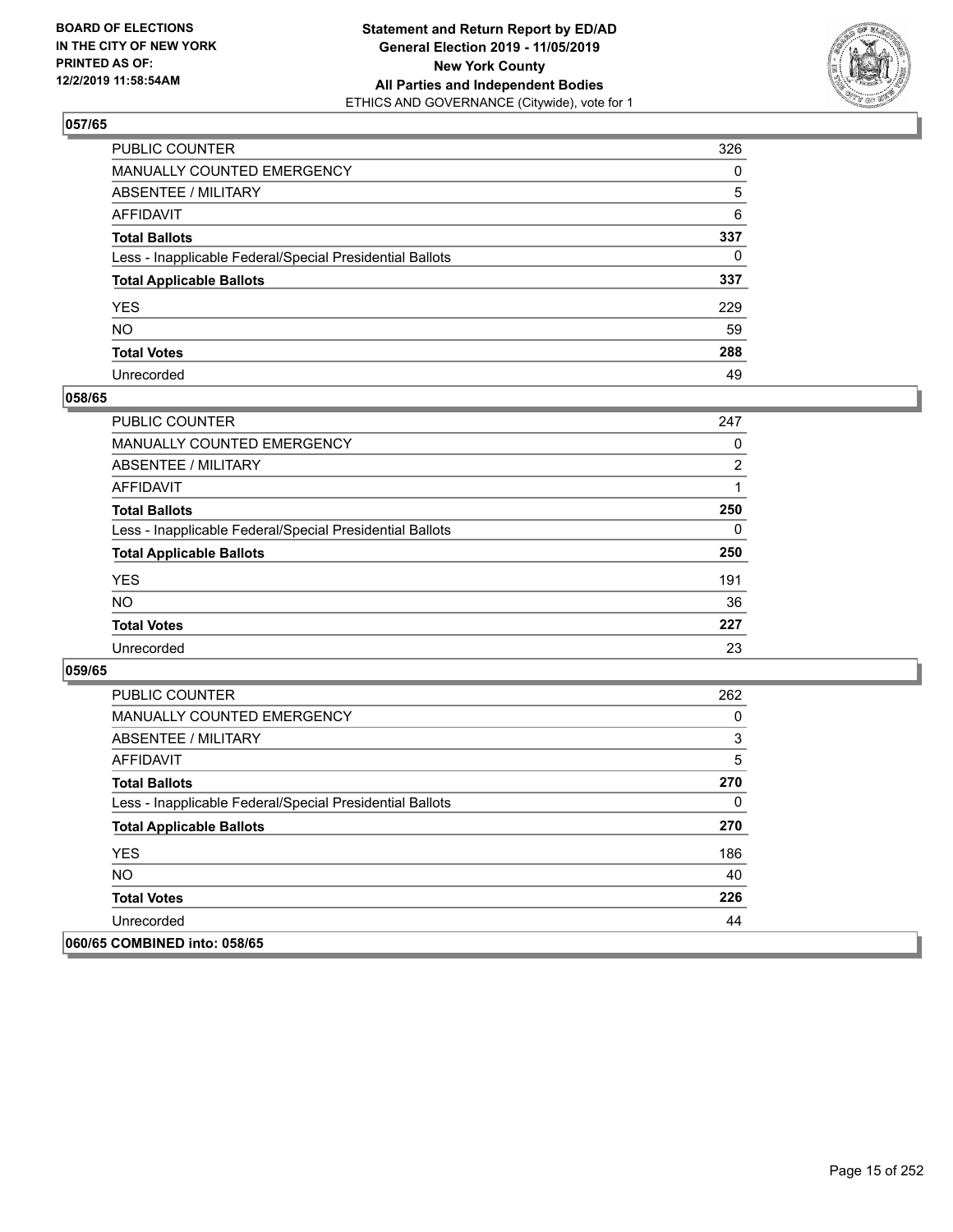## 057/65

| | |
|---|---|
| PUBLIC COUNTER | 326 |
| MANUALLY COUNTED EMERGENCY | 0 |
| ABSENTEE / MILITARY | 5 |
| AFFIDAVIT | 6 |
| **Total Ballots** | **337** |
| Less - Inapplicable Federal/Special Presidential Ballots | 0 |
| **Total Applicable Ballots** | **337** |
| YES | 229 |
| NO | 59 |
| **Total Votes** | **288** |
| Unrecorded | 49 |

## 058/65

| | |
|---|---|
| PUBLIC COUNTER | 247 |
| MANUALLY COUNTED EMERGENCY | 0 |
| ABSENTEE / MILITARY | 2 |
| AFFIDAVIT | 1 |
| **Total Ballots** | **250** |
| Less - Inapplicable Federal/Special Presidential Ballots | 0 |
| **Total Applicable Ballots** | **250** |
| YES | 191 |
| NO | 36 |
| **Total Votes** | **227** |
| Unrecorded | 23 |

## 059/65

| | |
|---|---|
| PUBLIC COUNTER | 262 |
| MANUALLY COUNTED EMERGENCY | 0 |
| ABSENTEE / MILITARY | 3 |
| AFFIDAVIT | 5 |
| **Total Ballots** | **270** |
| Less - Inapplicable Federal/Special Presidential Ballots | 0 |
| **Total Applicable Ballots** | **270** |
| YES | 186 |
| NO | 40 |
| **Total Votes** | **226** |
| Unrecorded | 44 |

## 060/65 COMBINED into: 058/65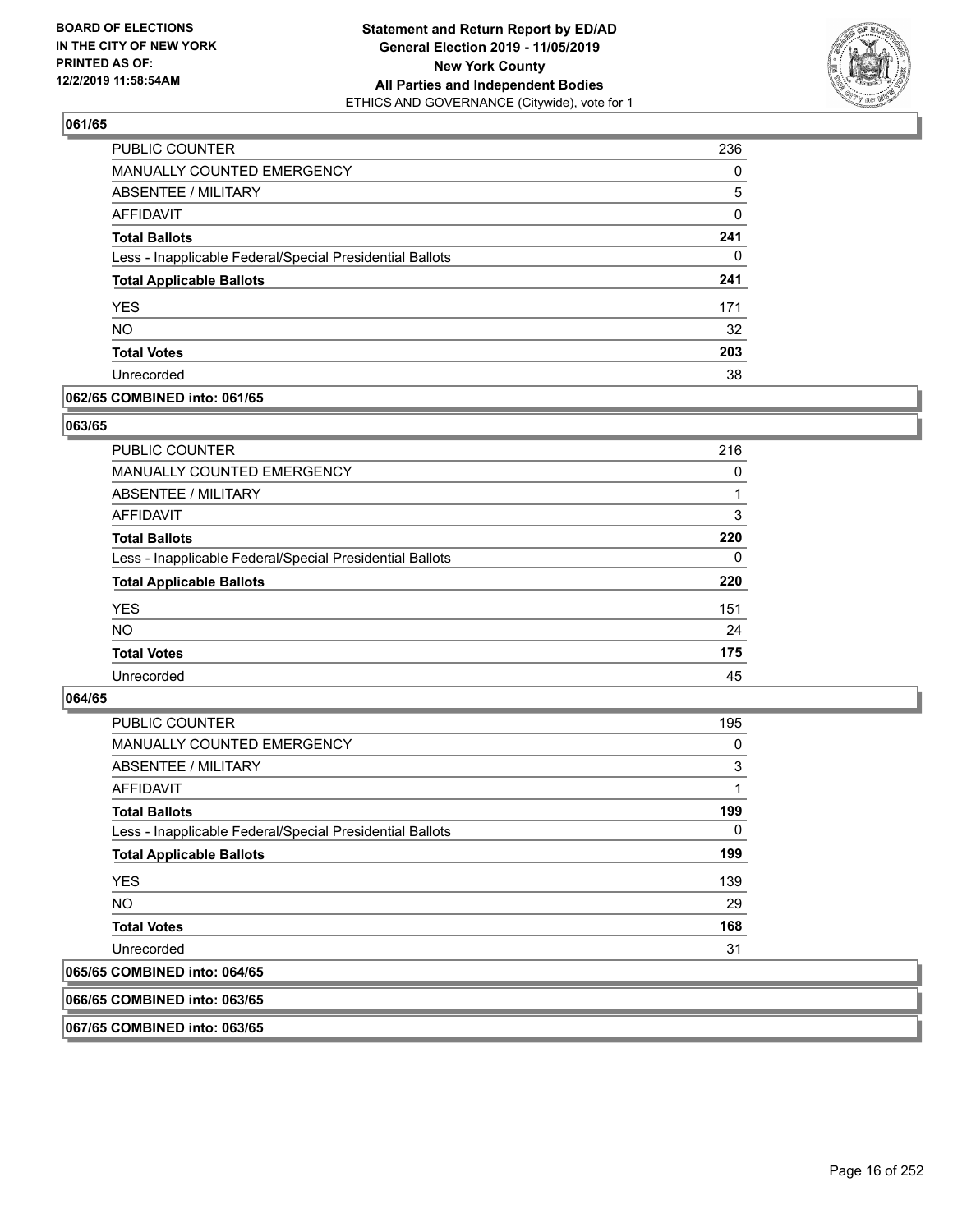### 061/65

| | |
|---|---|
| PUBLIC COUNTER | 236 |
| MANUALLY COUNTED EMERGENCY | 0 |
| ABSENTEE / MILITARY | 5 |
| AFFIDAVIT | 0 |
| **Total Ballots** | **241** |
| Less - Inapplicable Federal/Special Presidential Ballots | 0 |
| **Total Applicable Ballots** | **241** |
| YES | 171 |
| NO | 32 |
| **Total Votes** | **203** |
| Unrecorded | 38 |

### 062/65 COMBINED into: 061/65

### 063/65

| | |
|---|---|
| PUBLIC COUNTER | 216 |
| MANUALLY COUNTED EMERGENCY | 0 |
| ABSENTEE / MILITARY | 1 |
| AFFIDAVIT | 3 |
| **Total Ballots** | **220** |
| Less - Inapplicable Federal/Special Presidential Ballots | 0 |
| **Total Applicable Ballots** | **220** |
| YES | 151 |
| NO | 24 |
| **Total Votes** | **175** |
| Unrecorded | 45 |

### 064/65

| | |
|---|---|
| PUBLIC COUNTER | 195 |
| MANUALLY COUNTED EMERGENCY | 0 |
| ABSENTEE / MILITARY | 3 |
| AFFIDAVIT | 1 |
| **Total Ballots** | **199** |
| Less - Inapplicable Federal/Special Presidential Ballots | 0 |
| **Total Applicable Ballots** | **199** |
| YES | 139 |
| NO | 29 |
| **Total Votes** | **168** |
| Unrecorded | 31 |

### 065/65 COMBINED into: 064/65

### 066/65 COMBINED into: 063/65

### 067/65 COMBINED into: 063/65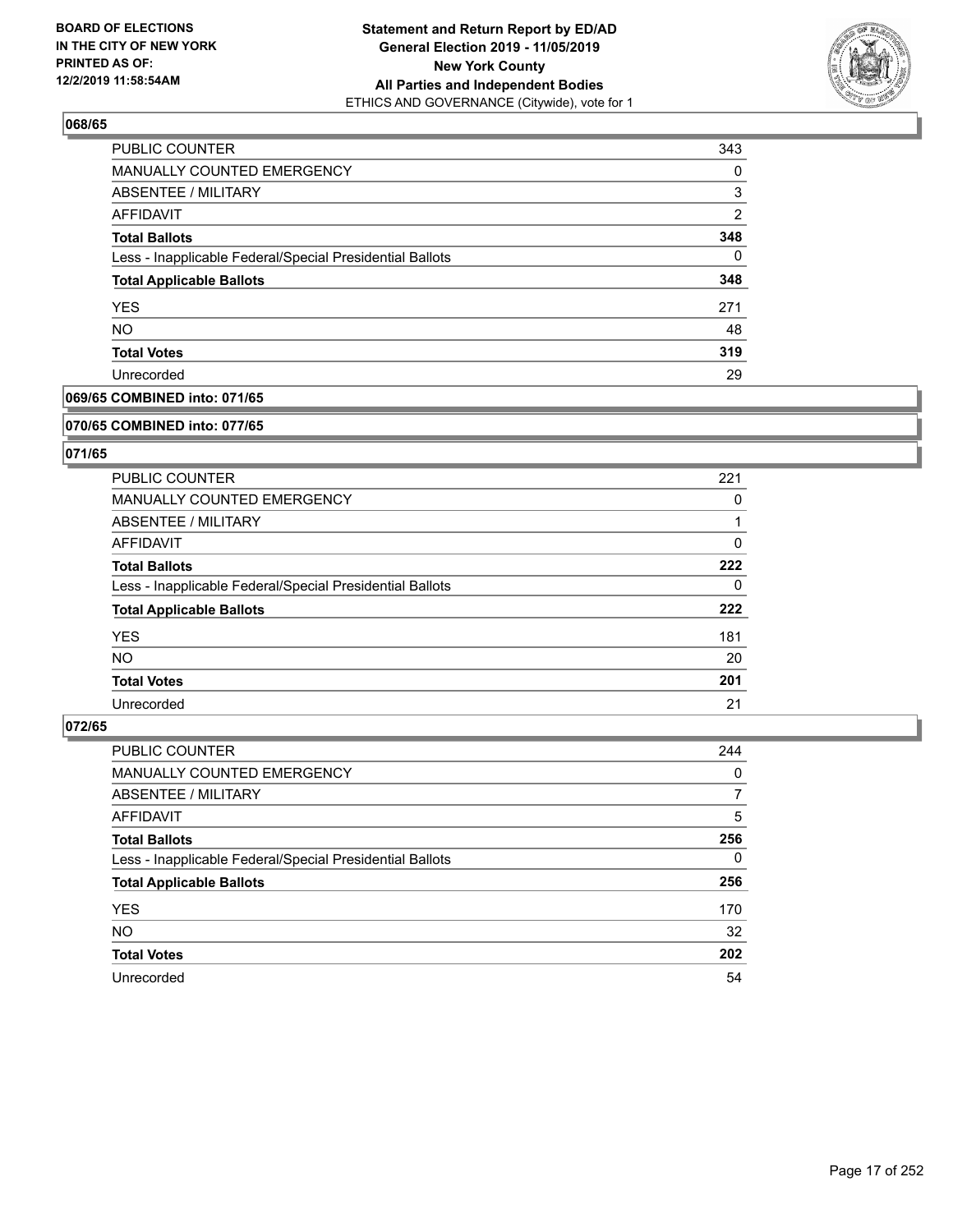**BOARD OF ELECTIONS IN THE CITY OF NEW YORK PRINTED AS OF: 12/2/2019 11:58:54AM**

**Statement and Return Report by ED/AD General Election 2019 - 11/05/2019 New York County All Parties and Independent Bodies**
ETHICS AND GOVERNANCE (Citywide), vote for 1

### 068/65

| | |
|---|---|
| PUBLIC COUNTER | 343 |
| MANUALLY COUNTED EMERGENCY | 0 |
| ABSENTEE / MILITARY | 3 |
| AFFIDAVIT | 2 |
| **Total Ballots** | **348** |
| Less - Inapplicable Federal/Special Presidential Ballots | 0 |
| **Total Applicable Ballots** | **348** |
| YES | 271 |
| NO | 48 |
| **Total Votes** | **319** |
| Unrecorded | 29 |

### 069/65 COMBINED into: 071/65

### 070/65 COMBINED into: 077/65

### 071/65

| | |
|---|---|
| PUBLIC COUNTER | 221 |
| MANUALLY COUNTED EMERGENCY | 0 |
| ABSENTEE / MILITARY | 1 |
| AFFIDAVIT | 0 |
| **Total Ballots** | **222** |
| Less - Inapplicable Federal/Special Presidential Ballots | 0 |
| **Total Applicable Ballots** | **222** |
| YES | 181 |
| NO | 20 |
| **Total Votes** | **201** |
| Unrecorded | 21 |

### 072/65

| | |
|---|---|
| PUBLIC COUNTER | 244 |
| MANUALLY COUNTED EMERGENCY | 0 |
| ABSENTEE / MILITARY | 7 |
| AFFIDAVIT | 5 |
| **Total Ballots** | **256** |
| Less - Inapplicable Federal/Special Presidential Ballots | 0 |
| **Total Applicable Ballots** | **256** |
| YES | 170 |
| NO | 32 |
| **Total Votes** | **202** |
| Unrecorded | 54 |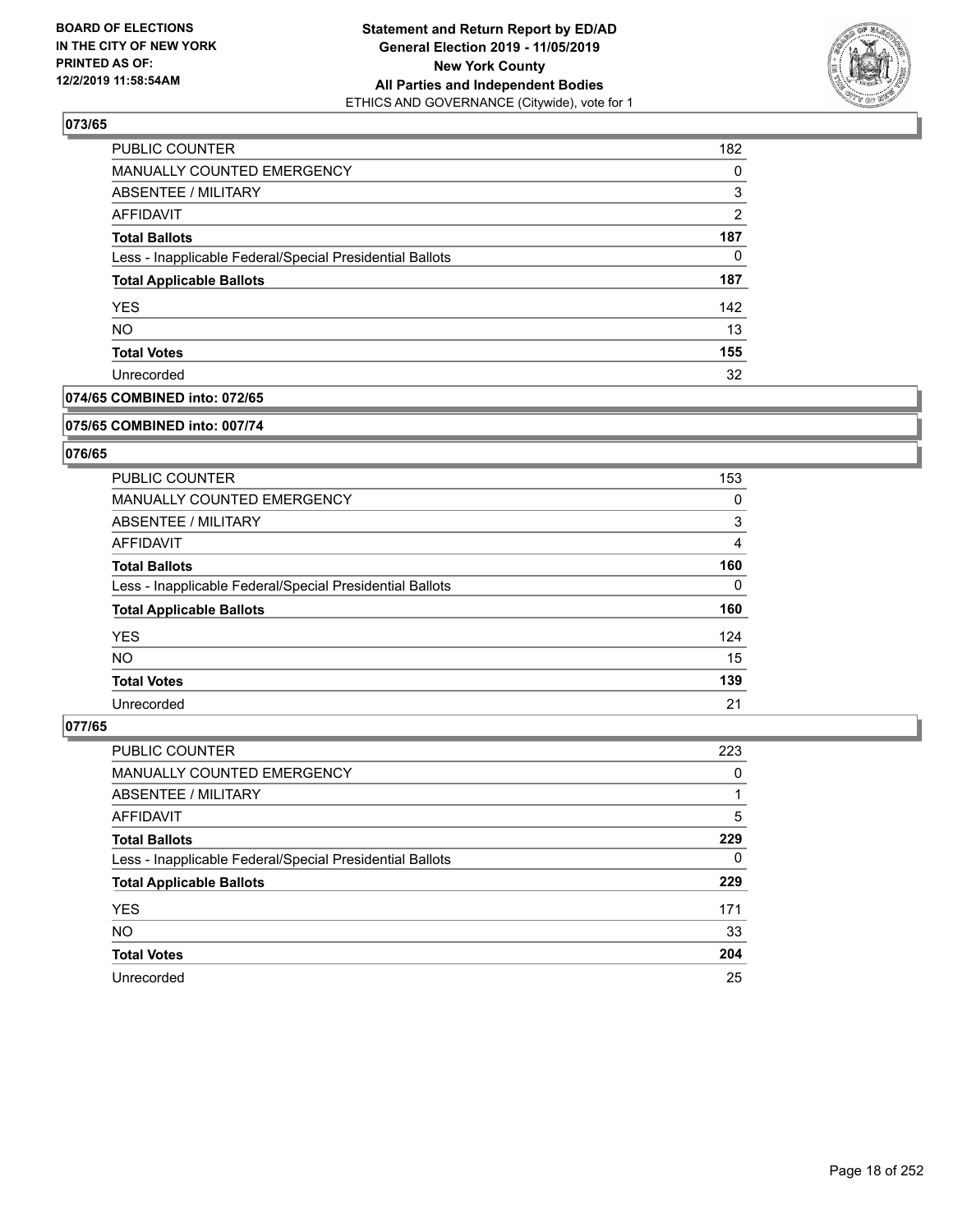## 073/65

| | |
|---|---|
| PUBLIC COUNTER | 182 |
| MANUALLY COUNTED EMERGENCY | 0 |
| ABSENTEE / MILITARY | 3 |
| AFFIDAVIT | 2 |
| **Total Ballots** | **187** |
| Less - Inapplicable Federal/Special Presidential Ballots | 0 |
| **Total Applicable Ballots** | **187** |
| YES | 142 |
| NO | 13 |
| **Total Votes** | **155** |
| Unrecorded | 32 |

## 074/65 COMBINED into: 072/65

## 075/65 COMBINED into: 007/74

## 076/65

| | |
|---|---|
| PUBLIC COUNTER | 153 |
| MANUALLY COUNTED EMERGENCY | 0 |
| ABSENTEE / MILITARY | 3 |
| AFFIDAVIT | 4 |
| **Total Ballots** | **160** |
| Less - Inapplicable Federal/Special Presidential Ballots | 0 |
| **Total Applicable Ballots** | **160** |
| YES | 124 |
| NO | 15 |
| **Total Votes** | **139** |
| Unrecorded | 21 |

## 077/65

| | |
|---|---|
| PUBLIC COUNTER | 223 |
| MANUALLY COUNTED EMERGENCY | 0 |
| ABSENTEE / MILITARY | 1 |
| AFFIDAVIT | 5 |
| **Total Ballots** | **229** |
| Less - Inapplicable Federal/Special Presidential Ballots | 0 |
| **Total Applicable Ballots** | **229** |
| YES | 171 |
| NO | 33 |
| **Total Votes** | **204** |
| Unrecorded | 25 |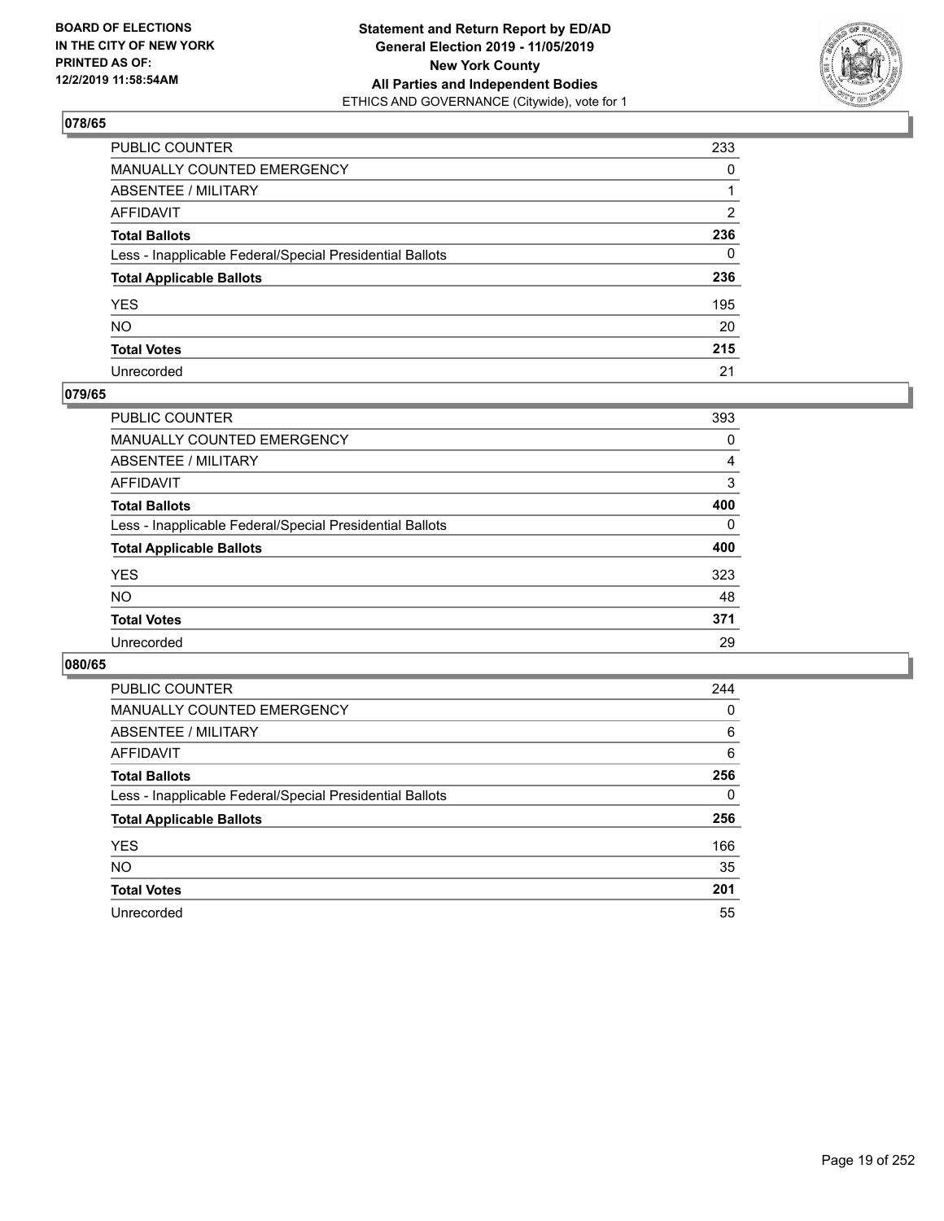**BOARD OF ELECTIONS IN THE CITY OF NEW YORK PRINTED AS OF: 12/2/2019 11:58:54AM**

**Statement and Return Report by ED/AD General Election 2019 - 11/05/2019 New York County All Parties and Independent Bodies**
ETHICS AND GOVERNANCE (Citywide), vote for 1

## 078/65

| | |
|---|---|
| PUBLIC COUNTER | 233 |
| MANUALLY COUNTED EMERGENCY | 0 |
| ABSENTEE / MILITARY | 1 |
| AFFIDAVIT | 2 |
| **Total Ballots** | **236** |
| Less - Inapplicable Federal/Special Presidential Ballots | 0 |
| **Total Applicable Ballots** | **236** |
| YES | 195 |
| NO | 20 |
| **Total Votes** | **215** |
| Unrecorded | 21 |

## 079/65

| | |
|---|---|
| PUBLIC COUNTER | 393 |
| MANUALLY COUNTED EMERGENCY | 0 |
| ABSENTEE / MILITARY | 4 |
| AFFIDAVIT | 3 |
| **Total Ballots** | **400** |
| Less - Inapplicable Federal/Special Presidential Ballots | 0 |
| **Total Applicable Ballots** | **400** |
| YES | 323 |
| NO | 48 |
| **Total Votes** | **371** |
| Unrecorded | 29 |

## 080/65

| | |
|---|---|
| PUBLIC COUNTER | 244 |
| MANUALLY COUNTED EMERGENCY | 0 |
| ABSENTEE / MILITARY | 6 |
| AFFIDAVIT | 6 |
| **Total Ballots** | **256** |
| Less - Inapplicable Federal/Special Presidential Ballots | 0 |
| **Total Applicable Ballots** | **256** |
| YES | 166 |
| NO | 35 |
| **Total Votes** | **201** |
| Unrecorded | 55 |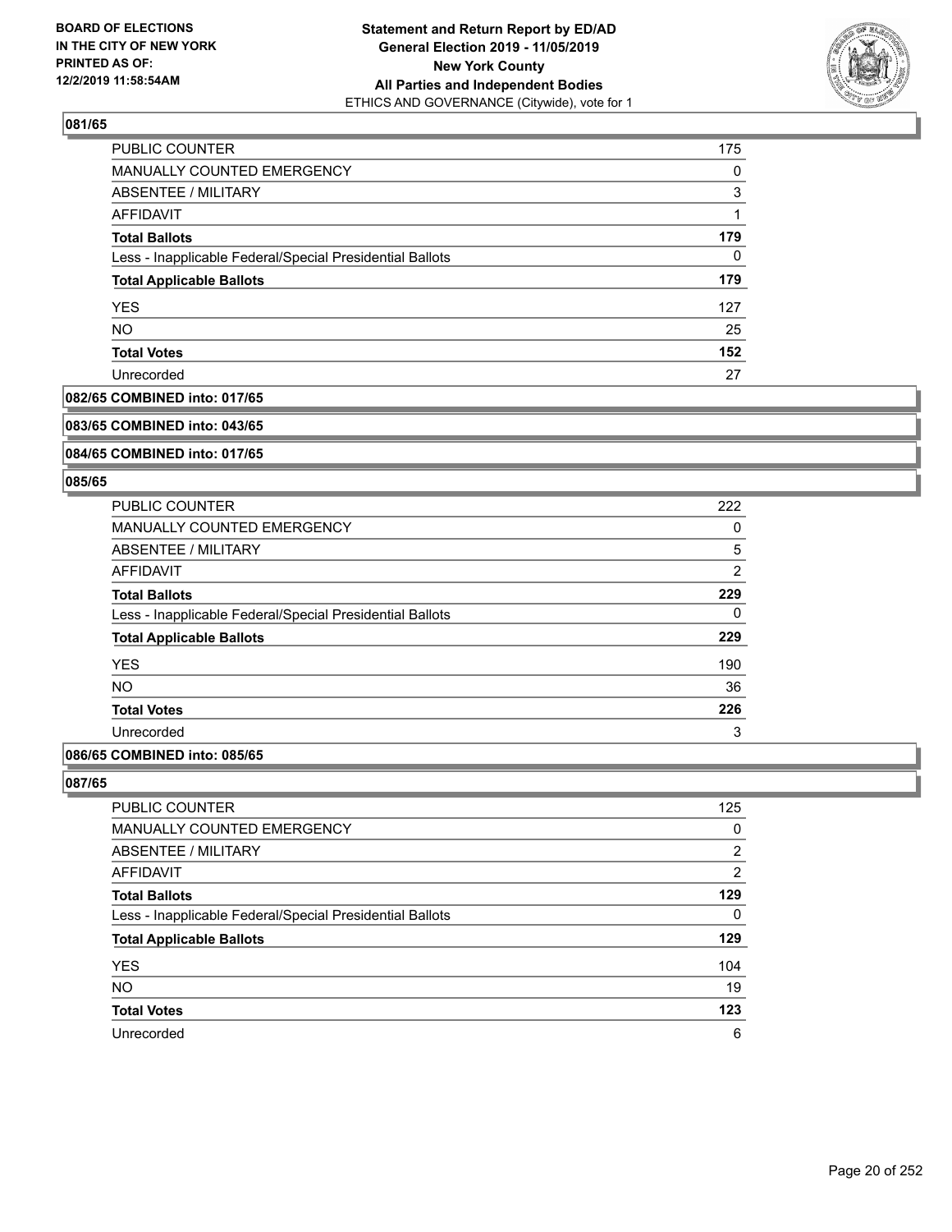## 081/65

| | |
|---|---|
| PUBLIC COUNTER | 175 |
| MANUALLY COUNTED EMERGENCY | 0 |
| ABSENTEE / MILITARY | 3 |
| AFFIDAVIT | 1 |
| **Total Ballots** | **179** |
| Less - Inapplicable Federal/Special Presidential Ballots | 0 |
| **Total Applicable Ballots** | **179** |
| YES | 127 |
| NO | 25 |
| **Total Votes** | **152** |
| Unrecorded | 27 |

## 082/65 COMBINED into: 017/65

## 083/65 COMBINED into: 043/65

## 084/65 COMBINED into: 017/65

## 085/65

| | |
|---|---|
| PUBLIC COUNTER | 222 |
| MANUALLY COUNTED EMERGENCY | 0 |
| ABSENTEE / MILITARY | 5 |
| AFFIDAVIT | 2 |
| **Total Ballots** | **229** |
| Less - Inapplicable Federal/Special Presidential Ballots | 0 |
| **Total Applicable Ballots** | **229** |
| YES | 190 |
| NO | 36 |
| **Total Votes** | **226** |
| Unrecorded | 3 |

## 086/65 COMBINED into: 085/65

## 087/65

| | |
|---|---|
| PUBLIC COUNTER | 125 |
| MANUALLY COUNTED EMERGENCY | 0 |
| ABSENTEE / MILITARY | 2 |
| AFFIDAVIT | 2 |
| **Total Ballots** | **129** |
| Less - Inapplicable Federal/Special Presidential Ballots | 0 |
| **Total Applicable Ballots** | **129** |
| YES | 104 |
| NO | 19 |
| **Total Votes** | **123** |
| Unrecorded | 6 |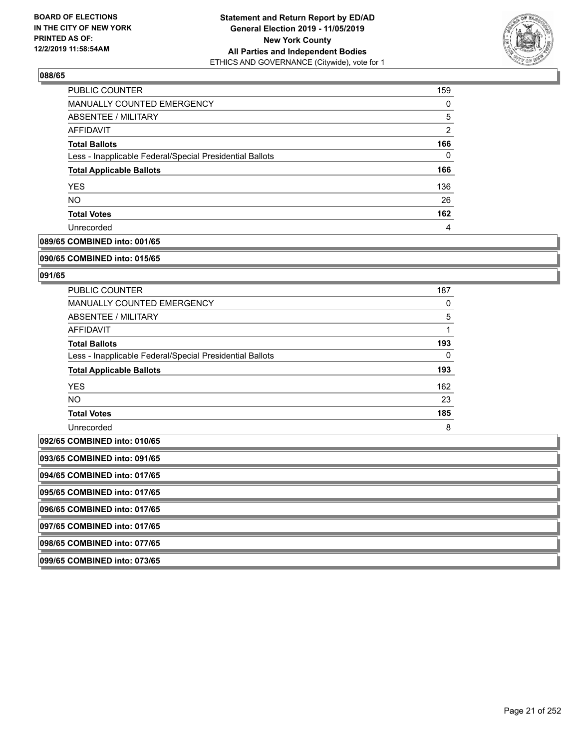### 088/65

| | |
|---|---|
| PUBLIC COUNTER | 159 |
| MANUALLY COUNTED EMERGENCY | 0 |
| ABSENTEE / MILITARY | 5 |
| AFFIDAVIT | 2 |
| **Total Ballots** | **166** |
| Less - Inapplicable Federal/Special Presidential Ballots | 0 |
| **Total Applicable Ballots** | **166** |
| YES | 136 |
| NO | 26 |
| **Total Votes** | **162** |
| Unrecorded | 4 |

**089/65 COMBINED into: 001/65**

**090/65 COMBINED into: 015/65**

### 091/65

| | |
|---|---|
| PUBLIC COUNTER | 187 |
| MANUALLY COUNTED EMERGENCY | 0 |
| ABSENTEE / MILITARY | 5 |
| AFFIDAVIT | 1 |
| **Total Ballots** | **193** |
| Less - Inapplicable Federal/Special Presidential Ballots | 0 |
| **Total Applicable Ballots** | **193** |
| YES | 162 |
| NO | 23 |
| **Total Votes** | **185** |
| Unrecorded | 8 |

**092/65 COMBINED into: 010/65**

**093/65 COMBINED into: 091/65**

**094/65 COMBINED into: 017/65**

**095/65 COMBINED into: 017/65**

**096/65 COMBINED into: 017/65**

**097/65 COMBINED into: 017/65**

**098/65 COMBINED into: 077/65**

**099/65 COMBINED into: 073/65**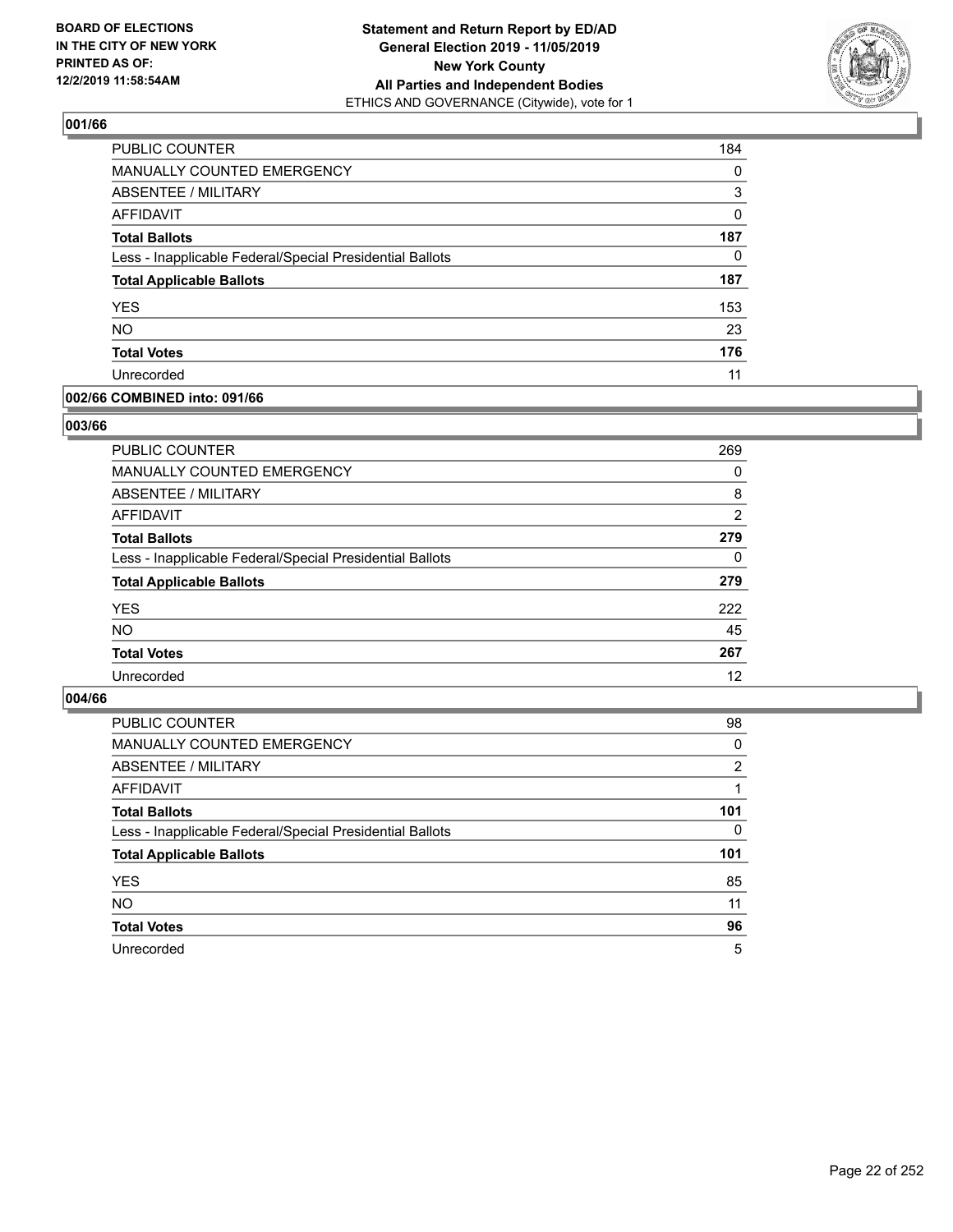BOARD OF ELECTIONS IN THE CITY OF NEW YORK PRINTED AS OF: 12/2/2019 11:58:54AM

**Statement and Return Report by ED/AD**
**General Election 2019 - 11/05/2019**
**New York County**
**All Parties and Independent Bodies**
ETHICS AND GOVERNANCE (Citywide), vote for 1

## 001/66

| | |
|---|---|
| PUBLIC COUNTER | 184 |
| MANUALLY COUNTED EMERGENCY | 0 |
| ABSENTEE / MILITARY | 3 |
| AFFIDAVIT | 0 |
| **Total Ballots** | **187** |
| Less - Inapplicable Federal/Special Presidential Ballots | 0 |
| **Total Applicable Ballots** | **187** |
| YES | 153 |
| NO | 23 |
| **Total Votes** | **176** |
| Unrecorded | 11 |

## 002/66 COMBINED into: 091/66

## 003/66

| | |
|---|---|
| PUBLIC COUNTER | 269 |
| MANUALLY COUNTED EMERGENCY | 0 |
| ABSENTEE / MILITARY | 8 |
| AFFIDAVIT | 2 |
| **Total Ballots** | **279** |
| Less - Inapplicable Federal/Special Presidential Ballots | 0 |
| **Total Applicable Ballots** | **279** |
| YES | 222 |
| NO | 45 |
| **Total Votes** | **267** |
| Unrecorded | 12 |

## 004/66

| | |
|---|---|
| PUBLIC COUNTER | 98 |
| MANUALLY COUNTED EMERGENCY | 0 |
| ABSENTEE / MILITARY | 2 |
| AFFIDAVIT | 1 |
| **Total Ballots** | **101** |
| Less - Inapplicable Federal/Special Presidential Ballots | 0 |
| **Total Applicable Ballots** | **101** |
| YES | 85 |
| NO | 11 |
| **Total Votes** | **96** |
| Unrecorded | 5 |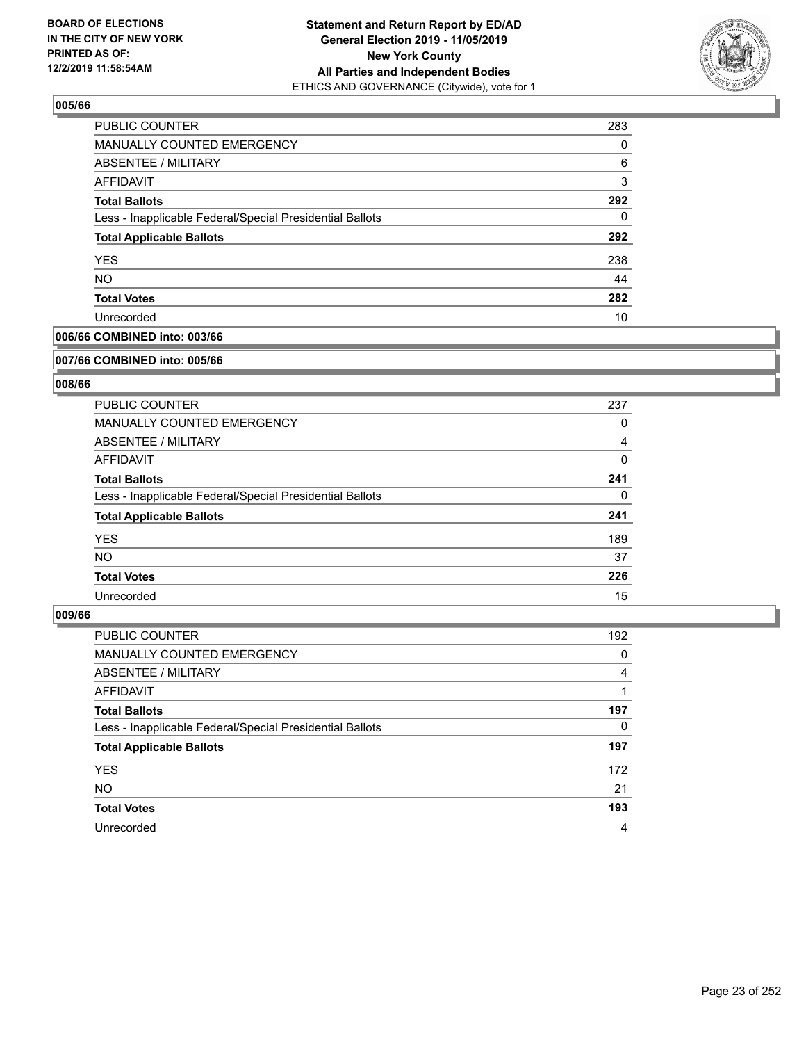**BOARD OF ELECTIONS IN THE CITY OF NEW YORK PRINTED AS OF: 12/2/2019 11:58:54AM**

**Statement and Return Report by ED/AD**
**General Election 2019 - 11/05/2019**
**New York County**
**All Parties and Independent Bodies**
ETHICS AND GOVERNANCE (Citywide), vote for 1

### 005/66

| | |
|---|---|
| PUBLIC COUNTER | 283 |
| MANUALLY COUNTED EMERGENCY | 0 |
| ABSENTEE / MILITARY | 6 |
| AFFIDAVIT | 3 |
| **Total Ballots** | **292** |
| Less - Inapplicable Federal/Special Presidential Ballots | 0 |
| **Total Applicable Ballots** | **292** |
| YES | 238 |
| NO | 44 |
| **Total Votes** | **282** |
| Unrecorded | 10 |

### 006/66 COMBINED into: 003/66

### 007/66 COMBINED into: 005/66

### 008/66

| | |
|---|---|
| PUBLIC COUNTER | 237 |
| MANUALLY COUNTED EMERGENCY | 0 |
| ABSENTEE / MILITARY | 4 |
| AFFIDAVIT | 0 |
| **Total Ballots** | **241** |
| Less - Inapplicable Federal/Special Presidential Ballots | 0 |
| **Total Applicable Ballots** | **241** |
| YES | 189 |
| NO | 37 |
| **Total Votes** | **226** |
| Unrecorded | 15 |

### 009/66

| | |
|---|---|
| PUBLIC COUNTER | 192 |
| MANUALLY COUNTED EMERGENCY | 0 |
| ABSENTEE / MILITARY | 4 |
| AFFIDAVIT | 1 |
| **Total Ballots** | **197** |
| Less - Inapplicable Federal/Special Presidential Ballots | 0 |
| **Total Applicable Ballots** | **197** |
| YES | 172 |
| NO | 21 |
| **Total Votes** | **193** |
| Unrecorded | 4 |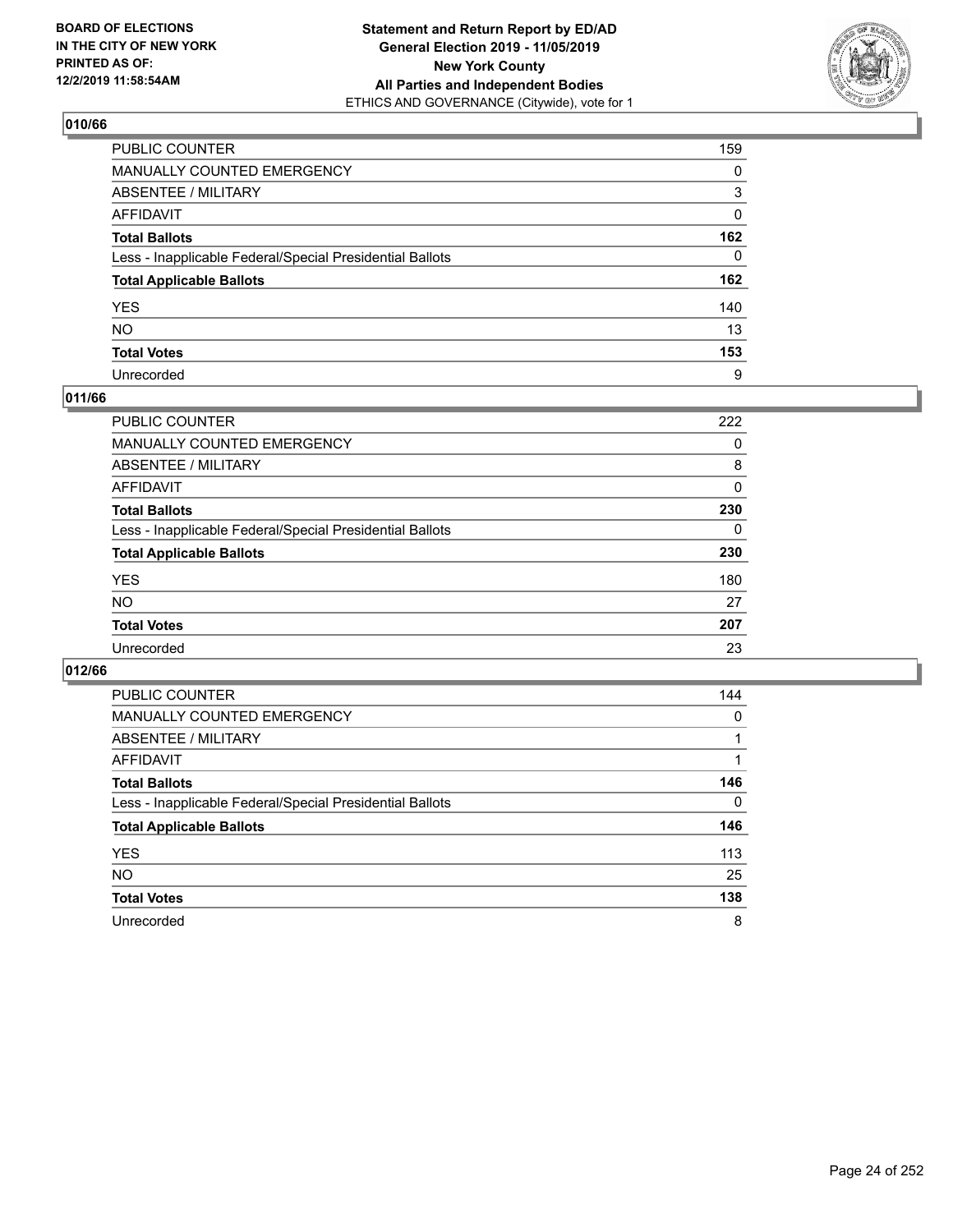BOARD OF ELECTIONS IN THE CITY OF NEW YORK PRINTED AS OF: 12/2/2019 11:58:54AM

**Statement and Return Report by ED/AD General Election 2019 - 11/05/2019 New York County All Parties and Independent Bodies**
ETHICS AND GOVERNANCE (Citywide), vote for 1

## 010/66

| | |
|---|---|
| PUBLIC COUNTER | 159 |
| MANUALLY COUNTED EMERGENCY | 0 |
| ABSENTEE / MILITARY | 3 |
| AFFIDAVIT | 0 |
| **Total Ballots** | **162** |
| Less - Inapplicable Federal/Special Presidential Ballots | 0 |
| **Total Applicable Ballots** | **162** |
| YES | 140 |
| NO | 13 |
| **Total Votes** | **153** |
| Unrecorded | 9 |

## 011/66

| | |
|---|---|
| PUBLIC COUNTER | 222 |
| MANUALLY COUNTED EMERGENCY | 0 |
| ABSENTEE / MILITARY | 8 |
| AFFIDAVIT | 0 |
| **Total Ballots** | **230** |
| Less - Inapplicable Federal/Special Presidential Ballots | 0 |
| **Total Applicable Ballots** | **230** |
| YES | 180 |
| NO | 27 |
| **Total Votes** | **207** |
| Unrecorded | 23 |

## 012/66

| | |
|---|---|
| PUBLIC COUNTER | 144 |
| MANUALLY COUNTED EMERGENCY | 0 |
| ABSENTEE / MILITARY | 1 |
| AFFIDAVIT | 1 |
| **Total Ballots** | **146** |
| Less - Inapplicable Federal/Special Presidential Ballots | 0 |
| **Total Applicable Ballots** | **146** |
| YES | 113 |
| NO | 25 |
| **Total Votes** | **138** |
| Unrecorded | 8 |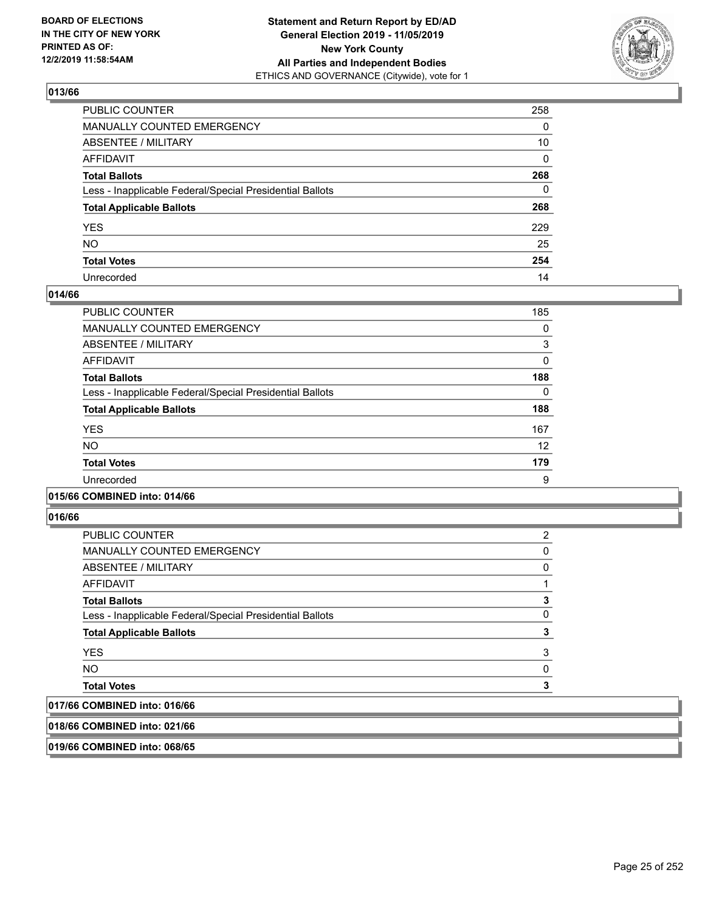## 013/66

| | |
|---|---|
| PUBLIC COUNTER | 258 |
| MANUALLY COUNTED EMERGENCY | 0 |
| ABSENTEE / MILITARY | 10 |
| AFFIDAVIT | 0 |
| **Total Ballots** | **268** |
| Less - Inapplicable Federal/Special Presidential Ballots | 0 |
| **Total Applicable Ballots** | **268** |
| YES | 229 |
| NO | 25 |
| **Total Votes** | **254** |
| Unrecorded | 14 |

## 014/66

| | |
|---|---|
| PUBLIC COUNTER | 185 |
| MANUALLY COUNTED EMERGENCY | 0 |
| ABSENTEE / MILITARY | 3 |
| AFFIDAVIT | 0 |
| **Total Ballots** | **188** |
| Less - Inapplicable Federal/Special Presidential Ballots | 0 |
| **Total Applicable Ballots** | **188** |
| YES | 167 |
| NO | 12 |
| **Total Votes** | **179** |
| Unrecorded | 9 |

## 015/66 COMBINED into: 014/66

## 016/66

| | |
|---|---|
| PUBLIC COUNTER | 2 |
| MANUALLY COUNTED EMERGENCY | 0 |
| ABSENTEE / MILITARY | 0 |
| AFFIDAVIT | 1 |
| **Total Ballots** | **3** |
| Less - Inapplicable Federal/Special Presidential Ballots | 0 |
| **Total Applicable Ballots** | **3** |
| YES | 3 |
| NO | 0 |
| **Total Votes** | **3** |

## 017/66 COMBINED into: 016/66

## 018/66 COMBINED into: 021/66

## 019/66 COMBINED into: 068/65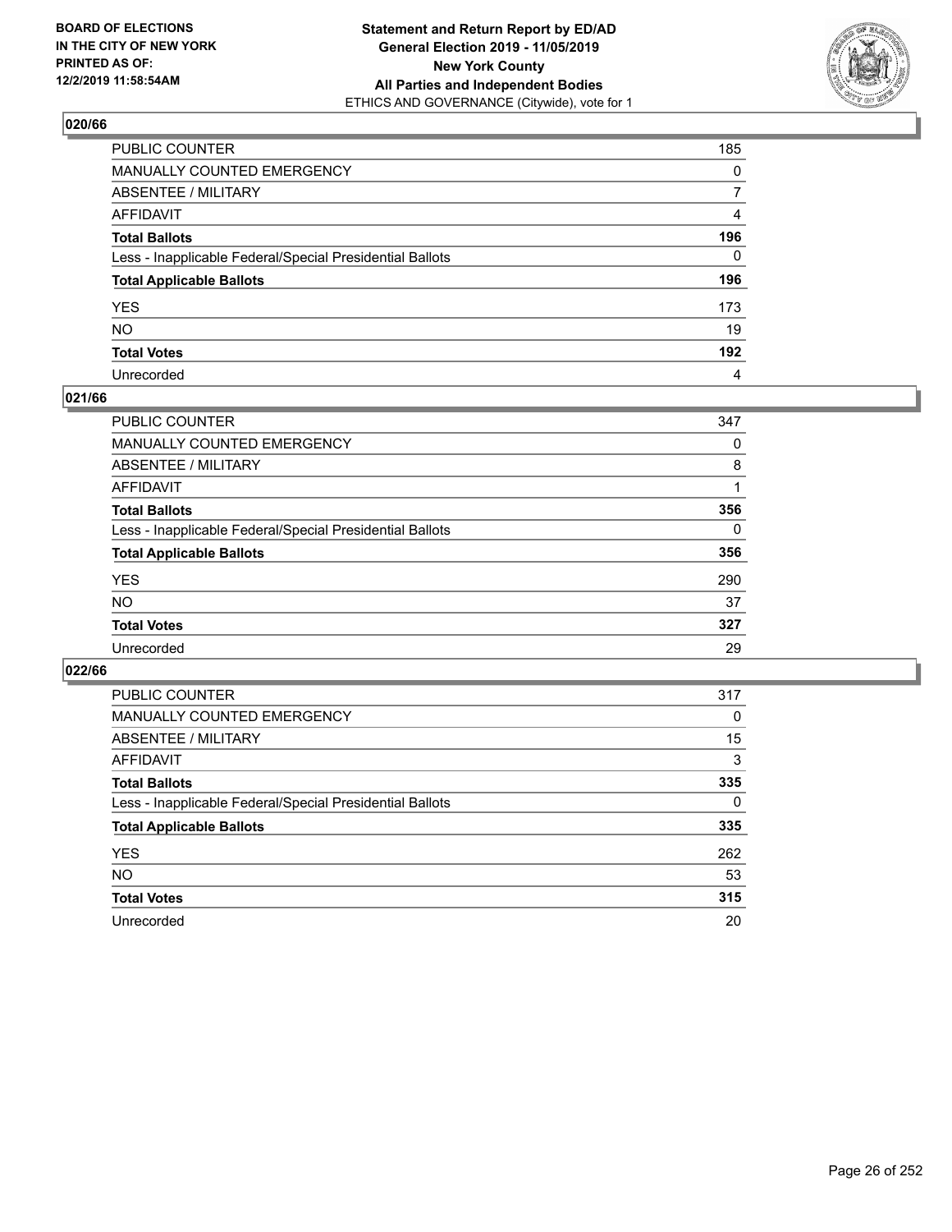**BOARD OF ELECTIONS IN THE CITY OF NEW YORK PRINTED AS OF: 12/2/2019 11:58:54AM**

**Statement and Return Report by ED/AD General Election 2019 - 11/05/2019 New York County All Parties and Independent Bodies**
ETHICS AND GOVERNANCE (Citywide), vote for 1

## 020/66

| | |
|---|---|
| PUBLIC COUNTER | 185 |
| MANUALLY COUNTED EMERGENCY | 0 |
| ABSENTEE / MILITARY | 7 |
| AFFIDAVIT | 4 |
| **Total Ballots** | **196** |
| Less - Inapplicable Federal/Special Presidential Ballots | 0 |
| **Total Applicable Ballots** | **196** |
| YES | 173 |
| NO | 19 |
| **Total Votes** | **192** |
| Unrecorded | 4 |

## 021/66

| | |
|---|---|
| PUBLIC COUNTER | 347 |
| MANUALLY COUNTED EMERGENCY | 0 |
| ABSENTEE / MILITARY | 8 |
| AFFIDAVIT | 1 |
| **Total Ballots** | **356** |
| Less - Inapplicable Federal/Special Presidential Ballots | 0 |
| **Total Applicable Ballots** | **356** |
| YES | 290 |
| NO | 37 |
| **Total Votes** | **327** |
| Unrecorded | 29 |

## 022/66

| | |
|---|---|
| PUBLIC COUNTER | 317 |
| MANUALLY COUNTED EMERGENCY | 0 |
| ABSENTEE / MILITARY | 15 |
| AFFIDAVIT | 3 |
| **Total Ballots** | **335** |
| Less - Inapplicable Federal/Special Presidential Ballots | 0 |
| **Total Applicable Ballots** | **335** |
| YES | 262 |
| NO | 53 |
| **Total Votes** | **315** |
| Unrecorded | 20 |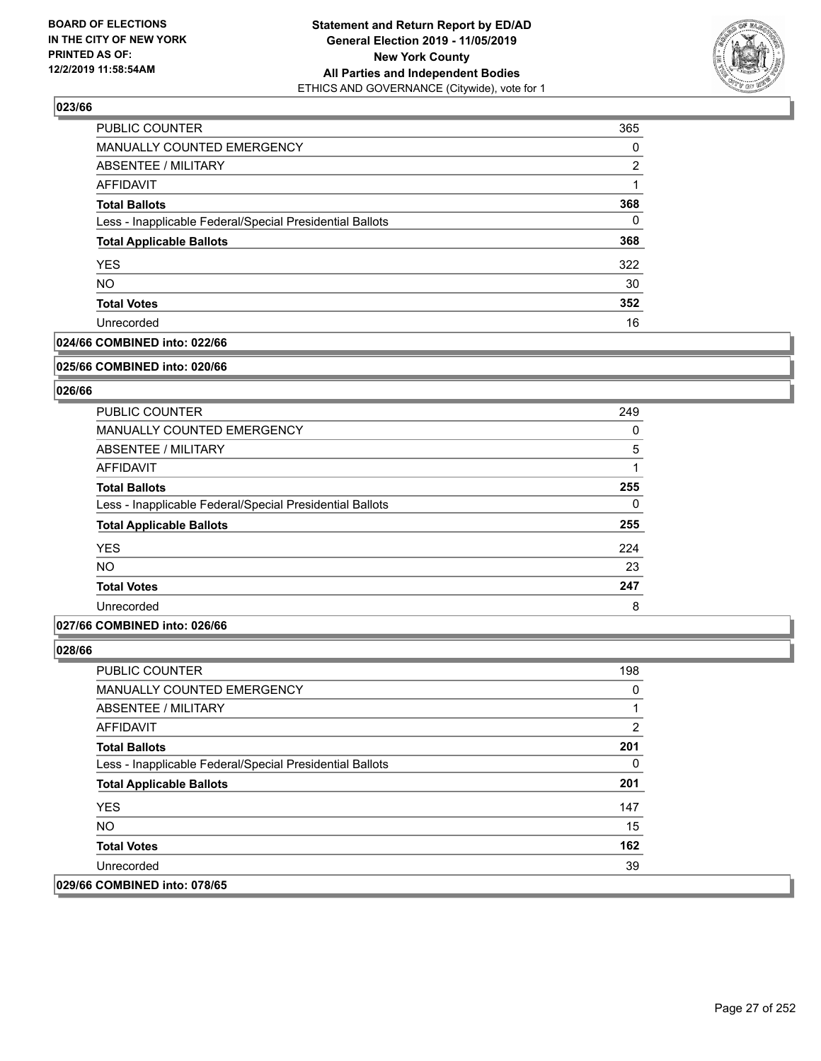**BOARD OF ELECTIONS IN THE CITY OF NEW YORK PRINTED AS OF: 12/2/2019 11:58:54AM**

**Statement and Return Report by ED/AD General Election 2019 - 11/05/2019 New York County All Parties and Independent Bodies**
ETHICS AND GOVERNANCE (Citywide), vote for 1

### 023/66

| | |
|---|---|
| PUBLIC COUNTER | 365 |
| MANUALLY COUNTED EMERGENCY | 0 |
| ABSENTEE / MILITARY | 2 |
| AFFIDAVIT | 1 |
| **Total Ballots** | **368** |
| Less - Inapplicable Federal/Special Presidential Ballots | 0 |
| **Total Applicable Ballots** | **368** |
| YES | 322 |
| NO | 30 |
| **Total Votes** | **352** |
| Unrecorded | 16 |

### 024/66 COMBINED into: 022/66

### 025/66 COMBINED into: 020/66

### 026/66

| | |
|---|---|
| PUBLIC COUNTER | 249 |
| MANUALLY COUNTED EMERGENCY | 0 |
| ABSENTEE / MILITARY | 5 |
| AFFIDAVIT | 1 |
| **Total Ballots** | **255** |
| Less - Inapplicable Federal/Special Presidential Ballots | 0 |
| **Total Applicable Ballots** | **255** |
| YES | 224 |
| NO | 23 |
| **Total Votes** | **247** |
| Unrecorded | 8 |

### 027/66 COMBINED into: 026/66

### 028/66

| | |
|---|---|
| PUBLIC COUNTER | 198 |
| MANUALLY COUNTED EMERGENCY | 0 |
| ABSENTEE / MILITARY | 1 |
| AFFIDAVIT | 2 |
| **Total Ballots** | **201** |
| Less - Inapplicable Federal/Special Presidential Ballots | 0 |
| **Total Applicable Ballots** | **201** |
| YES | 147 |
| NO | 15 |
| **Total Votes** | **162** |
| Unrecorded | 39 |

### 029/66 COMBINED into: 078/65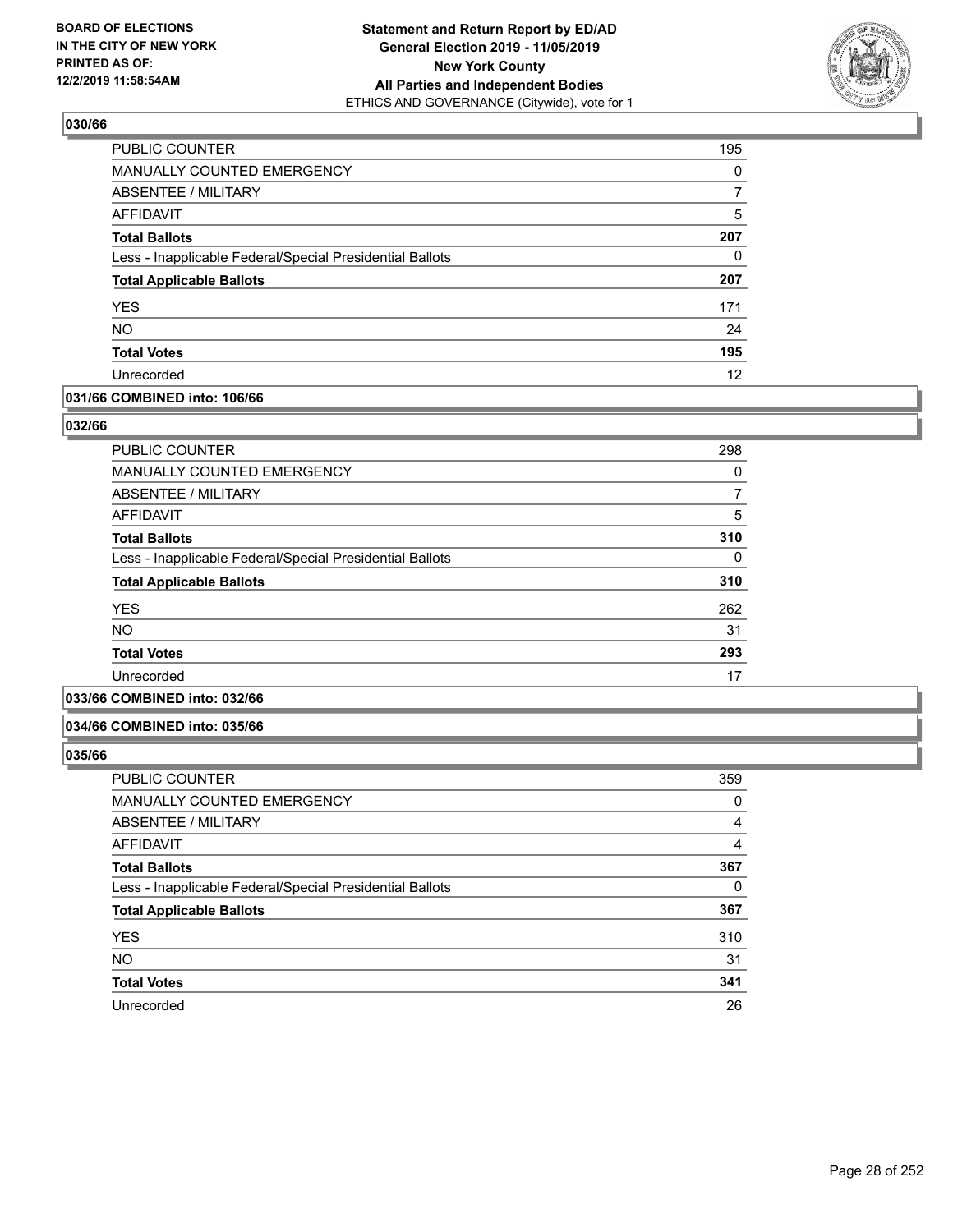### 030/66

| | |
|---|---|
| PUBLIC COUNTER | 195 |
| MANUALLY COUNTED EMERGENCY | 0 |
| ABSENTEE / MILITARY | 7 |
| AFFIDAVIT | 5 |
| **Total Ballots** | **207** |
| Less - Inapplicable Federal/Special Presidential Ballots | 0 |
| **Total Applicable Ballots** | **207** |
| YES | 171 |
| NO | 24 |
| **Total Votes** | **195** |
| Unrecorded | 12 |

### 031/66 COMBINED into: 106/66

### 032/66

| | |
|---|---|
| PUBLIC COUNTER | 298 |
| MANUALLY COUNTED EMERGENCY | 0 |
| ABSENTEE / MILITARY | 7 |
| AFFIDAVIT | 5 |
| **Total Ballots** | **310** |
| Less - Inapplicable Federal/Special Presidential Ballots | 0 |
| **Total Applicable Ballots** | **310** |
| YES | 262 |
| NO | 31 |
| **Total Votes** | **293** |
| Unrecorded | 17 |

### 033/66 COMBINED into: 032/66

### 034/66 COMBINED into: 035/66

### 035/66

| | |
|---|---|
| PUBLIC COUNTER | 359 |
| MANUALLY COUNTED EMERGENCY | 0 |
| ABSENTEE / MILITARY | 4 |
| AFFIDAVIT | 4 |
| **Total Ballots** | **367** |
| Less - Inapplicable Federal/Special Presidential Ballots | 0 |
| **Total Applicable Ballots** | **367** |
| YES | 310 |
| NO | 31 |
| **Total Votes** | **341** |
| Unrecorded | 26 |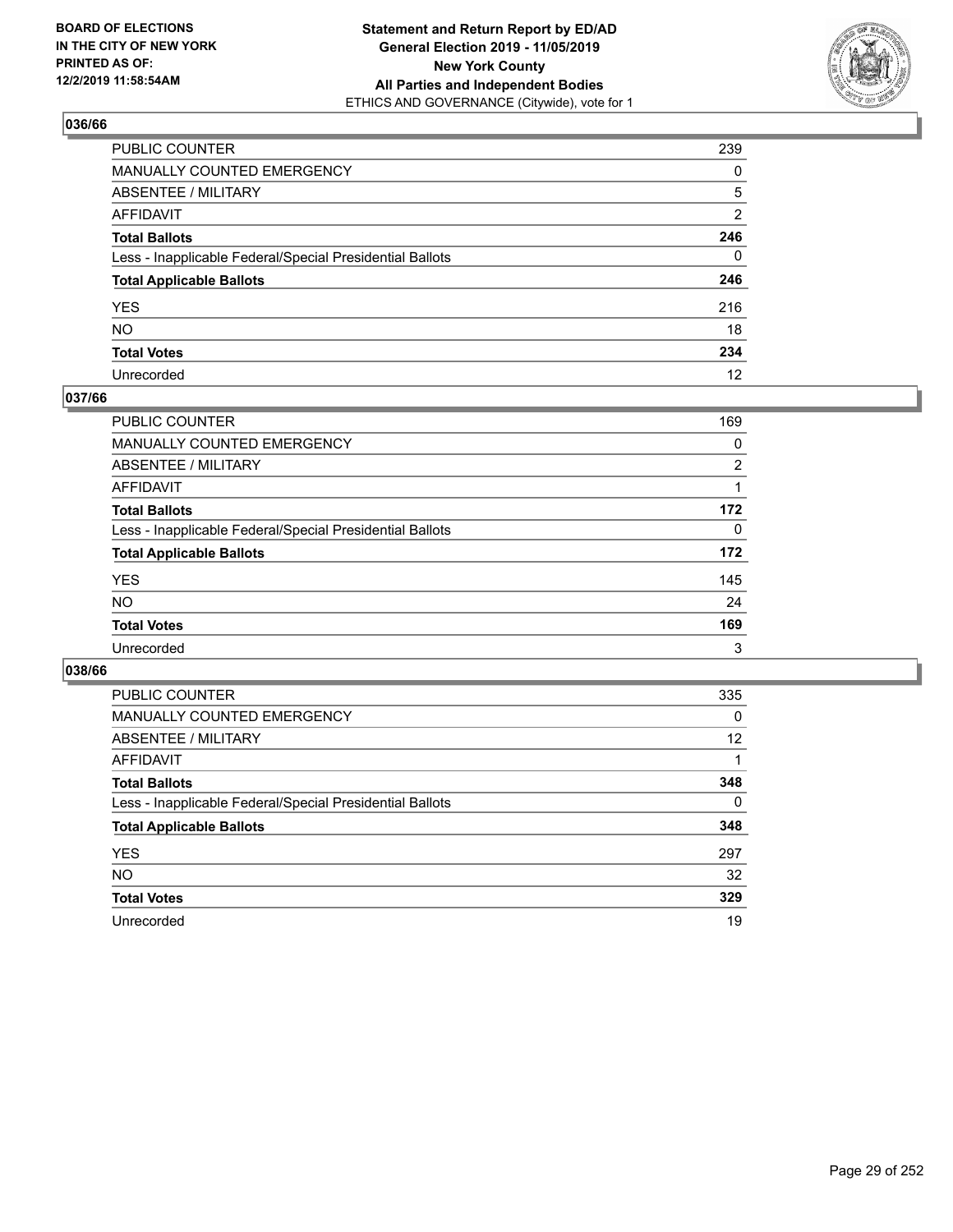**BOARD OF ELECTIONS IN THE CITY OF NEW YORK PRINTED AS OF: 12/2/2019 11:58:54AM**

**Statement and Return Report by ED/AD General Election 2019 - 11/05/2019 New York County All Parties and Independent Bodies**
ETHICS AND GOVERNANCE (Citywide), vote for 1

## 036/66

| | |
|---|---|
| PUBLIC COUNTER | 239 |
| MANUALLY COUNTED EMERGENCY | 0 |
| ABSENTEE / MILITARY | 5 |
| AFFIDAVIT | 2 |
| **Total Ballots** | **246** |
| Less - Inapplicable Federal/Special Presidential Ballots | 0 |
| **Total Applicable Ballots** | **246** |
| YES | 216 |
| NO | 18 |
| **Total Votes** | **234** |
| Unrecorded | 12 |

## 037/66

| | |
|---|---|
| PUBLIC COUNTER | 169 |
| MANUALLY COUNTED EMERGENCY | 0 |
| ABSENTEE / MILITARY | 2 |
| AFFIDAVIT | 1 |
| **Total Ballots** | **172** |
| Less - Inapplicable Federal/Special Presidential Ballots | 0 |
| **Total Applicable Ballots** | **172** |
| YES | 145 |
| NO | 24 |
| **Total Votes** | **169** |
| Unrecorded | 3 |

## 038/66

| | |
|---|---|
| PUBLIC COUNTER | 335 |
| MANUALLY COUNTED EMERGENCY | 0 |
| ABSENTEE / MILITARY | 12 |
| AFFIDAVIT | 1 |
| **Total Ballots** | **348** |
| Less - Inapplicable Federal/Special Presidential Ballots | 0 |
| **Total Applicable Ballots** | **348** |
| YES | 297 |
| NO | 32 |
| **Total Votes** | **329** |
| Unrecorded | 19 |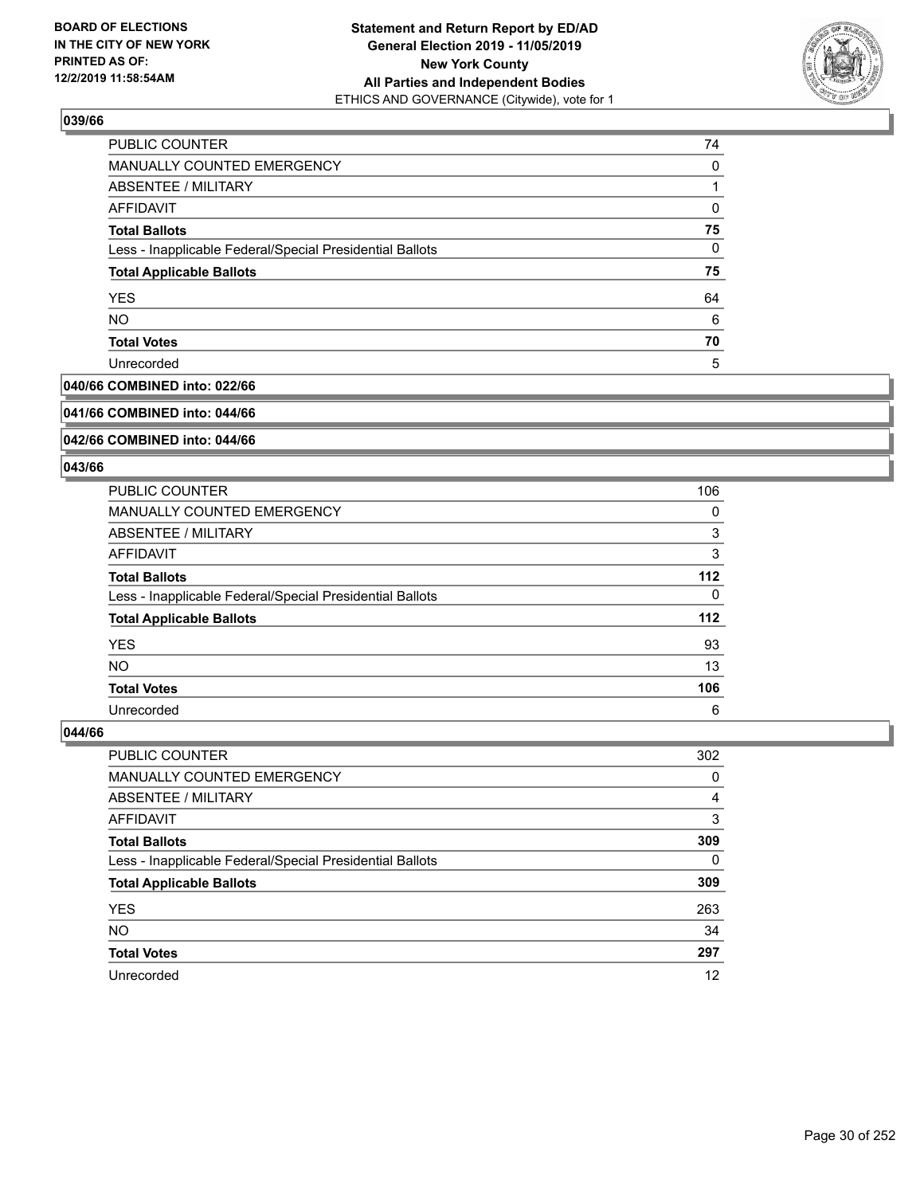### 039/66

| | |
|---|---|
| PUBLIC COUNTER | 74 |
| MANUALLY COUNTED EMERGENCY | 0 |
| ABSENTEE / MILITARY | 1 |
| AFFIDAVIT | 0 |
| **Total Ballots** | **75** |
| Less - Inapplicable Federal/Special Presidential Ballots | 0 |
| **Total Applicable Ballots** | **75** |
| YES | 64 |
| NO | 6 |
| **Total Votes** | **70** |
| Unrecorded | 5 |

### 040/66 COMBINED into: 022/66

### 041/66 COMBINED into: 044/66

### 042/66 COMBINED into: 044/66

### 043/66

| | |
|---|---|
| PUBLIC COUNTER | 106 |
| MANUALLY COUNTED EMERGENCY | 0 |
| ABSENTEE / MILITARY | 3 |
| AFFIDAVIT | 3 |
| **Total Ballots** | **112** |
| Less - Inapplicable Federal/Special Presidential Ballots | 0 |
| **Total Applicable Ballots** | **112** |
| YES | 93 |
| NO | 13 |
| **Total Votes** | **106** |
| Unrecorded | 6 |

### 044/66

| | |
|---|---|
| PUBLIC COUNTER | 302 |
| MANUALLY COUNTED EMERGENCY | 0 |
| ABSENTEE / MILITARY | 4 |
| AFFIDAVIT | 3 |
| **Total Ballots** | **309** |
| Less - Inapplicable Federal/Special Presidential Ballots | 0 |
| **Total Applicable Ballots** | **309** |
| YES | 263 |
| NO | 34 |
| **Total Votes** | **297** |
| Unrecorded | 12 |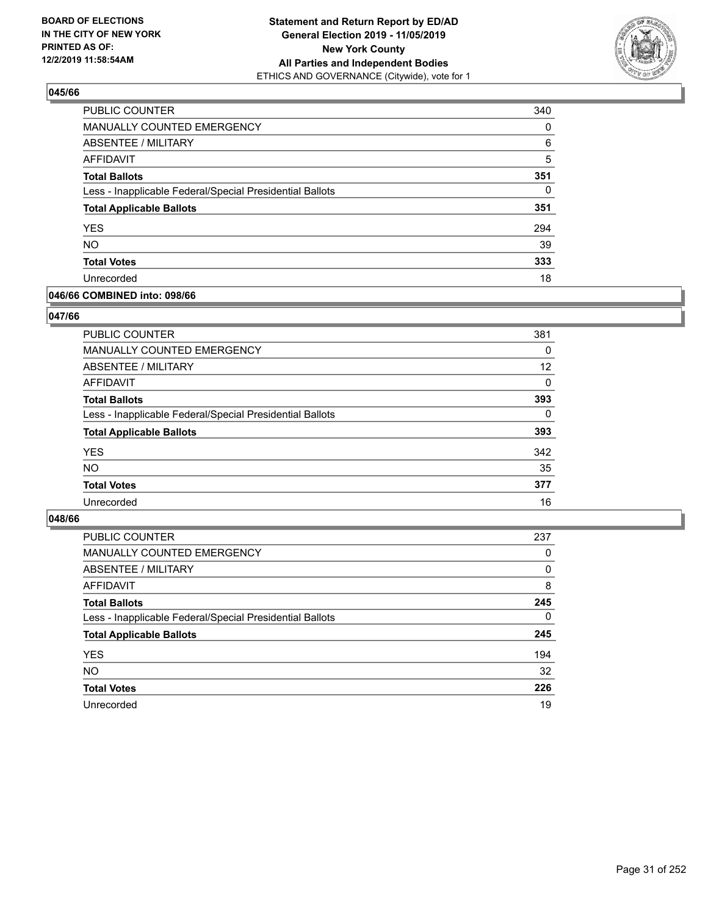## 045/66

| | |
|---|---|
| PUBLIC COUNTER | 340 |
| MANUALLY COUNTED EMERGENCY | 0 |
| ABSENTEE / MILITARY | 6 |
| AFFIDAVIT | 5 |
| **Total Ballots** | **351** |
| Less - Inapplicable Federal/Special Presidential Ballots | 0 |
| **Total Applicable Ballots** | **351** |
| YES | 294 |
| NO | 39 |
| **Total Votes** | **333** |
| Unrecorded | 18 |

## 046/66 COMBINED into: 098/66

## 047/66

| | |
|---|---|
| PUBLIC COUNTER | 381 |
| MANUALLY COUNTED EMERGENCY | 0 |
| ABSENTEE / MILITARY | 12 |
| AFFIDAVIT | 0 |
| **Total Ballots** | **393** |
| Less - Inapplicable Federal/Special Presidential Ballots | 0 |
| **Total Applicable Ballots** | **393** |
| YES | 342 |
| NO | 35 |
| **Total Votes** | **377** |
| Unrecorded | 16 |

## 048/66

| | |
|---|---|
| PUBLIC COUNTER | 237 |
| MANUALLY COUNTED EMERGENCY | 0 |
| ABSENTEE / MILITARY | 0 |
| AFFIDAVIT | 8 |
| **Total Ballots** | **245** |
| Less - Inapplicable Federal/Special Presidential Ballots | 0 |
| **Total Applicable Ballots** | **245** |
| YES | 194 |
| NO | 32 |
| **Total Votes** | **226** |
| Unrecorded | 19 |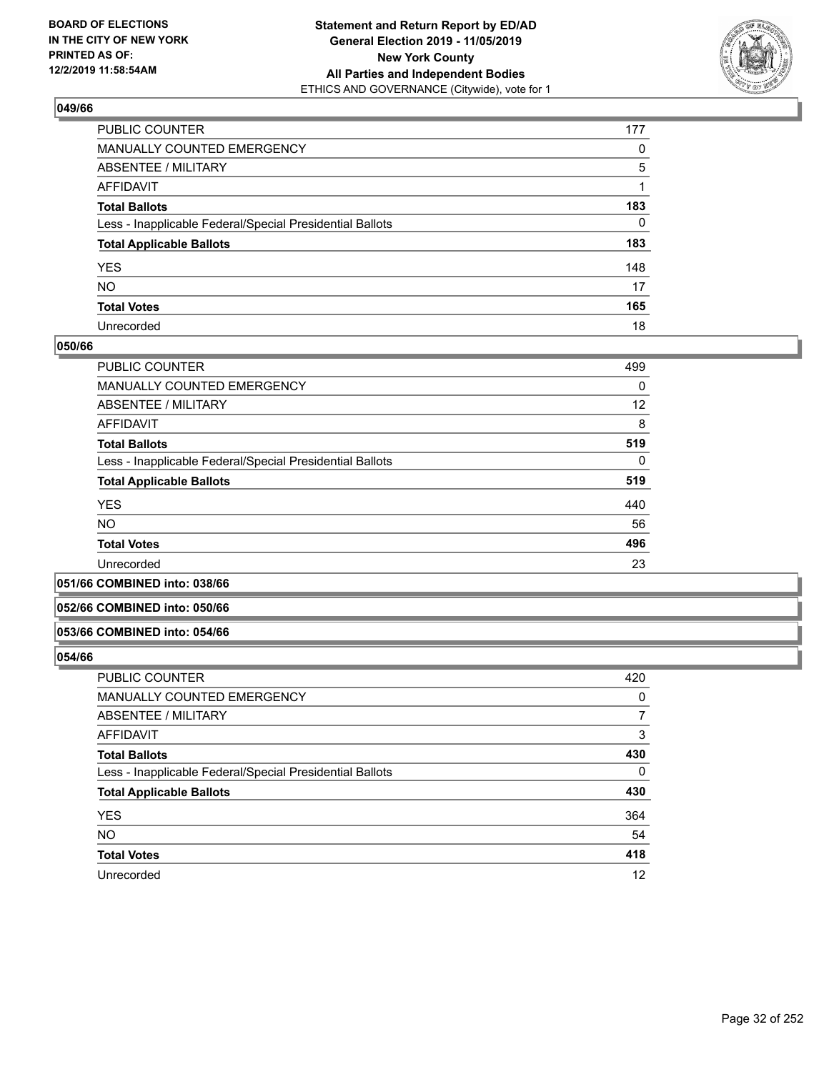**BOARD OF ELECTIONS IN THE CITY OF NEW YORK PRINTED AS OF: 12/2/2019 11:58:54AM**

**Statement and Return Report by ED/AD General Election 2019 - 11/05/2019 New York County All Parties and Independent Bodies**
ETHICS AND GOVERNANCE (Citywide), vote for 1

### 049/66

| | |
|---|---|
| PUBLIC COUNTER | 177 |
| MANUALLY COUNTED EMERGENCY | 0 |
| ABSENTEE / MILITARY | 5 |
| AFFIDAVIT | 1 |
| **Total Ballots** | **183** |
| Less - Inapplicable Federal/Special Presidential Ballots | 0 |
| **Total Applicable Ballots** | **183** |
| YES | 148 |
| NO | 17 |
| **Total Votes** | **165** |
| Unrecorded | 18 |

### 050/66

| | |
|---|---|
| PUBLIC COUNTER | 499 |
| MANUALLY COUNTED EMERGENCY | 0 |
| ABSENTEE / MILITARY | 12 |
| AFFIDAVIT | 8 |
| **Total Ballots** | **519** |
| Less - Inapplicable Federal/Special Presidential Ballots | 0 |
| **Total Applicable Ballots** | **519** |
| YES | 440 |
| NO | 56 |
| **Total Votes** | **496** |
| Unrecorded | 23 |

### 051/66 COMBINED into: 038/66

### 052/66 COMBINED into: 050/66

### 053/66 COMBINED into: 054/66

### 054/66

| | |
|---|---|
| PUBLIC COUNTER | 420 |
| MANUALLY COUNTED EMERGENCY | 0 |
| ABSENTEE / MILITARY | 7 |
| AFFIDAVIT | 3 |
| **Total Ballots** | **430** |
| Less - Inapplicable Federal/Special Presidential Ballots | 0 |
| **Total Applicable Ballots** | **430** |
| YES | 364 |
| NO | 54 |
| **Total Votes** | **418** |
| Unrecorded | 12 |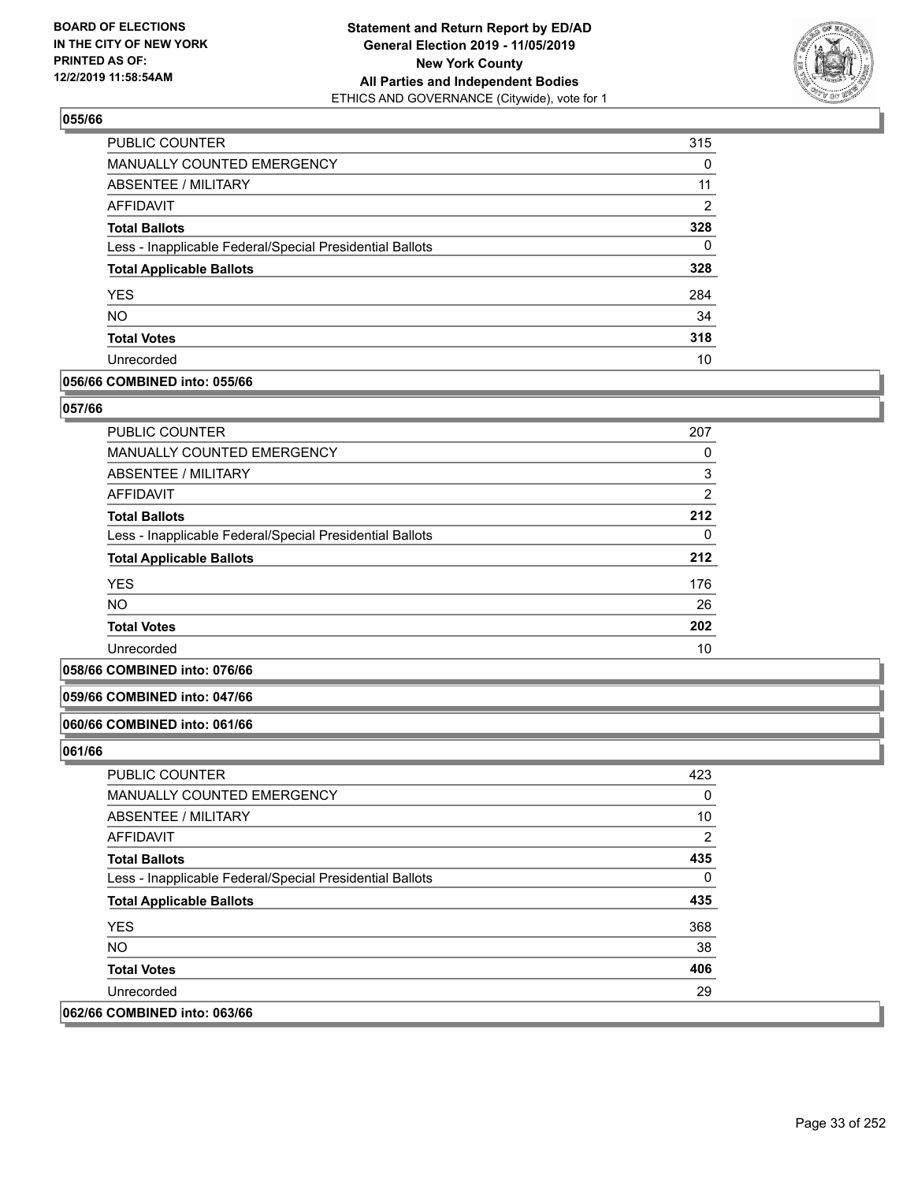### 055/66

| | |
|---|---|
| PUBLIC COUNTER | 315 |
| MANUALLY COUNTED EMERGENCY | 0 |
| ABSENTEE / MILITARY | 11 |
| AFFIDAVIT | 2 |
| **Total Ballots** | **328** |
| Less - Inapplicable Federal/Special Presidential Ballots | 0 |
| **Total Applicable Ballots** | **328** |
| YES | 284 |
| NO | 34 |
| **Total Votes** | **318** |
| Unrecorded | 10 |

**056/66 COMBINED into: 055/66**

### 057/66

| | |
|---|---|
| PUBLIC COUNTER | 207 |
| MANUALLY COUNTED EMERGENCY | 0 |
| ABSENTEE / MILITARY | 3 |
| AFFIDAVIT | 2 |
| **Total Ballots** | **212** |
| Less - Inapplicable Federal/Special Presidential Ballots | 0 |
| **Total Applicable Ballots** | **212** |
| YES | 176 |
| NO | 26 |
| **Total Votes** | **202** |
| Unrecorded | 10 |

**058/66 COMBINED into: 076/66**

**059/66 COMBINED into: 047/66**

**060/66 COMBINED into: 061/66**

### 061/66

| | |
|---|---|
| PUBLIC COUNTER | 423 |
| MANUALLY COUNTED EMERGENCY | 0 |
| ABSENTEE / MILITARY | 10 |
| AFFIDAVIT | 2 |
| **Total Ballots** | **435** |
| Less - Inapplicable Federal/Special Presidential Ballots | 0 |
| **Total Applicable Ballots** | **435** |
| YES | 368 |
| NO | 38 |
| **Total Votes** | **406** |
| Unrecorded | 29 |

**062/66 COMBINED into: 063/66**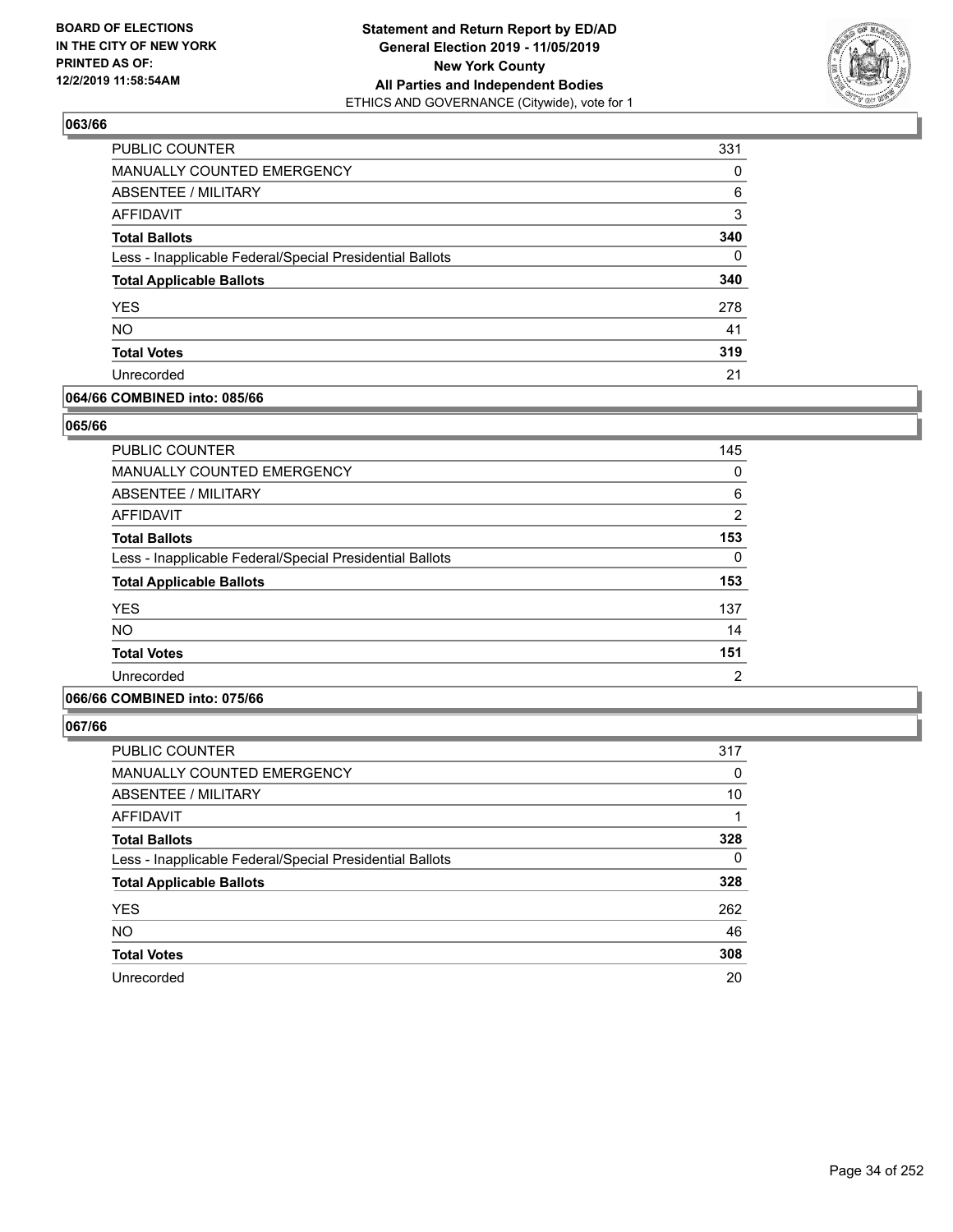## 063/66

| | |
|---|---|
| PUBLIC COUNTER | 331 |
| MANUALLY COUNTED EMERGENCY | 0 |
| ABSENTEE / MILITARY | 6 |
| AFFIDAVIT | 3 |
| **Total Ballots** | **340** |
| Less - Inapplicable Federal/Special Presidential Ballots | 0 |
| **Total Applicable Ballots** | **340** |
| YES | 278 |
| NO | 41 |
| **Total Votes** | **319** |
| Unrecorded | 21 |

## 064/66 COMBINED into: 085/66

## 065/66

| | |
|---|---|
| PUBLIC COUNTER | 145 |
| MANUALLY COUNTED EMERGENCY | 0 |
| ABSENTEE / MILITARY | 6 |
| AFFIDAVIT | 2 |
| **Total Ballots** | **153** |
| Less - Inapplicable Federal/Special Presidential Ballots | 0 |
| **Total Applicable Ballots** | **153** |
| YES | 137 |
| NO | 14 |
| **Total Votes** | **151** |
| Unrecorded | 2 |

## 066/66 COMBINED into: 075/66

## 067/66

| | |
|---|---|
| PUBLIC COUNTER | 317 |
| MANUALLY COUNTED EMERGENCY | 0 |
| ABSENTEE / MILITARY | 10 |
| AFFIDAVIT | 1 |
| **Total Ballots** | **328** |
| Less - Inapplicable Federal/Special Presidential Ballots | 0 |
| **Total Applicable Ballots** | **328** |
| YES | 262 |
| NO | 46 |
| **Total Votes** | **308** |
| Unrecorded | 20 |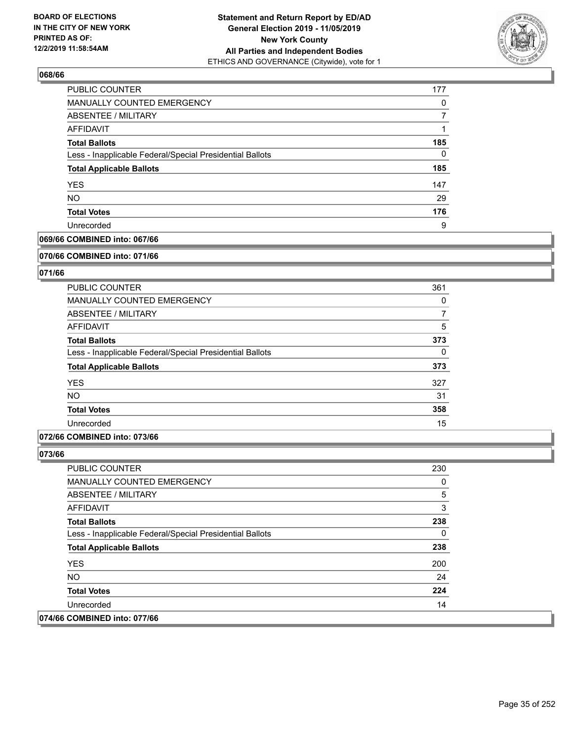## 068/66

| | |
|---|---|
| PUBLIC COUNTER | 177 |
| MANUALLY COUNTED EMERGENCY | 0 |
| ABSENTEE / MILITARY | 7 |
| AFFIDAVIT | 1 |
| **Total Ballots** | **185** |
| Less - Inapplicable Federal/Special Presidential Ballots | 0 |
| **Total Applicable Ballots** | **185** |
| YES | 147 |
| NO | 29 |
| **Total Votes** | **176** |
| Unrecorded | 9 |

**069/66 COMBINED into: 067/66**

**070/66 COMBINED into: 071/66**

## 071/66

| | |
|---|---|
| PUBLIC COUNTER | 361 |
| MANUALLY COUNTED EMERGENCY | 0 |
| ABSENTEE / MILITARY | 7 |
| AFFIDAVIT | 5 |
| **Total Ballots** | **373** |
| Less - Inapplicable Federal/Special Presidential Ballots | 0 |
| **Total Applicable Ballots** | **373** |
| YES | 327 |
| NO | 31 |
| **Total Votes** | **358** |
| Unrecorded | 15 |

**072/66 COMBINED into: 073/66**

## 073/66

| | |
|---|---|
| PUBLIC COUNTER | 230 |
| MANUALLY COUNTED EMERGENCY | 0 |
| ABSENTEE / MILITARY | 5 |
| AFFIDAVIT | 3 |
| **Total Ballots** | **238** |
| Less - Inapplicable Federal/Special Presidential Ballots | 0 |
| **Total Applicable Ballots** | **238** |
| YES | 200 |
| NO | 24 |
| **Total Votes** | **224** |
| Unrecorded | 14 |

**074/66 COMBINED into: 077/66**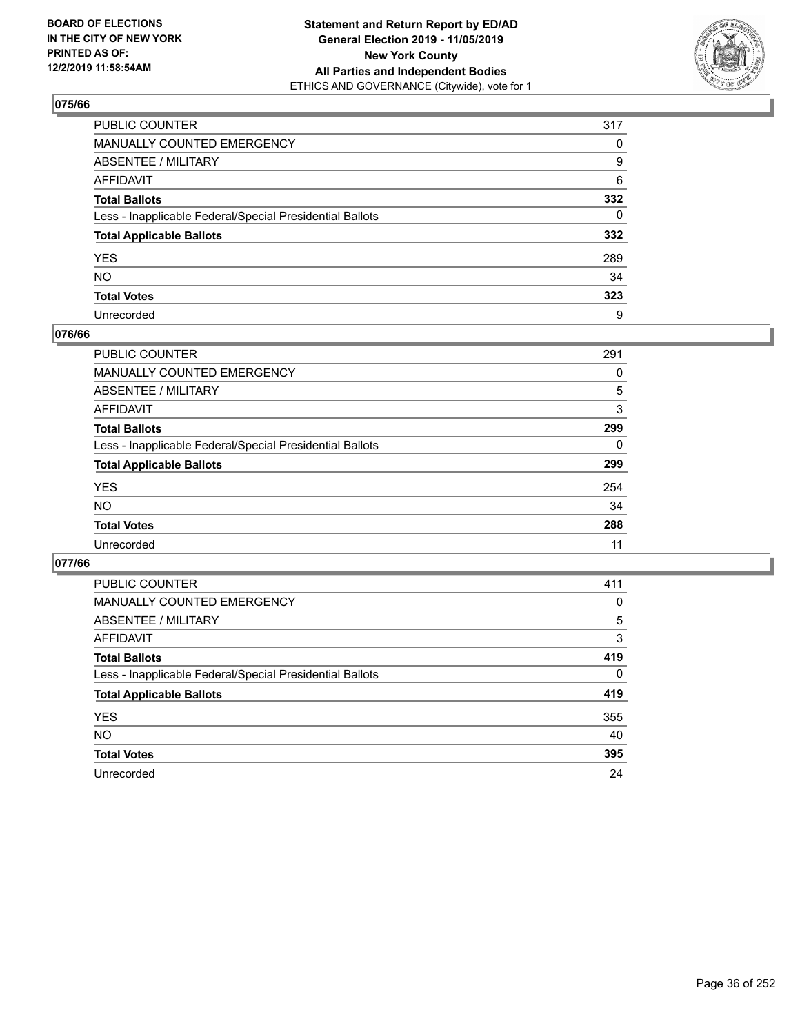## 075/66

| | |
|---|---|
| PUBLIC COUNTER | 317 |
| MANUALLY COUNTED EMERGENCY | 0 |
| ABSENTEE / MILITARY | 9 |
| AFFIDAVIT | 6 |
| **Total Ballots** | **332** |
| Less - Inapplicable Federal/Special Presidential Ballots | 0 |
| **Total Applicable Ballots** | **332** |
| YES | 289 |
| NO | 34 |
| **Total Votes** | **323** |
| Unrecorded | 9 |

## 076/66

| | |
|---|---|
| PUBLIC COUNTER | 291 |
| MANUALLY COUNTED EMERGENCY | 0 |
| ABSENTEE / MILITARY | 5 |
| AFFIDAVIT | 3 |
| **Total Ballots** | **299** |
| Less - Inapplicable Federal/Special Presidential Ballots | 0 |
| **Total Applicable Ballots** | **299** |
| YES | 254 |
| NO | 34 |
| **Total Votes** | **288** |
| Unrecorded | 11 |

## 077/66

| | |
|---|---|
| PUBLIC COUNTER | 411 |
| MANUALLY COUNTED EMERGENCY | 0 |
| ABSENTEE / MILITARY | 5 |
| AFFIDAVIT | 3 |
| **Total Ballots** | **419** |
| Less - Inapplicable Federal/Special Presidential Ballots | 0 |
| **Total Applicable Ballots** | **419** |
| YES | 355 |
| NO | 40 |
| **Total Votes** | **395** |
| Unrecorded | 24 |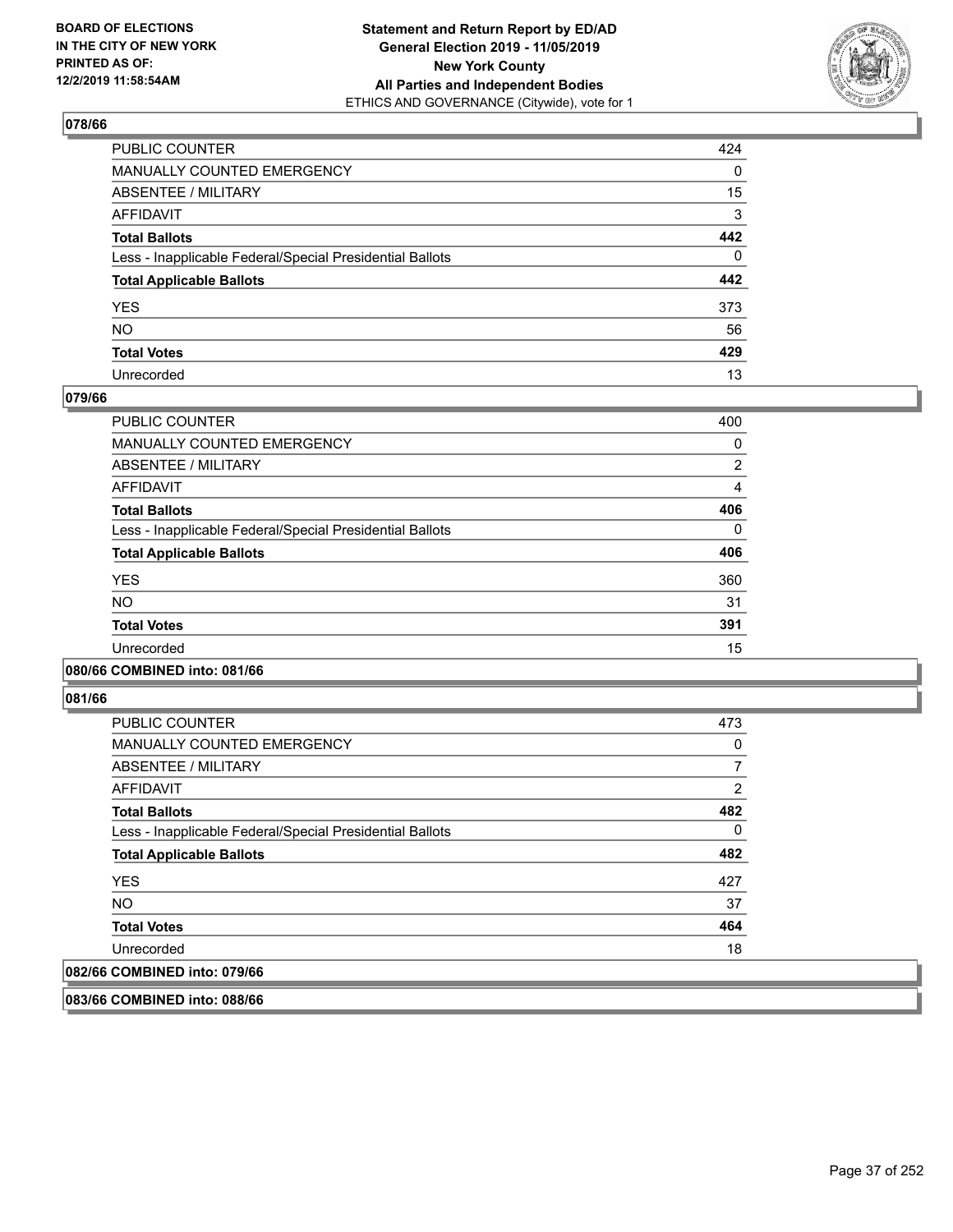## 078/66

| | |
|---|---|
| PUBLIC COUNTER | 424 |
| MANUALLY COUNTED EMERGENCY | 0 |
| ABSENTEE / MILITARY | 15 |
| AFFIDAVIT | 3 |
| **Total Ballots** | **442** |
| Less - Inapplicable Federal/Special Presidential Ballots | 0 |
| **Total Applicable Ballots** | **442** |
| YES | 373 |
| NO | 56 |
| **Total Votes** | **429** |
| Unrecorded | 13 |

## 079/66

| | |
|---|---|
| PUBLIC COUNTER | 400 |
| MANUALLY COUNTED EMERGENCY | 0 |
| ABSENTEE / MILITARY | 2 |
| AFFIDAVIT | 4 |
| **Total Ballots** | **406** |
| Less - Inapplicable Federal/Special Presidential Ballots | 0 |
| **Total Applicable Ballots** | **406** |
| YES | 360 |
| NO | 31 |
| **Total Votes** | **391** |
| Unrecorded | 15 |

## 080/66 COMBINED into: 081/66

## 081/66

| | |
|---|---|
| PUBLIC COUNTER | 473 |
| MANUALLY COUNTED EMERGENCY | 0 |
| ABSENTEE / MILITARY | 7 |
| AFFIDAVIT | 2 |
| **Total Ballots** | **482** |
| Less - Inapplicable Federal/Special Presidential Ballots | 0 |
| **Total Applicable Ballots** | **482** |
| YES | 427 |
| NO | 37 |
| **Total Votes** | **464** |
| Unrecorded | 18 |

## 082/66 COMBINED into: 079/66

## 083/66 COMBINED into: 088/66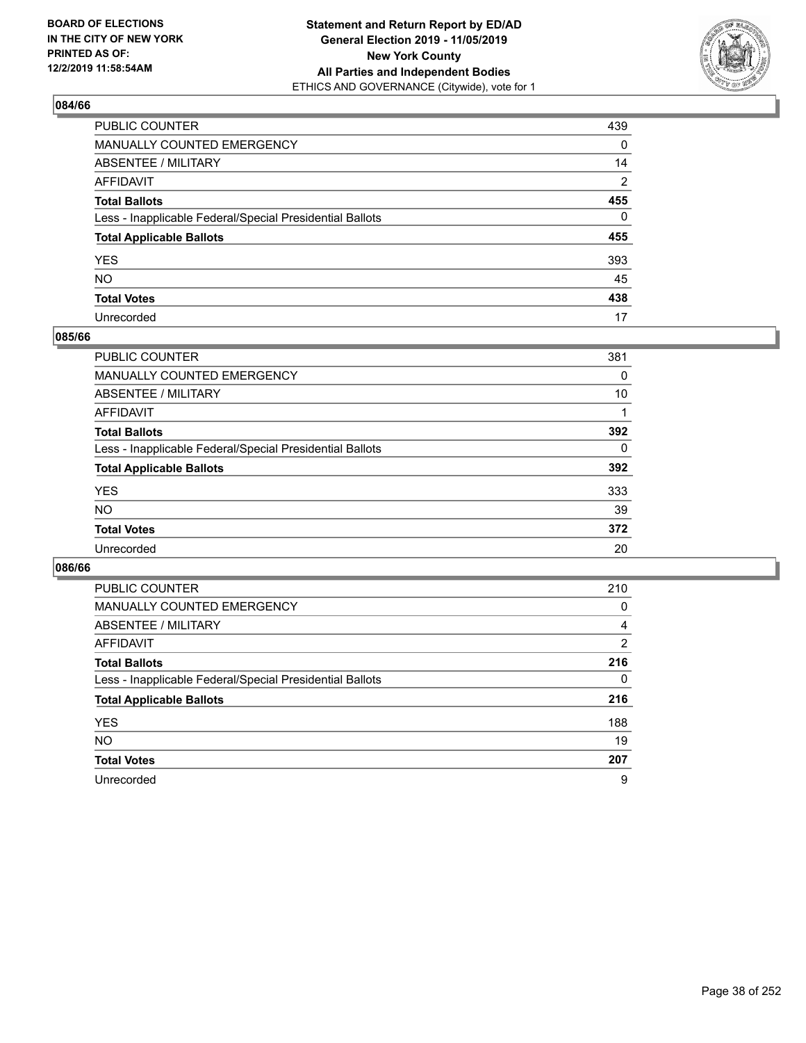## 084/66

| | |
|---|---|
| PUBLIC COUNTER | 439 |
| MANUALLY COUNTED EMERGENCY | 0 |
| ABSENTEE / MILITARY | 14 |
| AFFIDAVIT | 2 |
| **Total Ballots** | **455** |
| Less - Inapplicable Federal/Special Presidential Ballots | 0 |
| **Total Applicable Ballots** | **455** |
| YES | 393 |
| NO | 45 |
| **Total Votes** | **438** |
| Unrecorded | 17 |

## 085/66

| | |
|---|---|
| PUBLIC COUNTER | 381 |
| MANUALLY COUNTED EMERGENCY | 0 |
| ABSENTEE / MILITARY | 10 |
| AFFIDAVIT | 1 |
| **Total Ballots** | **392** |
| Less - Inapplicable Federal/Special Presidential Ballots | 0 |
| **Total Applicable Ballots** | **392** |
| YES | 333 |
| NO | 39 |
| **Total Votes** | **372** |
| Unrecorded | 20 |

## 086/66

| | |
|---|---|
| PUBLIC COUNTER | 210 |
| MANUALLY COUNTED EMERGENCY | 0 |
| ABSENTEE / MILITARY | 4 |
| AFFIDAVIT | 2 |
| **Total Ballots** | **216** |
| Less - Inapplicable Federal/Special Presidential Ballots | 0 |
| **Total Applicable Ballots** | **216** |
| YES | 188 |
| NO | 19 |
| **Total Votes** | **207** |
| Unrecorded | 9 |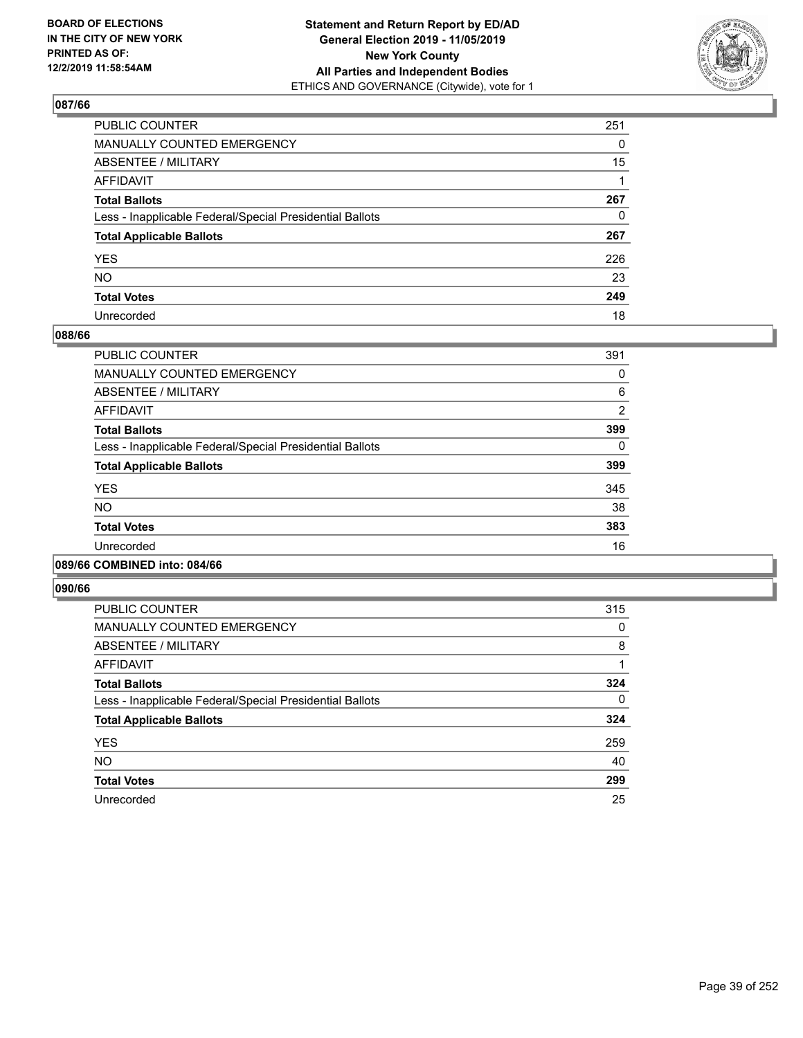BOARD OF ELECTIONS
IN THE CITY OF NEW YORK
PRINTED AS OF:
12/2/2019 11:58:54AM

**Statement and Return Report by ED/AD**
**General Election 2019 - 11/05/2019**
**New York County**
**All Parties and Independent Bodies**
ETHICS AND GOVERNANCE (Citywide), vote for 1

### 087/66

| | |
|---|---|
| PUBLIC COUNTER | 251 |
| MANUALLY COUNTED EMERGENCY | 0 |
| ABSENTEE / MILITARY | 15 |
| AFFIDAVIT | 1 |
| **Total Ballots** | **267** |
| Less - Inapplicable Federal/Special Presidential Ballots | 0 |
| **Total Applicable Ballots** | **267** |
| YES | 226 |
| NO | 23 |
| **Total Votes** | **249** |
| Unrecorded | 18 |

### 088/66

| | |
|---|---|
| PUBLIC COUNTER | 391 |
| MANUALLY COUNTED EMERGENCY | 0 |
| ABSENTEE / MILITARY | 6 |
| AFFIDAVIT | 2 |
| **Total Ballots** | **399** |
| Less - Inapplicable Federal/Special Presidential Ballots | 0 |
| **Total Applicable Ballots** | **399** |
| YES | 345 |
| NO | 38 |
| **Total Votes** | **383** |
| Unrecorded | 16 |

### 089/66 COMBINED into: 084/66

### 090/66

| | |
|---|---|
| PUBLIC COUNTER | 315 |
| MANUALLY COUNTED EMERGENCY | 0 |
| ABSENTEE / MILITARY | 8 |
| AFFIDAVIT | 1 |
| **Total Ballots** | **324** |
| Less - Inapplicable Federal/Special Presidential Ballots | 0 |
| **Total Applicable Ballots** | **324** |
| YES | 259 |
| NO | 40 |
| **Total Votes** | **299** |
| Unrecorded | 25 |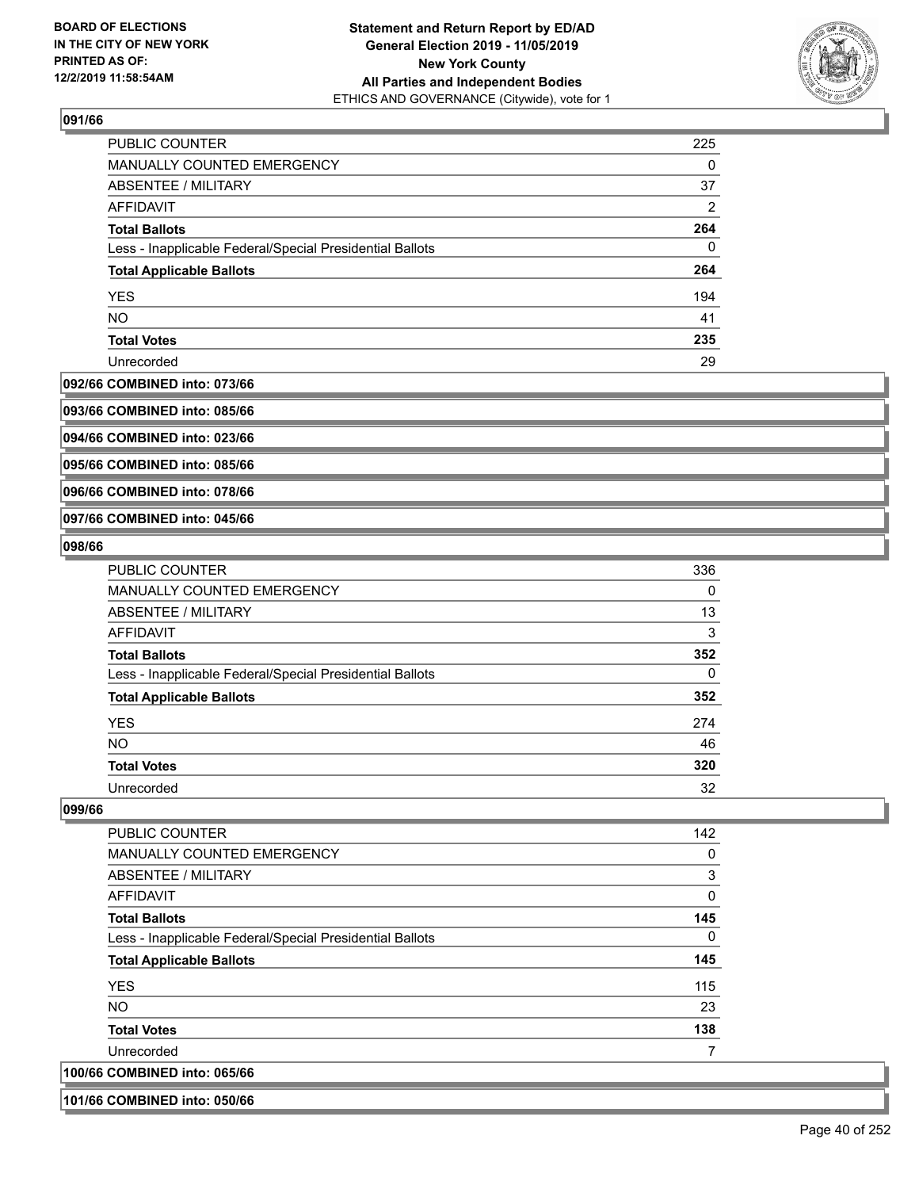### 091/66

| | |
|---|---|
| PUBLIC COUNTER | 225 |
| MANUALLY COUNTED EMERGENCY | 0 |
| ABSENTEE / MILITARY | 37 |
| AFFIDAVIT | 2 |
| **Total Ballots** | **264** |
| Less - Inapplicable Federal/Special Presidential Ballots | 0 |
| **Total Applicable Ballots** | **264** |
| YES | 194 |
| NO | 41 |
| **Total Votes** | **235** |
| Unrecorded | 29 |

### 092/66 COMBINED into: 073/66

### 093/66 COMBINED into: 085/66

### 094/66 COMBINED into: 023/66

### 095/66 COMBINED into: 085/66

### 096/66 COMBINED into: 078/66

### 097/66 COMBINED into: 045/66

### 098/66

| | |
|---|---|
| PUBLIC COUNTER | 336 |
| MANUALLY COUNTED EMERGENCY | 0 |
| ABSENTEE / MILITARY | 13 |
| AFFIDAVIT | 3 |
| **Total Ballots** | **352** |
| Less - Inapplicable Federal/Special Presidential Ballots | 0 |
| **Total Applicable Ballots** | **352** |
| YES | 274 |
| NO | 46 |
| **Total Votes** | **320** |
| Unrecorded | 32 |

### 099/66

| | |
|---|---|
| PUBLIC COUNTER | 142 |
| MANUALLY COUNTED EMERGENCY | 0 |
| ABSENTEE / MILITARY | 3 |
| AFFIDAVIT | 0 |
| **Total Ballots** | **145** |
| Less - Inapplicable Federal/Special Presidential Ballots | 0 |
| **Total Applicable Ballots** | **145** |
| YES | 115 |
| NO | 23 |
| **Total Votes** | **138** |
| Unrecorded | 7 |

### 100/66 COMBINED into: 065/66

### 101/66 COMBINED into: 050/66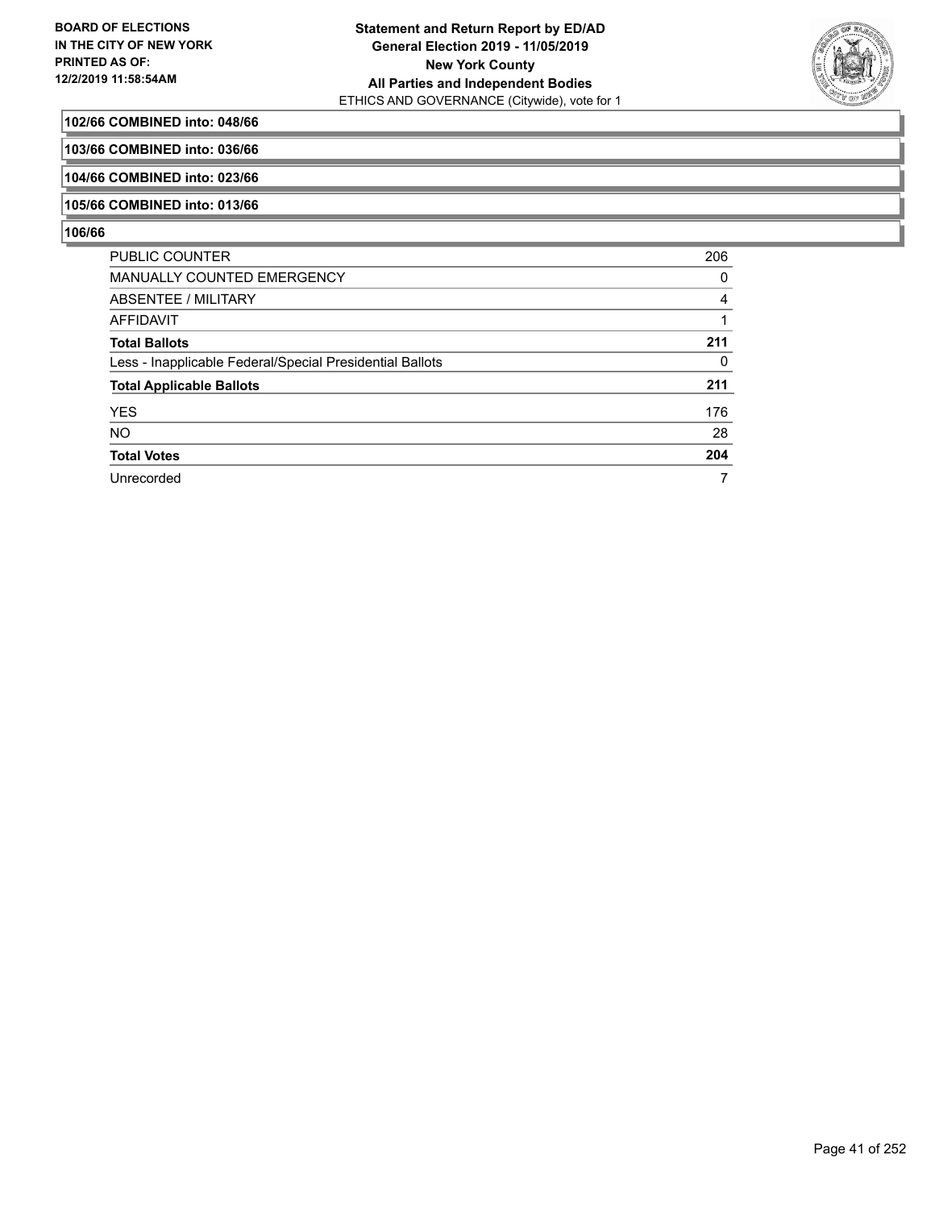**102/66 COMBINED into: 048/66**

**103/66 COMBINED into: 036/66**

**104/66 COMBINED into: 023/66**

**105/66 COMBINED into: 013/66**

**106/66**

| | |
|---|---|
| PUBLIC COUNTER | 206 |
| MANUALLY COUNTED EMERGENCY | 0 |
| ABSENTEE / MILITARY | 4 |
| AFFIDAVIT | 1 |
| **Total Ballots** | **211** |
| Less - Inapplicable Federal/Special Presidential Ballots | 0 |
| **Total Applicable Ballots** | **211** |
| YES | 176 |
| NO | 28 |
| **Total Votes** | **204** |
| Unrecorded | 7 |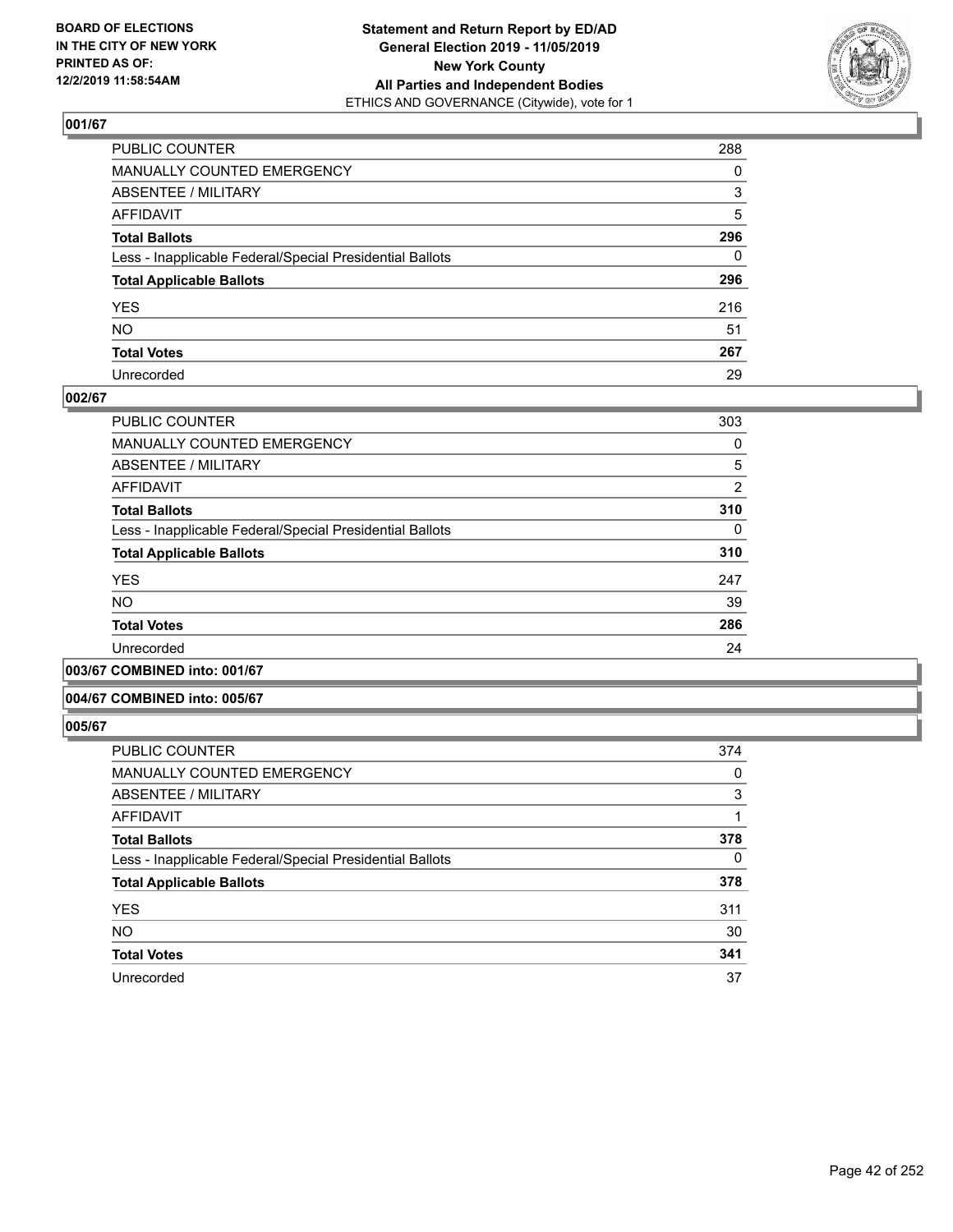**BOARD OF ELECTIONS IN THE CITY OF NEW YORK PRINTED AS OF: 12/2/2019 11:58:54AM**

**Statement and Return Report by ED/AD General Election 2019 - 11/05/2019 New York County All Parties and Independent Bodies**
ETHICS AND GOVERNANCE (Citywide), vote for 1

### 001/67

| | |
|---|---|
| PUBLIC COUNTER | 288 |
| MANUALLY COUNTED EMERGENCY | 0 |
| ABSENTEE / MILITARY | 3 |
| AFFIDAVIT | 5 |
| **Total Ballots** | **296** |
| Less - Inapplicable Federal/Special Presidential Ballots | 0 |
| **Total Applicable Ballots** | **296** |
| YES | 216 |
| NO | 51 |
| **Total Votes** | **267** |
| Unrecorded | 29 |

### 002/67

| | |
|---|---|
| PUBLIC COUNTER | 303 |
| MANUALLY COUNTED EMERGENCY | 0 |
| ABSENTEE / MILITARY | 5 |
| AFFIDAVIT | 2 |
| **Total Ballots** | **310** |
| Less - Inapplicable Federal/Special Presidential Ballots | 0 |
| **Total Applicable Ballots** | **310** |
| YES | 247 |
| NO | 39 |
| **Total Votes** | **286** |
| Unrecorded | 24 |

### 003/67 COMBINED into: 001/67

### 004/67 COMBINED into: 005/67

### 005/67

| | |
|---|---|
| PUBLIC COUNTER | 374 |
| MANUALLY COUNTED EMERGENCY | 0 |
| ABSENTEE / MILITARY | 3 |
| AFFIDAVIT | 1 |
| **Total Ballots** | **378** |
| Less - Inapplicable Federal/Special Presidential Ballots | 0 |
| **Total Applicable Ballots** | **378** |
| YES | 311 |
| NO | 30 |
| **Total Votes** | **341** |
| Unrecorded | 37 |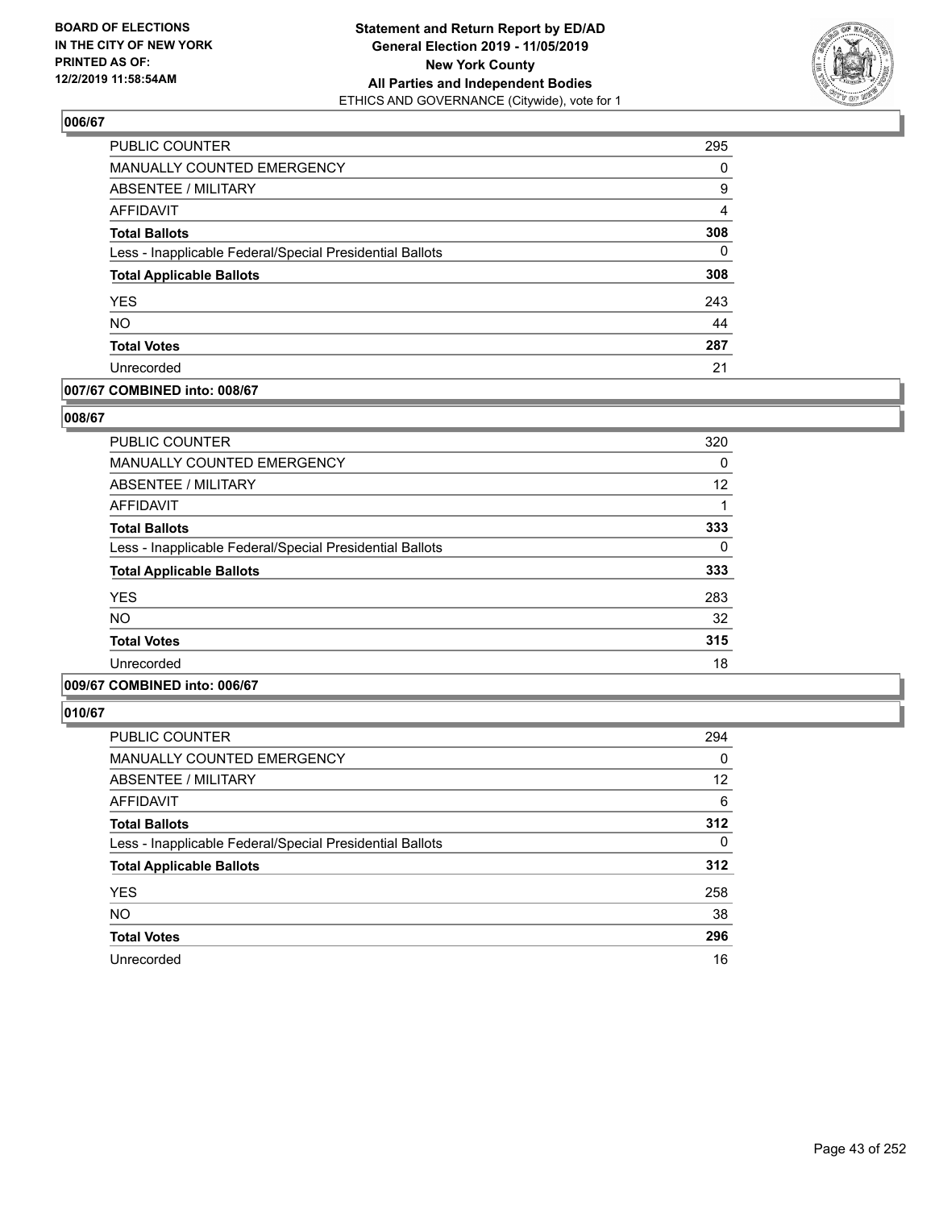BOARD OF ELECTIONS
IN THE CITY OF NEW YORK
PRINTED AS OF:
12/2/2019 11:58:54AM

**Statement and Return Report by ED/AD**
**General Election 2019 - 11/05/2019**
**New York County**
**All Parties and Independent Bodies**
ETHICS AND GOVERNANCE (Citywide), vote for 1

## 006/67

| | |
|---|---|
| PUBLIC COUNTER | 295 |
| MANUALLY COUNTED EMERGENCY | 0 |
| ABSENTEE / MILITARY | 9 |
| AFFIDAVIT | 4 |
| **Total Ballots** | **308** |
| Less - Inapplicable Federal/Special Presidential Ballots | 0 |
| **Total Applicable Ballots** | **308** |
| YES | 243 |
| NO | 44 |
| **Total Votes** | **287** |
| Unrecorded | 21 |

## 007/67 COMBINED into: 008/67

## 008/67

| | |
|---|---|
| PUBLIC COUNTER | 320 |
| MANUALLY COUNTED EMERGENCY | 0 |
| ABSENTEE / MILITARY | 12 |
| AFFIDAVIT | 1 |
| **Total Ballots** | **333** |
| Less - Inapplicable Federal/Special Presidential Ballots | 0 |
| **Total Applicable Ballots** | **333** |
| YES | 283 |
| NO | 32 |
| **Total Votes** | **315** |
| Unrecorded | 18 |

## 009/67 COMBINED into: 006/67

## 010/67

| | |
|---|---|
| PUBLIC COUNTER | 294 |
| MANUALLY COUNTED EMERGENCY | 0 |
| ABSENTEE / MILITARY | 12 |
| AFFIDAVIT | 6 |
| **Total Ballots** | **312** |
| Less - Inapplicable Federal/Special Presidential Ballots | 0 |
| **Total Applicable Ballots** | **312** |
| YES | 258 |
| NO | 38 |
| **Total Votes** | **296** |
| Unrecorded | 16 |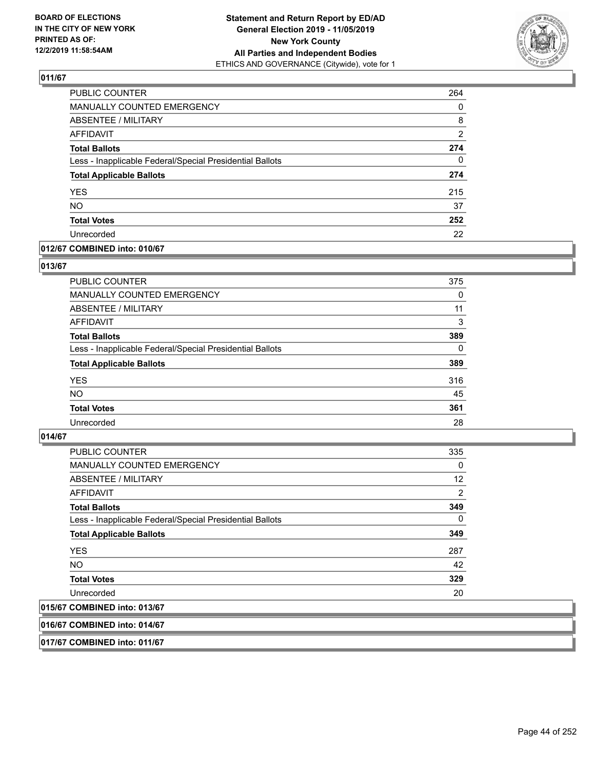## 011/67

| | |
|---|---|
| PUBLIC COUNTER | 264 |
| MANUALLY COUNTED EMERGENCY | 0 |
| ABSENTEE / MILITARY | 8 |
| AFFIDAVIT | 2 |
| **Total Ballots** | **274** |
| Less - Inapplicable Federal/Special Presidential Ballots | 0 |
| **Total Applicable Ballots** | **274** |
| YES | 215 |
| NO | 37 |
| **Total Votes** | **252** |
| Unrecorded | 22 |

## 012/67 COMBINED into: 010/67

## 013/67

| | |
|---|---|
| PUBLIC COUNTER | 375 |
| MANUALLY COUNTED EMERGENCY | 0 |
| ABSENTEE / MILITARY | 11 |
| AFFIDAVIT | 3 |
| **Total Ballots** | **389** |
| Less - Inapplicable Federal/Special Presidential Ballots | 0 |
| **Total Applicable Ballots** | **389** |
| YES | 316 |
| NO | 45 |
| **Total Votes** | **361** |
| Unrecorded | 28 |

## 014/67

| | |
|---|---|
| PUBLIC COUNTER | 335 |
| MANUALLY COUNTED EMERGENCY | 0 |
| ABSENTEE / MILITARY | 12 |
| AFFIDAVIT | 2 |
| **Total Ballots** | **349** |
| Less - Inapplicable Federal/Special Presidential Ballots | 0 |
| **Total Applicable Ballots** | **349** |
| YES | 287 |
| NO | 42 |
| **Total Votes** | **329** |
| Unrecorded | 20 |

## 015/67 COMBINED into: 013/67

## 016/67 COMBINED into: 014/67

## 017/67 COMBINED into: 011/67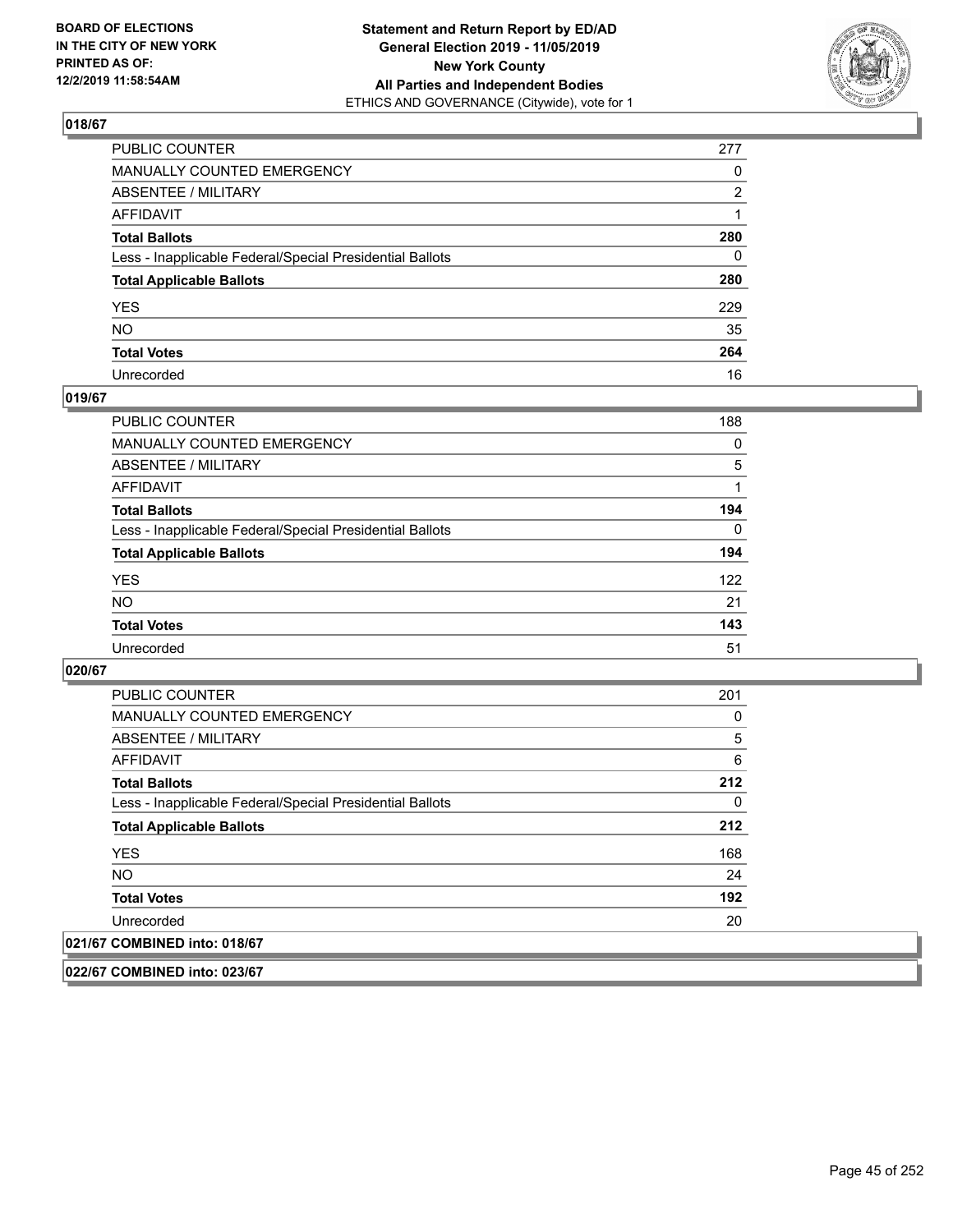## 018/67

| | |
|---|---|
| PUBLIC COUNTER | 277 |
| MANUALLY COUNTED EMERGENCY | 0 |
| ABSENTEE / MILITARY | 2 |
| AFFIDAVIT | 1 |
| **Total Ballots** | **280** |
| Less - Inapplicable Federal/Special Presidential Ballots | 0 |
| **Total Applicable Ballots** | **280** |
| YES | 229 |
| NO | 35 |
| **Total Votes** | **264** |
| Unrecorded | 16 |

## 019/67

| | |
|---|---|
| PUBLIC COUNTER | 188 |
| MANUALLY COUNTED EMERGENCY | 0 |
| ABSENTEE / MILITARY | 5 |
| AFFIDAVIT | 1 |
| **Total Ballots** | **194** |
| Less - Inapplicable Federal/Special Presidential Ballots | 0 |
| **Total Applicable Ballots** | **194** |
| YES | 122 |
| NO | 21 |
| **Total Votes** | **143** |
| Unrecorded | 51 |

## 020/67

| | |
|---|---|
| PUBLIC COUNTER | 201 |
| MANUALLY COUNTED EMERGENCY | 0 |
| ABSENTEE / MILITARY | 5 |
| AFFIDAVIT | 6 |
| **Total Ballots** | **212** |
| Less - Inapplicable Federal/Special Presidential Ballots | 0 |
| **Total Applicable Ballots** | **212** |
| YES | 168 |
| NO | 24 |
| **Total Votes** | **192** |
| Unrecorded | 20 |

## 021/67 COMBINED into: 018/67

## 022/67 COMBINED into: 023/67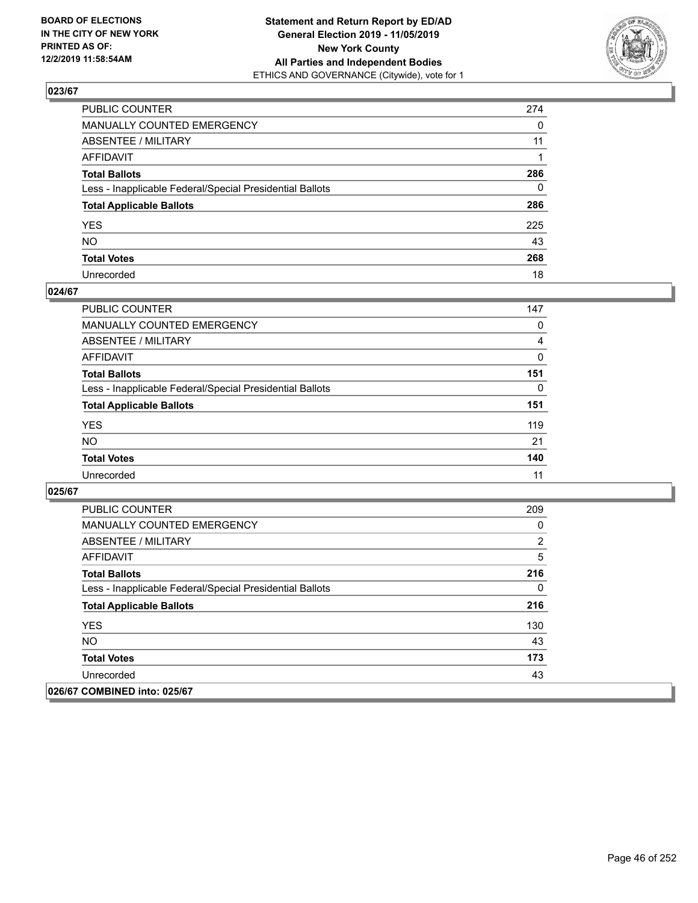**BOARD OF ELECTIONS IN THE CITY OF NEW YORK PRINTED AS OF: 12/2/2019 11:58:54AM**

**Statement and Return Report by ED/AD General Election 2019 - 11/05/2019 New York County All Parties and Independent Bodies**
ETHICS AND GOVERNANCE (Citywide), vote for 1

## 023/67

| | |
|---|---|
| PUBLIC COUNTER | 274 |
| MANUALLY COUNTED EMERGENCY | 0 |
| ABSENTEE / MILITARY | 11 |
| AFFIDAVIT | 1 |
| **Total Ballots** | **286** |
| Less - Inapplicable Federal/Special Presidential Ballots | 0 |
| **Total Applicable Ballots** | **286** |
| YES | 225 |
| NO | 43 |
| **Total Votes** | **268** |
| Unrecorded | 18 |

## 024/67

| | |
|---|---|
| PUBLIC COUNTER | 147 |
| MANUALLY COUNTED EMERGENCY | 0 |
| ABSENTEE / MILITARY | 4 |
| AFFIDAVIT | 0 |
| **Total Ballots** | **151** |
| Less - Inapplicable Federal/Special Presidential Ballots | 0 |
| **Total Applicable Ballots** | **151** |
| YES | 119 |
| NO | 21 |
| **Total Votes** | **140** |
| Unrecorded | 11 |

## 025/67

| | |
|---|---|
| PUBLIC COUNTER | 209 |
| MANUALLY COUNTED EMERGENCY | 0 |
| ABSENTEE / MILITARY | 2 |
| AFFIDAVIT | 5 |
| **Total Ballots** | **216** |
| Less - Inapplicable Federal/Special Presidential Ballots | 0 |
| **Total Applicable Ballots** | **216** |
| YES | 130 |
| NO | 43 |
| **Total Votes** | **173** |
| Unrecorded | 43 |

## 026/67 COMBINED into: 025/67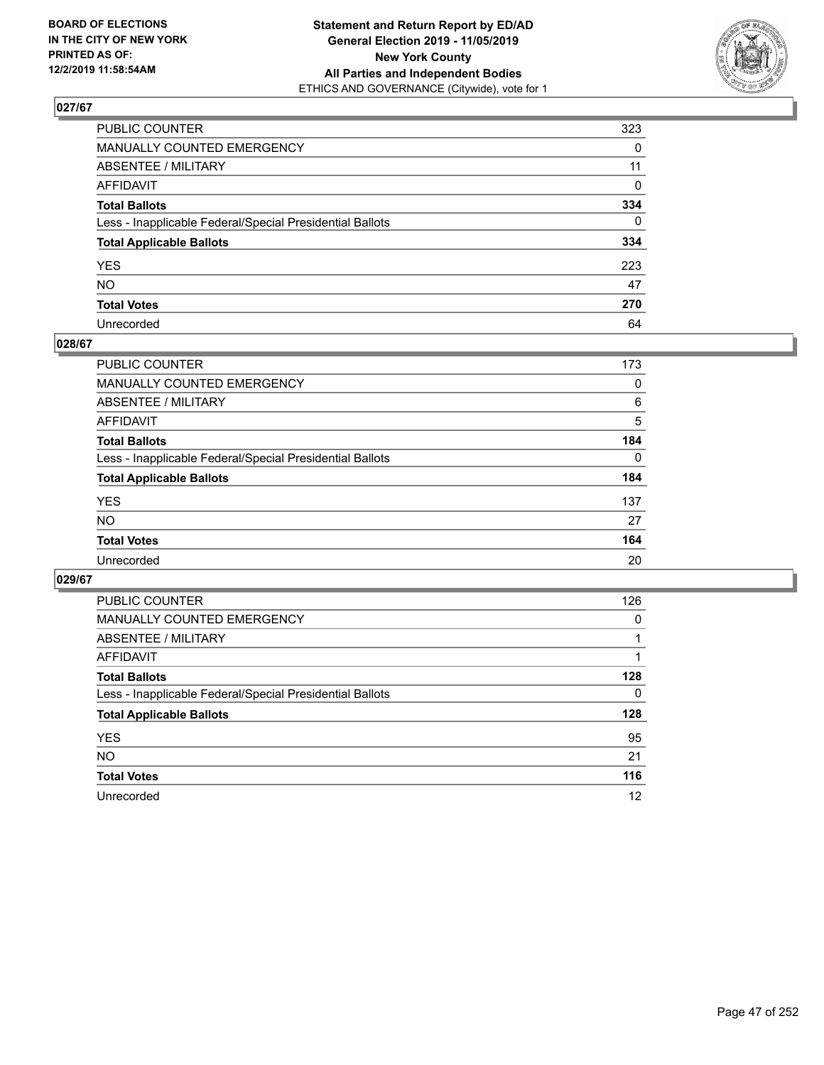**BOARD OF ELECTIONS IN THE CITY OF NEW YORK PRINTED AS OF: 12/2/2019 11:58:54AM**

**Statement and Return Report by ED/AD General Election 2019 - 11/05/2019 New York County All Parties and Independent Bodies**
ETHICS AND GOVERNANCE (Citywide), vote for 1

## 027/67

| | |
|---|---|
| PUBLIC COUNTER | 323 |
| MANUALLY COUNTED EMERGENCY | 0 |
| ABSENTEE / MILITARY | 11 |
| AFFIDAVIT | 0 |
| **Total Ballots** | **334** |
| Less - Inapplicable Federal/Special Presidential Ballots | 0 |
| **Total Applicable Ballots** | **334** |
| YES | 223 |
| NO | 47 |
| **Total Votes** | **270** |
| Unrecorded | 64 |

## 028/67

| | |
|---|---|
| PUBLIC COUNTER | 173 |
| MANUALLY COUNTED EMERGENCY | 0 |
| ABSENTEE / MILITARY | 6 |
| AFFIDAVIT | 5 |
| **Total Ballots** | **184** |
| Less - Inapplicable Federal/Special Presidential Ballots | 0 |
| **Total Applicable Ballots** | **184** |
| YES | 137 |
| NO | 27 |
| **Total Votes** | **164** |
| Unrecorded | 20 |

## 029/67

| | |
|---|---|
| PUBLIC COUNTER | 126 |
| MANUALLY COUNTED EMERGENCY | 0 |
| ABSENTEE / MILITARY | 1 |
| AFFIDAVIT | 1 |
| **Total Ballots** | **128** |
| Less - Inapplicable Federal/Special Presidential Ballots | 0 |
| **Total Applicable Ballots** | **128** |
| YES | 95 |
| NO | 21 |
| **Total Votes** | **116** |
| Unrecorded | 12 |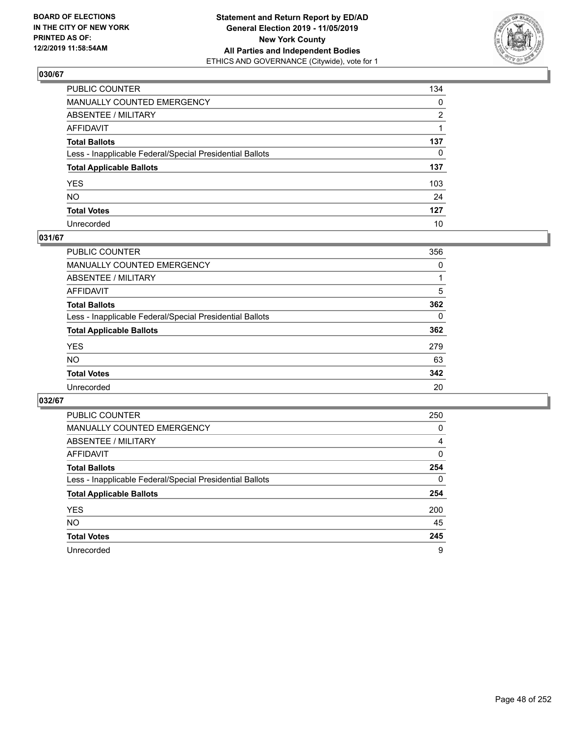**BOARD OF ELECTIONS IN THE CITY OF NEW YORK PRINTED AS OF: 12/2/2019 11:58:54AM**

**Statement and Return Report by ED/AD General Election 2019 - 11/05/2019 New York County All Parties and Independent Bodies**

ETHICS AND GOVERNANCE (Citywide), vote for 1

## 030/67

| | |
|---|---|
| PUBLIC COUNTER | 134 |
| MANUALLY COUNTED EMERGENCY | 0 |
| ABSENTEE / MILITARY | 2 |
| AFFIDAVIT | 1 |
| **Total Ballots** | **137** |
| Less - Inapplicable Federal/Special Presidential Ballots | 0 |
| **Total Applicable Ballots** | **137** |
| YES | 103 |
| NO | 24 |
| **Total Votes** | **127** |
| Unrecorded | 10 |

## 031/67

| | |
|---|---|
| PUBLIC COUNTER | 356 |
| MANUALLY COUNTED EMERGENCY | 0 |
| ABSENTEE / MILITARY | 1 |
| AFFIDAVIT | 5 |
| **Total Ballots** | **362** |
| Less - Inapplicable Federal/Special Presidential Ballots | 0 |
| **Total Applicable Ballots** | **362** |
| YES | 279 |
| NO | 63 |
| **Total Votes** | **342** |
| Unrecorded | 20 |

## 032/67

| | |
|---|---|
| PUBLIC COUNTER | 250 |
| MANUALLY COUNTED EMERGENCY | 0 |
| ABSENTEE / MILITARY | 4 |
| AFFIDAVIT | 0 |
| **Total Ballots** | **254** |
| Less - Inapplicable Federal/Special Presidential Ballots | 0 |
| **Total Applicable Ballots** | **254** |
| YES | 200 |
| NO | 45 |
| **Total Votes** | **245** |
| Unrecorded | 9 |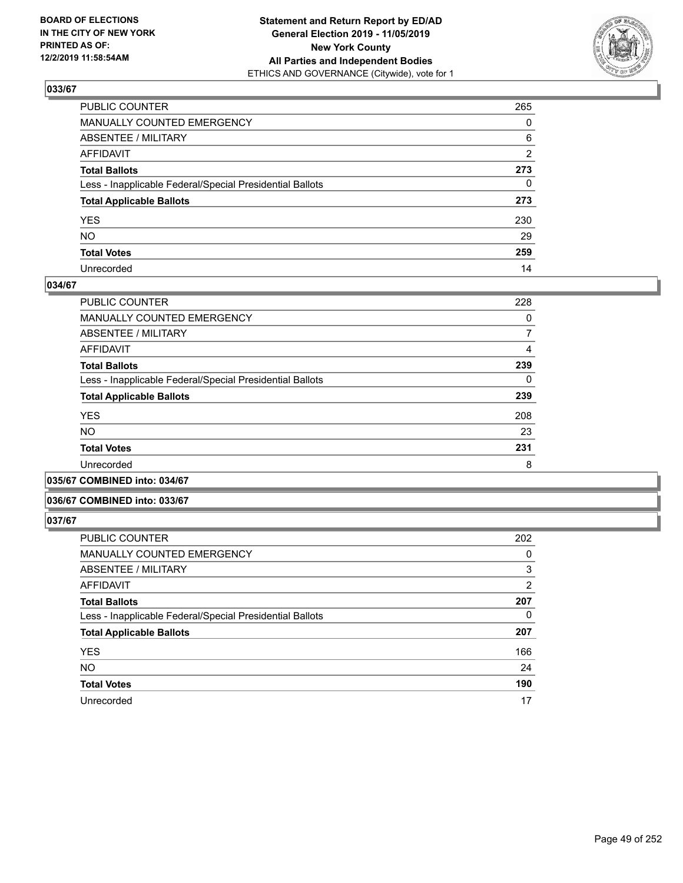BOARD OF ELECTIONS
IN THE CITY OF NEW YORK
PRINTED AS OF:
12/2/2019 11:58:54AM

**Statement and Return Report by ED/AD**
**General Election 2019 - 11/05/2019**
**New York County**
**All Parties and Independent Bodies**
ETHICS AND GOVERNANCE (Citywide), vote for 1

## 033/67

| | |
|---|---|
| PUBLIC COUNTER | 265 |
| MANUALLY COUNTED EMERGENCY | 0 |
| ABSENTEE / MILITARY | 6 |
| AFFIDAVIT | 2 |
| **Total Ballots** | **273** |
| Less - Inapplicable Federal/Special Presidential Ballots | 0 |
| **Total Applicable Ballots** | **273** |
| YES | 230 |
| NO | 29 |
| **Total Votes** | **259** |
| Unrecorded | 14 |

## 034/67

| | |
|---|---|
| PUBLIC COUNTER | 228 |
| MANUALLY COUNTED EMERGENCY | 0 |
| ABSENTEE / MILITARY | 7 |
| AFFIDAVIT | 4 |
| **Total Ballots** | **239** |
| Less - Inapplicable Federal/Special Presidential Ballots | 0 |
| **Total Applicable Ballots** | **239** |
| YES | 208 |
| NO | 23 |
| **Total Votes** | **231** |
| Unrecorded | 8 |

## 035/67 COMBINED into: 034/67

## 036/67 COMBINED into: 033/67

## 037/67

| | |
|---|---|
| PUBLIC COUNTER | 202 |
| MANUALLY COUNTED EMERGENCY | 0 |
| ABSENTEE / MILITARY | 3 |
| AFFIDAVIT | 2 |
| **Total Ballots** | **207** |
| Less - Inapplicable Federal/Special Presidential Ballots | 0 |
| **Total Applicable Ballots** | **207** |
| YES | 166 |
| NO | 24 |
| **Total Votes** | **190** |
| Unrecorded | 17 |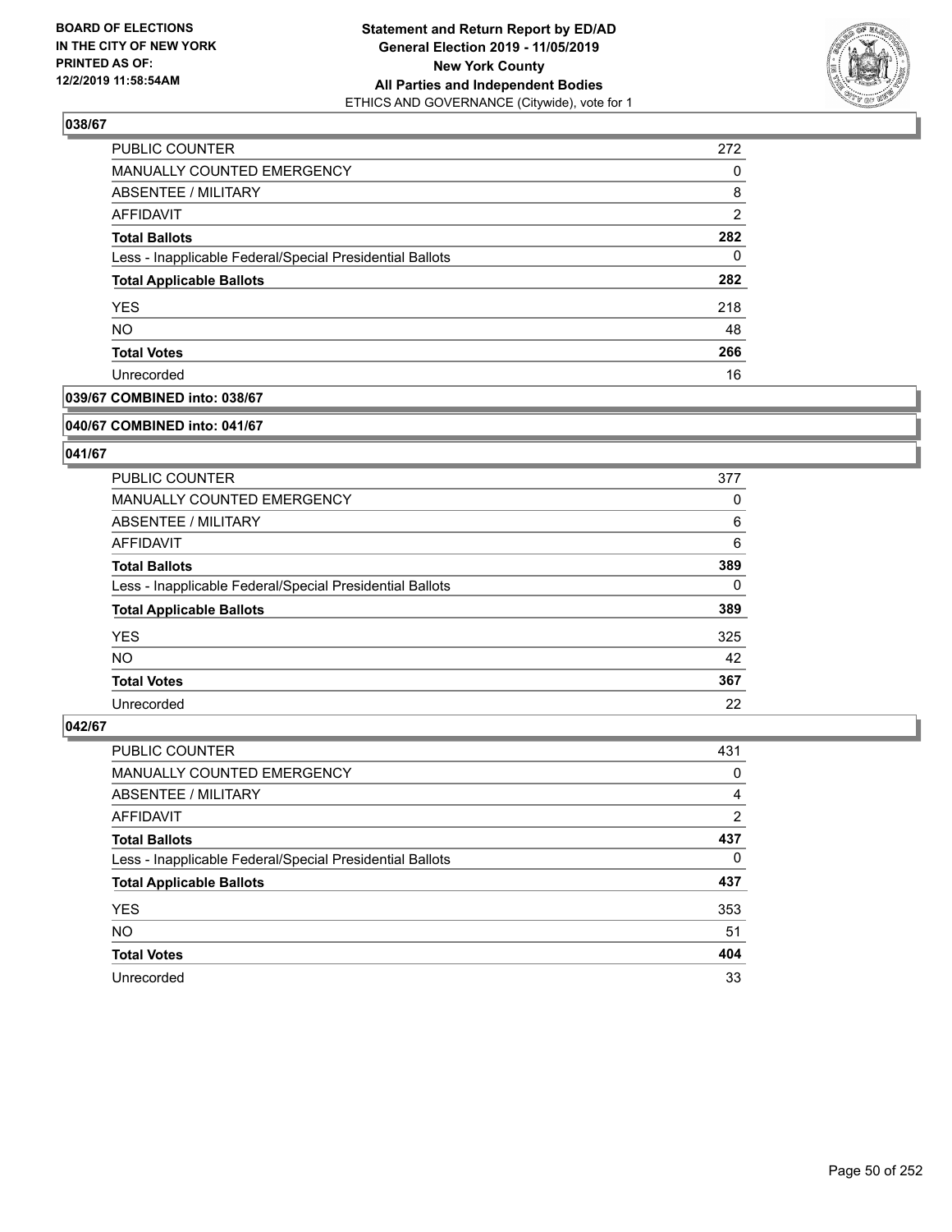**Statement and Return Report by ED/AD**
**General Election 2019 - 11/05/2019**
**New York County**
**All Parties and Independent Bodies**
ETHICS AND GOVERNANCE (Citywide), vote for 1

BOARD OF ELECTIONS IN THE CITY OF NEW YORK PRINTED AS OF: 12/2/2019 11:58:54AM

### 038/67

| | |
|---|---|
| PUBLIC COUNTER | 272 |
| MANUALLY COUNTED EMERGENCY | 0 |
| ABSENTEE / MILITARY | 8 |
| AFFIDAVIT | 2 |
| **Total Ballots** | **282** |
| Less - Inapplicable Federal/Special Presidential Ballots | 0 |
| **Total Applicable Ballots** | **282** |
| YES | 218 |
| NO | 48 |
| **Total Votes** | **266** |
| Unrecorded | 16 |

### 039/67 COMBINED into: 038/67

### 040/67 COMBINED into: 041/67

### 041/67

| | |
|---|---|
| PUBLIC COUNTER | 377 |
| MANUALLY COUNTED EMERGENCY | 0 |
| ABSENTEE / MILITARY | 6 |
| AFFIDAVIT | 6 |
| **Total Ballots** | **389** |
| Less - Inapplicable Federal/Special Presidential Ballots | 0 |
| **Total Applicable Ballots** | **389** |
| YES | 325 |
| NO | 42 |
| **Total Votes** | **367** |
| Unrecorded | 22 |

### 042/67

| | |
|---|---|
| PUBLIC COUNTER | 431 |
| MANUALLY COUNTED EMERGENCY | 0 |
| ABSENTEE / MILITARY | 4 |
| AFFIDAVIT | 2 |
| **Total Ballots** | **437** |
| Less - Inapplicable Federal/Special Presidential Ballots | 0 |
| **Total Applicable Ballots** | **437** |
| YES | 353 |
| NO | 51 |
| **Total Votes** | **404** |
| Unrecorded | 33 |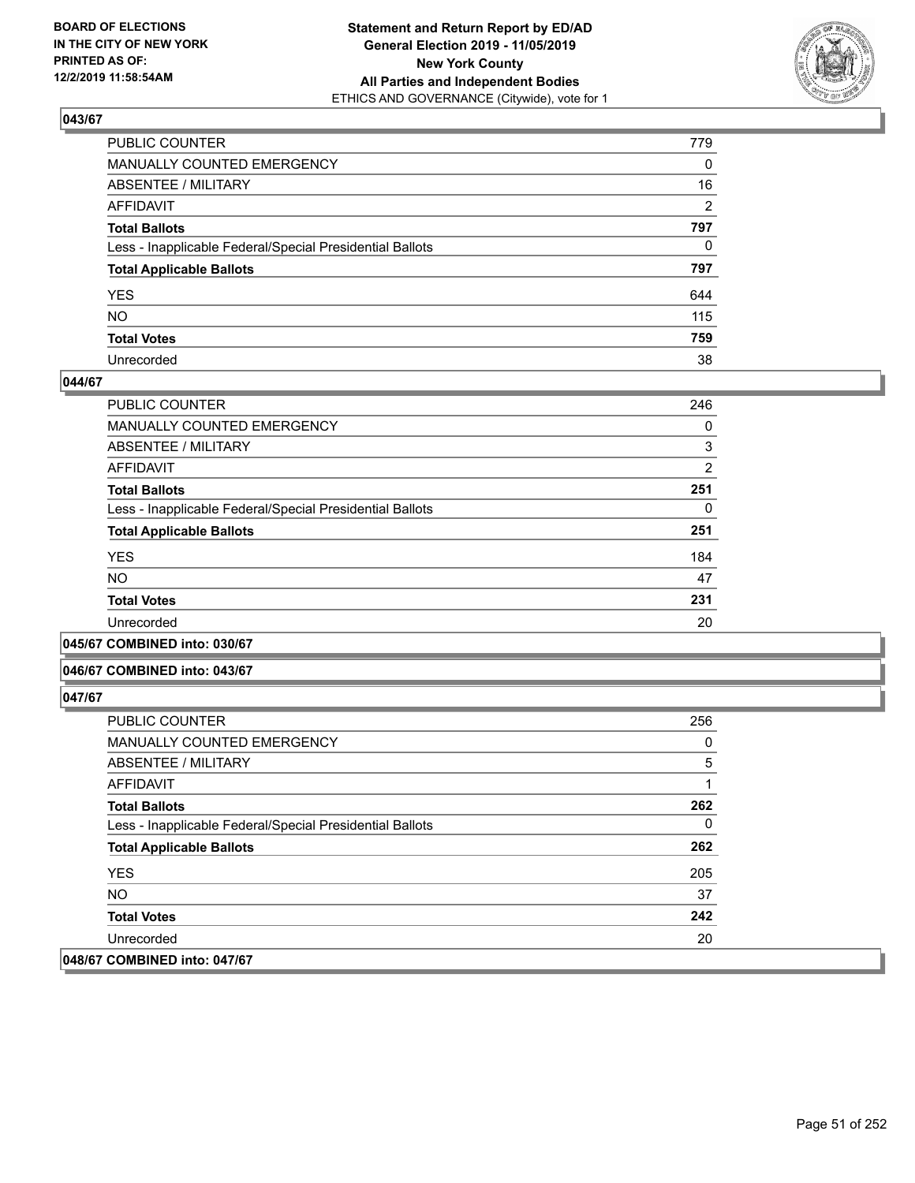## 043/67

| | |
|---|---|
| PUBLIC COUNTER | 779 |
| MANUALLY COUNTED EMERGENCY | 0 |
| ABSENTEE / MILITARY | 16 |
| AFFIDAVIT | 2 |
| **Total Ballots** | **797** |
| Less - Inapplicable Federal/Special Presidential Ballots | 0 |
| **Total Applicable Ballots** | **797** |
| YES | 644 |
| NO | 115 |
| **Total Votes** | **759** |
| Unrecorded | 38 |

## 044/67

| | |
|---|---|
| PUBLIC COUNTER | 246 |
| MANUALLY COUNTED EMERGENCY | 0 |
| ABSENTEE / MILITARY | 3 |
| AFFIDAVIT | 2 |
| **Total Ballots** | **251** |
| Less - Inapplicable Federal/Special Presidential Ballots | 0 |
| **Total Applicable Ballots** | **251** |
| YES | 184 |
| NO | 47 |
| **Total Votes** | **231** |
| Unrecorded | 20 |

## 045/67 COMBINED into: 030/67

## 046/67 COMBINED into: 043/67

## 047/67

| | |
|---|---|
| PUBLIC COUNTER | 256 |
| MANUALLY COUNTED EMERGENCY | 0 |
| ABSENTEE / MILITARY | 5 |
| AFFIDAVIT | 1 |
| **Total Ballots** | **262** |
| Less - Inapplicable Federal/Special Presidential Ballots | 0 |
| **Total Applicable Ballots** | **262** |
| YES | 205 |
| NO | 37 |
| **Total Votes** | **242** |
| Unrecorded | 20 |

## 048/67 COMBINED into: 047/67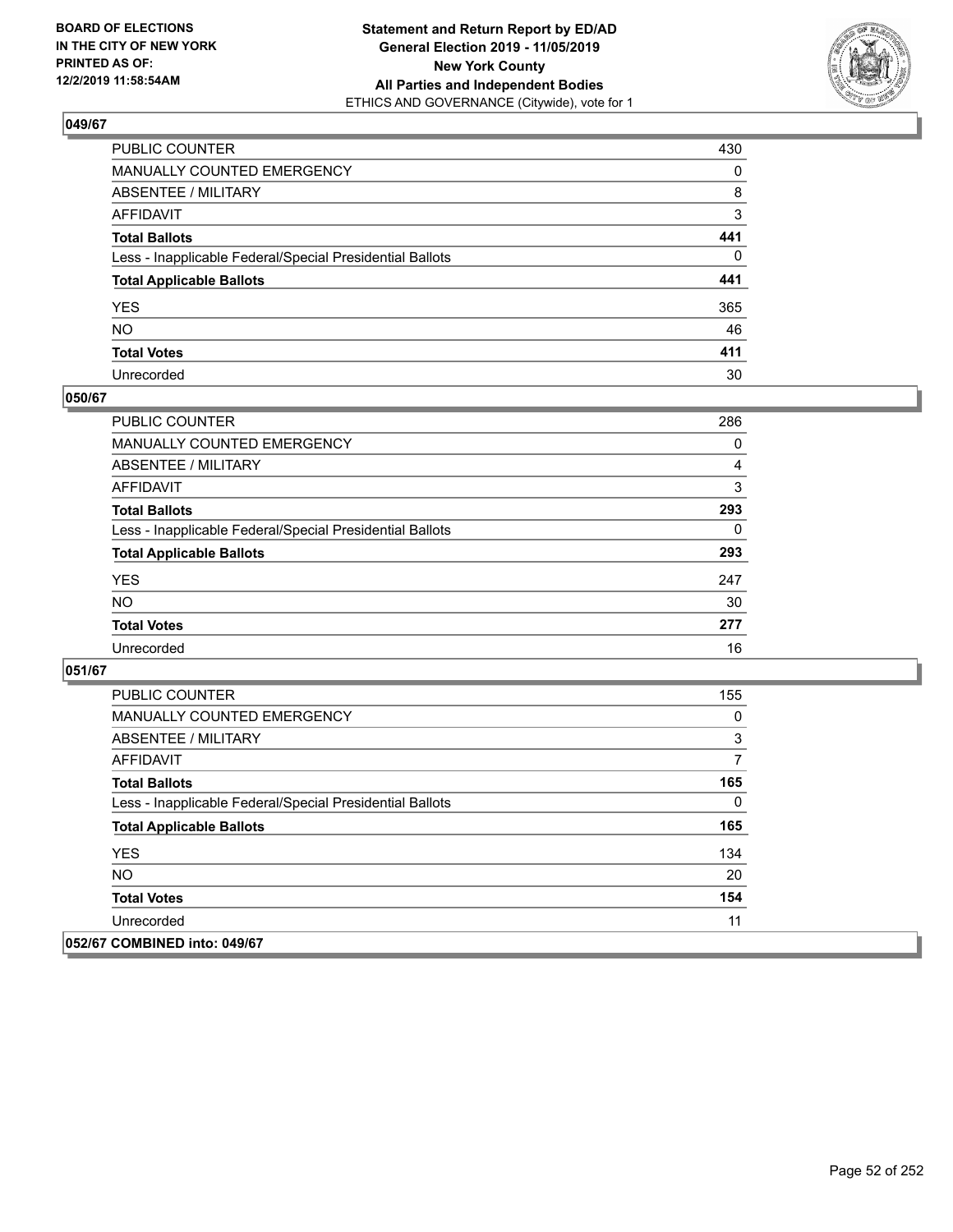## 049/67

| | |
|---|---|
| PUBLIC COUNTER | 430 |
| MANUALLY COUNTED EMERGENCY | 0 |
| ABSENTEE / MILITARY | 8 |
| AFFIDAVIT | 3 |
| **Total Ballots** | **441** |
| Less - Inapplicable Federal/Special Presidential Ballots | 0 |
| **Total Applicable Ballots** | **441** |
| YES | 365 |
| NO | 46 |
| **Total Votes** | **411** |
| Unrecorded | 30 |

## 050/67

| | |
|---|---|
| PUBLIC COUNTER | 286 |
| MANUALLY COUNTED EMERGENCY | 0 |
| ABSENTEE / MILITARY | 4 |
| AFFIDAVIT | 3 |
| **Total Ballots** | **293** |
| Less - Inapplicable Federal/Special Presidential Ballots | 0 |
| **Total Applicable Ballots** | **293** |
| YES | 247 |
| NO | 30 |
| **Total Votes** | **277** |
| Unrecorded | 16 |

## 051/67

| | |
|---|---|
| PUBLIC COUNTER | 155 |
| MANUALLY COUNTED EMERGENCY | 0 |
| ABSENTEE / MILITARY | 3 |
| AFFIDAVIT | 7 |
| **Total Ballots** | **165** |
| Less - Inapplicable Federal/Special Presidential Ballots | 0 |
| **Total Applicable Ballots** | **165** |
| YES | 134 |
| NO | 20 |
| **Total Votes** | **154** |
| Unrecorded | 11 |

## 052/67 COMBINED into: 049/67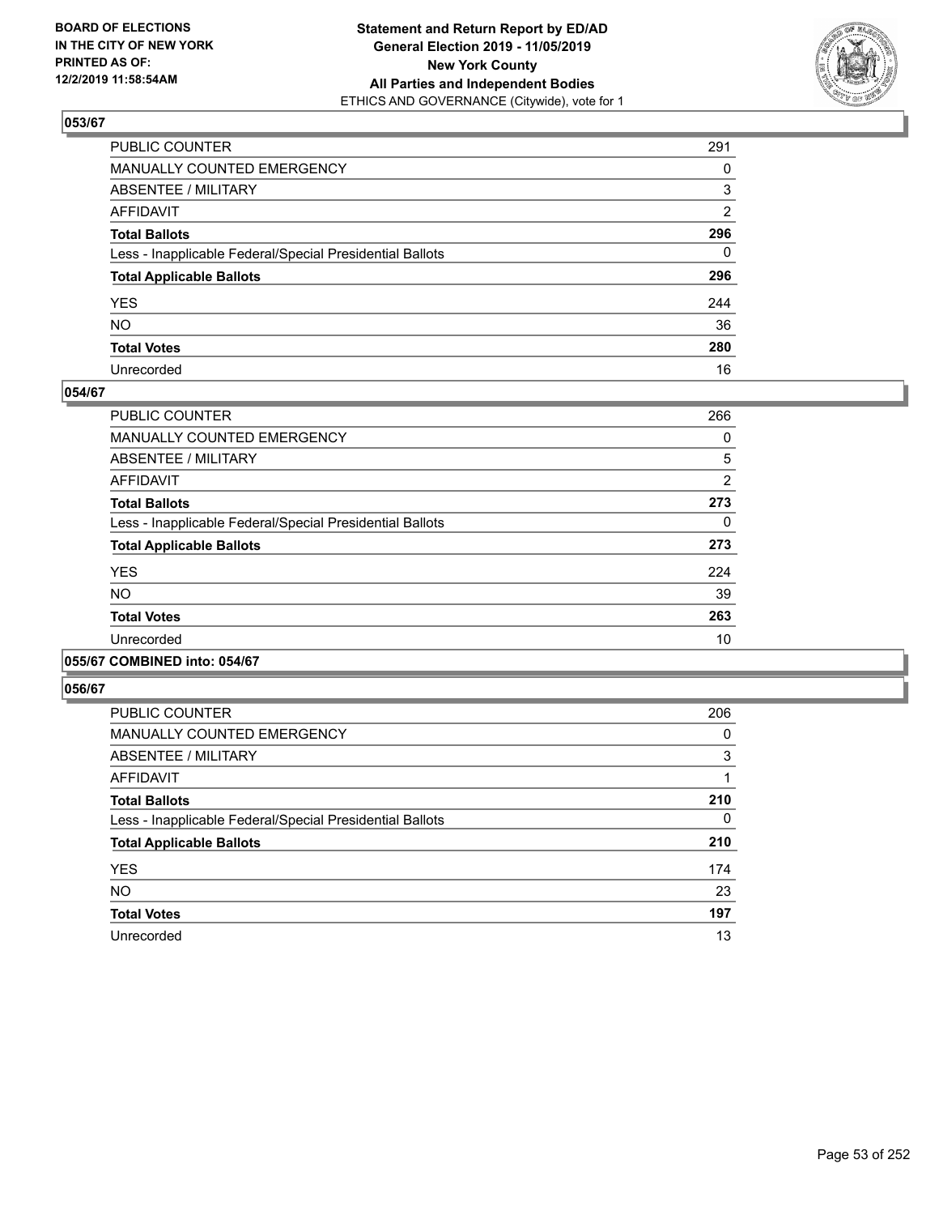**BOARD OF ELECTIONS IN THE CITY OF NEW YORK PRINTED AS OF: 12/2/2019 11:58:54AM**

**Statement and Return Report by ED/AD General Election 2019 - 11/05/2019 New York County All Parties and Independent Bodies**
ETHICS AND GOVERNANCE (Citywide), vote for 1

## 053/67

| | |
|---|---|
| PUBLIC COUNTER | 291 |
| MANUALLY COUNTED EMERGENCY | 0 |
| ABSENTEE / MILITARY | 3 |
| AFFIDAVIT | 2 |
| **Total Ballots** | **296** |
| Less - Inapplicable Federal/Special Presidential Ballots | 0 |
| **Total Applicable Ballots** | **296** |
| YES | 244 |
| NO | 36 |
| **Total Votes** | **280** |
| Unrecorded | 16 |

## 054/67

| | |
|---|---|
| PUBLIC COUNTER | 266 |
| MANUALLY COUNTED EMERGENCY | 0 |
| ABSENTEE / MILITARY | 5 |
| AFFIDAVIT | 2 |
| **Total Ballots** | **273** |
| Less - Inapplicable Federal/Special Presidential Ballots | 0 |
| **Total Applicable Ballots** | **273** |
| YES | 224 |
| NO | 39 |
| **Total Votes** | **263** |
| Unrecorded | 10 |

## 055/67 COMBINED into: 054/67

## 056/67

| | |
|---|---|
| PUBLIC COUNTER | 206 |
| MANUALLY COUNTED EMERGENCY | 0 |
| ABSENTEE / MILITARY | 3 |
| AFFIDAVIT | 1 |
| **Total Ballots** | **210** |
| Less - Inapplicable Federal/Special Presidential Ballots | 0 |
| **Total Applicable Ballots** | **210** |
| YES | 174 |
| NO | 23 |
| **Total Votes** | **197** |
| Unrecorded | 13 |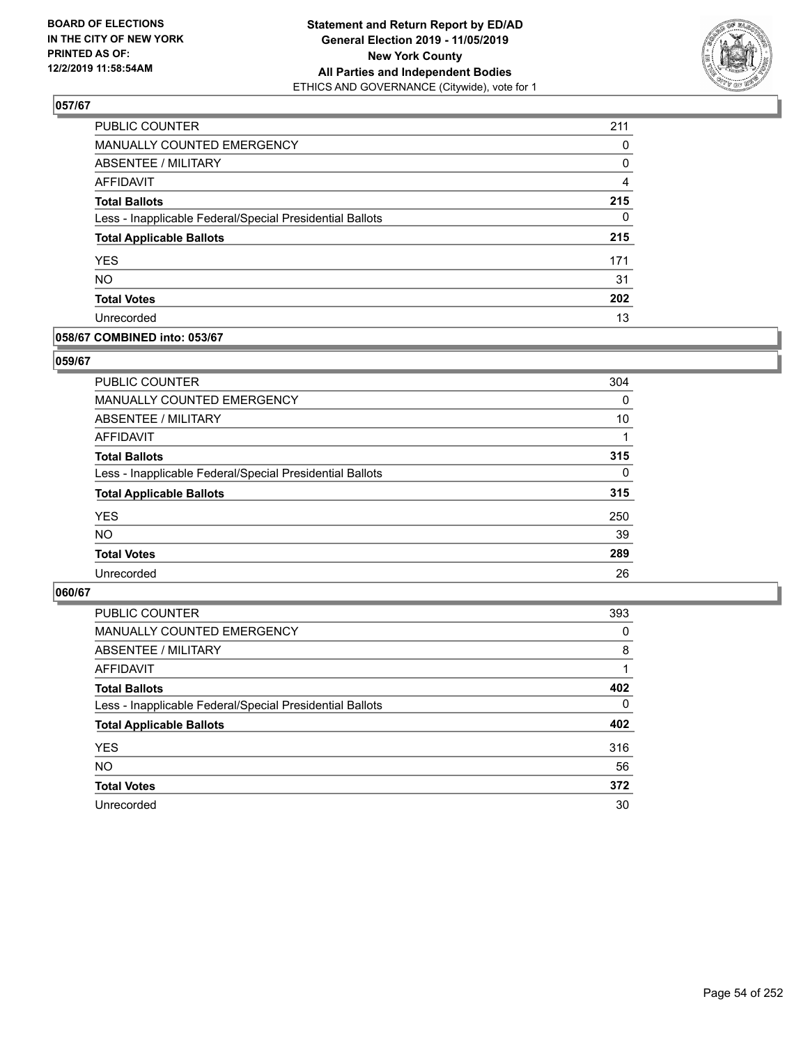## 057/67

| | |
|---|---|
| PUBLIC COUNTER | 211 |
| MANUALLY COUNTED EMERGENCY | 0 |
| ABSENTEE / MILITARY | 0 |
| AFFIDAVIT | 4 |
| **Total Ballots** | **215** |
| Less - Inapplicable Federal/Special Presidential Ballots | 0 |
| **Total Applicable Ballots** | **215** |
| YES | 171 |
| NO | 31 |
| **Total Votes** | **202** |
| Unrecorded | 13 |

## 058/67 COMBINED into: 053/67

## 059/67

| | |
|---|---|
| PUBLIC COUNTER | 304 |
| MANUALLY COUNTED EMERGENCY | 0 |
| ABSENTEE / MILITARY | 10 |
| AFFIDAVIT | 1 |
| **Total Ballots** | **315** |
| Less - Inapplicable Federal/Special Presidential Ballots | 0 |
| **Total Applicable Ballots** | **315** |
| YES | 250 |
| NO | 39 |
| **Total Votes** | **289** |
| Unrecorded | 26 |

## 060/67

| | |
|---|---|
| PUBLIC COUNTER | 393 |
| MANUALLY COUNTED EMERGENCY | 0 |
| ABSENTEE / MILITARY | 8 |
| AFFIDAVIT | 1 |
| **Total Ballots** | **402** |
| Less - Inapplicable Federal/Special Presidential Ballots | 0 |
| **Total Applicable Ballots** | **402** |
| YES | 316 |
| NO | 56 |
| **Total Votes** | **372** |
| Unrecorded | 30 |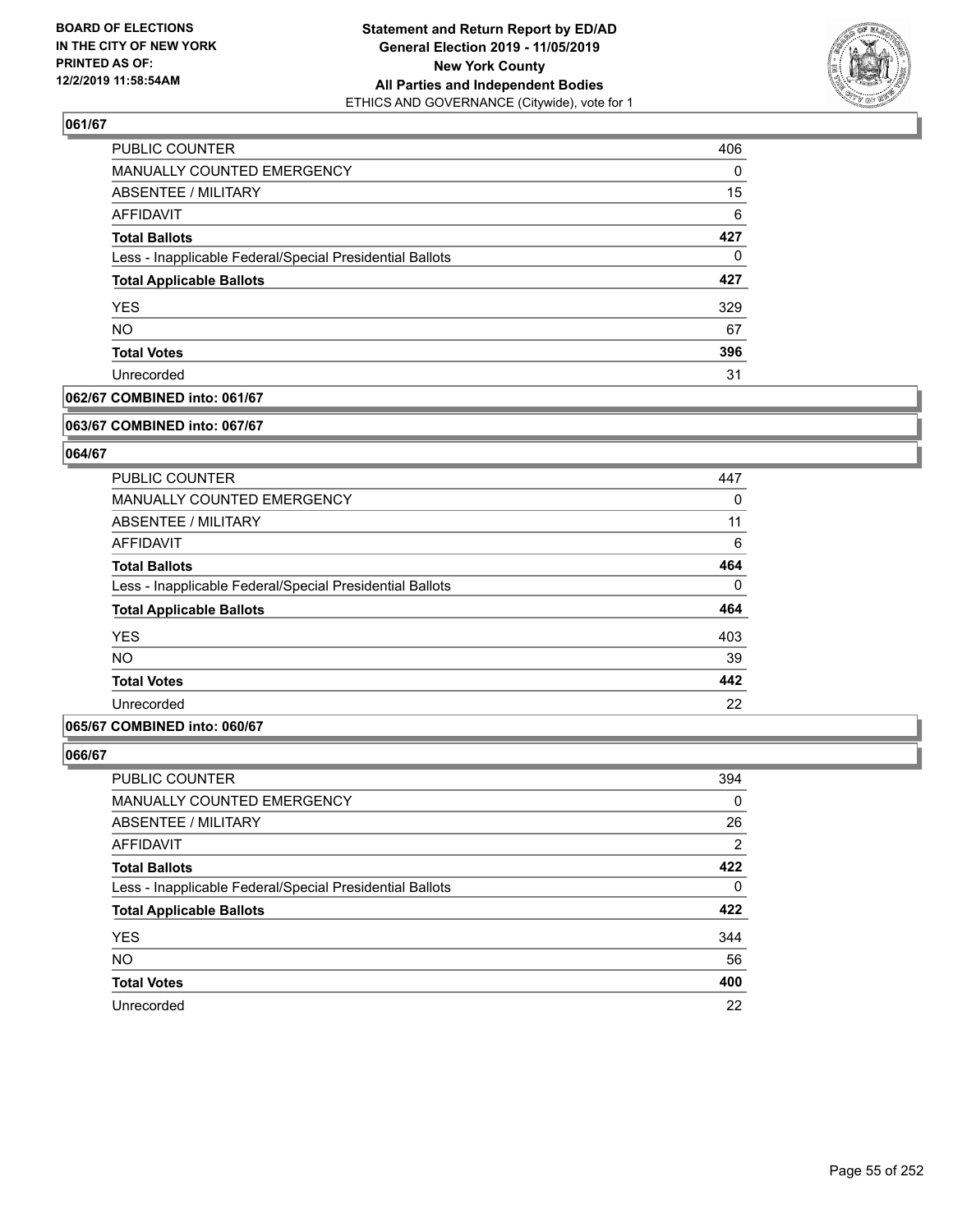**Statement and Return Report by ED/AD**
**General Election 2019 - 11/05/2019**
**New York County**
**All Parties and Independent Bodies**
ETHICS AND GOVERNANCE (Citywide), vote for 1

BOARD OF ELECTIONS
IN THE CITY OF NEW YORK
PRINTED AS OF:
12/2/2019 11:58:54AM

### 061/67

| | |
|---|---|
| PUBLIC COUNTER | 406 |
| MANUALLY COUNTED EMERGENCY | 0 |
| ABSENTEE / MILITARY | 15 |
| AFFIDAVIT | 6 |
| **Total Ballots** | **427** |
| Less - Inapplicable Federal/Special Presidential Ballots | 0 |
| **Total Applicable Ballots** | **427** |
| YES | 329 |
| NO | 67 |
| **Total Votes** | **396** |
| Unrecorded | 31 |

### 062/67 COMBINED into: 061/67

### 063/67 COMBINED into: 067/67

### 064/67

| | |
|---|---|
| PUBLIC COUNTER | 447 |
| MANUALLY COUNTED EMERGENCY | 0 |
| ABSENTEE / MILITARY | 11 |
| AFFIDAVIT | 6 |
| **Total Ballots** | **464** |
| Less - Inapplicable Federal/Special Presidential Ballots | 0 |
| **Total Applicable Ballots** | **464** |
| YES | 403 |
| NO | 39 |
| **Total Votes** | **442** |
| Unrecorded | 22 |

### 065/67 COMBINED into: 060/67

### 066/67

| | |
|---|---|
| PUBLIC COUNTER | 394 |
| MANUALLY COUNTED EMERGENCY | 0 |
| ABSENTEE / MILITARY | 26 |
| AFFIDAVIT | 2 |
| **Total Ballots** | **422** |
| Less - Inapplicable Federal/Special Presidential Ballots | 0 |
| **Total Applicable Ballots** | **422** |
| YES | 344 |
| NO | 56 |
| **Total Votes** | **400** |
| Unrecorded | 22 |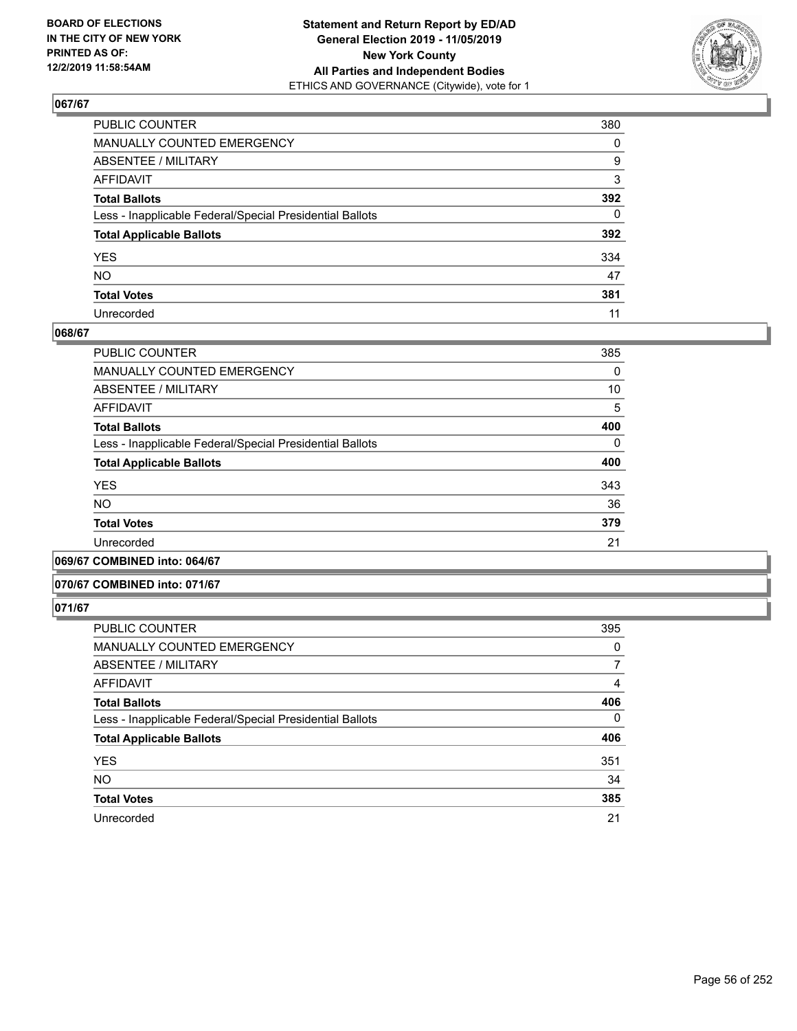**BOARD OF ELECTIONS IN THE CITY OF NEW YORK PRINTED AS OF: 12/2/2019 11:58:54AM**

**Statement and Return Report by ED/AD General Election 2019 - 11/05/2019 New York County All Parties and Independent Bodies**
ETHICS AND GOVERNANCE (Citywide), vote for 1

### 067/67

| | |
|---|---|
| PUBLIC COUNTER | 380 |
| MANUALLY COUNTED EMERGENCY | 0 |
| ABSENTEE / MILITARY | 9 |
| AFFIDAVIT | 3 |
| **Total Ballots** | **392** |
| Less - Inapplicable Federal/Special Presidential Ballots | 0 |
| **Total Applicable Ballots** | **392** |
| YES | 334 |
| NO | 47 |
| **Total Votes** | **381** |
| Unrecorded | 11 |

### 068/67

| | |
|---|---|
| PUBLIC COUNTER | 385 |
| MANUALLY COUNTED EMERGENCY | 0 |
| ABSENTEE / MILITARY | 10 |
| AFFIDAVIT | 5 |
| **Total Ballots** | **400** |
| Less - Inapplicable Federal/Special Presidential Ballots | 0 |
| **Total Applicable Ballots** | **400** |
| YES | 343 |
| NO | 36 |
| **Total Votes** | **379** |
| Unrecorded | 21 |

### 069/67 COMBINED into: 064/67

### 070/67 COMBINED into: 071/67

### 071/67

| | |
|---|---|
| PUBLIC COUNTER | 395 |
| MANUALLY COUNTED EMERGENCY | 0 |
| ABSENTEE / MILITARY | 7 |
| AFFIDAVIT | 4 |
| **Total Ballots** | **406** |
| Less - Inapplicable Federal/Special Presidential Ballots | 0 |
| **Total Applicable Ballots** | **406** |
| YES | 351 |
| NO | 34 |
| **Total Votes** | **385** |
| Unrecorded | 21 |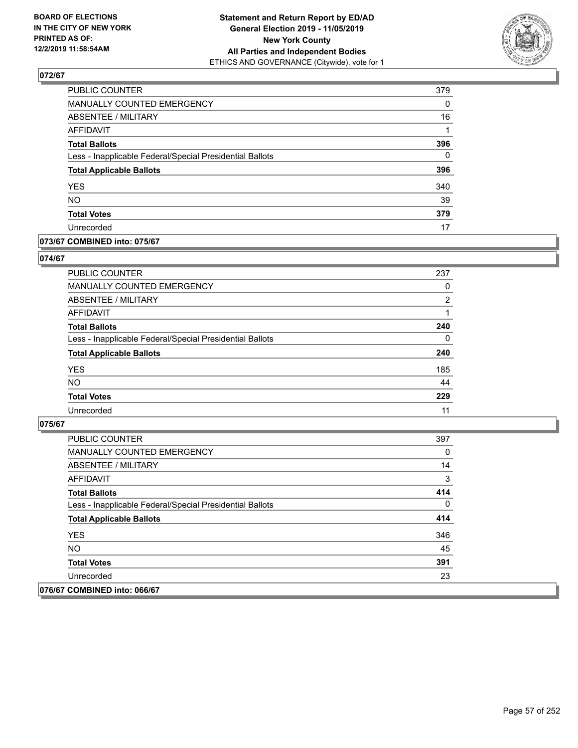**BOARD OF ELECTIONS IN THE CITY OF NEW YORK PRINTED AS OF: 12/2/2019 11:58:54AM**

**Statement and Return Report by ED/AD General Election 2019 - 11/05/2019 New York County All Parties and Independent Bodies**
ETHICS AND GOVERNANCE (Citywide), vote for 1

### 072/67

| | |
|---|---|
| PUBLIC COUNTER | 379 |
| MANUALLY COUNTED EMERGENCY | 0 |
| ABSENTEE / MILITARY | 16 |
| AFFIDAVIT | 1 |
| **Total Ballots** | **396** |
| Less - Inapplicable Federal/Special Presidential Ballots | 0 |
| **Total Applicable Ballots** | **396** |
| YES | 340 |
| NO | 39 |
| **Total Votes** | **379** |
| Unrecorded | 17 |

### 073/67 COMBINED into: 075/67

### 074/67

| | |
|---|---|
| PUBLIC COUNTER | 237 |
| MANUALLY COUNTED EMERGENCY | 0 |
| ABSENTEE / MILITARY | 2 |
| AFFIDAVIT | 1 |
| **Total Ballots** | **240** |
| Less - Inapplicable Federal/Special Presidential Ballots | 0 |
| **Total Applicable Ballots** | **240** |
| YES | 185 |
| NO | 44 |
| **Total Votes** | **229** |
| Unrecorded | 11 |

### 075/67

| | |
|---|---|
| PUBLIC COUNTER | 397 |
| MANUALLY COUNTED EMERGENCY | 0 |
| ABSENTEE / MILITARY | 14 |
| AFFIDAVIT | 3 |
| **Total Ballots** | **414** |
| Less - Inapplicable Federal/Special Presidential Ballots | 0 |
| **Total Applicable Ballots** | **414** |
| YES | 346 |
| NO | 45 |
| **Total Votes** | **391** |
| Unrecorded | 23 |

### 076/67 COMBINED into: 066/67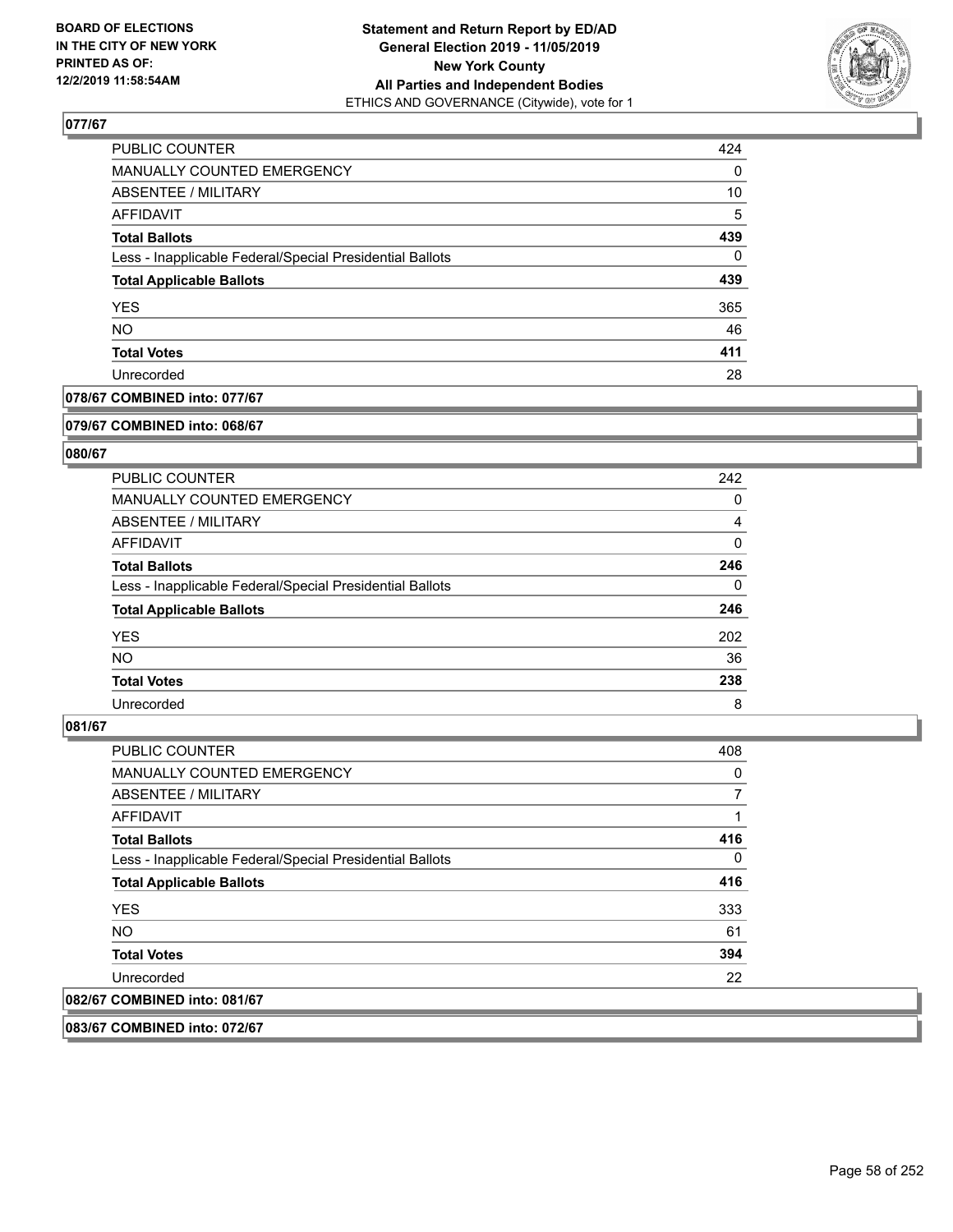**Statement and Return Report by ED/AD**
**General Election 2019 - 11/05/2019**
**New York County**
**All Parties and Independent Bodies**
ETHICS AND GOVERNANCE (Citywide), vote for 1

### 077/67

| | |
|---|---|
| PUBLIC COUNTER | 424 |
| MANUALLY COUNTED EMERGENCY | 0 |
| ABSENTEE / MILITARY | 10 |
| AFFIDAVIT | 5 |
| **Total Ballots** | **439** |
| Less - Inapplicable Federal/Special Presidential Ballots | 0 |
| **Total Applicable Ballots** | **439** |
| YES | 365 |
| NO | 46 |
| **Total Votes** | **411** |
| Unrecorded | 28 |

**078/67 COMBINED into: 077/67**

**079/67 COMBINED into: 068/67**

### 080/67

| | |
|---|---|
| PUBLIC COUNTER | 242 |
| MANUALLY COUNTED EMERGENCY | 0 |
| ABSENTEE / MILITARY | 4 |
| AFFIDAVIT | 0 |
| **Total Ballots** | **246** |
| Less - Inapplicable Federal/Special Presidential Ballots | 0 |
| **Total Applicable Ballots** | **246** |
| YES | 202 |
| NO | 36 |
| **Total Votes** | **238** |
| Unrecorded | 8 |

### 081/67

| | |
|---|---|
| PUBLIC COUNTER | 408 |
| MANUALLY COUNTED EMERGENCY | 0 |
| ABSENTEE / MILITARY | 7 |
| AFFIDAVIT | 1 |
| **Total Ballots** | **416** |
| Less - Inapplicable Federal/Special Presidential Ballots | 0 |
| **Total Applicable Ballots** | **416** |
| YES | 333 |
| NO | 61 |
| **Total Votes** | **394** |
| Unrecorded | 22 |

**082/67 COMBINED into: 081/67**

**083/67 COMBINED into: 072/67**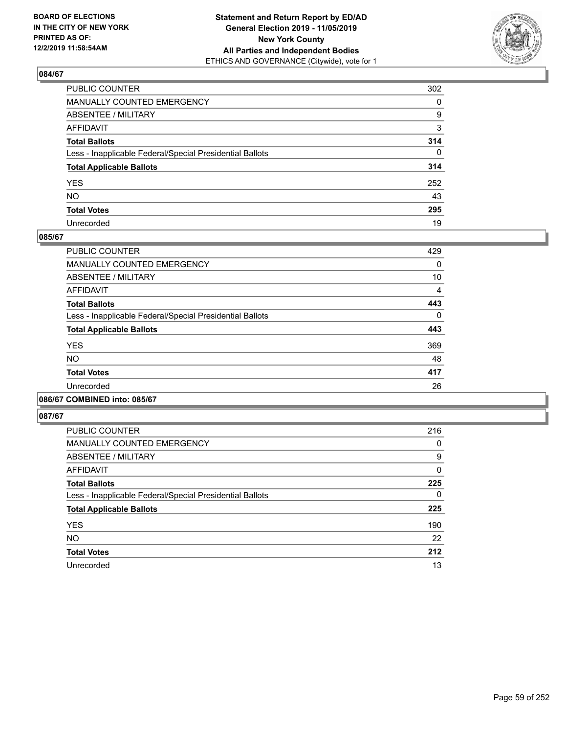**BOARD OF ELECTIONS IN THE CITY OF NEW YORK PRINTED AS OF: 12/2/2019 11:58:54AM**

**Statement and Return Report by ED/AD General Election 2019 - 11/05/2019 New York County All Parties and Independent Bodies** ETHICS AND GOVERNANCE (Citywide), vote for 1

### 084/67

| | |
|---|---|
| PUBLIC COUNTER | 302 |
| MANUALLY COUNTED EMERGENCY | 0 |
| ABSENTEE / MILITARY | 9 |
| AFFIDAVIT | 3 |
| **Total Ballots** | **314** |
| Less - Inapplicable Federal/Special Presidential Ballots | 0 |
| **Total Applicable Ballots** | **314** |
| YES | 252 |
| NO | 43 |
| **Total Votes** | **295** |
| Unrecorded | 19 |

### 085/67

| | |
|---|---|
| PUBLIC COUNTER | 429 |
| MANUALLY COUNTED EMERGENCY | 0 |
| ABSENTEE / MILITARY | 10 |
| AFFIDAVIT | 4 |
| **Total Ballots** | **443** |
| Less - Inapplicable Federal/Special Presidential Ballots | 0 |
| **Total Applicable Ballots** | **443** |
| YES | 369 |
| NO | 48 |
| **Total Votes** | **417** |
| Unrecorded | 26 |

### 086/67 COMBINED into: 085/67

### 087/67

| | |
|---|---|
| PUBLIC COUNTER | 216 |
| MANUALLY COUNTED EMERGENCY | 0 |
| ABSENTEE / MILITARY | 9 |
| AFFIDAVIT | 0 |
| **Total Ballots** | **225** |
| Less - Inapplicable Federal/Special Presidential Ballots | 0 |
| **Total Applicable Ballots** | **225** |
| YES | 190 |
| NO | 22 |
| **Total Votes** | **212** |
| Unrecorded | 13 |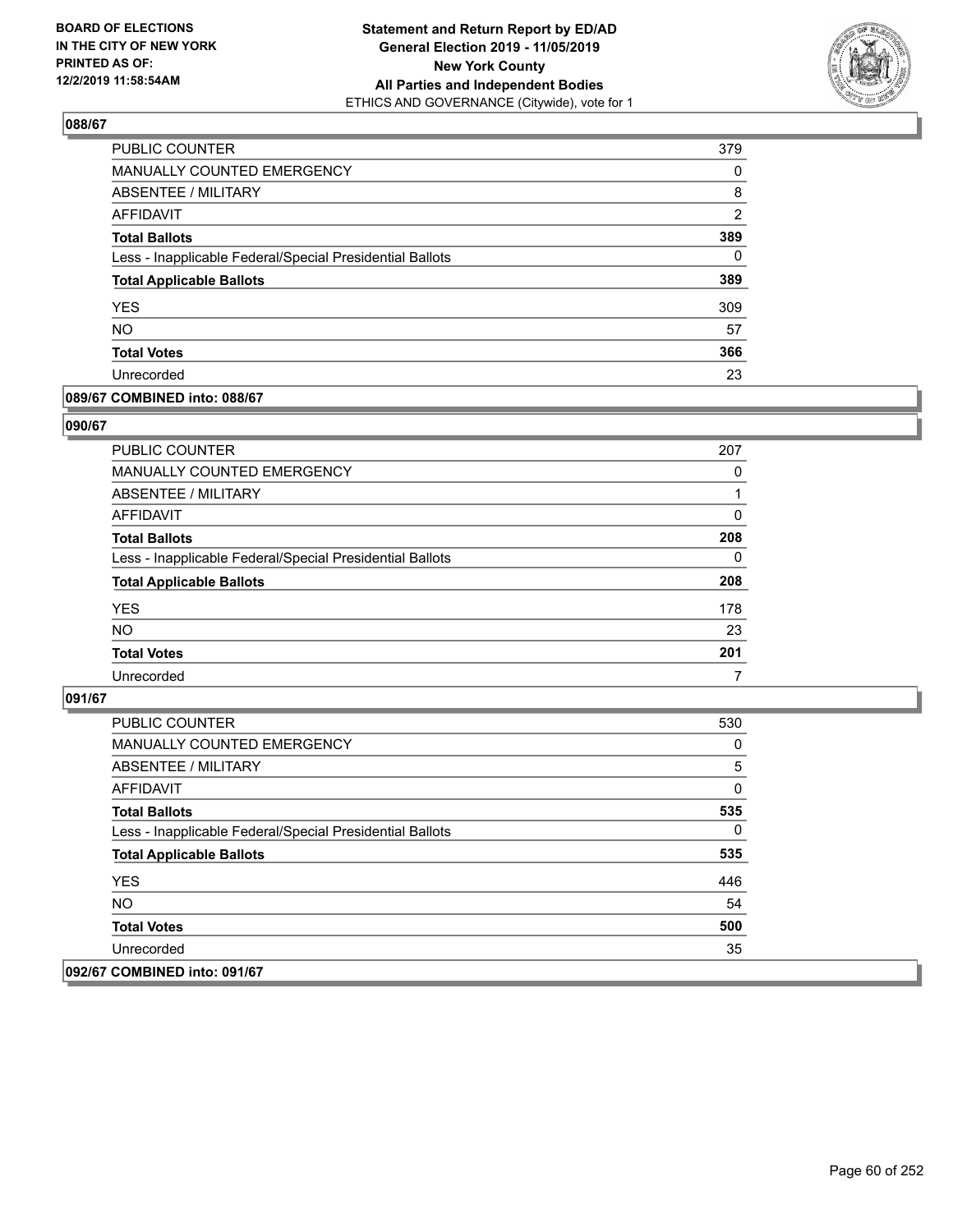**Statement and Return Report by ED/AD**
**General Election 2019 - 11/05/2019**
**New York County**
**All Parties and Independent Bodies**
ETHICS AND GOVERNANCE (Citywide), vote for 1

BOARD OF ELECTIONS IN THE CITY OF NEW YORK PRINTED AS OF: 12/2/2019 11:58:54AM

**088/67**

| | |
|---|---|
| PUBLIC COUNTER | 379 |
| MANUALLY COUNTED EMERGENCY | 0 |
| ABSENTEE / MILITARY | 8 |
| AFFIDAVIT | 2 |
| **Total Ballots** | **389** |
| Less - Inapplicable Federal/Special Presidential Ballots | 0 |
| **Total Applicable Ballots** | **389** |
| YES | 309 |
| NO | 57 |
| **Total Votes** | **366** |
| Unrecorded | 23 |

**089/67 COMBINED into: 088/67**

**090/67**

| | |
|---|---|
| PUBLIC COUNTER | 207 |
| MANUALLY COUNTED EMERGENCY | 0 |
| ABSENTEE / MILITARY | 1 |
| AFFIDAVIT | 0 |
| **Total Ballots** | **208** |
| Less - Inapplicable Federal/Special Presidential Ballots | 0 |
| **Total Applicable Ballots** | **208** |
| YES | 178 |
| NO | 23 |
| **Total Votes** | **201** |
| Unrecorded | 7 |

**091/67**

| | |
|---|---|
| PUBLIC COUNTER | 530 |
| MANUALLY COUNTED EMERGENCY | 0 |
| ABSENTEE / MILITARY | 5 |
| AFFIDAVIT | 0 |
| **Total Ballots** | **535** |
| Less - Inapplicable Federal/Special Presidential Ballots | 0 |
| **Total Applicable Ballots** | **535** |
| YES | 446 |
| NO | 54 |
| **Total Votes** | **500** |
| Unrecorded | 35 |

**092/67 COMBINED into: 091/67**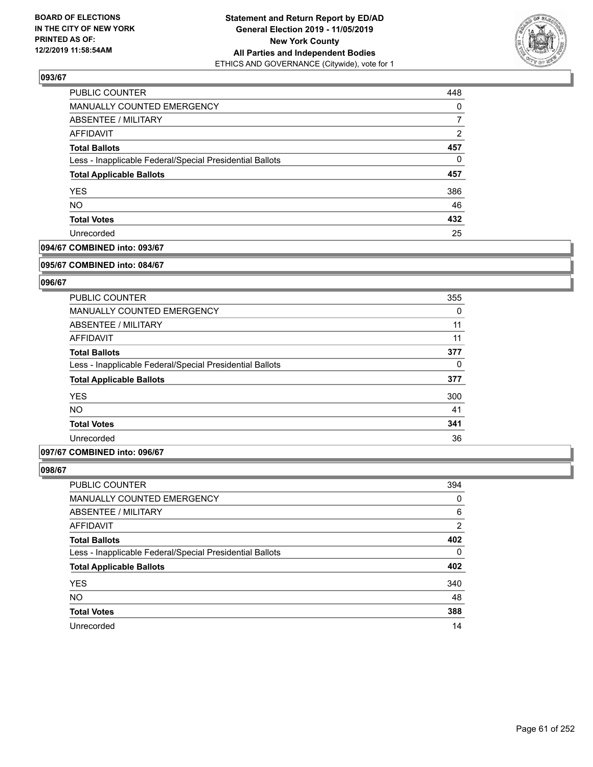## 093/67

| | |
|---|---|
| PUBLIC COUNTER | 448 |
| MANUALLY COUNTED EMERGENCY | 0 |
| ABSENTEE / MILITARY | 7 |
| AFFIDAVIT | 2 |
| **Total Ballots** | **457** |
| Less - Inapplicable Federal/Special Presidential Ballots | 0 |
| **Total Applicable Ballots** | **457** |
| YES | 386 |
| NO | 46 |
| **Total Votes** | **432** |
| Unrecorded | 25 |

## 094/67 COMBINED into: 093/67

## 095/67 COMBINED into: 084/67

## 096/67

| | |
|---|---|
| PUBLIC COUNTER | 355 |
| MANUALLY COUNTED EMERGENCY | 0 |
| ABSENTEE / MILITARY | 11 |
| AFFIDAVIT | 11 |
| **Total Ballots** | **377** |
| Less - Inapplicable Federal/Special Presidential Ballots | 0 |
| **Total Applicable Ballots** | **377** |
| YES | 300 |
| NO | 41 |
| **Total Votes** | **341** |
| Unrecorded | 36 |

## 097/67 COMBINED into: 096/67

## 098/67

| | |
|---|---|
| PUBLIC COUNTER | 394 |
| MANUALLY COUNTED EMERGENCY | 0 |
| ABSENTEE / MILITARY | 6 |
| AFFIDAVIT | 2 |
| **Total Ballots** | **402** |
| Less - Inapplicable Federal/Special Presidential Ballots | 0 |
| **Total Applicable Ballots** | **402** |
| YES | 340 |
| NO | 48 |
| **Total Votes** | **388** |
| Unrecorded | 14 |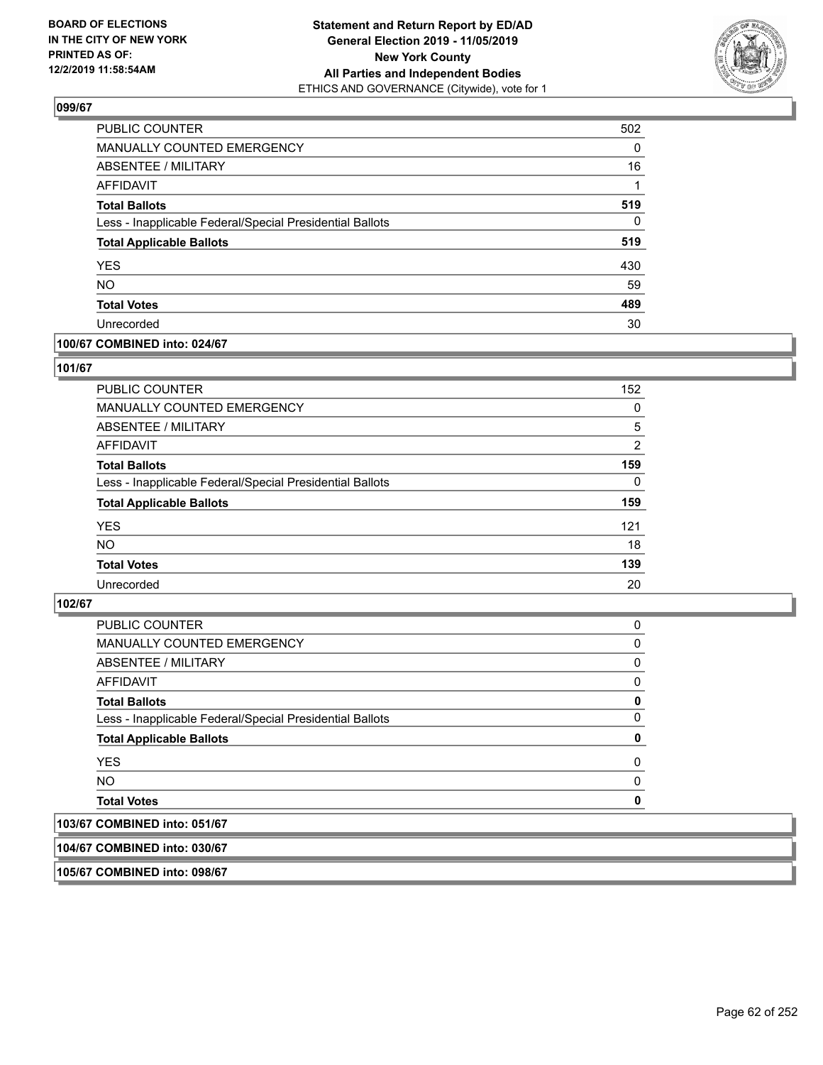## 099/67

| | |
|---|---|
| PUBLIC COUNTER | 502 |
| MANUALLY COUNTED EMERGENCY | 0 |
| ABSENTEE / MILITARY | 16 |
| AFFIDAVIT | 1 |
| **Total Ballots** | **519** |
| Less - Inapplicable Federal/Special Presidential Ballots | 0 |
| **Total Applicable Ballots** | **519** |
| YES | 430 |
| NO | 59 |
| **Total Votes** | **489** |
| Unrecorded | 30 |

## 100/67 COMBINED into: 024/67

## 101/67

| | |
|---|---|
| PUBLIC COUNTER | 152 |
| MANUALLY COUNTED EMERGENCY | 0 |
| ABSENTEE / MILITARY | 5 |
| AFFIDAVIT | 2 |
| **Total Ballots** | **159** |
| Less - Inapplicable Federal/Special Presidential Ballots | 0 |
| **Total Applicable Ballots** | **159** |
| YES | 121 |
| NO | 18 |
| **Total Votes** | **139** |
| Unrecorded | 20 |

## 102/67

| | |
|---|---|
| PUBLIC COUNTER | 0 |
| MANUALLY COUNTED EMERGENCY | 0 |
| ABSENTEE / MILITARY | 0 |
| AFFIDAVIT | 0 |
| **Total Ballots** | **0** |
| Less - Inapplicable Federal/Special Presidential Ballots | 0 |
| **Total Applicable Ballots** | **0** |
| YES | 0 |
| NO | 0 |
| **Total Votes** | **0** |

## 103/67 COMBINED into: 051/67

## 104/67 COMBINED into: 030/67

## 105/67 COMBINED into: 098/67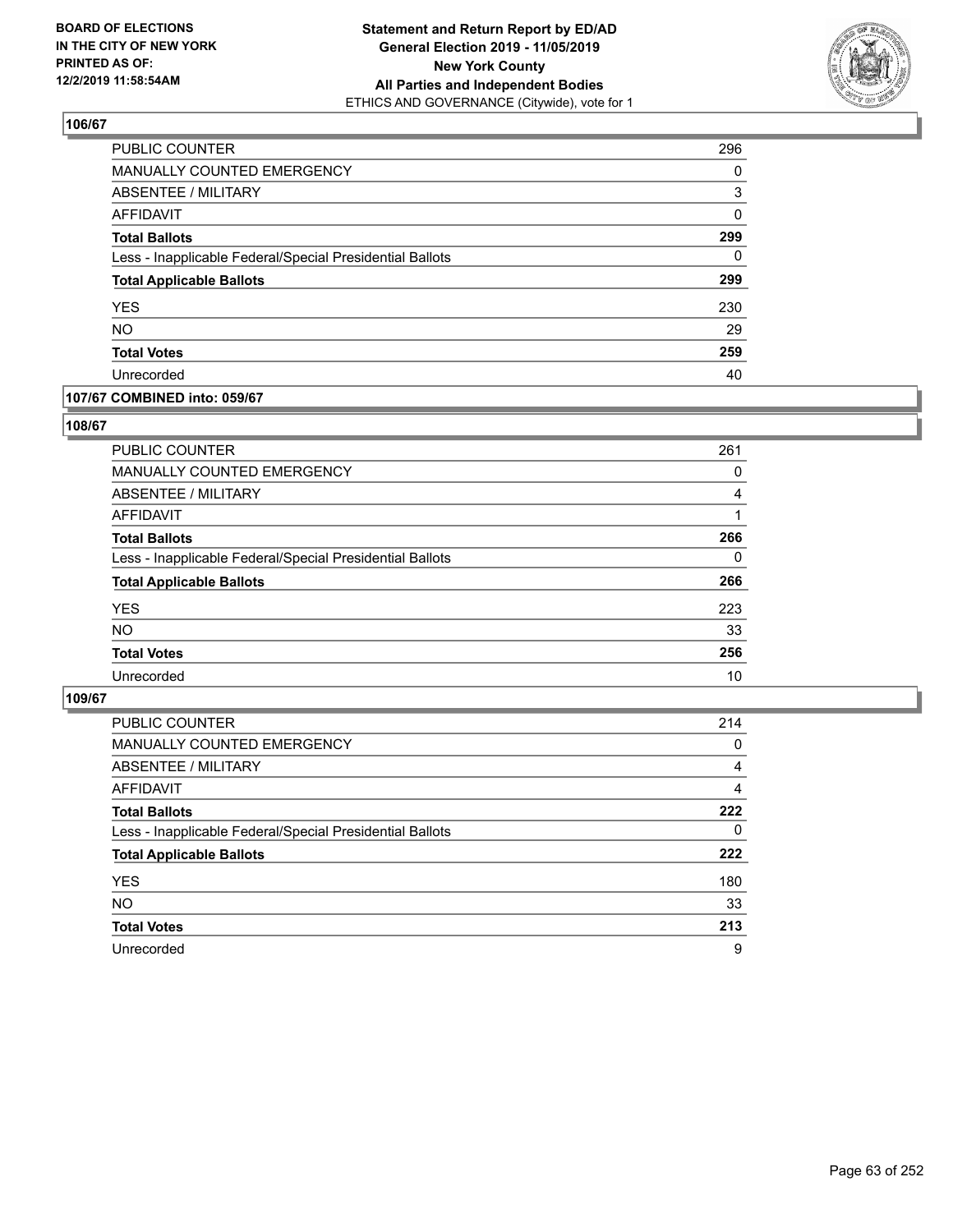## 106/67

| | |
|---|---|
| PUBLIC COUNTER | 296 |
| MANUALLY COUNTED EMERGENCY | 0 |
| ABSENTEE / MILITARY | 3 |
| AFFIDAVIT | 0 |
| **Total Ballots** | **299** |
| Less - Inapplicable Federal/Special Presidential Ballots | 0 |
| **Total Applicable Ballots** | **299** |
| YES | 230 |
| NO | 29 |
| **Total Votes** | **259** |
| Unrecorded | 40 |

## 107/67 COMBINED into: 059/67

## 108/67

| | |
|---|---|
| PUBLIC COUNTER | 261 |
| MANUALLY COUNTED EMERGENCY | 0 |
| ABSENTEE / MILITARY | 4 |
| AFFIDAVIT | 1 |
| **Total Ballots** | **266** |
| Less - Inapplicable Federal/Special Presidential Ballots | 0 |
| **Total Applicable Ballots** | **266** |
| YES | 223 |
| NO | 33 |
| **Total Votes** | **256** |
| Unrecorded | 10 |

## 109/67

| | |
|---|---|
| PUBLIC COUNTER | 214 |
| MANUALLY COUNTED EMERGENCY | 0 |
| ABSENTEE / MILITARY | 4 |
| AFFIDAVIT | 4 |
| **Total Ballots** | **222** |
| Less - Inapplicable Federal/Special Presidential Ballots | 0 |
| **Total Applicable Ballots** | **222** |
| YES | 180 |
| NO | 33 |
| **Total Votes** | **213** |
| Unrecorded | 9 |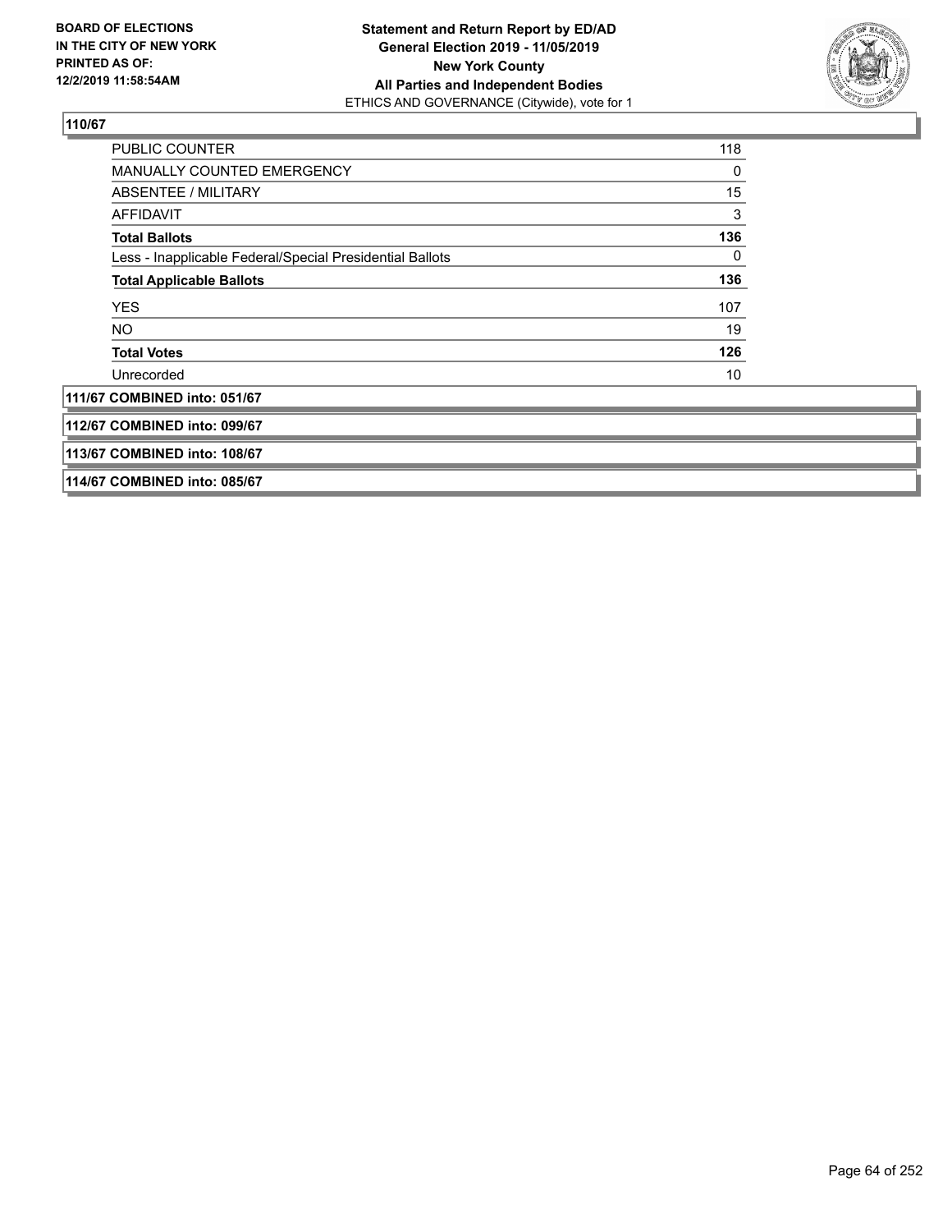**110/67**

| | |
|---|---|
| PUBLIC COUNTER | 118 |
| MANUALLY COUNTED EMERGENCY | 0 |
| ABSENTEE / MILITARY | 15 |
| AFFIDAVIT | 3 |
| **Total Ballots** | **136** |
| Less - Inapplicable Federal/Special Presidential Ballots | 0 |
| **Total Applicable Ballots** | **136** |
| YES | 107 |
| NO | 19 |
| **Total Votes** | **126** |
| Unrecorded | 10 |

**111/67 COMBINED into: 051/67**

**112/67 COMBINED into: 099/67**

**113/67 COMBINED into: 108/67**

**114/67 COMBINED into: 085/67**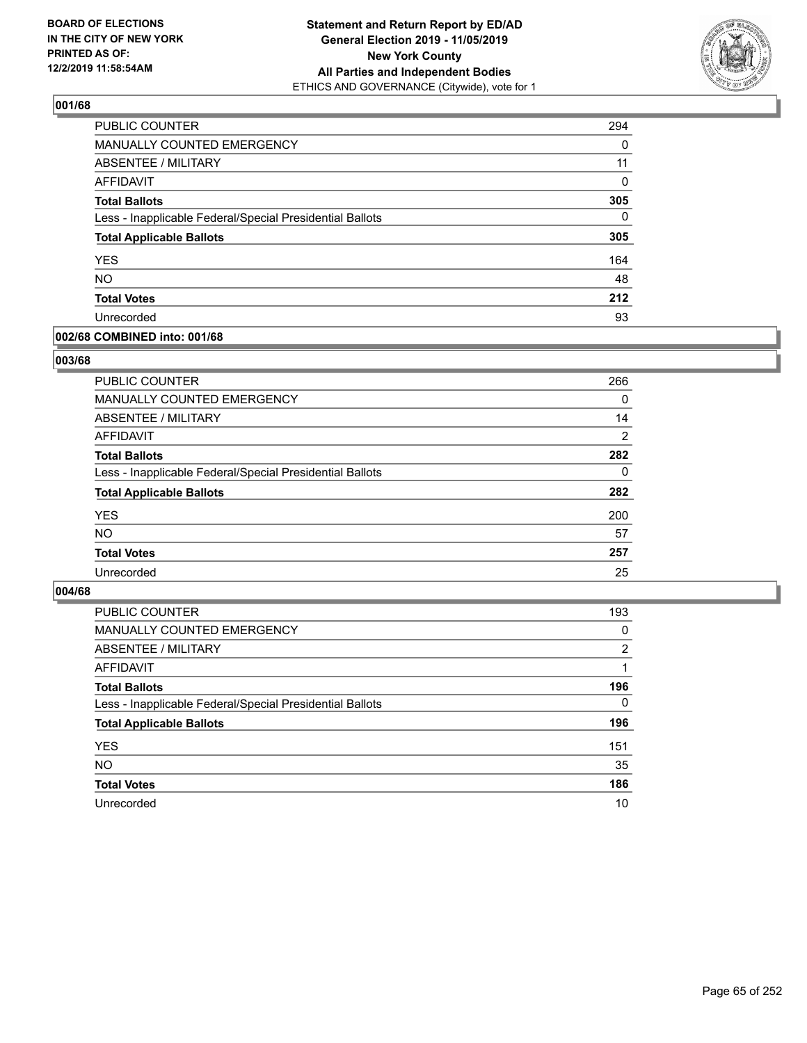**BOARD OF ELECTIONS IN THE CITY OF NEW YORK PRINTED AS OF: 12/2/2019 11:58:54AM**

**Statement and Return Report by ED/AD General Election 2019 - 11/05/2019 New York County All Parties and Independent Bodies**
ETHICS AND GOVERNANCE (Citywide), vote for 1

### 001/68

| | |
|---|---|
| PUBLIC COUNTER | 294 |
| MANUALLY COUNTED EMERGENCY | 0 |
| ABSENTEE / MILITARY | 11 |
| AFFIDAVIT | 0 |
| **Total Ballots** | **305** |
| Less - Inapplicable Federal/Special Presidential Ballots | 0 |
| **Total Applicable Ballots** | **305** |
| YES | 164 |
| NO | 48 |
| **Total Votes** | **212** |
| Unrecorded | 93 |

### 002/68 COMBINED into: 001/68

### 003/68

| | |
|---|---|
| PUBLIC COUNTER | 266 |
| MANUALLY COUNTED EMERGENCY | 0 |
| ABSENTEE / MILITARY | 14 |
| AFFIDAVIT | 2 |
| **Total Ballots** | **282** |
| Less - Inapplicable Federal/Special Presidential Ballots | 0 |
| **Total Applicable Ballots** | **282** |
| YES | 200 |
| NO | 57 |
| **Total Votes** | **257** |
| Unrecorded | 25 |

### 004/68

| | |
|---|---|
| PUBLIC COUNTER | 193 |
| MANUALLY COUNTED EMERGENCY | 0 |
| ABSENTEE / MILITARY | 2 |
| AFFIDAVIT | 1 |
| **Total Ballots** | **196** |
| Less - Inapplicable Federal/Special Presidential Ballots | 0 |
| **Total Applicable Ballots** | **196** |
| YES | 151 |
| NO | 35 |
| **Total Votes** | **186** |
| Unrecorded | 10 |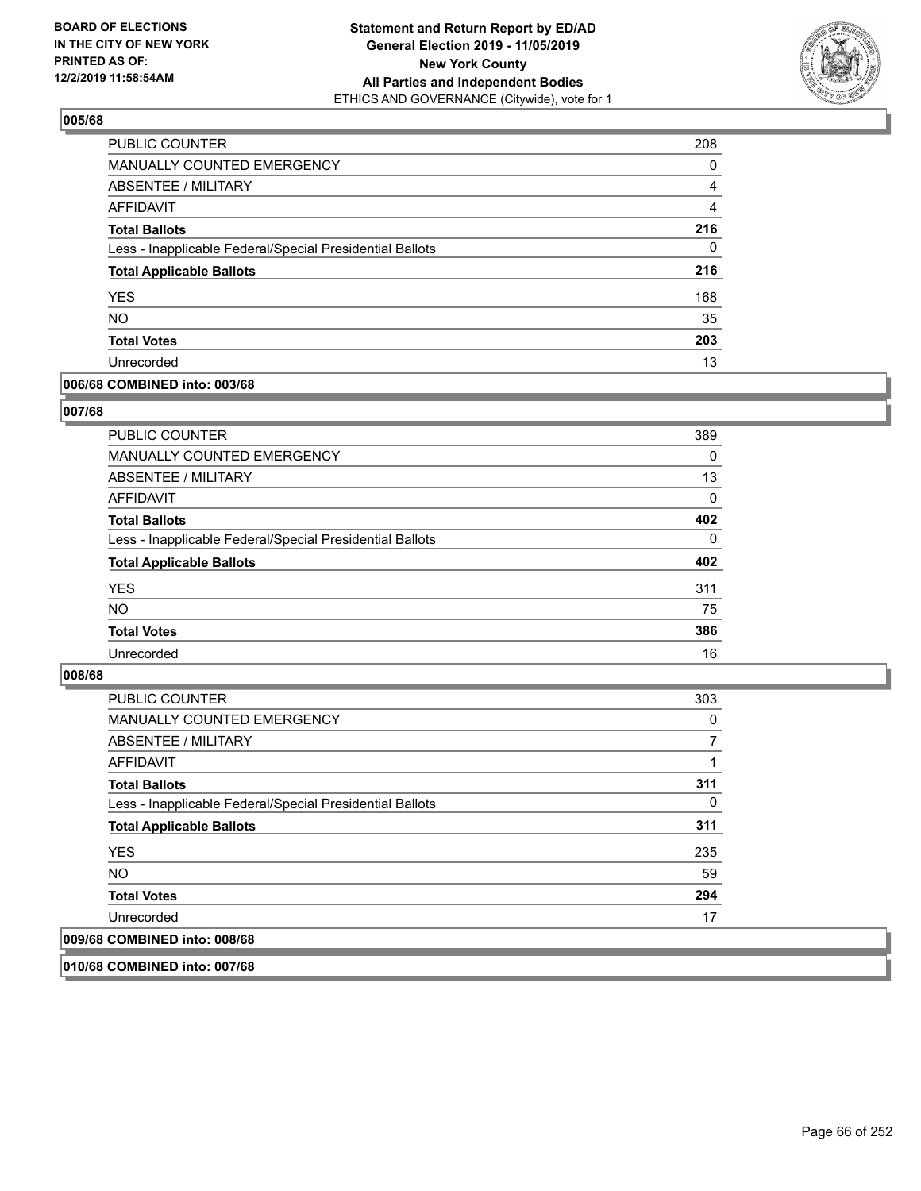## 005/68

| | |
|---|---|
| PUBLIC COUNTER | 208 |
| MANUALLY COUNTED EMERGENCY | 0 |
| ABSENTEE / MILITARY | 4 |
| AFFIDAVIT | 4 |
| **Total Ballots** | **216** |
| Less - Inapplicable Federal/Special Presidential Ballots | 0 |
| **Total Applicable Ballots** | **216** |
| YES | 168 |
| NO | 35 |
| **Total Votes** | **203** |
| Unrecorded | 13 |

## 006/68 COMBINED into: 003/68

## 007/68

| | |
|---|---|
| PUBLIC COUNTER | 389 |
| MANUALLY COUNTED EMERGENCY | 0 |
| ABSENTEE / MILITARY | 13 |
| AFFIDAVIT | 0 |
| **Total Ballots** | **402** |
| Less - Inapplicable Federal/Special Presidential Ballots | 0 |
| **Total Applicable Ballots** | **402** |
| YES | 311 |
| NO | 75 |
| **Total Votes** | **386** |
| Unrecorded | 16 |

## 008/68

| | |
|---|---|
| PUBLIC COUNTER | 303 |
| MANUALLY COUNTED EMERGENCY | 0 |
| ABSENTEE / MILITARY | 7 |
| AFFIDAVIT | 1 |
| **Total Ballots** | **311** |
| Less - Inapplicable Federal/Special Presidential Ballots | 0 |
| **Total Applicable Ballots** | **311** |
| YES | 235 |
| NO | 59 |
| **Total Votes** | **294** |
| Unrecorded | 17 |

## 009/68 COMBINED into: 008/68

## 010/68 COMBINED into: 007/68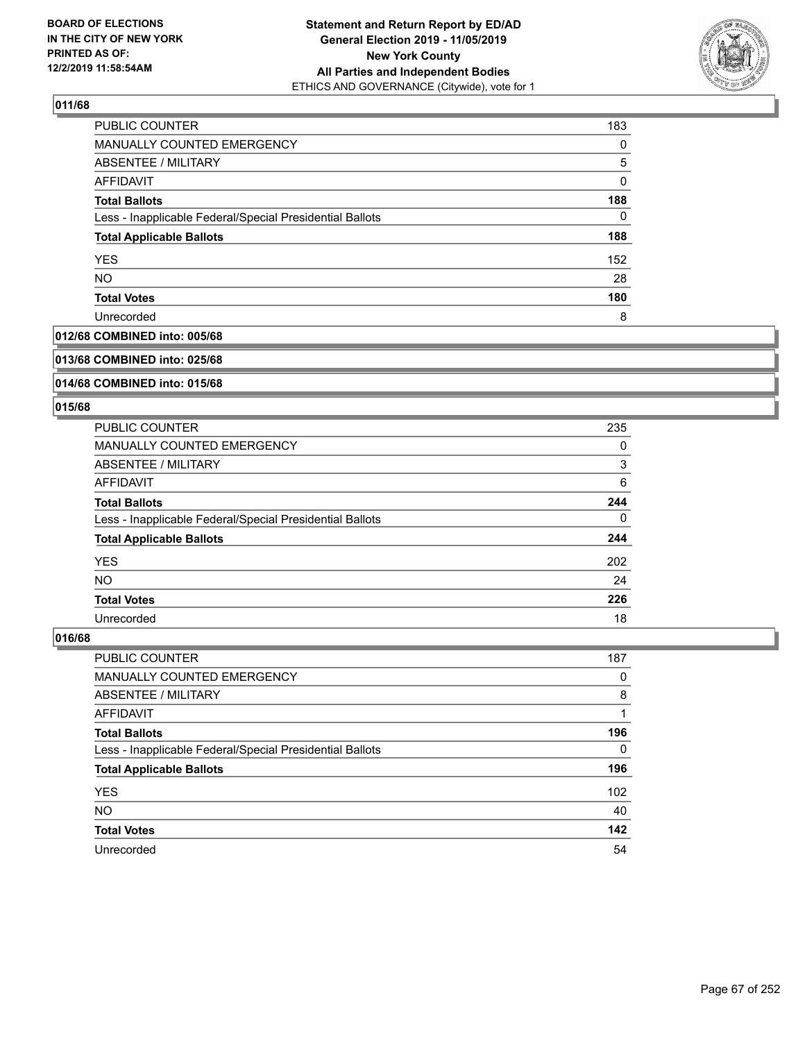**Statement and Return Report by ED/AD**
**General Election 2019 - 11/05/2019**
**New York County**
**All Parties and Independent Bodies**
ETHICS AND GOVERNANCE (Citywide), vote for 1

BOARD OF ELECTIONS IN THE CITY OF NEW YORK PRINTED AS OF: 12/2/2019 11:58:54AM

### 011/68

| | |
|---|---|
| PUBLIC COUNTER | 183 |
| MANUALLY COUNTED EMERGENCY | 0 |
| ABSENTEE / MILITARY | 5 |
| AFFIDAVIT | 0 |
| **Total Ballots** | **188** |
| Less - Inapplicable Federal/Special Presidential Ballots | 0 |
| **Total Applicable Ballots** | **188** |
| YES | 152 |
| NO | 28 |
| **Total Votes** | **180** |
| Unrecorded | 8 |

### 012/68 COMBINED into: 005/68

### 013/68 COMBINED into: 025/68

### 014/68 COMBINED into: 015/68

### 015/68

| | |
|---|---|
| PUBLIC COUNTER | 235 |
| MANUALLY COUNTED EMERGENCY | 0 |
| ABSENTEE / MILITARY | 3 |
| AFFIDAVIT | 6 |
| **Total Ballots** | **244** |
| Less - Inapplicable Federal/Special Presidential Ballots | 0 |
| **Total Applicable Ballots** | **244** |
| YES | 202 |
| NO | 24 |
| **Total Votes** | **226** |
| Unrecorded | 18 |

### 016/68

| | |
|---|---|
| PUBLIC COUNTER | 187 |
| MANUALLY COUNTED EMERGENCY | 0 |
| ABSENTEE / MILITARY | 8 |
| AFFIDAVIT | 1 |
| **Total Ballots** | **196** |
| Less - Inapplicable Federal/Special Presidential Ballots | 0 |
| **Total Applicable Ballots** | **196** |
| YES | 102 |
| NO | 40 |
| **Total Votes** | **142** |
| Unrecorded | 54 |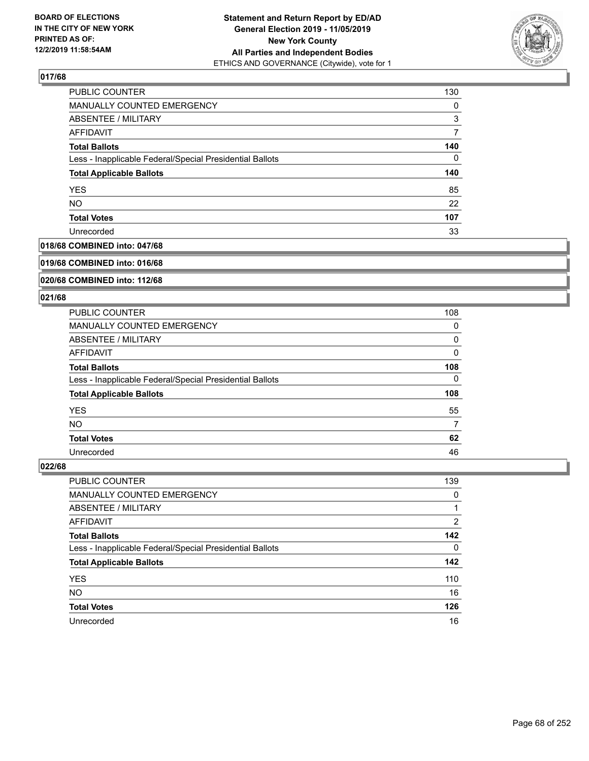## 017/68

| | |
|---|---|
| PUBLIC COUNTER | 130 |
| MANUALLY COUNTED EMERGENCY | 0 |
| ABSENTEE / MILITARY | 3 |
| AFFIDAVIT | 7 |
| **Total Ballots** | **140** |
| Less - Inapplicable Federal/Special Presidential Ballots | 0 |
| **Total Applicable Ballots** | **140** |
| YES | 85 |
| NO | 22 |
| **Total Votes** | **107** |
| Unrecorded | 33 |

## 018/68 COMBINED into: 047/68

## 019/68 COMBINED into: 016/68

## 020/68 COMBINED into: 112/68

## 021/68

| | |
|---|---|
| PUBLIC COUNTER | 108 |
| MANUALLY COUNTED EMERGENCY | 0 |
| ABSENTEE / MILITARY | 0 |
| AFFIDAVIT | 0 |
| **Total Ballots** | **108** |
| Less - Inapplicable Federal/Special Presidential Ballots | 0 |
| **Total Applicable Ballots** | **108** |
| YES | 55 |
| NO | 7 |
| **Total Votes** | **62** |
| Unrecorded | 46 |

## 022/68

| | |
|---|---|
| PUBLIC COUNTER | 139 |
| MANUALLY COUNTED EMERGENCY | 0 |
| ABSENTEE / MILITARY | 1 |
| AFFIDAVIT | 2 |
| **Total Ballots** | **142** |
| Less - Inapplicable Federal/Special Presidential Ballots | 0 |
| **Total Applicable Ballots** | **142** |
| YES | 110 |
| NO | 16 |
| **Total Votes** | **126** |
| Unrecorded | 16 |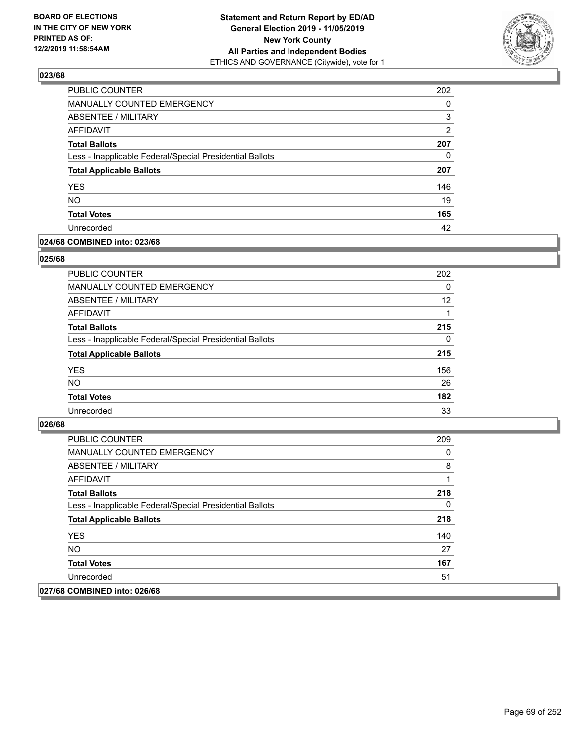**BOARD OF ELECTIONS IN THE CITY OF NEW YORK PRINTED AS OF: 12/2/2019 11:58:54AM**

**Statement and Return Report by ED/AD General Election 2019 - 11/05/2019 New York County All Parties and Independent Bodies**
ETHICS AND GOVERNANCE (Citywide), vote for 1

### 023/68

| | |
|---|---|
| PUBLIC COUNTER | 202 |
| MANUALLY COUNTED EMERGENCY | 0 |
| ABSENTEE / MILITARY | 3 |
| AFFIDAVIT | 2 |
| **Total Ballots** | **207** |
| Less - Inapplicable Federal/Special Presidential Ballots | 0 |
| **Total Applicable Ballots** | **207** |
| YES | 146 |
| NO | 19 |
| **Total Votes** | **165** |
| Unrecorded | 42 |

### 024/68 COMBINED into: 023/68

### 025/68

| | |
|---|---|
| PUBLIC COUNTER | 202 |
| MANUALLY COUNTED EMERGENCY | 0 |
| ABSENTEE / MILITARY | 12 |
| AFFIDAVIT | 1 |
| **Total Ballots** | **215** |
| Less - Inapplicable Federal/Special Presidential Ballots | 0 |
| **Total Applicable Ballots** | **215** |
| YES | 156 |
| NO | 26 |
| **Total Votes** | **182** |
| Unrecorded | 33 |

### 026/68

| | |
|---|---|
| PUBLIC COUNTER | 209 |
| MANUALLY COUNTED EMERGENCY | 0 |
| ABSENTEE / MILITARY | 8 |
| AFFIDAVIT | 1 |
| **Total Ballots** | **218** |
| Less - Inapplicable Federal/Special Presidential Ballots | 0 |
| **Total Applicable Ballots** | **218** |
| YES | 140 |
| NO | 27 |
| **Total Votes** | **167** |
| Unrecorded | 51 |

### 027/68 COMBINED into: 026/68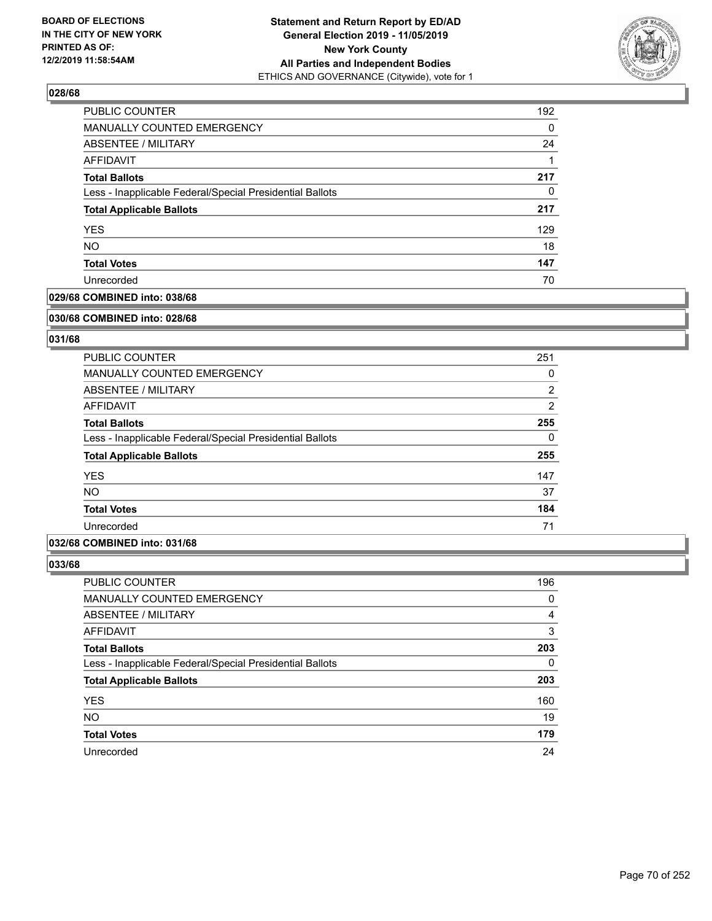**BOARD OF ELECTIONS IN THE CITY OF NEW YORK PRINTED AS OF: 12/2/2019 11:58:54AM**

**Statement and Return Report by ED/AD General Election 2019 - 11/05/2019 New York County All Parties and Independent Bodies**
ETHICS AND GOVERNANCE (Citywide), vote for 1

### 028/68

| | |
|---|---|
| PUBLIC COUNTER | 192 |
| MANUALLY COUNTED EMERGENCY | 0 |
| ABSENTEE / MILITARY | 24 |
| AFFIDAVIT | 1 |
| **Total Ballots** | **217** |
| Less - Inapplicable Federal/Special Presidential Ballots | 0 |
| **Total Applicable Ballots** | **217** |
| YES | 129 |
| NO | 18 |
| **Total Votes** | **147** |
| Unrecorded | 70 |

### 029/68 COMBINED into: 038/68

### 030/68 COMBINED into: 028/68

### 031/68

| | |
|---|---|
| PUBLIC COUNTER | 251 |
| MANUALLY COUNTED EMERGENCY | 0 |
| ABSENTEE / MILITARY | 2 |
| AFFIDAVIT | 2 |
| **Total Ballots** | **255** |
| Less - Inapplicable Federal/Special Presidential Ballots | 0 |
| **Total Applicable Ballots** | **255** |
| YES | 147 |
| NO | 37 |
| **Total Votes** | **184** |
| Unrecorded | 71 |

### 032/68 COMBINED into: 031/68

### 033/68

| | |
|---|---|
| PUBLIC COUNTER | 196 |
| MANUALLY COUNTED EMERGENCY | 0 |
| ABSENTEE / MILITARY | 4 |
| AFFIDAVIT | 3 |
| **Total Ballots** | **203** |
| Less - Inapplicable Federal/Special Presidential Ballots | 0 |
| **Total Applicable Ballots** | **203** |
| YES | 160 |
| NO | 19 |
| **Total Votes** | **179** |
| Unrecorded | 24 |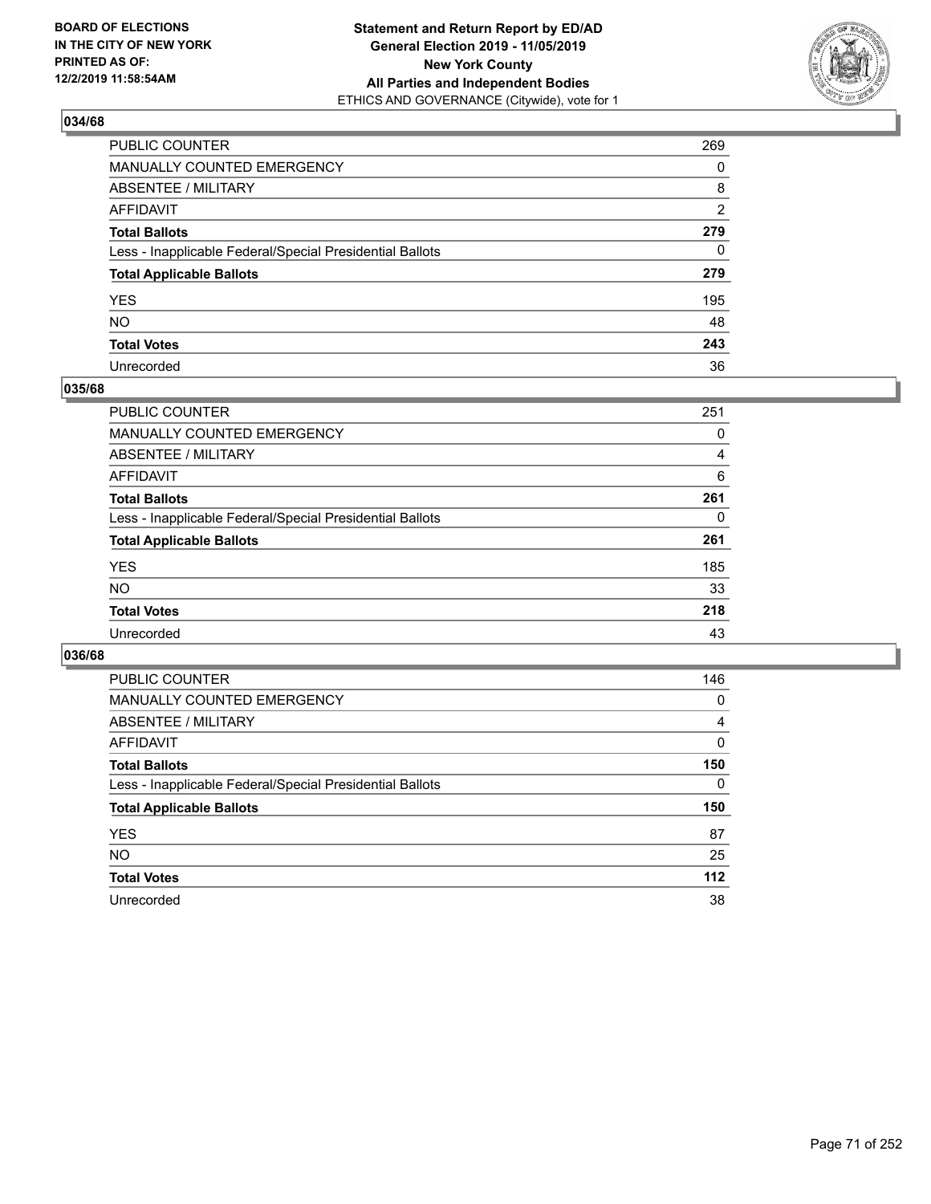**BOARD OF ELECTIONS IN THE CITY OF NEW YORK PRINTED AS OF: 12/2/2019 11:58:54AM**

**Statement and Return Report by ED/AD General Election 2019 - 11/05/2019 New York County All Parties and Independent Bodies**
ETHICS AND GOVERNANCE (Citywide), vote for 1

## 034/68

| | |
|---|---|
| PUBLIC COUNTER | 269 |
| MANUALLY COUNTED EMERGENCY | 0 |
| ABSENTEE / MILITARY | 8 |
| AFFIDAVIT | 2 |
| **Total Ballots** | **279** |
| Less - Inapplicable Federal/Special Presidential Ballots | 0 |
| **Total Applicable Ballots** | **279** |
| YES | 195 |
| NO | 48 |
| **Total Votes** | **243** |
| Unrecorded | 36 |

## 035/68

| | |
|---|---|
| PUBLIC COUNTER | 251 |
| MANUALLY COUNTED EMERGENCY | 0 |
| ABSENTEE / MILITARY | 4 |
| AFFIDAVIT | 6 |
| **Total Ballots** | **261** |
| Less - Inapplicable Federal/Special Presidential Ballots | 0 |
| **Total Applicable Ballots** | **261** |
| YES | 185 |
| NO | 33 |
| **Total Votes** | **218** |
| Unrecorded | 43 |

## 036/68

| | |
|---|---|
| PUBLIC COUNTER | 146 |
| MANUALLY COUNTED EMERGENCY | 0 |
| ABSENTEE / MILITARY | 4 |
| AFFIDAVIT | 0 |
| **Total Ballots** | **150** |
| Less - Inapplicable Federal/Special Presidential Ballots | 0 |
| **Total Applicable Ballots** | **150** |
| YES | 87 |
| NO | 25 |
| **Total Votes** | **112** |
| Unrecorded | 38 |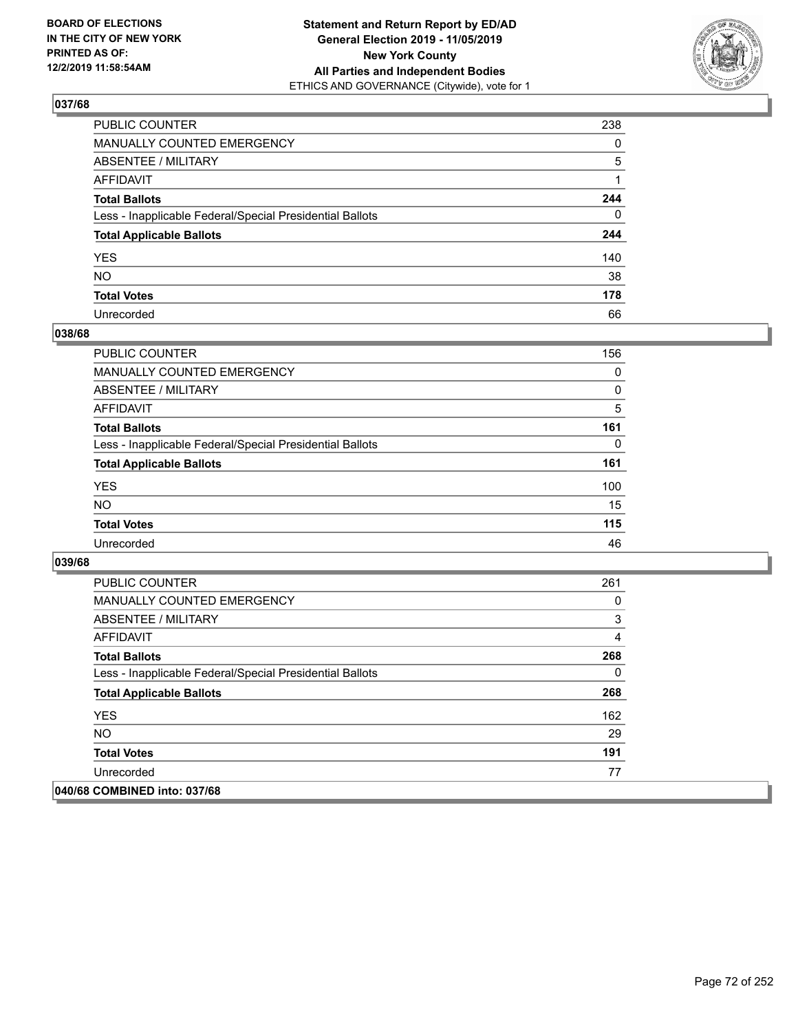**BOARD OF ELECTIONS IN THE CITY OF NEW YORK PRINTED AS OF: 12/2/2019 11:58:54AM**

**Statement and Return Report by ED/AD General Election 2019 - 11/05/2019 New York County All Parties and Independent Bodies**
ETHICS AND GOVERNANCE (Citywide), vote for 1

## 037/68

| | |
|---|---|
| PUBLIC COUNTER | 238 |
| MANUALLY COUNTED EMERGENCY | 0 |
| ABSENTEE / MILITARY | 5 |
| AFFIDAVIT | 1 |
| **Total Ballots** | **244** |
| Less - Inapplicable Federal/Special Presidential Ballots | 0 |
| **Total Applicable Ballots** | **244** |
| YES | 140 |
| NO | 38 |
| **Total Votes** | **178** |
| Unrecorded | 66 |

## 038/68

| | |
|---|---|
| PUBLIC COUNTER | 156 |
| MANUALLY COUNTED EMERGENCY | 0 |
| ABSENTEE / MILITARY | 0 |
| AFFIDAVIT | 5 |
| **Total Ballots** | **161** |
| Less - Inapplicable Federal/Special Presidential Ballots | 0 |
| **Total Applicable Ballots** | **161** |
| YES | 100 |
| NO | 15 |
| **Total Votes** | **115** |
| Unrecorded | 46 |

## 039/68

| | |
|---|---|
| PUBLIC COUNTER | 261 |
| MANUALLY COUNTED EMERGENCY | 0 |
| ABSENTEE / MILITARY | 3 |
| AFFIDAVIT | 4 |
| **Total Ballots** | **268** |
| Less - Inapplicable Federal/Special Presidential Ballots | 0 |
| **Total Applicable Ballots** | **268** |
| YES | 162 |
| NO | 29 |
| **Total Votes** | **191** |
| Unrecorded | 77 |

## 040/68 COMBINED into: 037/68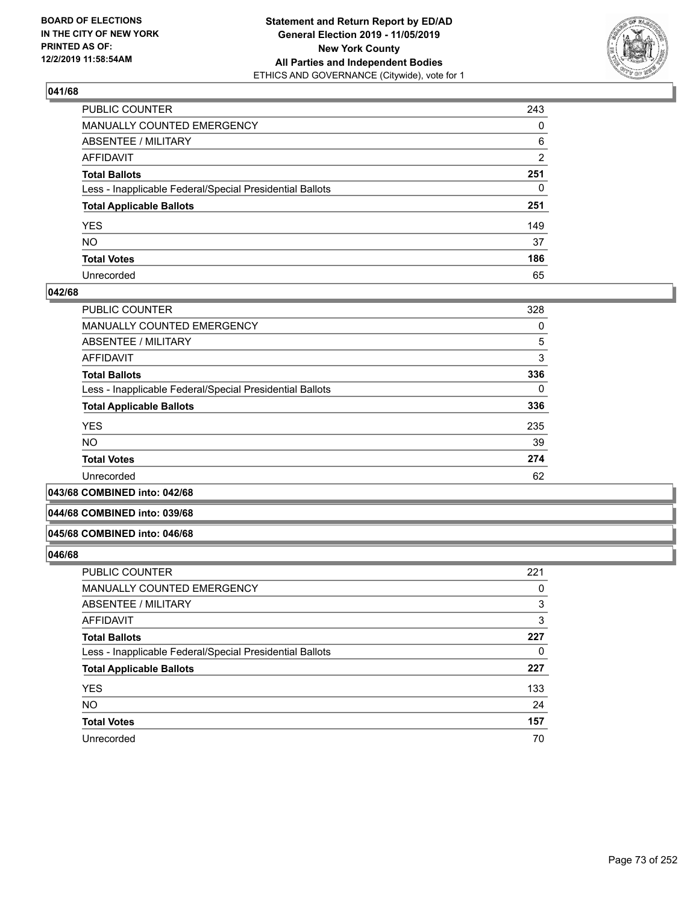### 041/68

| | |
|---|---|
| PUBLIC COUNTER | 243 |
| MANUALLY COUNTED EMERGENCY | 0 |
| ABSENTEE / MILITARY | 6 |
| AFFIDAVIT | 2 |
| **Total Ballots** | **251** |
| Less - Inapplicable Federal/Special Presidential Ballots | 0 |
| **Total Applicable Ballots** | **251** |
| YES | 149 |
| NO | 37 |
| **Total Votes** | **186** |
| Unrecorded | 65 |

### 042/68

| | |
|---|---|
| PUBLIC COUNTER | 328 |
| MANUALLY COUNTED EMERGENCY | 0 |
| ABSENTEE / MILITARY | 5 |
| AFFIDAVIT | 3 |
| **Total Ballots** | **336** |
| Less - Inapplicable Federal/Special Presidential Ballots | 0 |
| **Total Applicable Ballots** | **336** |
| YES | 235 |
| NO | 39 |
| **Total Votes** | **274** |
| Unrecorded | 62 |

### 043/68 COMBINED into: 042/68

### 044/68 COMBINED into: 039/68

### 045/68 COMBINED into: 046/68

### 046/68

| | |
|---|---|
| PUBLIC COUNTER | 221 |
| MANUALLY COUNTED EMERGENCY | 0 |
| ABSENTEE / MILITARY | 3 |
| AFFIDAVIT | 3 |
| **Total Ballots** | **227** |
| Less - Inapplicable Federal/Special Presidential Ballots | 0 |
| **Total Applicable Ballots** | **227** |
| YES | 133 |
| NO | 24 |
| **Total Votes** | **157** |
| Unrecorded | 70 |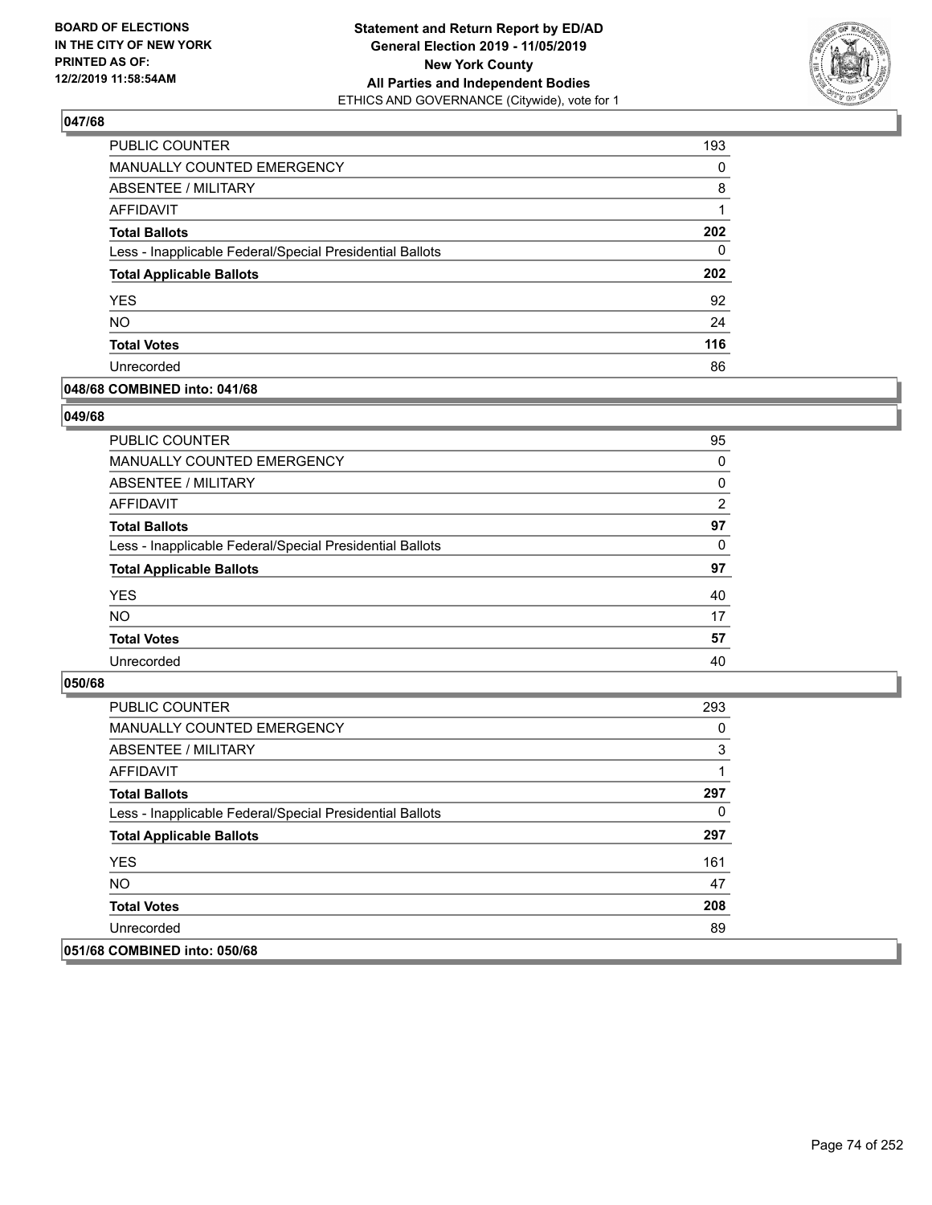## 047/68

| | |
|---|---|
| PUBLIC COUNTER | 193 |
| MANUALLY COUNTED EMERGENCY | 0 |
| ABSENTEE / MILITARY | 8 |
| AFFIDAVIT | 1 |
| **Total Ballots** | **202** |
| Less - Inapplicable Federal/Special Presidential Ballots | 0 |
| **Total Applicable Ballots** | **202** |
| YES | 92 |
| NO | 24 |
| **Total Votes** | **116** |
| Unrecorded | 86 |

## 048/68 COMBINED into: 041/68

## 049/68

| | |
|---|---|
| PUBLIC COUNTER | 95 |
| MANUALLY COUNTED EMERGENCY | 0 |
| ABSENTEE / MILITARY | 0 |
| AFFIDAVIT | 2 |
| **Total Ballots** | **97** |
| Less - Inapplicable Federal/Special Presidential Ballots | 0 |
| **Total Applicable Ballots** | **97** |
| YES | 40 |
| NO | 17 |
| **Total Votes** | **57** |
| Unrecorded | 40 |

## 050/68

| | |
|---|---|
| PUBLIC COUNTER | 293 |
| MANUALLY COUNTED EMERGENCY | 0 |
| ABSENTEE / MILITARY | 3 |
| AFFIDAVIT | 1 |
| **Total Ballots** | **297** |
| Less - Inapplicable Federal/Special Presidential Ballots | 0 |
| **Total Applicable Ballots** | **297** |
| YES | 161 |
| NO | 47 |
| **Total Votes** | **208** |
| Unrecorded | 89 |

## 051/68 COMBINED into: 050/68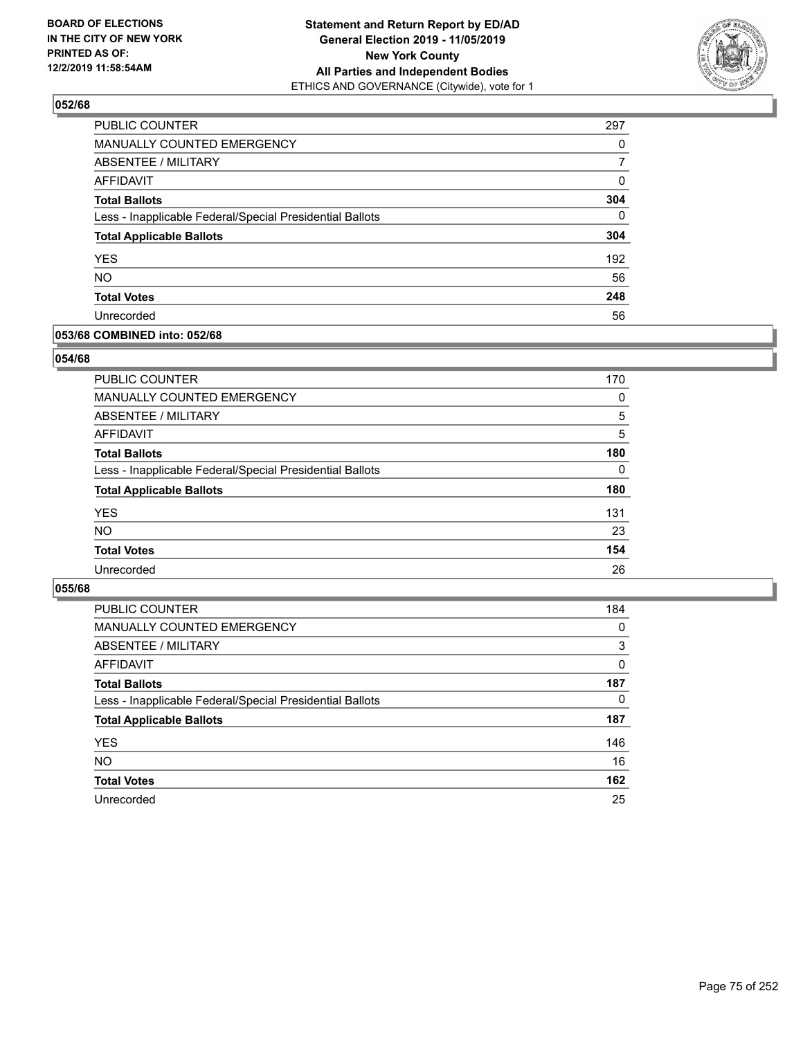**BOARD OF ELECTIONS IN THE CITY OF NEW YORK PRINTED AS OF: 12/2/2019 11:58:54AM**

**Statement and Return Report by ED/AD General Election 2019 - 11/05/2019 New York County All Parties and Independent Bodies**
ETHICS AND GOVERNANCE (Citywide), vote for 1

### 052/68

| | |
|---|---|
| PUBLIC COUNTER | 297 |
| MANUALLY COUNTED EMERGENCY | 0 |
| ABSENTEE / MILITARY | 7 |
| AFFIDAVIT | 0 |
| **Total Ballots** | **304** |
| Less - Inapplicable Federal/Special Presidential Ballots | 0 |
| **Total Applicable Ballots** | **304** |
| YES | 192 |
| NO | 56 |
| **Total Votes** | **248** |
| Unrecorded | 56 |

### 053/68 COMBINED into: 052/68

### 054/68

| | |
|---|---|
| PUBLIC COUNTER | 170 |
| MANUALLY COUNTED EMERGENCY | 0 |
| ABSENTEE / MILITARY | 5 |
| AFFIDAVIT | 5 |
| **Total Ballots** | **180** |
| Less - Inapplicable Federal/Special Presidential Ballots | 0 |
| **Total Applicable Ballots** | **180** |
| YES | 131 |
| NO | 23 |
| **Total Votes** | **154** |
| Unrecorded | 26 |

### 055/68

| | |
|---|---|
| PUBLIC COUNTER | 184 |
| MANUALLY COUNTED EMERGENCY | 0 |
| ABSENTEE / MILITARY | 3 |
| AFFIDAVIT | 0 |
| **Total Ballots** | **187** |
| Less - Inapplicable Federal/Special Presidential Ballots | 0 |
| **Total Applicable Ballots** | **187** |
| YES | 146 |
| NO | 16 |
| **Total Votes** | **162** |
| Unrecorded | 25 |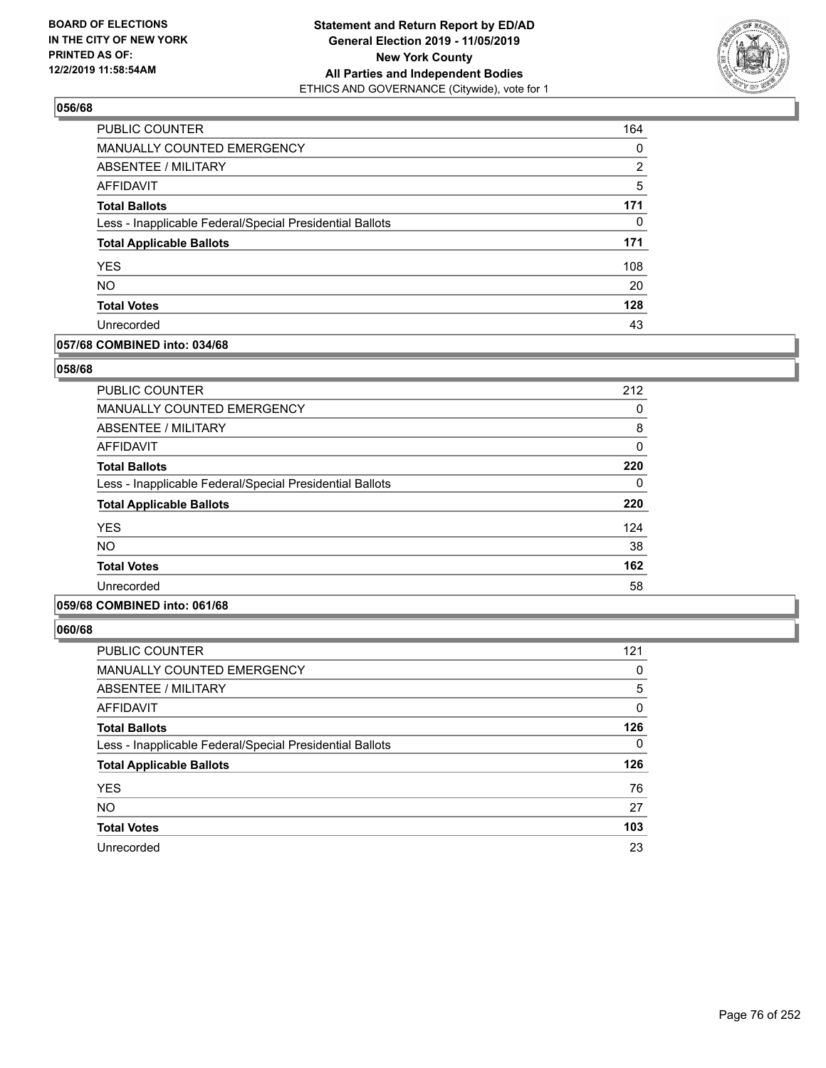## 056/68

| | |
|---|---|
| PUBLIC COUNTER | 164 |
| MANUALLY COUNTED EMERGENCY | 0 |
| ABSENTEE / MILITARY | 2 |
| AFFIDAVIT | 5 |
| **Total Ballots** | **171** |
| Less - Inapplicable Federal/Special Presidential Ballots | 0 |
| **Total Applicable Ballots** | **171** |
| YES | 108 |
| NO | 20 |
| **Total Votes** | **128** |
| Unrecorded | 43 |

## 057/68 COMBINED into: 034/68

## 058/68

| | |
|---|---|
| PUBLIC COUNTER | 212 |
| MANUALLY COUNTED EMERGENCY | 0 |
| ABSENTEE / MILITARY | 8 |
| AFFIDAVIT | 0 |
| **Total Ballots** | **220** |
| Less - Inapplicable Federal/Special Presidential Ballots | 0 |
| **Total Applicable Ballots** | **220** |
| YES | 124 |
| NO | 38 |
| **Total Votes** | **162** |
| Unrecorded | 58 |

## 059/68 COMBINED into: 061/68

## 060/68

| | |
|---|---|
| PUBLIC COUNTER | 121 |
| MANUALLY COUNTED EMERGENCY | 0 |
| ABSENTEE / MILITARY | 5 |
| AFFIDAVIT | 0 |
| **Total Ballots** | **126** |
| Less - Inapplicable Federal/Special Presidential Ballots | 0 |
| **Total Applicable Ballots** | **126** |
| YES | 76 |
| NO | 27 |
| **Total Votes** | **103** |
| Unrecorded | 23 |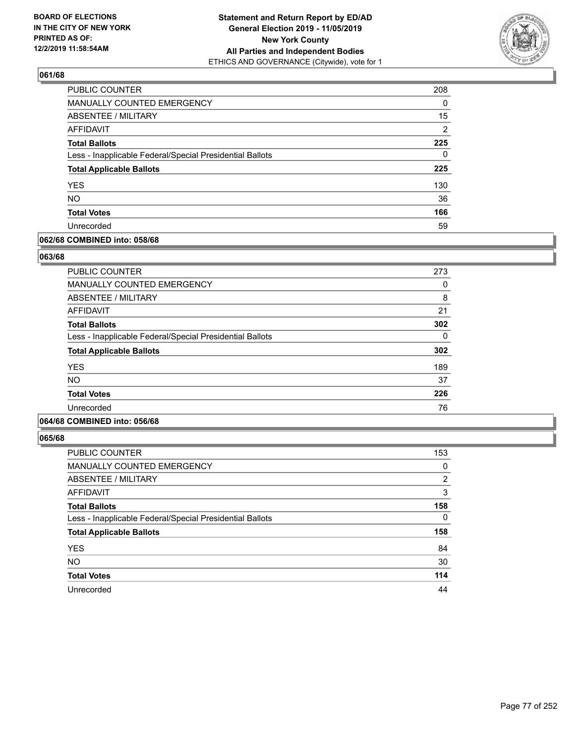**BOARD OF ELECTIONS IN THE CITY OF NEW YORK PRINTED AS OF: 12/2/2019 11:58:54AM**

**Statement and Return Report by ED/AD General Election 2019 - 11/05/2019 New York County All Parties and Independent Bodies**
ETHICS AND GOVERNANCE (Citywide), vote for 1

## 061/68

| | |
|---|---|
| PUBLIC COUNTER | 208 |
| MANUALLY COUNTED EMERGENCY | 0 |
| ABSENTEE / MILITARY | 15 |
| AFFIDAVIT | 2 |
| **Total Ballots** | **225** |
| Less - Inapplicable Federal/Special Presidential Ballots | 0 |
| **Total Applicable Ballots** | **225** |
| YES | 130 |
| NO | 36 |
| **Total Votes** | **166** |
| Unrecorded | 59 |

## 062/68 COMBINED into: 058/68

## 063/68

| | |
|---|---|
| PUBLIC COUNTER | 273 |
| MANUALLY COUNTED EMERGENCY | 0 |
| ABSENTEE / MILITARY | 8 |
| AFFIDAVIT | 21 |
| **Total Ballots** | **302** |
| Less - Inapplicable Federal/Special Presidential Ballots | 0 |
| **Total Applicable Ballots** | **302** |
| YES | 189 |
| NO | 37 |
| **Total Votes** | **226** |
| Unrecorded | 76 |

## 064/68 COMBINED into: 056/68

## 065/68

| | |
|---|---|
| PUBLIC COUNTER | 153 |
| MANUALLY COUNTED EMERGENCY | 0 |
| ABSENTEE / MILITARY | 2 |
| AFFIDAVIT | 3 |
| **Total Ballots** | **158** |
| Less - Inapplicable Federal/Special Presidential Ballots | 0 |
| **Total Applicable Ballots** | **158** |
| YES | 84 |
| NO | 30 |
| **Total Votes** | **114** |
| Unrecorded | 44 |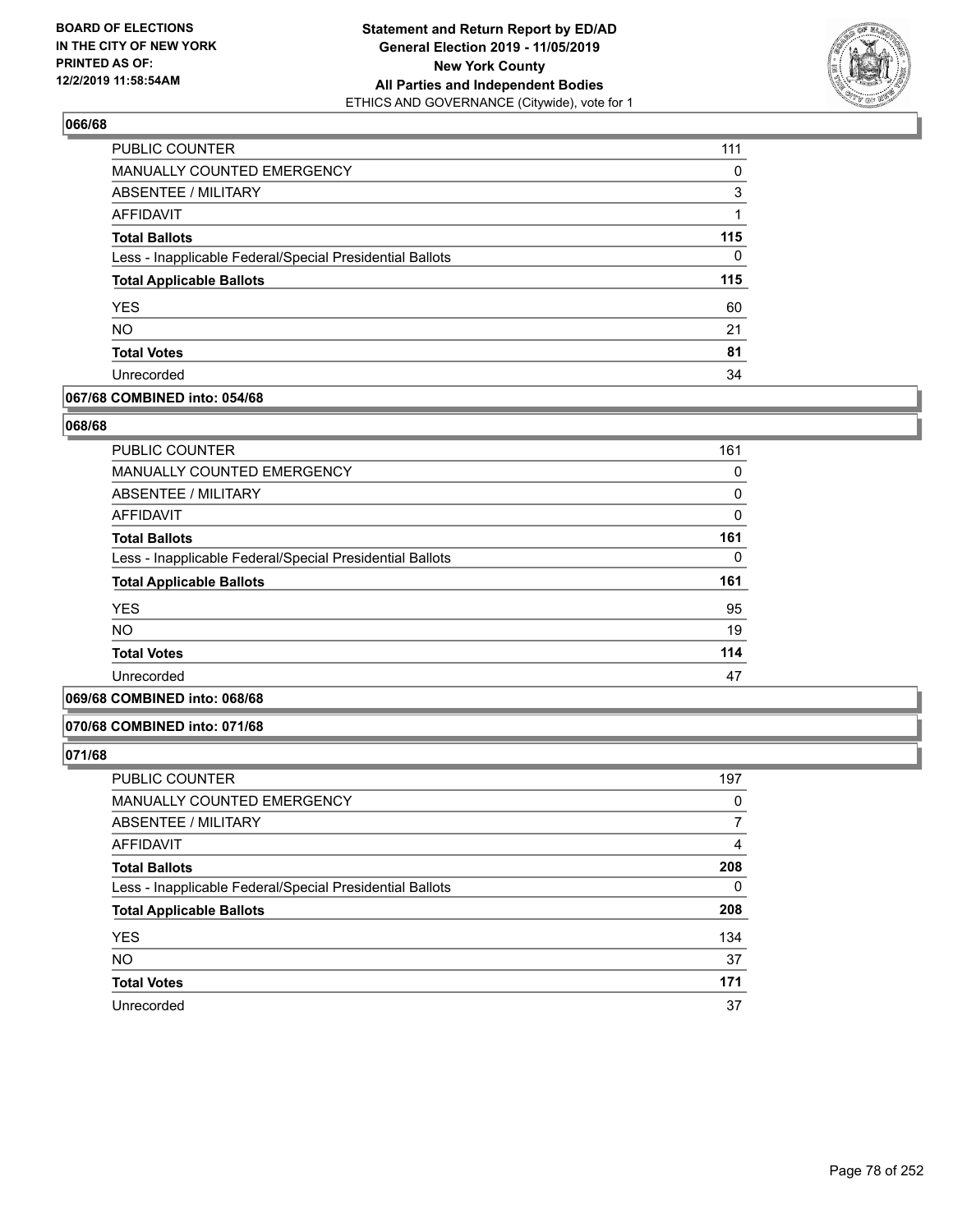### 066/68

| | |
|---|---|
| PUBLIC COUNTER | 111 |
| MANUALLY COUNTED EMERGENCY | 0 |
| ABSENTEE / MILITARY | 3 |
| AFFIDAVIT | 1 |
| **Total Ballots** | **115** |
| Less - Inapplicable Federal/Special Presidential Ballots | 0 |
| **Total Applicable Ballots** | **115** |
| YES | 60 |
| NO | 21 |
| **Total Votes** | **81** |
| Unrecorded | 34 |

### 067/68 COMBINED into: 054/68

### 068/68

| | |
|---|---|
| PUBLIC COUNTER | 161 |
| MANUALLY COUNTED EMERGENCY | 0 |
| ABSENTEE / MILITARY | 0 |
| AFFIDAVIT | 0 |
| **Total Ballots** | **161** |
| Less - Inapplicable Federal/Special Presidential Ballots | 0 |
| **Total Applicable Ballots** | **161** |
| YES | 95 |
| NO | 19 |
| **Total Votes** | **114** |
| Unrecorded | 47 |

### 069/68 COMBINED into: 068/68

### 070/68 COMBINED into: 071/68

### 071/68

| | |
|---|---|
| PUBLIC COUNTER | 197 |
| MANUALLY COUNTED EMERGENCY | 0 |
| ABSENTEE / MILITARY | 7 |
| AFFIDAVIT | 4 |
| **Total Ballots** | **208** |
| Less - Inapplicable Federal/Special Presidential Ballots | 0 |
| **Total Applicable Ballots** | **208** |
| YES | 134 |
| NO | 37 |
| **Total Votes** | **171** |
| Unrecorded | 37 |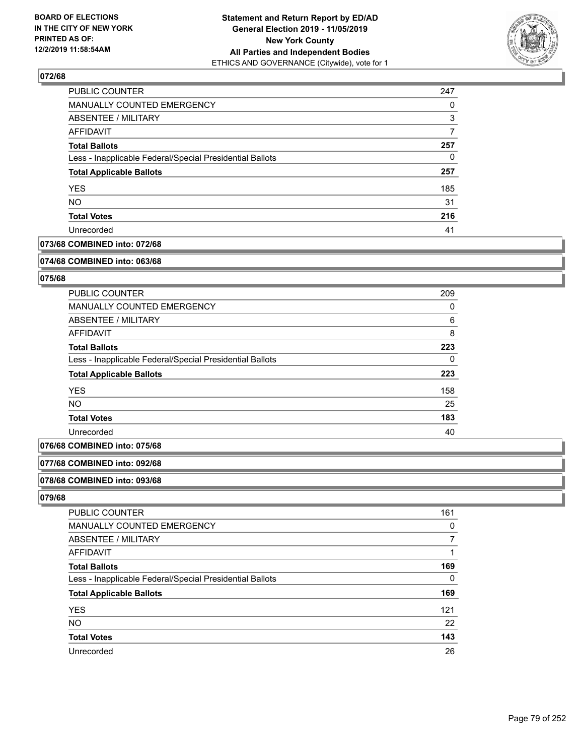### 072/68

| | |
|---|---|
| PUBLIC COUNTER | 247 |
| MANUALLY COUNTED EMERGENCY | 0 |
| ABSENTEE / MILITARY | 3 |
| AFFIDAVIT | 7 |
| **Total Ballots** | **257** |
| Less - Inapplicable Federal/Special Presidential Ballots | 0 |
| **Total Applicable Ballots** | **257** |
| YES | 185 |
| NO | 31 |
| **Total Votes** | **216** |
| Unrecorded | 41 |

### 073/68 COMBINED into: 072/68

### 074/68 COMBINED into: 063/68

### 075/68

| | |
|---|---|
| PUBLIC COUNTER | 209 |
| MANUALLY COUNTED EMERGENCY | 0 |
| ABSENTEE / MILITARY | 6 |
| AFFIDAVIT | 8 |
| **Total Ballots** | **223** |
| Less - Inapplicable Federal/Special Presidential Ballots | 0 |
| **Total Applicable Ballots** | **223** |
| YES | 158 |
| NO | 25 |
| **Total Votes** | **183** |
| Unrecorded | 40 |

### 076/68 COMBINED into: 075/68

### 077/68 COMBINED into: 092/68

### 078/68 COMBINED into: 093/68

### 079/68

| | |
|---|---|
| PUBLIC COUNTER | 161 |
| MANUALLY COUNTED EMERGENCY | 0 |
| ABSENTEE / MILITARY | 7 |
| AFFIDAVIT | 1 |
| **Total Ballots** | **169** |
| Less - Inapplicable Federal/Special Presidential Ballots | 0 |
| **Total Applicable Ballots** | **169** |
| YES | 121 |
| NO | 22 |
| **Total Votes** | **143** |
| Unrecorded | 26 |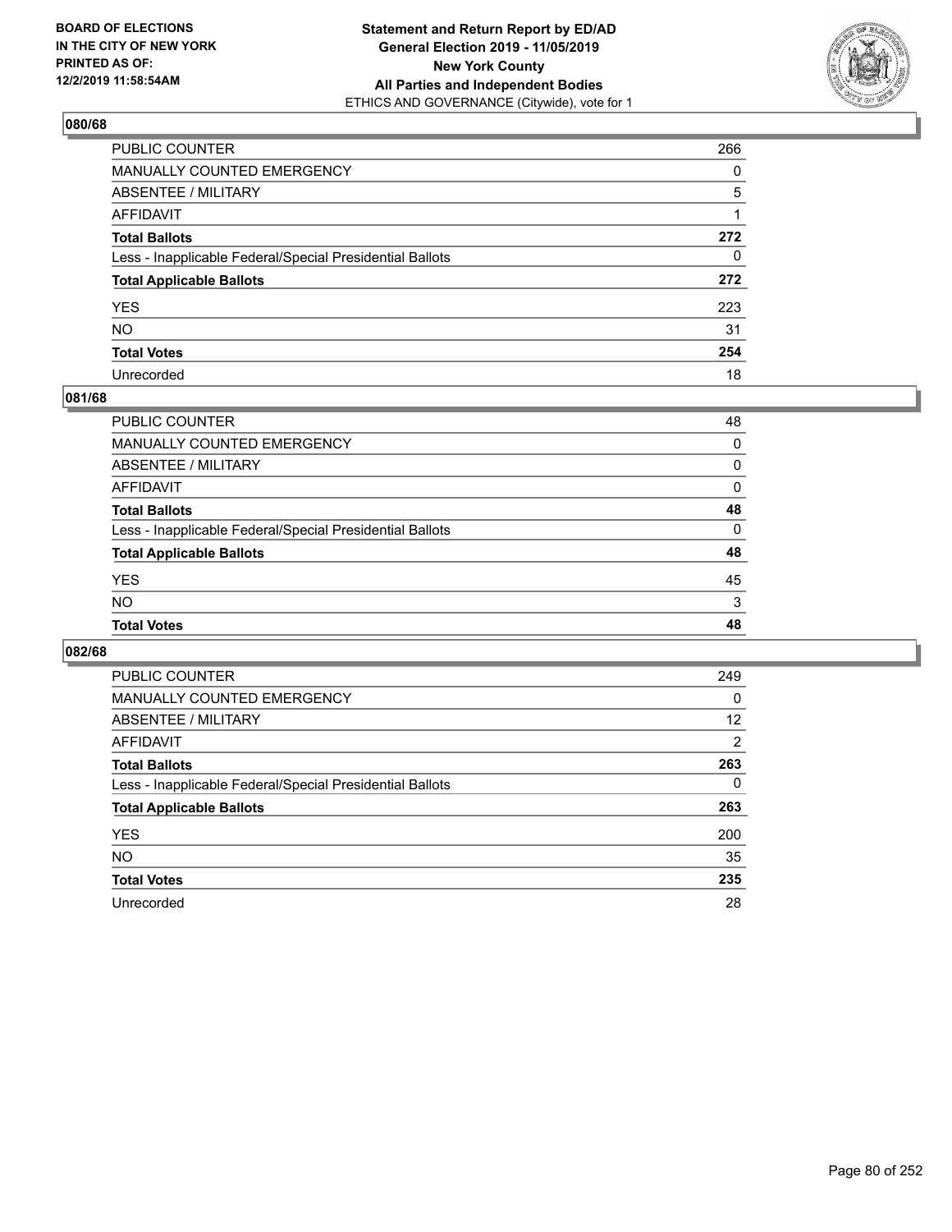BOARD OF ELECTIONS
IN THE CITY OF NEW YORK
PRINTED AS OF:
12/2/2019 11:58:54AM

**Statement and Return Report by ED/AD**
**General Election 2019 - 11/05/2019**
**New York County**
**All Parties and Independent Bodies**
ETHICS AND GOVERNANCE (Citywide), vote for 1

### 080/68

| | |
|---|---|
| PUBLIC COUNTER | 266 |
| MANUALLY COUNTED EMERGENCY | 0 |
| ABSENTEE / MILITARY | 5 |
| AFFIDAVIT | 1 |
| **Total Ballots** | **272** |
| Less - Inapplicable Federal/Special Presidential Ballots | 0 |
| **Total Applicable Ballots** | **272** |
| YES | 223 |
| NO | 31 |
| **Total Votes** | **254** |
| Unrecorded | 18 |

### 081/68

| | |
|---|---|
| PUBLIC COUNTER | 48 |
| MANUALLY COUNTED EMERGENCY | 0 |
| ABSENTEE / MILITARY | 0 |
| AFFIDAVIT | 0 |
| **Total Ballots** | **48** |
| Less - Inapplicable Federal/Special Presidential Ballots | 0 |
| **Total Applicable Ballots** | **48** |
| YES | 45 |
| NO | 3 |
| **Total Votes** | **48** |

### 082/68

| | |
|---|---|
| PUBLIC COUNTER | 249 |
| MANUALLY COUNTED EMERGENCY | 0 |
| ABSENTEE / MILITARY | 12 |
| AFFIDAVIT | 2 |
| **Total Ballots** | **263** |
| Less - Inapplicable Federal/Special Presidential Ballots | 0 |
| **Total Applicable Ballots** | **263** |
| YES | 200 |
| NO | 35 |
| **Total Votes** | **235** |
| Unrecorded | 28 |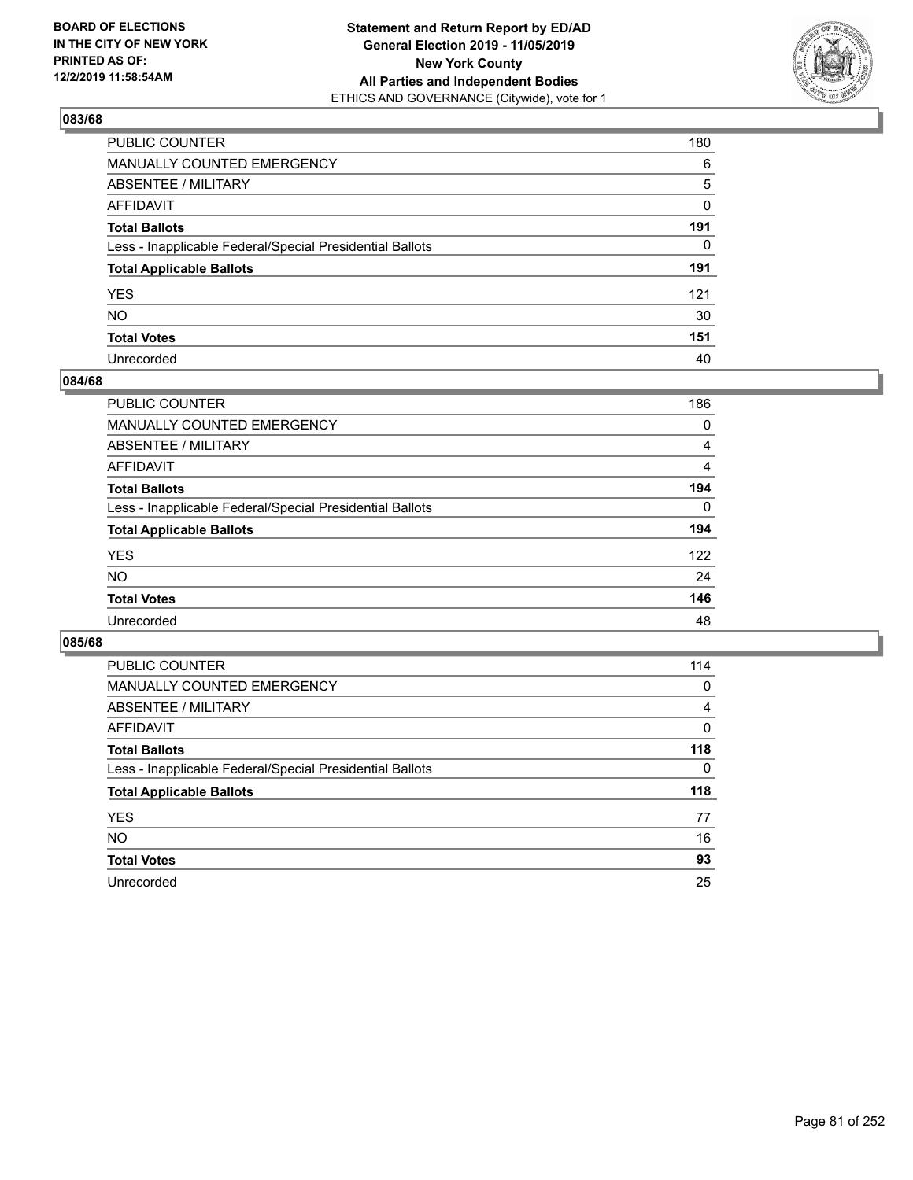BOARD OF ELECTIONS
IN THE CITY OF NEW YORK
PRINTED AS OF:
12/2/2019 11:58:54AM

**Statement and Return Report by ED/AD**
**General Election 2019 - 11/05/2019**
**New York County**
**All Parties and Independent Bodies**
ETHICS AND GOVERNANCE (Citywide), vote for 1

## 083/68

| | |
|---|---|
| PUBLIC COUNTER | 180 |
| MANUALLY COUNTED EMERGENCY | 6 |
| ABSENTEE / MILITARY | 5 |
| AFFIDAVIT | 0 |
| **Total Ballots** | **191** |
| Less - Inapplicable Federal/Special Presidential Ballots | 0 |
| **Total Applicable Ballots** | **191** |
| YES | 121 |
| NO | 30 |
| **Total Votes** | **151** |
| Unrecorded | 40 |

## 084/68

| | |
|---|---|
| PUBLIC COUNTER | 186 |
| MANUALLY COUNTED EMERGENCY | 0 |
| ABSENTEE / MILITARY | 4 |
| AFFIDAVIT | 4 |
| **Total Ballots** | **194** |
| Less - Inapplicable Federal/Special Presidential Ballots | 0 |
| **Total Applicable Ballots** | **194** |
| YES | 122 |
| NO | 24 |
| **Total Votes** | **146** |
| Unrecorded | 48 |

## 085/68

| | |
|---|---|
| PUBLIC COUNTER | 114 |
| MANUALLY COUNTED EMERGENCY | 0 |
| ABSENTEE / MILITARY | 4 |
| AFFIDAVIT | 0 |
| **Total Ballots** | **118** |
| Less - Inapplicable Federal/Special Presidential Ballots | 0 |
| **Total Applicable Ballots** | **118** |
| YES | 77 |
| NO | 16 |
| **Total Votes** | **93** |
| Unrecorded | 25 |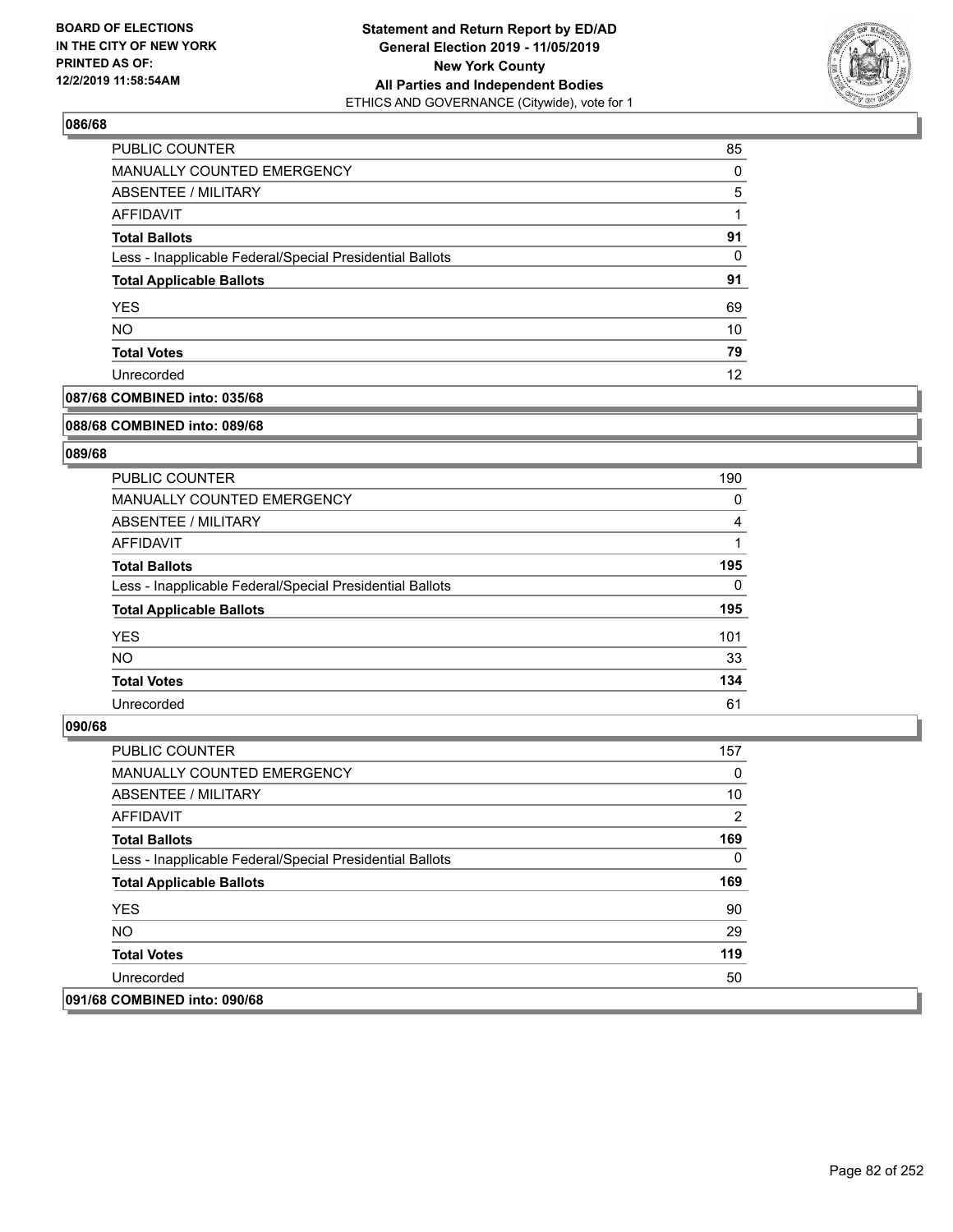## 086/68

| | |
|---|---|
| PUBLIC COUNTER | 85 |
| MANUALLY COUNTED EMERGENCY | 0 |
| ABSENTEE / MILITARY | 5 |
| AFFIDAVIT | 1 |
| **Total Ballots** | **91** |
| Less - Inapplicable Federal/Special Presidential Ballots | 0 |
| **Total Applicable Ballots** | **91** |
| YES | 69 |
| NO | 10 |
| **Total Votes** | **79** |
| Unrecorded | 12 |

## 087/68 COMBINED into: 035/68

## 088/68 COMBINED into: 089/68

## 089/68

| | |
|---|---|
| PUBLIC COUNTER | 190 |
| MANUALLY COUNTED EMERGENCY | 0 |
| ABSENTEE / MILITARY | 4 |
| AFFIDAVIT | 1 |
| **Total Ballots** | **195** |
| Less - Inapplicable Federal/Special Presidential Ballots | 0 |
| **Total Applicable Ballots** | **195** |
| YES | 101 |
| NO | 33 |
| **Total Votes** | **134** |
| Unrecorded | 61 |

## 090/68

| | |
|---|---|
| PUBLIC COUNTER | 157 |
| MANUALLY COUNTED EMERGENCY | 0 |
| ABSENTEE / MILITARY | 10 |
| AFFIDAVIT | 2 |
| **Total Ballots** | **169** |
| Less - Inapplicable Federal/Special Presidential Ballots | 0 |
| **Total Applicable Ballots** | **169** |
| YES | 90 |
| NO | 29 |
| **Total Votes** | **119** |
| Unrecorded | 50 |

## 091/68 COMBINED into: 090/68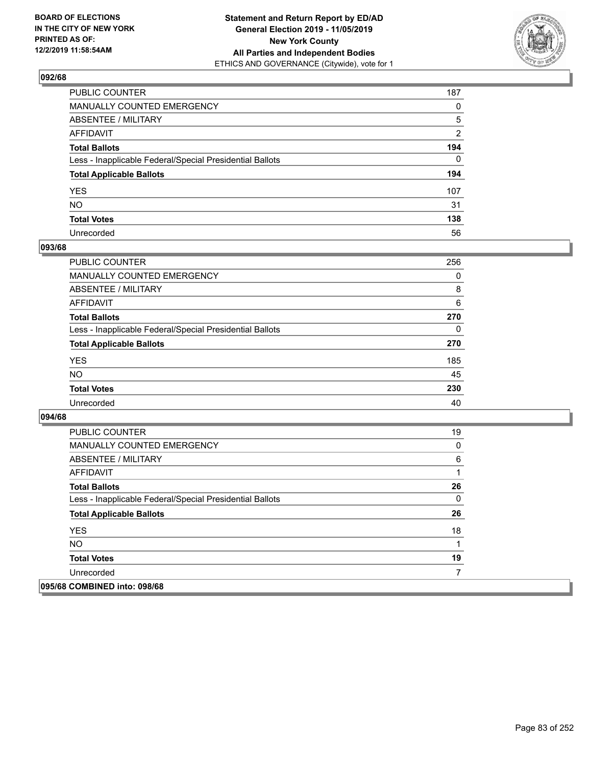## 092/68

| | |
|---|---|
| PUBLIC COUNTER | 187 |
| MANUALLY COUNTED EMERGENCY | 0 |
| ABSENTEE / MILITARY | 5 |
| AFFIDAVIT | 2 |
| **Total Ballots** | **194** |
| Less - Inapplicable Federal/Special Presidential Ballots | 0 |
| **Total Applicable Ballots** | **194** |
| YES | 107 |
| NO | 31 |
| **Total Votes** | **138** |
| Unrecorded | 56 |

## 093/68

| | |
|---|---|
| PUBLIC COUNTER | 256 |
| MANUALLY COUNTED EMERGENCY | 0 |
| ABSENTEE / MILITARY | 8 |
| AFFIDAVIT | 6 |
| **Total Ballots** | **270** |
| Less - Inapplicable Federal/Special Presidential Ballots | 0 |
| **Total Applicable Ballots** | **270** |
| YES | 185 |
| NO | 45 |
| **Total Votes** | **230** |
| Unrecorded | 40 |

## 094/68

| | |
|---|---|
| PUBLIC COUNTER | 19 |
| MANUALLY COUNTED EMERGENCY | 0 |
| ABSENTEE / MILITARY | 6 |
| AFFIDAVIT | 1 |
| **Total Ballots** | **26** |
| Less - Inapplicable Federal/Special Presidential Ballots | 0 |
| **Total Applicable Ballots** | **26** |
| YES | 18 |
| NO | 1 |
| **Total Votes** | **19** |
| Unrecorded | 7 |

## 095/68 COMBINED into: 098/68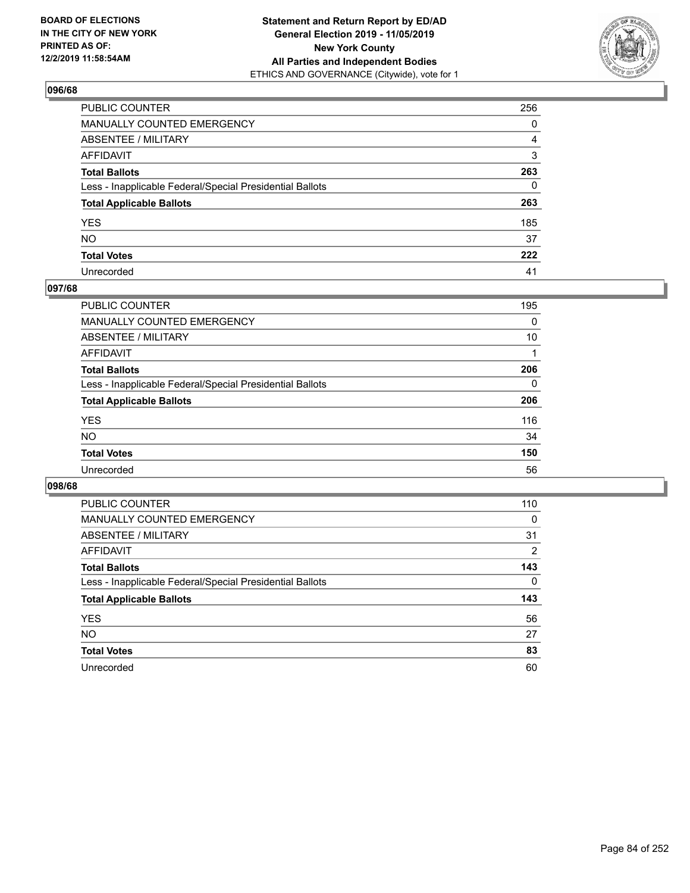**BOARD OF ELECTIONS IN THE CITY OF NEW YORK PRINTED AS OF: 12/2/2019 11:58:54AM**

**Statement and Return Report by ED/AD General Election 2019 - 11/05/2019 New York County All Parties and Independent Bodies**
ETHICS AND GOVERNANCE (Citywide), vote for 1

## 096/68

| | |
|---|---|
| PUBLIC COUNTER | 256 |
| MANUALLY COUNTED EMERGENCY | 0 |
| ABSENTEE / MILITARY | 4 |
| AFFIDAVIT | 3 |
| **Total Ballots** | **263** |
| Less - Inapplicable Federal/Special Presidential Ballots | 0 |
| **Total Applicable Ballots** | **263** |
| YES | 185 |
| NO | 37 |
| **Total Votes** | **222** |
| Unrecorded | 41 |

## 097/68

| | |
|---|---|
| PUBLIC COUNTER | 195 |
| MANUALLY COUNTED EMERGENCY | 0 |
| ABSENTEE / MILITARY | 10 |
| AFFIDAVIT | 1 |
| **Total Ballots** | **206** |
| Less - Inapplicable Federal/Special Presidential Ballots | 0 |
| **Total Applicable Ballots** | **206** |
| YES | 116 |
| NO | 34 |
| **Total Votes** | **150** |
| Unrecorded | 56 |

## 098/68

| | |
|---|---|
| PUBLIC COUNTER | 110 |
| MANUALLY COUNTED EMERGENCY | 0 |
| ABSENTEE / MILITARY | 31 |
| AFFIDAVIT | 2 |
| **Total Ballots** | **143** |
| Less - Inapplicable Federal/Special Presidential Ballots | 0 |
| **Total Applicable Ballots** | **143** |
| YES | 56 |
| NO | 27 |
| **Total Votes** | **83** |
| Unrecorded | 60 |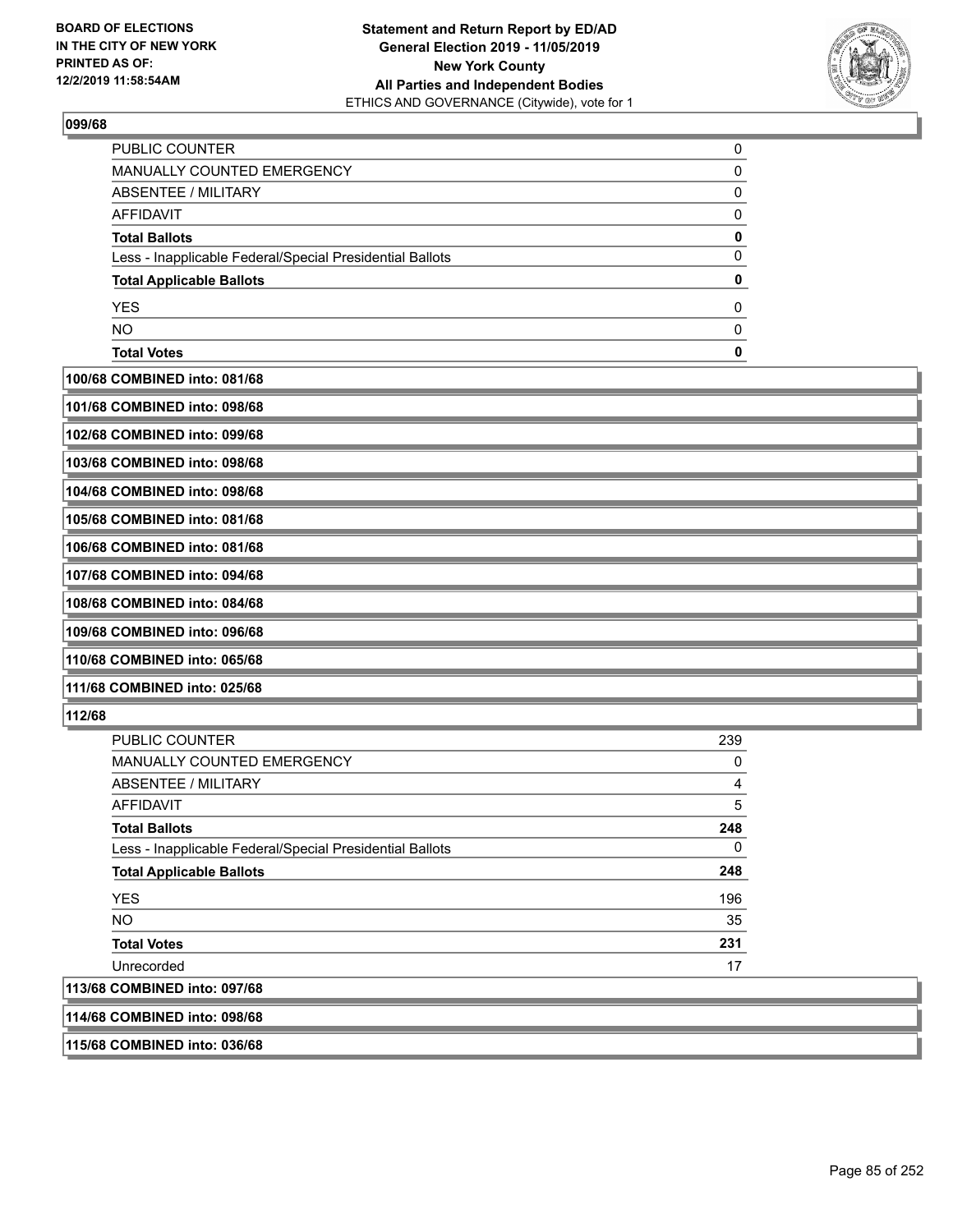### 099/68

| | |
|---|---|
| PUBLIC COUNTER | 0 |
| MANUALLY COUNTED EMERGENCY | 0 |
| ABSENTEE / MILITARY | 0 |
| AFFIDAVIT | 0 |
| **Total Ballots** | **0** |
| Less - Inapplicable Federal/Special Presidential Ballots | 0 |
| **Total Applicable Ballots** | **0** |
| YES | 0 |
| NO | 0 |
| **Total Votes** | **0** |

**100/68 COMBINED into: 081/68**

**101/68 COMBINED into: 098/68**

**102/68 COMBINED into: 099/68**

**103/68 COMBINED into: 098/68**

**104/68 COMBINED into: 098/68**

**105/68 COMBINED into: 081/68**

**106/68 COMBINED into: 081/68**

**107/68 COMBINED into: 094/68**

**108/68 COMBINED into: 084/68**

**109/68 COMBINED into: 096/68**

**110/68 COMBINED into: 065/68**

**111/68 COMBINED into: 025/68**

### 112/68

| | |
|---|---|
| PUBLIC COUNTER | 239 |
| MANUALLY COUNTED EMERGENCY | 0 |
| ABSENTEE / MILITARY | 4 |
| AFFIDAVIT | 5 |
| **Total Ballots** | **248** |
| Less - Inapplicable Federal/Special Presidential Ballots | 0 |
| **Total Applicable Ballots** | **248** |
| YES | 196 |
| NO | 35 |
| **Total Votes** | **231** |
| Unrecorded | 17 |

**113/68 COMBINED into: 097/68**

**114/68 COMBINED into: 098/68**

**115/68 COMBINED into: 036/68**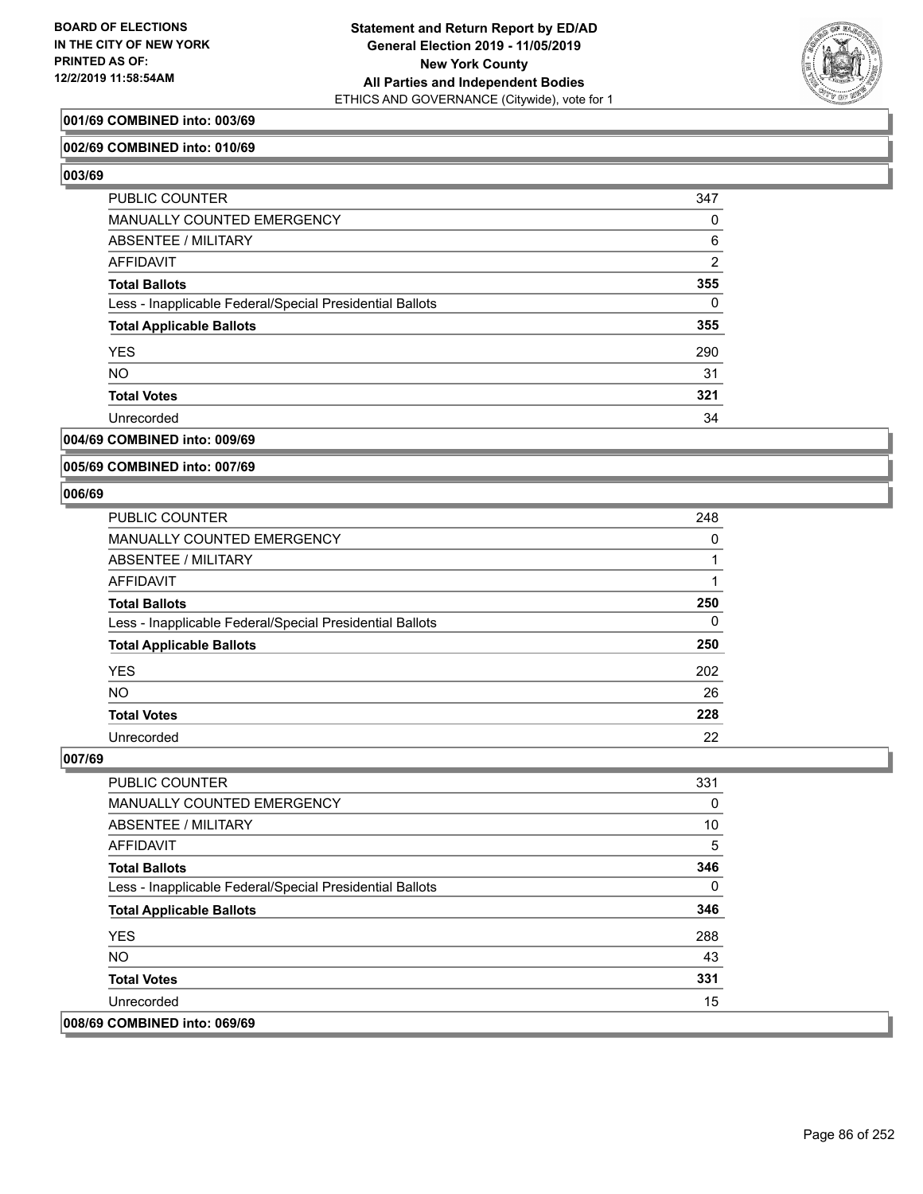**001/69 COMBINED into: 003/69**

**002/69 COMBINED into: 010/69**

**003/69**

| | |
|---|---|
| PUBLIC COUNTER | 347 |
| MANUALLY COUNTED EMERGENCY | 0 |
| ABSENTEE / MILITARY | 6 |
| AFFIDAVIT | 2 |
| **Total Ballots** | **355** |
| Less - Inapplicable Federal/Special Presidential Ballots | 0 |
| **Total Applicable Ballots** | **355** |
| YES | 290 |
| NO | 31 |
| **Total Votes** | **321** |
| Unrecorded | 34 |

**004/69 COMBINED into: 009/69**

**005/69 COMBINED into: 007/69**

**006/69**

| | |
|---|---|
| PUBLIC COUNTER | 248 |
| MANUALLY COUNTED EMERGENCY | 0 |
| ABSENTEE / MILITARY | 1 |
| AFFIDAVIT | 1 |
| **Total Ballots** | **250** |
| Less - Inapplicable Federal/Special Presidential Ballots | 0 |
| **Total Applicable Ballots** | **250** |
| YES | 202 |
| NO | 26 |
| **Total Votes** | **228** |
| Unrecorded | 22 |

**007/69**

| | |
|---|---|
| PUBLIC COUNTER | 331 |
| MANUALLY COUNTED EMERGENCY | 0 |
| ABSENTEE / MILITARY | 10 |
| AFFIDAVIT | 5 |
| **Total Ballots** | **346** |
| Less - Inapplicable Federal/Special Presidential Ballots | 0 |
| **Total Applicable Ballots** | **346** |
| YES | 288 |
| NO | 43 |
| **Total Votes** | **331** |
| Unrecorded | 15 |

**008/69 COMBINED into: 069/69**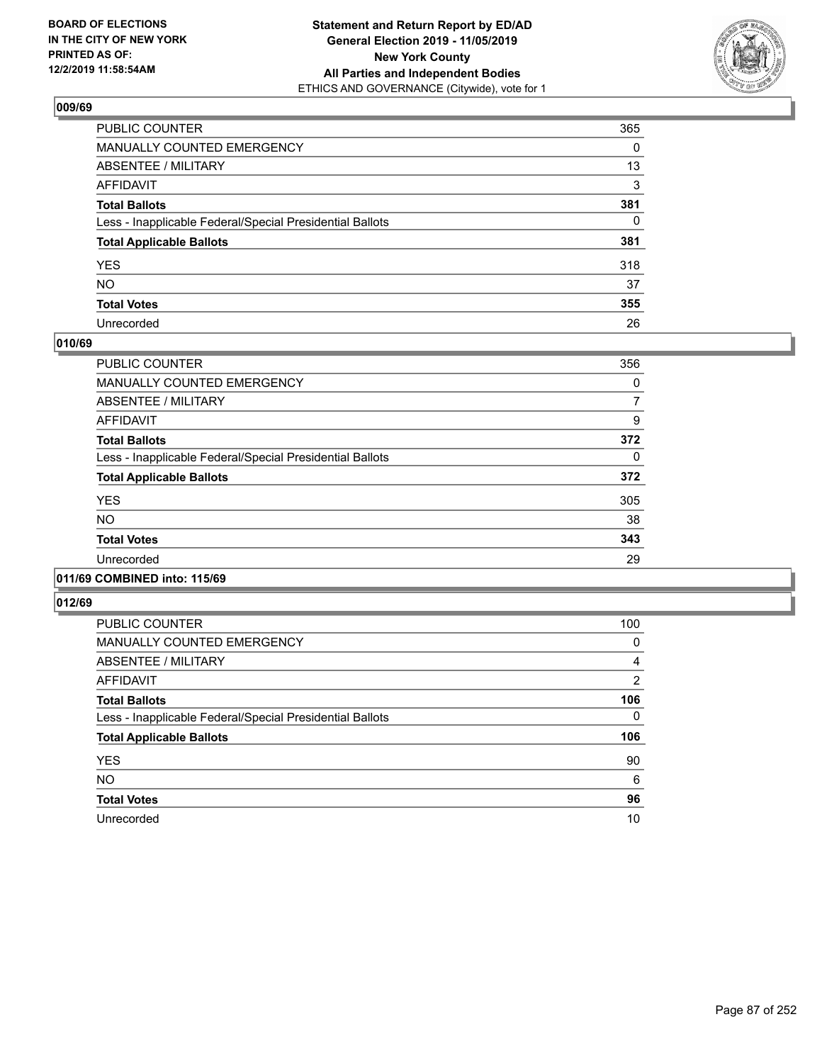**BOARD OF ELECTIONS IN THE CITY OF NEW YORK PRINTED AS OF: 12/2/2019 11:58:54AM**

**Statement and Return Report by ED/AD**
**General Election 2019 - 11/05/2019**
**New York County**
**All Parties and Independent Bodies**
ETHICS AND GOVERNANCE (Citywide), vote for 1

## 009/69

| | |
|---|---|
| PUBLIC COUNTER | 365 |
| MANUALLY COUNTED EMERGENCY | 0 |
| ABSENTEE / MILITARY | 13 |
| AFFIDAVIT | 3 |
| **Total Ballots** | **381** |
| Less - Inapplicable Federal/Special Presidential Ballots | 0 |
| **Total Applicable Ballots** | **381** |
| YES | 318 |
| NO | 37 |
| **Total Votes** | **355** |
| Unrecorded | 26 |

## 010/69

| | |
|---|---|
| PUBLIC COUNTER | 356 |
| MANUALLY COUNTED EMERGENCY | 0 |
| ABSENTEE / MILITARY | 7 |
| AFFIDAVIT | 9 |
| **Total Ballots** | **372** |
| Less - Inapplicable Federal/Special Presidential Ballots | 0 |
| **Total Applicable Ballots** | **372** |
| YES | 305 |
| NO | 38 |
| **Total Votes** | **343** |
| Unrecorded | 29 |

## 011/69 COMBINED into: 115/69

## 012/69

| | |
|---|---|
| PUBLIC COUNTER | 100 |
| MANUALLY COUNTED EMERGENCY | 0 |
| ABSENTEE / MILITARY | 4 |
| AFFIDAVIT | 2 |
| **Total Ballots** | **106** |
| Less - Inapplicable Federal/Special Presidential Ballots | 0 |
| **Total Applicable Ballots** | **106** |
| YES | 90 |
| NO | 6 |
| **Total Votes** | **96** |
| Unrecorded | 10 |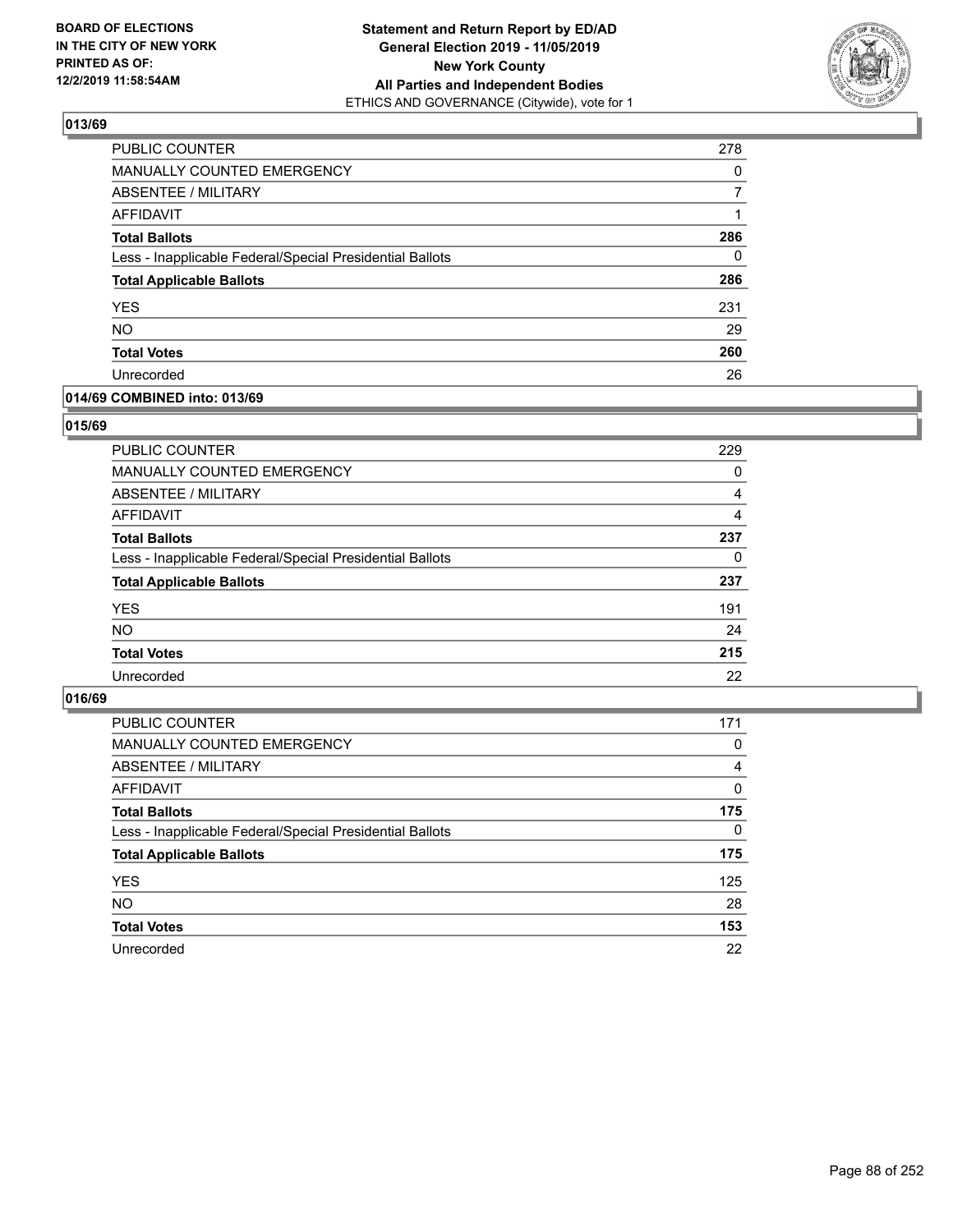**BOARD OF ELECTIONS IN THE CITY OF NEW YORK PRINTED AS OF: 12/2/2019 11:58:54AM**

**Statement and Return Report by ED/AD General Election 2019 - 11/05/2019 New York County All Parties and Independent Bodies**
ETHICS AND GOVERNANCE (Citywide), vote for 1

## 013/69

| | |
|---|---|
| PUBLIC COUNTER | 278 |
| MANUALLY COUNTED EMERGENCY | 0 |
| ABSENTEE / MILITARY | 7 |
| AFFIDAVIT | 1 |
| **Total Ballots** | **286** |
| Less - Inapplicable Federal/Special Presidential Ballots | 0 |
| **Total Applicable Ballots** | **286** |
| YES | 231 |
| NO | 29 |
| **Total Votes** | **260** |
| Unrecorded | 26 |

## 014/69 COMBINED into: 013/69

## 015/69

| | |
|---|---|
| PUBLIC COUNTER | 229 |
| MANUALLY COUNTED EMERGENCY | 0 |
| ABSENTEE / MILITARY | 4 |
| AFFIDAVIT | 4 |
| **Total Ballots** | **237** |
| Less - Inapplicable Federal/Special Presidential Ballots | 0 |
| **Total Applicable Ballots** | **237** |
| YES | 191 |
| NO | 24 |
| **Total Votes** | **215** |
| Unrecorded | 22 |

## 016/69

| | |
|---|---|
| PUBLIC COUNTER | 171 |
| MANUALLY COUNTED EMERGENCY | 0 |
| ABSENTEE / MILITARY | 4 |
| AFFIDAVIT | 0 |
| **Total Ballots** | **175** |
| Less - Inapplicable Federal/Special Presidential Ballots | 0 |
| **Total Applicable Ballots** | **175** |
| YES | 125 |
| NO | 28 |
| **Total Votes** | **153** |
| Unrecorded | 22 |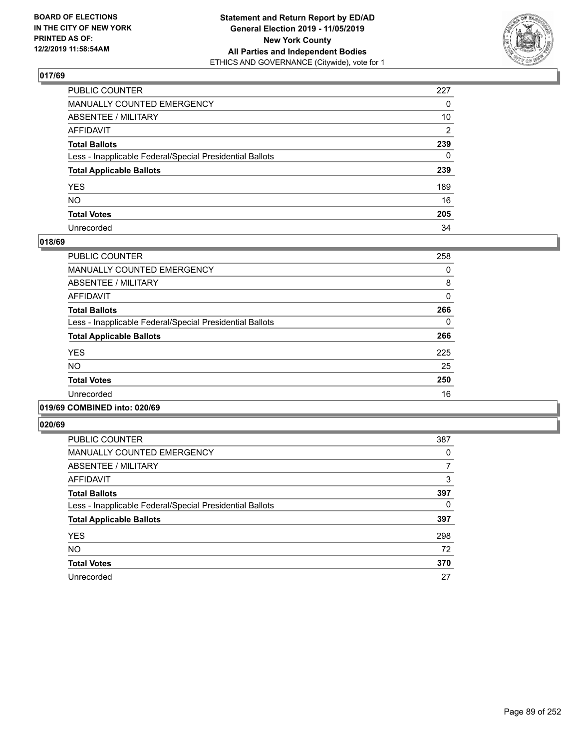BOARD OF ELECTIONS
IN THE CITY OF NEW YORK
PRINTED AS OF:
12/2/2019 11:58:54AM

**Statement and Return Report by ED/AD**
**General Election 2019 - 11/05/2019**
**New York County**
**All Parties and Independent Bodies**
ETHICS AND GOVERNANCE (Citywide), vote for 1

## 017/69

| | |
|---|---|
| PUBLIC COUNTER | 227 |
| MANUALLY COUNTED EMERGENCY | 0 |
| ABSENTEE / MILITARY | 10 |
| AFFIDAVIT | 2 |
| **Total Ballots** | **239** |
| Less - Inapplicable Federal/Special Presidential Ballots | 0 |
| **Total Applicable Ballots** | **239** |
| YES | 189 |
| NO | 16 |
| **Total Votes** | **205** |
| Unrecorded | 34 |

## 018/69

| | |
|---|---|
| PUBLIC COUNTER | 258 |
| MANUALLY COUNTED EMERGENCY | 0 |
| ABSENTEE / MILITARY | 8 |
| AFFIDAVIT | 0 |
| **Total Ballots** | **266** |
| Less - Inapplicable Federal/Special Presidential Ballots | 0 |
| **Total Applicable Ballots** | **266** |
| YES | 225 |
| NO | 25 |
| **Total Votes** | **250** |
| Unrecorded | 16 |

## 019/69 COMBINED into: 020/69

## 020/69

| | |
|---|---|
| PUBLIC COUNTER | 387 |
| MANUALLY COUNTED EMERGENCY | 0 |
| ABSENTEE / MILITARY | 7 |
| AFFIDAVIT | 3 |
| **Total Ballots** | **397** |
| Less - Inapplicable Federal/Special Presidential Ballots | 0 |
| **Total Applicable Ballots** | **397** |
| YES | 298 |
| NO | 72 |
| **Total Votes** | **370** |
| Unrecorded | 27 |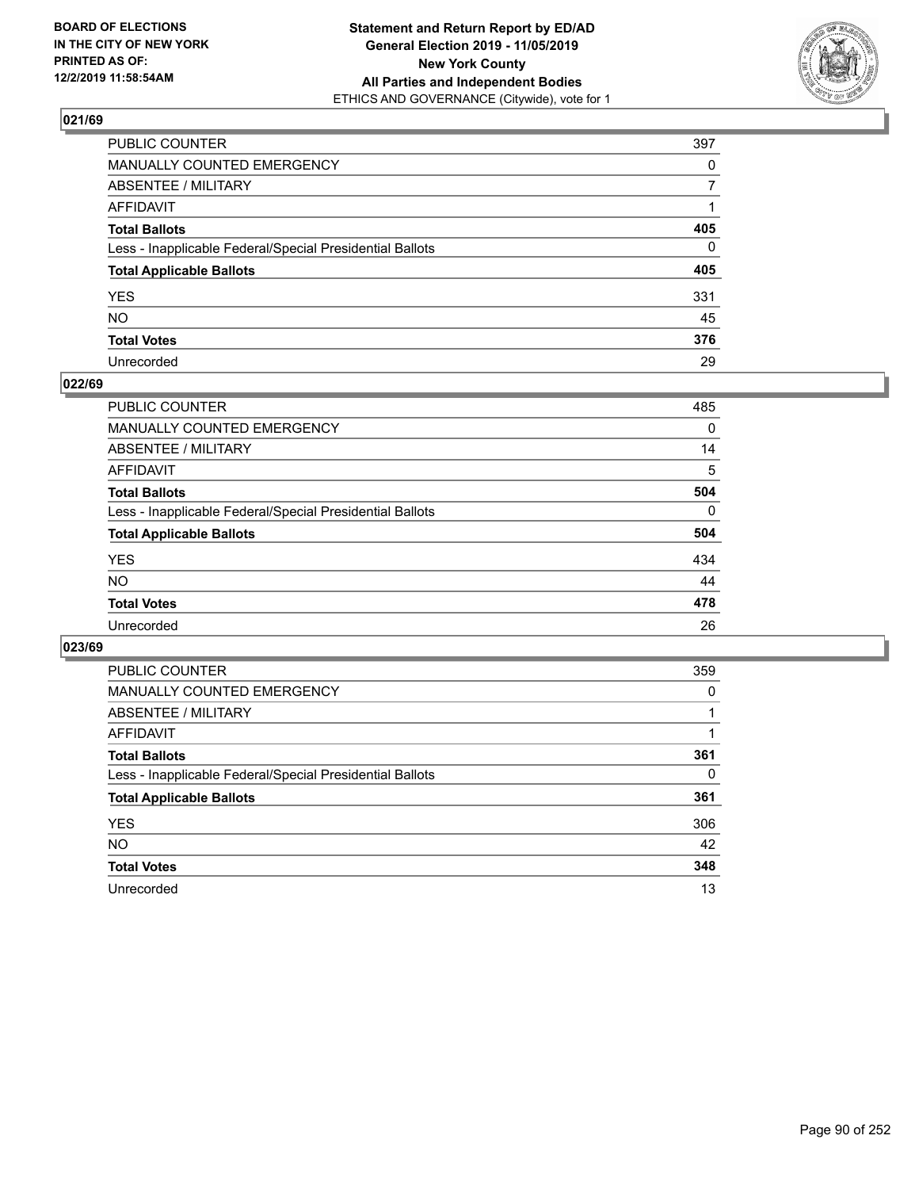**BOARD OF ELECTIONS IN THE CITY OF NEW YORK PRINTED AS OF: 12/2/2019 11:58:54AM**

**Statement and Return Report by ED/AD General Election 2019 - 11/05/2019 New York County All Parties and Independent Bodies**
ETHICS AND GOVERNANCE (Citywide), vote for 1

## 021/69

| | |
|---|---|
| PUBLIC COUNTER | 397 |
| MANUALLY COUNTED EMERGENCY | 0 |
| ABSENTEE / MILITARY | 7 |
| AFFIDAVIT | 1 |
| **Total Ballots** | **405** |
| Less - Inapplicable Federal/Special Presidential Ballots | 0 |
| **Total Applicable Ballots** | **405** |
| YES | 331 |
| NO | 45 |
| **Total Votes** | **376** |
| Unrecorded | 29 |

## 022/69

| | |
|---|---|
| PUBLIC COUNTER | 485 |
| MANUALLY COUNTED EMERGENCY | 0 |
| ABSENTEE / MILITARY | 14 |
| AFFIDAVIT | 5 |
| **Total Ballots** | **504** |
| Less - Inapplicable Federal/Special Presidential Ballots | 0 |
| **Total Applicable Ballots** | **504** |
| YES | 434 |
| NO | 44 |
| **Total Votes** | **478** |
| Unrecorded | 26 |

## 023/69

| | |
|---|---|
| PUBLIC COUNTER | 359 |
| MANUALLY COUNTED EMERGENCY | 0 |
| ABSENTEE / MILITARY | 1 |
| AFFIDAVIT | 1 |
| **Total Ballots** | **361** |
| Less - Inapplicable Federal/Special Presidential Ballots | 0 |
| **Total Applicable Ballots** | **361** |
| YES | 306 |
| NO | 42 |
| **Total Votes** | **348** |
| Unrecorded | 13 |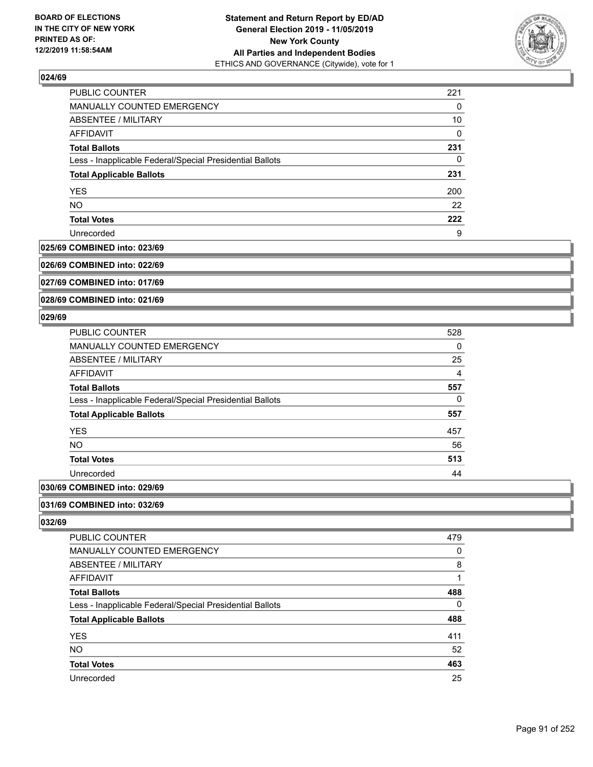**BOARD OF ELECTIONS IN THE CITY OF NEW YORK PRINTED AS OF: 12/2/2019 11:58:54AM**

**Statement and Return Report by ED/AD General Election 2019 - 11/05/2019 New York County All Parties and Independent Bodies**
ETHICS AND GOVERNANCE (Citywide), vote for 1

### 024/69

| | |
|---|---|
| PUBLIC COUNTER | 221 |
| MANUALLY COUNTED EMERGENCY | 0 |
| ABSENTEE / MILITARY | 10 |
| AFFIDAVIT | 0 |
| **Total Ballots** | **231** |
| Less - Inapplicable Federal/Special Presidential Ballots | 0 |
| **Total Applicable Ballots** | **231** |
| YES | 200 |
| NO | 22 |
| **Total Votes** | **222** |
| Unrecorded | 9 |

**025/69 COMBINED into: 023/69**

**026/69 COMBINED into: 022/69**

**027/69 COMBINED into: 017/69**

**028/69 COMBINED into: 021/69**

### 029/69

| | |
|---|---|
| PUBLIC COUNTER | 528 |
| MANUALLY COUNTED EMERGENCY | 0 |
| ABSENTEE / MILITARY | 25 |
| AFFIDAVIT | 4 |
| **Total Ballots** | **557** |
| Less - Inapplicable Federal/Special Presidential Ballots | 0 |
| **Total Applicable Ballots** | **557** |
| YES | 457 |
| NO | 56 |
| **Total Votes** | **513** |
| Unrecorded | 44 |

**030/69 COMBINED into: 029/69**

**031/69 COMBINED into: 032/69**

### 032/69

| | |
|---|---|
| PUBLIC COUNTER | 479 |
| MANUALLY COUNTED EMERGENCY | 0 |
| ABSENTEE / MILITARY | 8 |
| AFFIDAVIT | 1 |
| **Total Ballots** | **488** |
| Less - Inapplicable Federal/Special Presidential Ballots | 0 |
| **Total Applicable Ballots** | **488** |
| YES | 411 |
| NO | 52 |
| **Total Votes** | **463** |
| Unrecorded | 25 |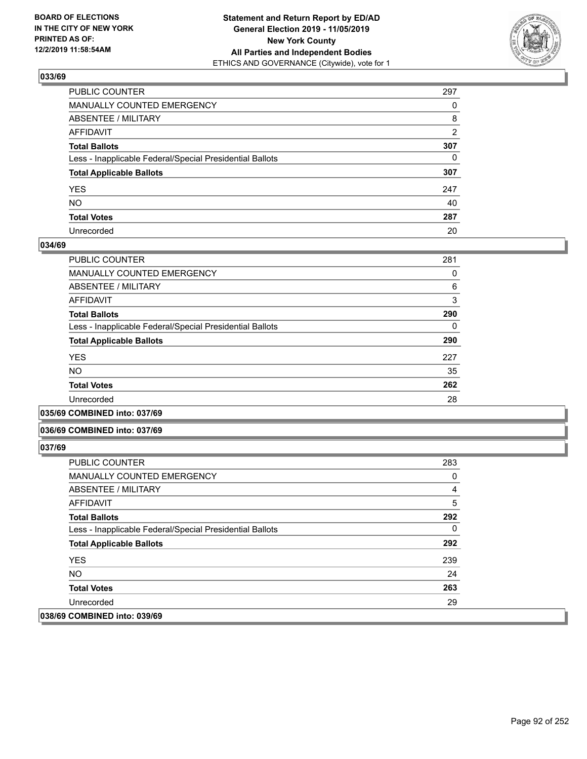**BOARD OF ELECTIONS IN THE CITY OF NEW YORK PRINTED AS OF: 12/2/2019 11:58:54AM**

**Statement and Return Report by ED/AD General Election 2019 - 11/05/2019 New York County All Parties and Independent Bodies**
ETHICS AND GOVERNANCE (Citywide), vote for 1

## 033/69

| | |
|---|---|
| PUBLIC COUNTER | 297 |
| MANUALLY COUNTED EMERGENCY | 0 |
| ABSENTEE / MILITARY | 8 |
| AFFIDAVIT | 2 |
| **Total Ballots** | **307** |
| Less - Inapplicable Federal/Special Presidential Ballots | 0 |
| **Total Applicable Ballots** | **307** |
| YES | 247 |
| NO | 40 |
| **Total Votes** | **287** |
| Unrecorded | 20 |

## 034/69

| | |
|---|---|
| PUBLIC COUNTER | 281 |
| MANUALLY COUNTED EMERGENCY | 0 |
| ABSENTEE / MILITARY | 6 |
| AFFIDAVIT | 3 |
| **Total Ballots** | **290** |
| Less - Inapplicable Federal/Special Presidential Ballots | 0 |
| **Total Applicable Ballots** | **290** |
| YES | 227 |
| NO | 35 |
| **Total Votes** | **262** |
| Unrecorded | 28 |

## 035/69 COMBINED into: 037/69

## 036/69 COMBINED into: 037/69

## 037/69

| | |
|---|---|
| PUBLIC COUNTER | 283 |
| MANUALLY COUNTED EMERGENCY | 0 |
| ABSENTEE / MILITARY | 4 |
| AFFIDAVIT | 5 |
| **Total Ballots** | **292** |
| Less - Inapplicable Federal/Special Presidential Ballots | 0 |
| **Total Applicable Ballots** | **292** |
| YES | 239 |
| NO | 24 |
| **Total Votes** | **263** |
| Unrecorded | 29 |

## 038/69 COMBINED into: 039/69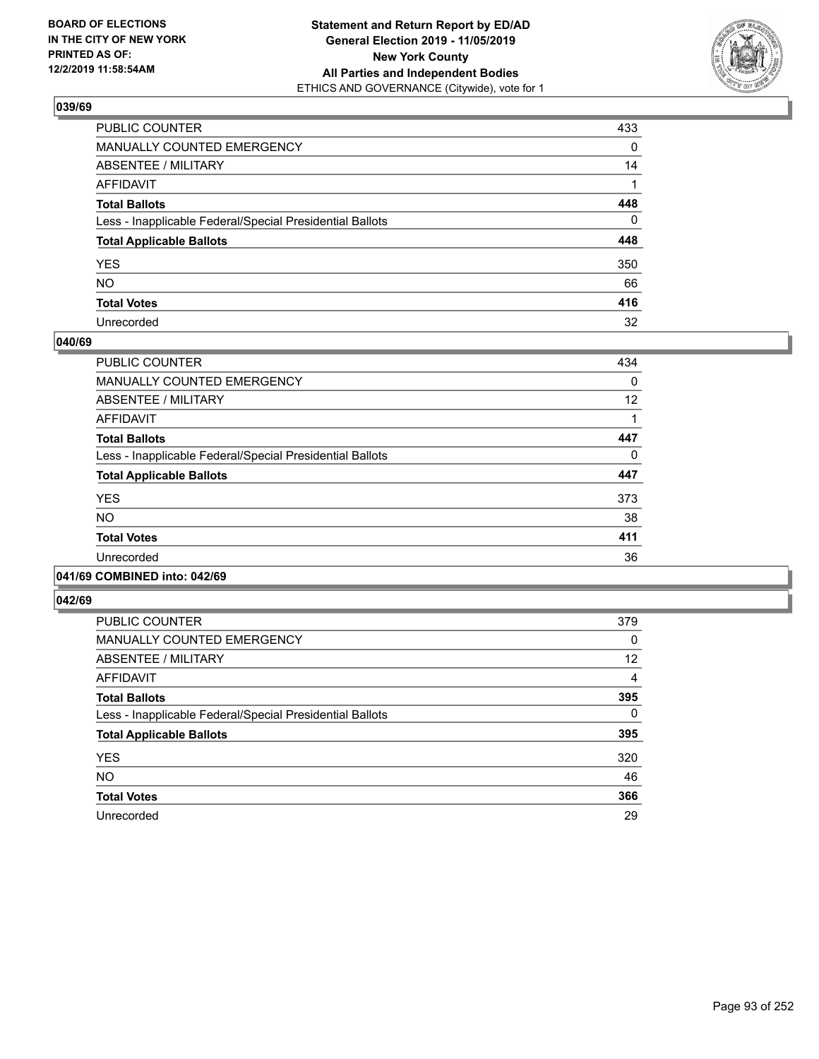**BOARD OF ELECTIONS IN THE CITY OF NEW YORK PRINTED AS OF: 12/2/2019 11:58:54AM**

**Statement and Return Report by ED/AD General Election 2019 - 11/05/2019 New York County All Parties and Independent Bodies**
ETHICS AND GOVERNANCE (Citywide), vote for 1

### 039/69

| | |
|---|---|
| PUBLIC COUNTER | 433 |
| MANUALLY COUNTED EMERGENCY | 0 |
| ABSENTEE / MILITARY | 14 |
| AFFIDAVIT | 1 |
| **Total Ballots** | **448** |
| Less - Inapplicable Federal/Special Presidential Ballots | 0 |
| **Total Applicable Ballots** | **448** |
| YES | 350 |
| NO | 66 |
| **Total Votes** | **416** |
| Unrecorded | 32 |

### 040/69

| | |
|---|---|
| PUBLIC COUNTER | 434 |
| MANUALLY COUNTED EMERGENCY | 0 |
| ABSENTEE / MILITARY | 12 |
| AFFIDAVIT | 1 |
| **Total Ballots** | **447** |
| Less - Inapplicable Federal/Special Presidential Ballots | 0 |
| **Total Applicable Ballots** | **447** |
| YES | 373 |
| NO | 38 |
| **Total Votes** | **411** |
| Unrecorded | 36 |

### 041/69 COMBINED into: 042/69

### 042/69

| | |
|---|---|
| PUBLIC COUNTER | 379 |
| MANUALLY COUNTED EMERGENCY | 0 |
| ABSENTEE / MILITARY | 12 |
| AFFIDAVIT | 4 |
| **Total Ballots** | **395** |
| Less - Inapplicable Federal/Special Presidential Ballots | 0 |
| **Total Applicable Ballots** | **395** |
| YES | 320 |
| NO | 46 |
| **Total Votes** | **366** |
| Unrecorded | 29 |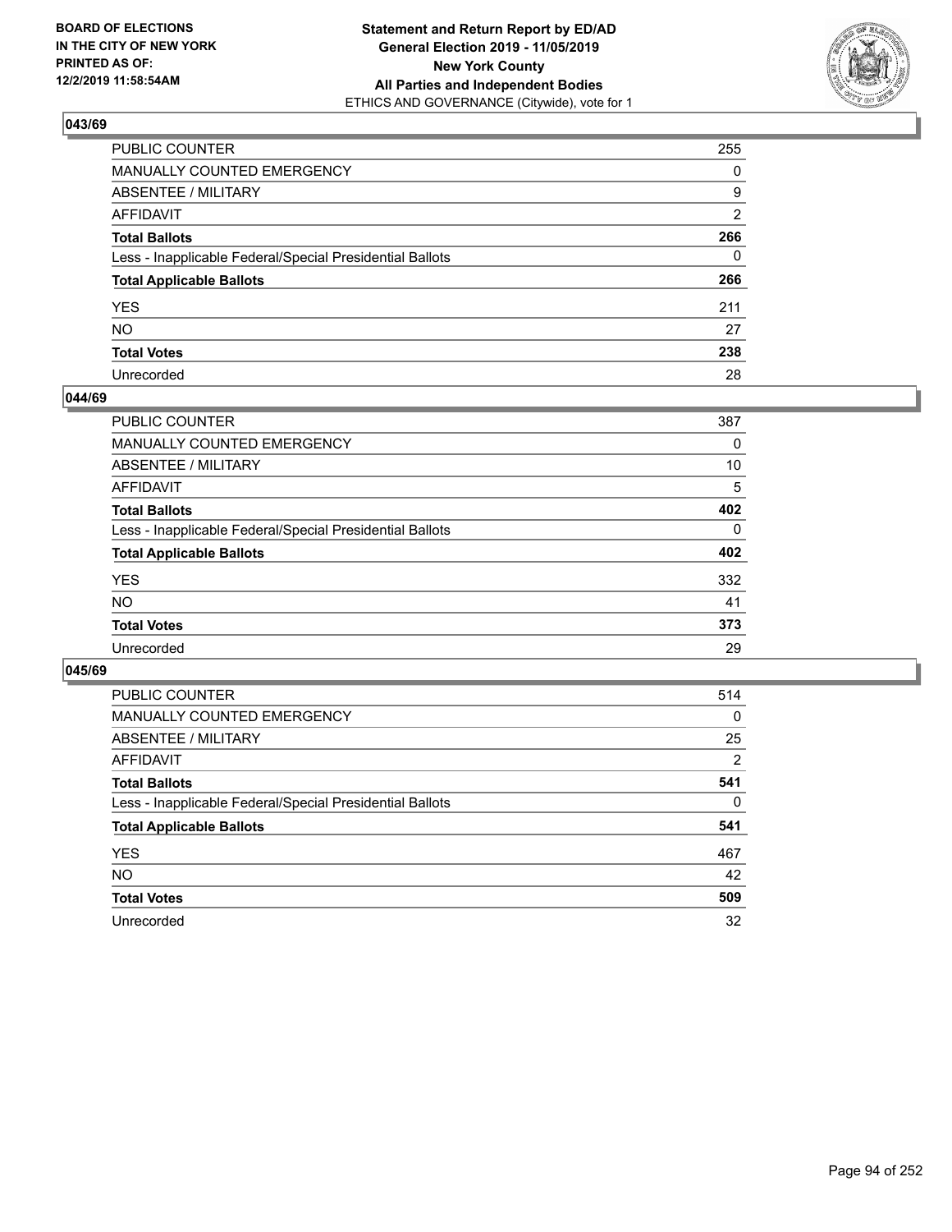**BOARD OF ELECTIONS IN THE CITY OF NEW YORK PRINTED AS OF: 12/2/2019 11:58:54AM**

**Statement and Return Report by ED/AD General Election 2019 - 11/05/2019 New York County All Parties and Independent Bodies**
ETHICS AND GOVERNANCE (Citywide), vote for 1

### 043/69

| | |
|---|---|
| PUBLIC COUNTER | 255 |
| MANUALLY COUNTED EMERGENCY | 0 |
| ABSENTEE / MILITARY | 9 |
| AFFIDAVIT | 2 |
| **Total Ballots** | **266** |
| Less - Inapplicable Federal/Special Presidential Ballots | 0 |
| **Total Applicable Ballots** | **266** |
| YES | 211 |
| NO | 27 |
| **Total Votes** | **238** |
| Unrecorded | 28 |

### 044/69

| | |
|---|---|
| PUBLIC COUNTER | 387 |
| MANUALLY COUNTED EMERGENCY | 0 |
| ABSENTEE / MILITARY | 10 |
| AFFIDAVIT | 5 |
| **Total Ballots** | **402** |
| Less - Inapplicable Federal/Special Presidential Ballots | 0 |
| **Total Applicable Ballots** | **402** |
| YES | 332 |
| NO | 41 |
| **Total Votes** | **373** |
| Unrecorded | 29 |

### 045/69

| | |
|---|---|
| PUBLIC COUNTER | 514 |
| MANUALLY COUNTED EMERGENCY | 0 |
| ABSENTEE / MILITARY | 25 |
| AFFIDAVIT | 2 |
| **Total Ballots** | **541** |
| Less - Inapplicable Federal/Special Presidential Ballots | 0 |
| **Total Applicable Ballots** | **541** |
| YES | 467 |
| NO | 42 |
| **Total Votes** | **509** |
| Unrecorded | 32 |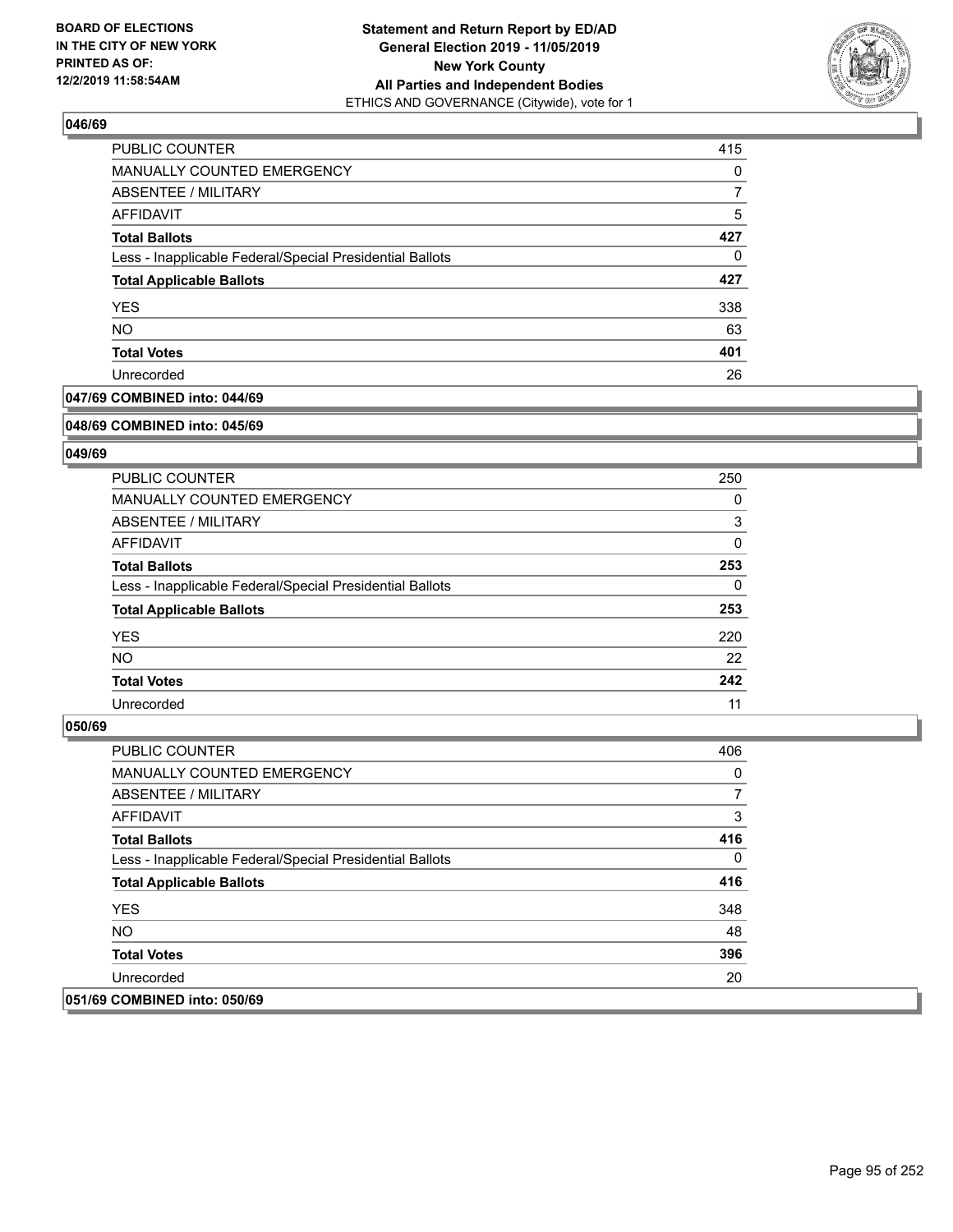## 046/69

| | |
|---|---|
| PUBLIC COUNTER | 415 |
| MANUALLY COUNTED EMERGENCY | 0 |
| ABSENTEE / MILITARY | 7 |
| AFFIDAVIT | 5 |
| **Total Ballots** | **427** |
| Less - Inapplicable Federal/Special Presidential Ballots | 0 |
| **Total Applicable Ballots** | **427** |
| YES | 338 |
| NO | 63 |
| **Total Votes** | **401** |
| Unrecorded | 26 |

## 047/69 COMBINED into: 044/69

## 048/69 COMBINED into: 045/69

## 049/69

| | |
|---|---|
| PUBLIC COUNTER | 250 |
| MANUALLY COUNTED EMERGENCY | 0 |
| ABSENTEE / MILITARY | 3 |
| AFFIDAVIT | 0 |
| **Total Ballots** | **253** |
| Less - Inapplicable Federal/Special Presidential Ballots | 0 |
| **Total Applicable Ballots** | **253** |
| YES | 220 |
| NO | 22 |
| **Total Votes** | **242** |
| Unrecorded | 11 |

## 050/69

| | |
|---|---|
| PUBLIC COUNTER | 406 |
| MANUALLY COUNTED EMERGENCY | 0 |
| ABSENTEE / MILITARY | 7 |
| AFFIDAVIT | 3 |
| **Total Ballots** | **416** |
| Less - Inapplicable Federal/Special Presidential Ballots | 0 |
| **Total Applicable Ballots** | **416** |
| YES | 348 |
| NO | 48 |
| **Total Votes** | **396** |
| Unrecorded | 20 |

## 051/69 COMBINED into: 050/69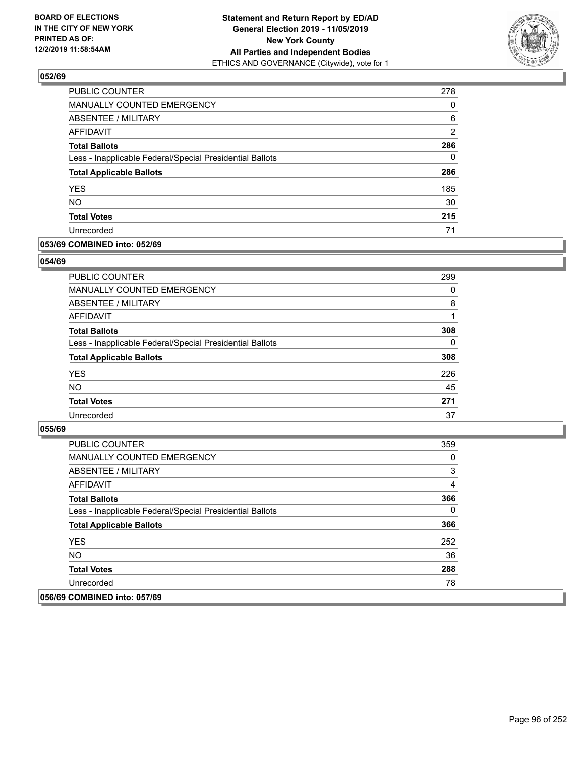**Statement and Return Report by ED/AD**
**General Election 2019 - 11/05/2019**
**New York County**
**All Parties and Independent Bodies**
ETHICS AND GOVERNANCE (Citywide), vote for 1

BOARD OF ELECTIONS IN THE CITY OF NEW YORK PRINTED AS OF: 12/2/2019 11:58:54AM

## 052/69

| | |
|---|---|
| PUBLIC COUNTER | 278 |
| MANUALLY COUNTED EMERGENCY | 0 |
| ABSENTEE / MILITARY | 6 |
| AFFIDAVIT | 2 |
| **Total Ballots** | **286** |
| Less - Inapplicable Federal/Special Presidential Ballots | 0 |
| **Total Applicable Ballots** | **286** |
| YES | 185 |
| NO | 30 |
| **Total Votes** | **215** |
| Unrecorded | 71 |

## 053/69 COMBINED into: 052/69

## 054/69

| | |
|---|---|
| PUBLIC COUNTER | 299 |
| MANUALLY COUNTED EMERGENCY | 0 |
| ABSENTEE / MILITARY | 8 |
| AFFIDAVIT | 1 |
| **Total Ballots** | **308** |
| Less - Inapplicable Federal/Special Presidential Ballots | 0 |
| **Total Applicable Ballots** | **308** |
| YES | 226 |
| NO | 45 |
| **Total Votes** | **271** |
| Unrecorded | 37 |

## 055/69

| | |
|---|---|
| PUBLIC COUNTER | 359 |
| MANUALLY COUNTED EMERGENCY | 0 |
| ABSENTEE / MILITARY | 3 |
| AFFIDAVIT | 4 |
| **Total Ballots** | **366** |
| Less - Inapplicable Federal/Special Presidential Ballots | 0 |
| **Total Applicable Ballots** | **366** |
| YES | 252 |
| NO | 36 |
| **Total Votes** | **288** |
| Unrecorded | 78 |

## 056/69 COMBINED into: 057/69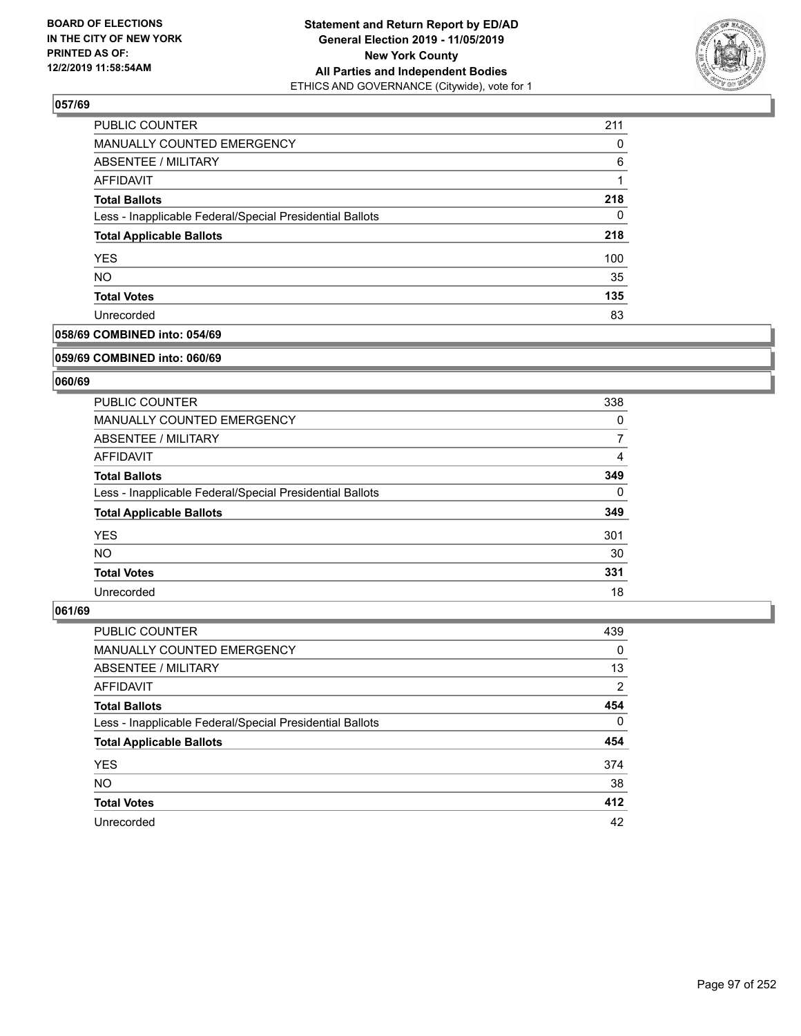**BOARD OF ELECTIONS IN THE CITY OF NEW YORK PRINTED AS OF: 12/2/2019 11:58:54AM**

**Statement and Return Report by ED/AD General Election 2019 - 11/05/2019 New York County All Parties and Independent Bodies**
ETHICS AND GOVERNANCE (Citywide), vote for 1

## 057/69

| | |
|---|---|
| PUBLIC COUNTER | 211 |
| MANUALLY COUNTED EMERGENCY | 0 |
| ABSENTEE / MILITARY | 6 |
| AFFIDAVIT | 1 |
| **Total Ballots** | **218** |
| Less - Inapplicable Federal/Special Presidential Ballots | 0 |
| **Total Applicable Ballots** | **218** |
| YES | 100 |
| NO | 35 |
| **Total Votes** | **135** |
| Unrecorded | 83 |

## 058/69 COMBINED into: 054/69

## 059/69 COMBINED into: 060/69

## 060/69

| | |
|---|---|
| PUBLIC COUNTER | 338 |
| MANUALLY COUNTED EMERGENCY | 0 |
| ABSENTEE / MILITARY | 7 |
| AFFIDAVIT | 4 |
| **Total Ballots** | **349** |
| Less - Inapplicable Federal/Special Presidential Ballots | 0 |
| **Total Applicable Ballots** | **349** |
| YES | 301 |
| NO | 30 |
| **Total Votes** | **331** |
| Unrecorded | 18 |

## 061/69

| | |
|---|---|
| PUBLIC COUNTER | 439 |
| MANUALLY COUNTED EMERGENCY | 0 |
| ABSENTEE / MILITARY | 13 |
| AFFIDAVIT | 2 |
| **Total Ballots** | **454** |
| Less - Inapplicable Federal/Special Presidential Ballots | 0 |
| **Total Applicable Ballots** | **454** |
| YES | 374 |
| NO | 38 |
| **Total Votes** | **412** |
| Unrecorded | 42 |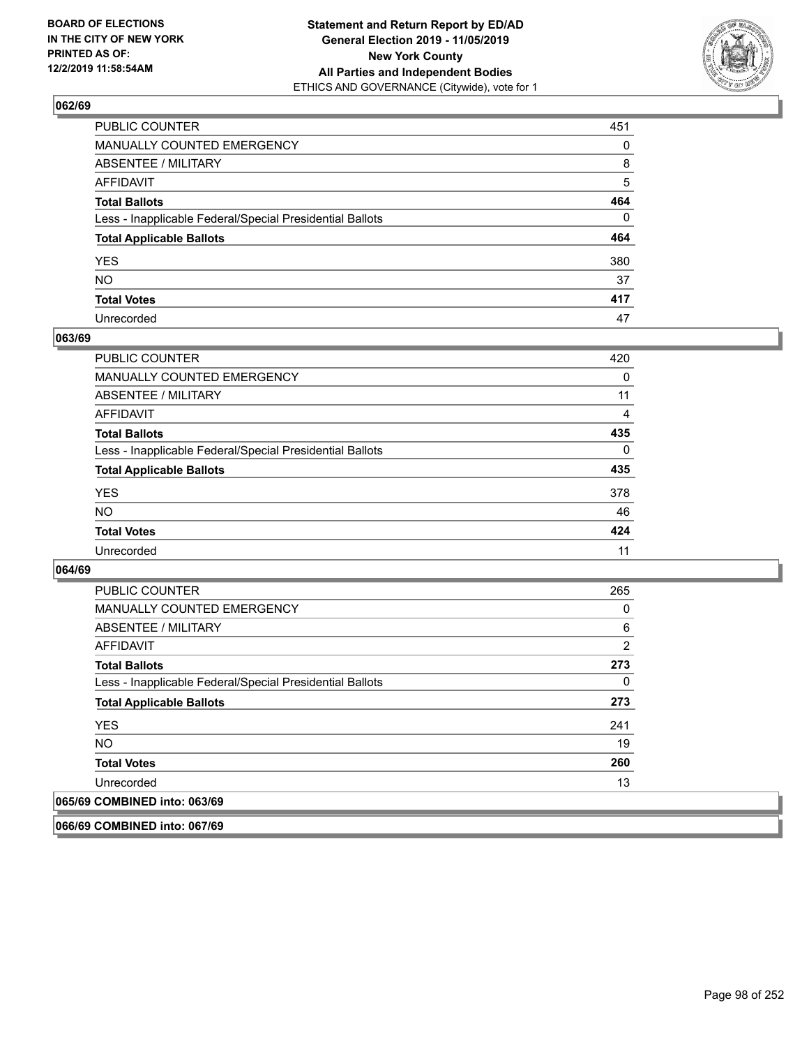### 062/69

| | |
|---|---|
| PUBLIC COUNTER | 451 |
| MANUALLY COUNTED EMERGENCY | 0 |
| ABSENTEE / MILITARY | 8 |
| AFFIDAVIT | 5 |
| **Total Ballots** | **464** |
| Less - Inapplicable Federal/Special Presidential Ballots | 0 |
| **Total Applicable Ballots** | **464** |
| YES | 380 |
| NO | 37 |
| **Total Votes** | **417** |
| Unrecorded | 47 |

### 063/69

| | |
|---|---|
| PUBLIC COUNTER | 420 |
| MANUALLY COUNTED EMERGENCY | 0 |
| ABSENTEE / MILITARY | 11 |
| AFFIDAVIT | 4 |
| **Total Ballots** | **435** |
| Less - Inapplicable Federal/Special Presidential Ballots | 0 |
| **Total Applicable Ballots** | **435** |
| YES | 378 |
| NO | 46 |
| **Total Votes** | **424** |
| Unrecorded | 11 |

### 064/69

| | |
|---|---|
| PUBLIC COUNTER | 265 |
| MANUALLY COUNTED EMERGENCY | 0 |
| ABSENTEE / MILITARY | 6 |
| AFFIDAVIT | 2 |
| **Total Ballots** | **273** |
| Less - Inapplicable Federal/Special Presidential Ballots | 0 |
| **Total Applicable Ballots** | **273** |
| YES | 241 |
| NO | 19 |
| **Total Votes** | **260** |
| Unrecorded | 13 |

### 065/69 COMBINED into: 063/69

### 066/69 COMBINED into: 067/69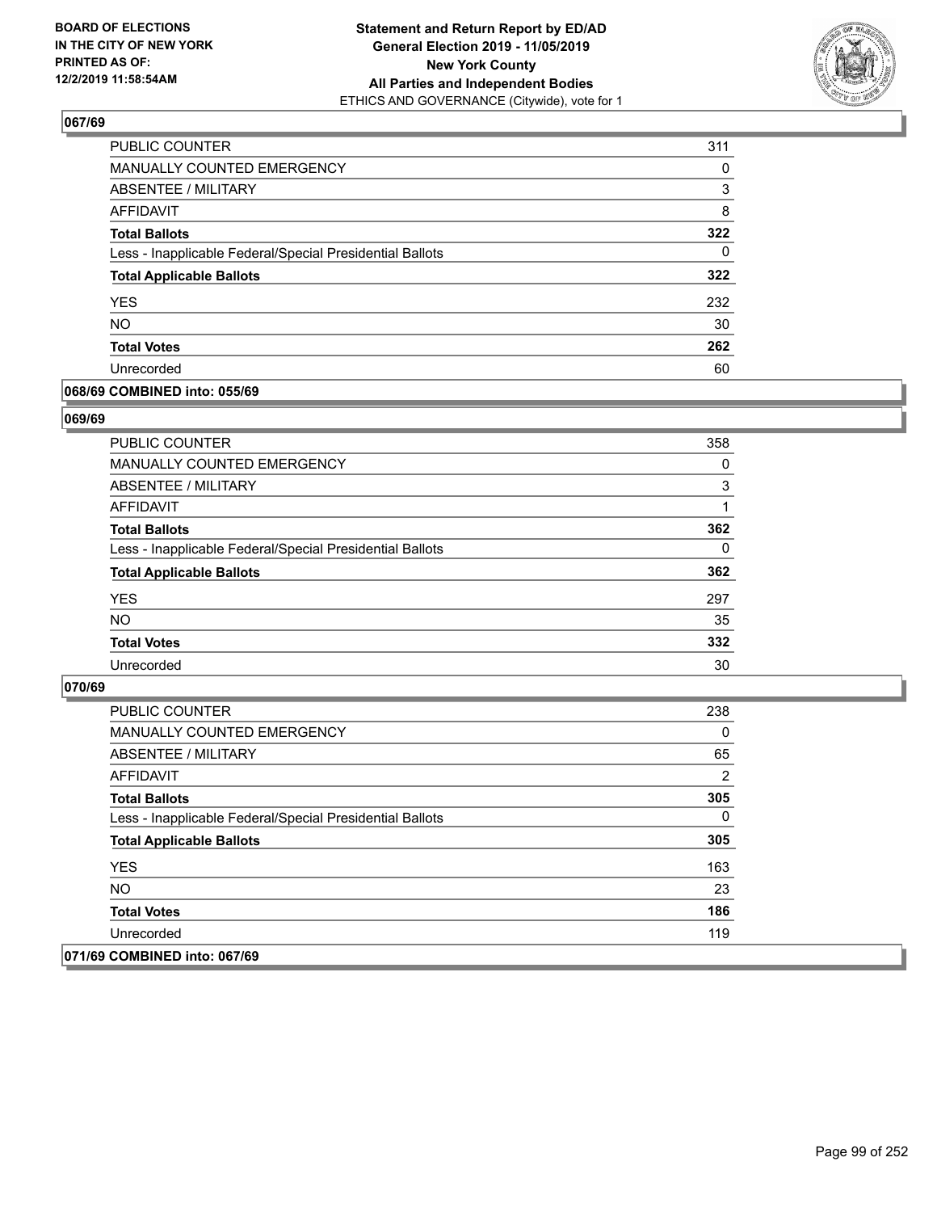## 067/69

| | |
|---|---|
| PUBLIC COUNTER | 311 |
| MANUALLY COUNTED EMERGENCY | 0 |
| ABSENTEE / MILITARY | 3 |
| AFFIDAVIT | 8 |
| **Total Ballots** | **322** |
| Less - Inapplicable Federal/Special Presidential Ballots | 0 |
| **Total Applicable Ballots** | **322** |
| YES | 232 |
| NO | 30 |
| **Total Votes** | **262** |
| Unrecorded | 60 |

## 068/69 COMBINED into: 055/69

## 069/69

| | |
|---|---|
| PUBLIC COUNTER | 358 |
| MANUALLY COUNTED EMERGENCY | 0 |
| ABSENTEE / MILITARY | 3 |
| AFFIDAVIT | 1 |
| **Total Ballots** | **362** |
| Less - Inapplicable Federal/Special Presidential Ballots | 0 |
| **Total Applicable Ballots** | **362** |
| YES | 297 |
| NO | 35 |
| **Total Votes** | **332** |
| Unrecorded | 30 |

## 070/69

| | |
|---|---|
| PUBLIC COUNTER | 238 |
| MANUALLY COUNTED EMERGENCY | 0 |
| ABSENTEE / MILITARY | 65 |
| AFFIDAVIT | 2 |
| **Total Ballots** | **305** |
| Less - Inapplicable Federal/Special Presidential Ballots | 0 |
| **Total Applicable Ballots** | **305** |
| YES | 163 |
| NO | 23 |
| **Total Votes** | **186** |
| Unrecorded | 119 |

## 071/69 COMBINED into: 067/69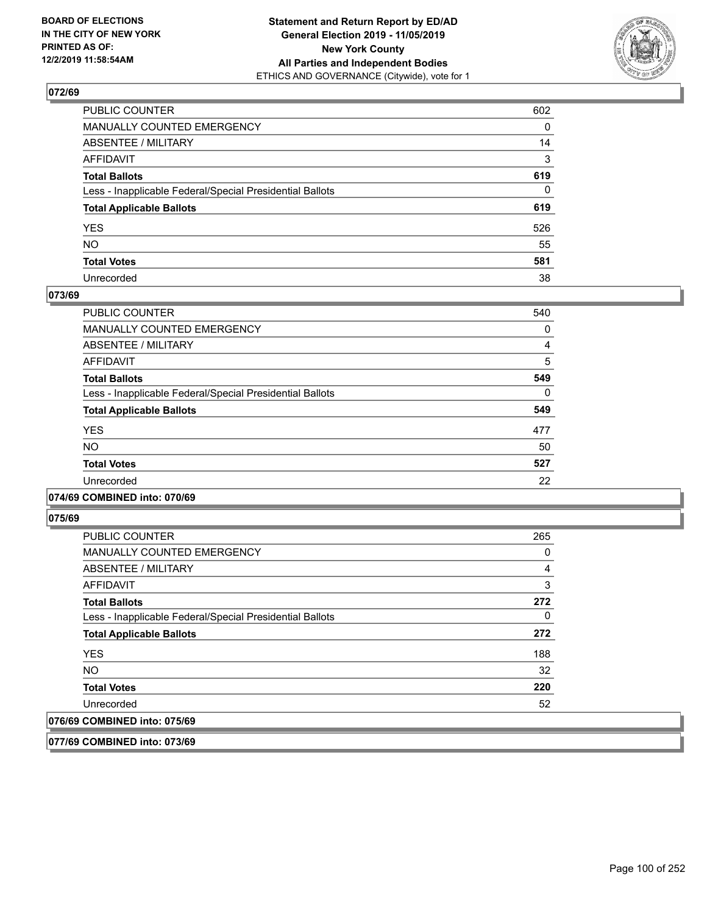## 072/69

| | |
|---|---|
| PUBLIC COUNTER | 602 |
| MANUALLY COUNTED EMERGENCY | 0 |
| ABSENTEE / MILITARY | 14 |
| AFFIDAVIT | 3 |
| **Total Ballots** | **619** |
| Less - Inapplicable Federal/Special Presidential Ballots | 0 |
| **Total Applicable Ballots** | **619** |
| YES | 526 |
| NO | 55 |
| **Total Votes** | **581** |
| Unrecorded | 38 |

## 073/69

| | |
|---|---|
| PUBLIC COUNTER | 540 |
| MANUALLY COUNTED EMERGENCY | 0 |
| ABSENTEE / MILITARY | 4 |
| AFFIDAVIT | 5 |
| **Total Ballots** | **549** |
| Less - Inapplicable Federal/Special Presidential Ballots | 0 |
| **Total Applicable Ballots** | **549** |
| YES | 477 |
| NO | 50 |
| **Total Votes** | **527** |
| Unrecorded | 22 |

## 074/69 COMBINED into: 070/69

## 075/69

| | |
|---|---|
| PUBLIC COUNTER | 265 |
| MANUALLY COUNTED EMERGENCY | 0 |
| ABSENTEE / MILITARY | 4 |
| AFFIDAVIT | 3 |
| **Total Ballots** | **272** |
| Less - Inapplicable Federal/Special Presidential Ballots | 0 |
| **Total Applicable Ballots** | **272** |
| YES | 188 |
| NO | 32 |
| **Total Votes** | **220** |
| Unrecorded | 52 |

## 076/69 COMBINED into: 075/69

## 077/69 COMBINED into: 073/69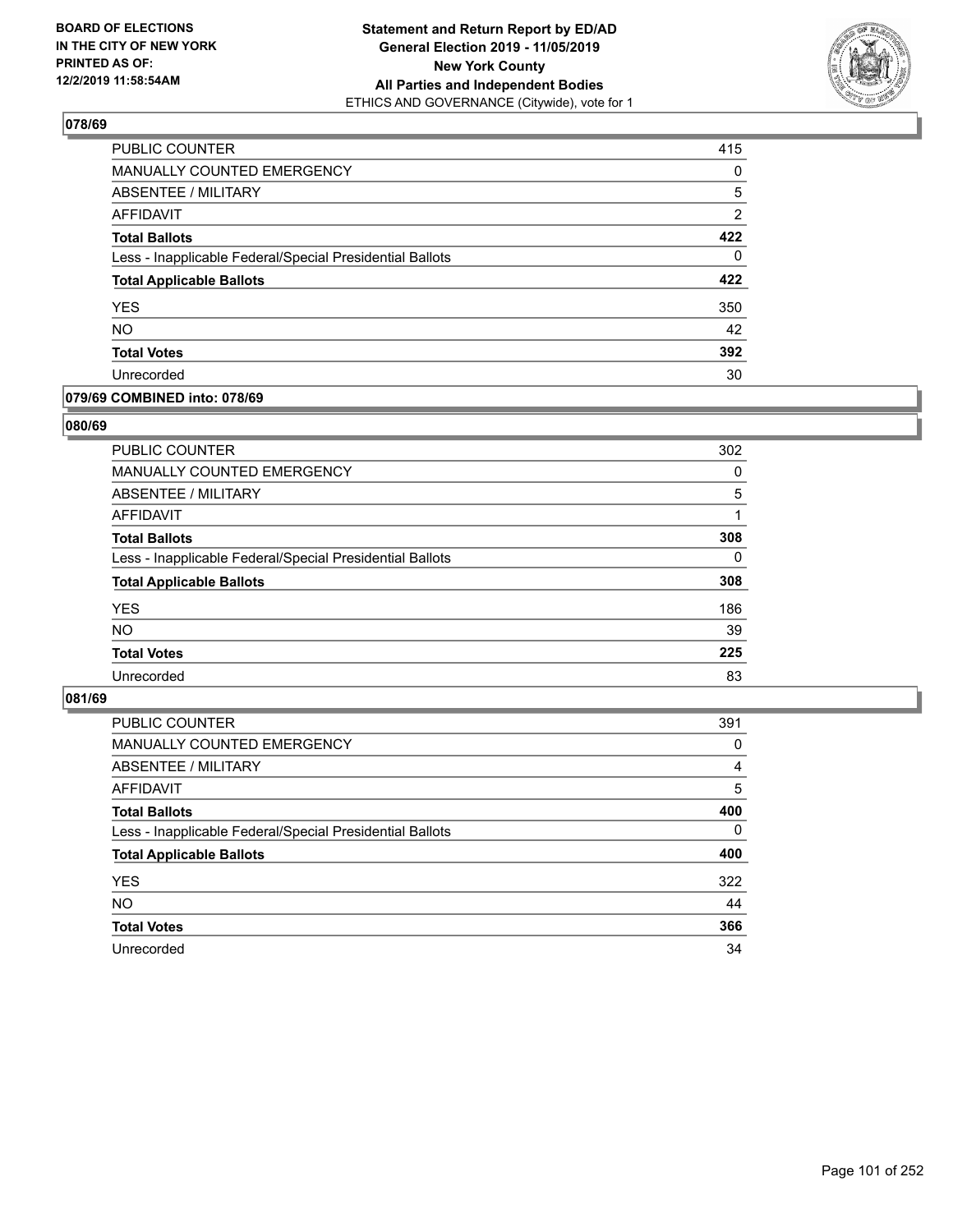## 078/69

| | |
|---|---|
| PUBLIC COUNTER | 415 |
| MANUALLY COUNTED EMERGENCY | 0 |
| ABSENTEE / MILITARY | 5 |
| AFFIDAVIT | 2 |
| **Total Ballots** | **422** |
| Less - Inapplicable Federal/Special Presidential Ballots | 0 |
| **Total Applicable Ballots** | **422** |
| YES | 350 |
| NO | 42 |
| **Total Votes** | **392** |
| Unrecorded | 30 |

## 079/69 COMBINED into: 078/69

## 080/69

| | |
|---|---|
| PUBLIC COUNTER | 302 |
| MANUALLY COUNTED EMERGENCY | 0 |
| ABSENTEE / MILITARY | 5 |
| AFFIDAVIT | 1 |
| **Total Ballots** | **308** |
| Less - Inapplicable Federal/Special Presidential Ballots | 0 |
| **Total Applicable Ballots** | **308** |
| YES | 186 |
| NO | 39 |
| **Total Votes** | **225** |
| Unrecorded | 83 |

## 081/69

| | |
|---|---|
| PUBLIC COUNTER | 391 |
| MANUALLY COUNTED EMERGENCY | 0 |
| ABSENTEE / MILITARY | 4 |
| AFFIDAVIT | 5 |
| **Total Ballots** | **400** |
| Less - Inapplicable Federal/Special Presidential Ballots | 0 |
| **Total Applicable Ballots** | **400** |
| YES | 322 |
| NO | 44 |
| **Total Votes** | **366** |
| Unrecorded | 34 |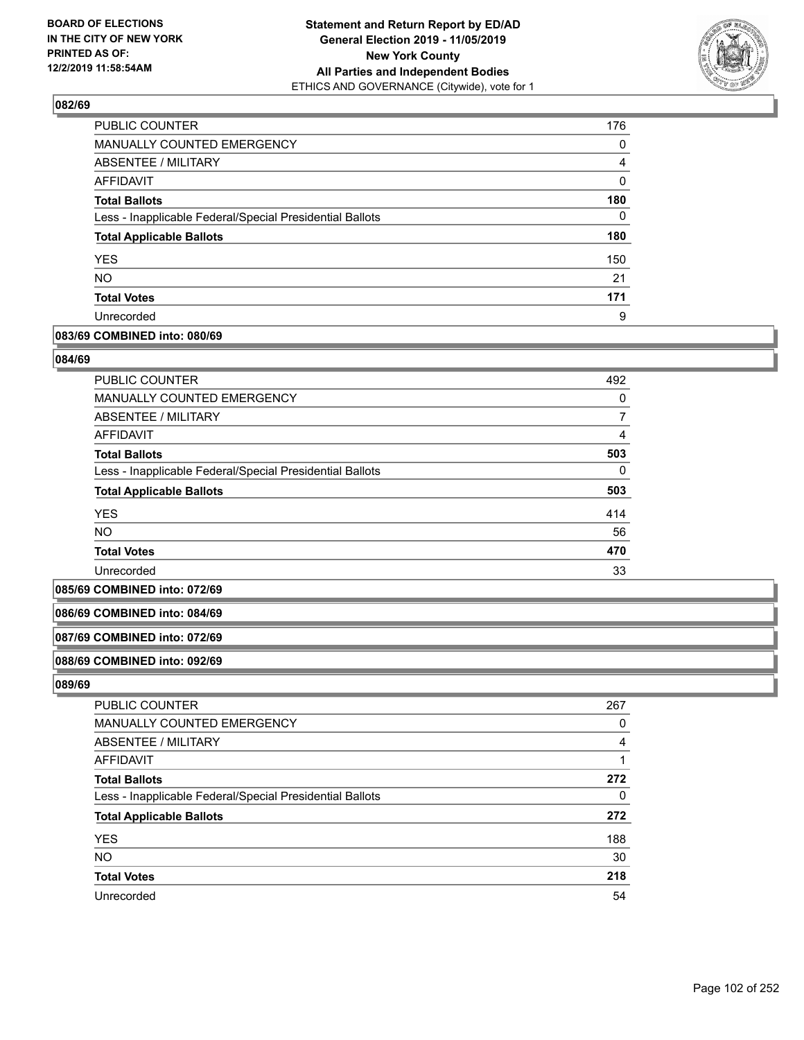## 082/69

| | |
|---|---|
| PUBLIC COUNTER | 176 |
| MANUALLY COUNTED EMERGENCY | 0 |
| ABSENTEE / MILITARY | 4 |
| AFFIDAVIT | 0 |
| **Total Ballots** | **180** |
| Less - Inapplicable Federal/Special Presidential Ballots | 0 |
| **Total Applicable Ballots** | **180** |
| YES | 150 |
| NO | 21 |
| **Total Votes** | **171** |
| Unrecorded | 9 |

## 083/69 COMBINED into: 080/69

## 084/69

| | |
|---|---|
| PUBLIC COUNTER | 492 |
| MANUALLY COUNTED EMERGENCY | 0 |
| ABSENTEE / MILITARY | 7 |
| AFFIDAVIT | 4 |
| **Total Ballots** | **503** |
| Less - Inapplicable Federal/Special Presidential Ballots | 0 |
| **Total Applicable Ballots** | **503** |
| YES | 414 |
| NO | 56 |
| **Total Votes** | **470** |
| Unrecorded | 33 |

## 085/69 COMBINED into: 072/69

## 086/69 COMBINED into: 084/69

## 087/69 COMBINED into: 072/69

## 088/69 COMBINED into: 092/69

## 089/69

| | |
|---|---|
| PUBLIC COUNTER | 267 |
| MANUALLY COUNTED EMERGENCY | 0 |
| ABSENTEE / MILITARY | 4 |
| AFFIDAVIT | 1 |
| **Total Ballots** | **272** |
| Less - Inapplicable Federal/Special Presidential Ballots | 0 |
| **Total Applicable Ballots** | **272** |
| YES | 188 |
| NO | 30 |
| **Total Votes** | **218** |
| Unrecorded | 54 |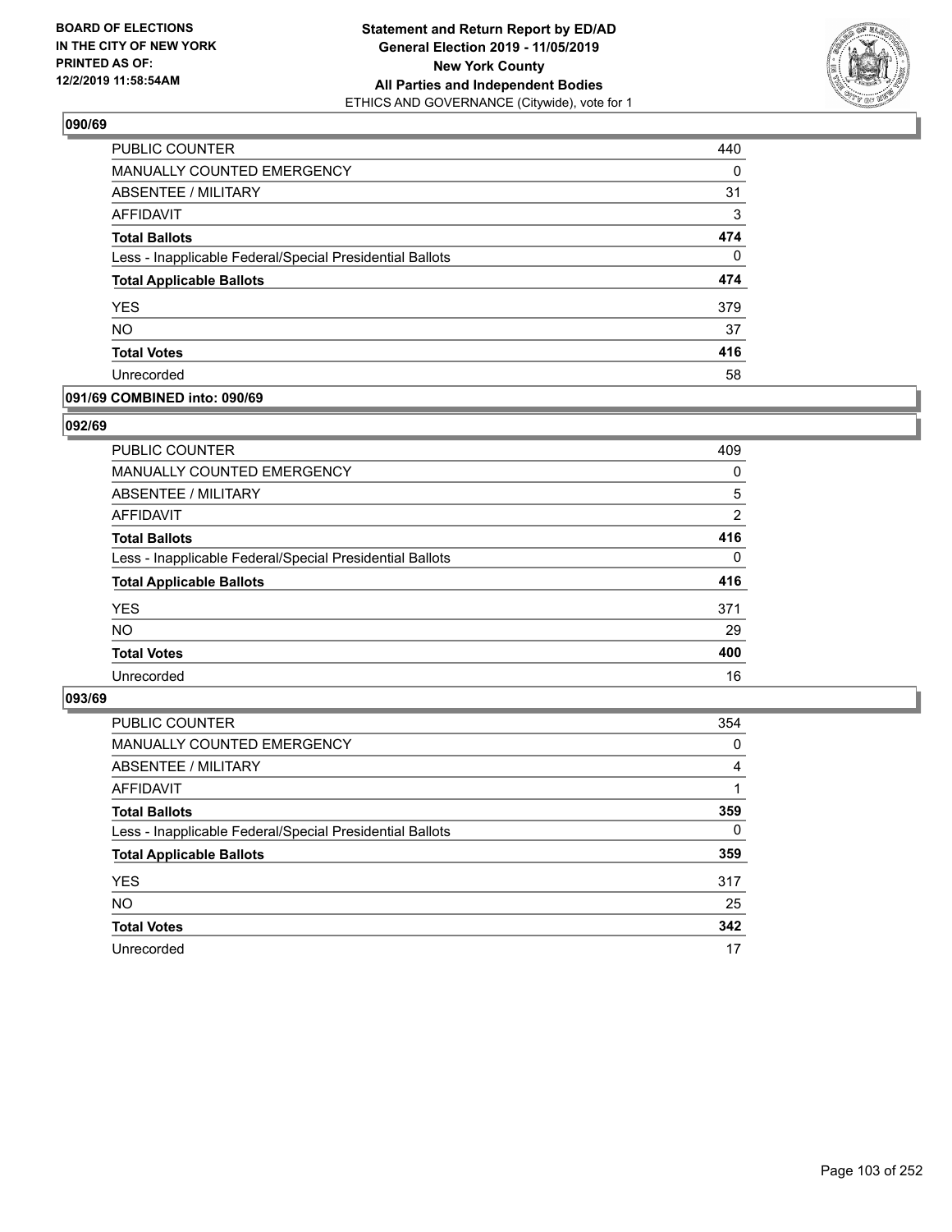### 090/69

| | |
|---|---|
| PUBLIC COUNTER | 440 |
| MANUALLY COUNTED EMERGENCY | 0 |
| ABSENTEE / MILITARY | 31 |
| AFFIDAVIT | 3 |
| **Total Ballots** | **474** |
| Less - Inapplicable Federal/Special Presidential Ballots | 0 |
| **Total Applicable Ballots** | **474** |
| YES | 379 |
| NO | 37 |
| **Total Votes** | **416** |
| Unrecorded | 58 |

### 091/69 COMBINED into: 090/69

### 092/69

| | |
|---|---|
| PUBLIC COUNTER | 409 |
| MANUALLY COUNTED EMERGENCY | 0 |
| ABSENTEE / MILITARY | 5 |
| AFFIDAVIT | 2 |
| **Total Ballots** | **416** |
| Less - Inapplicable Federal/Special Presidential Ballots | 0 |
| **Total Applicable Ballots** | **416** |
| YES | 371 |
| NO | 29 |
| **Total Votes** | **400** |
| Unrecorded | 16 |

### 093/69

| | |
|---|---|
| PUBLIC COUNTER | 354 |
| MANUALLY COUNTED EMERGENCY | 0 |
| ABSENTEE / MILITARY | 4 |
| AFFIDAVIT | 1 |
| **Total Ballots** | **359** |
| Less - Inapplicable Federal/Special Presidential Ballots | 0 |
| **Total Applicable Ballots** | **359** |
| YES | 317 |
| NO | 25 |
| **Total Votes** | **342** |
| Unrecorded | 17 |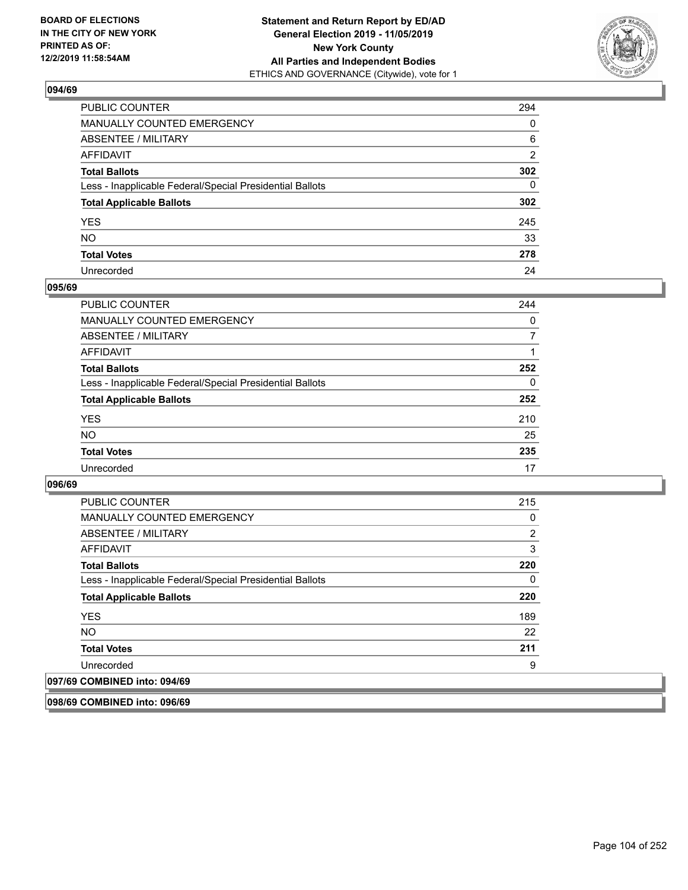## 094/69

| | |
|---|---|
| PUBLIC COUNTER | 294 |
| MANUALLY COUNTED EMERGENCY | 0 |
| ABSENTEE / MILITARY | 6 |
| AFFIDAVIT | 2 |
| **Total Ballots** | **302** |
| Less - Inapplicable Federal/Special Presidential Ballots | 0 |
| **Total Applicable Ballots** | **302** |
| YES | 245 |
| NO | 33 |
| **Total Votes** | **278** |
| Unrecorded | 24 |

## 095/69

| | |
|---|---|
| PUBLIC COUNTER | 244 |
| MANUALLY COUNTED EMERGENCY | 0 |
| ABSENTEE / MILITARY | 7 |
| AFFIDAVIT | 1 |
| **Total Ballots** | **252** |
| Less - Inapplicable Federal/Special Presidential Ballots | 0 |
| **Total Applicable Ballots** | **252** |
| YES | 210 |
| NO | 25 |
| **Total Votes** | **235** |
| Unrecorded | 17 |

## 096/69

| | |
|---|---|
| PUBLIC COUNTER | 215 |
| MANUALLY COUNTED EMERGENCY | 0 |
| ABSENTEE / MILITARY | 2 |
| AFFIDAVIT | 3 |
| **Total Ballots** | **220** |
| Less - Inapplicable Federal/Special Presidential Ballots | 0 |
| **Total Applicable Ballots** | **220** |
| YES | 189 |
| NO | 22 |
| **Total Votes** | **211** |
| Unrecorded | 9 |

## 097/69 COMBINED into: 094/69

## 098/69 COMBINED into: 096/69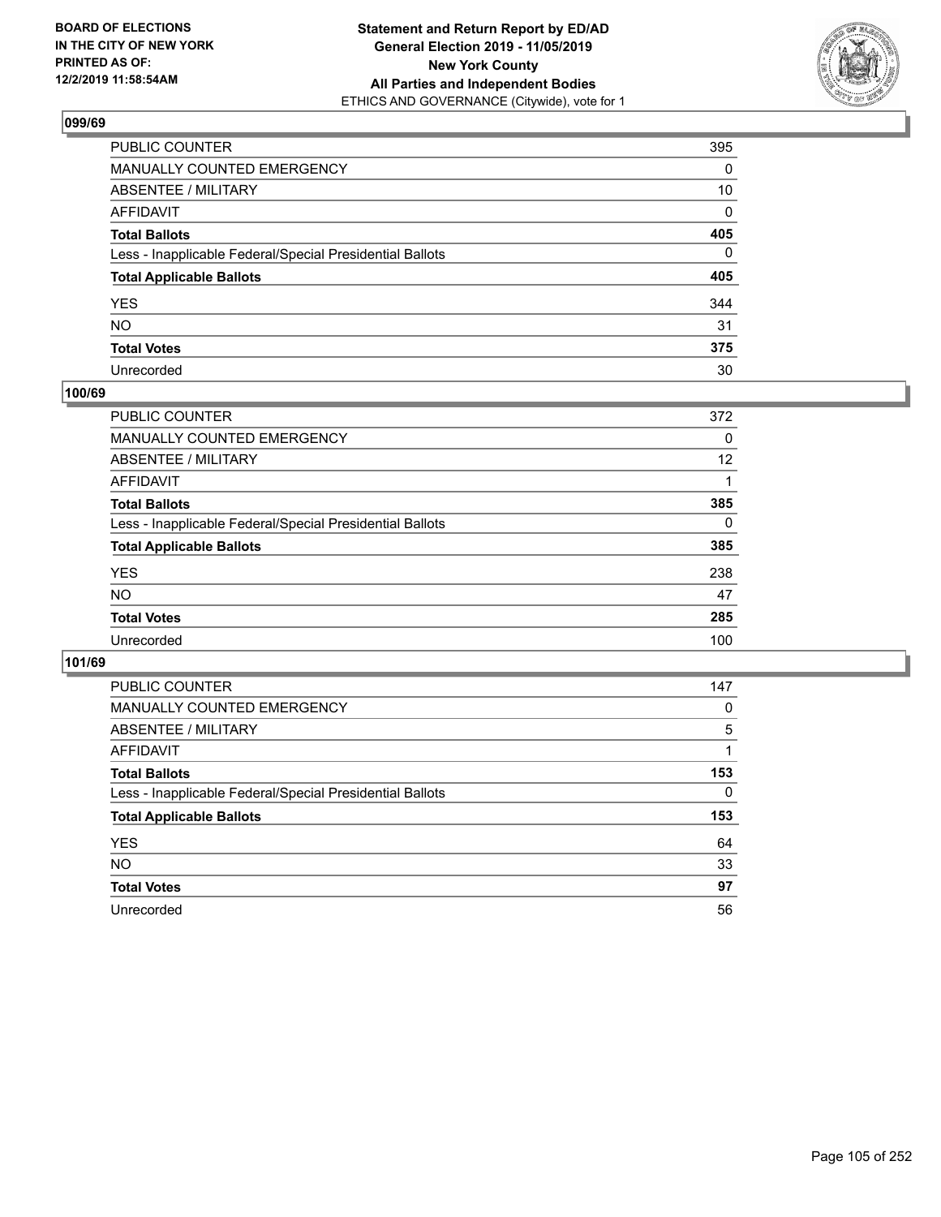## 099/69

| | |
|---|---|
| PUBLIC COUNTER | 395 |
| MANUALLY COUNTED EMERGENCY | 0 |
| ABSENTEE / MILITARY | 10 |
| AFFIDAVIT | 0 |
| **Total Ballots** | **405** |
| Less - Inapplicable Federal/Special Presidential Ballots | 0 |
| **Total Applicable Ballots** | **405** |
| YES | 344 |
| NO | 31 |
| **Total Votes** | **375** |
| Unrecorded | 30 |

## 100/69

| | |
|---|---|
| PUBLIC COUNTER | 372 |
| MANUALLY COUNTED EMERGENCY | 0 |
| ABSENTEE / MILITARY | 12 |
| AFFIDAVIT | 1 |
| **Total Ballots** | **385** |
| Less - Inapplicable Federal/Special Presidential Ballots | 0 |
| **Total Applicable Ballots** | **385** |
| YES | 238 |
| NO | 47 |
| **Total Votes** | **285** |
| Unrecorded | 100 |

## 101/69

| | |
|---|---|
| PUBLIC COUNTER | 147 |
| MANUALLY COUNTED EMERGENCY | 0 |
| ABSENTEE / MILITARY | 5 |
| AFFIDAVIT | 1 |
| **Total Ballots** | **153** |
| Less - Inapplicable Federal/Special Presidential Ballots | 0 |
| **Total Applicable Ballots** | **153** |
| YES | 64 |
| NO | 33 |
| **Total Votes** | **97** |
| Unrecorded | 56 |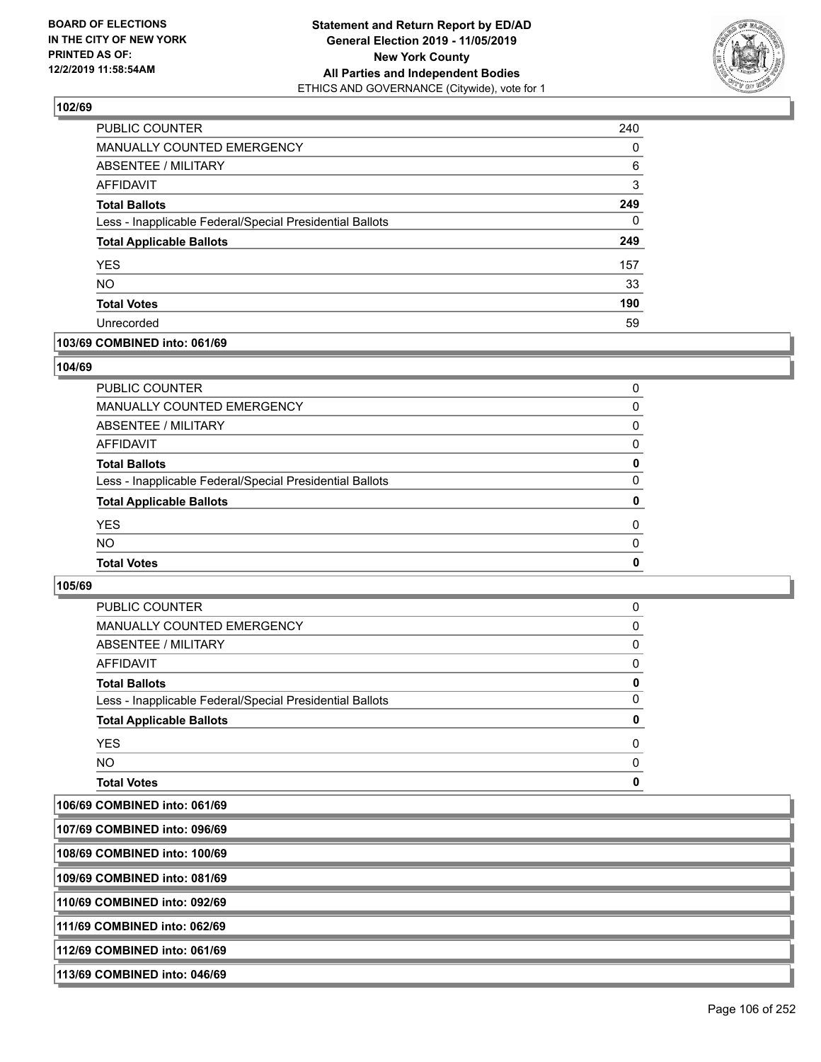## 102/69

| | |
|---|---|
| PUBLIC COUNTER | 240 |
| MANUALLY COUNTED EMERGENCY | 0 |
| ABSENTEE / MILITARY | 6 |
| AFFIDAVIT | 3 |
| **Total Ballots** | **249** |
| Less - Inapplicable Federal/Special Presidential Ballots | 0 |
| **Total Applicable Ballots** | **249** |
| YES | 157 |
| NO | 33 |
| **Total Votes** | **190** |
| Unrecorded | 59 |

## 103/69 COMBINED into: 061/69

## 104/69

| | |
|---|---|
| PUBLIC COUNTER | 0 |
| MANUALLY COUNTED EMERGENCY | 0 |
| ABSENTEE / MILITARY | 0 |
| AFFIDAVIT | 0 |
| **Total Ballots** | **0** |
| Less - Inapplicable Federal/Special Presidential Ballots | 0 |
| **Total Applicable Ballots** | **0** |
| YES | 0 |
| NO | 0 |
| **Total Votes** | **0** |

## 105/69

| | |
|---|---|
| PUBLIC COUNTER | 0 |
| MANUALLY COUNTED EMERGENCY | 0 |
| ABSENTEE / MILITARY | 0 |
| AFFIDAVIT | 0 |
| **Total Ballots** | **0** |
| Less - Inapplicable Federal/Special Presidential Ballots | 0 |
| **Total Applicable Ballots** | **0** |
| YES | 0 |
| NO | 0 |
| **Total Votes** | **0** |

## 106/69 COMBINED into: 061/69

## 107/69 COMBINED into: 096/69

## 108/69 COMBINED into: 100/69

## 109/69 COMBINED into: 081/69

## 110/69 COMBINED into: 092/69

## 111/69 COMBINED into: 062/69

## 112/69 COMBINED into: 061/69

## 113/69 COMBINED into: 046/69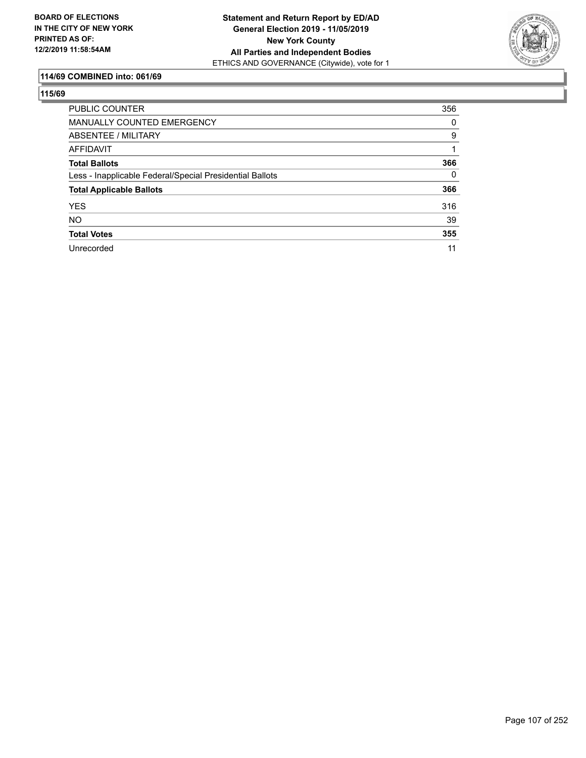**114/69 COMBINED into: 061/69**

**115/69**

| | |
|---|---|
| PUBLIC COUNTER | 356 |
| MANUALLY COUNTED EMERGENCY | 0 |
| ABSENTEE / MILITARY | 9 |
| AFFIDAVIT | 1 |
| **Total Ballots** | **366** |
| Less - Inapplicable Federal/Special Presidential Ballots | 0 |
| **Total Applicable Ballots** | **366** |
| YES | 316 |
| NO | 39 |
| **Total Votes** | **355** |
| Unrecorded | 11 |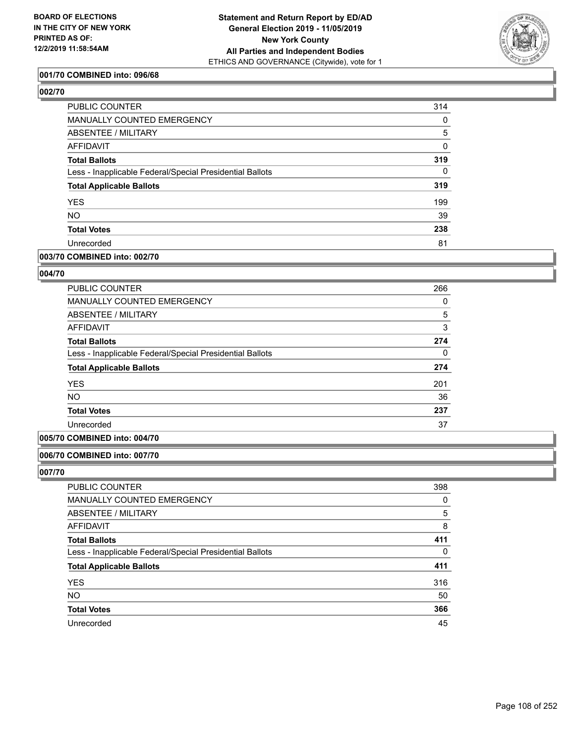BOARD OF ELECTIONS
IN THE CITY OF NEW YORK
PRINTED AS OF:
12/2/2019 11:58:54AM

**Statement and Return Report by ED/AD**
**General Election 2019 - 11/05/2019**
**New York County**
**All Parties and Independent Bodies**
ETHICS AND GOVERNANCE (Citywide), vote for 1

### 001/70 COMBINED into: 096/68

### 002/70

| | |
|---|---|
| PUBLIC COUNTER | 314 |
| MANUALLY COUNTED EMERGENCY | 0 |
| ABSENTEE / MILITARY | 5 |
| AFFIDAVIT | 0 |
| **Total Ballots** | **319** |
| Less - Inapplicable Federal/Special Presidential Ballots | 0 |
| **Total Applicable Ballots** | **319** |
| YES | 199 |
| NO | 39 |
| **Total Votes** | **238** |
| Unrecorded | 81 |

### 003/70 COMBINED into: 002/70

### 004/70

| | |
|---|---|
| PUBLIC COUNTER | 266 |
| MANUALLY COUNTED EMERGENCY | 0 |
| ABSENTEE / MILITARY | 5 |
| AFFIDAVIT | 3 |
| **Total Ballots** | **274** |
| Less - Inapplicable Federal/Special Presidential Ballots | 0 |
| **Total Applicable Ballots** | **274** |
| YES | 201 |
| NO | 36 |
| **Total Votes** | **237** |
| Unrecorded | 37 |

### 005/70 COMBINED into: 004/70

### 006/70 COMBINED into: 007/70

### 007/70

| | |
|---|---|
| PUBLIC COUNTER | 398 |
| MANUALLY COUNTED EMERGENCY | 0 |
| ABSENTEE / MILITARY | 5 |
| AFFIDAVIT | 8 |
| **Total Ballots** | **411** |
| Less - Inapplicable Federal/Special Presidential Ballots | 0 |
| **Total Applicable Ballots** | **411** |
| YES | 316 |
| NO | 50 |
| **Total Votes** | **366** |
| Unrecorded | 45 |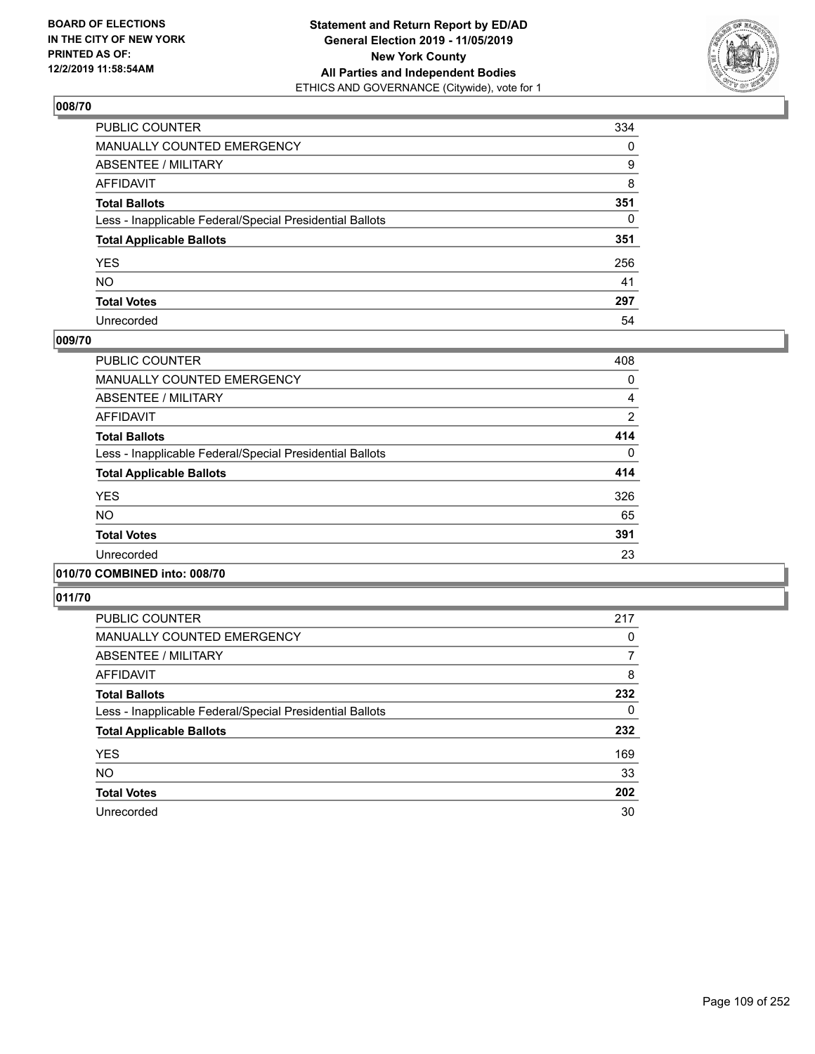**BOARD OF ELECTIONS IN THE CITY OF NEW YORK PRINTED AS OF: 12/2/2019 11:58:54AM**

**Statement and Return Report by ED/AD General Election 2019 - 11/05/2019 New York County All Parties and Independent Bodies**
ETHICS AND GOVERNANCE (Citywide), vote for 1

## 008/70

| | |
|---|---|
| PUBLIC COUNTER | 334 |
| MANUALLY COUNTED EMERGENCY | 0 |
| ABSENTEE / MILITARY | 9 |
| AFFIDAVIT | 8 |
| **Total Ballots** | **351** |
| Less - Inapplicable Federal/Special Presidential Ballots | 0 |
| **Total Applicable Ballots** | **351** |
| YES | 256 |
| NO | 41 |
| **Total Votes** | **297** |
| Unrecorded | 54 |

## 009/70

| | |
|---|---|
| PUBLIC COUNTER | 408 |
| MANUALLY COUNTED EMERGENCY | 0 |
| ABSENTEE / MILITARY | 4 |
| AFFIDAVIT | 2 |
| **Total Ballots** | **414** |
| Less - Inapplicable Federal/Special Presidential Ballots | 0 |
| **Total Applicable Ballots** | **414** |
| YES | 326 |
| NO | 65 |
| **Total Votes** | **391** |
| Unrecorded | 23 |

## 010/70 COMBINED into: 008/70

## 011/70

| | |
|---|---|
| PUBLIC COUNTER | 217 |
| MANUALLY COUNTED EMERGENCY | 0 |
| ABSENTEE / MILITARY | 7 |
| AFFIDAVIT | 8 |
| **Total Ballots** | **232** |
| Less - Inapplicable Federal/Special Presidential Ballots | 0 |
| **Total Applicable Ballots** | **232** |
| YES | 169 |
| NO | 33 |
| **Total Votes** | **202** |
| Unrecorded | 30 |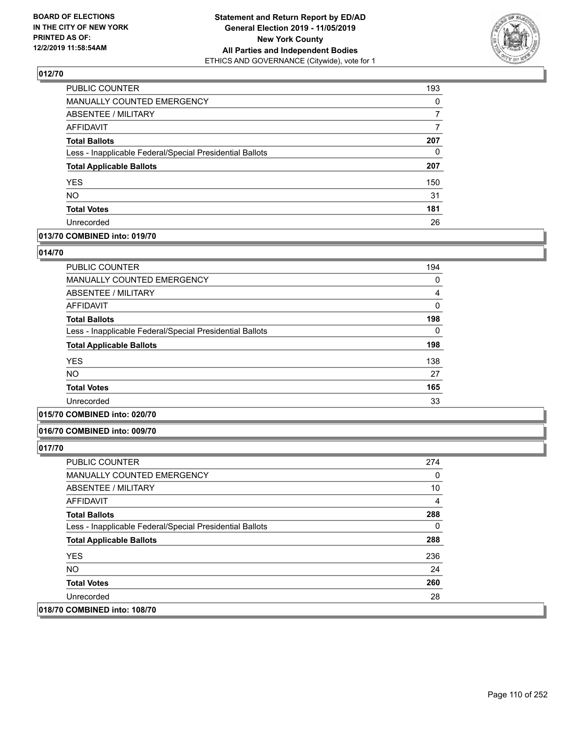## 012/70

| | |
|---|---|
| PUBLIC COUNTER | 193 |
| MANUALLY COUNTED EMERGENCY | 0 |
| ABSENTEE / MILITARY | 7 |
| AFFIDAVIT | 7 |
| **Total Ballots** | **207** |
| Less - Inapplicable Federal/Special Presidential Ballots | 0 |
| **Total Applicable Ballots** | **207** |
| YES | 150 |
| NO | 31 |
| **Total Votes** | **181** |
| Unrecorded | 26 |

## 013/70 COMBINED into: 019/70

## 014/70

| | |
|---|---|
| PUBLIC COUNTER | 194 |
| MANUALLY COUNTED EMERGENCY | 0 |
| ABSENTEE / MILITARY | 4 |
| AFFIDAVIT | 0 |
| **Total Ballots** | **198** |
| Less - Inapplicable Federal/Special Presidential Ballots | 0 |
| **Total Applicable Ballots** | **198** |
| YES | 138 |
| NO | 27 |
| **Total Votes** | **165** |
| Unrecorded | 33 |

## 015/70 COMBINED into: 020/70

## 016/70 COMBINED into: 009/70

## 017/70

| | |
|---|---|
| PUBLIC COUNTER | 274 |
| MANUALLY COUNTED EMERGENCY | 0 |
| ABSENTEE / MILITARY | 10 |
| AFFIDAVIT | 4 |
| **Total Ballots** | **288** |
| Less - Inapplicable Federal/Special Presidential Ballots | 0 |
| **Total Applicable Ballots** | **288** |
| YES | 236 |
| NO | 24 |
| **Total Votes** | **260** |
| Unrecorded | 28 |

## 018/70 COMBINED into: 108/70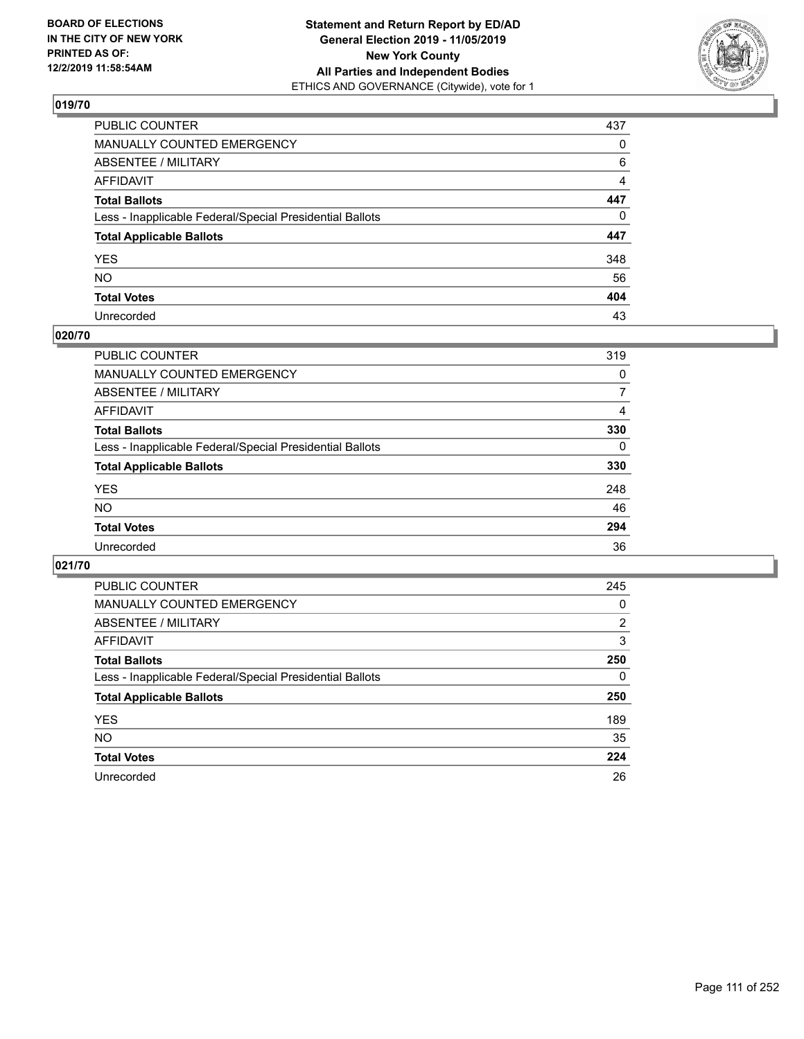**BOARD OF ELECTIONS IN THE CITY OF NEW YORK PRINTED AS OF: 12/2/2019 11:58:54AM**

**Statement and Return Report by ED/AD General Election 2019 - 11/05/2019 New York County All Parties and Independent Bodies**
ETHICS AND GOVERNANCE (Citywide), vote for 1

## 019/70

| | |
|---|---|
| PUBLIC COUNTER | 437 |
| MANUALLY COUNTED EMERGENCY | 0 |
| ABSENTEE / MILITARY | 6 |
| AFFIDAVIT | 4 |
| **Total Ballots** | **447** |
| Less - Inapplicable Federal/Special Presidential Ballots | 0 |
| **Total Applicable Ballots** | **447** |
| YES | 348 |
| NO | 56 |
| **Total Votes** | **404** |
| Unrecorded | 43 |

## 020/70

| | |
|---|---|
| PUBLIC COUNTER | 319 |
| MANUALLY COUNTED EMERGENCY | 0 |
| ABSENTEE / MILITARY | 7 |
| AFFIDAVIT | 4 |
| **Total Ballots** | **330** |
| Less - Inapplicable Federal/Special Presidential Ballots | 0 |
| **Total Applicable Ballots** | **330** |
| YES | 248 |
| NO | 46 |
| **Total Votes** | **294** |
| Unrecorded | 36 |

## 021/70

| | |
|---|---|
| PUBLIC COUNTER | 245 |
| MANUALLY COUNTED EMERGENCY | 0 |
| ABSENTEE / MILITARY | 2 |
| AFFIDAVIT | 3 |
| **Total Ballots** | **250** |
| Less - Inapplicable Federal/Special Presidential Ballots | 0 |
| **Total Applicable Ballots** | **250** |
| YES | 189 |
| NO | 35 |
| **Total Votes** | **224** |
| Unrecorded | 26 |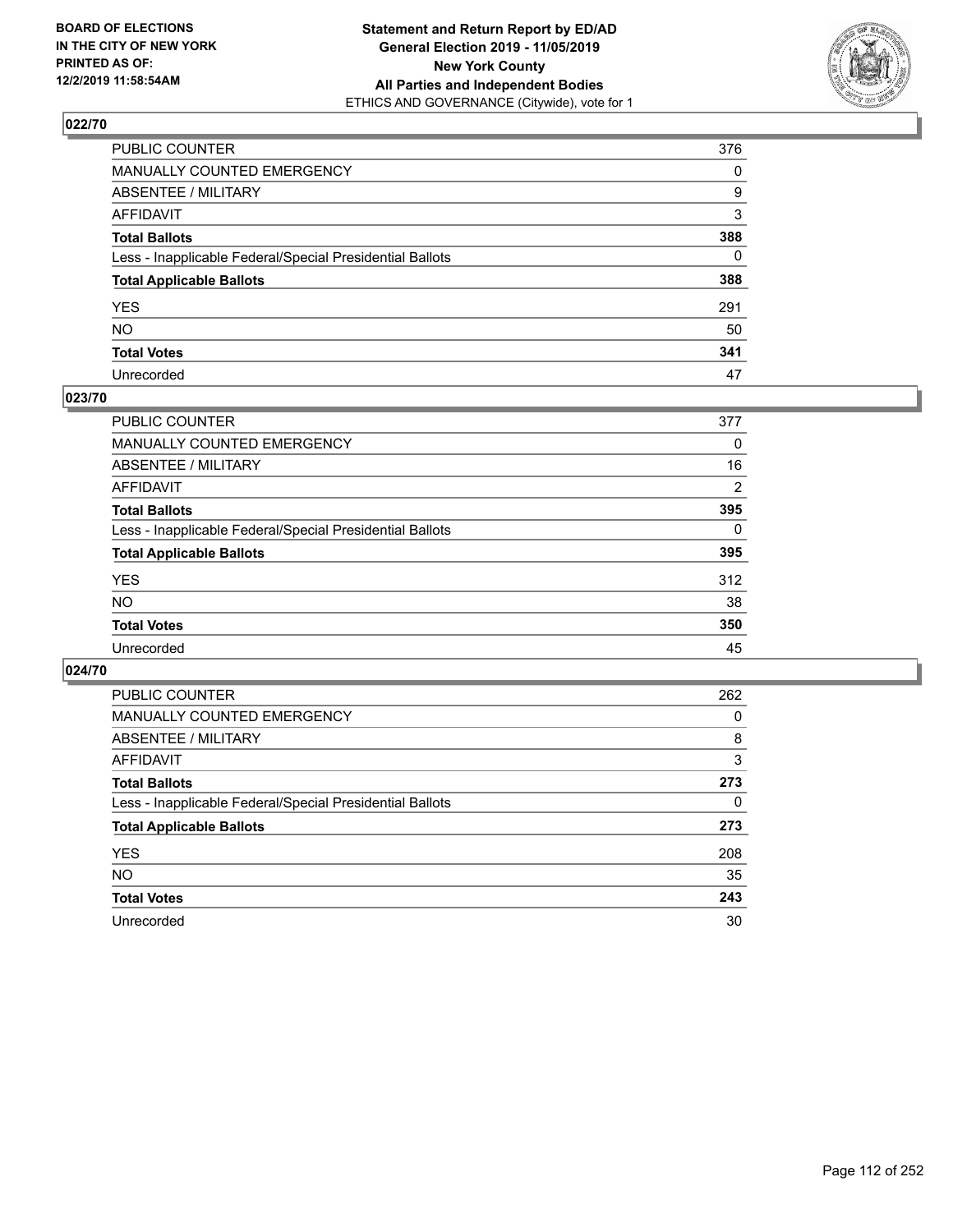BOARD OF ELECTIONS
IN THE CITY OF NEW YORK
PRINTED AS OF:
12/2/2019 11:58:54AM

**Statement and Return Report by ED/AD**
**General Election 2019 - 11/05/2019**
**New York County**
**All Parties and Independent Bodies**
ETHICS AND GOVERNANCE (Citywide), vote for 1

## 022/70

| | |
|---|---|
| PUBLIC COUNTER | 376 |
| MANUALLY COUNTED EMERGENCY | 0 |
| ABSENTEE / MILITARY | 9 |
| AFFIDAVIT | 3 |
| **Total Ballots** | **388** |
| Less - Inapplicable Federal/Special Presidential Ballots | 0 |
| **Total Applicable Ballots** | **388** |
| YES | 291 |
| NO | 50 |
| **Total Votes** | **341** |
| Unrecorded | 47 |

## 023/70

| | |
|---|---|
| PUBLIC COUNTER | 377 |
| MANUALLY COUNTED EMERGENCY | 0 |
| ABSENTEE / MILITARY | 16 |
| AFFIDAVIT | 2 |
| **Total Ballots** | **395** |
| Less - Inapplicable Federal/Special Presidential Ballots | 0 |
| **Total Applicable Ballots** | **395** |
| YES | 312 |
| NO | 38 |
| **Total Votes** | **350** |
| Unrecorded | 45 |

## 024/70

| | |
|---|---|
| PUBLIC COUNTER | 262 |
| MANUALLY COUNTED EMERGENCY | 0 |
| ABSENTEE / MILITARY | 8 |
| AFFIDAVIT | 3 |
| **Total Ballots** | **273** |
| Less - Inapplicable Federal/Special Presidential Ballots | 0 |
| **Total Applicable Ballots** | **273** |
| YES | 208 |
| NO | 35 |
| **Total Votes** | **243** |
| Unrecorded | 30 |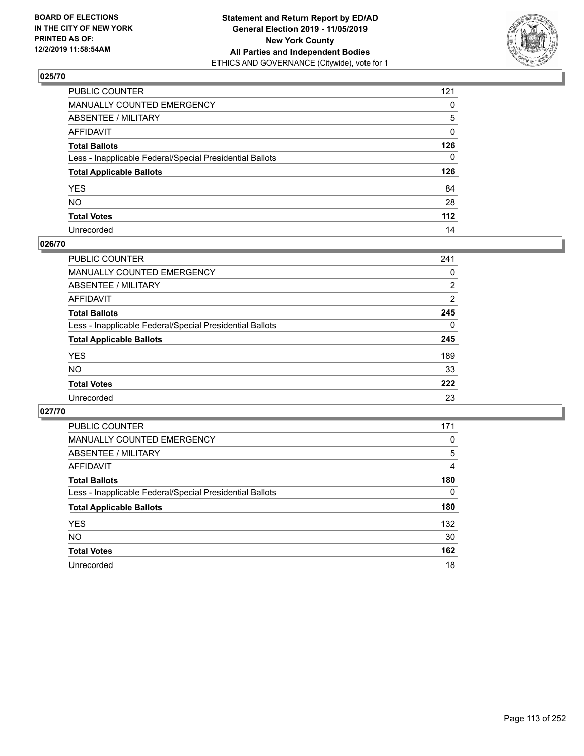## 025/70

| | |
|---|---|
| PUBLIC COUNTER | 121 |
| MANUALLY COUNTED EMERGENCY | 0 |
| ABSENTEE / MILITARY | 5 |
| AFFIDAVIT | 0 |
| **Total Ballots** | **126** |
| Less - Inapplicable Federal/Special Presidential Ballots | 0 |
| **Total Applicable Ballots** | **126** |
| YES | 84 |
| NO | 28 |
| **Total Votes** | **112** |
| Unrecorded | 14 |

## 026/70

| | |
|---|---|
| PUBLIC COUNTER | 241 |
| MANUALLY COUNTED EMERGENCY | 0 |
| ABSENTEE / MILITARY | 2 |
| AFFIDAVIT | 2 |
| **Total Ballots** | **245** |
| Less - Inapplicable Federal/Special Presidential Ballots | 0 |
| **Total Applicable Ballots** | **245** |
| YES | 189 |
| NO | 33 |
| **Total Votes** | **222** |
| Unrecorded | 23 |

## 027/70

| | |
|---|---|
| PUBLIC COUNTER | 171 |
| MANUALLY COUNTED EMERGENCY | 0 |
| ABSENTEE / MILITARY | 5 |
| AFFIDAVIT | 4 |
| **Total Ballots** | **180** |
| Less - Inapplicable Federal/Special Presidential Ballots | 0 |
| **Total Applicable Ballots** | **180** |
| YES | 132 |
| NO | 30 |
| **Total Votes** | **162** |
| Unrecorded | 18 |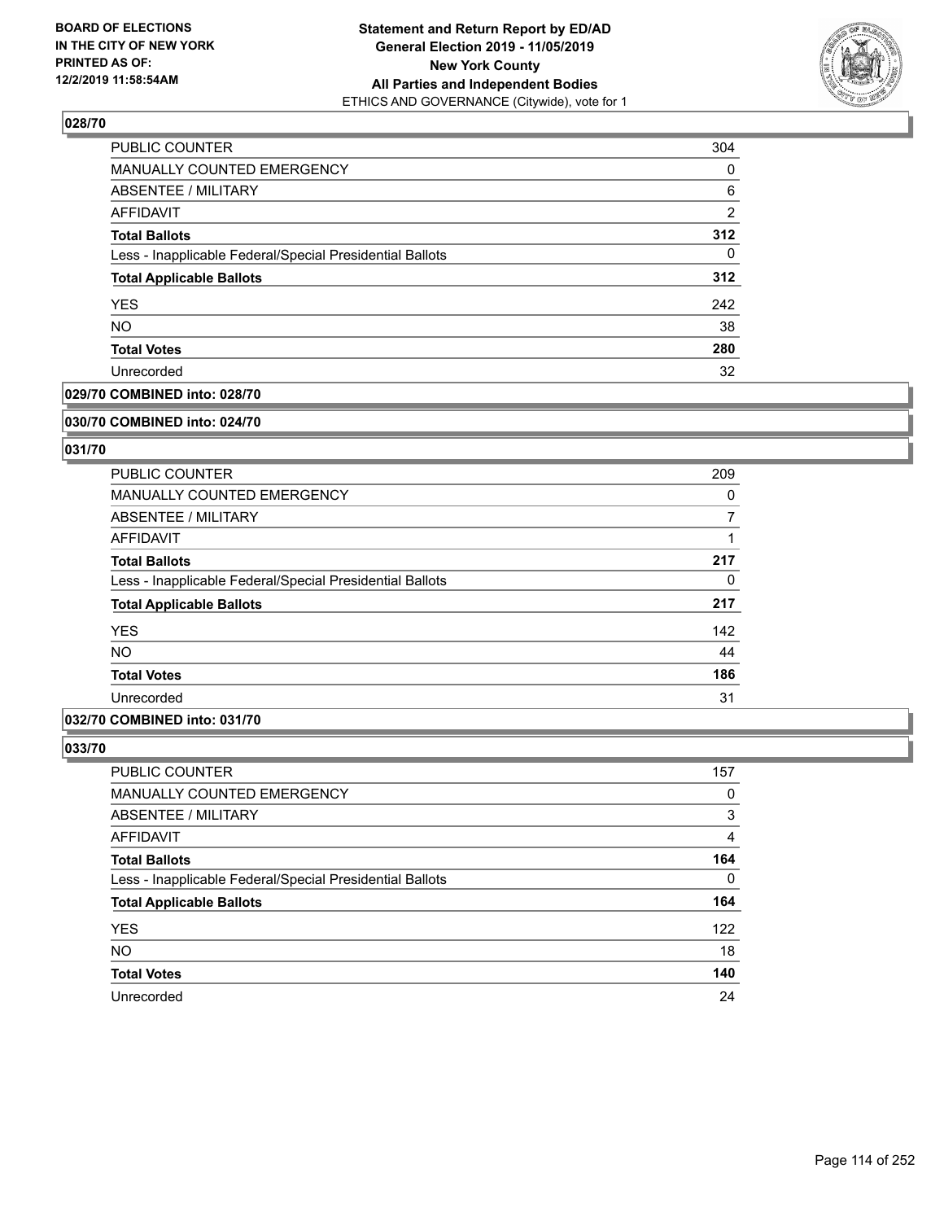**Statement and Return Report by ED/AD**
**General Election 2019 - 11/05/2019**
**New York County**
**All Parties and Independent Bodies**
ETHICS AND GOVERNANCE (Citywide), vote for 1

BOARD OF ELECTIONS IN THE CITY OF NEW YORK PRINTED AS OF: 12/2/2019 11:58:54AM

### 028/70

| | |
|---|---|
| PUBLIC COUNTER | 304 |
| MANUALLY COUNTED EMERGENCY | 0 |
| ABSENTEE / MILITARY | 6 |
| AFFIDAVIT | 2 |
| **Total Ballots** | **312** |
| Less - Inapplicable Federal/Special Presidential Ballots | 0 |
| **Total Applicable Ballots** | **312** |
| YES | 242 |
| NO | 38 |
| **Total Votes** | **280** |
| Unrecorded | 32 |

### 029/70 COMBINED into: 028/70

### 030/70 COMBINED into: 024/70

### 031/70

| | |
|---|---|
| PUBLIC COUNTER | 209 |
| MANUALLY COUNTED EMERGENCY | 0 |
| ABSENTEE / MILITARY | 7 |
| AFFIDAVIT | 1 |
| **Total Ballots** | **217** |
| Less - Inapplicable Federal/Special Presidential Ballots | 0 |
| **Total Applicable Ballots** | **217** |
| YES | 142 |
| NO | 44 |
| **Total Votes** | **186** |
| Unrecorded | 31 |

### 032/70 COMBINED into: 031/70

### 033/70

| | |
|---|---|
| PUBLIC COUNTER | 157 |
| MANUALLY COUNTED EMERGENCY | 0 |
| ABSENTEE / MILITARY | 3 |
| AFFIDAVIT | 4 |
| **Total Ballots** | **164** |
| Less - Inapplicable Federal/Special Presidential Ballots | 0 |
| **Total Applicable Ballots** | **164** |
| YES | 122 |
| NO | 18 |
| **Total Votes** | **140** |
| Unrecorded | 24 |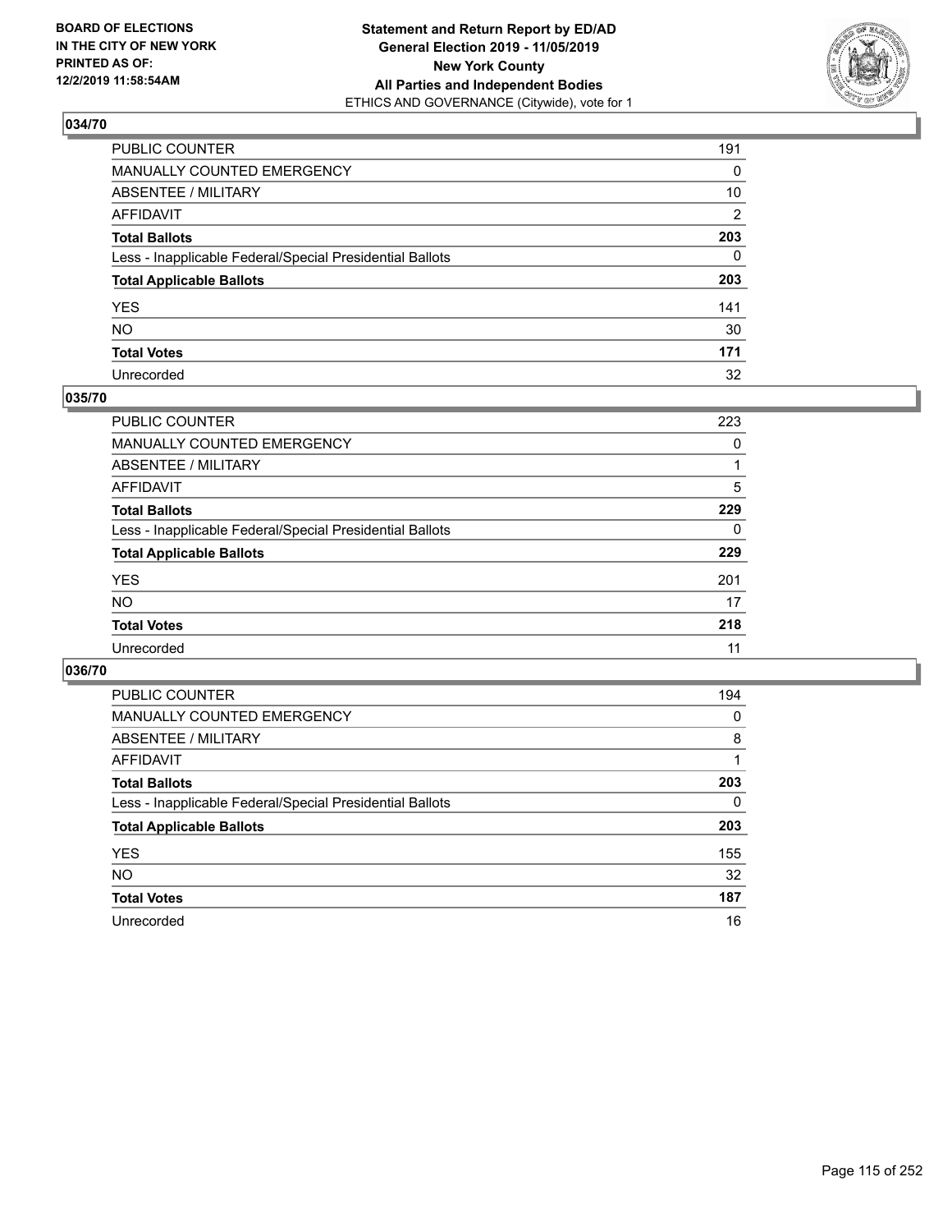BOARD OF ELECTIONS
IN THE CITY OF NEW YORK
PRINTED AS OF:
12/2/2019 11:58:54AM

**Statement and Return Report by ED/AD**
**General Election 2019 - 11/05/2019**
**New York County**
**All Parties and Independent Bodies**
ETHICS AND GOVERNANCE (Citywide), vote for 1

## 034/70

| | |
|---|---|
| PUBLIC COUNTER | 191 |
| MANUALLY COUNTED EMERGENCY | 0 |
| ABSENTEE / MILITARY | 10 |
| AFFIDAVIT | 2 |
| **Total Ballots** | **203** |
| Less - Inapplicable Federal/Special Presidential Ballots | 0 |
| **Total Applicable Ballots** | **203** |
| YES | 141 |
| NO | 30 |
| **Total Votes** | **171** |
| Unrecorded | 32 |

## 035/70

| | |
|---|---|
| PUBLIC COUNTER | 223 |
| MANUALLY COUNTED EMERGENCY | 0 |
| ABSENTEE / MILITARY | 1 |
| AFFIDAVIT | 5 |
| **Total Ballots** | **229** |
| Less - Inapplicable Federal/Special Presidential Ballots | 0 |
| **Total Applicable Ballots** | **229** |
| YES | 201 |
| NO | 17 |
| **Total Votes** | **218** |
| Unrecorded | 11 |

## 036/70

| | |
|---|---|
| PUBLIC COUNTER | 194 |
| MANUALLY COUNTED EMERGENCY | 0 |
| ABSENTEE / MILITARY | 8 |
| AFFIDAVIT | 1 |
| **Total Ballots** | **203** |
| Less - Inapplicable Federal/Special Presidential Ballots | 0 |
| **Total Applicable Ballots** | **203** |
| YES | 155 |
| NO | 32 |
| **Total Votes** | **187** |
| Unrecorded | 16 |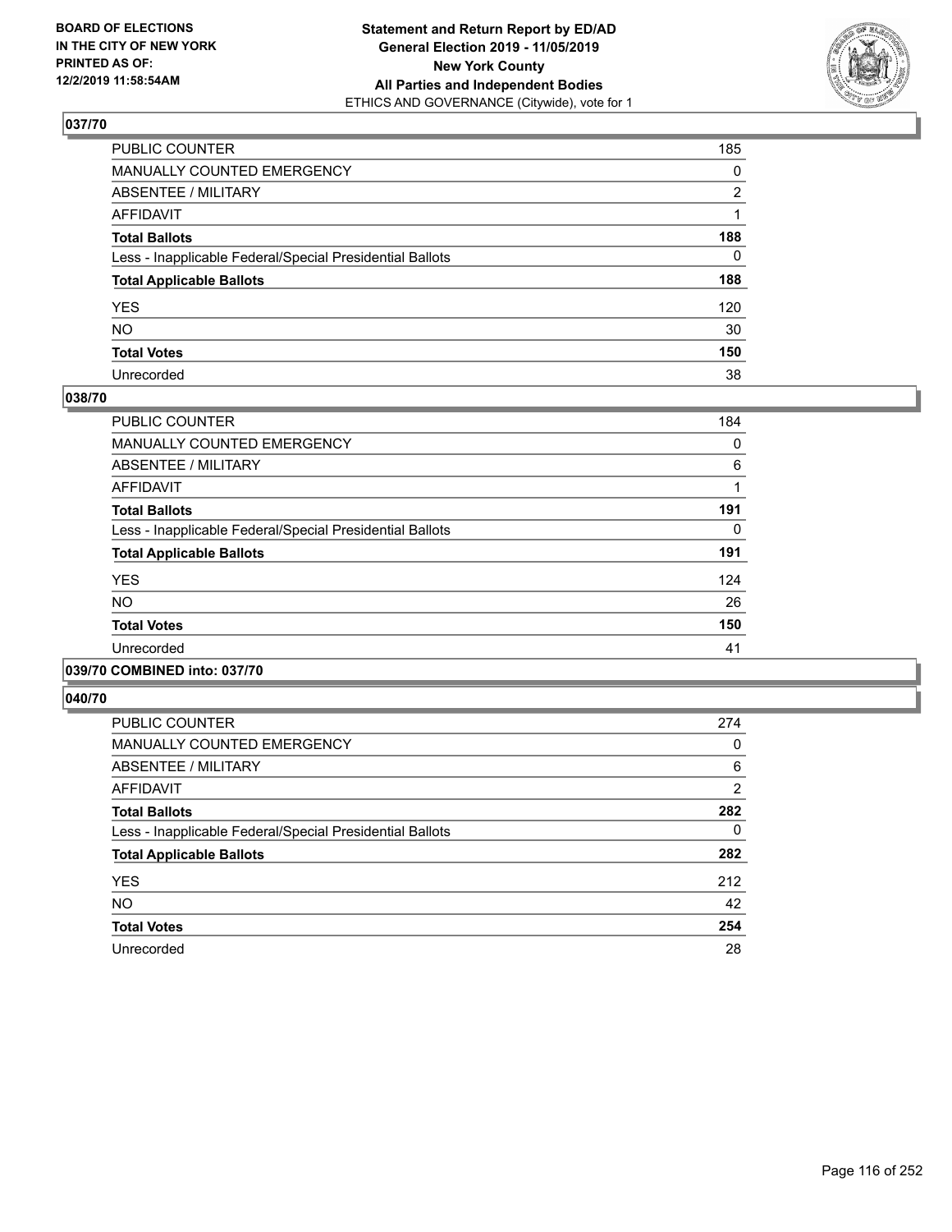BOARD OF ELECTIONS
IN THE CITY OF NEW YORK
PRINTED AS OF:
12/2/2019 11:58:54AM

**Statement and Return Report by ED/AD**
**General Election 2019 - 11/05/2019**
**New York County**
**All Parties and Independent Bodies**
ETHICS AND GOVERNANCE (Citywide), vote for 1

## 037/70

| | |
|---|---|
| PUBLIC COUNTER | 185 |
| MANUALLY COUNTED EMERGENCY | 0 |
| ABSENTEE / MILITARY | 2 |
| AFFIDAVIT | 1 |
| **Total Ballots** | **188** |
| Less - Inapplicable Federal/Special Presidential Ballots | 0 |
| **Total Applicable Ballots** | **188** |
| YES | 120 |
| NO | 30 |
| **Total Votes** | **150** |
| Unrecorded | 38 |

## 038/70

| | |
|---|---|
| PUBLIC COUNTER | 184 |
| MANUALLY COUNTED EMERGENCY | 0 |
| ABSENTEE / MILITARY | 6 |
| AFFIDAVIT | 1 |
| **Total Ballots** | **191** |
| Less - Inapplicable Federal/Special Presidential Ballots | 0 |
| **Total Applicable Ballots** | **191** |
| YES | 124 |
| NO | 26 |
| **Total Votes** | **150** |
| Unrecorded | 41 |

## 039/70 COMBINED into: 037/70

## 040/70

| | |
|---|---|
| PUBLIC COUNTER | 274 |
| MANUALLY COUNTED EMERGENCY | 0 |
| ABSENTEE / MILITARY | 6 |
| AFFIDAVIT | 2 |
| **Total Ballots** | **282** |
| Less - Inapplicable Federal/Special Presidential Ballots | 0 |
| **Total Applicable Ballots** | **282** |
| YES | 212 |
| NO | 42 |
| **Total Votes** | **254** |
| Unrecorded | 28 |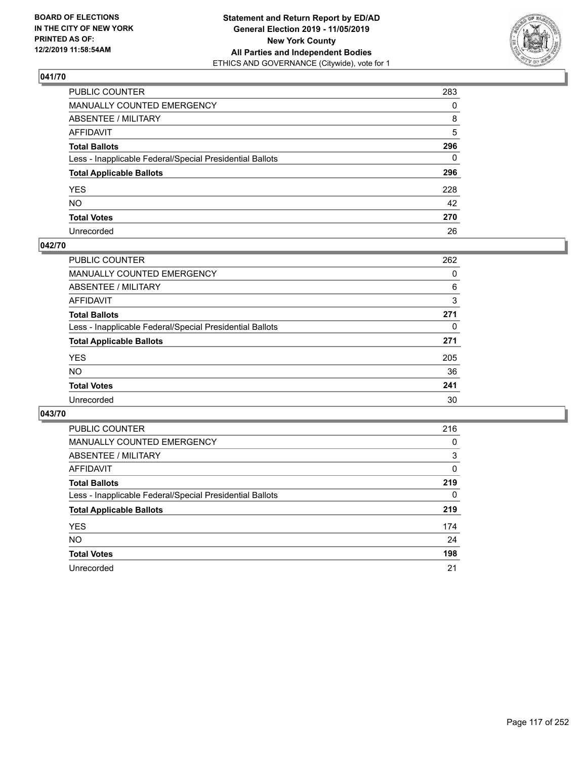**BOARD OF ELECTIONS IN THE CITY OF NEW YORK PRINTED AS OF: 12/2/2019 11:58:54AM**

**Statement and Return Report by ED/AD General Election 2019 - 11/05/2019 New York County All Parties and Independent Bodies**
ETHICS AND GOVERNANCE (Citywide), vote for 1

## 041/70

| | |
|---|---|
| PUBLIC COUNTER | 283 |
| MANUALLY COUNTED EMERGENCY | 0 |
| ABSENTEE / MILITARY | 8 |
| AFFIDAVIT | 5 |
| **Total Ballots** | **296** |
| Less - Inapplicable Federal/Special Presidential Ballots | 0 |
| **Total Applicable Ballots** | **296** |
| YES | 228 |
| NO | 42 |
| **Total Votes** | **270** |
| Unrecorded | 26 |

## 042/70

| | |
|---|---|
| PUBLIC COUNTER | 262 |
| MANUALLY COUNTED EMERGENCY | 0 |
| ABSENTEE / MILITARY | 6 |
| AFFIDAVIT | 3 |
| **Total Ballots** | **271** |
| Less - Inapplicable Federal/Special Presidential Ballots | 0 |
| **Total Applicable Ballots** | **271** |
| YES | 205 |
| NO | 36 |
| **Total Votes** | **241** |
| Unrecorded | 30 |

## 043/70

| | |
|---|---|
| PUBLIC COUNTER | 216 |
| MANUALLY COUNTED EMERGENCY | 0 |
| ABSENTEE / MILITARY | 3 |
| AFFIDAVIT | 0 |
| **Total Ballots** | **219** |
| Less - Inapplicable Federal/Special Presidential Ballots | 0 |
| **Total Applicable Ballots** | **219** |
| YES | 174 |
| NO | 24 |
| **Total Votes** | **198** |
| Unrecorded | 21 |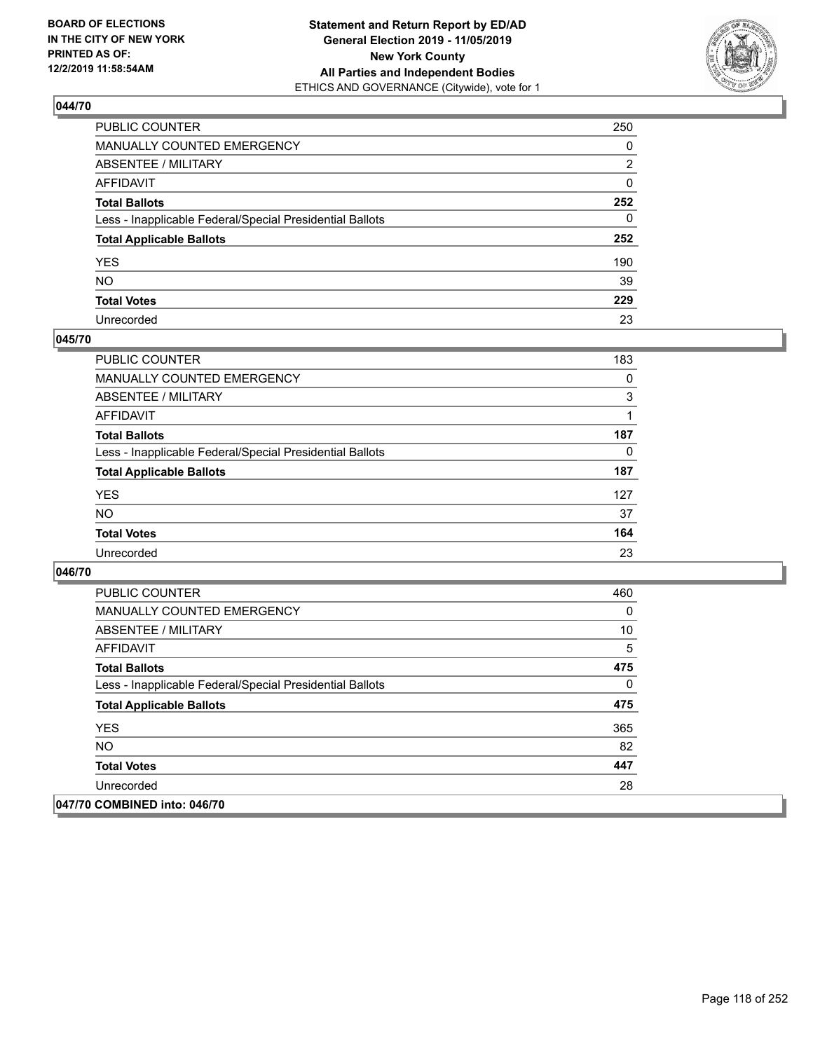**BOARD OF ELECTIONS IN THE CITY OF NEW YORK PRINTED AS OF: 12/2/2019 11:58:54AM**

**Statement and Return Report by ED/AD**
**General Election 2019 - 11/05/2019**
**New York County**
**All Parties and Independent Bodies**
ETHICS AND GOVERNANCE (Citywide), vote for 1

### 044/70

| | |
|---|---|
| PUBLIC COUNTER | 250 |
| MANUALLY COUNTED EMERGENCY | 0 |
| ABSENTEE / MILITARY | 2 |
| AFFIDAVIT | 0 |
| **Total Ballots** | **252** |
| Less - Inapplicable Federal/Special Presidential Ballots | 0 |
| **Total Applicable Ballots** | **252** |
| YES | 190 |
| NO | 39 |
| **Total Votes** | **229** |
| Unrecorded | 23 |

### 045/70

| | |
|---|---|
| PUBLIC COUNTER | 183 |
| MANUALLY COUNTED EMERGENCY | 0 |
| ABSENTEE / MILITARY | 3 |
| AFFIDAVIT | 1 |
| **Total Ballots** | **187** |
| Less - Inapplicable Federal/Special Presidential Ballots | 0 |
| **Total Applicable Ballots** | **187** |
| YES | 127 |
| NO | 37 |
| **Total Votes** | **164** |
| Unrecorded | 23 |

### 046/70

| | |
|---|---|
| PUBLIC COUNTER | 460 |
| MANUALLY COUNTED EMERGENCY | 0 |
| ABSENTEE / MILITARY | 10 |
| AFFIDAVIT | 5 |
| **Total Ballots** | **475** |
| Less - Inapplicable Federal/Special Presidential Ballots | 0 |
| **Total Applicable Ballots** | **475** |
| YES | 365 |
| NO | 82 |
| **Total Votes** | **447** |
| Unrecorded | 28 |

### 047/70 COMBINED into: 046/70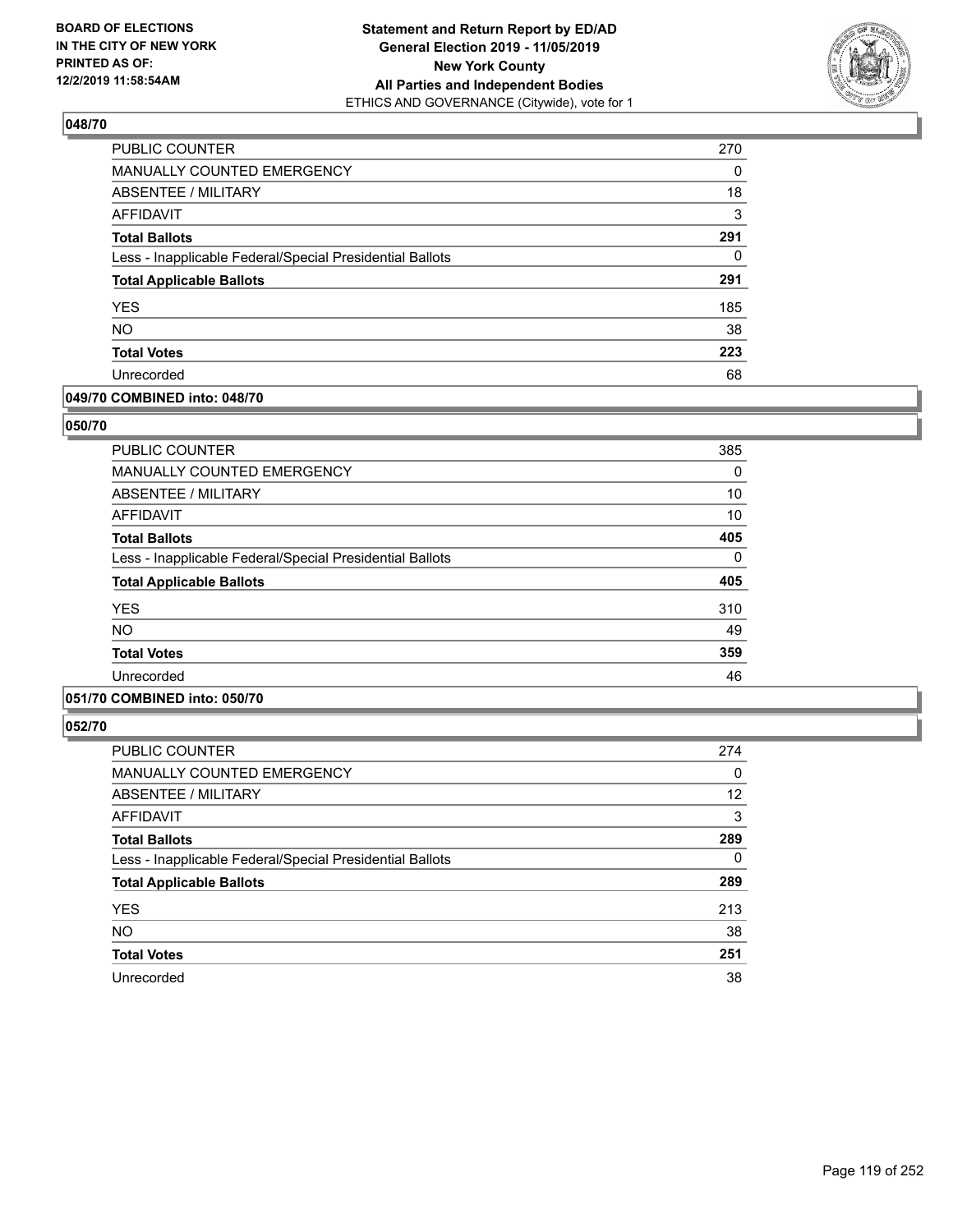## 048/70

| | |
|---|---|
| PUBLIC COUNTER | 270 |
| MANUALLY COUNTED EMERGENCY | 0 |
| ABSENTEE / MILITARY | 18 |
| AFFIDAVIT | 3 |
| **Total Ballots** | **291** |
| Less - Inapplicable Federal/Special Presidential Ballots | 0 |
| **Total Applicable Ballots** | **291** |
| YES | 185 |
| NO | 38 |
| **Total Votes** | **223** |
| Unrecorded | 68 |

## 049/70 COMBINED into: 048/70

## 050/70

| | |
|---|---|
| PUBLIC COUNTER | 385 |
| MANUALLY COUNTED EMERGENCY | 0 |
| ABSENTEE / MILITARY | 10 |
| AFFIDAVIT | 10 |
| **Total Ballots** | **405** |
| Less - Inapplicable Federal/Special Presidential Ballots | 0 |
| **Total Applicable Ballots** | **405** |
| YES | 310 |
| NO | 49 |
| **Total Votes** | **359** |
| Unrecorded | 46 |

## 051/70 COMBINED into: 050/70

## 052/70

| | |
|---|---|
| PUBLIC COUNTER | 274 |
| MANUALLY COUNTED EMERGENCY | 0 |
| ABSENTEE / MILITARY | 12 |
| AFFIDAVIT | 3 |
| **Total Ballots** | **289** |
| Less - Inapplicable Federal/Special Presidential Ballots | 0 |
| **Total Applicable Ballots** | **289** |
| YES | 213 |
| NO | 38 |
| **Total Votes** | **251** |
| Unrecorded | 38 |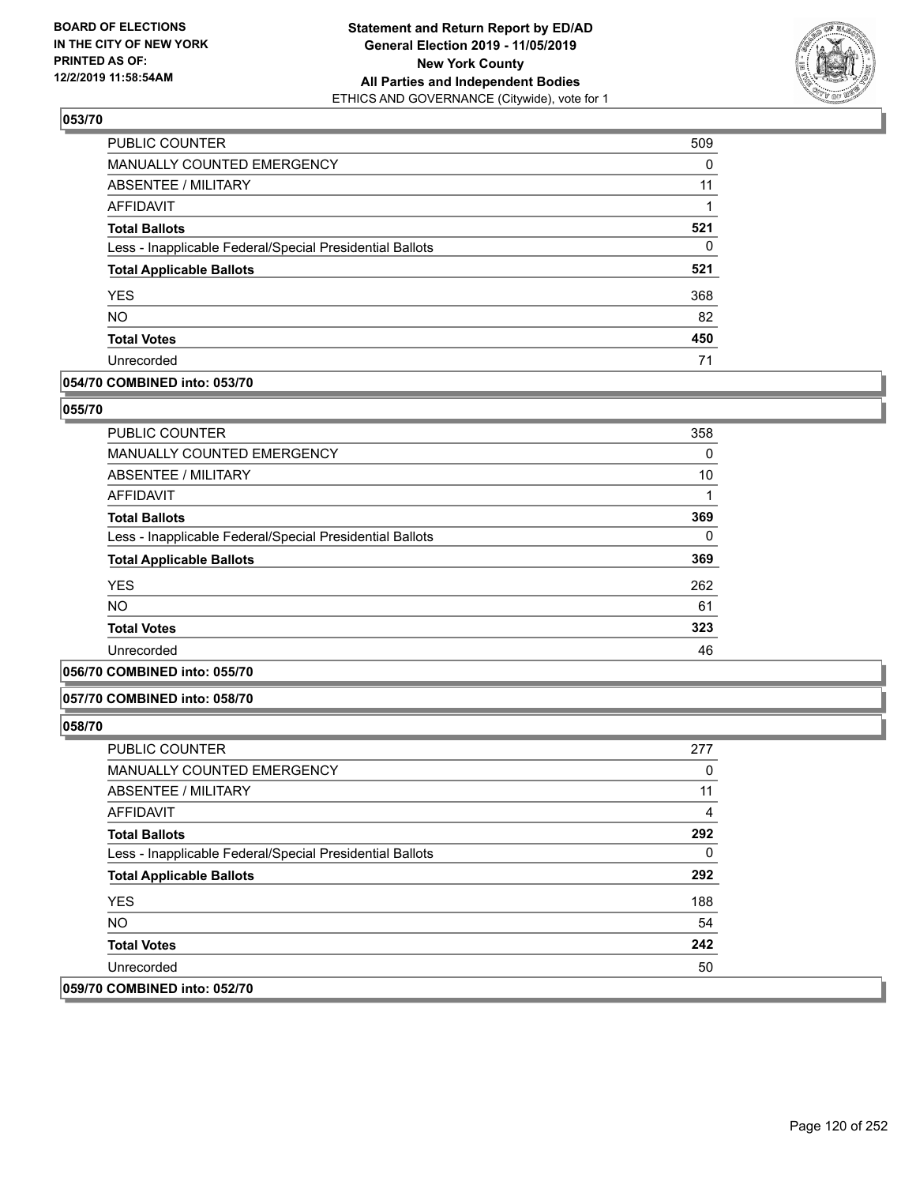### 053/70

| | |
|---|---|
| PUBLIC COUNTER | 509 |
| MANUALLY COUNTED EMERGENCY | 0 |
| ABSENTEE / MILITARY | 11 |
| AFFIDAVIT | 1 |
| **Total Ballots** | **521** |
| Less - Inapplicable Federal/Special Presidential Ballots | 0 |
| **Total Applicable Ballots** | **521** |
| YES | 368 |
| NO | 82 |
| **Total Votes** | **450** |
| Unrecorded | 71 |

### 054/70 COMBINED into: 053/70

### 055/70

| | |
|---|---|
| PUBLIC COUNTER | 358 |
| MANUALLY COUNTED EMERGENCY | 0 |
| ABSENTEE / MILITARY | 10 |
| AFFIDAVIT | 1 |
| **Total Ballots** | **369** |
| Less - Inapplicable Federal/Special Presidential Ballots | 0 |
| **Total Applicable Ballots** | **369** |
| YES | 262 |
| NO | 61 |
| **Total Votes** | **323** |
| Unrecorded | 46 |

### 056/70 COMBINED into: 055/70

### 057/70 COMBINED into: 058/70

### 058/70

| | |
|---|---|
| PUBLIC COUNTER | 277 |
| MANUALLY COUNTED EMERGENCY | 0 |
| ABSENTEE / MILITARY | 11 |
| AFFIDAVIT | 4 |
| **Total Ballots** | **292** |
| Less - Inapplicable Federal/Special Presidential Ballots | 0 |
| **Total Applicable Ballots** | **292** |
| YES | 188 |
| NO | 54 |
| **Total Votes** | **242** |
| Unrecorded | 50 |

### 059/70 COMBINED into: 052/70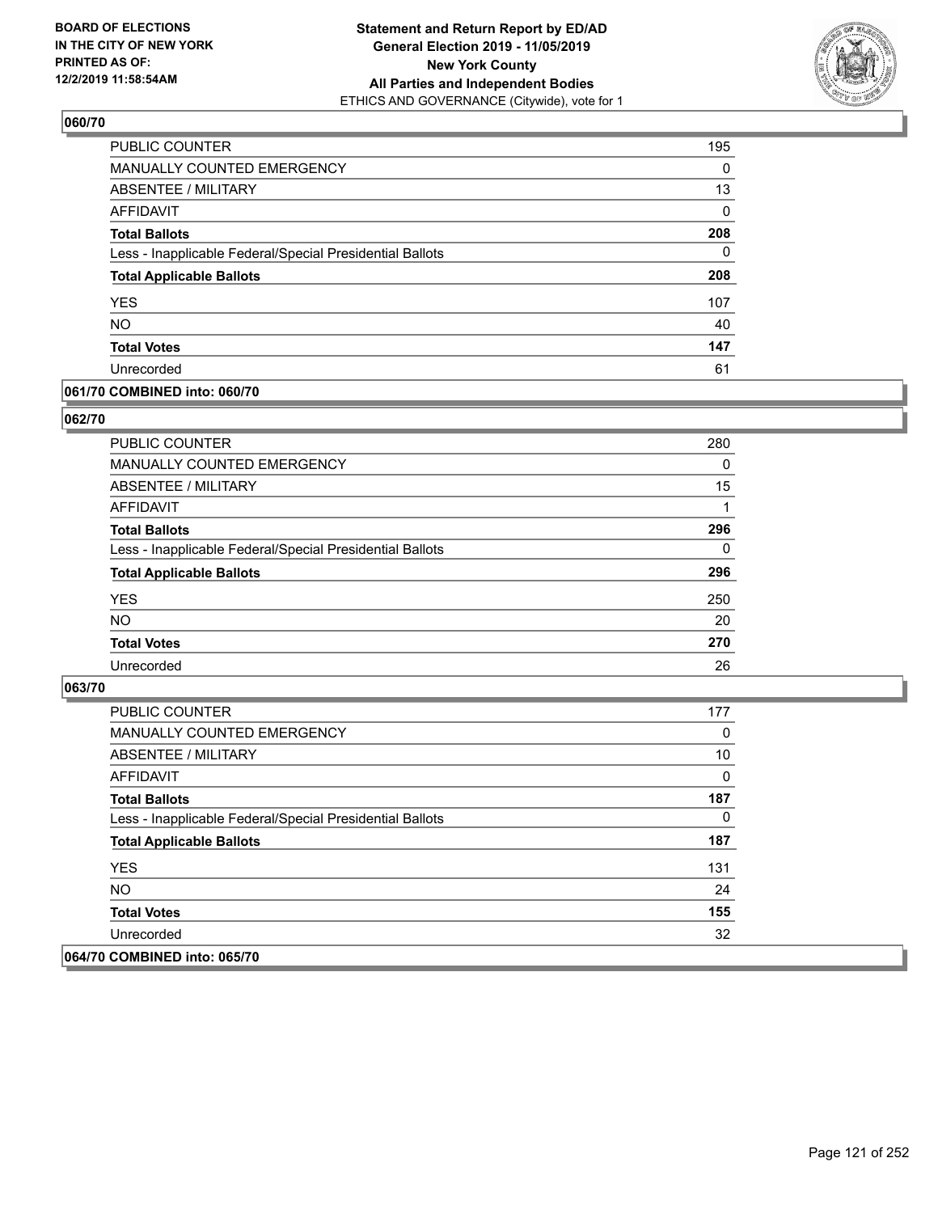## 060/70

| | |
|---|---|
| PUBLIC COUNTER | 195 |
| MANUALLY COUNTED EMERGENCY | 0 |
| ABSENTEE / MILITARY | 13 |
| AFFIDAVIT | 0 |
| **Total Ballots** | **208** |
| Less - Inapplicable Federal/Special Presidential Ballots | 0 |
| **Total Applicable Ballots** | **208** |
| YES | 107 |
| NO | 40 |
| **Total Votes** | **147** |
| Unrecorded | 61 |

## 061/70 COMBINED into: 060/70

## 062/70

| | |
|---|---|
| PUBLIC COUNTER | 280 |
| MANUALLY COUNTED EMERGENCY | 0 |
| ABSENTEE / MILITARY | 15 |
| AFFIDAVIT | 1 |
| **Total Ballots** | **296** |
| Less - Inapplicable Federal/Special Presidential Ballots | 0 |
| **Total Applicable Ballots** | **296** |
| YES | 250 |
| NO | 20 |
| **Total Votes** | **270** |
| Unrecorded | 26 |

## 063/70

| | |
|---|---|
| PUBLIC COUNTER | 177 |
| MANUALLY COUNTED EMERGENCY | 0 |
| ABSENTEE / MILITARY | 10 |
| AFFIDAVIT | 0 |
| **Total Ballots** | **187** |
| Less - Inapplicable Federal/Special Presidential Ballots | 0 |
| **Total Applicable Ballots** | **187** |
| YES | 131 |
| NO | 24 |
| **Total Votes** | **155** |
| Unrecorded | 32 |

## 064/70 COMBINED into: 065/70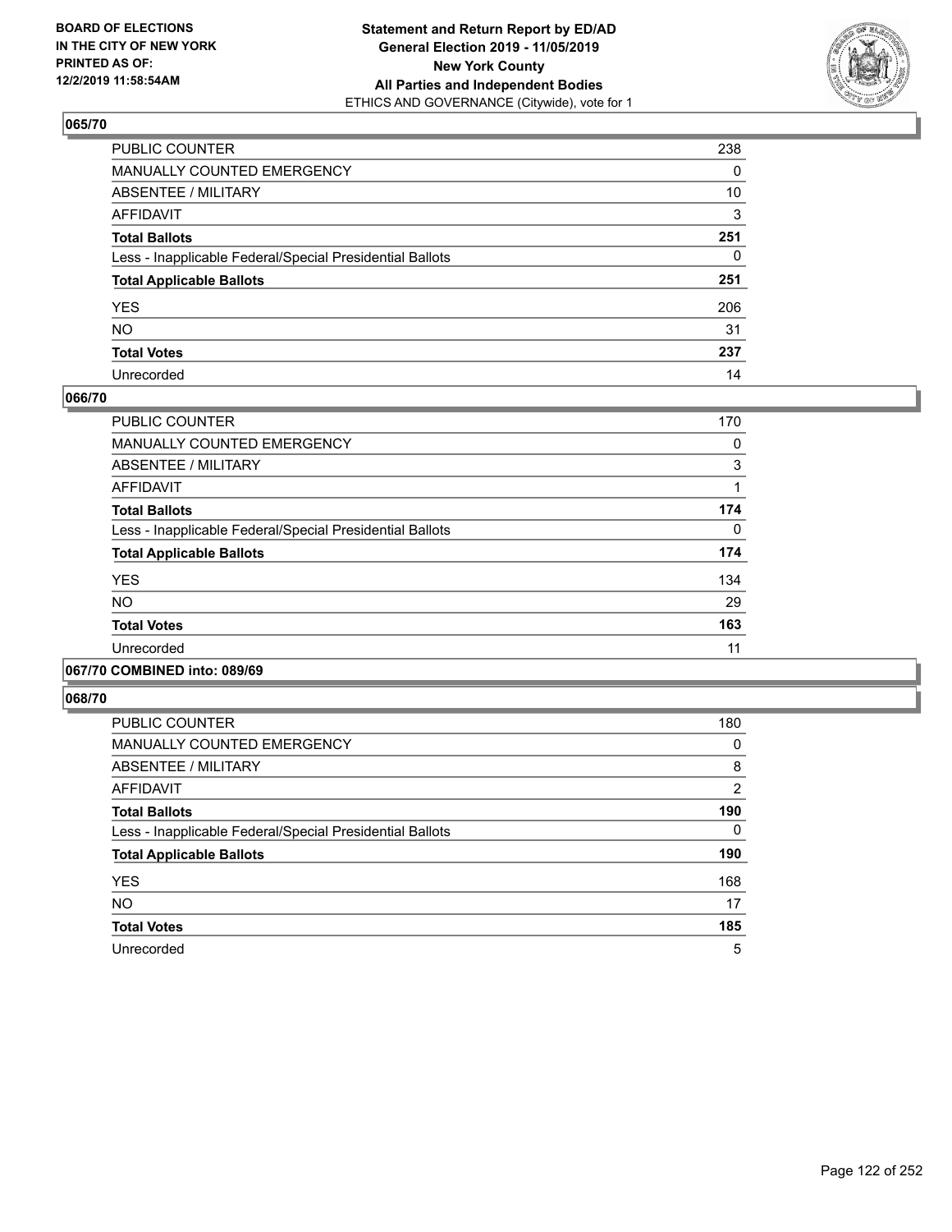## 065/70

| | |
|---|---|
| PUBLIC COUNTER | 238 |
| MANUALLY COUNTED EMERGENCY | 0 |
| ABSENTEE / MILITARY | 10 |
| AFFIDAVIT | 3 |
| **Total Ballots** | **251** |
| Less - Inapplicable Federal/Special Presidential Ballots | 0 |
| **Total Applicable Ballots** | **251** |
| YES | 206 |
| NO | 31 |
| **Total Votes** | **237** |
| Unrecorded | 14 |

## 066/70

| | |
|---|---|
| PUBLIC COUNTER | 170 |
| MANUALLY COUNTED EMERGENCY | 0 |
| ABSENTEE / MILITARY | 3 |
| AFFIDAVIT | 1 |
| **Total Ballots** | **174** |
| Less - Inapplicable Federal/Special Presidential Ballots | 0 |
| **Total Applicable Ballots** | **174** |
| YES | 134 |
| NO | 29 |
| **Total Votes** | **163** |
| Unrecorded | 11 |

## 067/70 COMBINED into: 089/69

## 068/70

| | |
|---|---|
| PUBLIC COUNTER | 180 |
| MANUALLY COUNTED EMERGENCY | 0 |
| ABSENTEE / MILITARY | 8 |
| AFFIDAVIT | 2 |
| **Total Ballots** | **190** |
| Less - Inapplicable Federal/Special Presidential Ballots | 0 |
| **Total Applicable Ballots** | **190** |
| YES | 168 |
| NO | 17 |
| **Total Votes** | **185** |
| Unrecorded | 5 |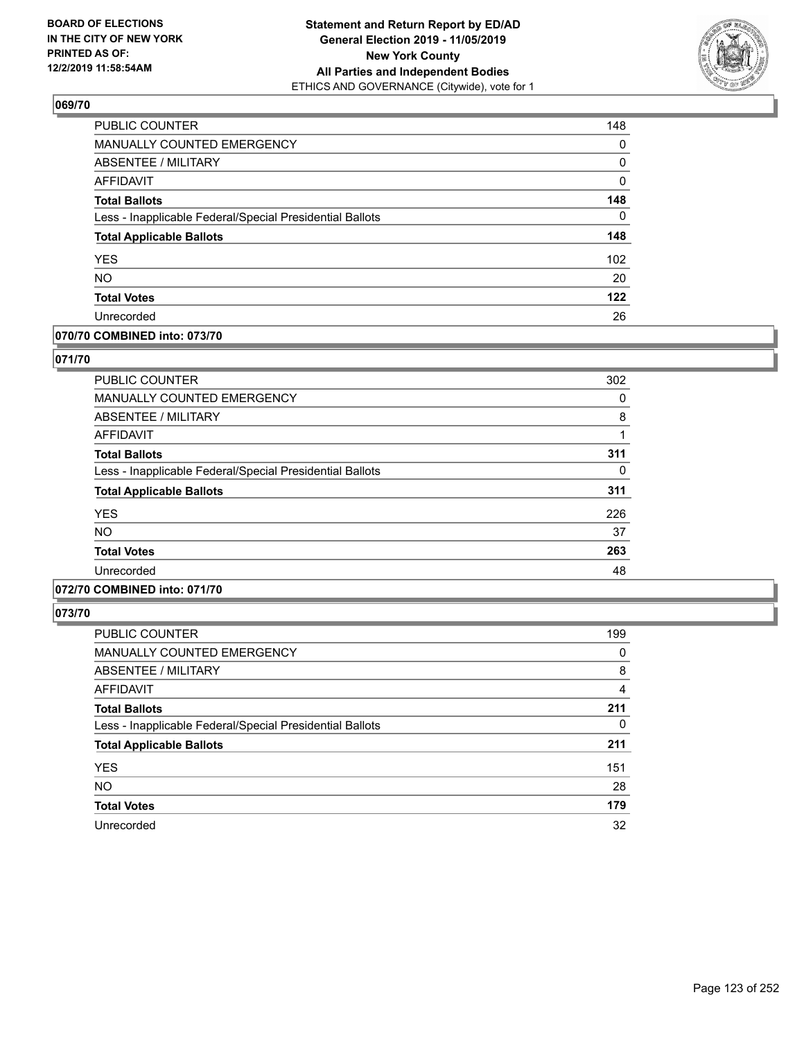**Statement and Return Report by ED/AD**
**General Election 2019 - 11/05/2019**
**New York County**
**All Parties and Independent Bodies**
ETHICS AND GOVERNANCE (Citywide), vote for 1

BOARD OF ELECTIONS IN THE CITY OF NEW YORK PRINTED AS OF: 12/2/2019 11:58:54AM

### 069/70

| | |
|---|---|
| PUBLIC COUNTER | 148 |
| MANUALLY COUNTED EMERGENCY | 0 |
| ABSENTEE / MILITARY | 0 |
| AFFIDAVIT | 0 |
| **Total Ballots** | **148** |
| Less - Inapplicable Federal/Special Presidential Ballots | 0 |
| **Total Applicable Ballots** | **148** |
| YES | 102 |
| NO | 20 |
| **Total Votes** | **122** |
| Unrecorded | 26 |

### 070/70 COMBINED into: 073/70

### 071/70

| | |
|---|---|
| PUBLIC COUNTER | 302 |
| MANUALLY COUNTED EMERGENCY | 0 |
| ABSENTEE / MILITARY | 8 |
| AFFIDAVIT | 1 |
| **Total Ballots** | **311** |
| Less - Inapplicable Federal/Special Presidential Ballots | 0 |
| **Total Applicable Ballots** | **311** |
| YES | 226 |
| NO | 37 |
| **Total Votes** | **263** |
| Unrecorded | 48 |

### 072/70 COMBINED into: 071/70

### 073/70

| | |
|---|---|
| PUBLIC COUNTER | 199 |
| MANUALLY COUNTED EMERGENCY | 0 |
| ABSENTEE / MILITARY | 8 |
| AFFIDAVIT | 4 |
| **Total Ballots** | **211** |
| Less - Inapplicable Federal/Special Presidential Ballots | 0 |
| **Total Applicable Ballots** | **211** |
| YES | 151 |
| NO | 28 |
| **Total Votes** | **179** |
| Unrecorded | 32 |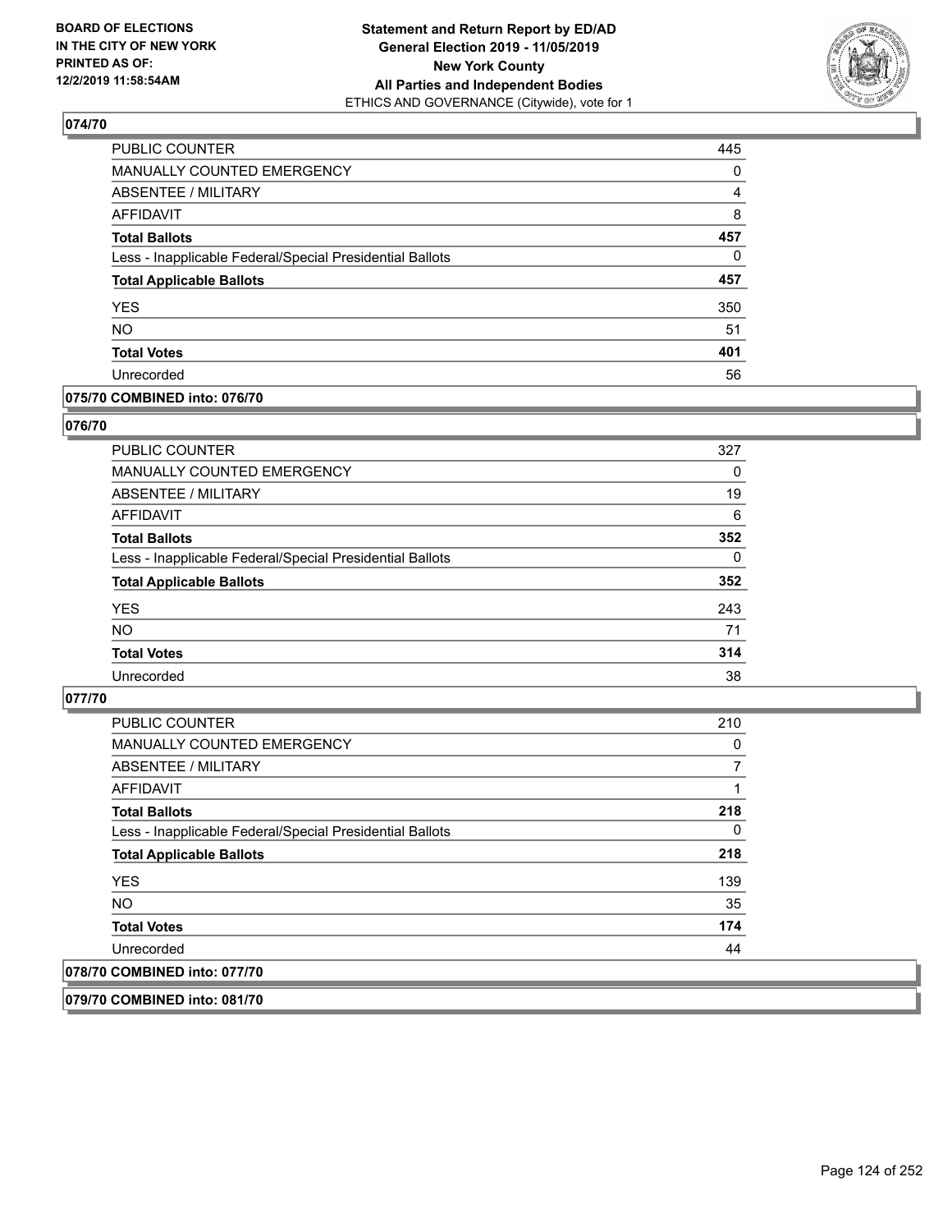## 074/70

| | |
|---|---|
| PUBLIC COUNTER | 445 |
| MANUALLY COUNTED EMERGENCY | 0 |
| ABSENTEE / MILITARY | 4 |
| AFFIDAVIT | 8 |
| **Total Ballots** | **457** |
| Less - Inapplicable Federal/Special Presidential Ballots | 0 |
| **Total Applicable Ballots** | **457** |
| YES | 350 |
| NO | 51 |
| **Total Votes** | **401** |
| Unrecorded | 56 |

## 075/70 COMBINED into: 076/70

## 076/70

| | |
|---|---|
| PUBLIC COUNTER | 327 |
| MANUALLY COUNTED EMERGENCY | 0 |
| ABSENTEE / MILITARY | 19 |
| AFFIDAVIT | 6 |
| **Total Ballots** | **352** |
| Less - Inapplicable Federal/Special Presidential Ballots | 0 |
| **Total Applicable Ballots** | **352** |
| YES | 243 |
| NO | 71 |
| **Total Votes** | **314** |
| Unrecorded | 38 |

## 077/70

| | |
|---|---|
| PUBLIC COUNTER | 210 |
| MANUALLY COUNTED EMERGENCY | 0 |
| ABSENTEE / MILITARY | 7 |
| AFFIDAVIT | 1 |
| **Total Ballots** | **218** |
| Less - Inapplicable Federal/Special Presidential Ballots | 0 |
| **Total Applicable Ballots** | **218** |
| YES | 139 |
| NO | 35 |
| **Total Votes** | **174** |
| Unrecorded | 44 |

## 078/70 COMBINED into: 077/70

## 079/70 COMBINED into: 081/70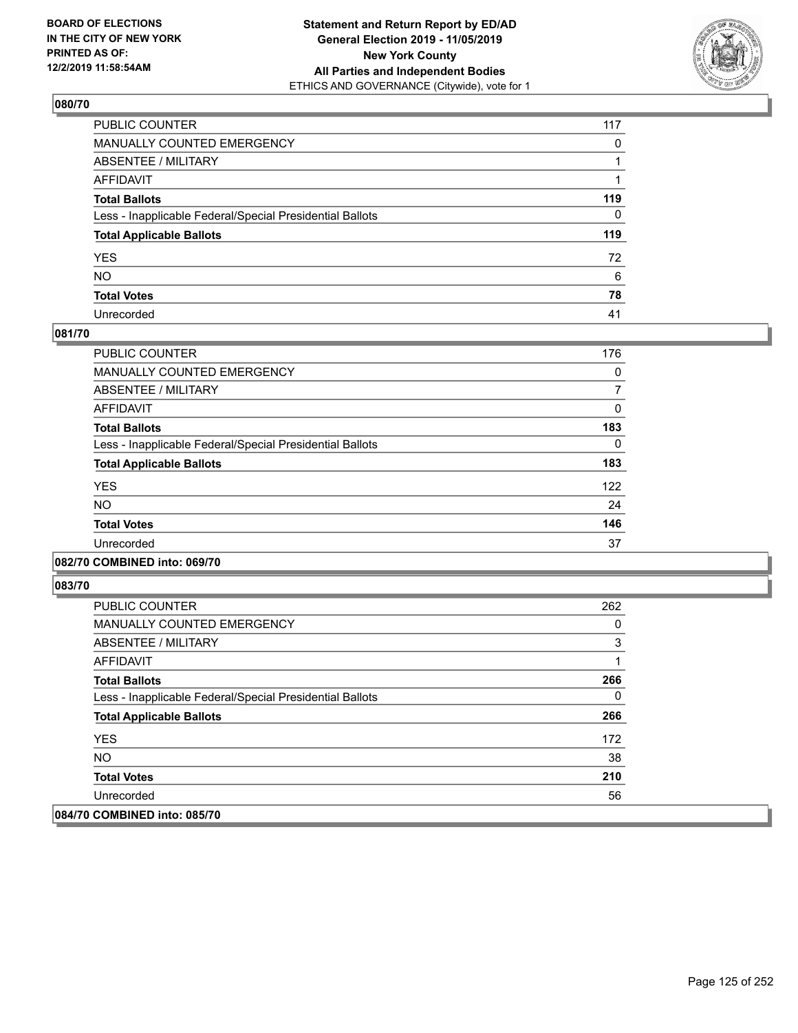## 080/70

| | |
|---|---|
| PUBLIC COUNTER | 117 |
| MANUALLY COUNTED EMERGENCY | 0 |
| ABSENTEE / MILITARY | 1 |
| AFFIDAVIT | 1 |
| **Total Ballots** | **119** |
| Less - Inapplicable Federal/Special Presidential Ballots | 0 |
| **Total Applicable Ballots** | **119** |
| YES | 72 |
| NO | 6 |
| **Total Votes** | **78** |
| Unrecorded | 41 |

## 081/70

| | |
|---|---|
| PUBLIC COUNTER | 176 |
| MANUALLY COUNTED EMERGENCY | 0 |
| ABSENTEE / MILITARY | 7 |
| AFFIDAVIT | 0 |
| **Total Ballots** | **183** |
| Less - Inapplicable Federal/Special Presidential Ballots | 0 |
| **Total Applicable Ballots** | **183** |
| YES | 122 |
| NO | 24 |
| **Total Votes** | **146** |
| Unrecorded | 37 |

## 082/70 COMBINED into: 069/70

## 083/70

| | |
|---|---|
| PUBLIC COUNTER | 262 |
| MANUALLY COUNTED EMERGENCY | 0 |
| ABSENTEE / MILITARY | 3 |
| AFFIDAVIT | 1 |
| **Total Ballots** | **266** |
| Less - Inapplicable Federal/Special Presidential Ballots | 0 |
| **Total Applicable Ballots** | **266** |
| YES | 172 |
| NO | 38 |
| **Total Votes** | **210** |
| Unrecorded | 56 |

## 084/70 COMBINED into: 085/70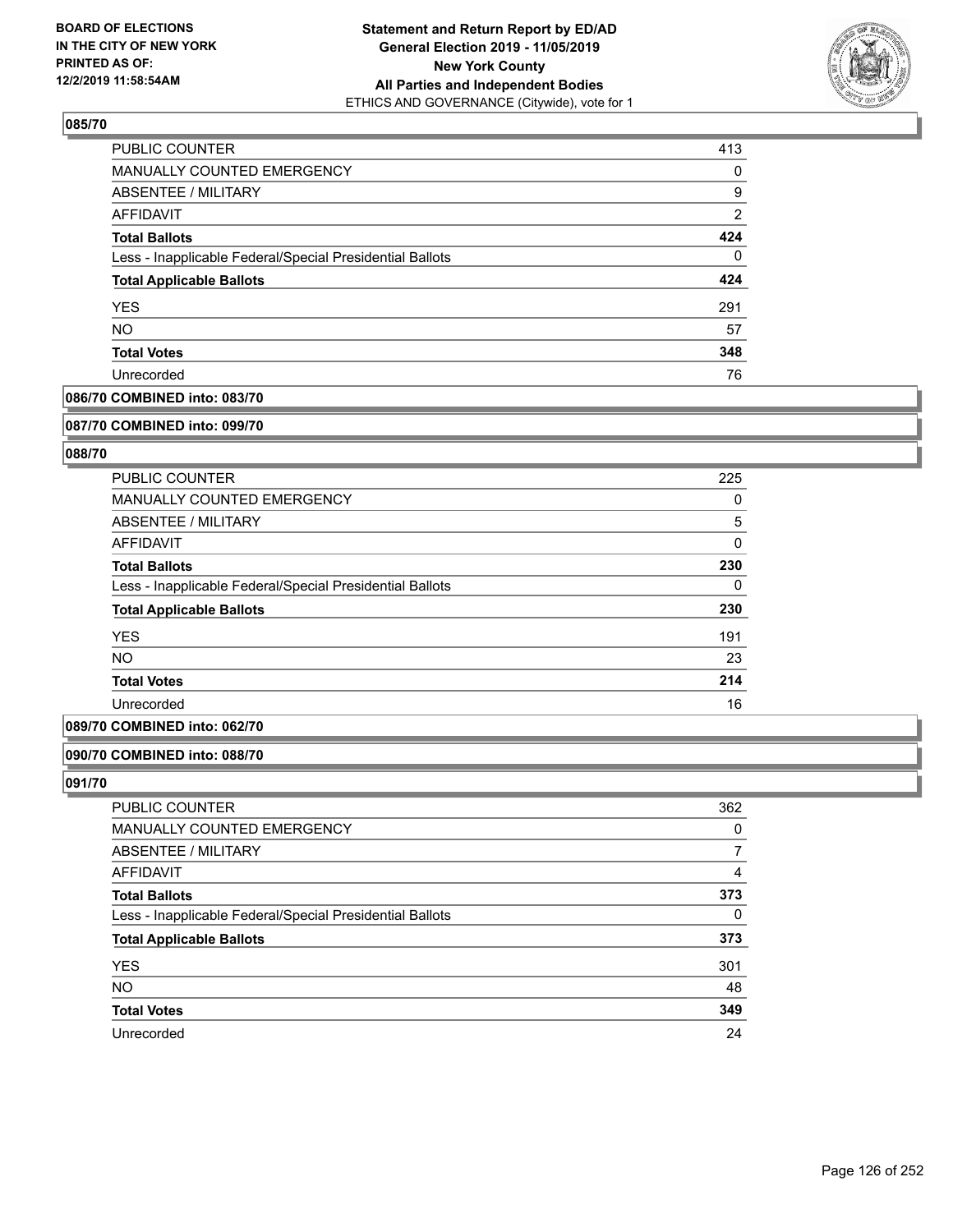### 085/70

| | |
|---|---|
| PUBLIC COUNTER | 413 |
| MANUALLY COUNTED EMERGENCY | 0 |
| ABSENTEE / MILITARY | 9 |
| AFFIDAVIT | 2 |
| **Total Ballots** | **424** |
| Less - Inapplicable Federal/Special Presidential Ballots | 0 |
| **Total Applicable Ballots** | **424** |
| YES | 291 |
| NO | 57 |
| **Total Votes** | **348** |
| Unrecorded | 76 |

### 086/70 COMBINED into: 083/70

### 087/70 COMBINED into: 099/70

### 088/70

| | |
|---|---|
| PUBLIC COUNTER | 225 |
| MANUALLY COUNTED EMERGENCY | 0 |
| ABSENTEE / MILITARY | 5 |
| AFFIDAVIT | 0 |
| **Total Ballots** | **230** |
| Less - Inapplicable Federal/Special Presidential Ballots | 0 |
| **Total Applicable Ballots** | **230** |
| YES | 191 |
| NO | 23 |
| **Total Votes** | **214** |
| Unrecorded | 16 |

### 089/70 COMBINED into: 062/70

### 090/70 COMBINED into: 088/70

### 091/70

| | |
|---|---|
| PUBLIC COUNTER | 362 |
| MANUALLY COUNTED EMERGENCY | 0 |
| ABSENTEE / MILITARY | 7 |
| AFFIDAVIT | 4 |
| **Total Ballots** | **373** |
| Less - Inapplicable Federal/Special Presidential Ballots | 0 |
| **Total Applicable Ballots** | **373** |
| YES | 301 |
| NO | 48 |
| **Total Votes** | **349** |
| Unrecorded | 24 |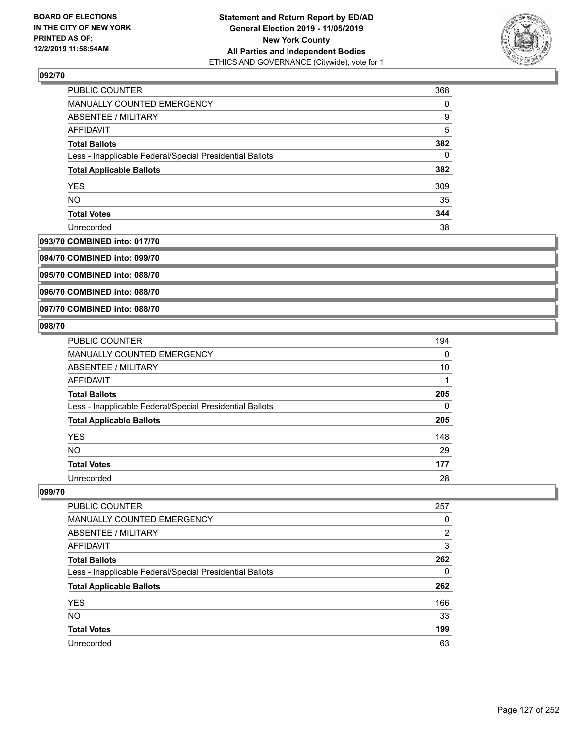BOARD OF ELECTIONS IN THE CITY OF NEW YORK PRINTED AS OF: 12/2/2019 11:58:54AM

**Statement and Return Report by ED/AD**
**General Election 2019 - 11/05/2019**
**New York County**
**All Parties and Independent Bodies**
ETHICS AND GOVERNANCE (Citywide), vote for 1

### 092/70

| | |
|---|---|
| PUBLIC COUNTER | 368 |
| MANUALLY COUNTED EMERGENCY | 0 |
| ABSENTEE / MILITARY | 9 |
| AFFIDAVIT | 5 |
| **Total Ballots** | **382** |
| Less - Inapplicable Federal/Special Presidential Ballots | 0 |
| **Total Applicable Ballots** | **382** |
| YES | 309 |
| NO | 35 |
| **Total Votes** | **344** |
| Unrecorded | 38 |

### 093/70 COMBINED into: 017/70

### 094/70 COMBINED into: 099/70

### 095/70 COMBINED into: 088/70

### 096/70 COMBINED into: 088/70

### 097/70 COMBINED into: 088/70

### 098/70

| | |
|---|---|
| PUBLIC COUNTER | 194 |
| MANUALLY COUNTED EMERGENCY | 0 |
| ABSENTEE / MILITARY | 10 |
| AFFIDAVIT | 1 |
| **Total Ballots** | **205** |
| Less - Inapplicable Federal/Special Presidential Ballots | 0 |
| **Total Applicable Ballots** | **205** |
| YES | 148 |
| NO | 29 |
| **Total Votes** | **177** |
| Unrecorded | 28 |

### 099/70

| | |
|---|---|
| PUBLIC COUNTER | 257 |
| MANUALLY COUNTED EMERGENCY | 0 |
| ABSENTEE / MILITARY | 2 |
| AFFIDAVIT | 3 |
| **Total Ballots** | **262** |
| Less - Inapplicable Federal/Special Presidential Ballots | 0 |
| **Total Applicable Ballots** | **262** |
| YES | 166 |
| NO | 33 |
| **Total Votes** | **199** |
| Unrecorded | 63 |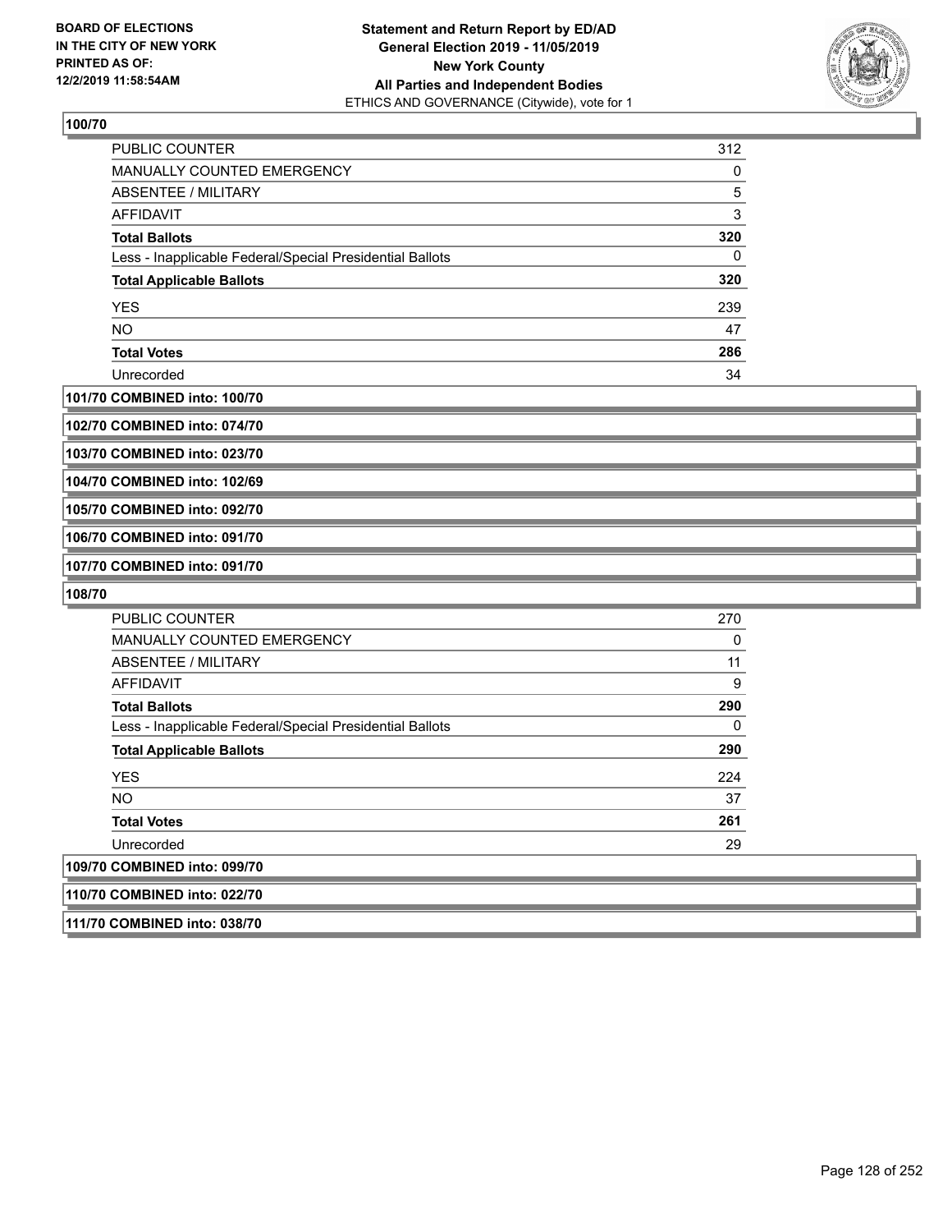BOARD OF ELECTIONS
IN THE CITY OF NEW YORK
PRINTED AS OF:
12/2/2019 11:58:54AM

**Statement and Return Report by ED/AD**
**General Election 2019 - 11/05/2019**
**New York County**
**All Parties and Independent Bodies**
ETHICS AND GOVERNANCE (Citywide), vote for 1

### 100/70

| | |
|---|---|
| PUBLIC COUNTER | 312 |
| MANUALLY COUNTED EMERGENCY | 0 |
| ABSENTEE / MILITARY | 5 |
| AFFIDAVIT | 3 |
| **Total Ballots** | **320** |
| Less - Inapplicable Federal/Special Presidential Ballots | 0 |
| **Total Applicable Ballots** | **320** |
| YES | 239 |
| NO | 47 |
| **Total Votes** | **286** |
| Unrecorded | 34 |

**101/70 COMBINED into: 100/70**

**102/70 COMBINED into: 074/70**

**103/70 COMBINED into: 023/70**

**104/70 COMBINED into: 102/69**

**105/70 COMBINED into: 092/70**

**106/70 COMBINED into: 091/70**

**107/70 COMBINED into: 091/70**

### 108/70

| | |
|---|---|
| PUBLIC COUNTER | 270 |
| MANUALLY COUNTED EMERGENCY | 0 |
| ABSENTEE / MILITARY | 11 |
| AFFIDAVIT | 9 |
| **Total Ballots** | **290** |
| Less - Inapplicable Federal/Special Presidential Ballots | 0 |
| **Total Applicable Ballots** | **290** |
| YES | 224 |
| NO | 37 |
| **Total Votes** | **261** |
| Unrecorded | 29 |

**109/70 COMBINED into: 099/70**

**110/70 COMBINED into: 022/70**

**111/70 COMBINED into: 038/70**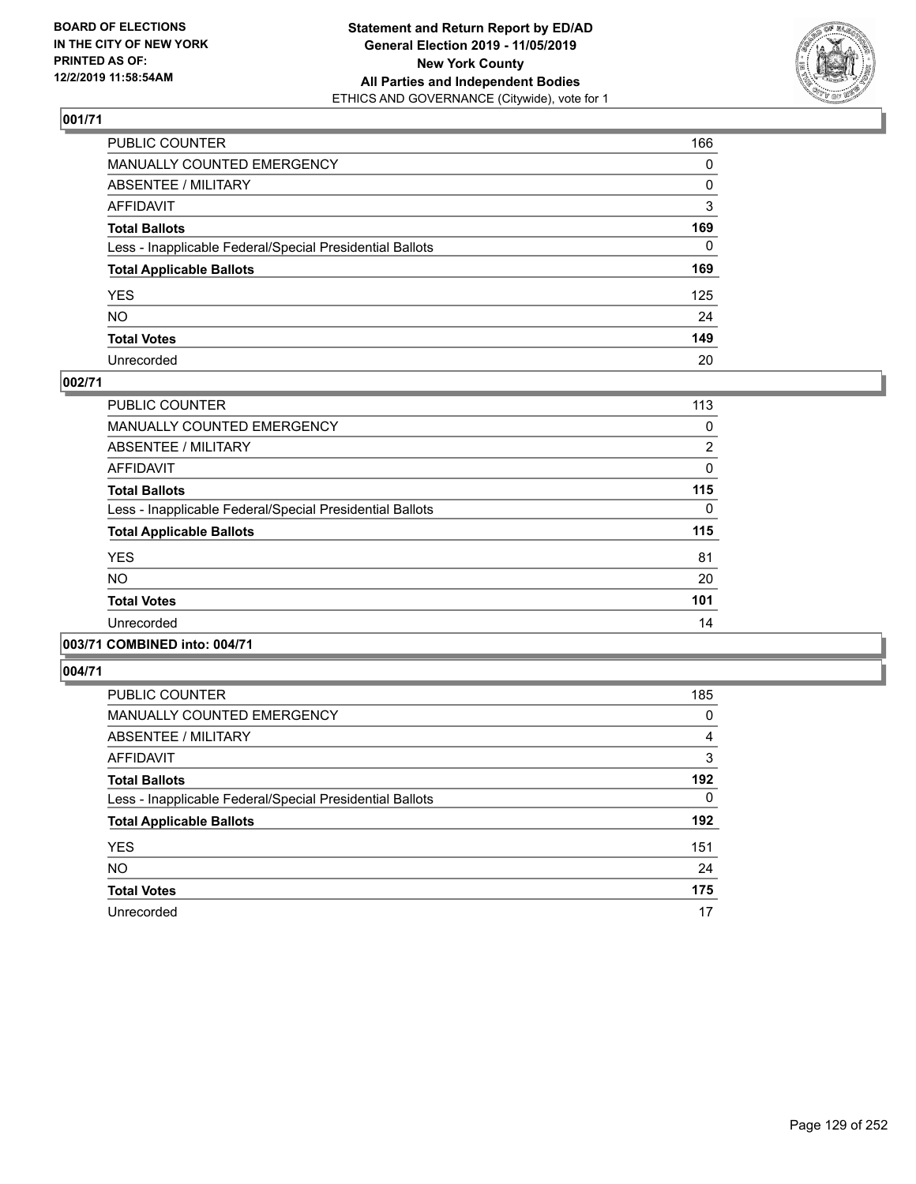BOARD OF ELECTIONS
IN THE CITY OF NEW YORK
PRINTED AS OF:
12/2/2019 11:58:54AM

**Statement and Return Report by ED/AD**
**General Election 2019 - 11/05/2019**
**New York County**
**All Parties and Independent Bodies**
ETHICS AND GOVERNANCE (Citywide), vote for 1

### 001/71

| | |
|---|---|
| PUBLIC COUNTER | 166 |
| MANUALLY COUNTED EMERGENCY | 0 |
| ABSENTEE / MILITARY | 0 |
| AFFIDAVIT | 3 |
| **Total Ballots** | **169** |
| Less - Inapplicable Federal/Special Presidential Ballots | 0 |
| **Total Applicable Ballots** | **169** |
| YES | 125 |
| NO | 24 |
| **Total Votes** | **149** |
| Unrecorded | 20 |

### 002/71

| | |
|---|---|
| PUBLIC COUNTER | 113 |
| MANUALLY COUNTED EMERGENCY | 0 |
| ABSENTEE / MILITARY | 2 |
| AFFIDAVIT | 0 |
| **Total Ballots** | **115** |
| Less - Inapplicable Federal/Special Presidential Ballots | 0 |
| **Total Applicable Ballots** | **115** |
| YES | 81 |
| NO | 20 |
| **Total Votes** | **101** |
| Unrecorded | 14 |

### 003/71 COMBINED into: 004/71

### 004/71

| | |
|---|---|
| PUBLIC COUNTER | 185 |
| MANUALLY COUNTED EMERGENCY | 0 |
| ABSENTEE / MILITARY | 4 |
| AFFIDAVIT | 3 |
| **Total Ballots** | **192** |
| Less - Inapplicable Federal/Special Presidential Ballots | 0 |
| **Total Applicable Ballots** | **192** |
| YES | 151 |
| NO | 24 |
| **Total Votes** | **175** |
| Unrecorded | 17 |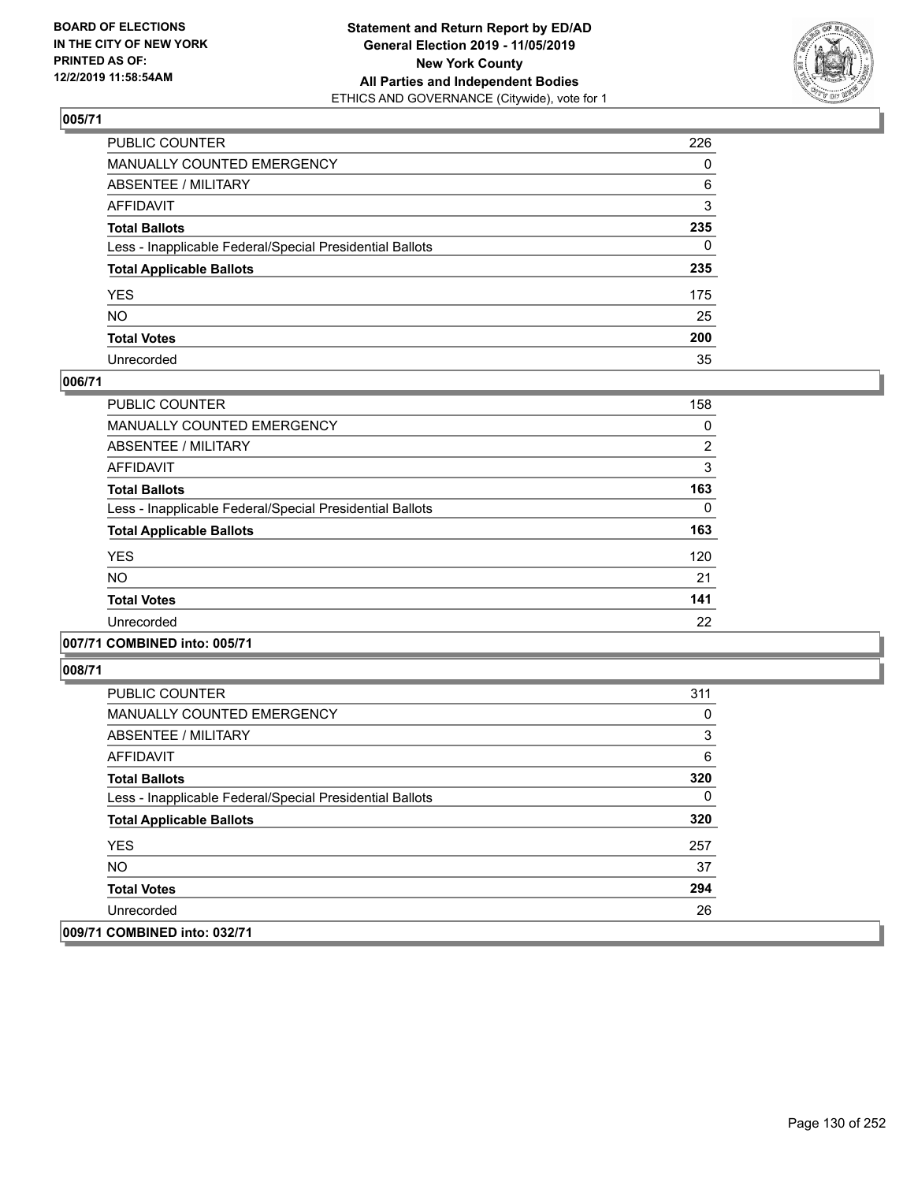**Statement and Return Report by ED/AD**
**General Election 2019 - 11/05/2019**
**New York County**
**All Parties and Independent Bodies**
ETHICS AND GOVERNANCE (Citywide), vote for 1

BOARD OF ELECTIONS IN THE CITY OF NEW YORK PRINTED AS OF: 12/2/2019 11:58:54AM

## 005/71

| | |
|---|---|
| PUBLIC COUNTER | 226 |
| MANUALLY COUNTED EMERGENCY | 0 |
| ABSENTEE / MILITARY | 6 |
| AFFIDAVIT | 3 |
| **Total Ballots** | **235** |
| Less - Inapplicable Federal/Special Presidential Ballots | 0 |
| **Total Applicable Ballots** | **235** |
| YES | 175 |
| NO | 25 |
| **Total Votes** | **200** |
| Unrecorded | 35 |

## 006/71

| | |
|---|---|
| PUBLIC COUNTER | 158 |
| MANUALLY COUNTED EMERGENCY | 0 |
| ABSENTEE / MILITARY | 2 |
| AFFIDAVIT | 3 |
| **Total Ballots** | **163** |
| Less - Inapplicable Federal/Special Presidential Ballots | 0 |
| **Total Applicable Ballots** | **163** |
| YES | 120 |
| NO | 21 |
| **Total Votes** | **141** |
| Unrecorded | 22 |

## 007/71 COMBINED into: 005/71

## 008/71

| | |
|---|---|
| PUBLIC COUNTER | 311 |
| MANUALLY COUNTED EMERGENCY | 0 |
| ABSENTEE / MILITARY | 3 |
| AFFIDAVIT | 6 |
| **Total Ballots** | **320** |
| Less - Inapplicable Federal/Special Presidential Ballots | 0 |
| **Total Applicable Ballots** | **320** |
| YES | 257 |
| NO | 37 |
| **Total Votes** | **294** |
| Unrecorded | 26 |

## 009/71 COMBINED into: 032/71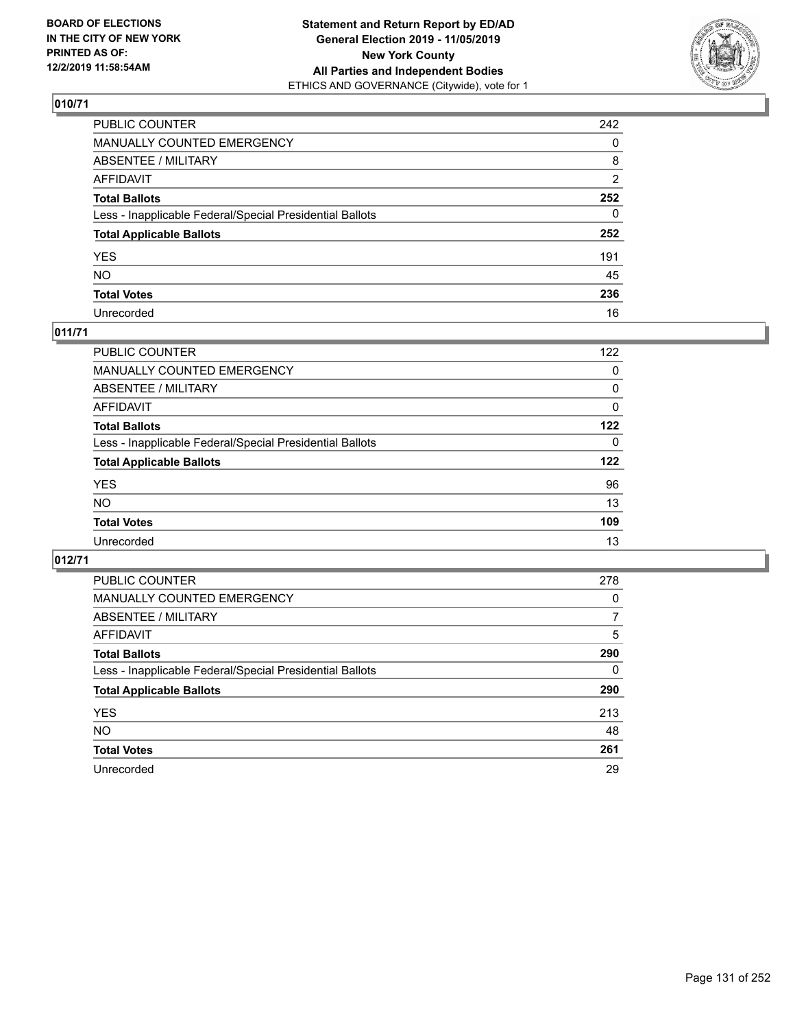BOARD OF ELECTIONS
IN THE CITY OF NEW YORK
PRINTED AS OF:
12/2/2019 11:58:54AM

**Statement and Return Report by ED/AD**
**General Election 2019 - 11/05/2019**
**New York County**
**All Parties and Independent Bodies**
ETHICS AND GOVERNANCE (Citywide), vote for 1

## 010/71

| | |
|---|---|
| PUBLIC COUNTER | 242 |
| MANUALLY COUNTED EMERGENCY | 0 |
| ABSENTEE / MILITARY | 8 |
| AFFIDAVIT | 2 |
| **Total Ballots** | **252** |
| Less - Inapplicable Federal/Special Presidential Ballots | 0 |
| **Total Applicable Ballots** | **252** |
| YES | 191 |
| NO | 45 |
| **Total Votes** | **236** |
| Unrecorded | 16 |

## 011/71

| | |
|---|---|
| PUBLIC COUNTER | 122 |
| MANUALLY COUNTED EMERGENCY | 0 |
| ABSENTEE / MILITARY | 0 |
| AFFIDAVIT | 0 |
| **Total Ballots** | **122** |
| Less - Inapplicable Federal/Special Presidential Ballots | 0 |
| **Total Applicable Ballots** | **122** |
| YES | 96 |
| NO | 13 |
| **Total Votes** | **109** |
| Unrecorded | 13 |

## 012/71

| | |
|---|---|
| PUBLIC COUNTER | 278 |
| MANUALLY COUNTED EMERGENCY | 0 |
| ABSENTEE / MILITARY | 7 |
| AFFIDAVIT | 5 |
| **Total Ballots** | **290** |
| Less - Inapplicable Federal/Special Presidential Ballots | 0 |
| **Total Applicable Ballots** | **290** |
| YES | 213 |
| NO | 48 |
| **Total Votes** | **261** |
| Unrecorded | 29 |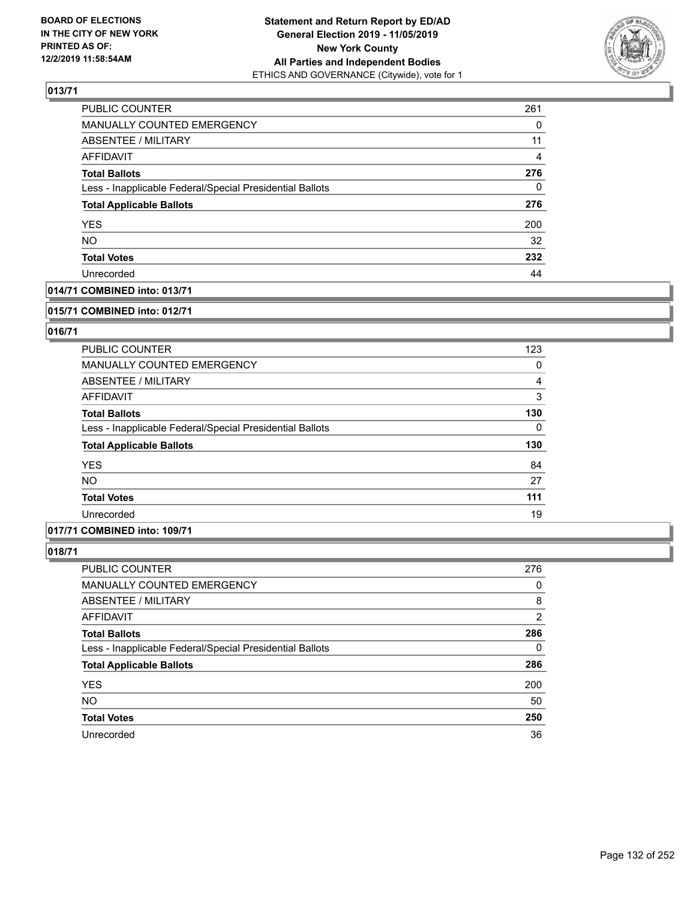**BOARD OF ELECTIONS IN THE CITY OF NEW YORK PRINTED AS OF: 12/2/2019 11:58:54AM**

**Statement and Return Report by ED/AD General Election 2019 - 11/05/2019 New York County All Parties and Independent Bodies**
ETHICS AND GOVERNANCE (Citywide), vote for 1

## 013/71

| | |
|---|---|
| PUBLIC COUNTER | 261 |
| MANUALLY COUNTED EMERGENCY | 0 |
| ABSENTEE / MILITARY | 11 |
| AFFIDAVIT | 4 |
| **Total Ballots** | **276** |
| Less - Inapplicable Federal/Special Presidential Ballots | 0 |
| **Total Applicable Ballots** | **276** |
| YES | 200 |
| NO | 32 |
| **Total Votes** | **232** |
| Unrecorded | 44 |

## 014/71 COMBINED into: 013/71

## 015/71 COMBINED into: 012/71

## 016/71

| | |
|---|---|
| PUBLIC COUNTER | 123 |
| MANUALLY COUNTED EMERGENCY | 0 |
| ABSENTEE / MILITARY | 4 |
| AFFIDAVIT | 3 |
| **Total Ballots** | **130** |
| Less - Inapplicable Federal/Special Presidential Ballots | 0 |
| **Total Applicable Ballots** | **130** |
| YES | 84 |
| NO | 27 |
| **Total Votes** | **111** |
| Unrecorded | 19 |

## 017/71 COMBINED into: 109/71

## 018/71

| | |
|---|---|
| PUBLIC COUNTER | 276 |
| MANUALLY COUNTED EMERGENCY | 0 |
| ABSENTEE / MILITARY | 8 |
| AFFIDAVIT | 2 |
| **Total Ballots** | **286** |
| Less - Inapplicable Federal/Special Presidential Ballots | 0 |
| **Total Applicable Ballots** | **286** |
| YES | 200 |
| NO | 50 |
| **Total Votes** | **250** |
| Unrecorded | 36 |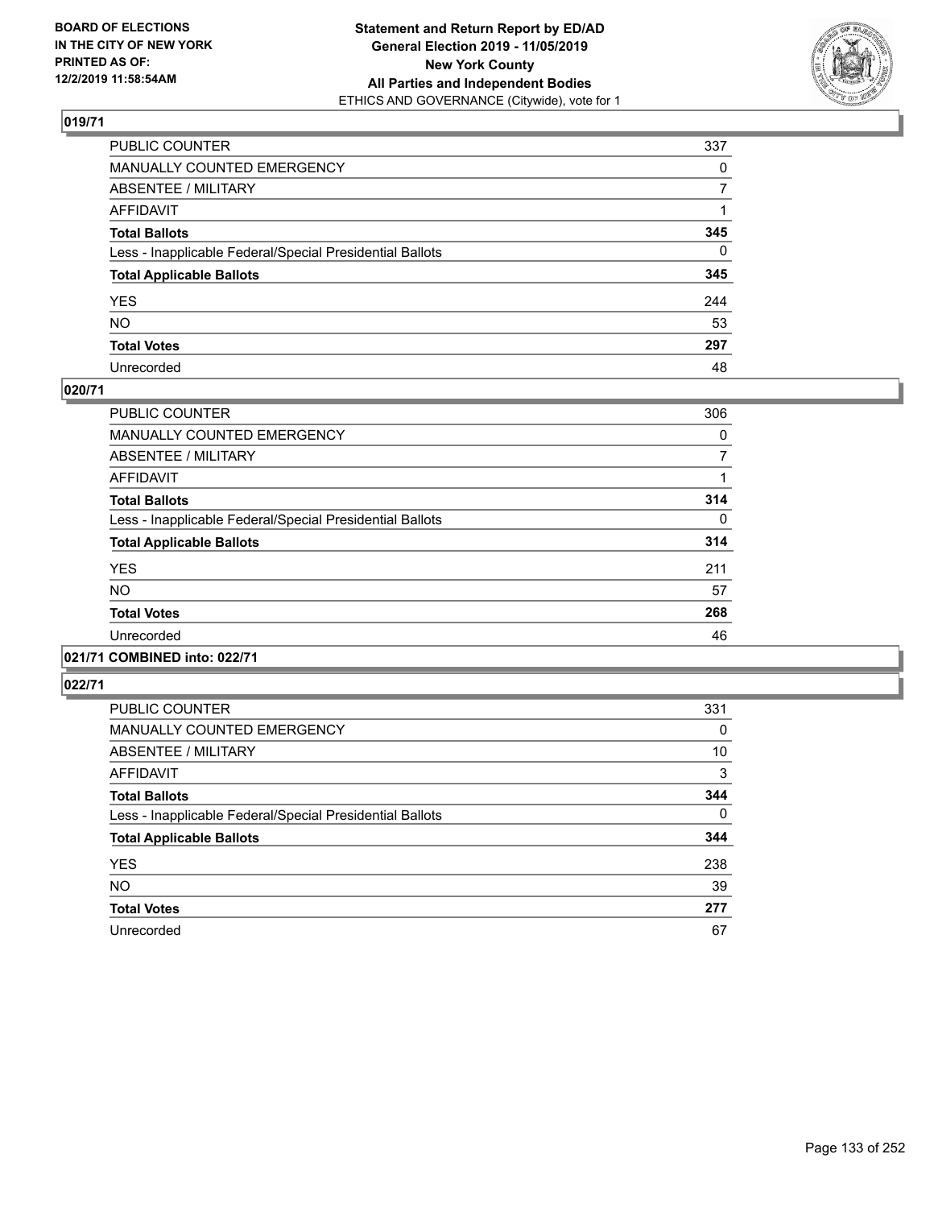**BOARD OF ELECTIONS IN THE CITY OF NEW YORK PRINTED AS OF: 12/2/2019 11:58:54AM**

**Statement and Return Report by ED/AD General Election 2019 - 11/05/2019 New York County All Parties and Independent Bodies**
ETHICS AND GOVERNANCE (Citywide), vote for 1

## 019/71

| | |
|---|---|
| PUBLIC COUNTER | 337 |
| MANUALLY COUNTED EMERGENCY | 0 |
| ABSENTEE / MILITARY | 7 |
| AFFIDAVIT | 1 |
| **Total Ballots** | **345** |
| Less - Inapplicable Federal/Special Presidential Ballots | 0 |
| **Total Applicable Ballots** | **345** |
| YES | 244 |
| NO | 53 |
| **Total Votes** | **297** |
| Unrecorded | 48 |

## 020/71

| | |
|---|---|
| PUBLIC COUNTER | 306 |
| MANUALLY COUNTED EMERGENCY | 0 |
| ABSENTEE / MILITARY | 7 |
| AFFIDAVIT | 1 |
| **Total Ballots** | **314** |
| Less - Inapplicable Federal/Special Presidential Ballots | 0 |
| **Total Applicable Ballots** | **314** |
| YES | 211 |
| NO | 57 |
| **Total Votes** | **268** |
| Unrecorded | 46 |

## 021/71 COMBINED into: 022/71

## 022/71

| | |
|---|---|
| PUBLIC COUNTER | 331 |
| MANUALLY COUNTED EMERGENCY | 0 |
| ABSENTEE / MILITARY | 10 |
| AFFIDAVIT | 3 |
| **Total Ballots** | **344** |
| Less - Inapplicable Federal/Special Presidential Ballots | 0 |
| **Total Applicable Ballots** | **344** |
| YES | 238 |
| NO | 39 |
| **Total Votes** | **277** |
| Unrecorded | 67 |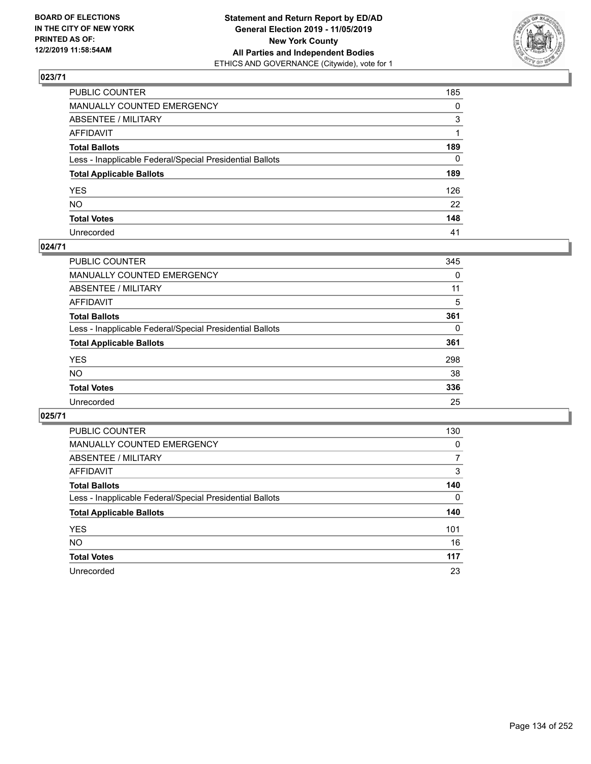**Statement and Return Report by ED/AD**
**General Election 2019 - 11/05/2019**
**New York County**
**All Parties and Independent Bodies**
ETHICS AND GOVERNANCE (Citywide), vote for 1

BOARD OF ELECTIONS
IN THE CITY OF NEW YORK
PRINTED AS OF:
12/2/2019 11:58:54AM

## 023/71

| | |
|---|---|
| PUBLIC COUNTER | 185 |
| MANUALLY COUNTED EMERGENCY | 0 |
| ABSENTEE / MILITARY | 3 |
| AFFIDAVIT | 1 |
| **Total Ballots** | **189** |
| Less - Inapplicable Federal/Special Presidential Ballots | 0 |
| **Total Applicable Ballots** | **189** |
| YES | 126 |
| NO | 22 |
| **Total Votes** | **148** |
| Unrecorded | 41 |

## 024/71

| | |
|---|---|
| PUBLIC COUNTER | 345 |
| MANUALLY COUNTED EMERGENCY | 0 |
| ABSENTEE / MILITARY | 11 |
| AFFIDAVIT | 5 |
| **Total Ballots** | **361** |
| Less - Inapplicable Federal/Special Presidential Ballots | 0 |
| **Total Applicable Ballots** | **361** |
| YES | 298 |
| NO | 38 |
| **Total Votes** | **336** |
| Unrecorded | 25 |

## 025/71

| | |
|---|---|
| PUBLIC COUNTER | 130 |
| MANUALLY COUNTED EMERGENCY | 0 |
| ABSENTEE / MILITARY | 7 |
| AFFIDAVIT | 3 |
| **Total Ballots** | **140** |
| Less - Inapplicable Federal/Special Presidential Ballots | 0 |
| **Total Applicable Ballots** | **140** |
| YES | 101 |
| NO | 16 |
| **Total Votes** | **117** |
| Unrecorded | 23 |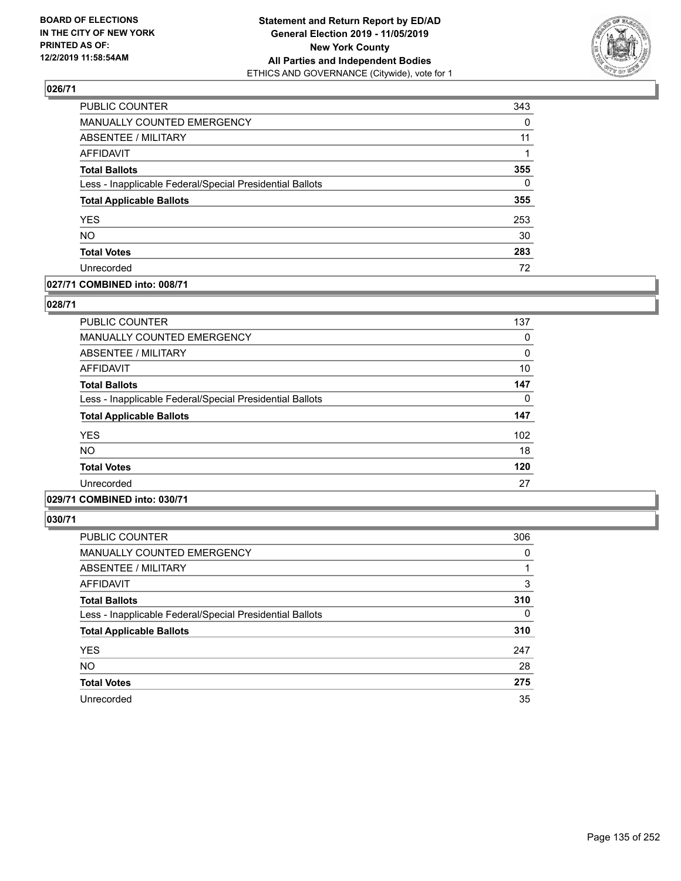## 026/71

| | |
|---|---|
| PUBLIC COUNTER | 343 |
| MANUALLY COUNTED EMERGENCY | 0 |
| ABSENTEE / MILITARY | 11 |
| AFFIDAVIT | 1 |
| **Total Ballots** | **355** |
| Less - Inapplicable Federal/Special Presidential Ballots | 0 |
| **Total Applicable Ballots** | **355** |
| YES | 253 |
| NO | 30 |
| **Total Votes** | **283** |
| Unrecorded | 72 |

## 027/71 COMBINED into: 008/71

## 028/71

| | |
|---|---|
| PUBLIC COUNTER | 137 |
| MANUALLY COUNTED EMERGENCY | 0 |
| ABSENTEE / MILITARY | 0 |
| AFFIDAVIT | 10 |
| **Total Ballots** | **147** |
| Less - Inapplicable Federal/Special Presidential Ballots | 0 |
| **Total Applicable Ballots** | **147** |
| YES | 102 |
| NO | 18 |
| **Total Votes** | **120** |
| Unrecorded | 27 |

## 029/71 COMBINED into: 030/71

## 030/71

| | |
|---|---|
| PUBLIC COUNTER | 306 |
| MANUALLY COUNTED EMERGENCY | 0 |
| ABSENTEE / MILITARY | 1 |
| AFFIDAVIT | 3 |
| **Total Ballots** | **310** |
| Less - Inapplicable Federal/Special Presidential Ballots | 0 |
| **Total Applicable Ballots** | **310** |
| YES | 247 |
| NO | 28 |
| **Total Votes** | **275** |
| Unrecorded | 35 |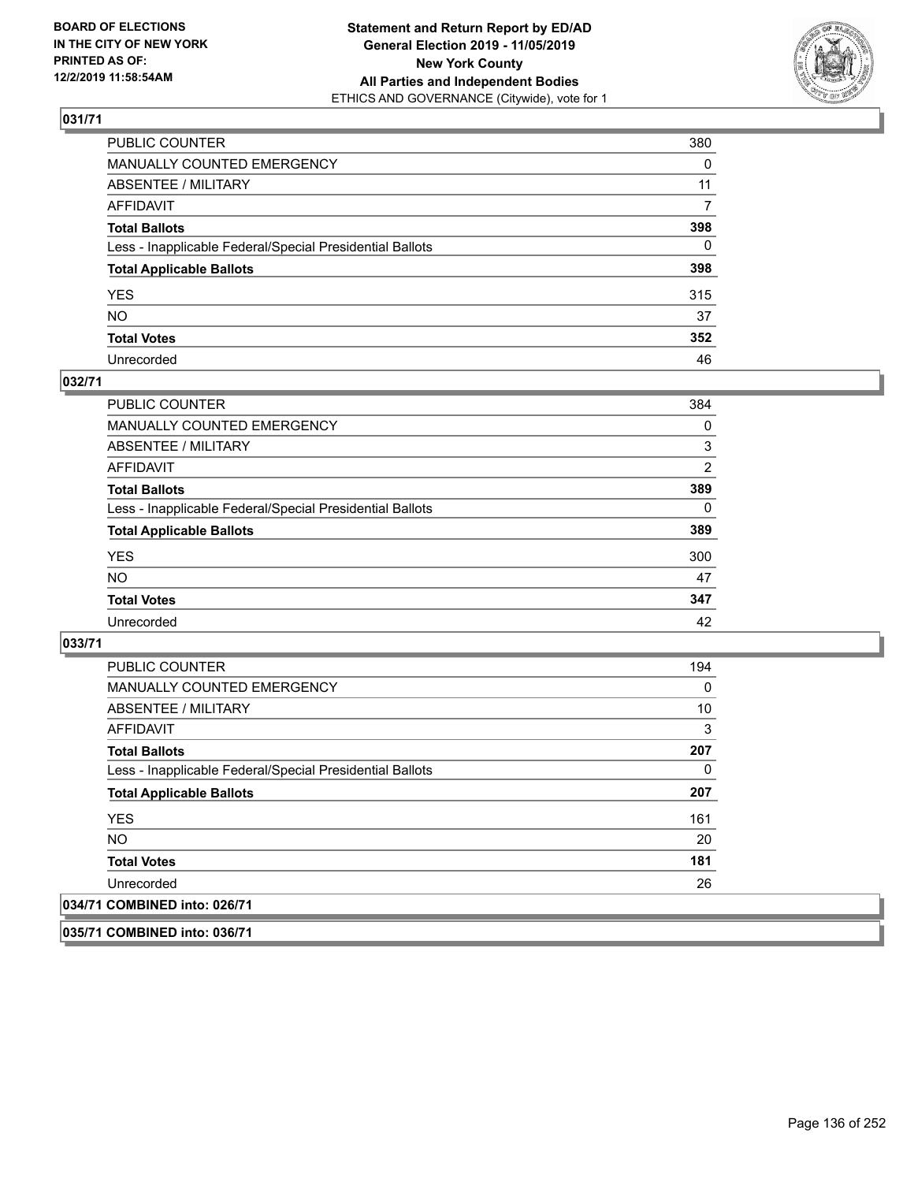**Statement and Return Report by ED/AD**
**General Election 2019 - 11/05/2019**
**New York County**
**All Parties and Independent Bodies**
ETHICS AND GOVERNANCE (Citywide), vote for 1

BOARD OF ELECTIONS IN THE CITY OF NEW YORK PRINTED AS OF: 12/2/2019 11:58:54AM

### 031/71

| | |
|---|---|
| PUBLIC COUNTER | 380 |
| MANUALLY COUNTED EMERGENCY | 0 |
| ABSENTEE / MILITARY | 11 |
| AFFIDAVIT | 7 |
| **Total Ballots** | **398** |
| Less - Inapplicable Federal/Special Presidential Ballots | 0 |
| **Total Applicable Ballots** | **398** |
| YES | 315 |
| NO | 37 |
| **Total Votes** | **352** |
| Unrecorded | 46 |

### 032/71

| | |
|---|---|
| PUBLIC COUNTER | 384 |
| MANUALLY COUNTED EMERGENCY | 0 |
| ABSENTEE / MILITARY | 3 |
| AFFIDAVIT | 2 |
| **Total Ballots** | **389** |
| Less - Inapplicable Federal/Special Presidential Ballots | 0 |
| **Total Applicable Ballots** | **389** |
| YES | 300 |
| NO | 47 |
| **Total Votes** | **347** |
| Unrecorded | 42 |

### 033/71

| | |
|---|---|
| PUBLIC COUNTER | 194 |
| MANUALLY COUNTED EMERGENCY | 0 |
| ABSENTEE / MILITARY | 10 |
| AFFIDAVIT | 3 |
| **Total Ballots** | **207** |
| Less - Inapplicable Federal/Special Presidential Ballots | 0 |
| **Total Applicable Ballots** | **207** |
| YES | 161 |
| NO | 20 |
| **Total Votes** | **181** |
| Unrecorded | 26 |

### 034/71 COMBINED into: 026/71

### 035/71 COMBINED into: 036/71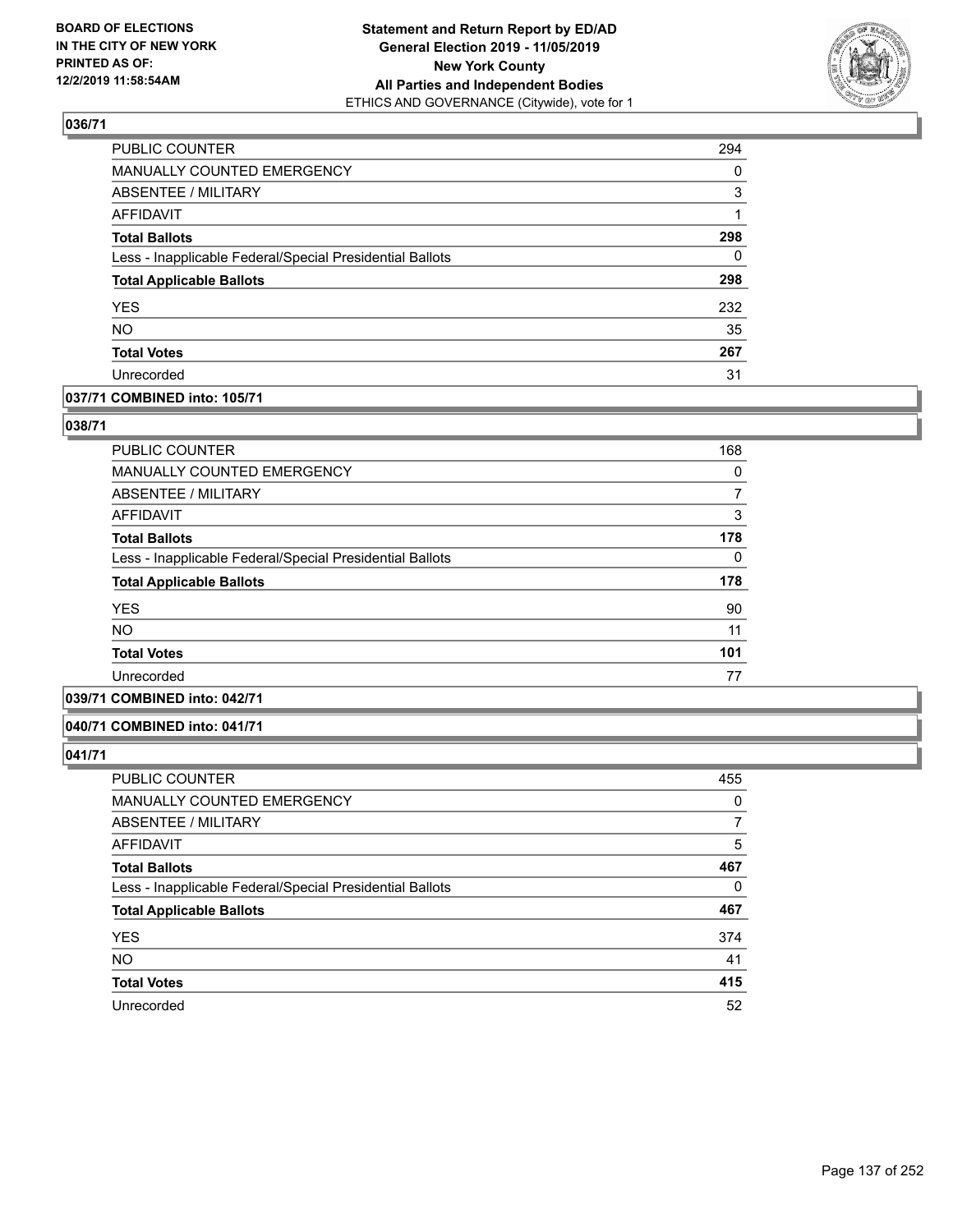### 036/71

| | |
|---|---|
| PUBLIC COUNTER | 294 |
| MANUALLY COUNTED EMERGENCY | 0 |
| ABSENTEE / MILITARY | 3 |
| AFFIDAVIT | 1 |
| **Total Ballots** | **298** |
| Less - Inapplicable Federal/Special Presidential Ballots | 0 |
| **Total Applicable Ballots** | **298** |
| YES | 232 |
| NO | 35 |
| **Total Votes** | **267** |
| Unrecorded | 31 |

### 037/71 COMBINED into: 105/71

### 038/71

| | |
|---|---|
| PUBLIC COUNTER | 168 |
| MANUALLY COUNTED EMERGENCY | 0 |
| ABSENTEE / MILITARY | 7 |
| AFFIDAVIT | 3 |
| **Total Ballots** | **178** |
| Less - Inapplicable Federal/Special Presidential Ballots | 0 |
| **Total Applicable Ballots** | **178** |
| YES | 90 |
| NO | 11 |
| **Total Votes** | **101** |
| Unrecorded | 77 |

### 039/71 COMBINED into: 042/71

### 040/71 COMBINED into: 041/71

### 041/71

| | |
|---|---|
| PUBLIC COUNTER | 455 |
| MANUALLY COUNTED EMERGENCY | 0 |
| ABSENTEE / MILITARY | 7 |
| AFFIDAVIT | 5 |
| **Total Ballots** | **467** |
| Less - Inapplicable Federal/Special Presidential Ballots | 0 |
| **Total Applicable Ballots** | **467** |
| YES | 374 |
| NO | 41 |
| **Total Votes** | **415** |
| Unrecorded | 52 |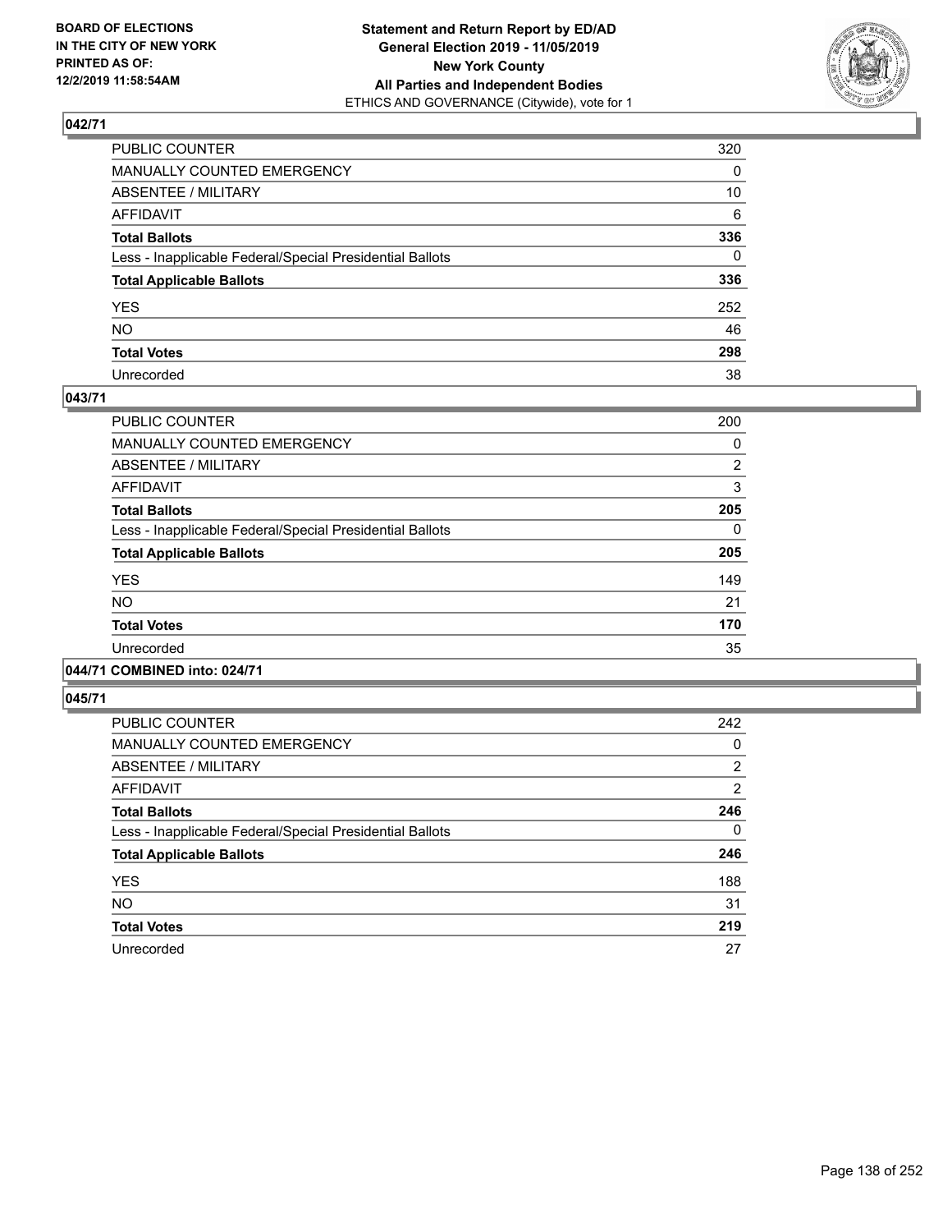**BOARD OF ELECTIONS IN THE CITY OF NEW YORK PRINTED AS OF: 12/2/2019 11:58:54AM**

**Statement and Return Report by ED/AD General Election 2019 - 11/05/2019 New York County All Parties and Independent Bodies**
ETHICS AND GOVERNANCE (Citywide), vote for 1

## 042/71

| | |
|---|---|
| PUBLIC COUNTER | 320 |
| MANUALLY COUNTED EMERGENCY | 0 |
| ABSENTEE / MILITARY | 10 |
| AFFIDAVIT | 6 |
| **Total Ballots** | **336** |
| Less - Inapplicable Federal/Special Presidential Ballots | 0 |
| **Total Applicable Ballots** | **336** |
| YES | 252 |
| NO | 46 |
| **Total Votes** | **298** |
| Unrecorded | 38 |

## 043/71

| | |
|---|---|
| PUBLIC COUNTER | 200 |
| MANUALLY COUNTED EMERGENCY | 0 |
| ABSENTEE / MILITARY | 2 |
| AFFIDAVIT | 3 |
| **Total Ballots** | **205** |
| Less - Inapplicable Federal/Special Presidential Ballots | 0 |
| **Total Applicable Ballots** | **205** |
| YES | 149 |
| NO | 21 |
| **Total Votes** | **170** |
| Unrecorded | 35 |

## 044/71 COMBINED into: 024/71

## 045/71

| | |
|---|---|
| PUBLIC COUNTER | 242 |
| MANUALLY COUNTED EMERGENCY | 0 |
| ABSENTEE / MILITARY | 2 |
| AFFIDAVIT | 2 |
| **Total Ballots** | **246** |
| Less - Inapplicable Federal/Special Presidential Ballots | 0 |
| **Total Applicable Ballots** | **246** |
| YES | 188 |
| NO | 31 |
| **Total Votes** | **219** |
| Unrecorded | 27 |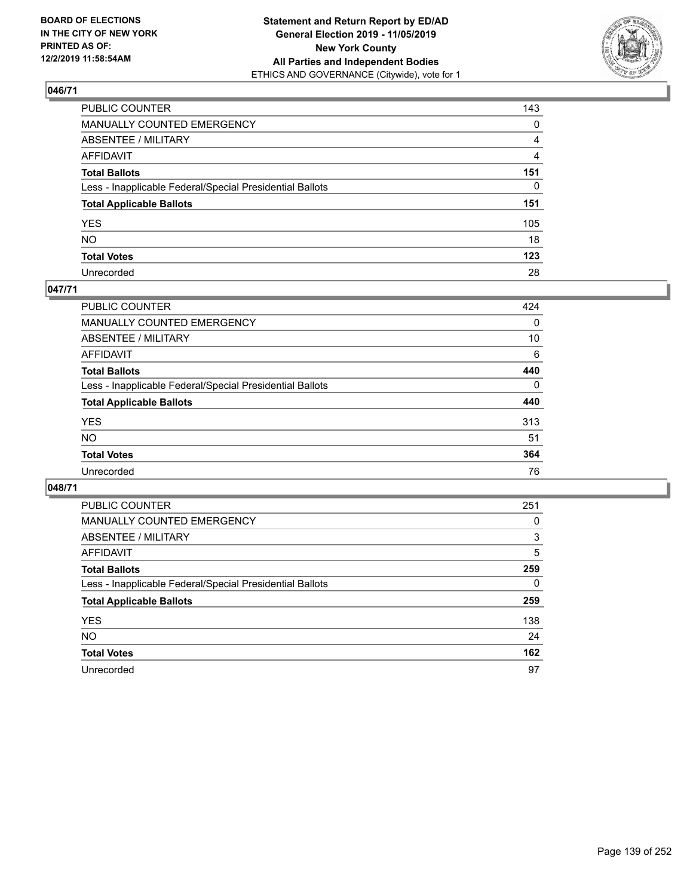**BOARD OF ELECTIONS IN THE CITY OF NEW YORK PRINTED AS OF: 12/2/2019 11:58:54AM**

**Statement and Return Report by ED/AD General Election 2019 - 11/05/2019 New York County All Parties and Independent Bodies**
ETHICS AND GOVERNANCE (Citywide), vote for 1

## 046/71

| | |
|---|---|
| PUBLIC COUNTER | 143 |
| MANUALLY COUNTED EMERGENCY | 0 |
| ABSENTEE / MILITARY | 4 |
| AFFIDAVIT | 4 |
| **Total Ballots** | **151** |
| Less - Inapplicable Federal/Special Presidential Ballots | 0 |
| **Total Applicable Ballots** | **151** |
| YES | 105 |
| NO | 18 |
| **Total Votes** | **123** |
| Unrecorded | 28 |

## 047/71

| | |
|---|---|
| PUBLIC COUNTER | 424 |
| MANUALLY COUNTED EMERGENCY | 0 |
| ABSENTEE / MILITARY | 10 |
| AFFIDAVIT | 6 |
| **Total Ballots** | **440** |
| Less - Inapplicable Federal/Special Presidential Ballots | 0 |
| **Total Applicable Ballots** | **440** |
| YES | 313 |
| NO | 51 |
| **Total Votes** | **364** |
| Unrecorded | 76 |

## 048/71

| | |
|---|---|
| PUBLIC COUNTER | 251 |
| MANUALLY COUNTED EMERGENCY | 0 |
| ABSENTEE / MILITARY | 3 |
| AFFIDAVIT | 5 |
| **Total Ballots** | **259** |
| Less - Inapplicable Federal/Special Presidential Ballots | 0 |
| **Total Applicable Ballots** | **259** |
| YES | 138 |
| NO | 24 |
| **Total Votes** | **162** |
| Unrecorded | 97 |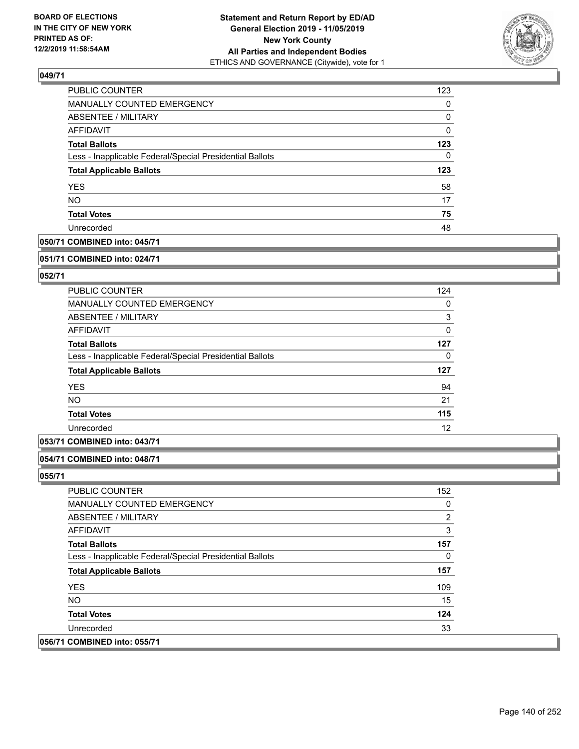## 049/71

| | |
|---|---|
| PUBLIC COUNTER | 123 |
| MANUALLY COUNTED EMERGENCY | 0 |
| ABSENTEE / MILITARY | 0 |
| AFFIDAVIT | 0 |
| **Total Ballots** | **123** |
| Less - Inapplicable Federal/Special Presidential Ballots | 0 |
| **Total Applicable Ballots** | **123** |
| YES | 58 |
| NO | 17 |
| **Total Votes** | **75** |
| Unrecorded | 48 |

## 050/71 COMBINED into: 045/71

## 051/71 COMBINED into: 024/71

## 052/71

| | |
|---|---|
| PUBLIC COUNTER | 124 |
| MANUALLY COUNTED EMERGENCY | 0 |
| ABSENTEE / MILITARY | 3 |
| AFFIDAVIT | 0 |
| **Total Ballots** | **127** |
| Less - Inapplicable Federal/Special Presidential Ballots | 0 |
| **Total Applicable Ballots** | **127** |
| YES | 94 |
| NO | 21 |
| **Total Votes** | **115** |
| Unrecorded | 12 |

## 053/71 COMBINED into: 043/71

## 054/71 COMBINED into: 048/71

## 055/71

| | |
|---|---|
| PUBLIC COUNTER | 152 |
| MANUALLY COUNTED EMERGENCY | 0 |
| ABSENTEE / MILITARY | 2 |
| AFFIDAVIT | 3 |
| **Total Ballots** | **157** |
| Less - Inapplicable Federal/Special Presidential Ballots | 0 |
| **Total Applicable Ballots** | **157** |
| YES | 109 |
| NO | 15 |
| **Total Votes** | **124** |
| Unrecorded | 33 |

## 056/71 COMBINED into: 055/71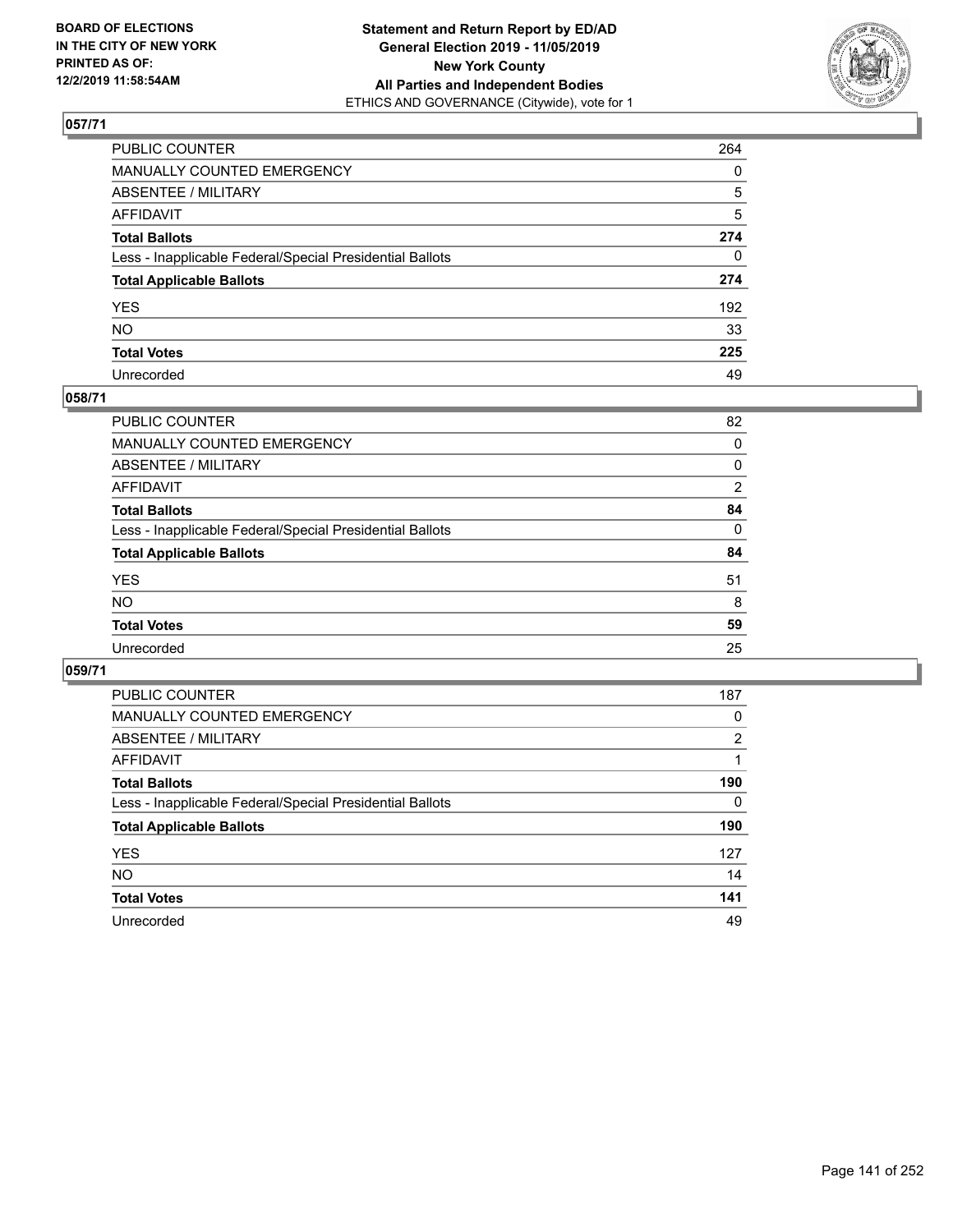BOARD OF ELECTIONS
IN THE CITY OF NEW YORK
PRINTED AS OF:
12/2/2019 11:58:54AM

**Statement and Return Report by ED/AD**
**General Election 2019 - 11/05/2019**
**New York County**
**All Parties and Independent Bodies**
ETHICS AND GOVERNANCE (Citywide), vote for 1

## 057/71

| | |
|---|---|
| PUBLIC COUNTER | 264 |
| MANUALLY COUNTED EMERGENCY | 0 |
| ABSENTEE / MILITARY | 5 |
| AFFIDAVIT | 5 |
| **Total Ballots** | **274** |
| Less - Inapplicable Federal/Special Presidential Ballots | 0 |
| **Total Applicable Ballots** | **274** |
| YES | 192 |
| NO | 33 |
| **Total Votes** | **225** |
| Unrecorded | 49 |

## 058/71

| | |
|---|---|
| PUBLIC COUNTER | 82 |
| MANUALLY COUNTED EMERGENCY | 0 |
| ABSENTEE / MILITARY | 0 |
| AFFIDAVIT | 2 |
| **Total Ballots** | **84** |
| Less - Inapplicable Federal/Special Presidential Ballots | 0 |
| **Total Applicable Ballots** | **84** |
| YES | 51 |
| NO | 8 |
| **Total Votes** | **59** |
| Unrecorded | 25 |

## 059/71

| | |
|---|---|
| PUBLIC COUNTER | 187 |
| MANUALLY COUNTED EMERGENCY | 0 |
| ABSENTEE / MILITARY | 2 |
| AFFIDAVIT | 1 |
| **Total Ballots** | **190** |
| Less - Inapplicable Federal/Special Presidential Ballots | 0 |
| **Total Applicable Ballots** | **190** |
| YES | 127 |
| NO | 14 |
| **Total Votes** | **141** |
| Unrecorded | 49 |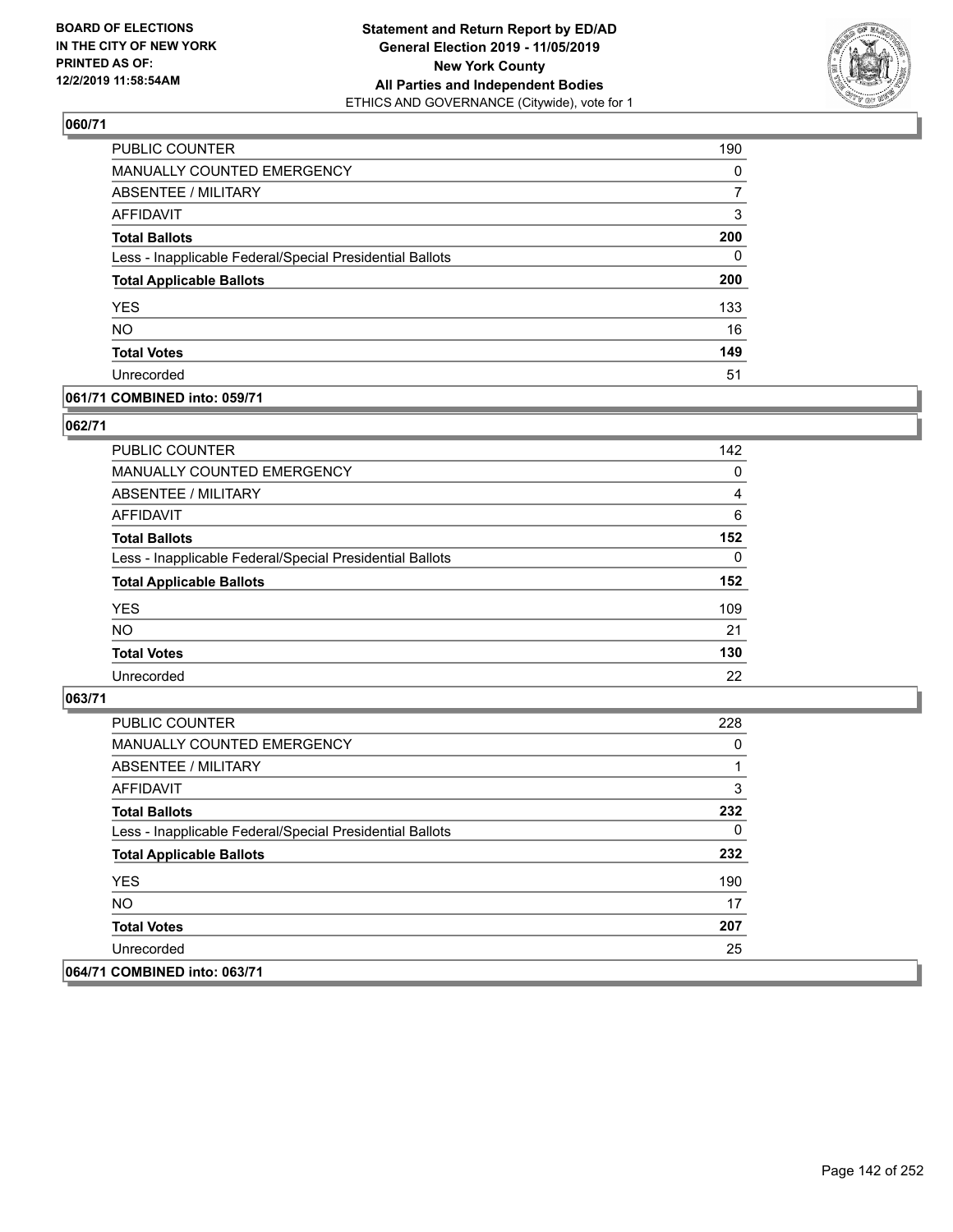## 060/71

| | |
|---|---|
| PUBLIC COUNTER | 190 |
| MANUALLY COUNTED EMERGENCY | 0 |
| ABSENTEE / MILITARY | 7 |
| AFFIDAVIT | 3 |
| **Total Ballots** | **200** |
| Less - Inapplicable Federal/Special Presidential Ballots | 0 |
| **Total Applicable Ballots** | **200** |
| YES | 133 |
| NO | 16 |
| **Total Votes** | **149** |
| Unrecorded | 51 |

## 061/71 COMBINED into: 059/71

## 062/71

| | |
|---|---|
| PUBLIC COUNTER | 142 |
| MANUALLY COUNTED EMERGENCY | 0 |
| ABSENTEE / MILITARY | 4 |
| AFFIDAVIT | 6 |
| **Total Ballots** | **152** |
| Less - Inapplicable Federal/Special Presidential Ballots | 0 |
| **Total Applicable Ballots** | **152** |
| YES | 109 |
| NO | 21 |
| **Total Votes** | **130** |
| Unrecorded | 22 |

## 063/71

| | |
|---|---|
| PUBLIC COUNTER | 228 |
| MANUALLY COUNTED EMERGENCY | 0 |
| ABSENTEE / MILITARY | 1 |
| AFFIDAVIT | 3 |
| **Total Ballots** | **232** |
| Less - Inapplicable Federal/Special Presidential Ballots | 0 |
| **Total Applicable Ballots** | **232** |
| YES | 190 |
| NO | 17 |
| **Total Votes** | **207** |
| Unrecorded | 25 |

## 064/71 COMBINED into: 063/71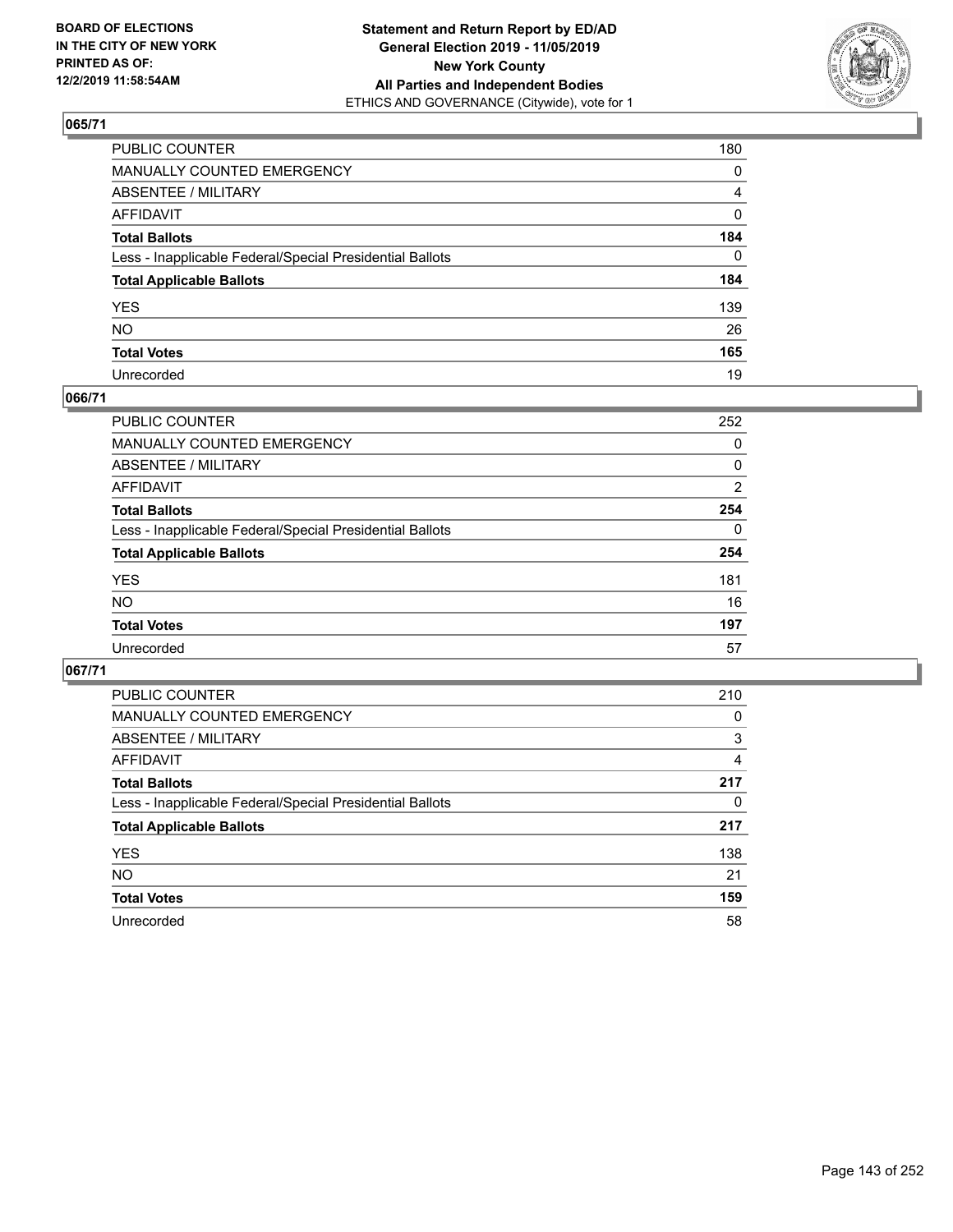**BOARD OF ELECTIONS IN THE CITY OF NEW YORK PRINTED AS OF: 12/2/2019 11:58:54AM**

**Statement and Return Report by ED/AD General Election 2019 - 11/05/2019 New York County All Parties and Independent Bodies**
ETHICS AND GOVERNANCE (Citywide), vote for 1

## 065/71

| | |
|---|---|
| PUBLIC COUNTER | 180 |
| MANUALLY COUNTED EMERGENCY | 0 |
| ABSENTEE / MILITARY | 4 |
| AFFIDAVIT | 0 |
| **Total Ballots** | **184** |
| Less - Inapplicable Federal/Special Presidential Ballots | 0 |
| **Total Applicable Ballots** | **184** |
| YES | 139 |
| NO | 26 |
| **Total Votes** | **165** |
| Unrecorded | 19 |

## 066/71

| | |
|---|---|
| PUBLIC COUNTER | 252 |
| MANUALLY COUNTED EMERGENCY | 0 |
| ABSENTEE / MILITARY | 0 |
| AFFIDAVIT | 2 |
| **Total Ballots** | **254** |
| Less - Inapplicable Federal/Special Presidential Ballots | 0 |
| **Total Applicable Ballots** | **254** |
| YES | 181 |
| NO | 16 |
| **Total Votes** | **197** |
| Unrecorded | 57 |

## 067/71

| | |
|---|---|
| PUBLIC COUNTER | 210 |
| MANUALLY COUNTED EMERGENCY | 0 |
| ABSENTEE / MILITARY | 3 |
| AFFIDAVIT | 4 |
| **Total Ballots** | **217** |
| Less - Inapplicable Federal/Special Presidential Ballots | 0 |
| **Total Applicable Ballots** | **217** |
| YES | 138 |
| NO | 21 |
| **Total Votes** | **159** |
| Unrecorded | 58 |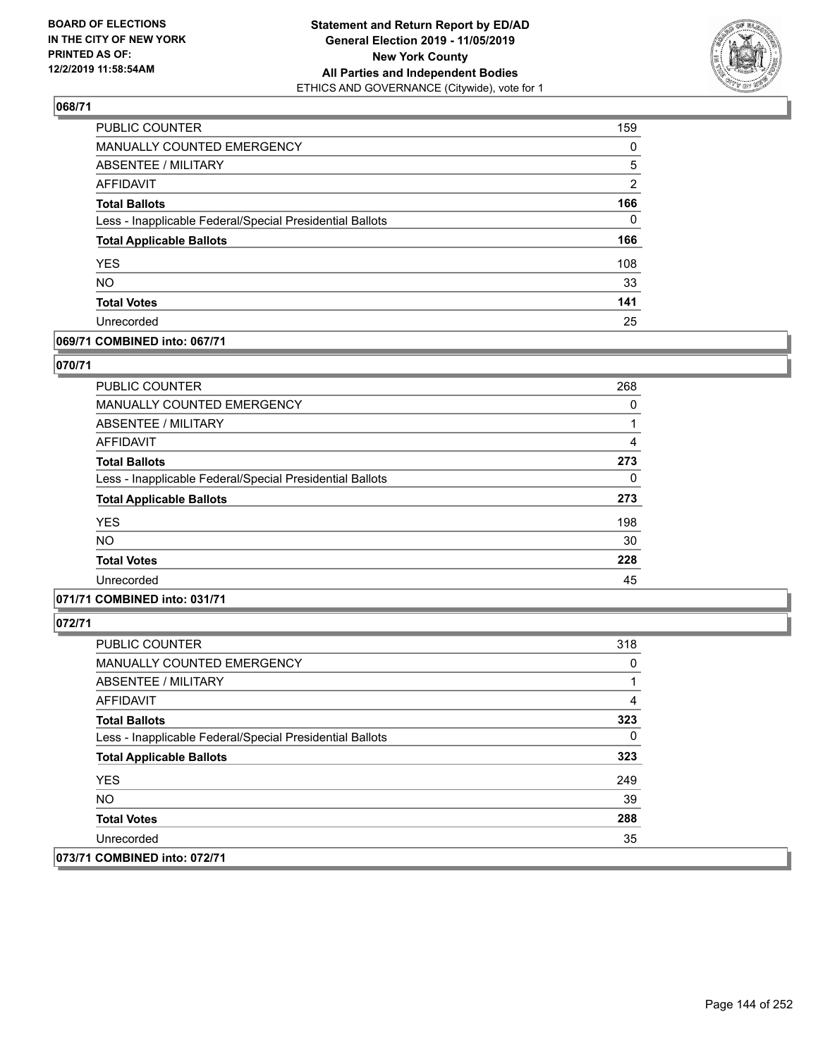## 068/71

| | |
|---|---|
| PUBLIC COUNTER | 159 |
| MANUALLY COUNTED EMERGENCY | 0 |
| ABSENTEE / MILITARY | 5 |
| AFFIDAVIT | 2 |
| **Total Ballots** | **166** |
| Less - Inapplicable Federal/Special Presidential Ballots | 0 |
| **Total Applicable Ballots** | **166** |
| YES | 108 |
| NO | 33 |
| **Total Votes** | **141** |
| Unrecorded | 25 |

## 069/71 COMBINED into: 067/71

## 070/71

| | |
|---|---|
| PUBLIC COUNTER | 268 |
| MANUALLY COUNTED EMERGENCY | 0 |
| ABSENTEE / MILITARY | 1 |
| AFFIDAVIT | 4 |
| **Total Ballots** | **273** |
| Less - Inapplicable Federal/Special Presidential Ballots | 0 |
| **Total Applicable Ballots** | **273** |
| YES | 198 |
| NO | 30 |
| **Total Votes** | **228** |
| Unrecorded | 45 |

## 071/71 COMBINED into: 031/71

## 072/71

| | |
|---|---|
| PUBLIC COUNTER | 318 |
| MANUALLY COUNTED EMERGENCY | 0 |
| ABSENTEE / MILITARY | 1 |
| AFFIDAVIT | 4 |
| **Total Ballots** | **323** |
| Less - Inapplicable Federal/Special Presidential Ballots | 0 |
| **Total Applicable Ballots** | **323** |
| YES | 249 |
| NO | 39 |
| **Total Votes** | **288** |
| Unrecorded | 35 |

## 073/71 COMBINED into: 072/71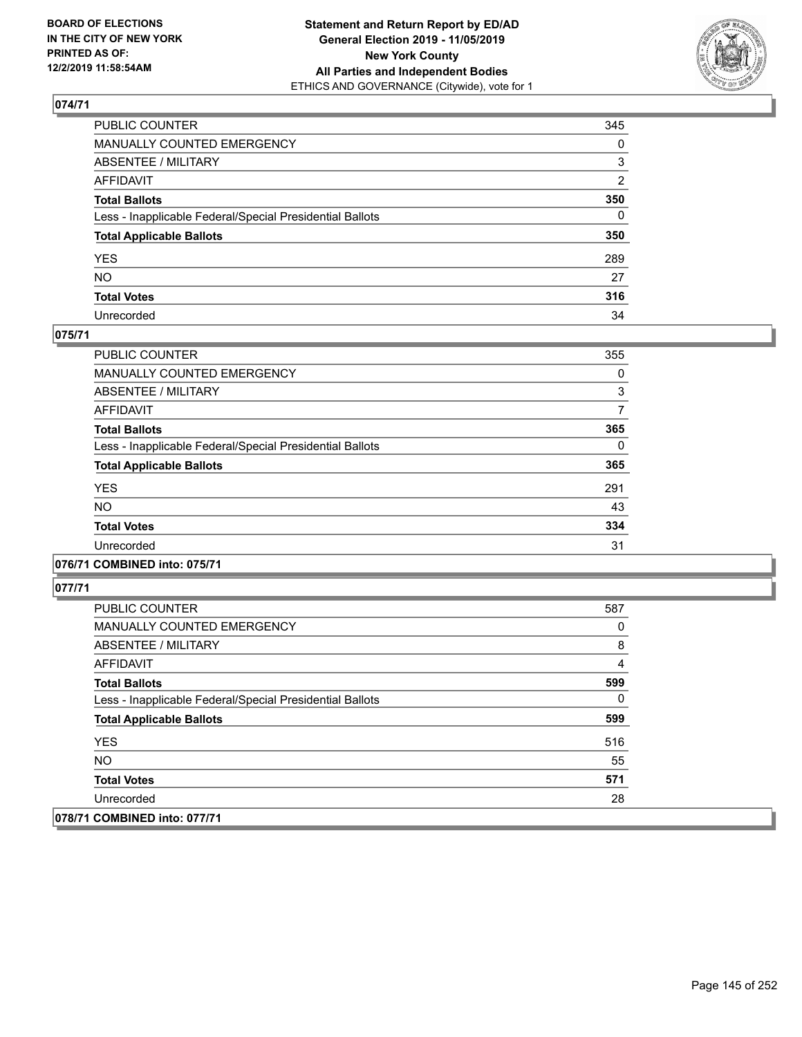## 074/71

| | |
|---|---|
| PUBLIC COUNTER | 345 |
| MANUALLY COUNTED EMERGENCY | 0 |
| ABSENTEE / MILITARY | 3 |
| AFFIDAVIT | 2 |
| **Total Ballots** | **350** |
| Less - Inapplicable Federal/Special Presidential Ballots | 0 |
| **Total Applicable Ballots** | **350** |
| YES | 289 |
| NO | 27 |
| **Total Votes** | **316** |
| Unrecorded | 34 |

## 075/71

| | |
|---|---|
| PUBLIC COUNTER | 355 |
| MANUALLY COUNTED EMERGENCY | 0 |
| ABSENTEE / MILITARY | 3 |
| AFFIDAVIT | 7 |
| **Total Ballots** | **365** |
| Less - Inapplicable Federal/Special Presidential Ballots | 0 |
| **Total Applicable Ballots** | **365** |
| YES | 291 |
| NO | 43 |
| **Total Votes** | **334** |
| Unrecorded | 31 |

## 076/71 COMBINED into: 075/71

## 077/71

| | |
|---|---|
| PUBLIC COUNTER | 587 |
| MANUALLY COUNTED EMERGENCY | 0 |
| ABSENTEE / MILITARY | 8 |
| AFFIDAVIT | 4 |
| **Total Ballots** | **599** |
| Less - Inapplicable Federal/Special Presidential Ballots | 0 |
| **Total Applicable Ballots** | **599** |
| YES | 516 |
| NO | 55 |
| **Total Votes** | **571** |
| Unrecorded | 28 |

## 078/71 COMBINED into: 077/71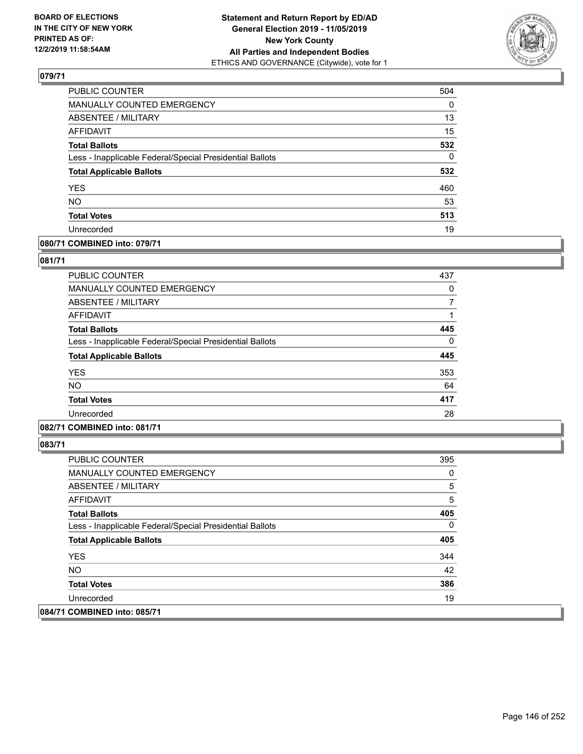**BOARD OF ELECTIONS IN THE CITY OF NEW YORK PRINTED AS OF: 12/2/2019 11:58:54AM**

**Statement and Return Report by ED/AD**
**General Election 2019 - 11/05/2019**
**New York County**
**All Parties and Independent Bodies**
ETHICS AND GOVERNANCE (Citywide), vote for 1

### 079/71

| | |
|---|---|
| PUBLIC COUNTER | 504 |
| MANUALLY COUNTED EMERGENCY | 0 |
| ABSENTEE / MILITARY | 13 |
| AFFIDAVIT | 15 |
| **Total Ballots** | **532** |
| Less - Inapplicable Federal/Special Presidential Ballots | 0 |
| **Total Applicable Ballots** | **532** |
| YES | 460 |
| NO | 53 |
| **Total Votes** | **513** |
| Unrecorded | 19 |

### 080/71 COMBINED into: 079/71

### 081/71

| | |
|---|---|
| PUBLIC COUNTER | 437 |
| MANUALLY COUNTED EMERGENCY | 0 |
| ABSENTEE / MILITARY | 7 |
| AFFIDAVIT | 1 |
| **Total Ballots** | **445** |
| Less - Inapplicable Federal/Special Presidential Ballots | 0 |
| **Total Applicable Ballots** | **445** |
| YES | 353 |
| NO | 64 |
| **Total Votes** | **417** |
| Unrecorded | 28 |

### 082/71 COMBINED into: 081/71

### 083/71

| | |
|---|---|
| PUBLIC COUNTER | 395 |
| MANUALLY COUNTED EMERGENCY | 0 |
| ABSENTEE / MILITARY | 5 |
| AFFIDAVIT | 5 |
| **Total Ballots** | **405** |
| Less - Inapplicable Federal/Special Presidential Ballots | 0 |
| **Total Applicable Ballots** | **405** |
| YES | 344 |
| NO | 42 |
| **Total Votes** | **386** |
| Unrecorded | 19 |

### 084/71 COMBINED into: 085/71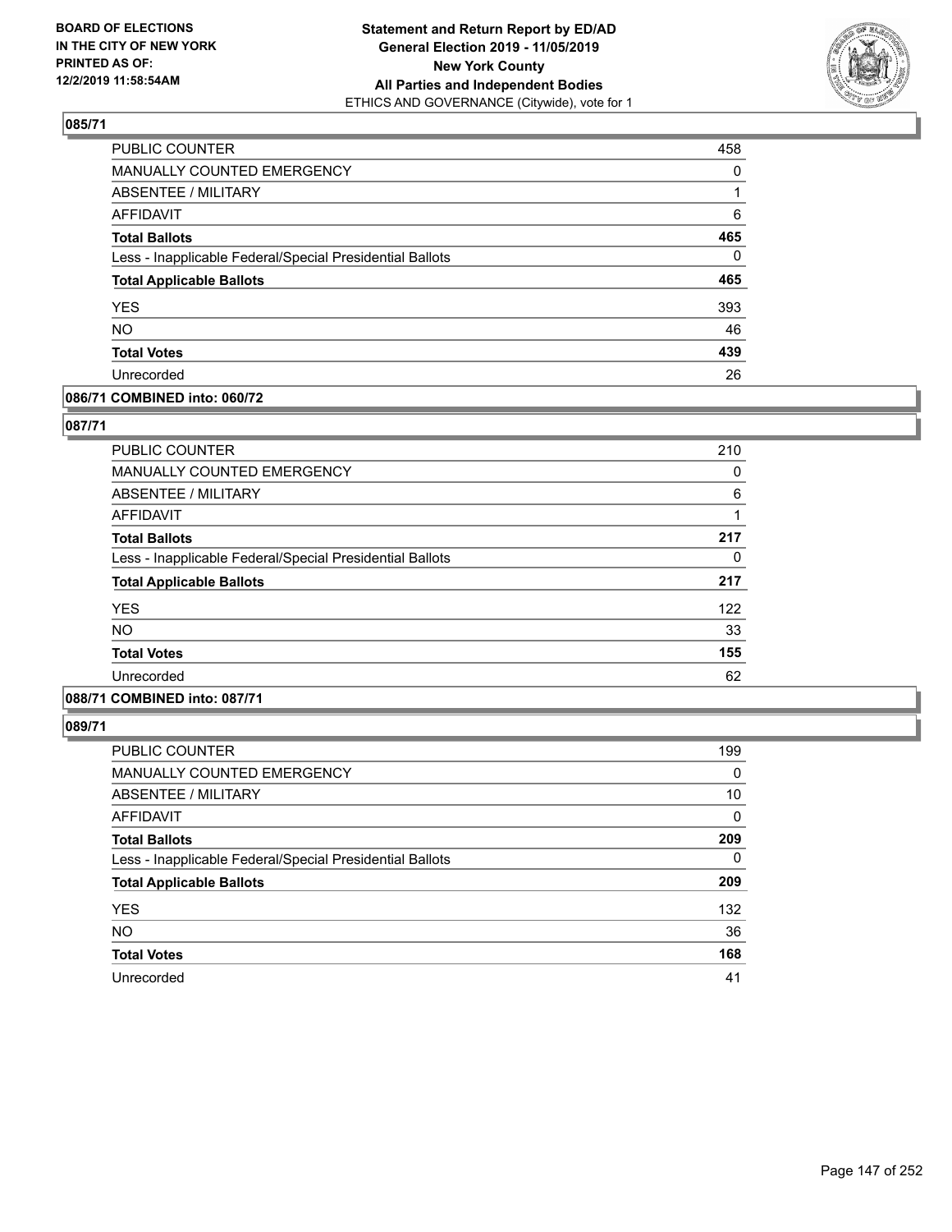**Statement and Return Report by ED/AD**
**General Election 2019 - 11/05/2019**
**New York County**
**All Parties and Independent Bodies**
ETHICS AND GOVERNANCE (Citywide), vote for 1

BOARD OF ELECTIONS IN THE CITY OF NEW YORK PRINTED AS OF: 12/2/2019 11:58:54AM

### 085/71

| | |
|---|---|
| PUBLIC COUNTER | 458 |
| MANUALLY COUNTED EMERGENCY | 0 |
| ABSENTEE / MILITARY | 1 |
| AFFIDAVIT | 6 |
| **Total Ballots** | **465** |
| Less - Inapplicable Federal/Special Presidential Ballots | 0 |
| **Total Applicable Ballots** | **465** |
| YES | 393 |
| NO | 46 |
| **Total Votes** | **439** |
| Unrecorded | 26 |

### 086/71 COMBINED into: 060/72

### 087/71

| | |
|---|---|
| PUBLIC COUNTER | 210 |
| MANUALLY COUNTED EMERGENCY | 0 |
| ABSENTEE / MILITARY | 6 |
| AFFIDAVIT | 1 |
| **Total Ballots** | **217** |
| Less - Inapplicable Federal/Special Presidential Ballots | 0 |
| **Total Applicable Ballots** | **217** |
| YES | 122 |
| NO | 33 |
| **Total Votes** | **155** |
| Unrecorded | 62 |

### 088/71 COMBINED into: 087/71

### 089/71

| | |
|---|---|
| PUBLIC COUNTER | 199 |
| MANUALLY COUNTED EMERGENCY | 0 |
| ABSENTEE / MILITARY | 10 |
| AFFIDAVIT | 0 |
| **Total Ballots** | **209** |
| Less - Inapplicable Federal/Special Presidential Ballots | 0 |
| **Total Applicable Ballots** | **209** |
| YES | 132 |
| NO | 36 |
| **Total Votes** | **168** |
| Unrecorded | 41 |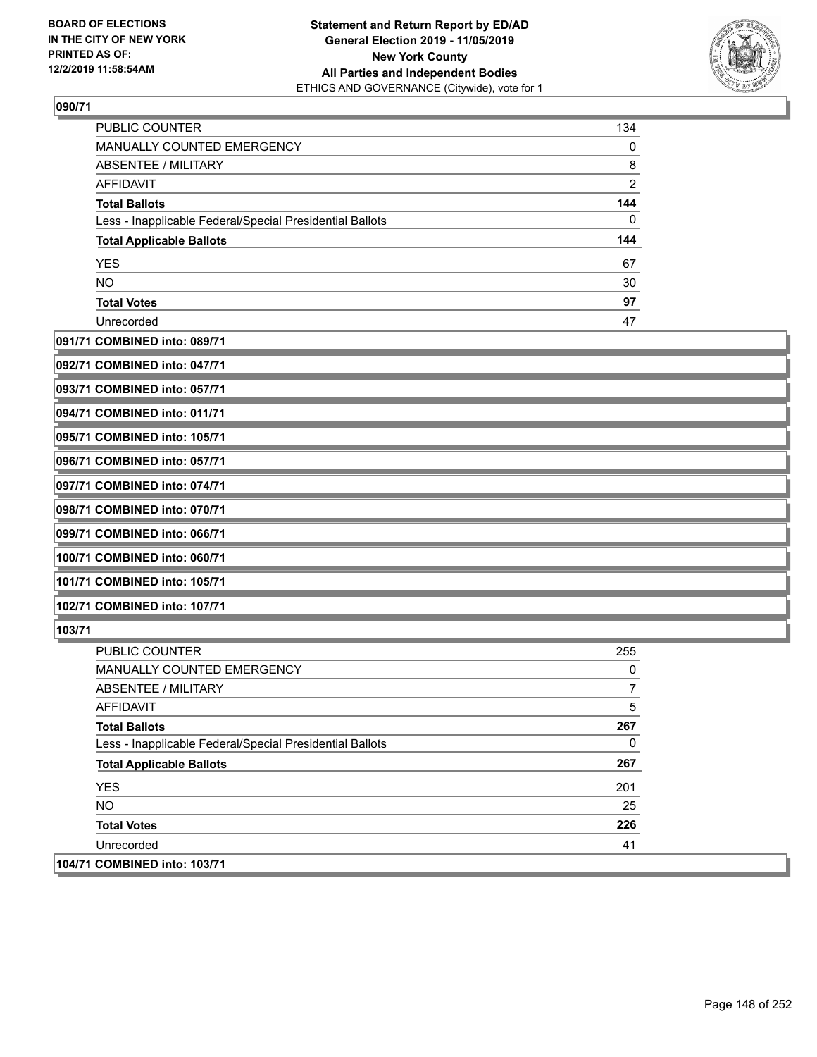## 090/71

| | |
|---|---|
| PUBLIC COUNTER | 134 |
| MANUALLY COUNTED EMERGENCY | 0 |
| ABSENTEE / MILITARY | 8 |
| AFFIDAVIT | 2 |
| **Total Ballots** | **144** |
| Less - Inapplicable Federal/Special Presidential Ballots | 0 |
| **Total Applicable Ballots** | **144** |
| YES | 67 |
| NO | 30 |
| **Total Votes** | **97** |
| Unrecorded | 47 |

## 091/71 COMBINED into: 089/71

## 092/71 COMBINED into: 047/71

## 093/71 COMBINED into: 057/71

## 094/71 COMBINED into: 011/71

## 095/71 COMBINED into: 105/71

## 096/71 COMBINED into: 057/71

## 097/71 COMBINED into: 074/71

## 098/71 COMBINED into: 070/71

## 099/71 COMBINED into: 066/71

## 100/71 COMBINED into: 060/71

## 101/71 COMBINED into: 105/71

## 102/71 COMBINED into: 107/71

## 103/71

| | |
|---|---|
| PUBLIC COUNTER | 255 |
| MANUALLY COUNTED EMERGENCY | 0 |
| ABSENTEE / MILITARY | 7 |
| AFFIDAVIT | 5 |
| **Total Ballots** | **267** |
| Less - Inapplicable Federal/Special Presidential Ballots | 0 |
| **Total Applicable Ballots** | **267** |
| YES | 201 |
| NO | 25 |
| **Total Votes** | **226** |
| Unrecorded | 41 |

## 104/71 COMBINED into: 103/71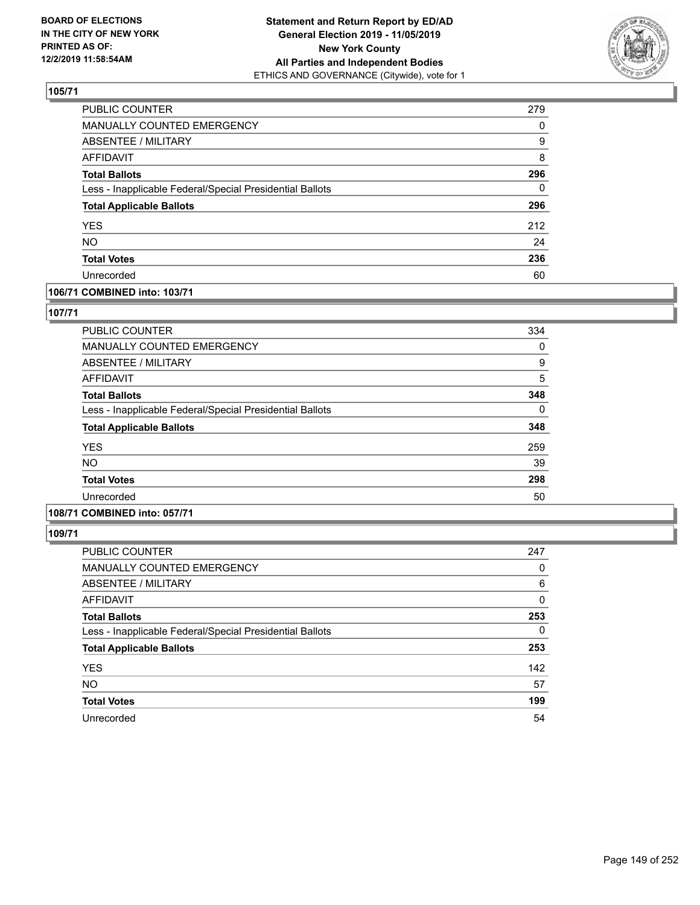**BOARD OF ELECTIONS IN THE CITY OF NEW YORK PRINTED AS OF: 12/2/2019 11:58:54AM**

**Statement and Return Report by ED/AD General Election 2019 - 11/05/2019 New York County All Parties and Independent Bodies**
ETHICS AND GOVERNANCE (Citywide), vote for 1

## 105/71

| | |
|---|---|
| PUBLIC COUNTER | 279 |
| MANUALLY COUNTED EMERGENCY | 0 |
| ABSENTEE / MILITARY | 9 |
| AFFIDAVIT | 8 |
| **Total Ballots** | **296** |
| Less - Inapplicable Federal/Special Presidential Ballots | 0 |
| **Total Applicable Ballots** | **296** |
| YES | 212 |
| NO | 24 |
| **Total Votes** | **236** |
| Unrecorded | 60 |

## 106/71 COMBINED into: 103/71

## 107/71

| | |
|---|---|
| PUBLIC COUNTER | 334 |
| MANUALLY COUNTED EMERGENCY | 0 |
| ABSENTEE / MILITARY | 9 |
| AFFIDAVIT | 5 |
| **Total Ballots** | **348** |
| Less - Inapplicable Federal/Special Presidential Ballots | 0 |
| **Total Applicable Ballots** | **348** |
| YES | 259 |
| NO | 39 |
| **Total Votes** | **298** |
| Unrecorded | 50 |

## 108/71 COMBINED into: 057/71

## 109/71

| | |
|---|---|
| PUBLIC COUNTER | 247 |
| MANUALLY COUNTED EMERGENCY | 0 |
| ABSENTEE / MILITARY | 6 |
| AFFIDAVIT | 0 |
| **Total Ballots** | **253** |
| Less - Inapplicable Federal/Special Presidential Ballots | 0 |
| **Total Applicable Ballots** | **253** |
| YES | 142 |
| NO | 57 |
| **Total Votes** | **199** |
| Unrecorded | 54 |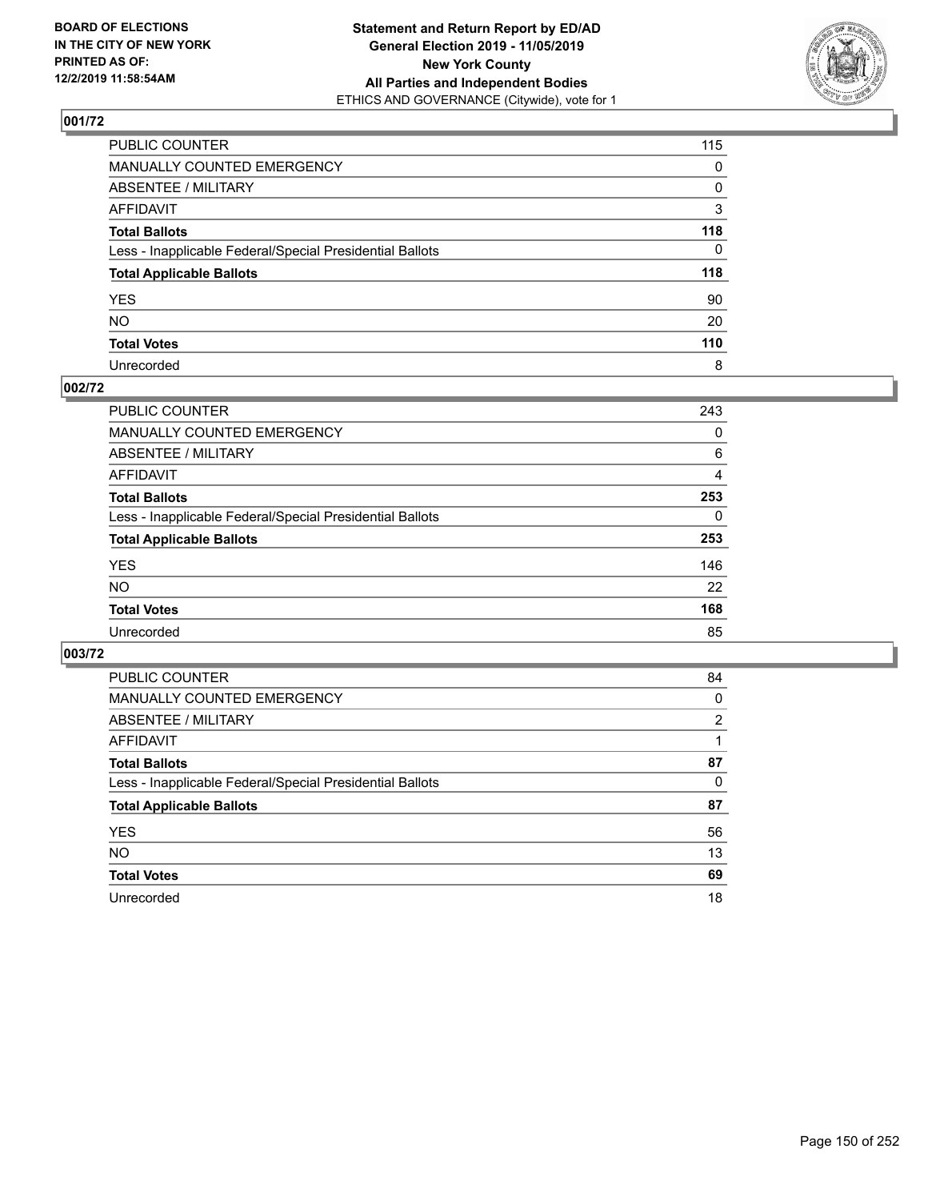**BOARD OF ELECTIONS IN THE CITY OF NEW YORK PRINTED AS OF: 12/2/2019 11:58:54AM**

**Statement and Return Report by ED/AD**
**General Election 2019 - 11/05/2019**
**New York County**
**All Parties and Independent Bodies**
ETHICS AND GOVERNANCE (Citywide), vote for 1

## 001/72

| | |
|---|---|
| PUBLIC COUNTER | 115 |
| MANUALLY COUNTED EMERGENCY | 0 |
| ABSENTEE / MILITARY | 0 |
| AFFIDAVIT | 3 |
| **Total Ballots** | **118** |
| Less - Inapplicable Federal/Special Presidential Ballots | 0 |
| **Total Applicable Ballots** | **118** |
| YES | 90 |
| NO | 20 |
| **Total Votes** | **110** |
| Unrecorded | 8 |

## 002/72

| | |
|---|---|
| PUBLIC COUNTER | 243 |
| MANUALLY COUNTED EMERGENCY | 0 |
| ABSENTEE / MILITARY | 6 |
| AFFIDAVIT | 4 |
| **Total Ballots** | **253** |
| Less - Inapplicable Federal/Special Presidential Ballots | 0 |
| **Total Applicable Ballots** | **253** |
| YES | 146 |
| NO | 22 |
| **Total Votes** | **168** |
| Unrecorded | 85 |

## 003/72

| | |
|---|---|
| PUBLIC COUNTER | 84 |
| MANUALLY COUNTED EMERGENCY | 0 |
| ABSENTEE / MILITARY | 2 |
| AFFIDAVIT | 1 |
| **Total Ballots** | **87** |
| Less - Inapplicable Federal/Special Presidential Ballots | 0 |
| **Total Applicable Ballots** | **87** |
| YES | 56 |
| NO | 13 |
| **Total Votes** | **69** |
| Unrecorded | 18 |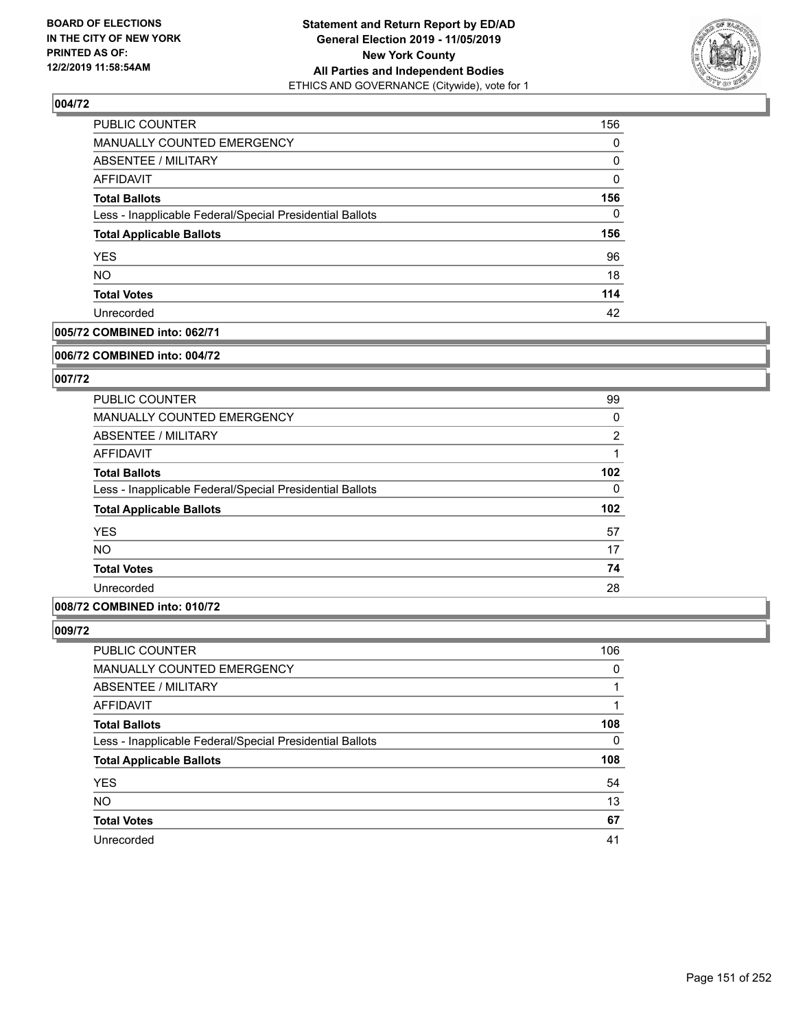**BOARD OF ELECTIONS IN THE CITY OF NEW YORK PRINTED AS OF: 12/2/2019 11:58:54AM**

**Statement and Return Report by ED/AD General Election 2019 - 11/05/2019 New York County All Parties and Independent Bodies**
ETHICS AND GOVERNANCE (Citywide), vote for 1

## 004/72

| | |
|---|---|
| PUBLIC COUNTER | 156 |
| MANUALLY COUNTED EMERGENCY | 0 |
| ABSENTEE / MILITARY | 0 |
| AFFIDAVIT | 0 |
| **Total Ballots** | **156** |
| Less - Inapplicable Federal/Special Presidential Ballots | 0 |
| **Total Applicable Ballots** | **156** |
| YES | 96 |
| NO | 18 |
| **Total Votes** | **114** |
| Unrecorded | 42 |

## 005/72 COMBINED into: 062/71

## 006/72 COMBINED into: 004/72

## 007/72

| | |
|---|---|
| PUBLIC COUNTER | 99 |
| MANUALLY COUNTED EMERGENCY | 0 |
| ABSENTEE / MILITARY | 2 |
| AFFIDAVIT | 1 |
| **Total Ballots** | **102** |
| Less - Inapplicable Federal/Special Presidential Ballots | 0 |
| **Total Applicable Ballots** | **102** |
| YES | 57 |
| NO | 17 |
| **Total Votes** | **74** |
| Unrecorded | 28 |

## 008/72 COMBINED into: 010/72

## 009/72

| | |
|---|---|
| PUBLIC COUNTER | 106 |
| MANUALLY COUNTED EMERGENCY | 0 |
| ABSENTEE / MILITARY | 1 |
| AFFIDAVIT | 1 |
| **Total Ballots** | **108** |
| Less - Inapplicable Federal/Special Presidential Ballots | 0 |
| **Total Applicable Ballots** | **108** |
| YES | 54 |
| NO | 13 |
| **Total Votes** | **67** |
| Unrecorded | 41 |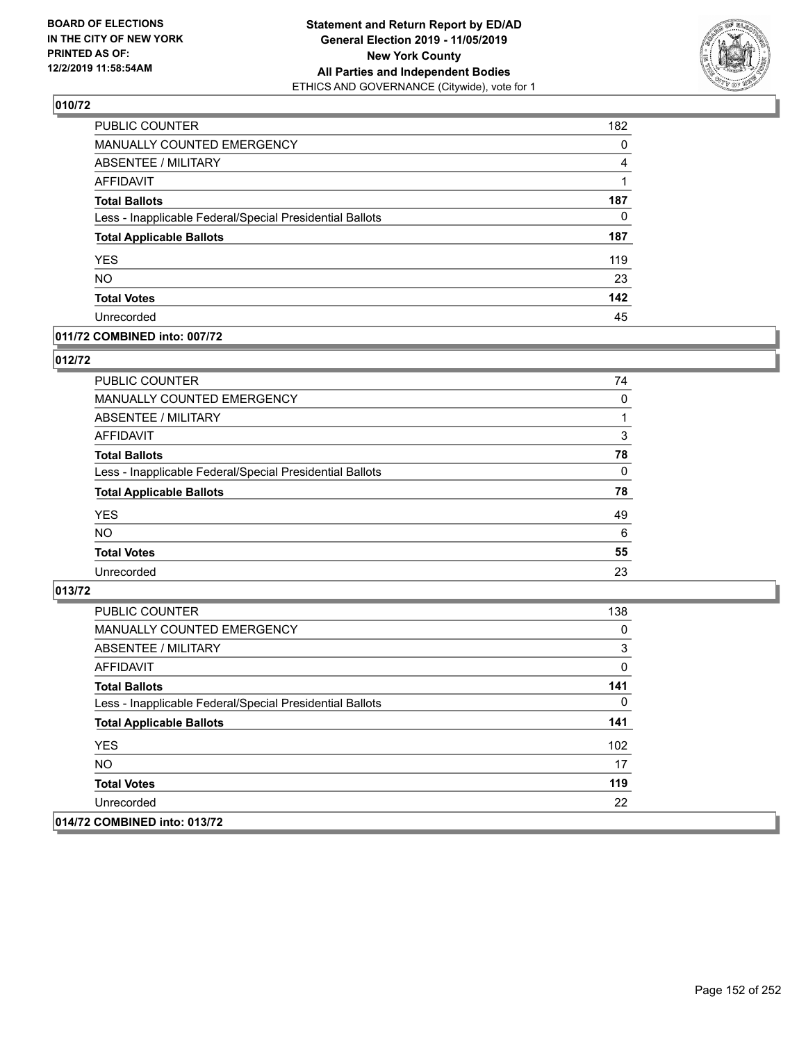BOARD OF ELECTIONS IN THE CITY OF NEW YORK PRINTED AS OF: 12/2/2019 11:58:54AM

**Statement and Return Report by ED/AD**
**General Election 2019 - 11/05/2019**
**New York County**
**All Parties and Independent Bodies**
ETHICS AND GOVERNANCE (Citywide), vote for 1

## 010/72

| | |
|---|---|
| PUBLIC COUNTER | 182 |
| MANUALLY COUNTED EMERGENCY | 0 |
| ABSENTEE / MILITARY | 4 |
| AFFIDAVIT | 1 |
| **Total Ballots** | **187** |
| Less - Inapplicable Federal/Special Presidential Ballots | 0 |
| **Total Applicable Ballots** | **187** |
| YES | 119 |
| NO | 23 |
| **Total Votes** | **142** |
| Unrecorded | 45 |

## 011/72 COMBINED into: 007/72

## 012/72

| | |
|---|---|
| PUBLIC COUNTER | 74 |
| MANUALLY COUNTED EMERGENCY | 0 |
| ABSENTEE / MILITARY | 1 |
| AFFIDAVIT | 3 |
| **Total Ballots** | **78** |
| Less - Inapplicable Federal/Special Presidential Ballots | 0 |
| **Total Applicable Ballots** | **78** |
| YES | 49 |
| NO | 6 |
| **Total Votes** | **55** |
| Unrecorded | 23 |

## 013/72

| | |
|---|---|
| PUBLIC COUNTER | 138 |
| MANUALLY COUNTED EMERGENCY | 0 |
| ABSENTEE / MILITARY | 3 |
| AFFIDAVIT | 0 |
| **Total Ballots** | **141** |
| Less - Inapplicable Federal/Special Presidential Ballots | 0 |
| **Total Applicable Ballots** | **141** |
| YES | 102 |
| NO | 17 |
| **Total Votes** | **119** |
| Unrecorded | 22 |

## 014/72 COMBINED into: 013/72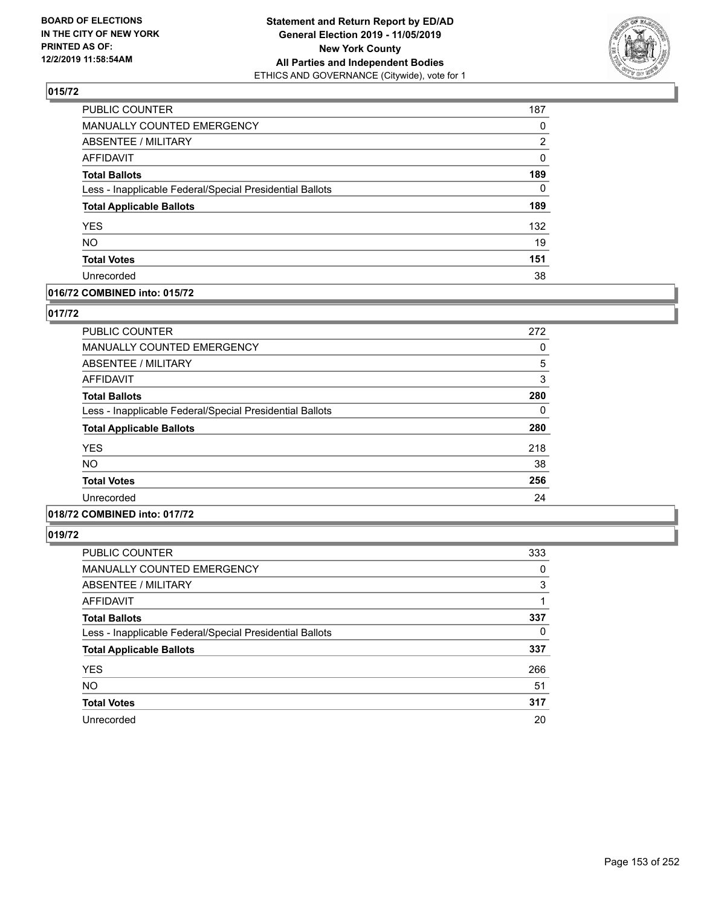## 015/72

| | |
|---|---|
| PUBLIC COUNTER | 187 |
| MANUALLY COUNTED EMERGENCY | 0 |
| ABSENTEE / MILITARY | 2 |
| AFFIDAVIT | 0 |
| **Total Ballots** | **189** |
| Less - Inapplicable Federal/Special Presidential Ballots | 0 |
| **Total Applicable Ballots** | **189** |
| YES | 132 |
| NO | 19 |
| **Total Votes** | **151** |
| Unrecorded | 38 |

## 016/72 COMBINED into: 015/72

## 017/72

| | |
|---|---|
| PUBLIC COUNTER | 272 |
| MANUALLY COUNTED EMERGENCY | 0 |
| ABSENTEE / MILITARY | 5 |
| AFFIDAVIT | 3 |
| **Total Ballots** | **280** |
| Less - Inapplicable Federal/Special Presidential Ballots | 0 |
| **Total Applicable Ballots** | **280** |
| YES | 218 |
| NO | 38 |
| **Total Votes** | **256** |
| Unrecorded | 24 |

## 018/72 COMBINED into: 017/72

## 019/72

| | |
|---|---|
| PUBLIC COUNTER | 333 |
| MANUALLY COUNTED EMERGENCY | 0 |
| ABSENTEE / MILITARY | 3 |
| AFFIDAVIT | 1 |
| **Total Ballots** | **337** |
| Less - Inapplicable Federal/Special Presidential Ballots | 0 |
| **Total Applicable Ballots** | **337** |
| YES | 266 |
| NO | 51 |
| **Total Votes** | **317** |
| Unrecorded | 20 |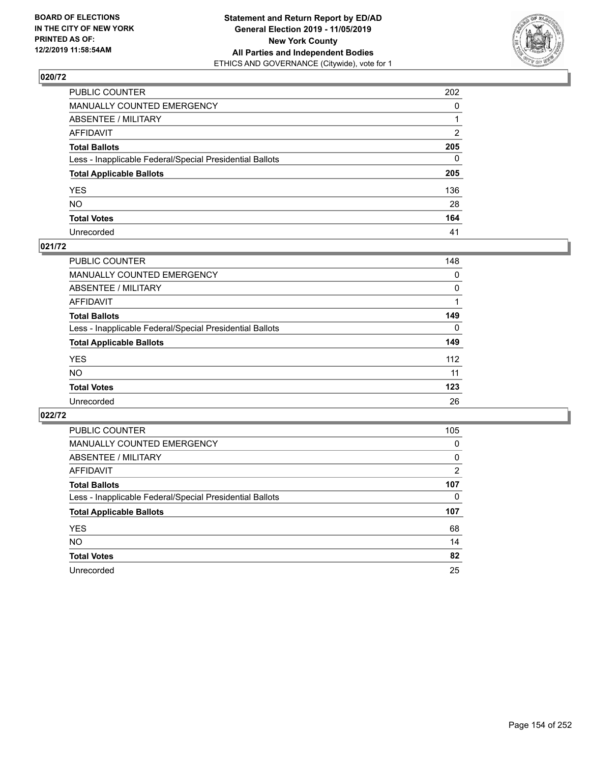## 020/72

| | |
|---|---|
| PUBLIC COUNTER | 202 |
| MANUALLY COUNTED EMERGENCY | 0 |
| ABSENTEE / MILITARY | 1 |
| AFFIDAVIT | 2 |
| **Total Ballots** | **205** |
| Less - Inapplicable Federal/Special Presidential Ballots | 0 |
| **Total Applicable Ballots** | **205** |
| YES | 136 |
| NO | 28 |
| **Total Votes** | **164** |
| Unrecorded | 41 |

## 021/72

| | |
|---|---|
| PUBLIC COUNTER | 148 |
| MANUALLY COUNTED EMERGENCY | 0 |
| ABSENTEE / MILITARY | 0 |
| AFFIDAVIT | 1 |
| **Total Ballots** | **149** |
| Less - Inapplicable Federal/Special Presidential Ballots | 0 |
| **Total Applicable Ballots** | **149** |
| YES | 112 |
| NO | 11 |
| **Total Votes** | **123** |
| Unrecorded | 26 |

## 022/72

| | |
|---|---|
| PUBLIC COUNTER | 105 |
| MANUALLY COUNTED EMERGENCY | 0 |
| ABSENTEE / MILITARY | 0 |
| AFFIDAVIT | 2 |
| **Total Ballots** | **107** |
| Less - Inapplicable Federal/Special Presidential Ballots | 0 |
| **Total Applicable Ballots** | **107** |
| YES | 68 |
| NO | 14 |
| **Total Votes** | **82** |
| Unrecorded | 25 |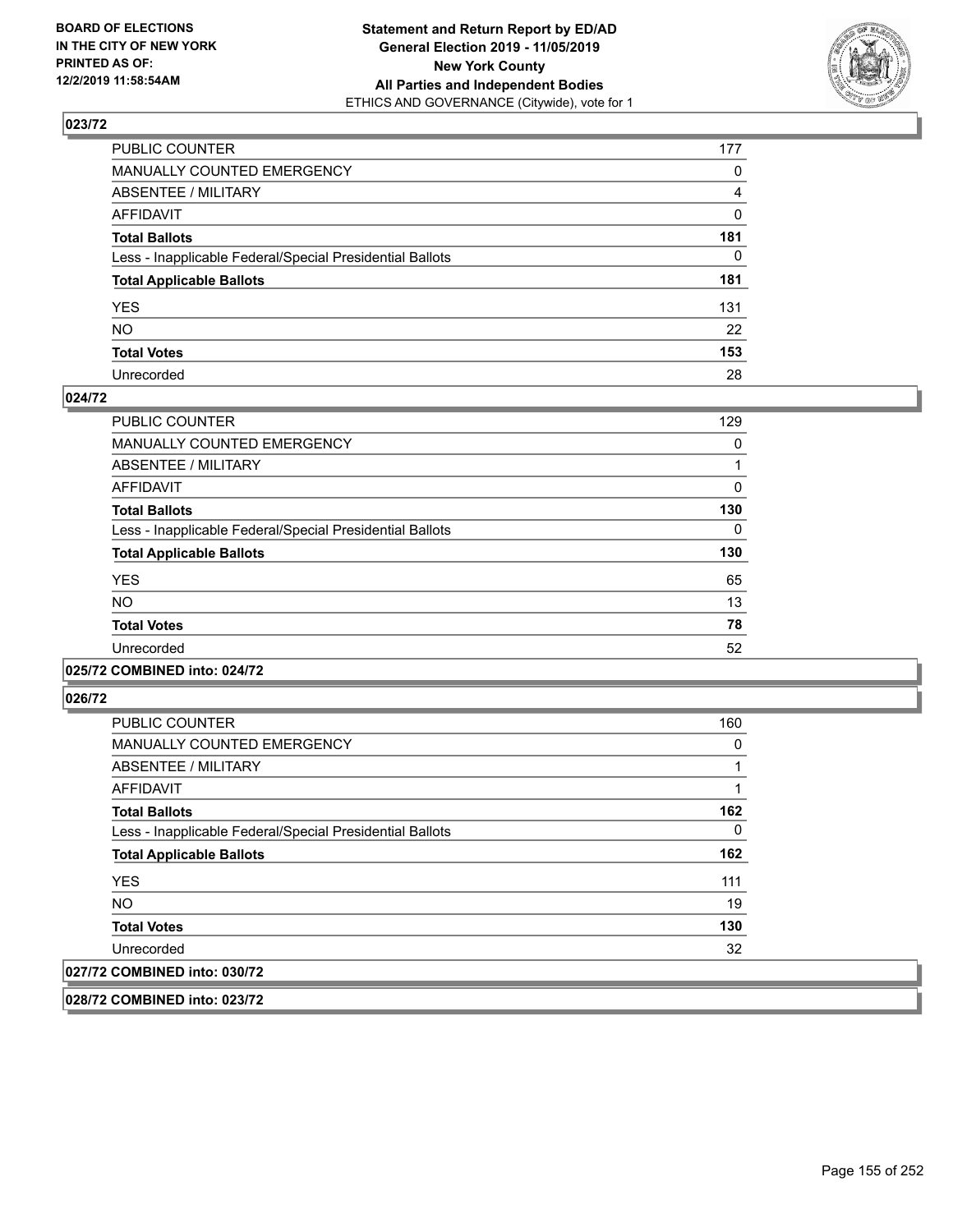**BOARD OF ELECTIONS IN THE CITY OF NEW YORK PRINTED AS OF: 12/2/2019 11:58:54AM**

**Statement and Return Report by ED/AD**
**General Election 2019 - 11/05/2019**
**New York County**
**All Parties and Independent Bodies**
ETHICS AND GOVERNANCE (Citywide), vote for 1

### 023/72

| | |
|---|---|
| PUBLIC COUNTER | 177 |
| MANUALLY COUNTED EMERGENCY | 0 |
| ABSENTEE / MILITARY | 4 |
| AFFIDAVIT | 0 |
| **Total Ballots** | **181** |
| Less - Inapplicable Federal/Special Presidential Ballots | 0 |
| **Total Applicable Ballots** | **181** |
| YES | 131 |
| NO | 22 |
| **Total Votes** | **153** |
| Unrecorded | 28 |

### 024/72

| | |
|---|---|
| PUBLIC COUNTER | 129 |
| MANUALLY COUNTED EMERGENCY | 0 |
| ABSENTEE / MILITARY | 1 |
| AFFIDAVIT | 0 |
| **Total Ballots** | **130** |
| Less - Inapplicable Federal/Special Presidential Ballots | 0 |
| **Total Applicable Ballots** | **130** |
| YES | 65 |
| NO | 13 |
| **Total Votes** | **78** |
| Unrecorded | 52 |

### 025/72 COMBINED into: 024/72

### 026/72

| | |
|---|---|
| PUBLIC COUNTER | 160 |
| MANUALLY COUNTED EMERGENCY | 0 |
| ABSENTEE / MILITARY | 1 |
| AFFIDAVIT | 1 |
| **Total Ballots** | **162** |
| Less - Inapplicable Federal/Special Presidential Ballots | 0 |
| **Total Applicable Ballots** | **162** |
| YES | 111 |
| NO | 19 |
| **Total Votes** | **130** |
| Unrecorded | 32 |

### 027/72 COMBINED into: 030/72

### 028/72 COMBINED into: 023/72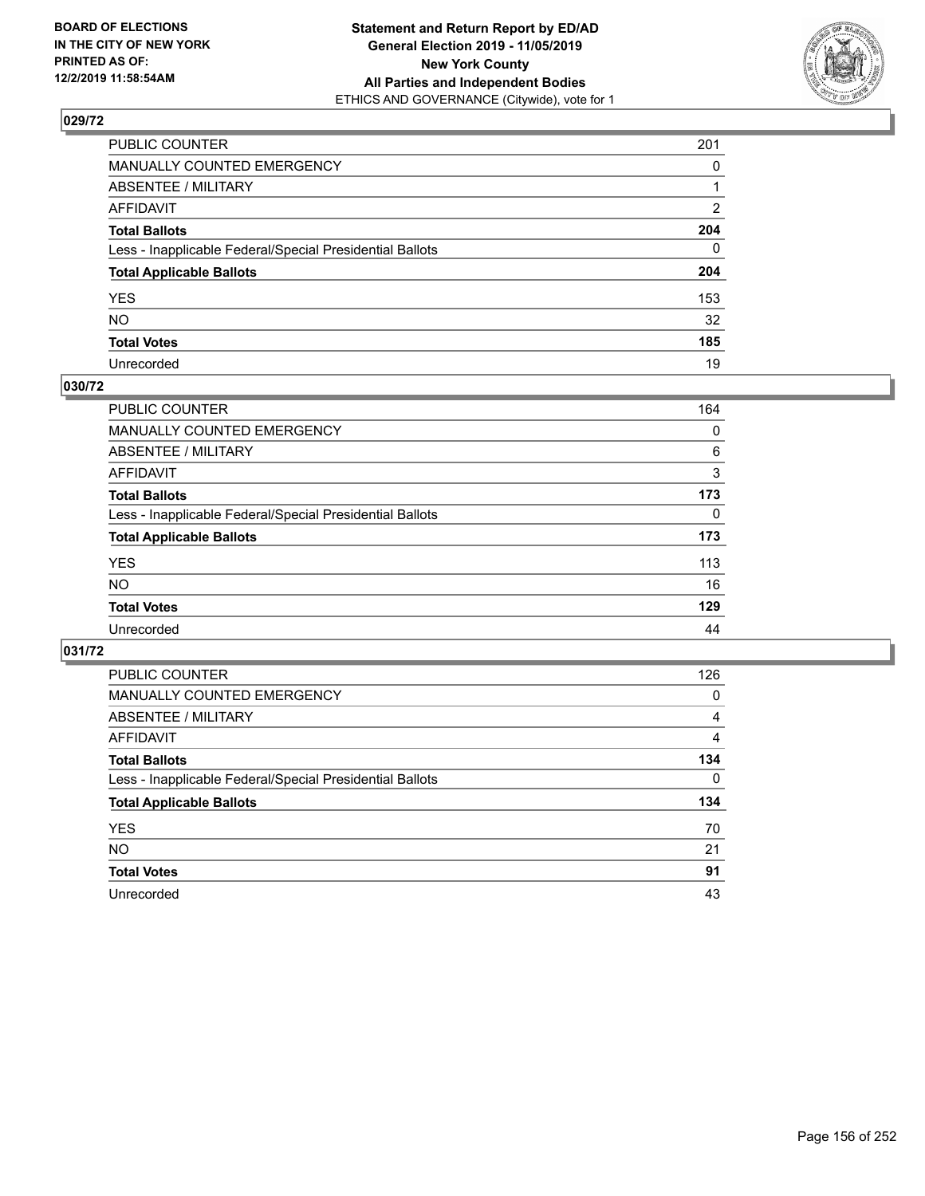**BOARD OF ELECTIONS IN THE CITY OF NEW YORK PRINTED AS OF: 12/2/2019 11:58:54AM**

**Statement and Return Report by ED/AD General Election 2019 - 11/05/2019 New York County All Parties and Independent Bodies**
ETHICS AND GOVERNANCE (Citywide), vote for 1

## 029/72

| | |
|---|---|
| PUBLIC COUNTER | 201 |
| MANUALLY COUNTED EMERGENCY | 0 |
| ABSENTEE / MILITARY | 1 |
| AFFIDAVIT | 2 |
| **Total Ballots** | **204** |
| Less - Inapplicable Federal/Special Presidential Ballots | 0 |
| **Total Applicable Ballots** | **204** |
| YES | 153 |
| NO | 32 |
| **Total Votes** | **185** |
| Unrecorded | 19 |

## 030/72

| | |
|---|---|
| PUBLIC COUNTER | 164 |
| MANUALLY COUNTED EMERGENCY | 0 |
| ABSENTEE / MILITARY | 6 |
| AFFIDAVIT | 3 |
| **Total Ballots** | **173** |
| Less - Inapplicable Federal/Special Presidential Ballots | 0 |
| **Total Applicable Ballots** | **173** |
| YES | 113 |
| NO | 16 |
| **Total Votes** | **129** |
| Unrecorded | 44 |

## 031/72

| | |
|---|---|
| PUBLIC COUNTER | 126 |
| MANUALLY COUNTED EMERGENCY | 0 |
| ABSENTEE / MILITARY | 4 |
| AFFIDAVIT | 4 |
| **Total Ballots** | **134** |
| Less - Inapplicable Federal/Special Presidential Ballots | 0 |
| **Total Applicable Ballots** | **134** |
| YES | 70 |
| NO | 21 |
| **Total Votes** | **91** |
| Unrecorded | 43 |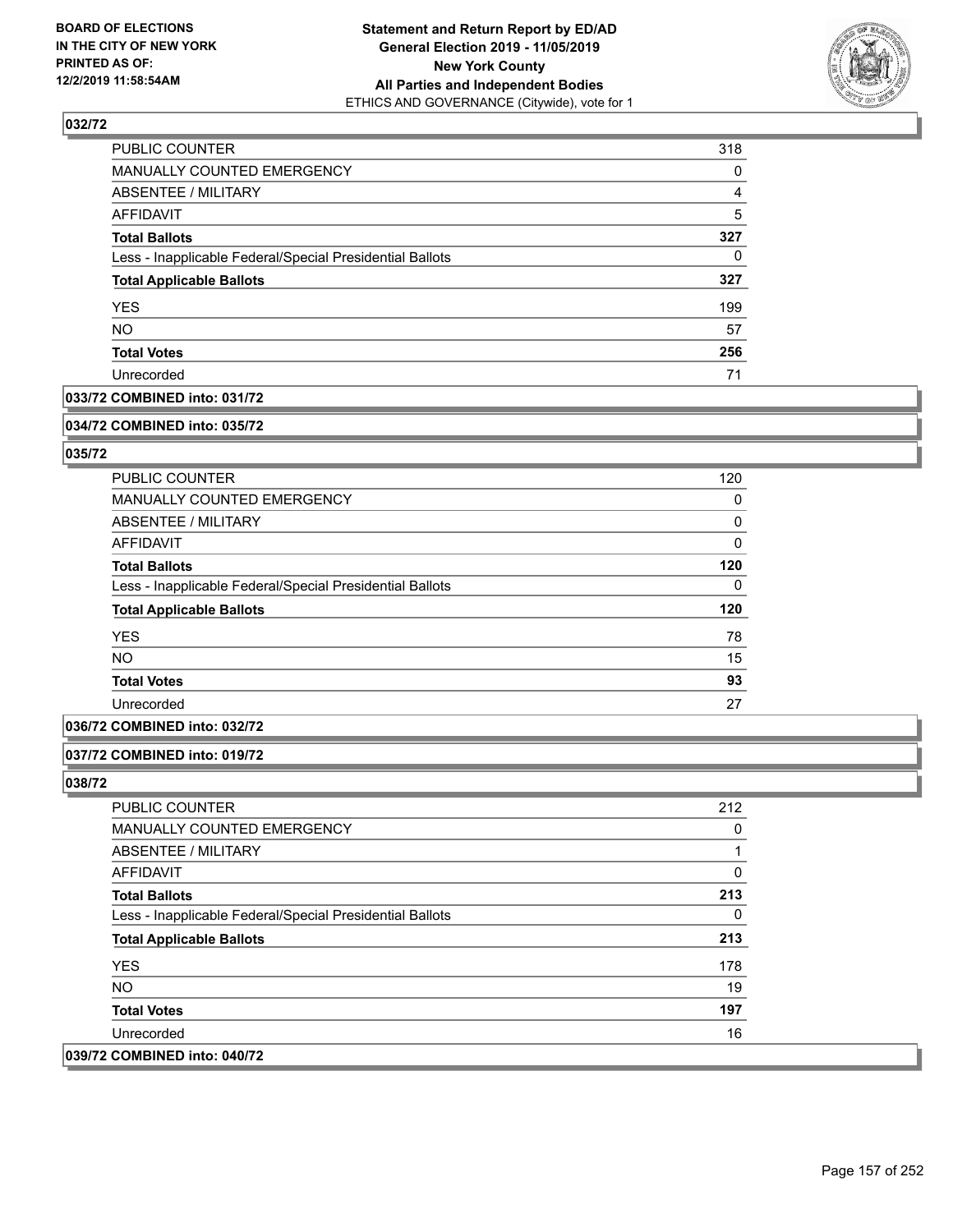## 032/72

| | |
|---|---|
| PUBLIC COUNTER | 318 |
| MANUALLY COUNTED EMERGENCY | 0 |
| ABSENTEE / MILITARY | 4 |
| AFFIDAVIT | 5 |
| **Total Ballots** | **327** |
| Less - Inapplicable Federal/Special Presidential Ballots | 0 |
| **Total Applicable Ballots** | **327** |
| YES | 199 |
| NO | 57 |
| **Total Votes** | **256** |
| Unrecorded | 71 |

## 033/72 COMBINED into: 031/72

## 034/72 COMBINED into: 035/72

## 035/72

| | |
|---|---|
| PUBLIC COUNTER | 120 |
| MANUALLY COUNTED EMERGENCY | 0 |
| ABSENTEE / MILITARY | 0 |
| AFFIDAVIT | 0 |
| **Total Ballots** | **120** |
| Less - Inapplicable Federal/Special Presidential Ballots | 0 |
| **Total Applicable Ballots** | **120** |
| YES | 78 |
| NO | 15 |
| **Total Votes** | **93** |
| Unrecorded | 27 |

## 036/72 COMBINED into: 032/72

## 037/72 COMBINED into: 019/72

## 038/72

| | |
|---|---|
| PUBLIC COUNTER | 212 |
| MANUALLY COUNTED EMERGENCY | 0 |
| ABSENTEE / MILITARY | 1 |
| AFFIDAVIT | 0 |
| **Total Ballots** | **213** |
| Less - Inapplicable Federal/Special Presidential Ballots | 0 |
| **Total Applicable Ballots** | **213** |
| YES | 178 |
| NO | 19 |
| **Total Votes** | **197** |
| Unrecorded | 16 |

## 039/72 COMBINED into: 040/72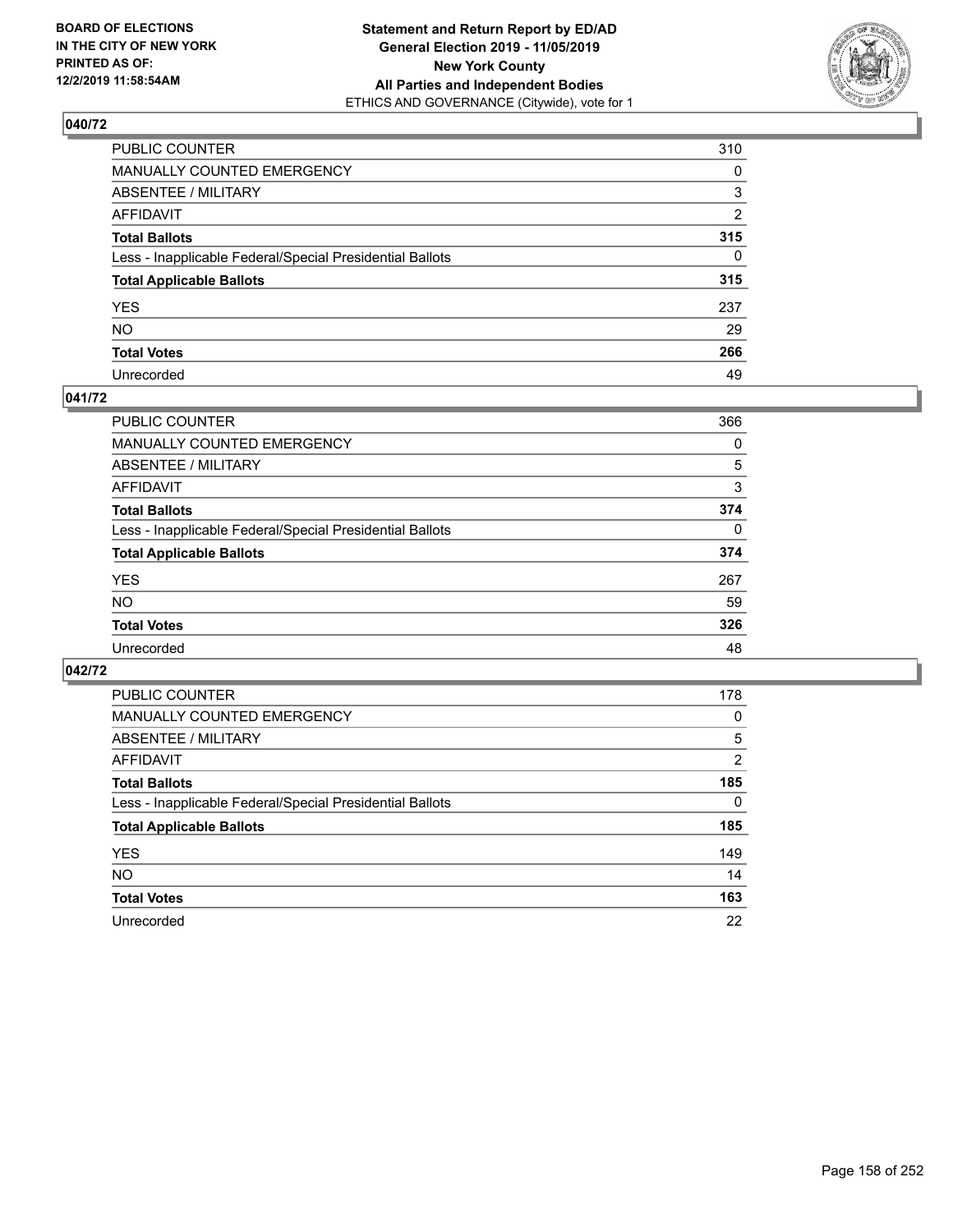BOARD OF ELECTIONS
IN THE CITY OF NEW YORK
PRINTED AS OF:
12/2/2019 11:58:54AM

**Statement and Return Report by ED/AD**
**General Election 2019 - 11/05/2019**
**New York County**
**All Parties and Independent Bodies**
ETHICS AND GOVERNANCE (Citywide), vote for 1

## 040/72

| | |
|---|---|
| PUBLIC COUNTER | 310 |
| MANUALLY COUNTED EMERGENCY | 0 |
| ABSENTEE / MILITARY | 3 |
| AFFIDAVIT | 2 |
| **Total Ballots** | **315** |
| Less - Inapplicable Federal/Special Presidential Ballots | 0 |
| **Total Applicable Ballots** | **315** |
| YES | 237 |
| NO | 29 |
| **Total Votes** | **266** |
| Unrecorded | 49 |

## 041/72

| | |
|---|---|
| PUBLIC COUNTER | 366 |
| MANUALLY COUNTED EMERGENCY | 0 |
| ABSENTEE / MILITARY | 5 |
| AFFIDAVIT | 3 |
| **Total Ballots** | **374** |
| Less - Inapplicable Federal/Special Presidential Ballots | 0 |
| **Total Applicable Ballots** | **374** |
| YES | 267 |
| NO | 59 |
| **Total Votes** | **326** |
| Unrecorded | 48 |

## 042/72

| | |
|---|---|
| PUBLIC COUNTER | 178 |
| MANUALLY COUNTED EMERGENCY | 0 |
| ABSENTEE / MILITARY | 5 |
| AFFIDAVIT | 2 |
| **Total Ballots** | **185** |
| Less - Inapplicable Federal/Special Presidential Ballots | 0 |
| **Total Applicable Ballots** | **185** |
| YES | 149 |
| NO | 14 |
| **Total Votes** | **163** |
| Unrecorded | 22 |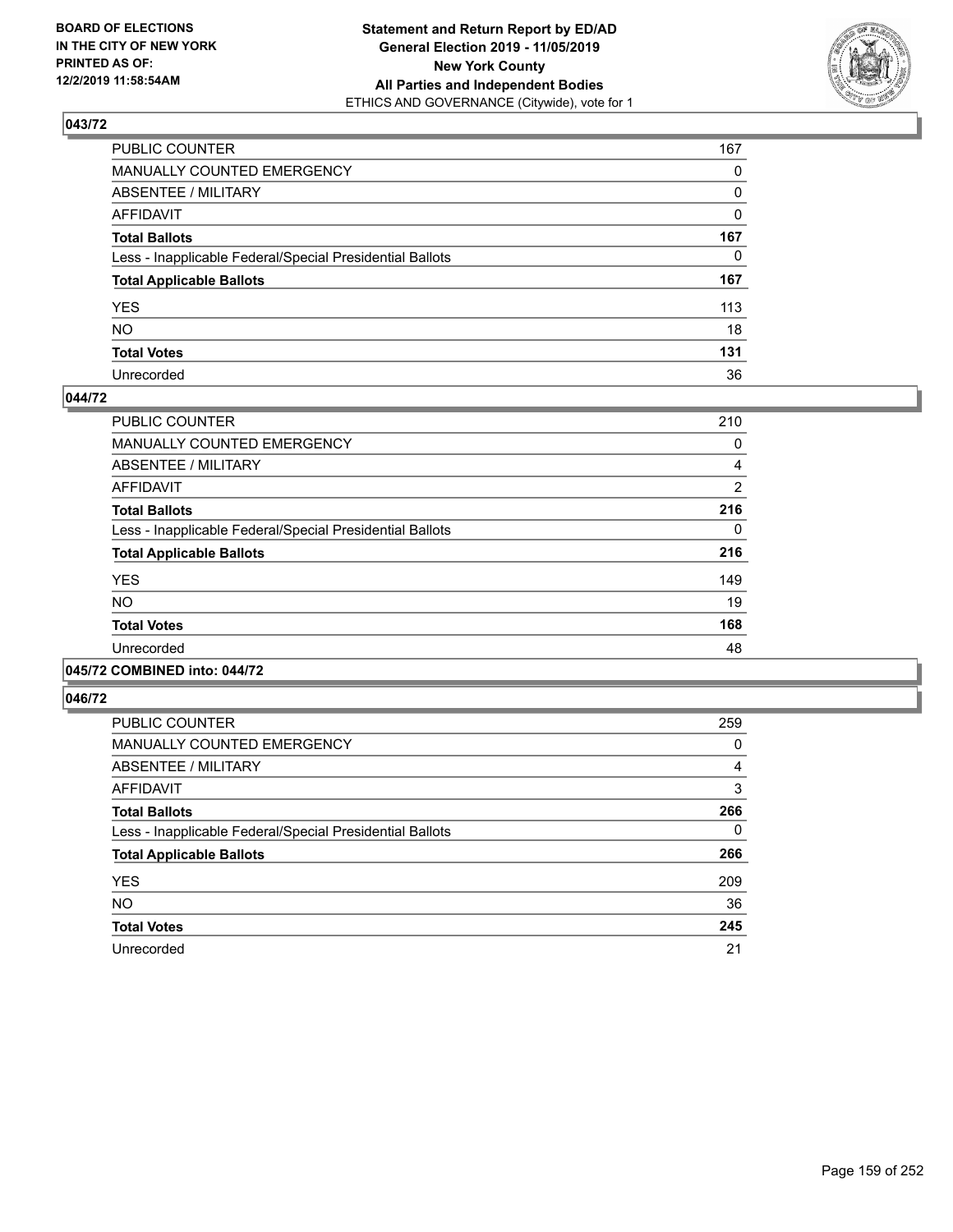**BOARD OF ELECTIONS IN THE CITY OF NEW YORK PRINTED AS OF: 12/2/2019 11:58:54AM**

**Statement and Return Report by ED/AD General Election 2019 - 11/05/2019 New York County All Parties and Independent Bodies**
ETHICS AND GOVERNANCE (Citywide), vote for 1

### 043/72

| | |
|---|---|
| PUBLIC COUNTER | 167 |
| MANUALLY COUNTED EMERGENCY | 0 |
| ABSENTEE / MILITARY | 0 |
| AFFIDAVIT | 0 |
| **Total Ballots** | **167** |
| Less - Inapplicable Federal/Special Presidential Ballots | 0 |
| **Total Applicable Ballots** | **167** |
| YES | 113 |
| NO | 18 |
| **Total Votes** | **131** |
| Unrecorded | 36 |

### 044/72

| | |
|---|---|
| PUBLIC COUNTER | 210 |
| MANUALLY COUNTED EMERGENCY | 0 |
| ABSENTEE / MILITARY | 4 |
| AFFIDAVIT | 2 |
| **Total Ballots** | **216** |
| Less - Inapplicable Federal/Special Presidential Ballots | 0 |
| **Total Applicable Ballots** | **216** |
| YES | 149 |
| NO | 19 |
| **Total Votes** | **168** |
| Unrecorded | 48 |

### 045/72 COMBINED into: 044/72

### 046/72

| | |
|---|---|
| PUBLIC COUNTER | 259 |
| MANUALLY COUNTED EMERGENCY | 0 |
| ABSENTEE / MILITARY | 4 |
| AFFIDAVIT | 3 |
| **Total Ballots** | **266** |
| Less - Inapplicable Federal/Special Presidential Ballots | 0 |
| **Total Applicable Ballots** | **266** |
| YES | 209 |
| NO | 36 |
| **Total Votes** | **245** |
| Unrecorded | 21 |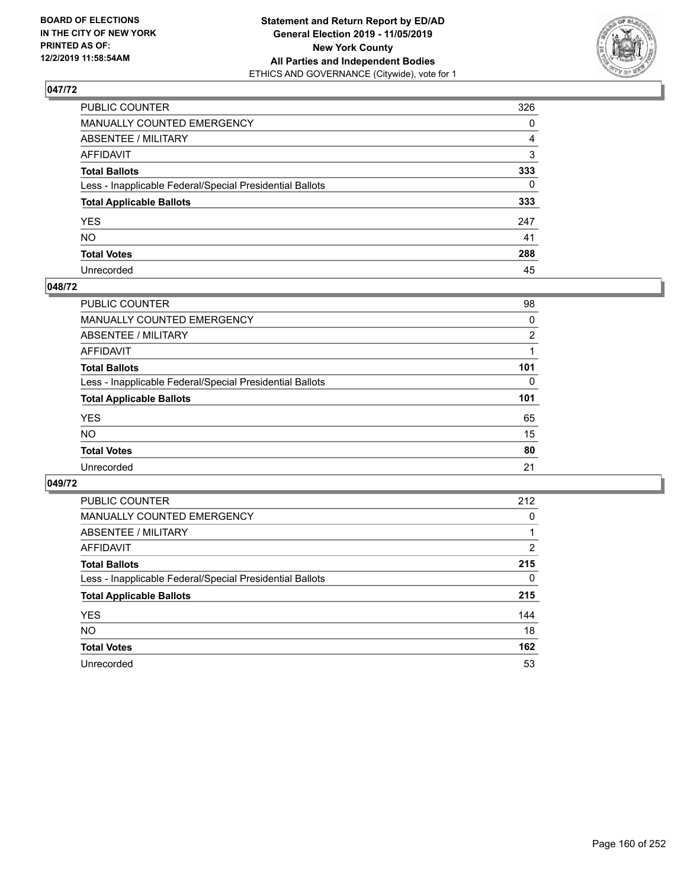## 047/72

| | |
|---|---|
| PUBLIC COUNTER | 326 |
| MANUALLY COUNTED EMERGENCY | 0 |
| ABSENTEE / MILITARY | 4 |
| AFFIDAVIT | 3 |
| **Total Ballots** | **333** |
| Less - Inapplicable Federal/Special Presidential Ballots | 0 |
| **Total Applicable Ballots** | **333** |
| YES | 247 |
| NO | 41 |
| **Total Votes** | **288** |
| Unrecorded | 45 |

## 048/72

| | |
|---|---|
| PUBLIC COUNTER | 98 |
| MANUALLY COUNTED EMERGENCY | 0 |
| ABSENTEE / MILITARY | 2 |
| AFFIDAVIT | 1 |
| **Total Ballots** | **101** |
| Less - Inapplicable Federal/Special Presidential Ballots | 0 |
| **Total Applicable Ballots** | **101** |
| YES | 65 |
| NO | 15 |
| **Total Votes** | **80** |
| Unrecorded | 21 |

## 049/72

| | |
|---|---|
| PUBLIC COUNTER | 212 |
| MANUALLY COUNTED EMERGENCY | 0 |
| ABSENTEE / MILITARY | 1 |
| AFFIDAVIT | 2 |
| **Total Ballots** | **215** |
| Less - Inapplicable Federal/Special Presidential Ballots | 0 |
| **Total Applicable Ballots** | **215** |
| YES | 144 |
| NO | 18 |
| **Total Votes** | **162** |
| Unrecorded | 53 |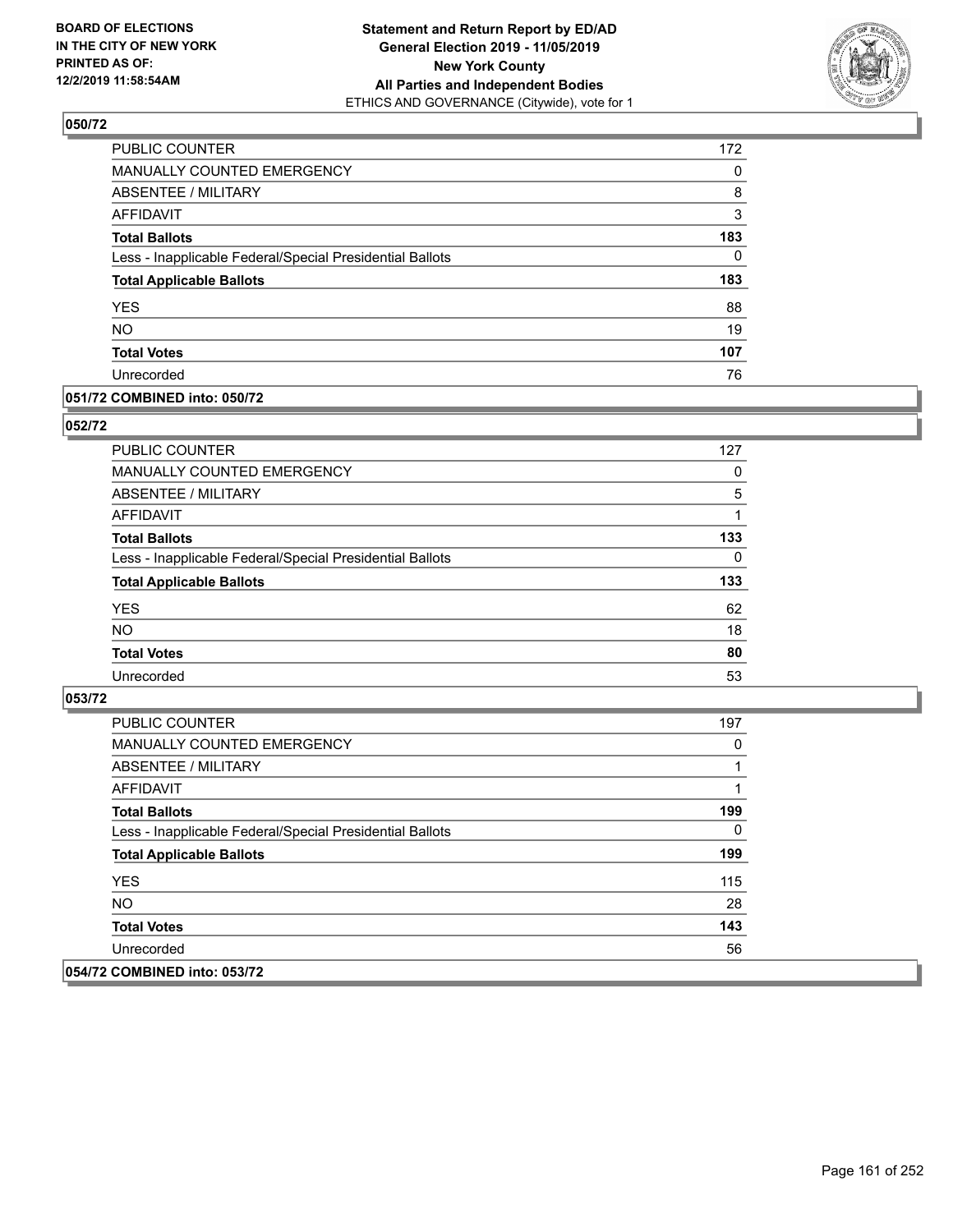## 050/72

| | |
|---|---|
| PUBLIC COUNTER | 172 |
| MANUALLY COUNTED EMERGENCY | 0 |
| ABSENTEE / MILITARY | 8 |
| AFFIDAVIT | 3 |
| **Total Ballots** | **183** |
| Less - Inapplicable Federal/Special Presidential Ballots | 0 |
| **Total Applicable Ballots** | **183** |
| YES | 88 |
| NO | 19 |
| **Total Votes** | **107** |
| Unrecorded | 76 |

## 051/72 COMBINED into: 050/72

## 052/72

| | |
|---|---|
| PUBLIC COUNTER | 127 |
| MANUALLY COUNTED EMERGENCY | 0 |
| ABSENTEE / MILITARY | 5 |
| AFFIDAVIT | 1 |
| **Total Ballots** | **133** |
| Less - Inapplicable Federal/Special Presidential Ballots | 0 |
| **Total Applicable Ballots** | **133** |
| YES | 62 |
| NO | 18 |
| **Total Votes** | **80** |
| Unrecorded | 53 |

## 053/72

| | |
|---|---|
| PUBLIC COUNTER | 197 |
| MANUALLY COUNTED EMERGENCY | 0 |
| ABSENTEE / MILITARY | 1 |
| AFFIDAVIT | 1 |
| **Total Ballots** | **199** |
| Less - Inapplicable Federal/Special Presidential Ballots | 0 |
| **Total Applicable Ballots** | **199** |
| YES | 115 |
| NO | 28 |
| **Total Votes** | **143** |
| Unrecorded | 56 |

## 054/72 COMBINED into: 053/72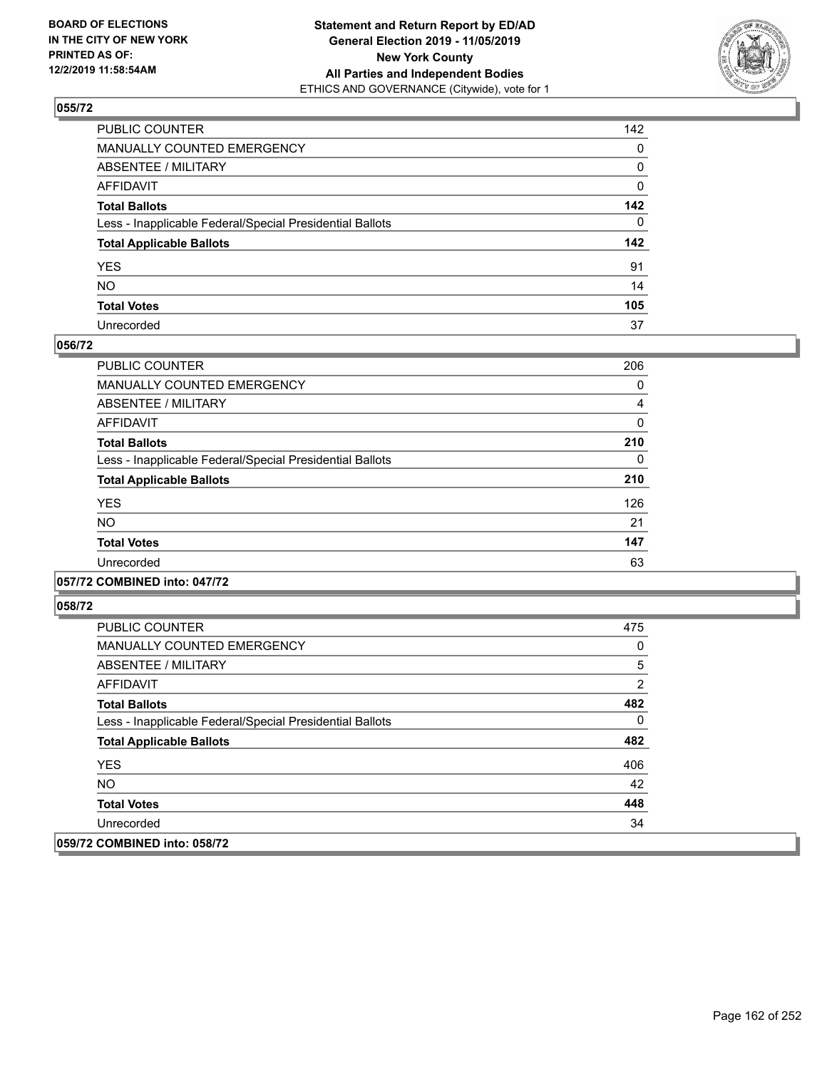**BOARD OF ELECTIONS IN THE CITY OF NEW YORK PRINTED AS OF: 12/2/2019 11:58:54AM**

**Statement and Return Report by ED/AD General Election 2019 - 11/05/2019 New York County All Parties and Independent Bodies**
ETHICS AND GOVERNANCE (Citywide), vote for 1

### 055/72

| | |
|---|---|
| PUBLIC COUNTER | 142 |
| MANUALLY COUNTED EMERGENCY | 0 |
| ABSENTEE / MILITARY | 0 |
| AFFIDAVIT | 0 |
| **Total Ballots** | **142** |
| Less - Inapplicable Federal/Special Presidential Ballots | 0 |
| **Total Applicable Ballots** | **142** |
| YES | 91 |
| NO | 14 |
| **Total Votes** | **105** |
| Unrecorded | 37 |

### 056/72

| | |
|---|---|
| PUBLIC COUNTER | 206 |
| MANUALLY COUNTED EMERGENCY | 0 |
| ABSENTEE / MILITARY | 4 |
| AFFIDAVIT | 0 |
| **Total Ballots** | **210** |
| Less - Inapplicable Federal/Special Presidential Ballots | 0 |
| **Total Applicable Ballots** | **210** |
| YES | 126 |
| NO | 21 |
| **Total Votes** | **147** |
| Unrecorded | 63 |

### 057/72 COMBINED into: 047/72

### 058/72

| | |
|---|---|
| PUBLIC COUNTER | 475 |
| MANUALLY COUNTED EMERGENCY | 0 |
| ABSENTEE / MILITARY | 5 |
| AFFIDAVIT | 2 |
| **Total Ballots** | **482** |
| Less - Inapplicable Federal/Special Presidential Ballots | 0 |
| **Total Applicable Ballots** | **482** |
| YES | 406 |
| NO | 42 |
| **Total Votes** | **448** |
| Unrecorded | 34 |

### 059/72 COMBINED into: 058/72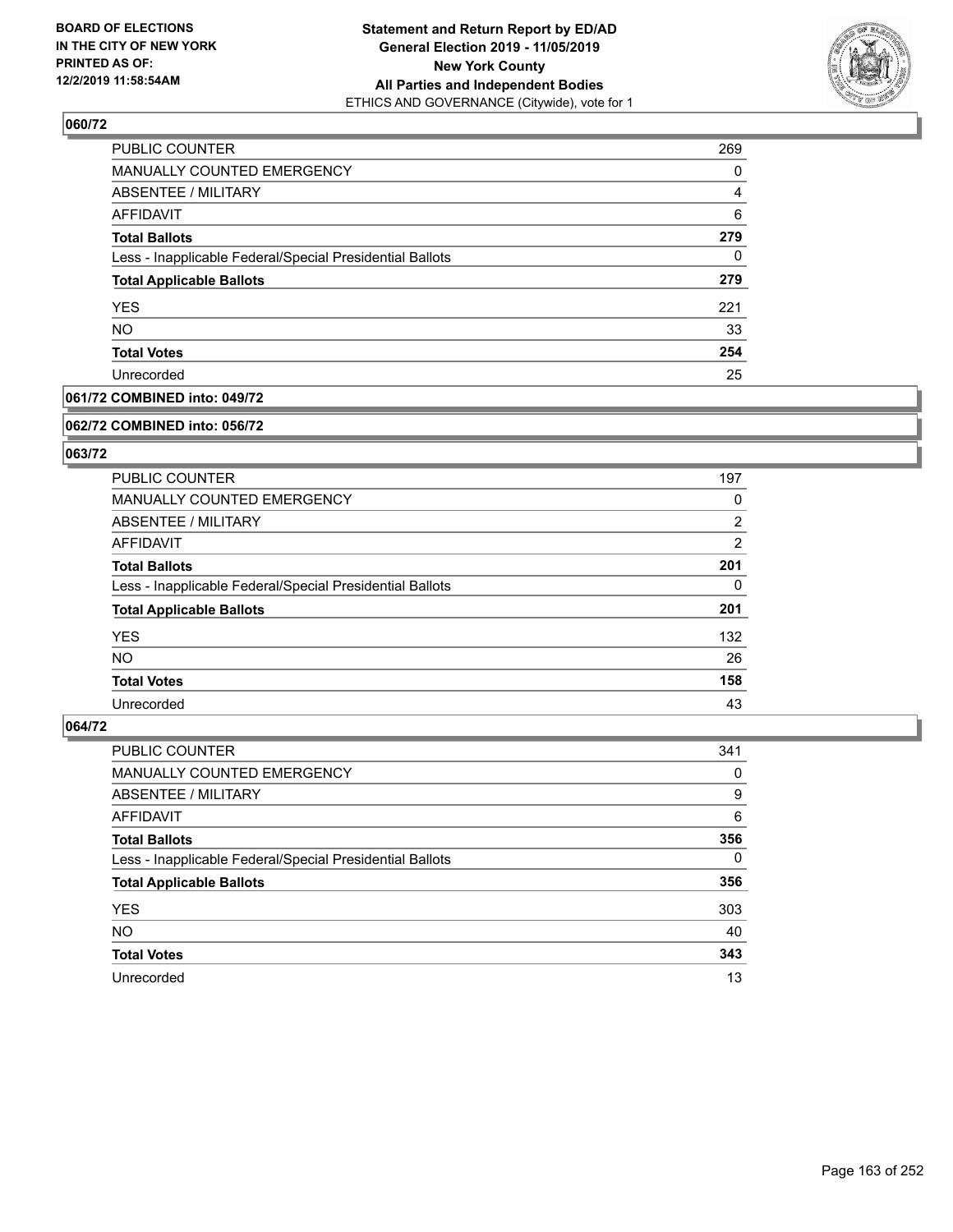**BOARD OF ELECTIONS IN THE CITY OF NEW YORK PRINTED AS OF: 12/2/2019 11:58:54AM**

**Statement and Return Report by ED/AD General Election 2019 - 11/05/2019 New York County All Parties and Independent Bodies**
ETHICS AND GOVERNANCE (Citywide), vote for 1

### 060/72

| | |
|---|---|
| PUBLIC COUNTER | 269 |
| MANUALLY COUNTED EMERGENCY | 0 |
| ABSENTEE / MILITARY | 4 |
| AFFIDAVIT | 6 |
| **Total Ballots** | **279** |
| Less - Inapplicable Federal/Special Presidential Ballots | 0 |
| **Total Applicable Ballots** | **279** |
| YES | 221 |
| NO | 33 |
| **Total Votes** | **254** |
| Unrecorded | 25 |

### 061/72 COMBINED into: 049/72

### 062/72 COMBINED into: 056/72

### 063/72

| | |
|---|---|
| PUBLIC COUNTER | 197 |
| MANUALLY COUNTED EMERGENCY | 0 |
| ABSENTEE / MILITARY | 2 |
| AFFIDAVIT | 2 |
| **Total Ballots** | **201** |
| Less - Inapplicable Federal/Special Presidential Ballots | 0 |
| **Total Applicable Ballots** | **201** |
| YES | 132 |
| NO | 26 |
| **Total Votes** | **158** |
| Unrecorded | 43 |

### 064/72

| | |
|---|---|
| PUBLIC COUNTER | 341 |
| MANUALLY COUNTED EMERGENCY | 0 |
| ABSENTEE / MILITARY | 9 |
| AFFIDAVIT | 6 |
| **Total Ballots** | **356** |
| Less - Inapplicable Federal/Special Presidential Ballots | 0 |
| **Total Applicable Ballots** | **356** |
| YES | 303 |
| NO | 40 |
| **Total Votes** | **343** |
| Unrecorded | 13 |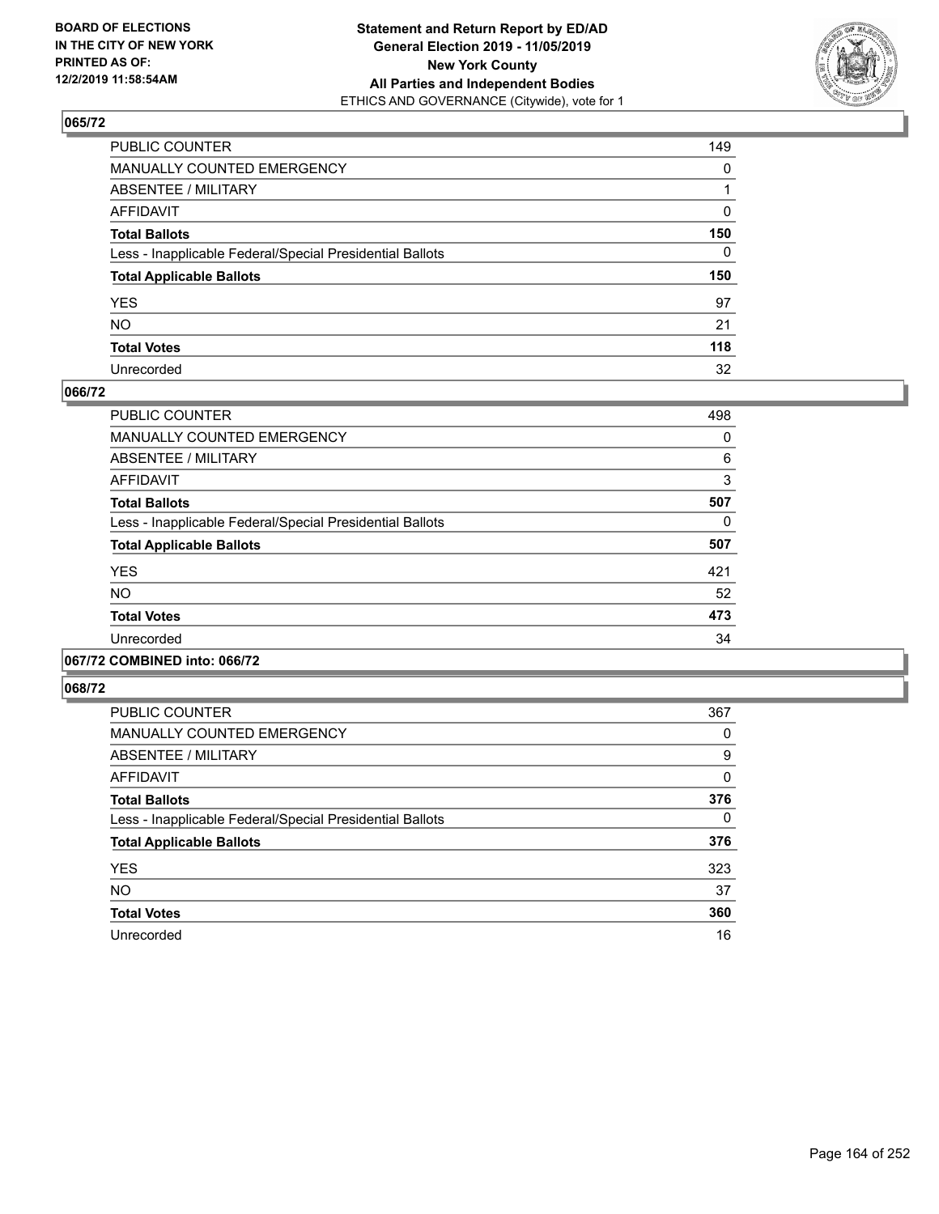**BOARD OF ELECTIONS IN THE CITY OF NEW YORK PRINTED AS OF: 12/2/2019 11:58:54AM**

**Statement and Return Report by ED/AD General Election 2019 - 11/05/2019 New York County All Parties and Independent Bodies**
ETHICS AND GOVERNANCE (Citywide), vote for 1

### 065/72

| | |
|---|---|
| PUBLIC COUNTER | 149 |
| MANUALLY COUNTED EMERGENCY | 0 |
| ABSENTEE / MILITARY | 1 |
| AFFIDAVIT | 0 |
| **Total Ballots** | **150** |
| Less - Inapplicable Federal/Special Presidential Ballots | 0 |
| **Total Applicable Ballots** | **150** |
| YES | 97 |
| NO | 21 |
| **Total Votes** | **118** |
| Unrecorded | 32 |

### 066/72

| | |
|---|---|
| PUBLIC COUNTER | 498 |
| MANUALLY COUNTED EMERGENCY | 0 |
| ABSENTEE / MILITARY | 6 |
| AFFIDAVIT | 3 |
| **Total Ballots** | **507** |
| Less - Inapplicable Federal/Special Presidential Ballots | 0 |
| **Total Applicable Ballots** | **507** |
| YES | 421 |
| NO | 52 |
| **Total Votes** | **473** |
| Unrecorded | 34 |

### 067/72 COMBINED into: 066/72

### 068/72

| | |
|---|---|
| PUBLIC COUNTER | 367 |
| MANUALLY COUNTED EMERGENCY | 0 |
| ABSENTEE / MILITARY | 9 |
| AFFIDAVIT | 0 |
| **Total Ballots** | **376** |
| Less - Inapplicable Federal/Special Presidential Ballots | 0 |
| **Total Applicable Ballots** | **376** |
| YES | 323 |
| NO | 37 |
| **Total Votes** | **360** |
| Unrecorded | 16 |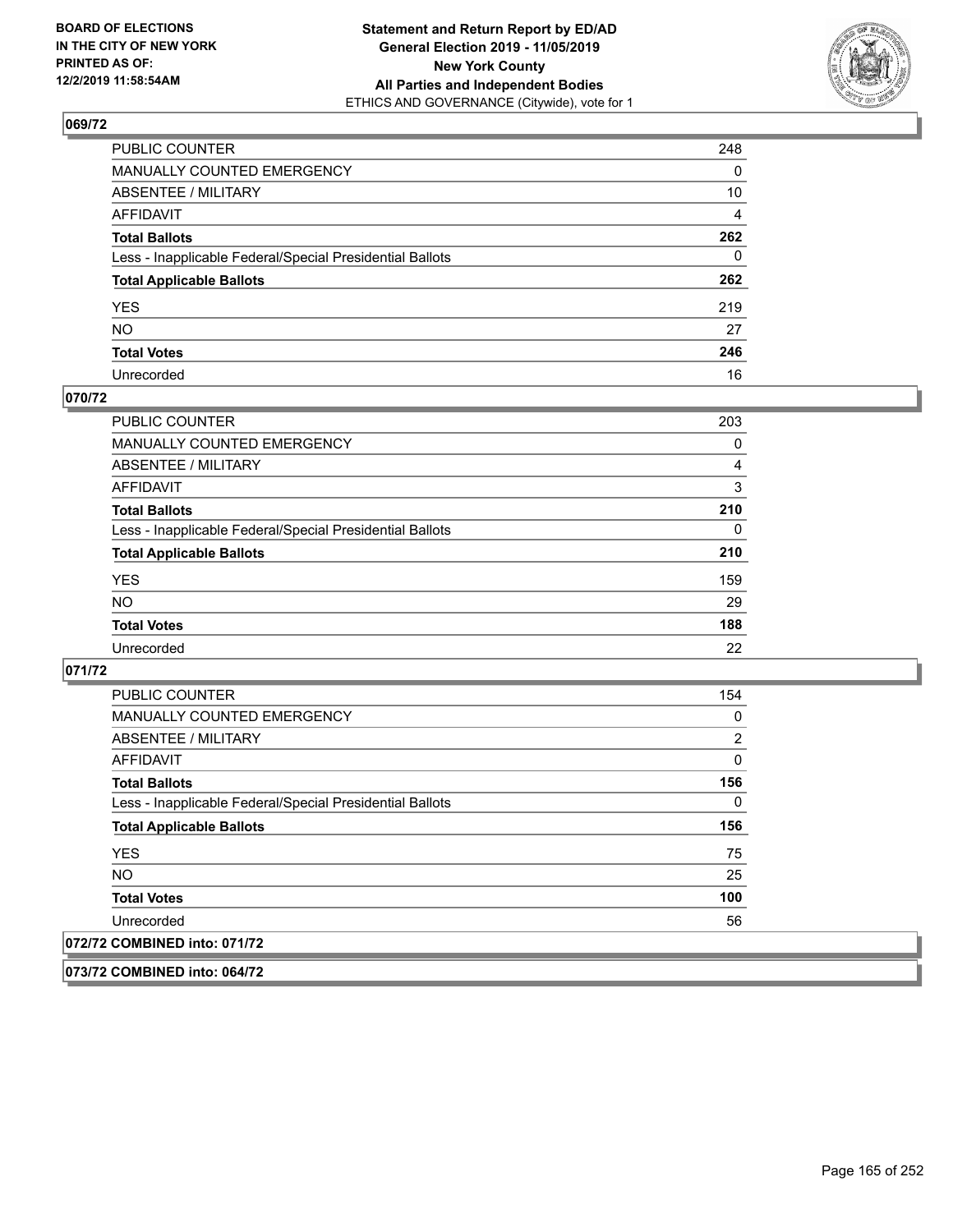**Statement and Return Report by ED/AD**
**General Election 2019 - 11/05/2019**
**New York County**
**All Parties and Independent Bodies**
ETHICS AND GOVERNANCE (Citywide), vote for 1

BOARD OF ELECTIONS
IN THE CITY OF NEW YORK
PRINTED AS OF:
12/2/2019 11:58:54AM

## 069/72

| | |
|---|---|
| PUBLIC COUNTER | 248 |
| MANUALLY COUNTED EMERGENCY | 0 |
| ABSENTEE / MILITARY | 10 |
| AFFIDAVIT | 4 |
| **Total Ballots** | **262** |
| Less - Inapplicable Federal/Special Presidential Ballots | 0 |
| **Total Applicable Ballots** | **262** |
| YES | 219 |
| NO | 27 |
| **Total Votes** | **246** |
| Unrecorded | 16 |

## 070/72

| | |
|---|---|
| PUBLIC COUNTER | 203 |
| MANUALLY COUNTED EMERGENCY | 0 |
| ABSENTEE / MILITARY | 4 |
| AFFIDAVIT | 3 |
| **Total Ballots** | **210** |
| Less - Inapplicable Federal/Special Presidential Ballots | 0 |
| **Total Applicable Ballots** | **210** |
| YES | 159 |
| NO | 29 |
| **Total Votes** | **188** |
| Unrecorded | 22 |

## 071/72

| | |
|---|---|
| PUBLIC COUNTER | 154 |
| MANUALLY COUNTED EMERGENCY | 0 |
| ABSENTEE / MILITARY | 2 |
| AFFIDAVIT | 0 |
| **Total Ballots** | **156** |
| Less - Inapplicable Federal/Special Presidential Ballots | 0 |
| **Total Applicable Ballots** | **156** |
| YES | 75 |
| NO | 25 |
| **Total Votes** | **100** |
| Unrecorded | 56 |

## 072/72 COMBINED into: 071/72

## 073/72 COMBINED into: 064/72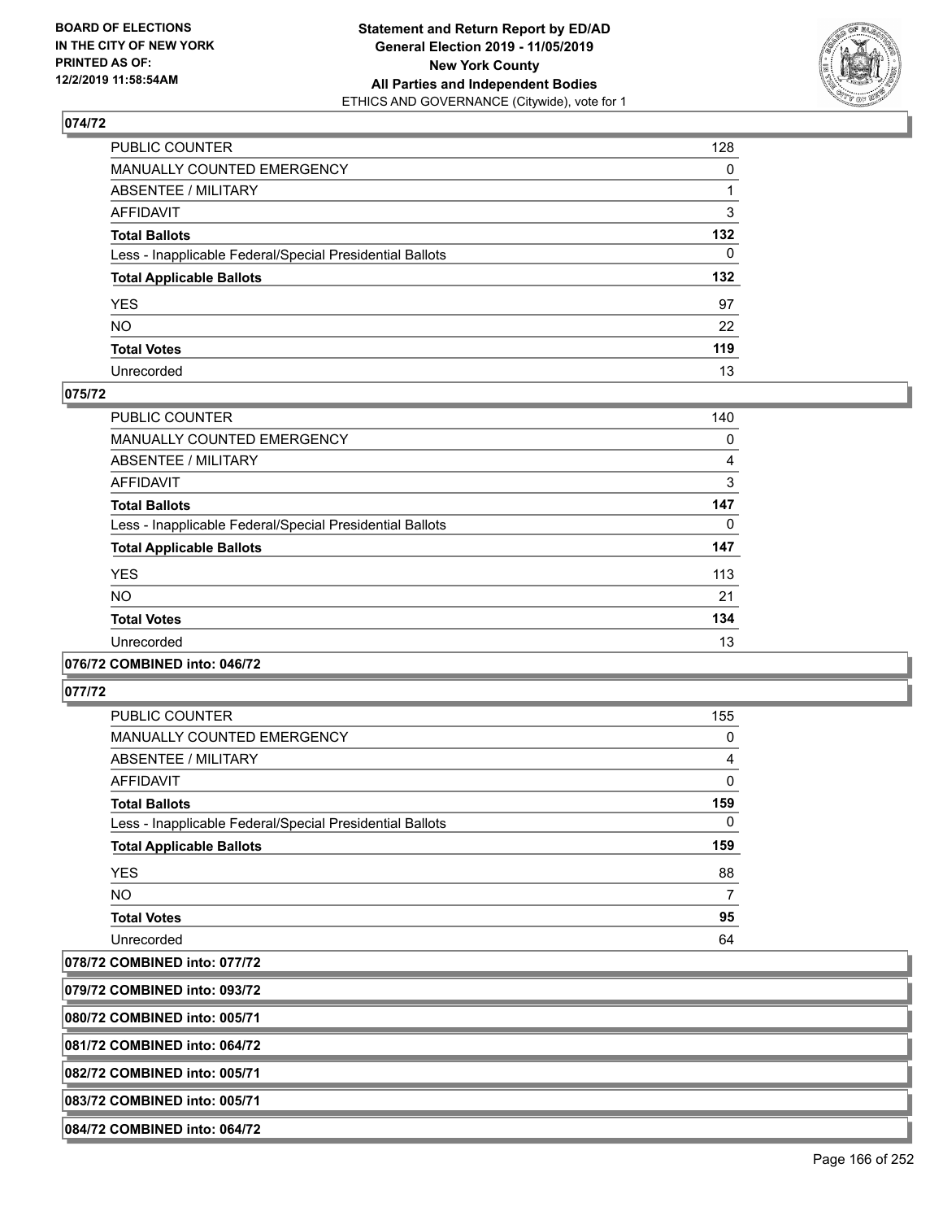## 074/72

| | |
|---|---|
| PUBLIC COUNTER | 128 |
| MANUALLY COUNTED EMERGENCY | 0 |
| ABSENTEE / MILITARY | 1 |
| AFFIDAVIT | 3 |
| **Total Ballots** | **132** |
| Less - Inapplicable Federal/Special Presidential Ballots | 0 |
| **Total Applicable Ballots** | **132** |
| YES | 97 |
| NO | 22 |
| **Total Votes** | **119** |
| Unrecorded | 13 |

## 075/72

| | |
|---|---|
| PUBLIC COUNTER | 140 |
| MANUALLY COUNTED EMERGENCY | 0 |
| ABSENTEE / MILITARY | 4 |
| AFFIDAVIT | 3 |
| **Total Ballots** | **147** |
| Less - Inapplicable Federal/Special Presidential Ballots | 0 |
| **Total Applicable Ballots** | **147** |
| YES | 113 |
| NO | 21 |
| **Total Votes** | **134** |
| Unrecorded | 13 |

## 076/72 COMBINED into: 046/72

## 077/72

| | |
|---|---|
| PUBLIC COUNTER | 155 |
| MANUALLY COUNTED EMERGENCY | 0 |
| ABSENTEE / MILITARY | 4 |
| AFFIDAVIT | 0 |
| **Total Ballots** | **159** |
| Less - Inapplicable Federal/Special Presidential Ballots | 0 |
| **Total Applicable Ballots** | **159** |
| YES | 88 |
| NO | 7 |
| **Total Votes** | **95** |
| Unrecorded | 64 |

## 078/72 COMBINED into: 077/72

## 079/72 COMBINED into: 093/72

## 080/72 COMBINED into: 005/71

## 081/72 COMBINED into: 064/72

## 082/72 COMBINED into: 005/71

## 083/72 COMBINED into: 005/71

## 084/72 COMBINED into: 064/72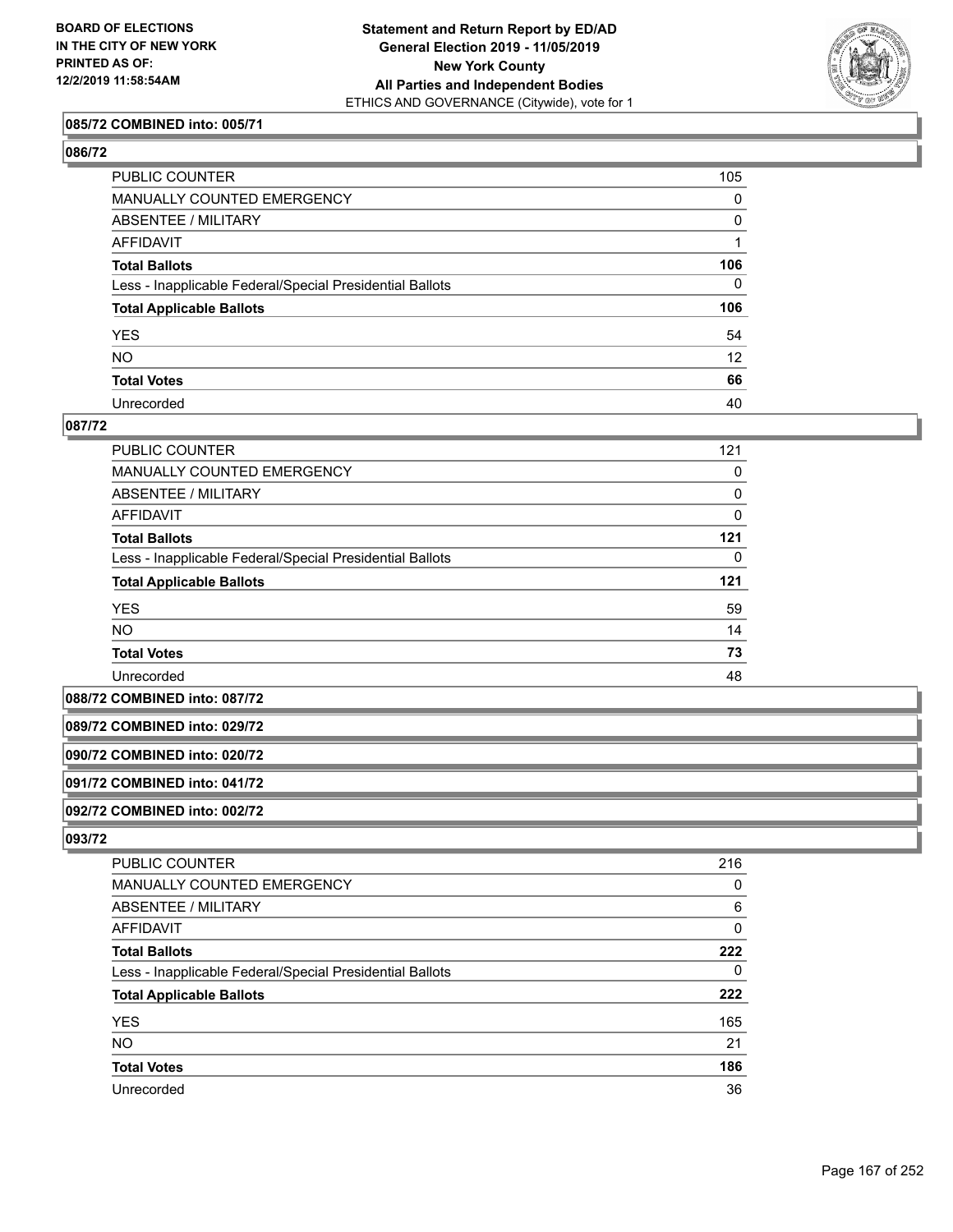**085/72 COMBINED into: 005/71**

**086/72**

| | |
|---|---|
| PUBLIC COUNTER | 105 |
| MANUALLY COUNTED EMERGENCY | 0 |
| ABSENTEE / MILITARY | 0 |
| AFFIDAVIT | 1 |
| **Total Ballots** | **106** |
| Less - Inapplicable Federal/Special Presidential Ballots | 0 |
| **Total Applicable Ballots** | **106** |
| YES | 54 |
| NO | 12 |
| **Total Votes** | **66** |
| Unrecorded | 40 |

**087/72**

| | |
|---|---|
| PUBLIC COUNTER | 121 |
| MANUALLY COUNTED EMERGENCY | 0 |
| ABSENTEE / MILITARY | 0 |
| AFFIDAVIT | 0 |
| **Total Ballots** | **121** |
| Less - Inapplicable Federal/Special Presidential Ballots | 0 |
| **Total Applicable Ballots** | **121** |
| YES | 59 |
| NO | 14 |
| **Total Votes** | **73** |
| Unrecorded | 48 |

**088/72 COMBINED into: 087/72**

**089/72 COMBINED into: 029/72**

**090/72 COMBINED into: 020/72**

**091/72 COMBINED into: 041/72**

**092/72 COMBINED into: 002/72**

**093/72**

| | |
|---|---|
| PUBLIC COUNTER | 216 |
| MANUALLY COUNTED EMERGENCY | 0 |
| ABSENTEE / MILITARY | 6 |
| AFFIDAVIT | 0 |
| **Total Ballots** | **222** |
| Less - Inapplicable Federal/Special Presidential Ballots | 0 |
| **Total Applicable Ballots** | **222** |
| YES | 165 |
| NO | 21 |
| **Total Votes** | **186** |
| Unrecorded | 36 |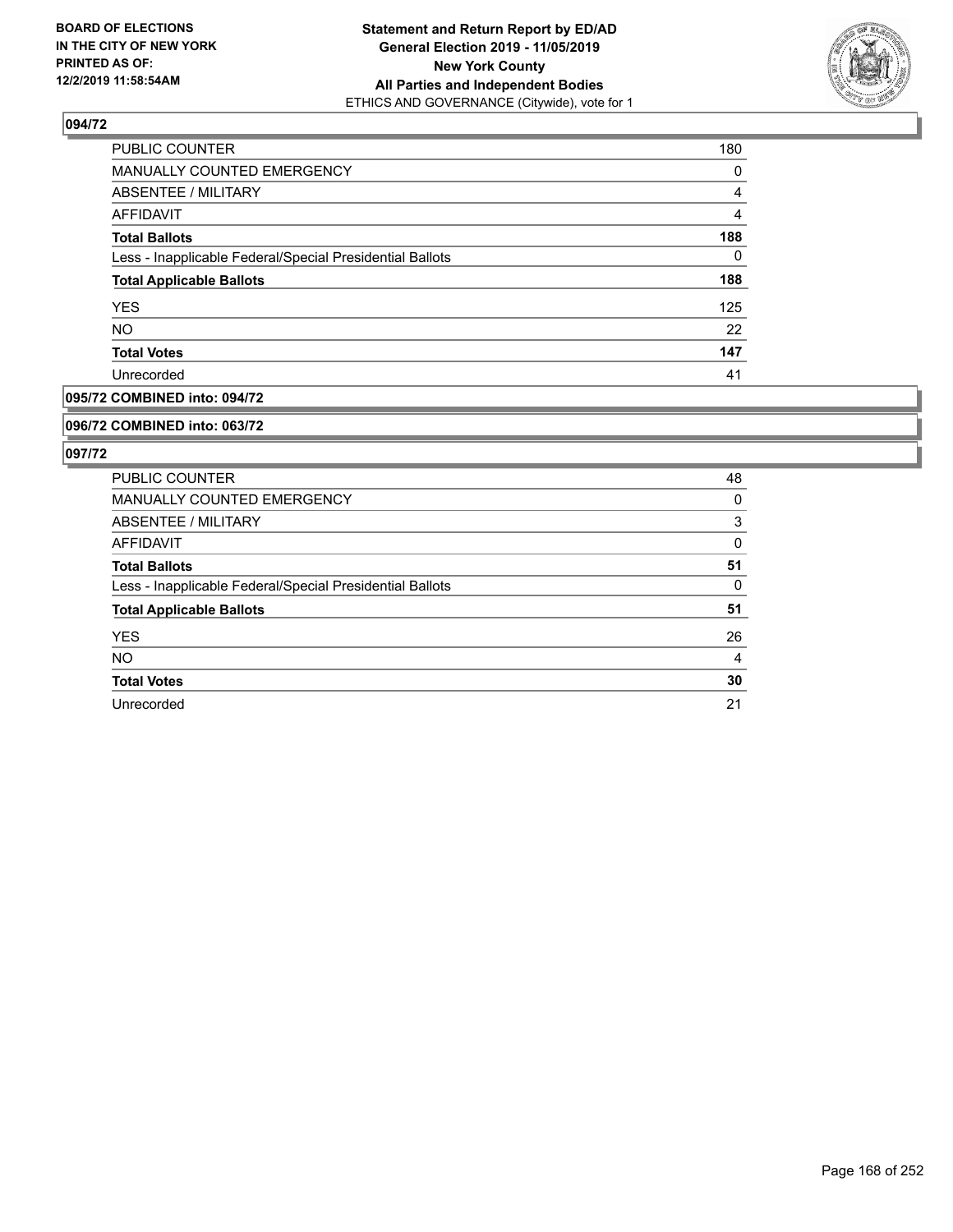## 094/72

| | |
|---|---|
| PUBLIC COUNTER | 180 |
| MANUALLY COUNTED EMERGENCY | 0 |
| ABSENTEE / MILITARY | 4 |
| AFFIDAVIT | 4 |
| **Total Ballots** | **188** |
| Less - Inapplicable Federal/Special Presidential Ballots | 0 |
| **Total Applicable Ballots** | **188** |
| YES | 125 |
| NO | 22 |
| **Total Votes** | **147** |
| Unrecorded | 41 |

## 095/72 COMBINED into: 094/72

## 096/72 COMBINED into: 063/72

## 097/72

| | |
|---|---|
| PUBLIC COUNTER | 48 |
| MANUALLY COUNTED EMERGENCY | 0 |
| ABSENTEE / MILITARY | 3 |
| AFFIDAVIT | 0 |
| **Total Ballots** | **51** |
| Less - Inapplicable Federal/Special Presidential Ballots | 0 |
| **Total Applicable Ballots** | **51** |
| YES | 26 |
| NO | 4 |
| **Total Votes** | **30** |
| Unrecorded | 21 |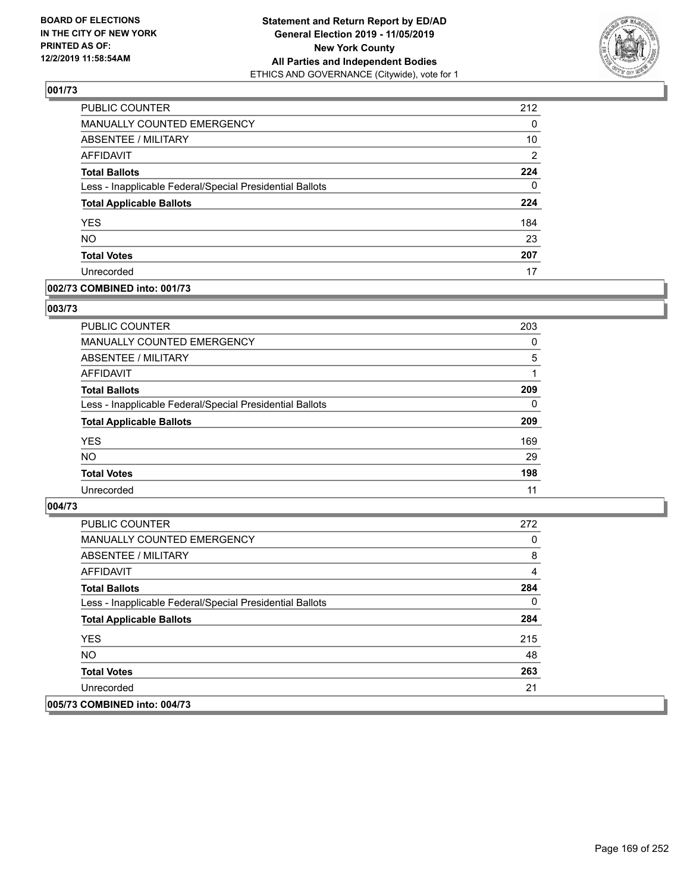**BOARD OF ELECTIONS IN THE CITY OF NEW YORK PRINTED AS OF: 12/2/2019 11:58:54AM**

**Statement and Return Report by ED/AD General Election 2019 - 11/05/2019 New York County All Parties and Independent Bodies**
ETHICS AND GOVERNANCE (Citywide), vote for 1

### 001/73

| | |
|---|---|
| PUBLIC COUNTER | 212 |
| MANUALLY COUNTED EMERGENCY | 0 |
| ABSENTEE / MILITARY | 10 |
| AFFIDAVIT | 2 |
| **Total Ballots** | **224** |
| Less - Inapplicable Federal/Special Presidential Ballots | 0 |
| **Total Applicable Ballots** | **224** |
| YES | 184 |
| NO | 23 |
| **Total Votes** | **207** |
| Unrecorded | 17 |

### 002/73 COMBINED into: 001/73

### 003/73

| | |
|---|---|
| PUBLIC COUNTER | 203 |
| MANUALLY COUNTED EMERGENCY | 0 |
| ABSENTEE / MILITARY | 5 |
| AFFIDAVIT | 1 |
| **Total Ballots** | **209** |
| Less - Inapplicable Federal/Special Presidential Ballots | 0 |
| **Total Applicable Ballots** | **209** |
| YES | 169 |
| NO | 29 |
| **Total Votes** | **198** |
| Unrecorded | 11 |

### 004/73

| | |
|---|---|
| PUBLIC COUNTER | 272 |
| MANUALLY COUNTED EMERGENCY | 0 |
| ABSENTEE / MILITARY | 8 |
| AFFIDAVIT | 4 |
| **Total Ballots** | **284** |
| Less - Inapplicable Federal/Special Presidential Ballots | 0 |
| **Total Applicable Ballots** | **284** |
| YES | 215 |
| NO | 48 |
| **Total Votes** | **263** |
| Unrecorded | 21 |

### 005/73 COMBINED into: 004/73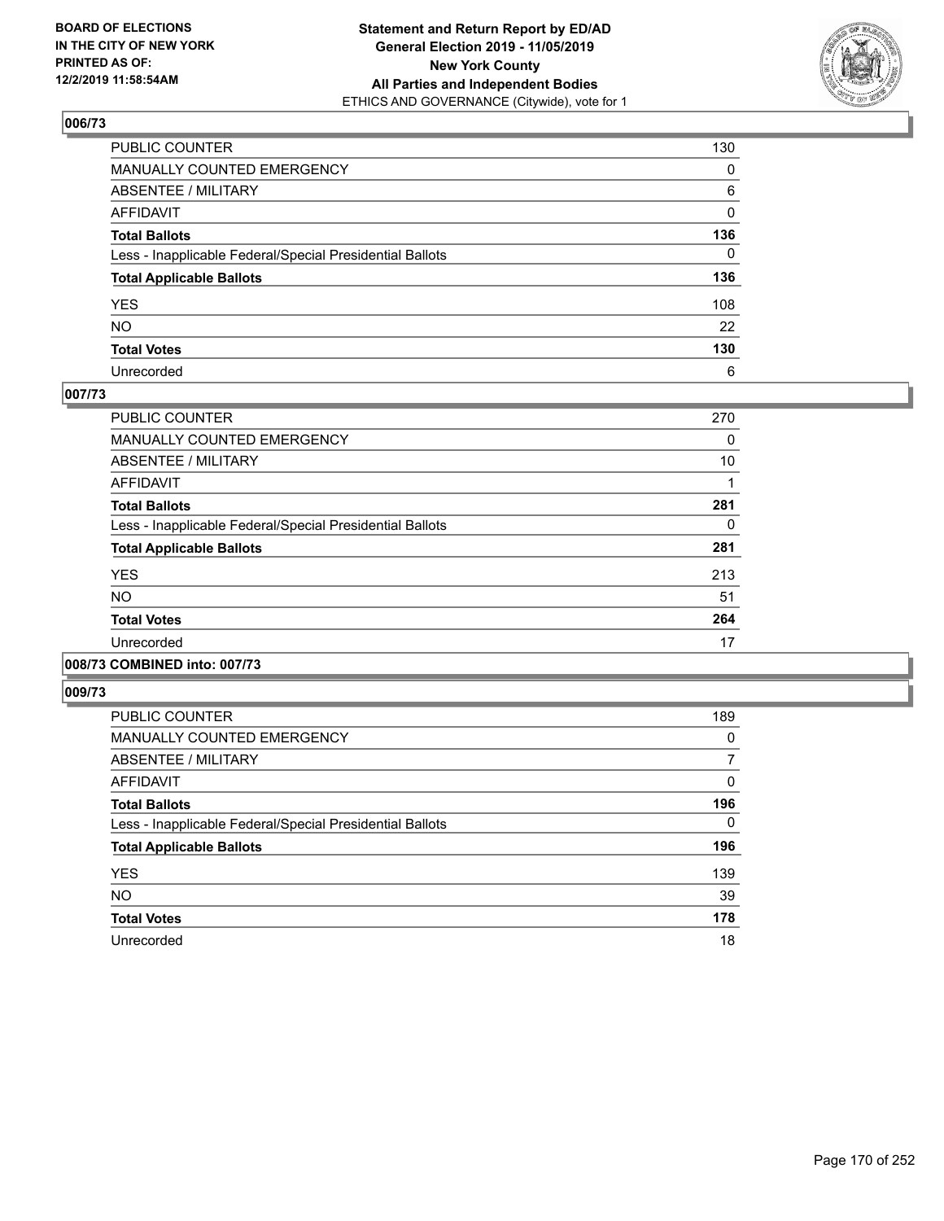BOARD OF ELECTIONS IN THE CITY OF NEW YORK PRINTED AS OF: 12/2/2019 11:58:54AM

**Statement and Return Report by ED/AD General Election 2019 - 11/05/2019 New York County All Parties and Independent Bodies**
ETHICS AND GOVERNANCE (Citywide), vote for 1

### 006/73

| | |
|---|---|
| PUBLIC COUNTER | 130 |
| MANUALLY COUNTED EMERGENCY | 0 |
| ABSENTEE / MILITARY | 6 |
| AFFIDAVIT | 0 |
| **Total Ballots** | **136** |
| Less - Inapplicable Federal/Special Presidential Ballots | 0 |
| **Total Applicable Ballots** | **136** |
| YES | 108 |
| NO | 22 |
| **Total Votes** | **130** |
| Unrecorded | 6 |

### 007/73

| | |
|---|---|
| PUBLIC COUNTER | 270 |
| MANUALLY COUNTED EMERGENCY | 0 |
| ABSENTEE / MILITARY | 10 |
| AFFIDAVIT | 1 |
| **Total Ballots** | **281** |
| Less - Inapplicable Federal/Special Presidential Ballots | 0 |
| **Total Applicable Ballots** | **281** |
| YES | 213 |
| NO | 51 |
| **Total Votes** | **264** |
| Unrecorded | 17 |

### 008/73 COMBINED into: 007/73

### 009/73

| | |
|---|---|
| PUBLIC COUNTER | 189 |
| MANUALLY COUNTED EMERGENCY | 0 |
| ABSENTEE / MILITARY | 7 |
| AFFIDAVIT | 0 |
| **Total Ballots** | **196** |
| Less - Inapplicable Federal/Special Presidential Ballots | 0 |
| **Total Applicable Ballots** | **196** |
| YES | 139 |
| NO | 39 |
| **Total Votes** | **178** |
| Unrecorded | 18 |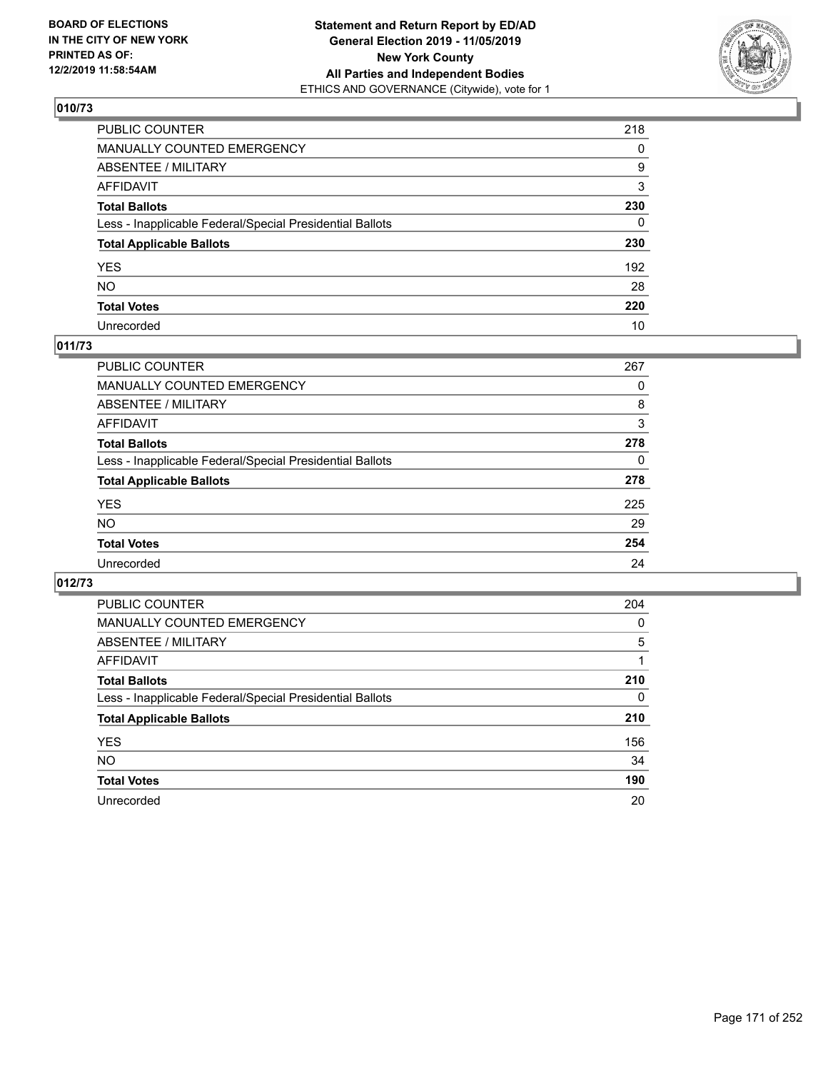**BOARD OF ELECTIONS IN THE CITY OF NEW YORK PRINTED AS OF: 12/2/2019 11:58:54AM**

**Statement and Return Report by ED/AD General Election 2019 - 11/05/2019 New York County All Parties and Independent Bodies**
ETHICS AND GOVERNANCE (Citywide), vote for 1

## 010/73

| | |
|---|---|
| PUBLIC COUNTER | 218 |
| MANUALLY COUNTED EMERGENCY | 0 |
| ABSENTEE / MILITARY | 9 |
| AFFIDAVIT | 3 |
| **Total Ballots** | **230** |
| Less - Inapplicable Federal/Special Presidential Ballots | 0 |
| **Total Applicable Ballots** | **230** |
| YES | 192 |
| NO | 28 |
| **Total Votes** | **220** |
| Unrecorded | 10 |

## 011/73

| | |
|---|---|
| PUBLIC COUNTER | 267 |
| MANUALLY COUNTED EMERGENCY | 0 |
| ABSENTEE / MILITARY | 8 |
| AFFIDAVIT | 3 |
| **Total Ballots** | **278** |
| Less - Inapplicable Federal/Special Presidential Ballots | 0 |
| **Total Applicable Ballots** | **278** |
| YES | 225 |
| NO | 29 |
| **Total Votes** | **254** |
| Unrecorded | 24 |

## 012/73

| | |
|---|---|
| PUBLIC COUNTER | 204 |
| MANUALLY COUNTED EMERGENCY | 0 |
| ABSENTEE / MILITARY | 5 |
| AFFIDAVIT | 1 |
| **Total Ballots** | **210** |
| Less - Inapplicable Federal/Special Presidential Ballots | 0 |
| **Total Applicable Ballots** | **210** |
| YES | 156 |
| NO | 34 |
| **Total Votes** | **190** |
| Unrecorded | 20 |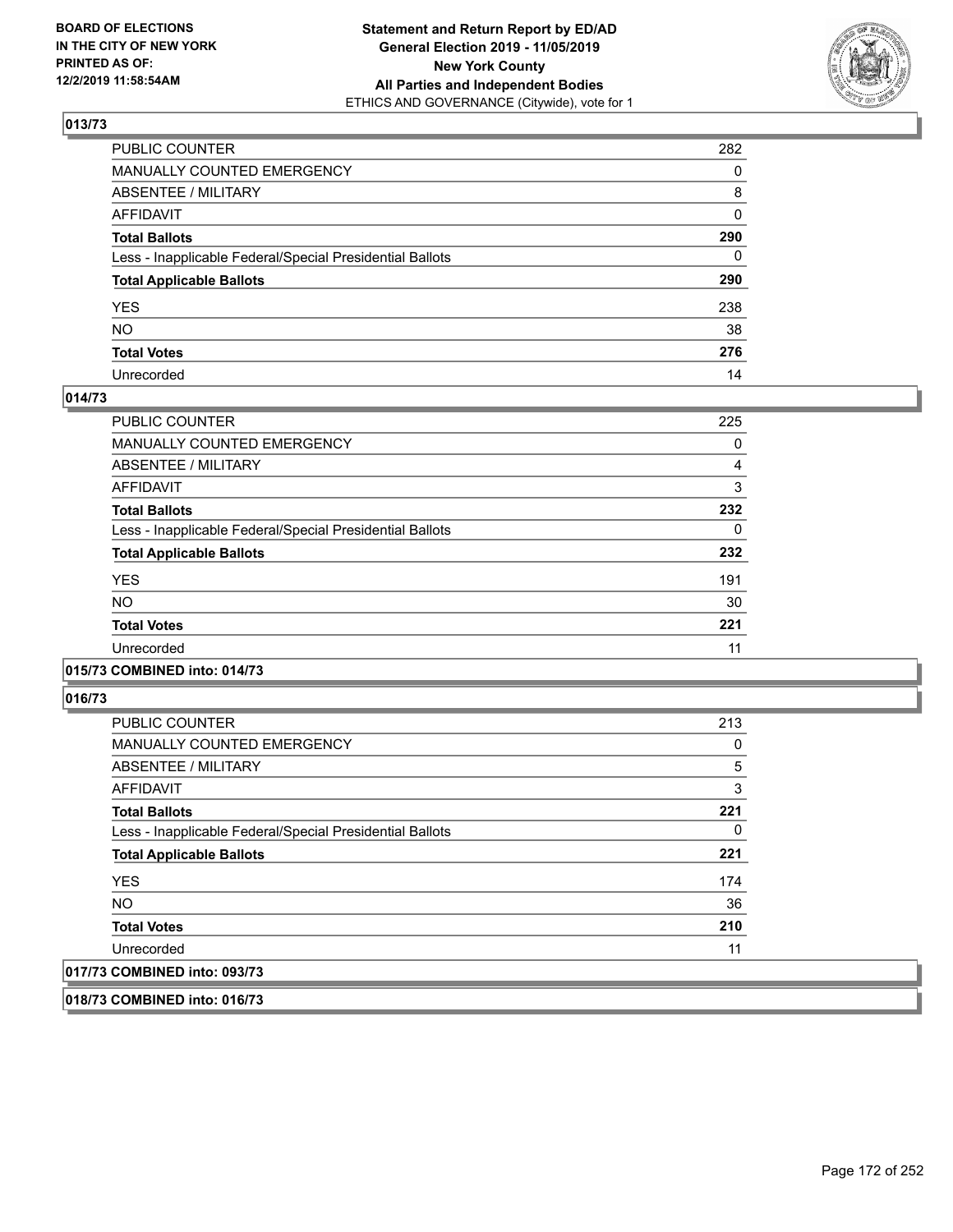## 013/73

| | |
|---|---|
| PUBLIC COUNTER | 282 |
| MANUALLY COUNTED EMERGENCY | 0 |
| ABSENTEE / MILITARY | 8 |
| AFFIDAVIT | 0 |
| **Total Ballots** | **290** |
| Less - Inapplicable Federal/Special Presidential Ballots | 0 |
| **Total Applicable Ballots** | **290** |
| YES | 238 |
| NO | 38 |
| **Total Votes** | **276** |
| Unrecorded | 14 |

## 014/73

| | |
|---|---|
| PUBLIC COUNTER | 225 |
| MANUALLY COUNTED EMERGENCY | 0 |
| ABSENTEE / MILITARY | 4 |
| AFFIDAVIT | 3 |
| **Total Ballots** | **232** |
| Less - Inapplicable Federal/Special Presidential Ballots | 0 |
| **Total Applicable Ballots** | **232** |
| YES | 191 |
| NO | 30 |
| **Total Votes** | **221** |
| Unrecorded | 11 |

## 015/73 COMBINED into: 014/73

## 016/73

| | |
|---|---|
| PUBLIC COUNTER | 213 |
| MANUALLY COUNTED EMERGENCY | 0 |
| ABSENTEE / MILITARY | 5 |
| AFFIDAVIT | 3 |
| **Total Ballots** | **221** |
| Less - Inapplicable Federal/Special Presidential Ballots | 0 |
| **Total Applicable Ballots** | **221** |
| YES | 174 |
| NO | 36 |
| **Total Votes** | **210** |
| Unrecorded | 11 |

## 017/73 COMBINED into: 093/73

## 018/73 COMBINED into: 016/73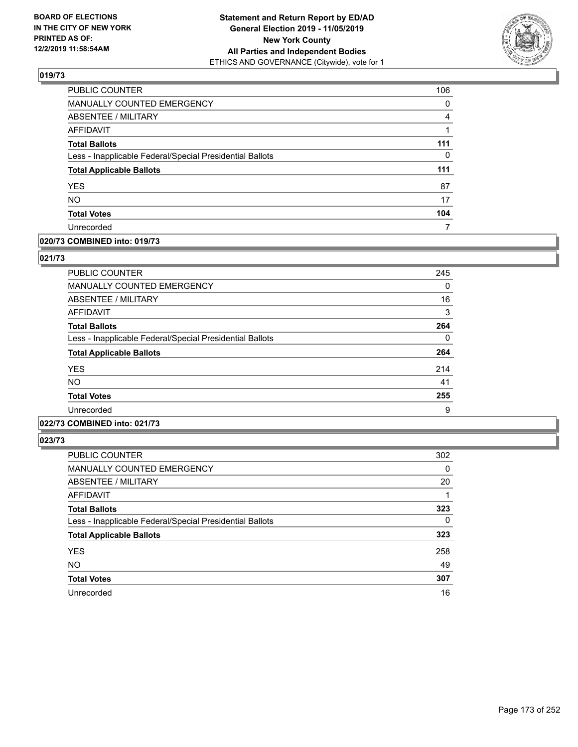**Statement and Return Report by ED/AD**
**General Election 2019 - 11/05/2019**
**New York County**
**All Parties and Independent Bodies**
ETHICS AND GOVERNANCE (Citywide), vote for 1

BOARD OF ELECTIONS IN THE CITY OF NEW YORK PRINTED AS OF: 12/2/2019 11:58:54AM

### 019/73

| | |
|---|---|
| PUBLIC COUNTER | 106 |
| MANUALLY COUNTED EMERGENCY | 0 |
| ABSENTEE / MILITARY | 4 |
| AFFIDAVIT | 1 |
| **Total Ballots** | **111** |
| Less - Inapplicable Federal/Special Presidential Ballots | 0 |
| **Total Applicable Ballots** | **111** |
| YES | 87 |
| NO | 17 |
| **Total Votes** | **104** |
| Unrecorded | 7 |

### 020/73 COMBINED into: 019/73

### 021/73

| | |
|---|---|
| PUBLIC COUNTER | 245 |
| MANUALLY COUNTED EMERGENCY | 0 |
| ABSENTEE / MILITARY | 16 |
| AFFIDAVIT | 3 |
| **Total Ballots** | **264** |
| Less - Inapplicable Federal/Special Presidential Ballots | 0 |
| **Total Applicable Ballots** | **264** |
| YES | 214 |
| NO | 41 |
| **Total Votes** | **255** |
| Unrecorded | 9 |

### 022/73 COMBINED into: 021/73

### 023/73

| | |
|---|---|
| PUBLIC COUNTER | 302 |
| MANUALLY COUNTED EMERGENCY | 0 |
| ABSENTEE / MILITARY | 20 |
| AFFIDAVIT | 1 |
| **Total Ballots** | **323** |
| Less - Inapplicable Federal/Special Presidential Ballots | 0 |
| **Total Applicable Ballots** | **323** |
| YES | 258 |
| NO | 49 |
| **Total Votes** | **307** |
| Unrecorded | 16 |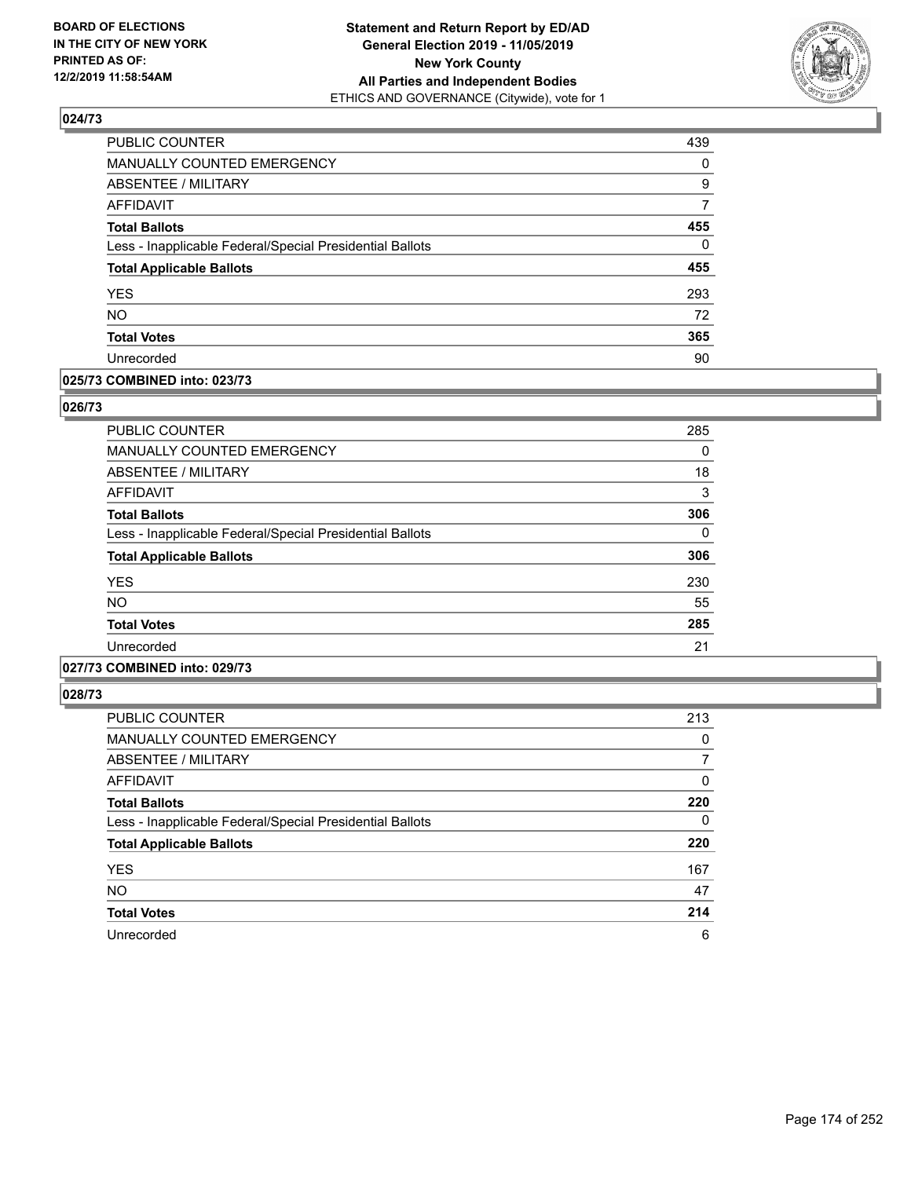### 024/73

| | |
|---|---|
| PUBLIC COUNTER | 439 |
| MANUALLY COUNTED EMERGENCY | 0 |
| ABSENTEE / MILITARY | 9 |
| AFFIDAVIT | 7 |
| **Total Ballots** | **455** |
| Less - Inapplicable Federal/Special Presidential Ballots | 0 |
| **Total Applicable Ballots** | **455** |
| YES | 293 |
| NO | 72 |
| **Total Votes** | **365** |
| Unrecorded | 90 |

### 025/73 COMBINED into: 023/73

### 026/73

| | |
|---|---|
| PUBLIC COUNTER | 285 |
| MANUALLY COUNTED EMERGENCY | 0 |
| ABSENTEE / MILITARY | 18 |
| AFFIDAVIT | 3 |
| **Total Ballots** | **306** |
| Less - Inapplicable Federal/Special Presidential Ballots | 0 |
| **Total Applicable Ballots** | **306** |
| YES | 230 |
| NO | 55 |
| **Total Votes** | **285** |
| Unrecorded | 21 |

### 027/73 COMBINED into: 029/73

### 028/73

| | |
|---|---|
| PUBLIC COUNTER | 213 |
| MANUALLY COUNTED EMERGENCY | 0 |
| ABSENTEE / MILITARY | 7 |
| AFFIDAVIT | 0 |
| **Total Ballots** | **220** |
| Less - Inapplicable Federal/Special Presidential Ballots | 0 |
| **Total Applicable Ballots** | **220** |
| YES | 167 |
| NO | 47 |
| **Total Votes** | **214** |
| Unrecorded | 6 |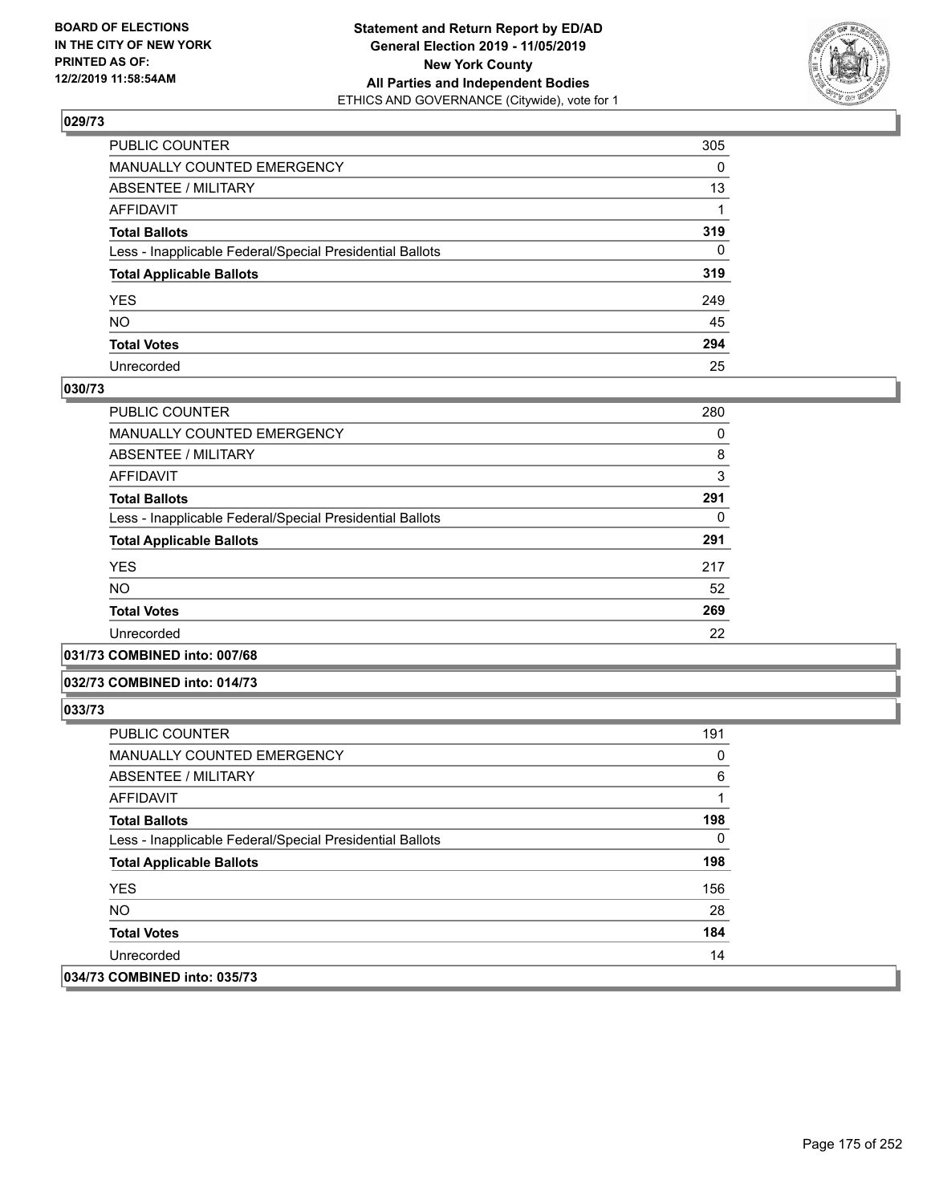**Statement and Return Report by ED/AD**
**General Election 2019 - 11/05/2019**
**New York County**
**All Parties and Independent Bodies**
ETHICS AND GOVERNANCE (Citywide), vote for 1

BOARD OF ELECTIONS
IN THE CITY OF NEW YORK
PRINTED AS OF:
12/2/2019 11:58:54AM

### 029/73

| | |
|---|---|
| PUBLIC COUNTER | 305 |
| MANUALLY COUNTED EMERGENCY | 0 |
| ABSENTEE / MILITARY | 13 |
| AFFIDAVIT | 1 |
| **Total Ballots** | **319** |
| Less - Inapplicable Federal/Special Presidential Ballots | 0 |
| **Total Applicable Ballots** | **319** |
| YES | 249 |
| NO | 45 |
| **Total Votes** | **294** |
| Unrecorded | 25 |

### 030/73

| | |
|---|---|
| PUBLIC COUNTER | 280 |
| MANUALLY COUNTED EMERGENCY | 0 |
| ABSENTEE / MILITARY | 8 |
| AFFIDAVIT | 3 |
| **Total Ballots** | **291** |
| Less - Inapplicable Federal/Special Presidential Ballots | 0 |
| **Total Applicable Ballots** | **291** |
| YES | 217 |
| NO | 52 |
| **Total Votes** | **269** |
| Unrecorded | 22 |

### 031/73 COMBINED into: 007/68

### 032/73 COMBINED into: 014/73

### 033/73

| | |
|---|---|
| PUBLIC COUNTER | 191 |
| MANUALLY COUNTED EMERGENCY | 0 |
| ABSENTEE / MILITARY | 6 |
| AFFIDAVIT | 1 |
| **Total Ballots** | **198** |
| Less - Inapplicable Federal/Special Presidential Ballots | 0 |
| **Total Applicable Ballots** | **198** |
| YES | 156 |
| NO | 28 |
| **Total Votes** | **184** |
| Unrecorded | 14 |

### 034/73 COMBINED into: 035/73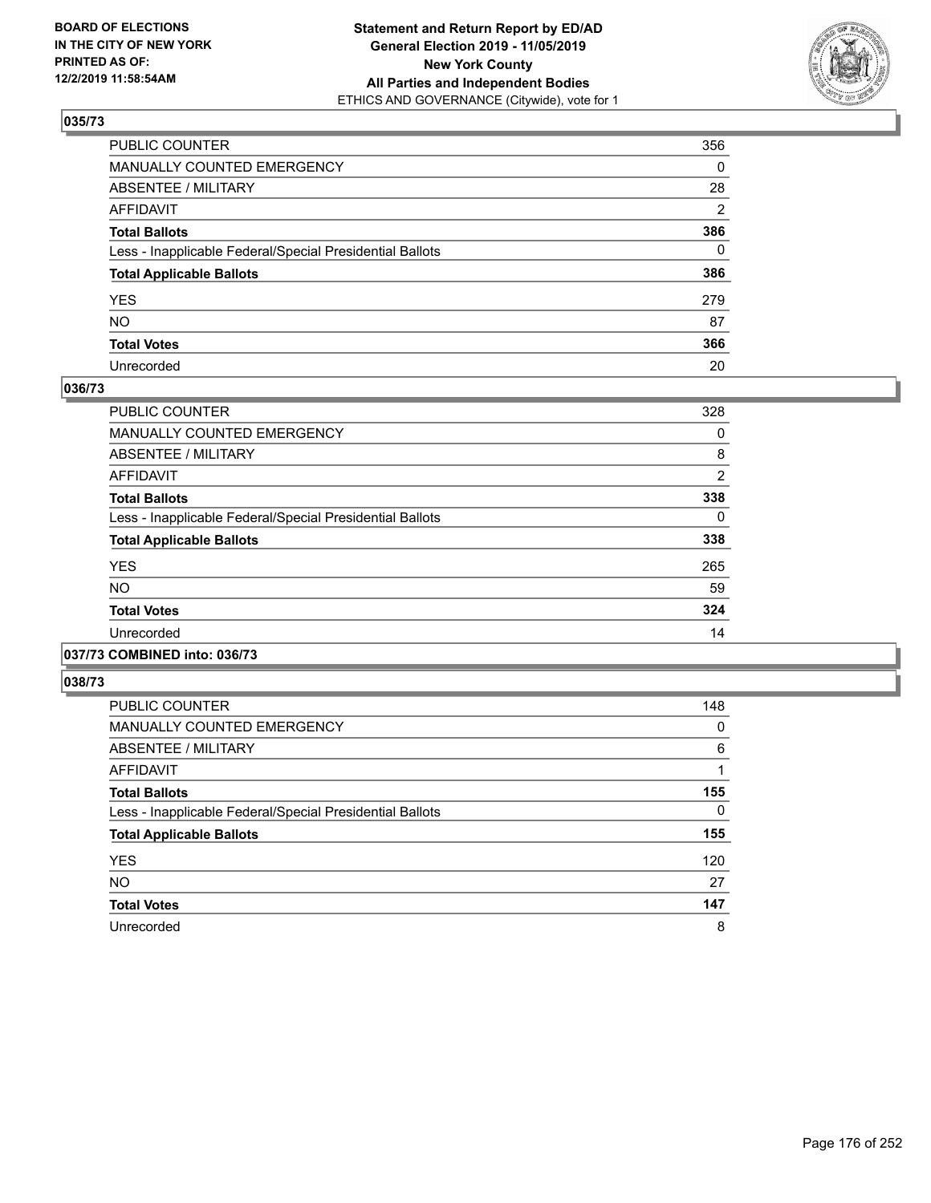**BOARD OF ELECTIONS IN THE CITY OF NEW YORK PRINTED AS OF: 12/2/2019 11:58:54AM**

**Statement and Return Report by ED/AD General Election 2019 - 11/05/2019 New York County All Parties and Independent Bodies**
ETHICS AND GOVERNANCE (Citywide), vote for 1

## 035/73

| | |
|---|---|
| PUBLIC COUNTER | 356 |
| MANUALLY COUNTED EMERGENCY | 0 |
| ABSENTEE / MILITARY | 28 |
| AFFIDAVIT | 2 |
| **Total Ballots** | **386** |
| Less - Inapplicable Federal/Special Presidential Ballots | 0 |
| **Total Applicable Ballots** | **386** |
| YES | 279 |
| NO | 87 |
| **Total Votes** | **366** |
| Unrecorded | 20 |

## 036/73

| | |
|---|---|
| PUBLIC COUNTER | 328 |
| MANUALLY COUNTED EMERGENCY | 0 |
| ABSENTEE / MILITARY | 8 |
| AFFIDAVIT | 2 |
| **Total Ballots** | **338** |
| Less - Inapplicable Federal/Special Presidential Ballots | 0 |
| **Total Applicable Ballots** | **338** |
| YES | 265 |
| NO | 59 |
| **Total Votes** | **324** |
| Unrecorded | 14 |

## 037/73 COMBINED into: 036/73

## 038/73

| | |
|---|---|
| PUBLIC COUNTER | 148 |
| MANUALLY COUNTED EMERGENCY | 0 |
| ABSENTEE / MILITARY | 6 |
| AFFIDAVIT | 1 |
| **Total Ballots** | **155** |
| Less - Inapplicable Federal/Special Presidential Ballots | 0 |
| **Total Applicable Ballots** | **155** |
| YES | 120 |
| NO | 27 |
| **Total Votes** | **147** |
| Unrecorded | 8 |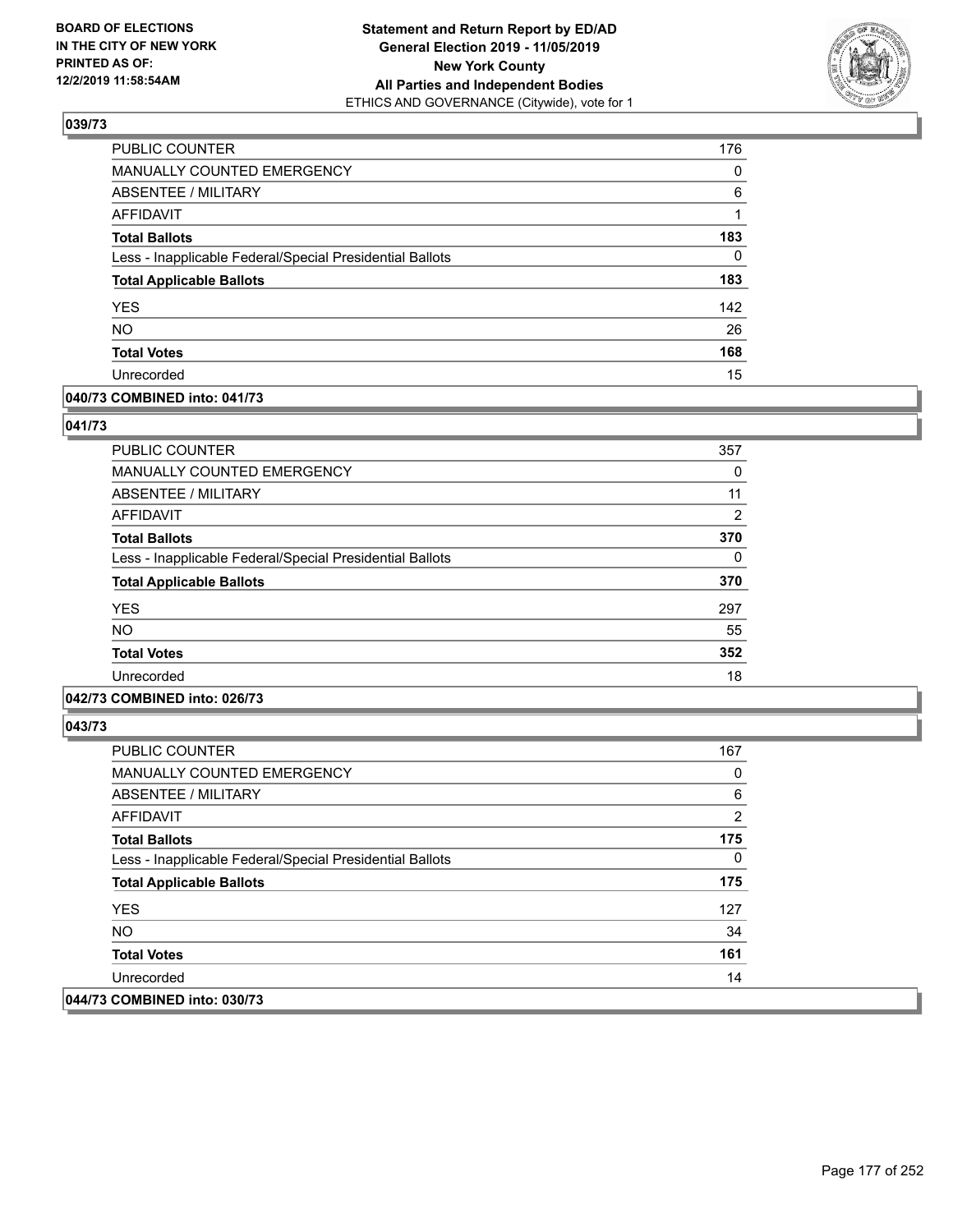**Statement and Return Report by ED/AD**
**General Election 2019 - 11/05/2019**
**New York County**
**All Parties and Independent Bodies**
ETHICS AND GOVERNANCE (Citywide), vote for 1

BOARD OF ELECTIONS
IN THE CITY OF NEW YORK
PRINTED AS OF:
12/2/2019 11:58:54AM

### 039/73

| | |
|---|---|
| PUBLIC COUNTER | 176 |
| MANUALLY COUNTED EMERGENCY | 0 |
| ABSENTEE / MILITARY | 6 |
| AFFIDAVIT | 1 |
| **Total Ballots** | **183** |
| Less - Inapplicable Federal/Special Presidential Ballots | 0 |
| **Total Applicable Ballots** | **183** |
| YES | 142 |
| NO | 26 |
| **Total Votes** | **168** |
| Unrecorded | 15 |

### 040/73 COMBINED into: 041/73

### 041/73

| | |
|---|---|
| PUBLIC COUNTER | 357 |
| MANUALLY COUNTED EMERGENCY | 0 |
| ABSENTEE / MILITARY | 11 |
| AFFIDAVIT | 2 |
| **Total Ballots** | **370** |
| Less - Inapplicable Federal/Special Presidential Ballots | 0 |
| **Total Applicable Ballots** | **370** |
| YES | 297 |
| NO | 55 |
| **Total Votes** | **352** |
| Unrecorded | 18 |

### 042/73 COMBINED into: 026/73

### 043/73

| | |
|---|---|
| PUBLIC COUNTER | 167 |
| MANUALLY COUNTED EMERGENCY | 0 |
| ABSENTEE / MILITARY | 6 |
| AFFIDAVIT | 2 |
| **Total Ballots** | **175** |
| Less - Inapplicable Federal/Special Presidential Ballots | 0 |
| **Total Applicable Ballots** | **175** |
| YES | 127 |
| NO | 34 |
| **Total Votes** | **161** |
| Unrecorded | 14 |

### 044/73 COMBINED into: 030/73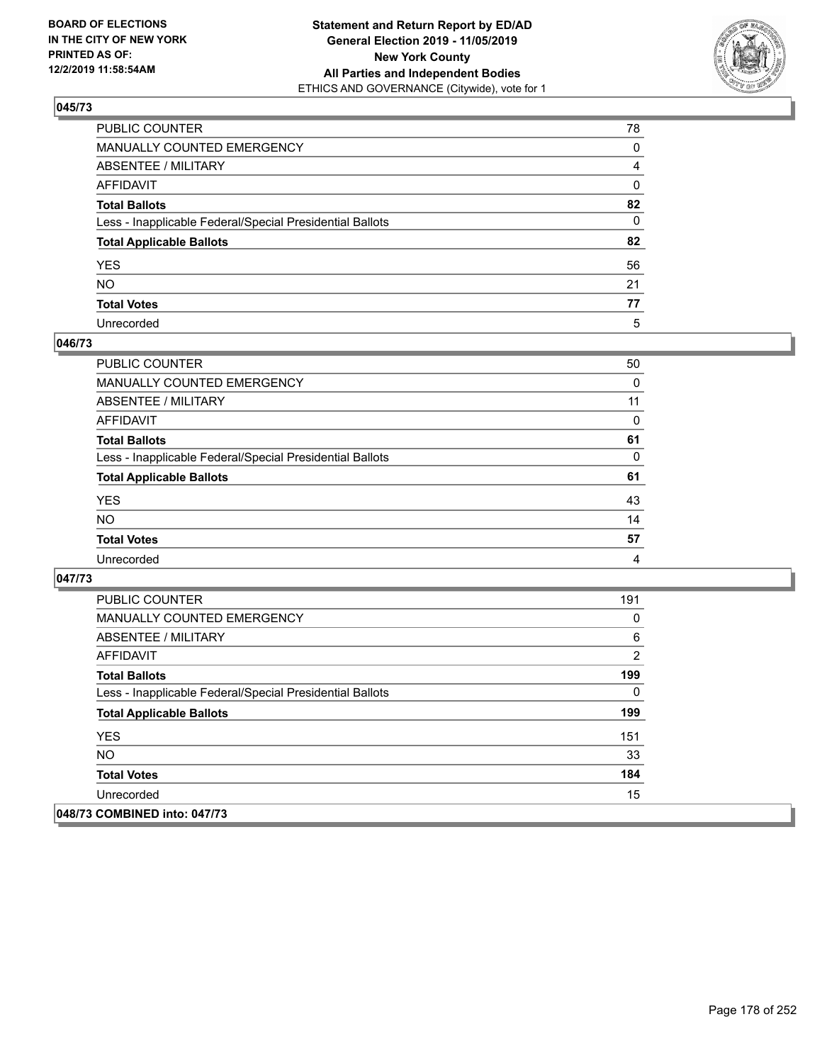**BOARD OF ELECTIONS IN THE CITY OF NEW YORK PRINTED AS OF: 12/2/2019 11:58:54AM**

**Statement and Return Report by ED/AD General Election 2019 - 11/05/2019 New York County All Parties and Independent Bodies**
ETHICS AND GOVERNANCE (Citywide), vote for 1

### 045/73

| | |
|---|---|
| PUBLIC COUNTER | 78 |
| MANUALLY COUNTED EMERGENCY | 0 |
| ABSENTEE / MILITARY | 4 |
| AFFIDAVIT | 0 |
| **Total Ballots** | **82** |
| Less - Inapplicable Federal/Special Presidential Ballots | 0 |
| **Total Applicable Ballots** | **82** |
| YES | 56 |
| NO | 21 |
| **Total Votes** | **77** |
| Unrecorded | 5 |

### 046/73

| | |
|---|---|
| PUBLIC COUNTER | 50 |
| MANUALLY COUNTED EMERGENCY | 0 |
| ABSENTEE / MILITARY | 11 |
| AFFIDAVIT | 0 |
| **Total Ballots** | **61** |
| Less - Inapplicable Federal/Special Presidential Ballots | 0 |
| **Total Applicable Ballots** | **61** |
| YES | 43 |
| NO | 14 |
| **Total Votes** | **57** |
| Unrecorded | 4 |

### 047/73

| | |
|---|---|
| PUBLIC COUNTER | 191 |
| MANUALLY COUNTED EMERGENCY | 0 |
| ABSENTEE / MILITARY | 6 |
| AFFIDAVIT | 2 |
| **Total Ballots** | **199** |
| Less - Inapplicable Federal/Special Presidential Ballots | 0 |
| **Total Applicable Ballots** | **199** |
| YES | 151 |
| NO | 33 |
| **Total Votes** | **184** |
| Unrecorded | 15 |

### 048/73 COMBINED into: 047/73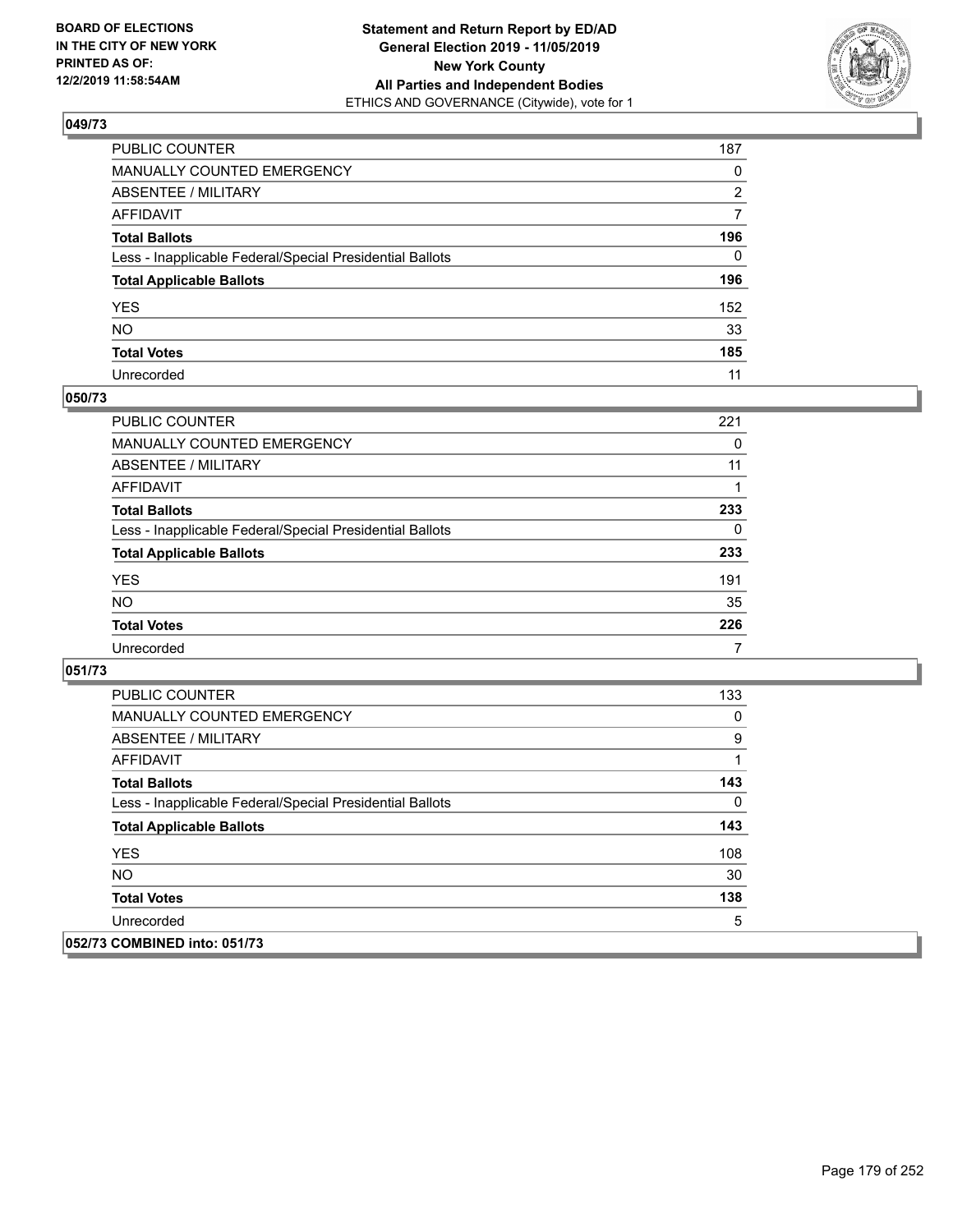BOARD OF ELECTIONS
IN THE CITY OF NEW YORK
PRINTED AS OF:
12/2/2019 11:58:54AM

**Statement and Return Report by ED/AD**
**General Election 2019 - 11/05/2019**
**New York County**
**All Parties and Independent Bodies**
ETHICS AND GOVERNANCE (Citywide), vote for 1

## 049/73

| | |
|---|---|
| PUBLIC COUNTER | 187 |
| MANUALLY COUNTED EMERGENCY | 0 |
| ABSENTEE / MILITARY | 2 |
| AFFIDAVIT | 7 |
| **Total Ballots** | **196** |
| Less - Inapplicable Federal/Special Presidential Ballots | 0 |
| **Total Applicable Ballots** | **196** |
| YES | 152 |
| NO | 33 |
| **Total Votes** | **185** |
| Unrecorded | 11 |

## 050/73

| | |
|---|---|
| PUBLIC COUNTER | 221 |
| MANUALLY COUNTED EMERGENCY | 0 |
| ABSENTEE / MILITARY | 11 |
| AFFIDAVIT | 1 |
| **Total Ballots** | **233** |
| Less - Inapplicable Federal/Special Presidential Ballots | 0 |
| **Total Applicable Ballots** | **233** |
| YES | 191 |
| NO | 35 |
| **Total Votes** | **226** |
| Unrecorded | 7 |

## 051/73

| | |
|---|---|
| PUBLIC COUNTER | 133 |
| MANUALLY COUNTED EMERGENCY | 0 |
| ABSENTEE / MILITARY | 9 |
| AFFIDAVIT | 1 |
| **Total Ballots** | **143** |
| Less - Inapplicable Federal/Special Presidential Ballots | 0 |
| **Total Applicable Ballots** | **143** |
| YES | 108 |
| NO | 30 |
| **Total Votes** | **138** |
| Unrecorded | 5 |

## 052/73 COMBINED into: 051/73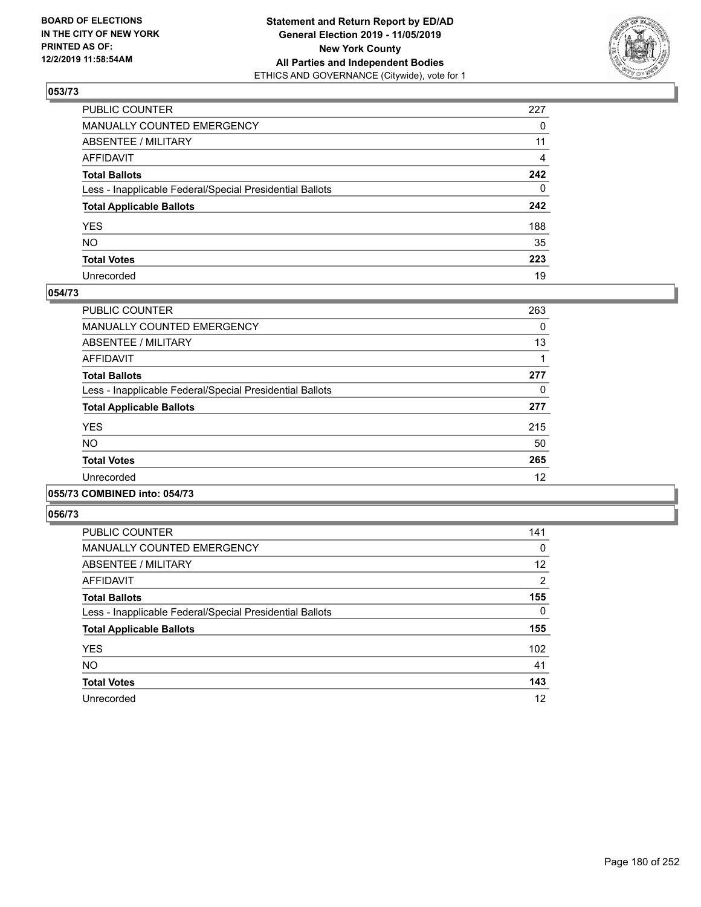**BOARD OF ELECTIONS IN THE CITY OF NEW YORK PRINTED AS OF: 12/2/2019 11:58:54AM**

**Statement and Return Report by ED/AD General Election 2019 - 11/05/2019 New York County All Parties and Independent Bodies**
ETHICS AND GOVERNANCE (Citywide), vote for 1

### 053/73

| | |
|---|---|
| PUBLIC COUNTER | 227 |
| MANUALLY COUNTED EMERGENCY | 0 |
| ABSENTEE / MILITARY | 11 |
| AFFIDAVIT | 4 |
| **Total Ballots** | **242** |
| Less - Inapplicable Federal/Special Presidential Ballots | 0 |
| **Total Applicable Ballots** | **242** |
| YES | 188 |
| NO | 35 |
| **Total Votes** | **223** |
| Unrecorded | 19 |

### 054/73

| | |
|---|---|
| PUBLIC COUNTER | 263 |
| MANUALLY COUNTED EMERGENCY | 0 |
| ABSENTEE / MILITARY | 13 |
| AFFIDAVIT | 1 |
| **Total Ballots** | **277** |
| Less - Inapplicable Federal/Special Presidential Ballots | 0 |
| **Total Applicable Ballots** | **277** |
| YES | 215 |
| NO | 50 |
| **Total Votes** | **265** |
| Unrecorded | 12 |

### 055/73 COMBINED into: 054/73

### 056/73

| | |
|---|---|
| PUBLIC COUNTER | 141 |
| MANUALLY COUNTED EMERGENCY | 0 |
| ABSENTEE / MILITARY | 12 |
| AFFIDAVIT | 2 |
| **Total Ballots** | **155** |
| Less - Inapplicable Federal/Special Presidential Ballots | 0 |
| **Total Applicable Ballots** | **155** |
| YES | 102 |
| NO | 41 |
| **Total Votes** | **143** |
| Unrecorded | 12 |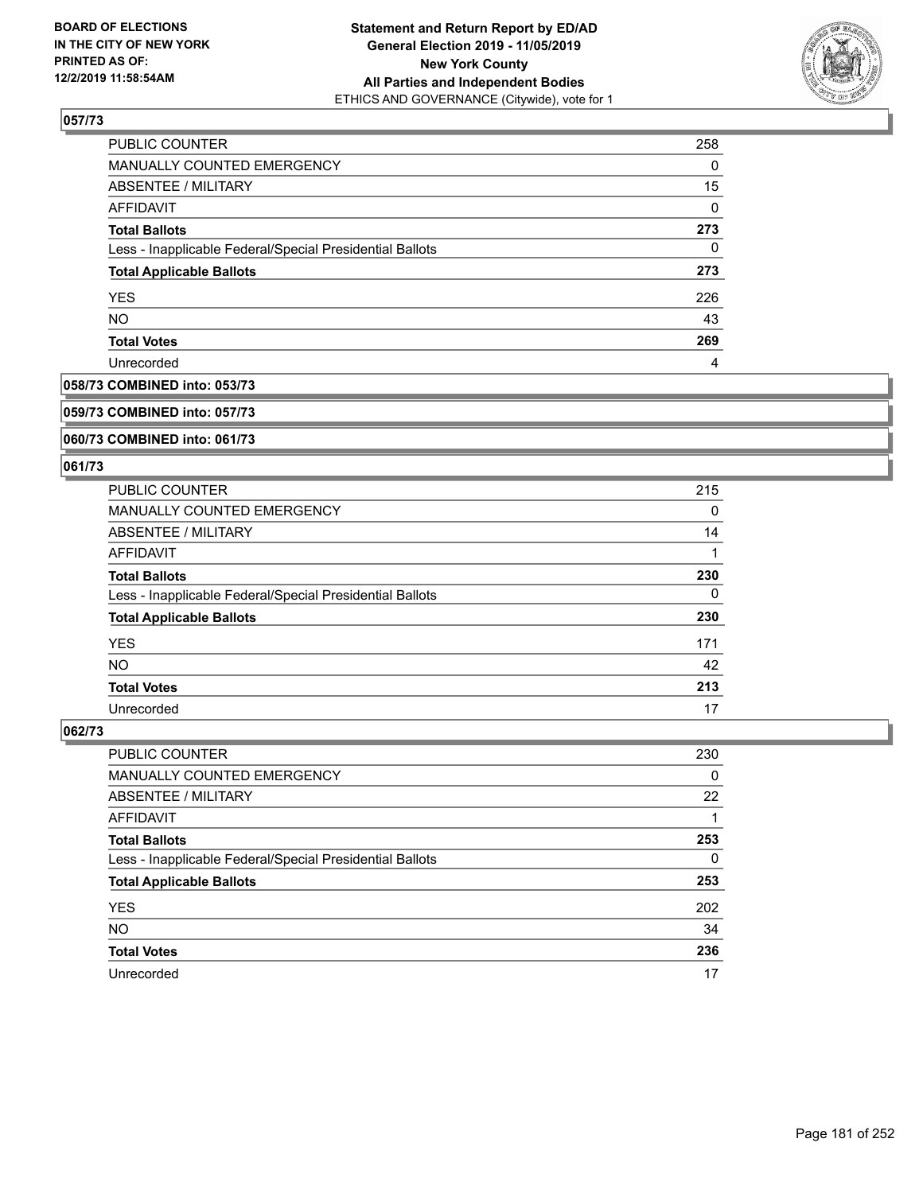## 057/73

| | |
|---|---|
| PUBLIC COUNTER | 258 |
| MANUALLY COUNTED EMERGENCY | 0 |
| ABSENTEE / MILITARY | 15 |
| AFFIDAVIT | 0 |
| **Total Ballots** | **273** |
| Less - Inapplicable Federal/Special Presidential Ballots | 0 |
| **Total Applicable Ballots** | **273** |
| YES | 226 |
| NO | 43 |
| **Total Votes** | **269** |
| Unrecorded | 4 |

## 058/73 COMBINED into: 053/73

## 059/73 COMBINED into: 057/73

## 060/73 COMBINED into: 061/73

## 061/73

| | |
|---|---|
| PUBLIC COUNTER | 215 |
| MANUALLY COUNTED EMERGENCY | 0 |
| ABSENTEE / MILITARY | 14 |
| AFFIDAVIT | 1 |
| **Total Ballots** | **230** |
| Less - Inapplicable Federal/Special Presidential Ballots | 0 |
| **Total Applicable Ballots** | **230** |
| YES | 171 |
| NO | 42 |
| **Total Votes** | **213** |
| Unrecorded | 17 |

## 062/73

| | |
|---|---|
| PUBLIC COUNTER | 230 |
| MANUALLY COUNTED EMERGENCY | 0 |
| ABSENTEE / MILITARY | 22 |
| AFFIDAVIT | 1 |
| **Total Ballots** | **253** |
| Less - Inapplicable Federal/Special Presidential Ballots | 0 |
| **Total Applicable Ballots** | **253** |
| YES | 202 |
| NO | 34 |
| **Total Votes** | **236** |
| Unrecorded | 17 |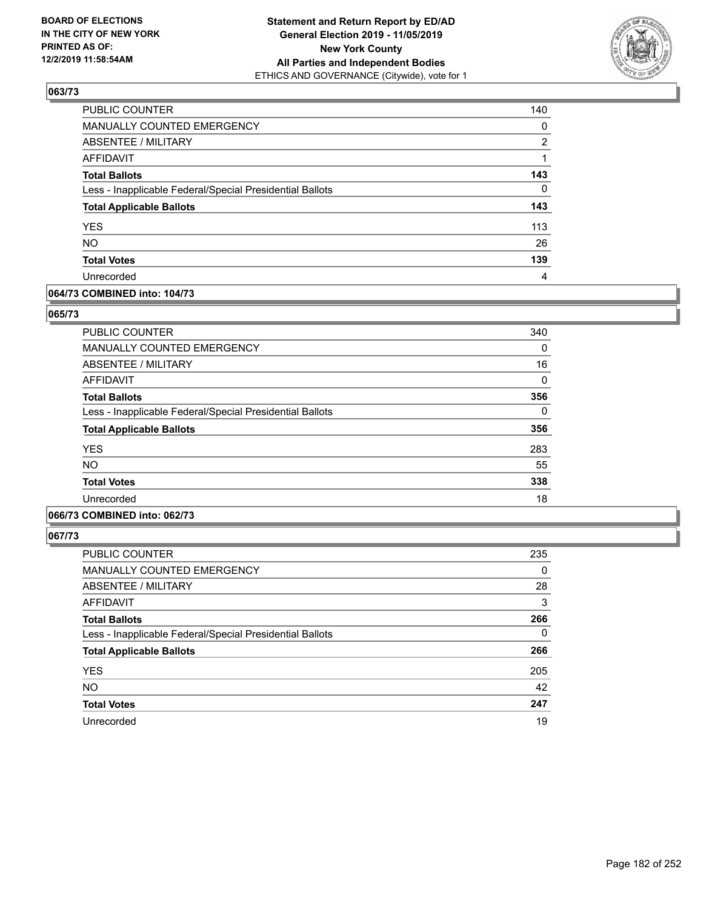**Statement and Return Report by ED/AD**
**General Election 2019 - 11/05/2019**
**New York County**
**All Parties and Independent Bodies**
ETHICS AND GOVERNANCE (Citywide), vote for 1

BOARD OF ELECTIONS IN THE CITY OF NEW YORK PRINTED AS OF: 12/2/2019 11:58:54AM

### 063/73

| | |
|---|---|
| PUBLIC COUNTER | 140 |
| MANUALLY COUNTED EMERGENCY | 0 |
| ABSENTEE / MILITARY | 2 |
| AFFIDAVIT | 1 |
| **Total Ballots** | **143** |
| Less - Inapplicable Federal/Special Presidential Ballots | 0 |
| **Total Applicable Ballots** | **143** |
| YES | 113 |
| NO | 26 |
| **Total Votes** | **139** |
| Unrecorded | 4 |

### 064/73 COMBINED into: 104/73

### 065/73

| | |
|---|---|
| PUBLIC COUNTER | 340 |
| MANUALLY COUNTED EMERGENCY | 0 |
| ABSENTEE / MILITARY | 16 |
| AFFIDAVIT | 0 |
| **Total Ballots** | **356** |
| Less - Inapplicable Federal/Special Presidential Ballots | 0 |
| **Total Applicable Ballots** | **356** |
| YES | 283 |
| NO | 55 |
| **Total Votes** | **338** |
| Unrecorded | 18 |

### 066/73 COMBINED into: 062/73

### 067/73

| | |
|---|---|
| PUBLIC COUNTER | 235 |
| MANUALLY COUNTED EMERGENCY | 0 |
| ABSENTEE / MILITARY | 28 |
| AFFIDAVIT | 3 |
| **Total Ballots** | **266** |
| Less - Inapplicable Federal/Special Presidential Ballots | 0 |
| **Total Applicable Ballots** | **266** |
| YES | 205 |
| NO | 42 |
| **Total Votes** | **247** |
| Unrecorded | 19 |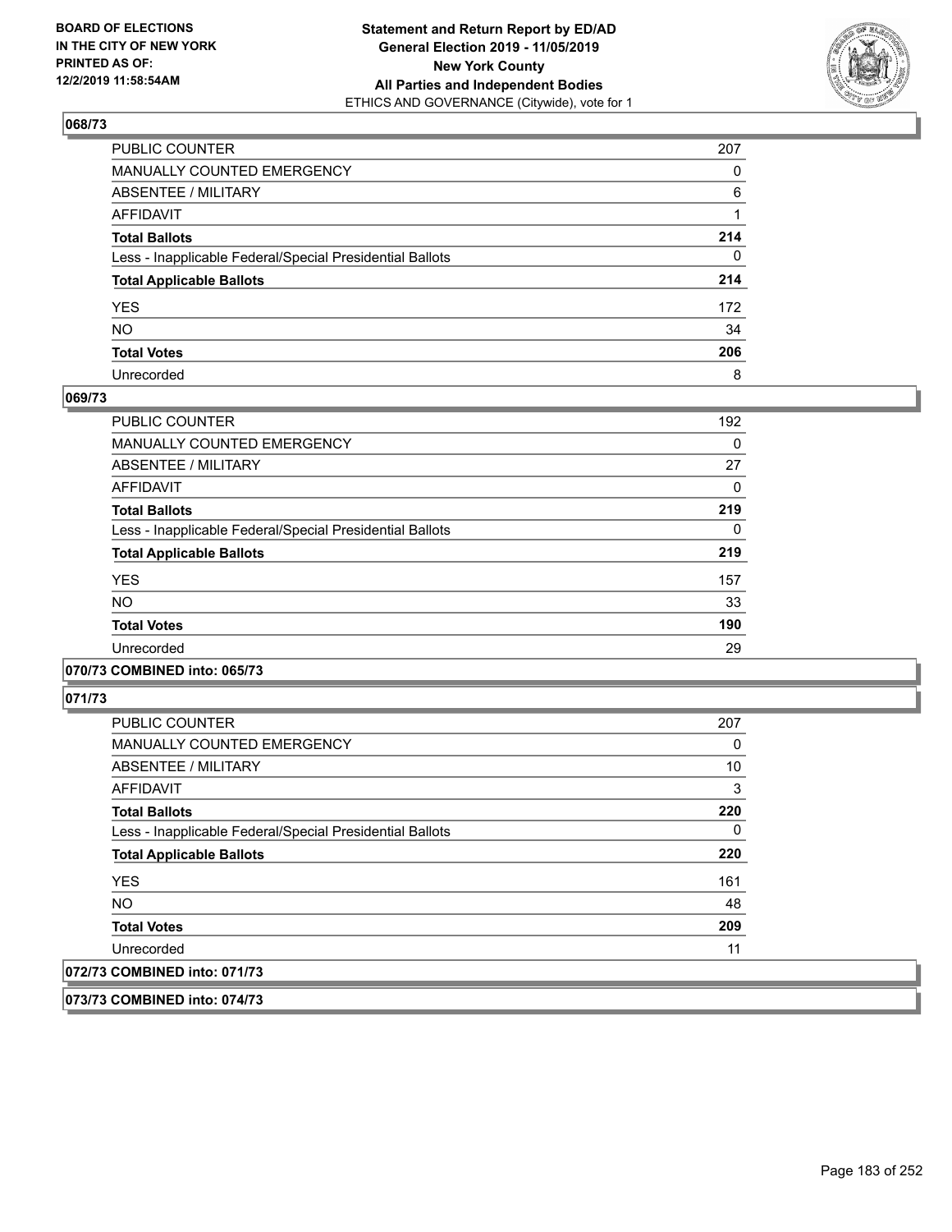**068/73**

| | |
|---|---|
| PUBLIC COUNTER | 207 |
| MANUALLY COUNTED EMERGENCY | 0 |
| ABSENTEE / MILITARY | 6 |
| AFFIDAVIT | 1 |
| **Total Ballots** | **214** |
| Less - Inapplicable Federal/Special Presidential Ballots | 0 |
| **Total Applicable Ballots** | **214** |
| YES | 172 |
| NO | 34 |
| **Total Votes** | **206** |
| Unrecorded | 8 |

**069/73**

| | |
|---|---|
| PUBLIC COUNTER | 192 |
| MANUALLY COUNTED EMERGENCY | 0 |
| ABSENTEE / MILITARY | 27 |
| AFFIDAVIT | 0 |
| **Total Ballots** | **219** |
| Less - Inapplicable Federal/Special Presidential Ballots | 0 |
| **Total Applicable Ballots** | **219** |
| YES | 157 |
| NO | 33 |
| **Total Votes** | **190** |
| Unrecorded | 29 |

**070/73 COMBINED into: 065/73**

**071/73**

| | |
|---|---|
| PUBLIC COUNTER | 207 |
| MANUALLY COUNTED EMERGENCY | 0 |
| ABSENTEE / MILITARY | 10 |
| AFFIDAVIT | 3 |
| **Total Ballots** | **220** |
| Less - Inapplicable Federal/Special Presidential Ballots | 0 |
| **Total Applicable Ballots** | **220** |
| YES | 161 |
| NO | 48 |
| **Total Votes** | **209** |
| Unrecorded | 11 |

**072/73 COMBINED into: 071/73**

**073/73 COMBINED into: 074/73**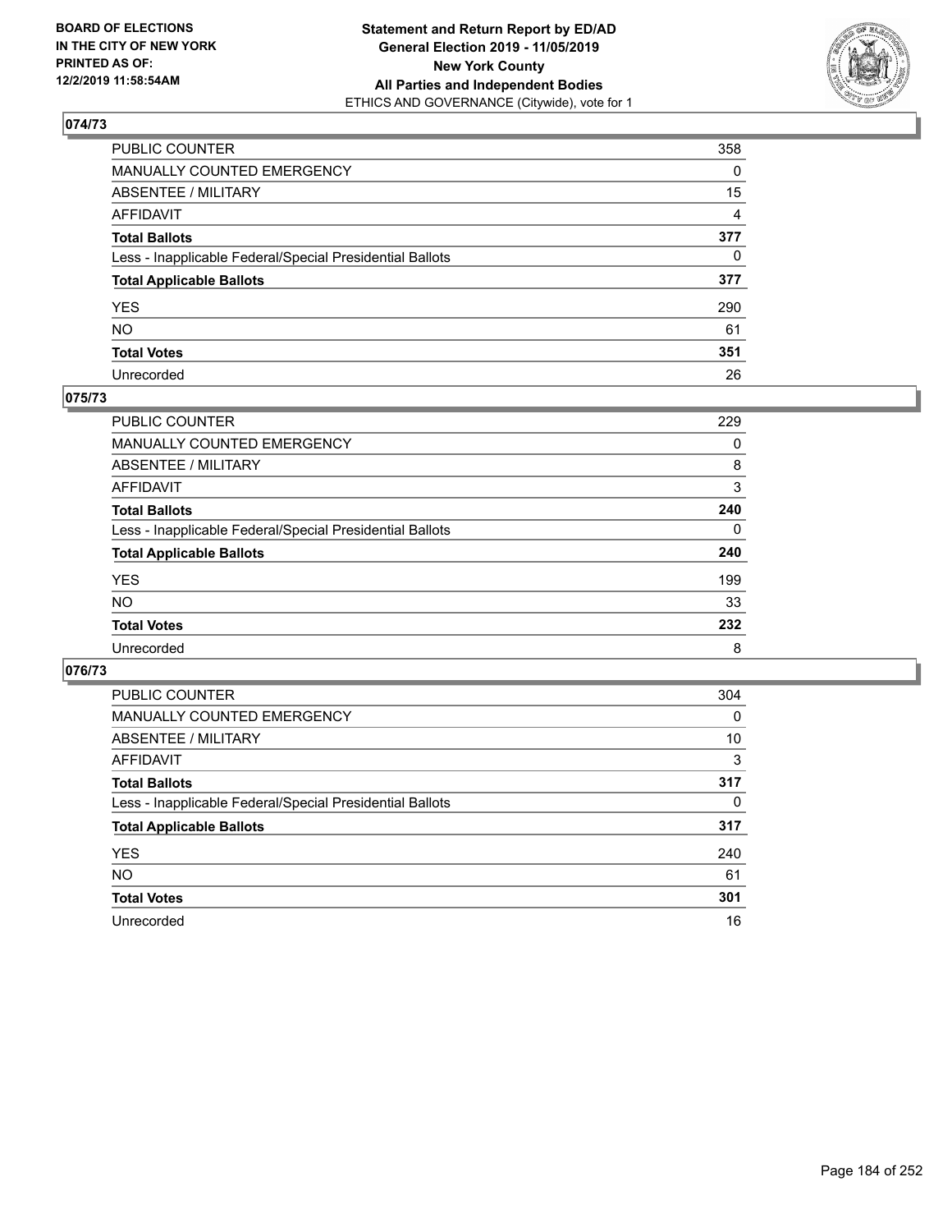BOARD OF ELECTIONS
IN THE CITY OF NEW YORK
PRINTED AS OF:
12/2/2019 11:58:54AM

**Statement and Return Report by ED/AD**
**General Election 2019 - 11/05/2019**
**New York County**
**All Parties and Independent Bodies**
ETHICS AND GOVERNANCE (Citywide), vote for 1

## 074/73

| | |
|---|---|
| PUBLIC COUNTER | 358 |
| MANUALLY COUNTED EMERGENCY | 0 |
| ABSENTEE / MILITARY | 15 |
| AFFIDAVIT | 4 |
| **Total Ballots** | **377** |
| Less - Inapplicable Federal/Special Presidential Ballots | 0 |
| **Total Applicable Ballots** | **377** |
| YES | 290 |
| NO | 61 |
| **Total Votes** | **351** |
| Unrecorded | 26 |

## 075/73

| | |
|---|---|
| PUBLIC COUNTER | 229 |
| MANUALLY COUNTED EMERGENCY | 0 |
| ABSENTEE / MILITARY | 8 |
| AFFIDAVIT | 3 |
| **Total Ballots** | **240** |
| Less - Inapplicable Federal/Special Presidential Ballots | 0 |
| **Total Applicable Ballots** | **240** |
| YES | 199 |
| NO | 33 |
| **Total Votes** | **232** |
| Unrecorded | 8 |

## 076/73

| | |
|---|---|
| PUBLIC COUNTER | 304 |
| MANUALLY COUNTED EMERGENCY | 0 |
| ABSENTEE / MILITARY | 10 |
| AFFIDAVIT | 3 |
| **Total Ballots** | **317** |
| Less - Inapplicable Federal/Special Presidential Ballots | 0 |
| **Total Applicable Ballots** | **317** |
| YES | 240 |
| NO | 61 |
| **Total Votes** | **301** |
| Unrecorded | 16 |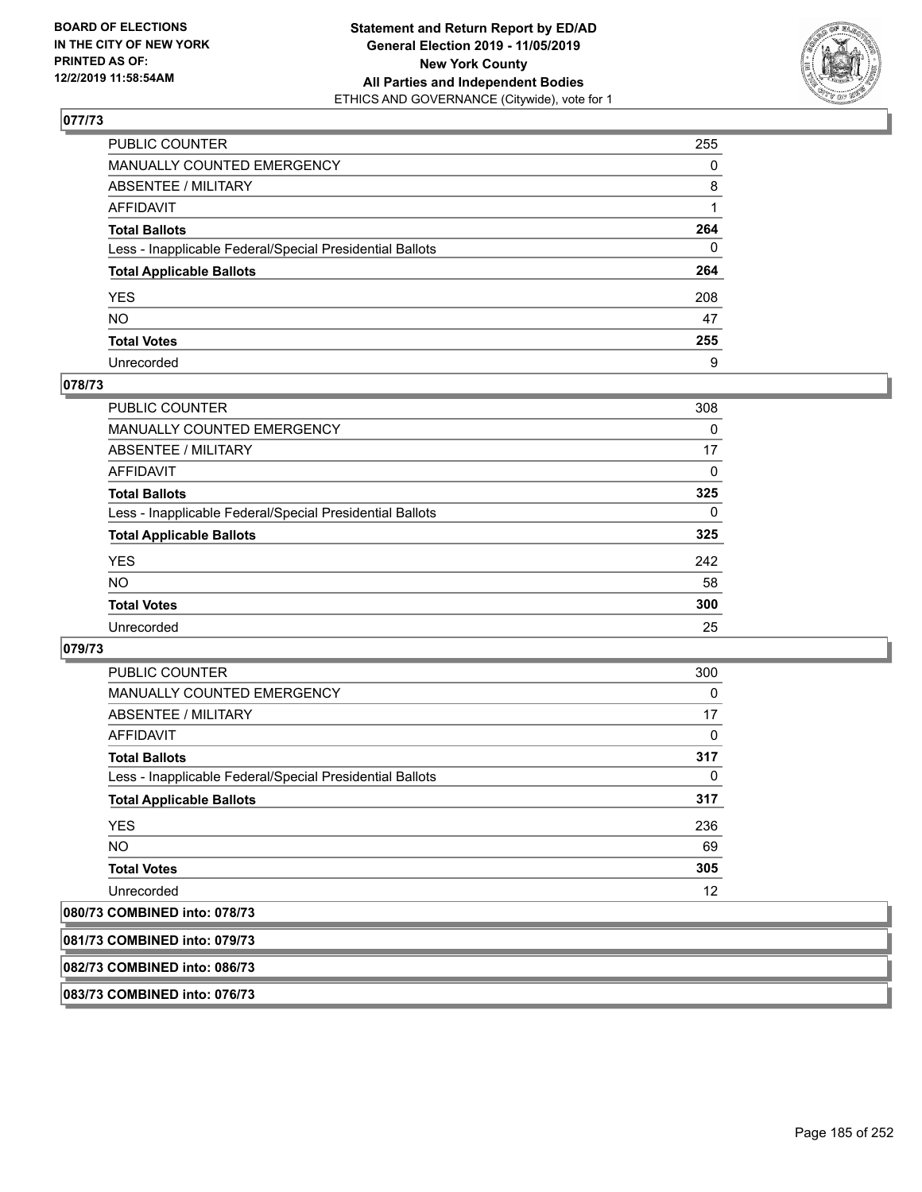## 077/73

| | |
|---|---|
| PUBLIC COUNTER | 255 |
| MANUALLY COUNTED EMERGENCY | 0 |
| ABSENTEE / MILITARY | 8 |
| AFFIDAVIT | 1 |
| **Total Ballots** | **264** |
| Less - Inapplicable Federal/Special Presidential Ballots | 0 |
| **Total Applicable Ballots** | **264** |
| YES | 208 |
| NO | 47 |
| **Total Votes** | **255** |
| Unrecorded | 9 |

## 078/73

| | |
|---|---|
| PUBLIC COUNTER | 308 |
| MANUALLY COUNTED EMERGENCY | 0 |
| ABSENTEE / MILITARY | 17 |
| AFFIDAVIT | 0 |
| **Total Ballots** | **325** |
| Less - Inapplicable Federal/Special Presidential Ballots | 0 |
| **Total Applicable Ballots** | **325** |
| YES | 242 |
| NO | 58 |
| **Total Votes** | **300** |
| Unrecorded | 25 |

## 079/73

| | |
|---|---|
| PUBLIC COUNTER | 300 |
| MANUALLY COUNTED EMERGENCY | 0 |
| ABSENTEE / MILITARY | 17 |
| AFFIDAVIT | 0 |
| **Total Ballots** | **317** |
| Less - Inapplicable Federal/Special Presidential Ballots | 0 |
| **Total Applicable Ballots** | **317** |
| YES | 236 |
| NO | 69 |
| **Total Votes** | **305** |
| Unrecorded | 12 |

## 080/73 COMBINED into: 078/73

## 081/73 COMBINED into: 079/73

## 082/73 COMBINED into: 086/73

## 083/73 COMBINED into: 076/73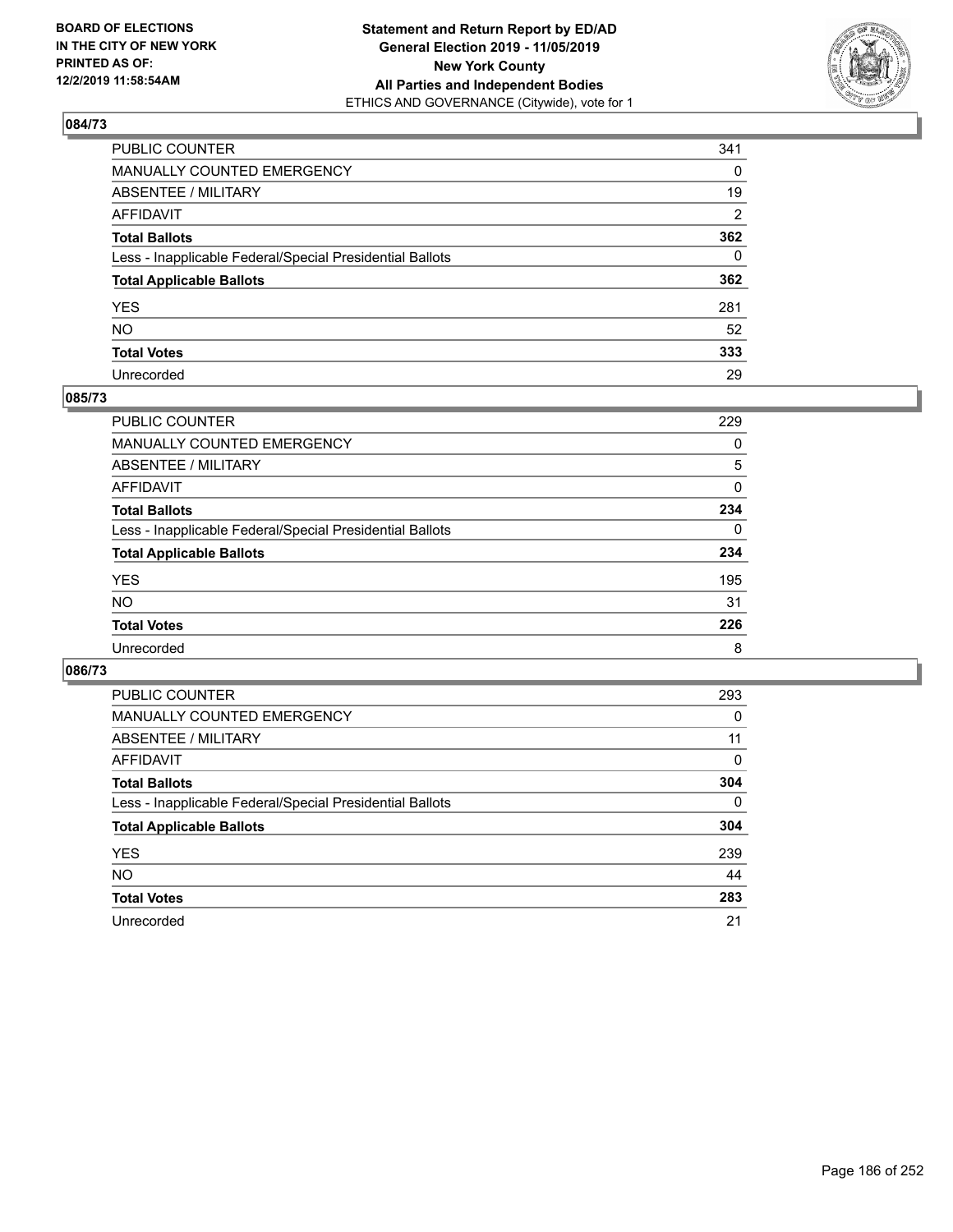BOARD OF ELECTIONS
IN THE CITY OF NEW YORK
PRINTED AS OF:
12/2/2019 11:58:54AM

**Statement and Return Report by ED/AD**
**General Election 2019 - 11/05/2019**
**New York County**
**All Parties and Independent Bodies**
ETHICS AND GOVERNANCE (Citywide), vote for 1

## 084/73

| | |
|---|---|
| PUBLIC COUNTER | 341 |
| MANUALLY COUNTED EMERGENCY | 0 |
| ABSENTEE / MILITARY | 19 |
| AFFIDAVIT | 2 |
| **Total Ballots** | **362** |
| Less - Inapplicable Federal/Special Presidential Ballots | 0 |
| **Total Applicable Ballots** | **362** |
| YES | 281 |
| NO | 52 |
| **Total Votes** | **333** |
| Unrecorded | 29 |

## 085/73

| | |
|---|---|
| PUBLIC COUNTER | 229 |
| MANUALLY COUNTED EMERGENCY | 0 |
| ABSENTEE / MILITARY | 5 |
| AFFIDAVIT | 0 |
| **Total Ballots** | **234** |
| Less - Inapplicable Federal/Special Presidential Ballots | 0 |
| **Total Applicable Ballots** | **234** |
| YES | 195 |
| NO | 31 |
| **Total Votes** | **226** |
| Unrecorded | 8 |

## 086/73

| | |
|---|---|
| PUBLIC COUNTER | 293 |
| MANUALLY COUNTED EMERGENCY | 0 |
| ABSENTEE / MILITARY | 11 |
| AFFIDAVIT | 0 |
| **Total Ballots** | **304** |
| Less - Inapplicable Federal/Special Presidential Ballots | 0 |
| **Total Applicable Ballots** | **304** |
| YES | 239 |
| NO | 44 |
| **Total Votes** | **283** |
| Unrecorded | 21 |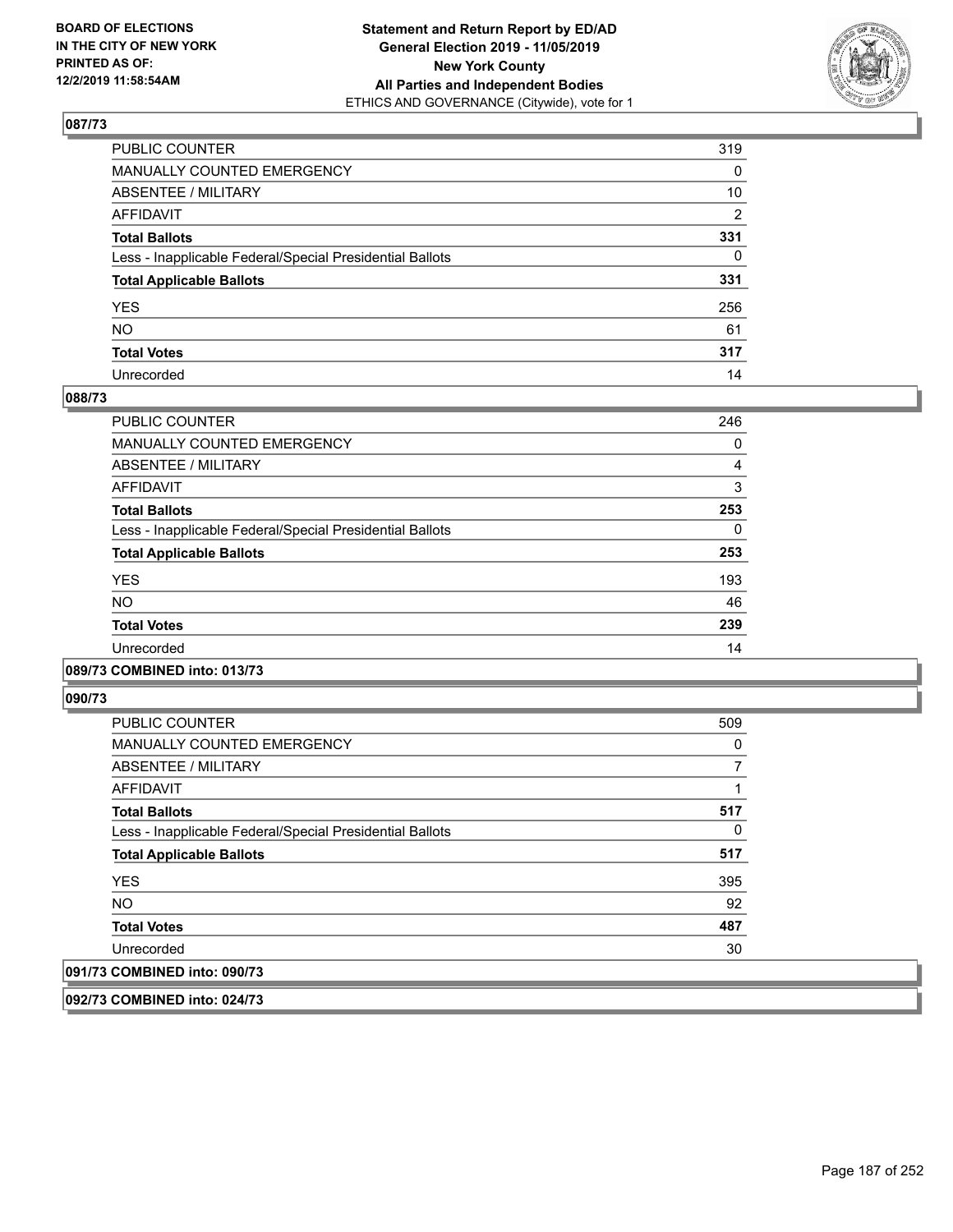## 087/73

| | |
|---|---|
| PUBLIC COUNTER | 319 |
| MANUALLY COUNTED EMERGENCY | 0 |
| ABSENTEE / MILITARY | 10 |
| AFFIDAVIT | 2 |
| **Total Ballots** | **331** |
| Less - Inapplicable Federal/Special Presidential Ballots | 0 |
| **Total Applicable Ballots** | **331** |
| YES | 256 |
| NO | 61 |
| **Total Votes** | **317** |
| Unrecorded | 14 |

## 088/73

| | |
|---|---|
| PUBLIC COUNTER | 246 |
| MANUALLY COUNTED EMERGENCY | 0 |
| ABSENTEE / MILITARY | 4 |
| AFFIDAVIT | 3 |
| **Total Ballots** | **253** |
| Less - Inapplicable Federal/Special Presidential Ballots | 0 |
| **Total Applicable Ballots** | **253** |
| YES | 193 |
| NO | 46 |
| **Total Votes** | **239** |
| Unrecorded | 14 |

## 089/73 COMBINED into: 013/73

## 090/73

| | |
|---|---|
| PUBLIC COUNTER | 509 |
| MANUALLY COUNTED EMERGENCY | 0 |
| ABSENTEE / MILITARY | 7 |
| AFFIDAVIT | 1 |
| **Total Ballots** | **517** |
| Less - Inapplicable Federal/Special Presidential Ballots | 0 |
| **Total Applicable Ballots** | **517** |
| YES | 395 |
| NO | 92 |
| **Total Votes** | **487** |
| Unrecorded | 30 |

## 091/73 COMBINED into: 090/73

## 092/73 COMBINED into: 024/73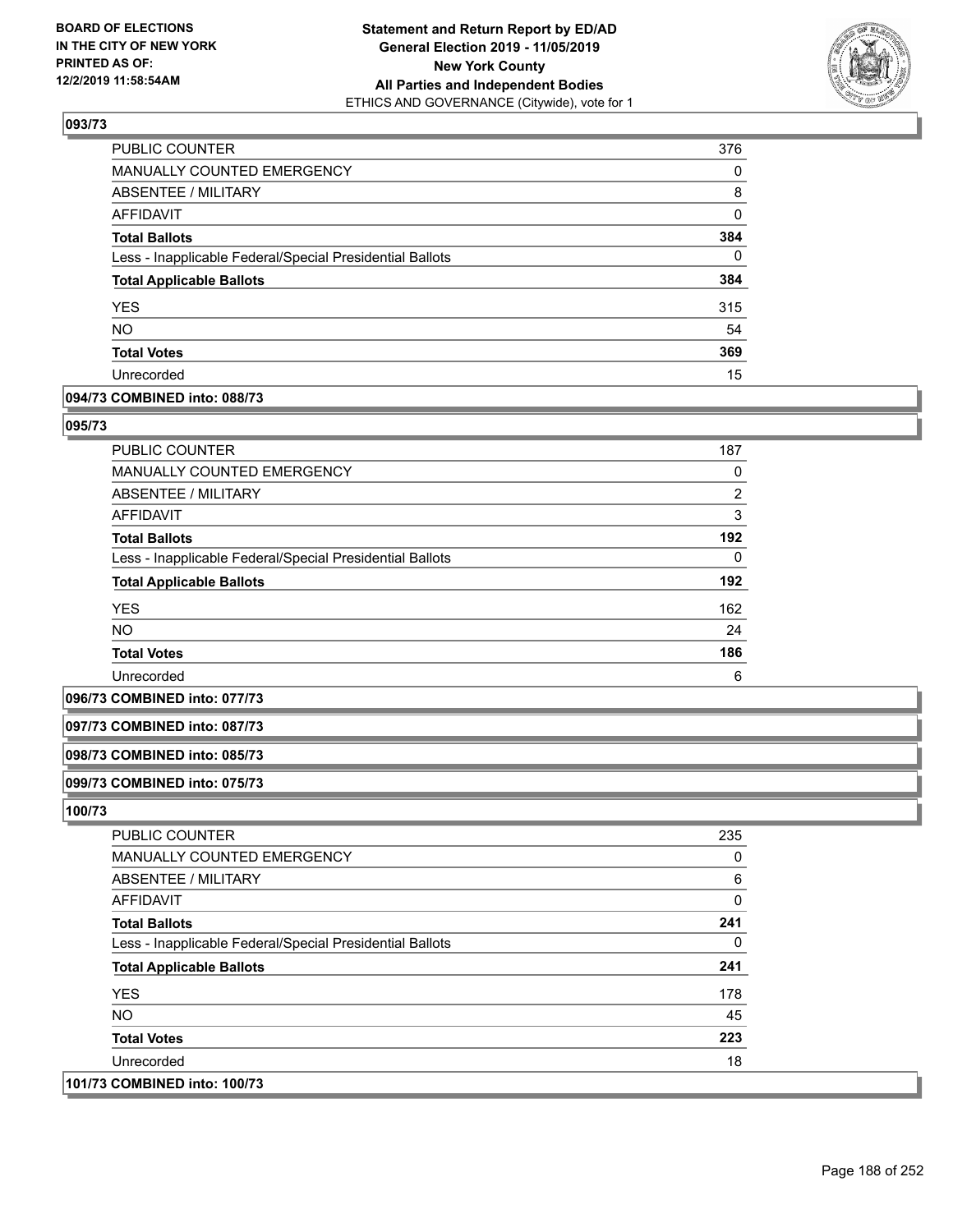## 093/73

| | |
|---|---|
| PUBLIC COUNTER | 376 |
| MANUALLY COUNTED EMERGENCY | 0 |
| ABSENTEE / MILITARY | 8 |
| AFFIDAVIT | 0 |
| **Total Ballots** | **384** |
| Less - Inapplicable Federal/Special Presidential Ballots | 0 |
| **Total Applicable Ballots** | **384** |
| YES | 315 |
| NO | 54 |
| **Total Votes** | **369** |
| Unrecorded | 15 |

## 094/73 COMBINED into: 088/73

## 095/73

| | |
|---|---|
| PUBLIC COUNTER | 187 |
| MANUALLY COUNTED EMERGENCY | 0 |
| ABSENTEE / MILITARY | 2 |
| AFFIDAVIT | 3 |
| **Total Ballots** | **192** |
| Less - Inapplicable Federal/Special Presidential Ballots | 0 |
| **Total Applicable Ballots** | **192** |
| YES | 162 |
| NO | 24 |
| **Total Votes** | **186** |
| Unrecorded | 6 |

## 096/73 COMBINED into: 077/73

## 097/73 COMBINED into: 087/73

## 098/73 COMBINED into: 085/73

## 099/73 COMBINED into: 075/73

## 100/73

| | |
|---|---|
| PUBLIC COUNTER | 235 |
| MANUALLY COUNTED EMERGENCY | 0 |
| ABSENTEE / MILITARY | 6 |
| AFFIDAVIT | 0 |
| **Total Ballots** | **241** |
| Less - Inapplicable Federal/Special Presidential Ballots | 0 |
| **Total Applicable Ballots** | **241** |
| YES | 178 |
| NO | 45 |
| **Total Votes** | **223** |
| Unrecorded | 18 |

## 101/73 COMBINED into: 100/73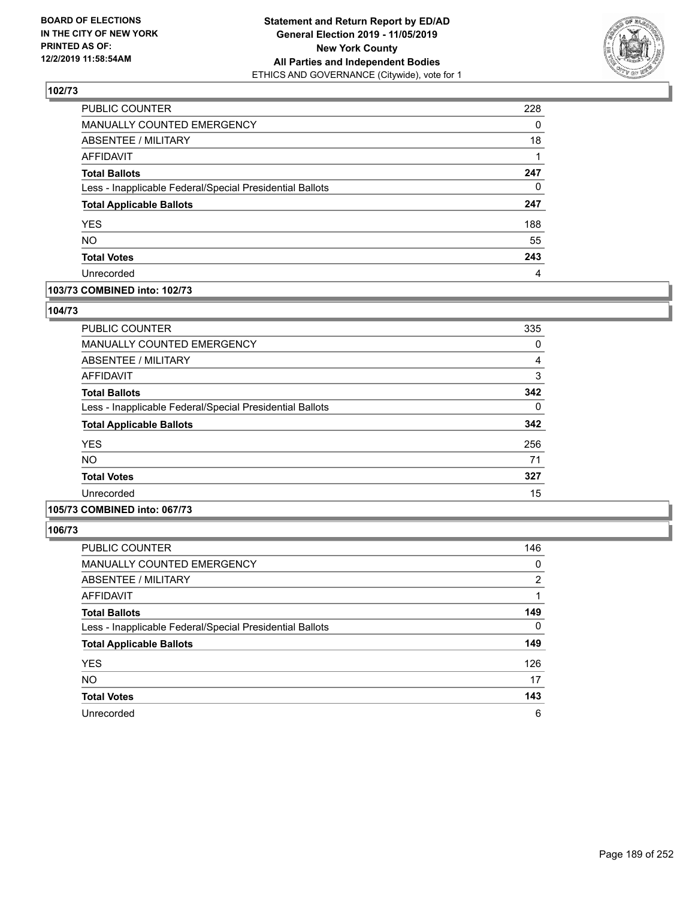**Statement and Return Report by ED/AD**
**General Election 2019 - 11/05/2019**
**New York County**
**All Parties and Independent Bodies**
ETHICS AND GOVERNANCE (Citywide), vote for 1

BOARD OF ELECTIONS IN THE CITY OF NEW YORK PRINTED AS OF: 12/2/2019 11:58:54AM

### 102/73

| | |
|---|---|
| PUBLIC COUNTER | 228 |
| MANUALLY COUNTED EMERGENCY | 0 |
| ABSENTEE / MILITARY | 18 |
| AFFIDAVIT | 1 |
| **Total Ballots** | **247** |
| Less - Inapplicable Federal/Special Presidential Ballots | 0 |
| **Total Applicable Ballots** | **247** |
| YES | 188 |
| NO | 55 |
| **Total Votes** | **243** |
| Unrecorded | 4 |

### 103/73 COMBINED into: 102/73

### 104/73

| | |
|---|---|
| PUBLIC COUNTER | 335 |
| MANUALLY COUNTED EMERGENCY | 0 |
| ABSENTEE / MILITARY | 4 |
| AFFIDAVIT | 3 |
| **Total Ballots** | **342** |
| Less - Inapplicable Federal/Special Presidential Ballots | 0 |
| **Total Applicable Ballots** | **342** |
| YES | 256 |
| NO | 71 |
| **Total Votes** | **327** |
| Unrecorded | 15 |

### 105/73 COMBINED into: 067/73

### 106/73

| | |
|---|---|
| PUBLIC COUNTER | 146 |
| MANUALLY COUNTED EMERGENCY | 0 |
| ABSENTEE / MILITARY | 2 |
| AFFIDAVIT | 1 |
| **Total Ballots** | **149** |
| Less - Inapplicable Federal/Special Presidential Ballots | 0 |
| **Total Applicable Ballots** | **149** |
| YES | 126 |
| NO | 17 |
| **Total Votes** | **143** |
| Unrecorded | 6 |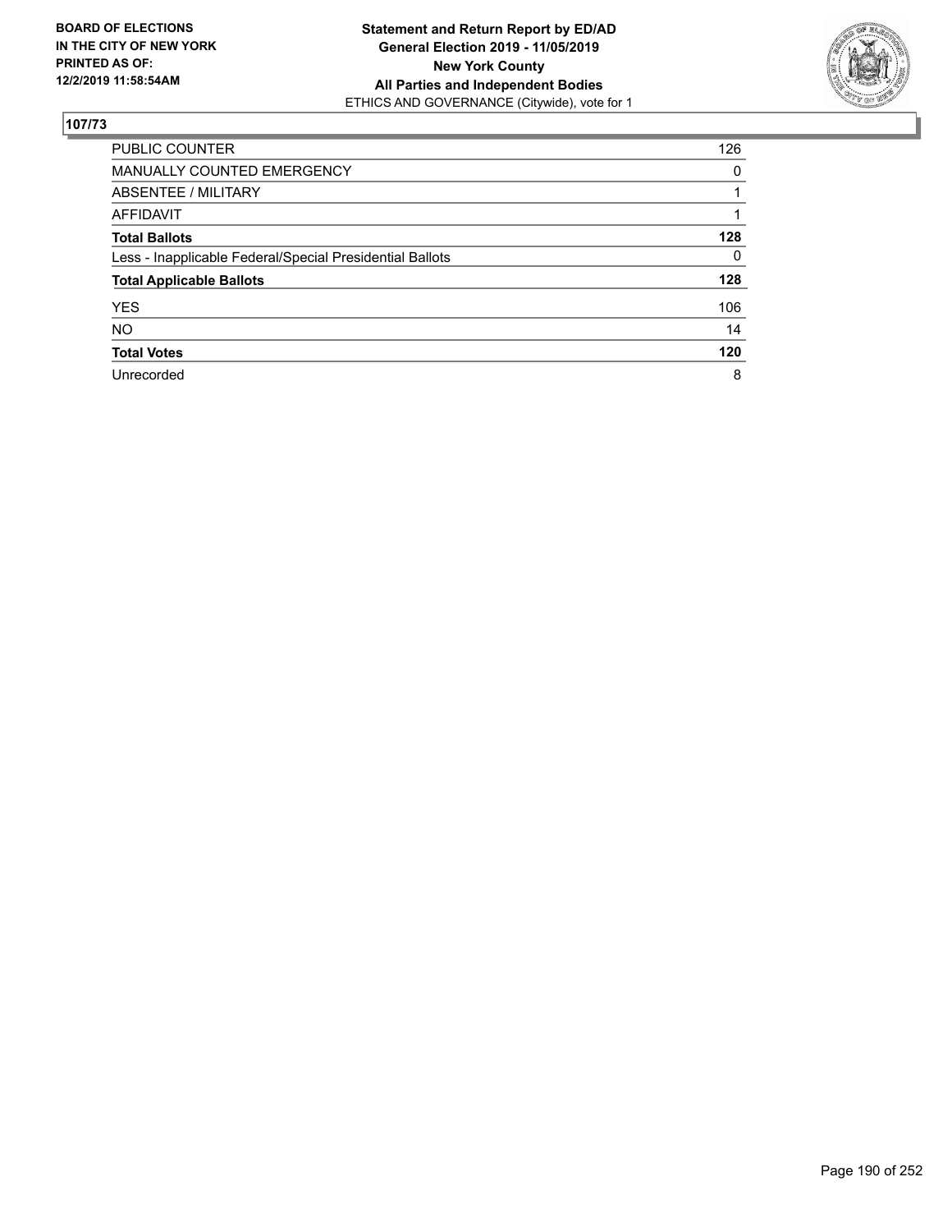BOARD OF ELECTIONS
IN THE CITY OF NEW YORK
PRINTED AS OF:
12/2/2019 11:58:54AM

**Statement and Return Report by ED/AD**
**General Election 2019 - 11/05/2019**
**New York County**
**All Parties and Independent Bodies**
ETHICS AND GOVERNANCE (Citywide), vote for 1

## 107/73

| | |
|---|---|
| PUBLIC COUNTER | 126 |
| MANUALLY COUNTED EMERGENCY | 0 |
| ABSENTEE / MILITARY | 1 |
| AFFIDAVIT | 1 |
| **Total Ballots** | **128** |
| Less - Inapplicable Federal/Special Presidential Ballots | 0 |
| **Total Applicable Ballots** | **128** |
| YES | 106 |
| NO | 14 |
| **Total Votes** | **120** |
| Unrecorded | 8 |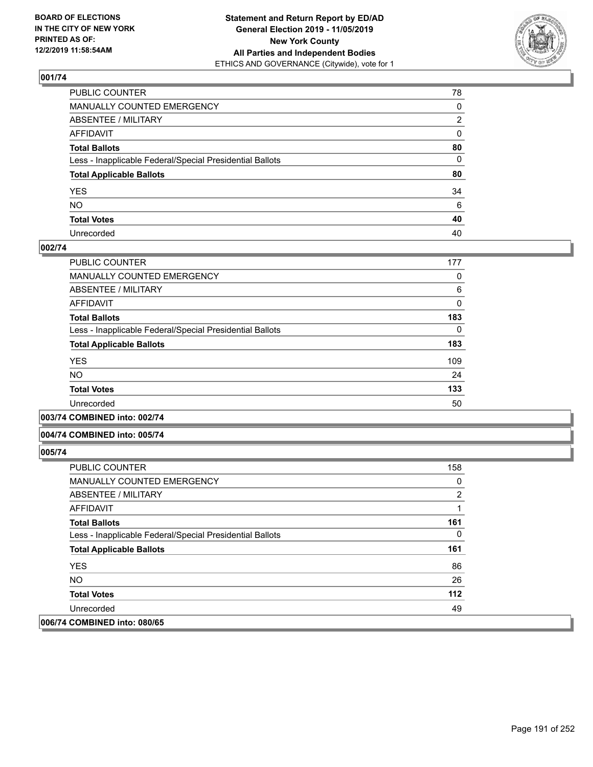**BOARD OF ELECTIONS IN THE CITY OF NEW YORK PRINTED AS OF: 12/2/2019 11:58:54AM**

**Statement and Return Report by ED/AD General Election 2019 - 11/05/2019 New York County All Parties and Independent Bodies**
ETHICS AND GOVERNANCE (Citywide), vote for 1

### 001/74

| | |
|---|---|
| PUBLIC COUNTER | 78 |
| MANUALLY COUNTED EMERGENCY | 0 |
| ABSENTEE / MILITARY | 2 |
| AFFIDAVIT | 0 |
| **Total Ballots** | **80** |
| Less - Inapplicable Federal/Special Presidential Ballots | 0 |
| **Total Applicable Ballots** | **80** |
| YES | 34 |
| NO | 6 |
| **Total Votes** | **40** |
| Unrecorded | 40 |

### 002/74

| | |
|---|---|
| PUBLIC COUNTER | 177 |
| MANUALLY COUNTED EMERGENCY | 0 |
| ABSENTEE / MILITARY | 6 |
| AFFIDAVIT | 0 |
| **Total Ballots** | **183** |
| Less - Inapplicable Federal/Special Presidential Ballots | 0 |
| **Total Applicable Ballots** | **183** |
| YES | 109 |
| NO | 24 |
| **Total Votes** | **133** |
| Unrecorded | 50 |

### 003/74 COMBINED into: 002/74

### 004/74 COMBINED into: 005/74

### 005/74

| | |
|---|---|
| PUBLIC COUNTER | 158 |
| MANUALLY COUNTED EMERGENCY | 0 |
| ABSENTEE / MILITARY | 2 |
| AFFIDAVIT | 1 |
| **Total Ballots** | **161** |
| Less - Inapplicable Federal/Special Presidential Ballots | 0 |
| **Total Applicable Ballots** | **161** |
| YES | 86 |
| NO | 26 |
| **Total Votes** | **112** |
| Unrecorded | 49 |

### 006/74 COMBINED into: 080/65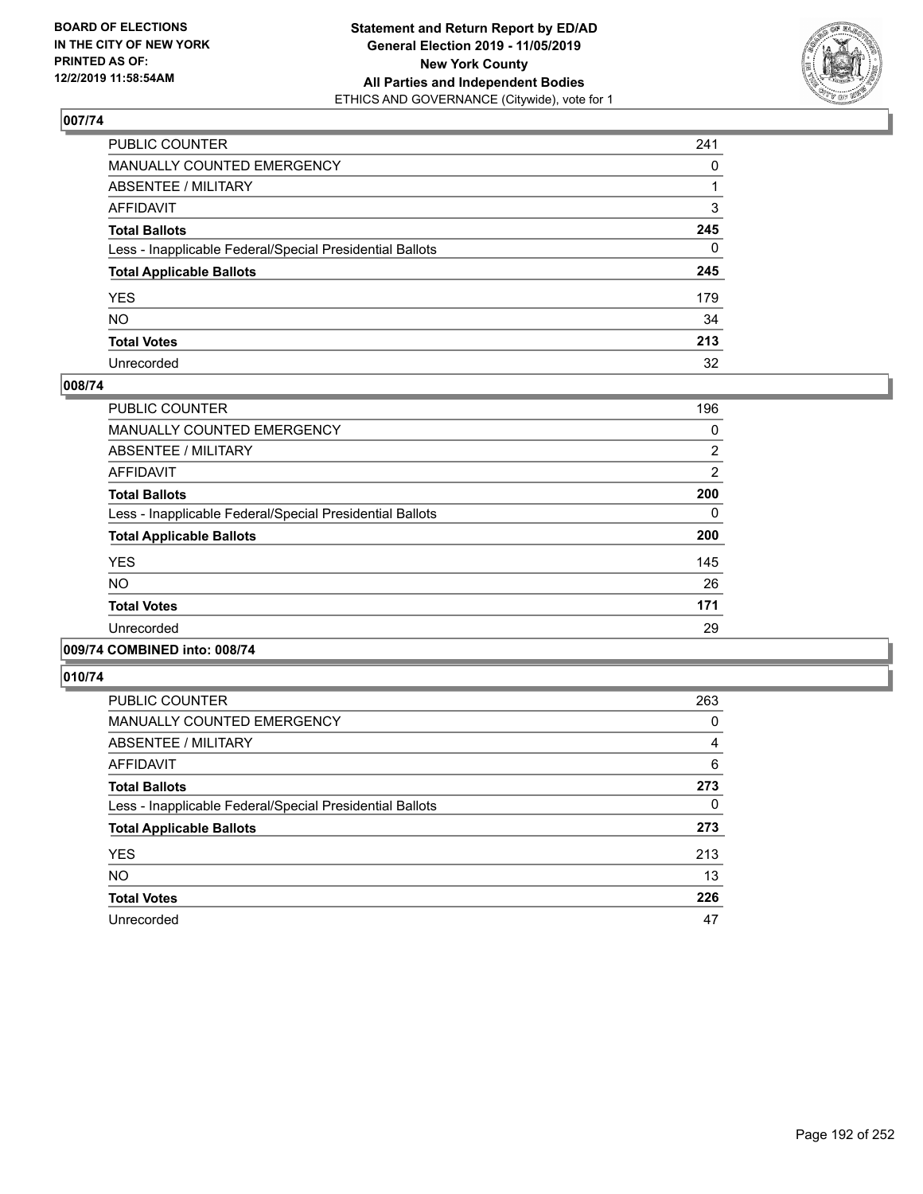BOARD OF ELECTIONS
IN THE CITY OF NEW YORK
PRINTED AS OF:
12/2/2019 11:58:54AM

**Statement and Return Report by ED/AD**
**General Election 2019 - 11/05/2019**
**New York County**
**All Parties and Independent Bodies**
ETHICS AND GOVERNANCE (Citywide), vote for 1

## 007/74

| | |
|---|---|
| PUBLIC COUNTER | 241 |
| MANUALLY COUNTED EMERGENCY | 0 |
| ABSENTEE / MILITARY | 1 |
| AFFIDAVIT | 3 |
| **Total Ballots** | **245** |
| Less - Inapplicable Federal/Special Presidential Ballots | 0 |
| **Total Applicable Ballots** | **245** |
| YES | 179 |
| NO | 34 |
| **Total Votes** | **213** |
| Unrecorded | 32 |

## 008/74

| | |
|---|---|
| PUBLIC COUNTER | 196 |
| MANUALLY COUNTED EMERGENCY | 0 |
| ABSENTEE / MILITARY | 2 |
| AFFIDAVIT | 2 |
| **Total Ballots** | **200** |
| Less - Inapplicable Federal/Special Presidential Ballots | 0 |
| **Total Applicable Ballots** | **200** |
| YES | 145 |
| NO | 26 |
| **Total Votes** | **171** |
| Unrecorded | 29 |

## 009/74 COMBINED into: 008/74

## 010/74

| | |
|---|---|
| PUBLIC COUNTER | 263 |
| MANUALLY COUNTED EMERGENCY | 0 |
| ABSENTEE / MILITARY | 4 |
| AFFIDAVIT | 6 |
| **Total Ballots** | **273** |
| Less - Inapplicable Federal/Special Presidential Ballots | 0 |
| **Total Applicable Ballots** | **273** |
| YES | 213 |
| NO | 13 |
| **Total Votes** | **226** |
| Unrecorded | 47 |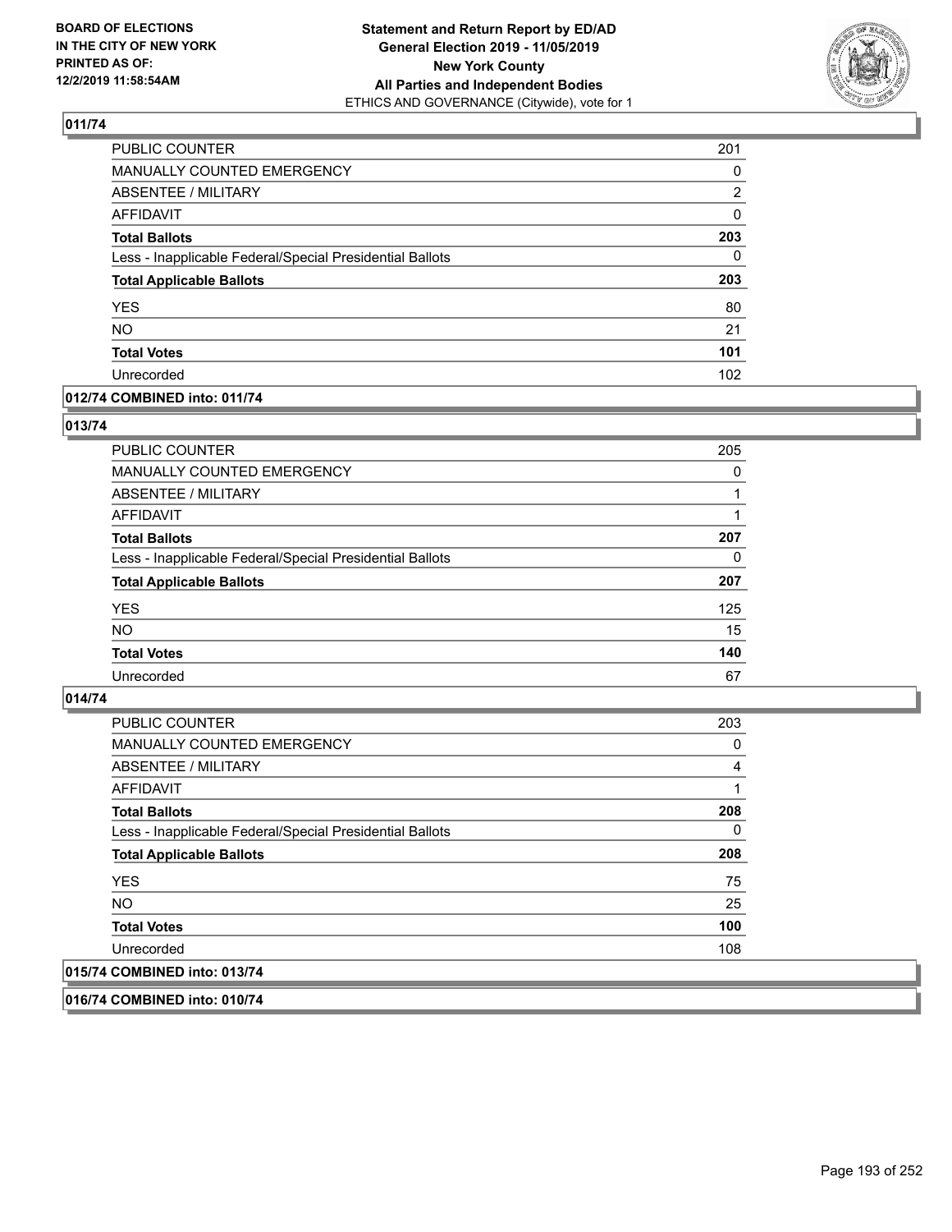## 011/74

| | |
|---|---|
| PUBLIC COUNTER | 201 |
| MANUALLY COUNTED EMERGENCY | 0 |
| ABSENTEE / MILITARY | 2 |
| AFFIDAVIT | 0 |
| **Total Ballots** | **203** |
| Less - Inapplicable Federal/Special Presidential Ballots | 0 |
| **Total Applicable Ballots** | **203** |
| YES | 80 |
| NO | 21 |
| **Total Votes** | **101** |
| Unrecorded | 102 |

## 012/74 COMBINED into: 011/74

## 013/74

| | |
|---|---|
| PUBLIC COUNTER | 205 |
| MANUALLY COUNTED EMERGENCY | 0 |
| ABSENTEE / MILITARY | 1 |
| AFFIDAVIT | 1 |
| **Total Ballots** | **207** |
| Less - Inapplicable Federal/Special Presidential Ballots | 0 |
| **Total Applicable Ballots** | **207** |
| YES | 125 |
| NO | 15 |
| **Total Votes** | **140** |
| Unrecorded | 67 |

## 014/74

| | |
|---|---|
| PUBLIC COUNTER | 203 |
| MANUALLY COUNTED EMERGENCY | 0 |
| ABSENTEE / MILITARY | 4 |
| AFFIDAVIT | 1 |
| **Total Ballots** | **208** |
| Less - Inapplicable Federal/Special Presidential Ballots | 0 |
| **Total Applicable Ballots** | **208** |
| YES | 75 |
| NO | 25 |
| **Total Votes** | **100** |
| Unrecorded | 108 |

## 015/74 COMBINED into: 013/74

## 016/74 COMBINED into: 010/74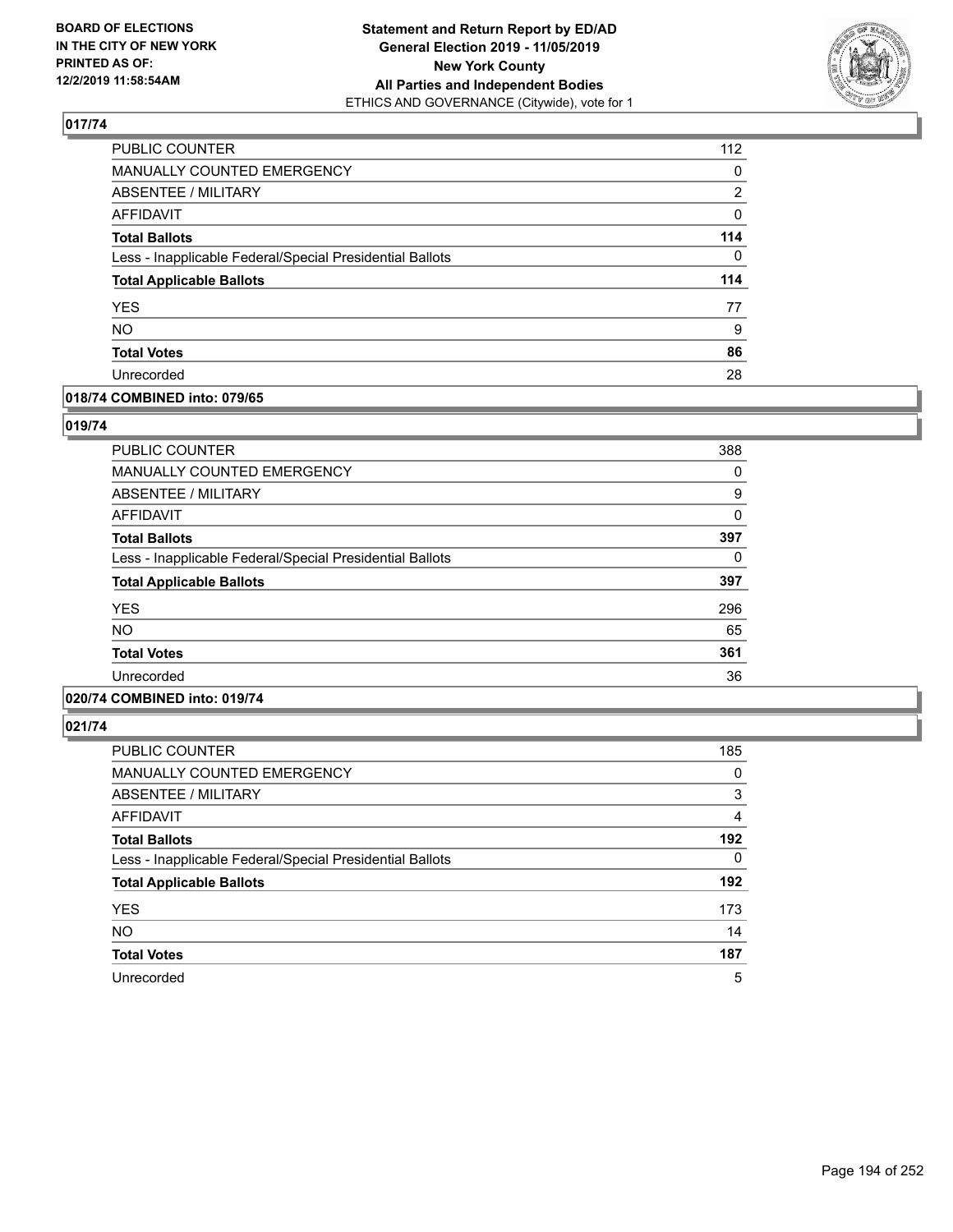**BOARD OF ELECTIONS IN THE CITY OF NEW YORK PRINTED AS OF: 12/2/2019 11:58:54AM**

**Statement and Return Report by ED/AD General Election 2019 - 11/05/2019 New York County All Parties and Independent Bodies**
ETHICS AND GOVERNANCE (Citywide), vote for 1

## 017/74

| | |
|---|---|
| PUBLIC COUNTER | 112 |
| MANUALLY COUNTED EMERGENCY | 0 |
| ABSENTEE / MILITARY | 2 |
| AFFIDAVIT | 0 |
| **Total Ballots** | **114** |
| Less - Inapplicable Federal/Special Presidential Ballots | 0 |
| **Total Applicable Ballots** | **114** |
| YES | 77 |
| NO | 9 |
| **Total Votes** | **86** |
| Unrecorded | 28 |

## 018/74 COMBINED into: 079/65

## 019/74

| | |
|---|---|
| PUBLIC COUNTER | 388 |
| MANUALLY COUNTED EMERGENCY | 0 |
| ABSENTEE / MILITARY | 9 |
| AFFIDAVIT | 0 |
| **Total Ballots** | **397** |
| Less - Inapplicable Federal/Special Presidential Ballots | 0 |
| **Total Applicable Ballots** | **397** |
| YES | 296 |
| NO | 65 |
| **Total Votes** | **361** |
| Unrecorded | 36 |

## 020/74 COMBINED into: 019/74

## 021/74

| | |
|---|---|
| PUBLIC COUNTER | 185 |
| MANUALLY COUNTED EMERGENCY | 0 |
| ABSENTEE / MILITARY | 3 |
| AFFIDAVIT | 4 |
| **Total Ballots** | **192** |
| Less - Inapplicable Federal/Special Presidential Ballots | 0 |
| **Total Applicable Ballots** | **192** |
| YES | 173 |
| NO | 14 |
| **Total Votes** | **187** |
| Unrecorded | 5 |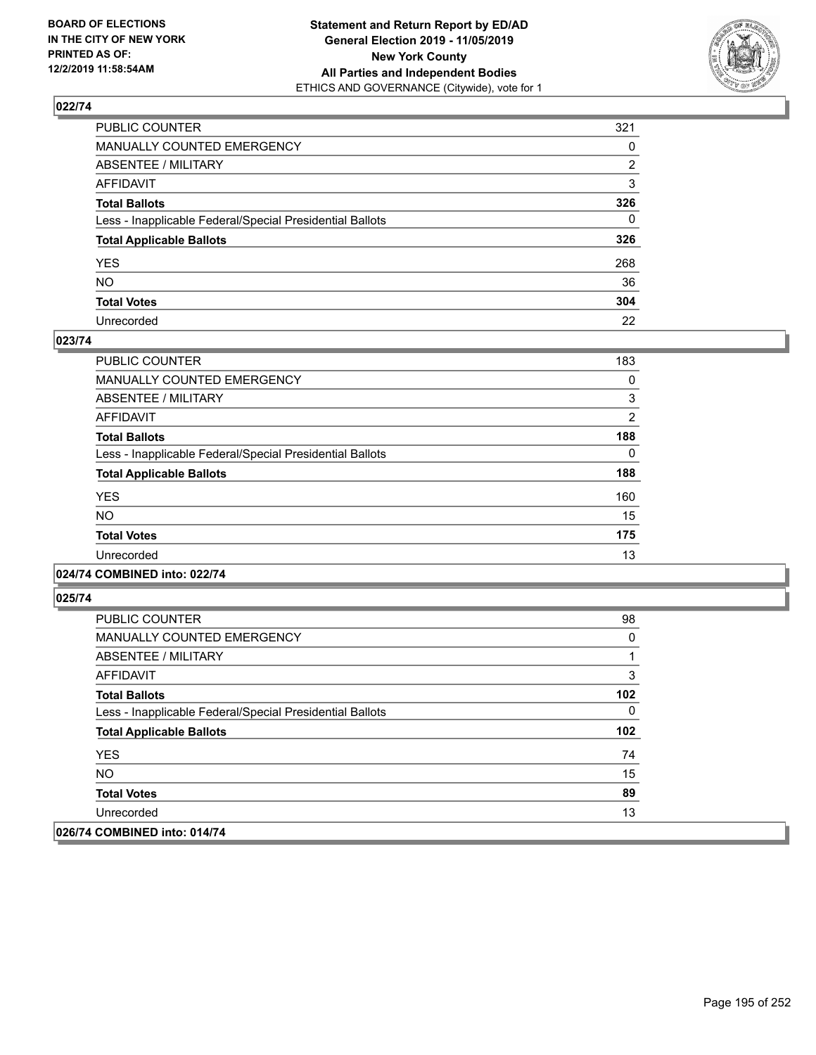## 022/74

| | |
|---|---|
| PUBLIC COUNTER | 321 |
| MANUALLY COUNTED EMERGENCY | 0 |
| ABSENTEE / MILITARY | 2 |
| AFFIDAVIT | 3 |
| **Total Ballots** | **326** |
| Less - Inapplicable Federal/Special Presidential Ballots | 0 |
| **Total Applicable Ballots** | **326** |
| YES | 268 |
| NO | 36 |
| **Total Votes** | **304** |
| Unrecorded | 22 |

## 023/74

| | |
|---|---|
| PUBLIC COUNTER | 183 |
| MANUALLY COUNTED EMERGENCY | 0 |
| ABSENTEE / MILITARY | 3 |
| AFFIDAVIT | 2 |
| **Total Ballots** | **188** |
| Less - Inapplicable Federal/Special Presidential Ballots | 0 |
| **Total Applicable Ballots** | **188** |
| YES | 160 |
| NO | 15 |
| **Total Votes** | **175** |
| Unrecorded | 13 |

## 024/74 COMBINED into: 022/74

## 025/74

| | |
|---|---|
| PUBLIC COUNTER | 98 |
| MANUALLY COUNTED EMERGENCY | 0 |
| ABSENTEE / MILITARY | 1 |
| AFFIDAVIT | 3 |
| **Total Ballots** | **102** |
| Less - Inapplicable Federal/Special Presidential Ballots | 0 |
| **Total Applicable Ballots** | **102** |
| YES | 74 |
| NO | 15 |
| **Total Votes** | **89** |
| Unrecorded | 13 |

## 026/74 COMBINED into: 014/74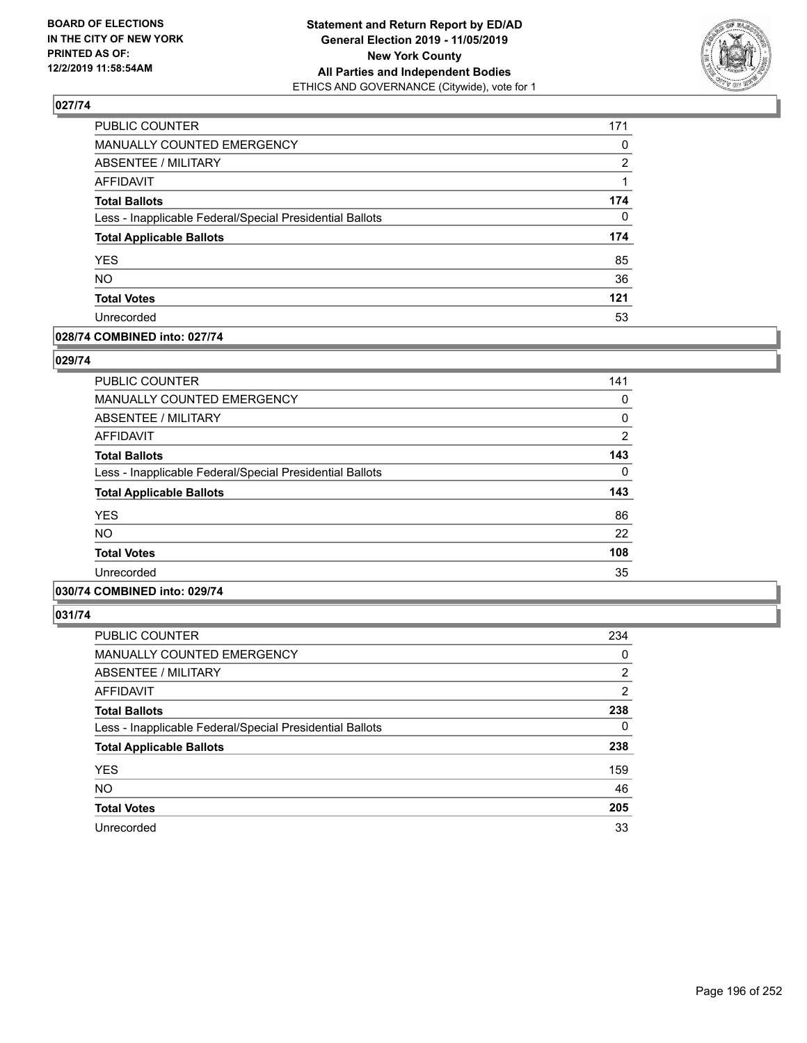## 027/74

| | |
|---|---|
| PUBLIC COUNTER | 171 |
| MANUALLY COUNTED EMERGENCY | 0 |
| ABSENTEE / MILITARY | 2 |
| AFFIDAVIT | 1 |
| **Total Ballots** | **174** |
| Less - Inapplicable Federal/Special Presidential Ballots | 0 |
| **Total Applicable Ballots** | **174** |
| YES | 85 |
| NO | 36 |
| **Total Votes** | **121** |
| Unrecorded | 53 |

## 028/74 COMBINED into: 027/74

## 029/74

| | |
|---|---|
| PUBLIC COUNTER | 141 |
| MANUALLY COUNTED EMERGENCY | 0 |
| ABSENTEE / MILITARY | 0 |
| AFFIDAVIT | 2 |
| **Total Ballots** | **143** |
| Less - Inapplicable Federal/Special Presidential Ballots | 0 |
| **Total Applicable Ballots** | **143** |
| YES | 86 |
| NO | 22 |
| **Total Votes** | **108** |
| Unrecorded | 35 |

## 030/74 COMBINED into: 029/74

## 031/74

| | |
|---|---|
| PUBLIC COUNTER | 234 |
| MANUALLY COUNTED EMERGENCY | 0 |
| ABSENTEE / MILITARY | 2 |
| AFFIDAVIT | 2 |
| **Total Ballots** | **238** |
| Less - Inapplicable Federal/Special Presidential Ballots | 0 |
| **Total Applicable Ballots** | **238** |
| YES | 159 |
| NO | 46 |
| **Total Votes** | **205** |
| Unrecorded | 33 |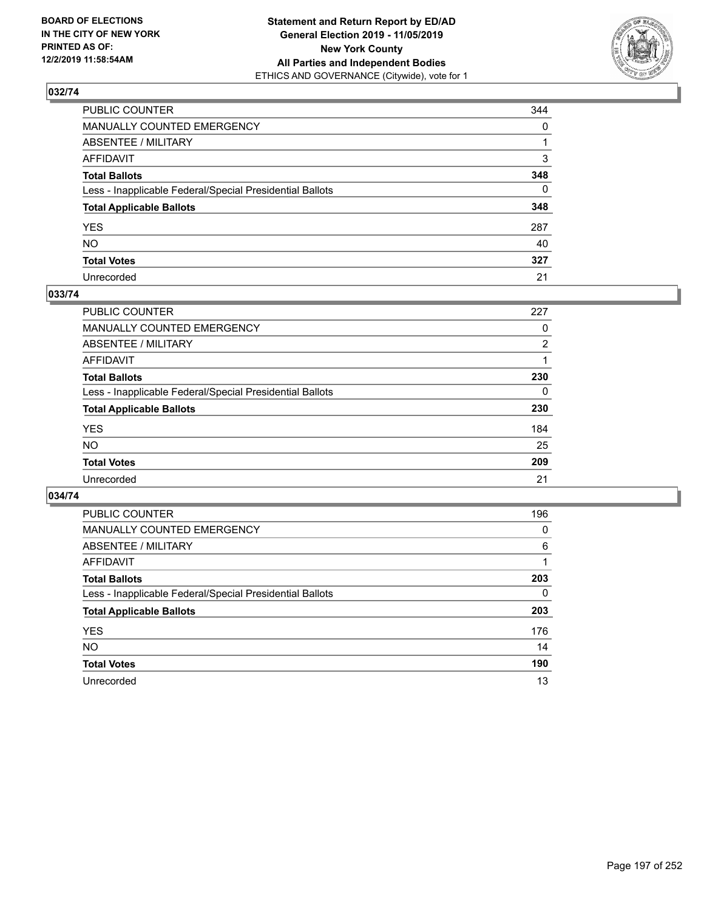## 032/74

| | |
|---|---|
| PUBLIC COUNTER | 344 |
| MANUALLY COUNTED EMERGENCY | 0 |
| ABSENTEE / MILITARY | 1 |
| AFFIDAVIT | 3 |
| **Total Ballots** | **348** |
| Less - Inapplicable Federal/Special Presidential Ballots | 0 |
| **Total Applicable Ballots** | **348** |
| YES | 287 |
| NO | 40 |
| **Total Votes** | **327** |
| Unrecorded | 21 |

## 033/74

| | |
|---|---|
| PUBLIC COUNTER | 227 |
| MANUALLY COUNTED EMERGENCY | 0 |
| ABSENTEE / MILITARY | 2 |
| AFFIDAVIT | 1 |
| **Total Ballots** | **230** |
| Less - Inapplicable Federal/Special Presidential Ballots | 0 |
| **Total Applicable Ballots** | **230** |
| YES | 184 |
| NO | 25 |
| **Total Votes** | **209** |
| Unrecorded | 21 |

## 034/74

| | |
|---|---|
| PUBLIC COUNTER | 196 |
| MANUALLY COUNTED EMERGENCY | 0 |
| ABSENTEE / MILITARY | 6 |
| AFFIDAVIT | 1 |
| **Total Ballots** | **203** |
| Less - Inapplicable Federal/Special Presidential Ballots | 0 |
| **Total Applicable Ballots** | **203** |
| YES | 176 |
| NO | 14 |
| **Total Votes** | **190** |
| Unrecorded | 13 |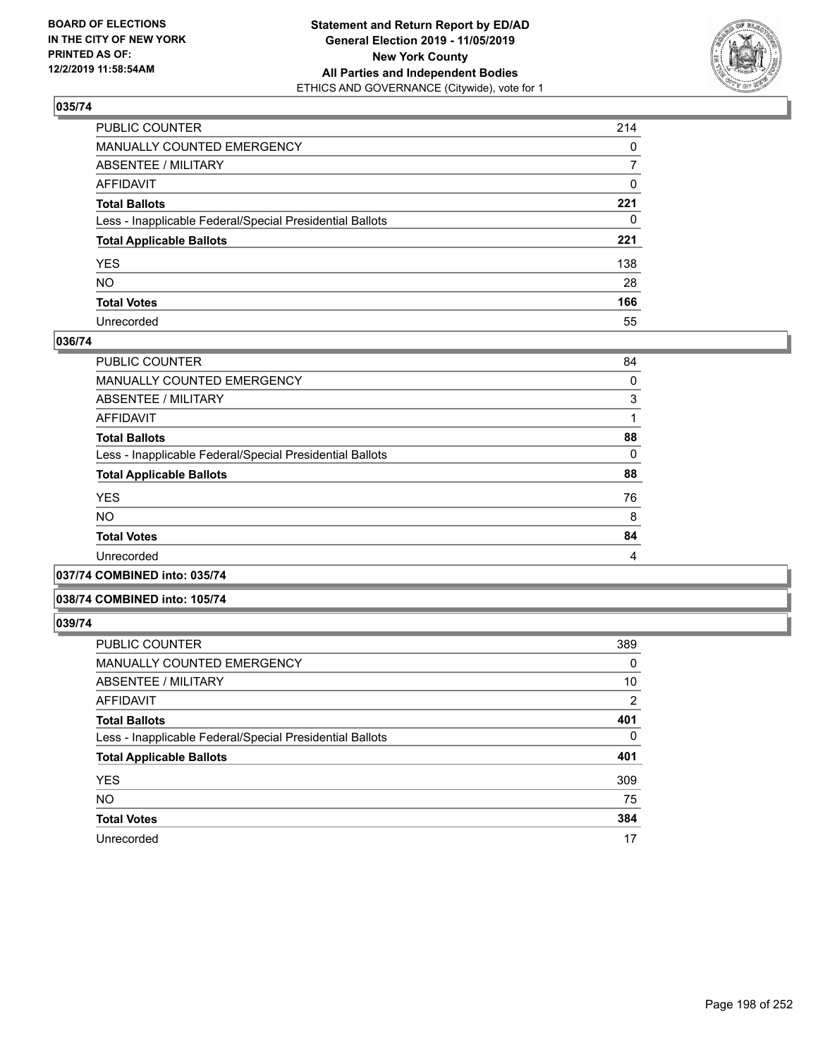BOARD OF ELECTIONS
IN THE CITY OF NEW YORK
PRINTED AS OF:
12/2/2019 11:58:54AM

**Statement and Return Report by ED/AD**
**General Election 2019 - 11/05/2019**
**New York County**
**All Parties and Independent Bodies**
ETHICS AND GOVERNANCE (Citywide), vote for 1

### 035/74

| | |
|---|---|
| PUBLIC COUNTER | 214 |
| MANUALLY COUNTED EMERGENCY | 0 |
| ABSENTEE / MILITARY | 7 |
| AFFIDAVIT | 0 |
| **Total Ballots** | **221** |
| Less - Inapplicable Federal/Special Presidential Ballots | 0 |
| **Total Applicable Ballots** | **221** |
| YES | 138 |
| NO | 28 |
| **Total Votes** | **166** |
| Unrecorded | 55 |

### 036/74

| | |
|---|---|
| PUBLIC COUNTER | 84 |
| MANUALLY COUNTED EMERGENCY | 0 |
| ABSENTEE / MILITARY | 3 |
| AFFIDAVIT | 1 |
| **Total Ballots** | **88** |
| Less - Inapplicable Federal/Special Presidential Ballots | 0 |
| **Total Applicable Ballots** | **88** |
| YES | 76 |
| NO | 8 |
| **Total Votes** | **84** |
| Unrecorded | 4 |

### 037/74 COMBINED into: 035/74

### 038/74 COMBINED into: 105/74

### 039/74

| | |
|---|---|
| PUBLIC COUNTER | 389 |
| MANUALLY COUNTED EMERGENCY | 0 |
| ABSENTEE / MILITARY | 10 |
| AFFIDAVIT | 2 |
| **Total Ballots** | **401** |
| Less - Inapplicable Federal/Special Presidential Ballots | 0 |
| **Total Applicable Ballots** | **401** |
| YES | 309 |
| NO | 75 |
| **Total Votes** | **384** |
| Unrecorded | 17 |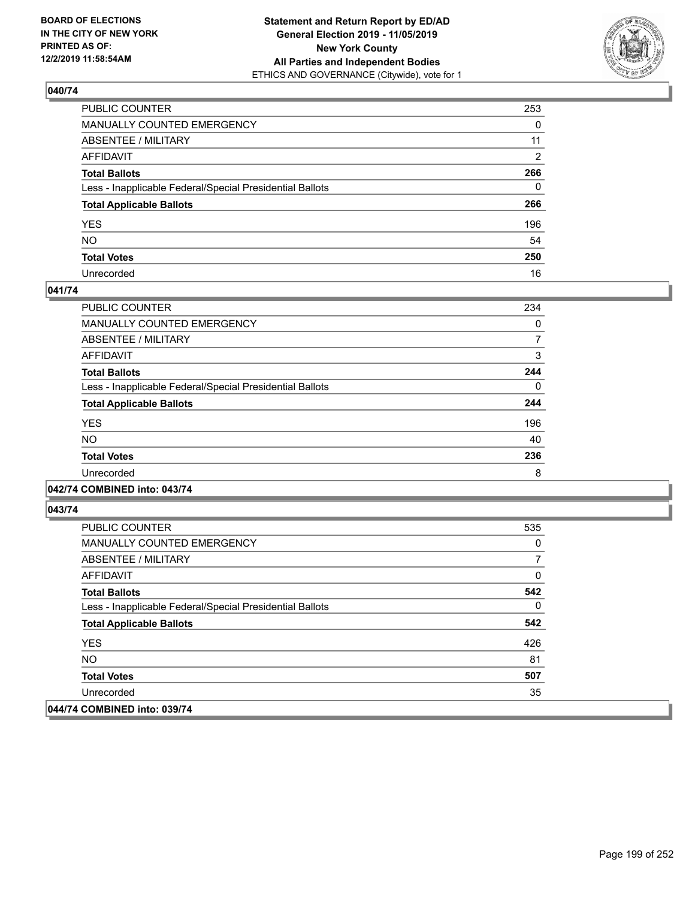**Statement and Return Report by ED/AD**
**General Election 2019 - 11/05/2019**
**New York County**
**All Parties and Independent Bodies**
ETHICS AND GOVERNANCE (Citywide), vote for 1

BOARD OF ELECTIONS IN THE CITY OF NEW YORK PRINTED AS OF: 12/2/2019 11:58:54AM

## 040/74

| | |
|---|---|
| PUBLIC COUNTER | 253 |
| MANUALLY COUNTED EMERGENCY | 0 |
| ABSENTEE / MILITARY | 11 |
| AFFIDAVIT | 2 |
| **Total Ballots** | **266** |
| Less - Inapplicable Federal/Special Presidential Ballots | 0 |
| **Total Applicable Ballots** | **266** |
| YES | 196 |
| NO | 54 |
| **Total Votes** | **250** |
| Unrecorded | 16 |

## 041/74

| | |
|---|---|
| PUBLIC COUNTER | 234 |
| MANUALLY COUNTED EMERGENCY | 0 |
| ABSENTEE / MILITARY | 7 |
| AFFIDAVIT | 3 |
| **Total Ballots** | **244** |
| Less - Inapplicable Federal/Special Presidential Ballots | 0 |
| **Total Applicable Ballots** | **244** |
| YES | 196 |
| NO | 40 |
| **Total Votes** | **236** |
| Unrecorded | 8 |

## 042/74 COMBINED into: 043/74

## 043/74

| | |
|---|---|
| PUBLIC COUNTER | 535 |
| MANUALLY COUNTED EMERGENCY | 0 |
| ABSENTEE / MILITARY | 7 |
| AFFIDAVIT | 0 |
| **Total Ballots** | **542** |
| Less - Inapplicable Federal/Special Presidential Ballots | 0 |
| **Total Applicable Ballots** | **542** |
| YES | 426 |
| NO | 81 |
| **Total Votes** | **507** |
| Unrecorded | 35 |

## 044/74 COMBINED into: 039/74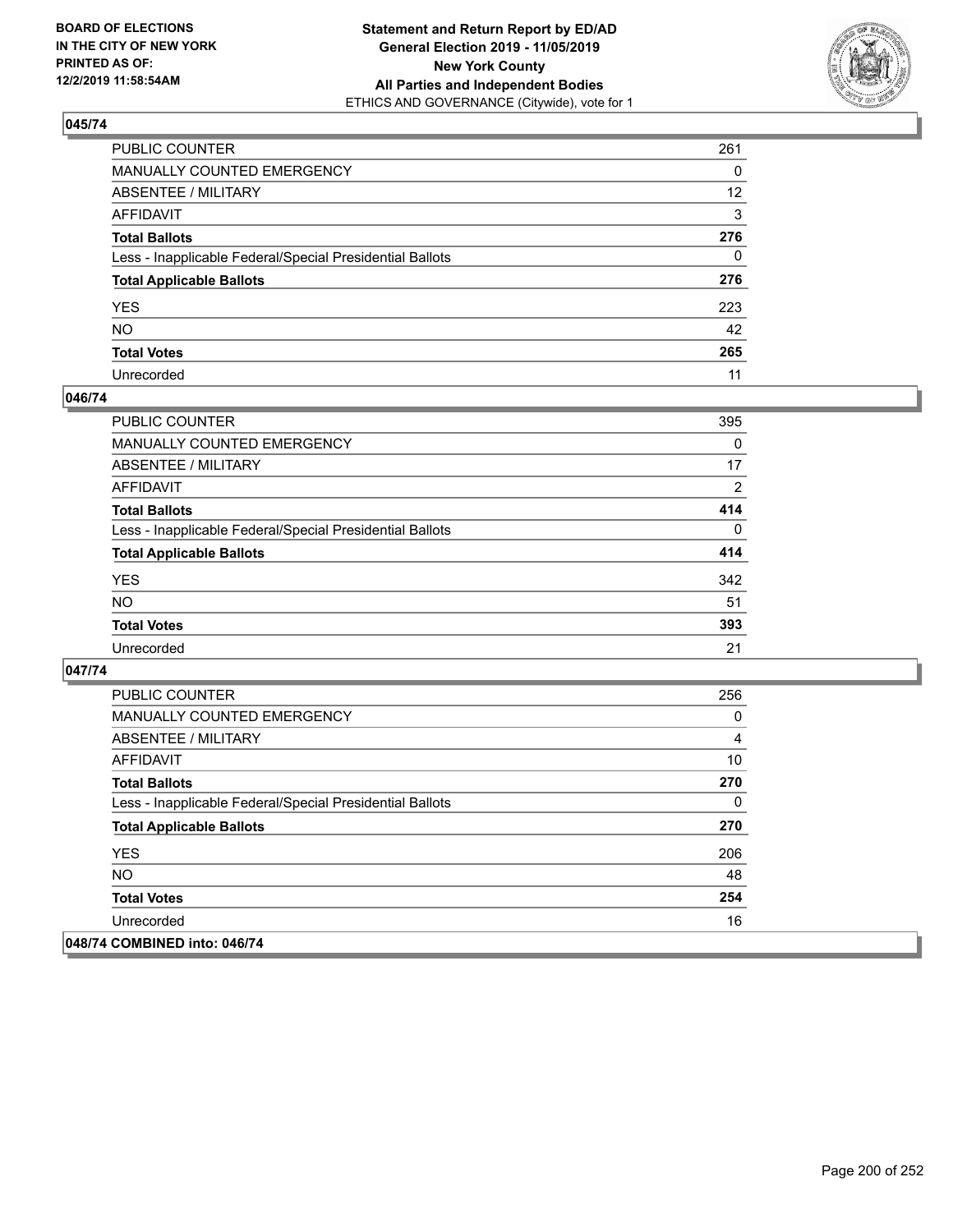**BOARD OF ELECTIONS IN THE CITY OF NEW YORK PRINTED AS OF: 12/2/2019 11:58:54AM**

**Statement and Return Report by ED/AD General Election 2019 - 11/05/2019 New York County All Parties and Independent Bodies**
ETHICS AND GOVERNANCE (Citywide), vote for 1

## 045/74

| | |
|---|---|
| PUBLIC COUNTER | 261 |
| MANUALLY COUNTED EMERGENCY | 0 |
| ABSENTEE / MILITARY | 12 |
| AFFIDAVIT | 3 |
| **Total Ballots** | **276** |
| Less - Inapplicable Federal/Special Presidential Ballots | 0 |
| **Total Applicable Ballots** | **276** |
| YES | 223 |
| NO | 42 |
| **Total Votes** | **265** |
| Unrecorded | 11 |

## 046/74

| | |
|---|---|
| PUBLIC COUNTER | 395 |
| MANUALLY COUNTED EMERGENCY | 0 |
| ABSENTEE / MILITARY | 17 |
| AFFIDAVIT | 2 |
| **Total Ballots** | **414** |
| Less - Inapplicable Federal/Special Presidential Ballots | 0 |
| **Total Applicable Ballots** | **414** |
| YES | 342 |
| NO | 51 |
| **Total Votes** | **393** |
| Unrecorded | 21 |

## 047/74

| | |
|---|---|
| PUBLIC COUNTER | 256 |
| MANUALLY COUNTED EMERGENCY | 0 |
| ABSENTEE / MILITARY | 4 |
| AFFIDAVIT | 10 |
| **Total Ballots** | **270** |
| Less - Inapplicable Federal/Special Presidential Ballots | 0 |
| **Total Applicable Ballots** | **270** |
| YES | 206 |
| NO | 48 |
| **Total Votes** | **254** |
| Unrecorded | 16 |

## 048/74 COMBINED into: 046/74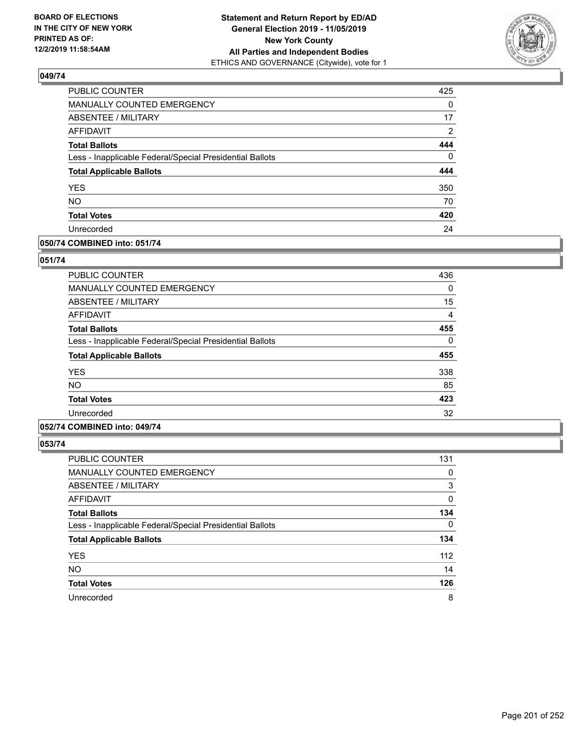**BOARD OF ELECTIONS IN THE CITY OF NEW YORK PRINTED AS OF: 12/2/2019 11:58:54AM**

**Statement and Return Report by ED/AD General Election 2019 - 11/05/2019 New York County All Parties and Independent Bodies**
ETHICS AND GOVERNANCE (Citywide), vote for 1

## 049/74

| | |
|---|---|
| PUBLIC COUNTER | 425 |
| MANUALLY COUNTED EMERGENCY | 0 |
| ABSENTEE / MILITARY | 17 |
| AFFIDAVIT | 2 |
| **Total Ballots** | **444** |
| Less - Inapplicable Federal/Special Presidential Ballots | 0 |
| **Total Applicable Ballots** | **444** |
| YES | 350 |
| NO | 70 |
| **Total Votes** | **420** |
| Unrecorded | 24 |

## 050/74 COMBINED into: 051/74

## 051/74

| | |
|---|---|
| PUBLIC COUNTER | 436 |
| MANUALLY COUNTED EMERGENCY | 0 |
| ABSENTEE / MILITARY | 15 |
| AFFIDAVIT | 4 |
| **Total Ballots** | **455** |
| Less - Inapplicable Federal/Special Presidential Ballots | 0 |
| **Total Applicable Ballots** | **455** |
| YES | 338 |
| NO | 85 |
| **Total Votes** | **423** |
| Unrecorded | 32 |

## 052/74 COMBINED into: 049/74

## 053/74

| | |
|---|---|
| PUBLIC COUNTER | 131 |
| MANUALLY COUNTED EMERGENCY | 0 |
| ABSENTEE / MILITARY | 3 |
| AFFIDAVIT | 0 |
| **Total Ballots** | **134** |
| Less - Inapplicable Federal/Special Presidential Ballots | 0 |
| **Total Applicable Ballots** | **134** |
| YES | 112 |
| NO | 14 |
| **Total Votes** | **126** |
| Unrecorded | 8 |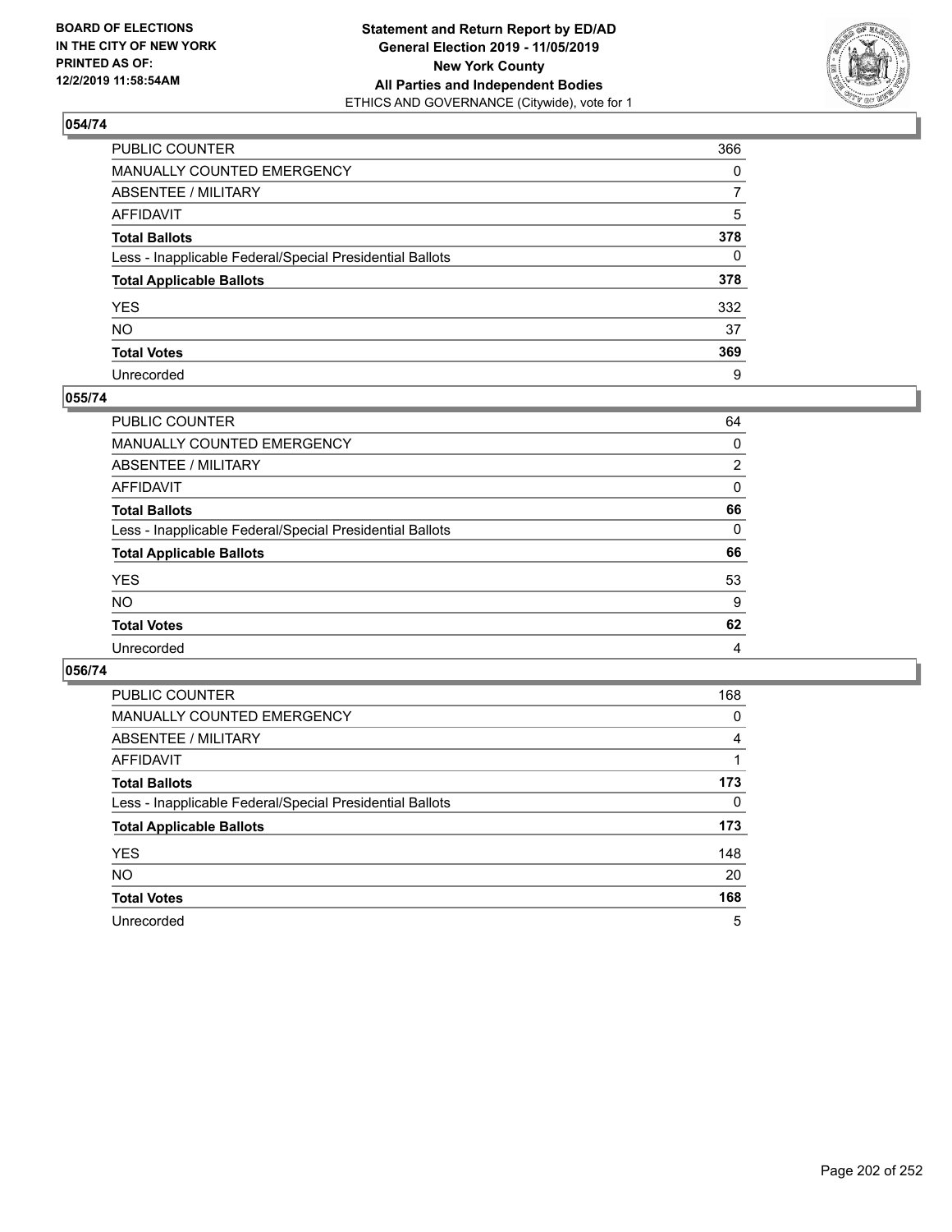BOARD OF ELECTIONS
IN THE CITY OF NEW YORK
PRINTED AS OF:
12/2/2019 11:58:54AM

**Statement and Return Report by ED/AD**
**General Election 2019 - 11/05/2019**
**New York County**
**All Parties and Independent Bodies**
ETHICS AND GOVERNANCE (Citywide), vote for 1

### 054/74

| | |
|---|---|
| PUBLIC COUNTER | 366 |
| MANUALLY COUNTED EMERGENCY | 0 |
| ABSENTEE / MILITARY | 7 |
| AFFIDAVIT | 5 |
| **Total Ballots** | **378** |
| Less - Inapplicable Federal/Special Presidential Ballots | 0 |
| **Total Applicable Ballots** | **378** |
| YES | 332 |
| NO | 37 |
| **Total Votes** | **369** |
| Unrecorded | 9 |

### 055/74

| | |
|---|---|
| PUBLIC COUNTER | 64 |
| MANUALLY COUNTED EMERGENCY | 0 |
| ABSENTEE / MILITARY | 2 |
| AFFIDAVIT | 0 |
| **Total Ballots** | **66** |
| Less - Inapplicable Federal/Special Presidential Ballots | 0 |
| **Total Applicable Ballots** | **66** |
| YES | 53 |
| NO | 9 |
| **Total Votes** | **62** |
| Unrecorded | 4 |

### 056/74

| | |
|---|---|
| PUBLIC COUNTER | 168 |
| MANUALLY COUNTED EMERGENCY | 0 |
| ABSENTEE / MILITARY | 4 |
| AFFIDAVIT | 1 |
| **Total Ballots** | **173** |
| Less - Inapplicable Federal/Special Presidential Ballots | 0 |
| **Total Applicable Ballots** | **173** |
| YES | 148 |
| NO | 20 |
| **Total Votes** | **168** |
| Unrecorded | 5 |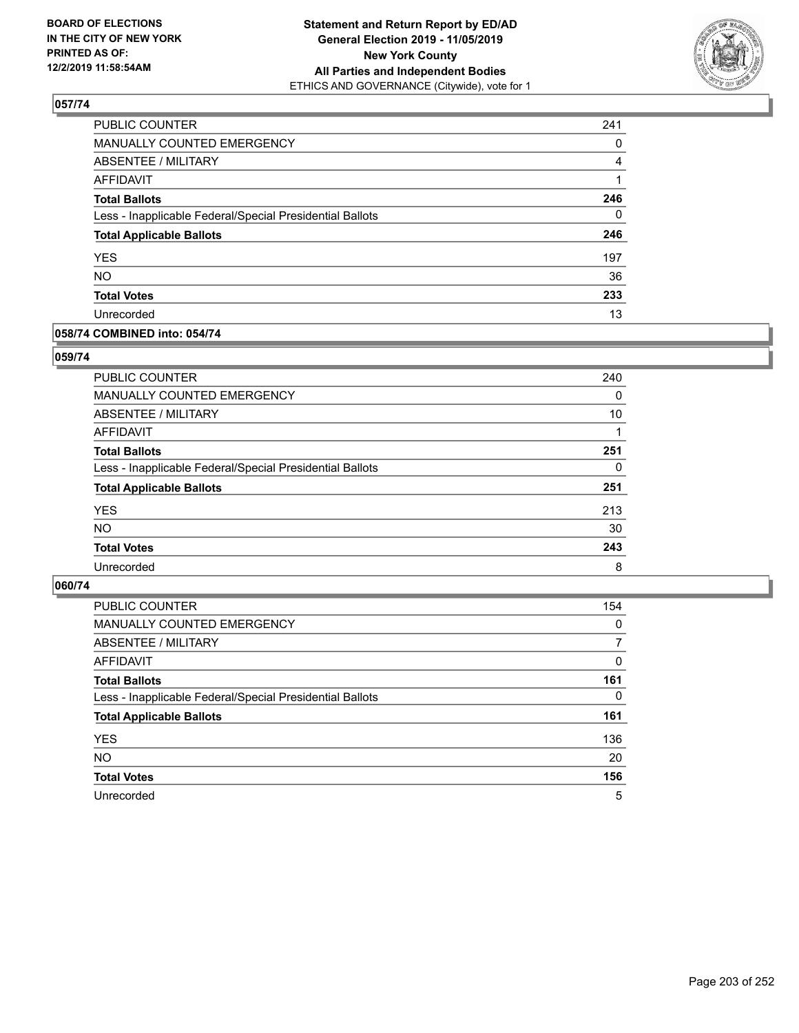**BOARD OF ELECTIONS IN THE CITY OF NEW YORK PRINTED AS OF: 12/2/2019 11:58:54AM**

**Statement and Return Report by ED/AD General Election 2019 - 11/05/2019 New York County All Parties and Independent Bodies**
ETHICS AND GOVERNANCE (Citywide), vote for 1

## 057/74

| | |
|---|---|
| PUBLIC COUNTER | 241 |
| MANUALLY COUNTED EMERGENCY | 0 |
| ABSENTEE / MILITARY | 4 |
| AFFIDAVIT | 1 |
| **Total Ballots** | **246** |
| Less - Inapplicable Federal/Special Presidential Ballots | 0 |
| **Total Applicable Ballots** | **246** |
| YES | 197 |
| NO | 36 |
| **Total Votes** | **233** |
| Unrecorded | 13 |

## 058/74 COMBINED into: 054/74

## 059/74

| | |
|---|---|
| PUBLIC COUNTER | 240 |
| MANUALLY COUNTED EMERGENCY | 0 |
| ABSENTEE / MILITARY | 10 |
| AFFIDAVIT | 1 |
| **Total Ballots** | **251** |
| Less - Inapplicable Federal/Special Presidential Ballots | 0 |
| **Total Applicable Ballots** | **251** |
| YES | 213 |
| NO | 30 |
| **Total Votes** | **243** |
| Unrecorded | 8 |

## 060/74

| | |
|---|---|
| PUBLIC COUNTER | 154 |
| MANUALLY COUNTED EMERGENCY | 0 |
| ABSENTEE / MILITARY | 7 |
| AFFIDAVIT | 0 |
| **Total Ballots** | **161** |
| Less - Inapplicable Federal/Special Presidential Ballots | 0 |
| **Total Applicable Ballots** | **161** |
| YES | 136 |
| NO | 20 |
| **Total Votes** | **156** |
| Unrecorded | 5 |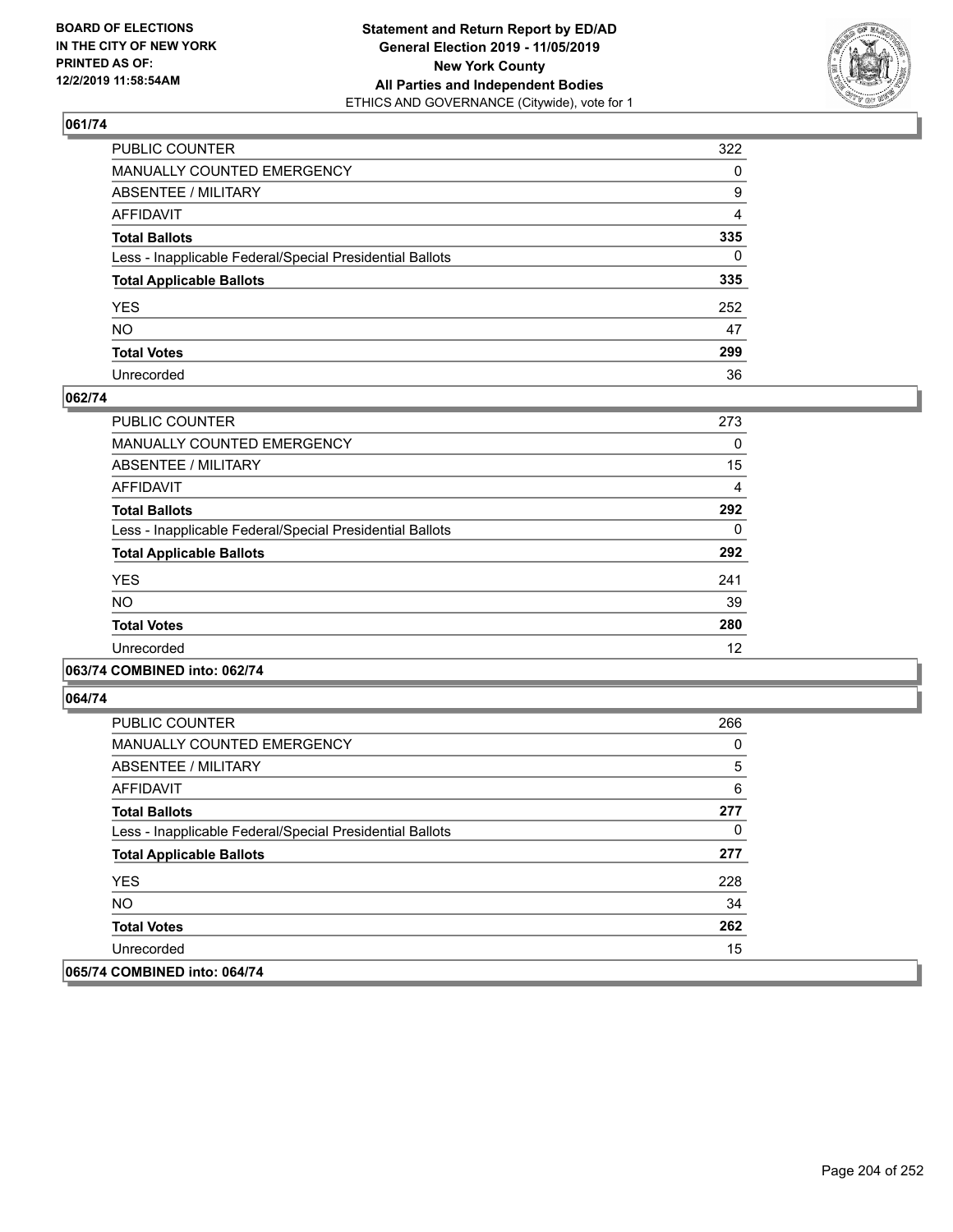**BOARD OF ELECTIONS IN THE CITY OF NEW YORK PRINTED AS OF: 12/2/2019 11:58:54AM**

**Statement and Return Report by ED/AD General Election 2019 - 11/05/2019 New York County All Parties and Independent Bodies**

ETHICS AND GOVERNANCE (Citywide), vote for 1

### 061/74

| | |
|---|---|
| PUBLIC COUNTER | 322 |
| MANUALLY COUNTED EMERGENCY | 0 |
| ABSENTEE / MILITARY | 9 |
| AFFIDAVIT | 4 |
| **Total Ballots** | **335** |
| Less - Inapplicable Federal/Special Presidential Ballots | 0 |
| **Total Applicable Ballots** | **335** |
| YES | 252 |
| NO | 47 |
| **Total Votes** | **299** |
| Unrecorded | 36 |

### 062/74

| | |
|---|---|
| PUBLIC COUNTER | 273 |
| MANUALLY COUNTED EMERGENCY | 0 |
| ABSENTEE / MILITARY | 15 |
| AFFIDAVIT | 4 |
| **Total Ballots** | **292** |
| Less - Inapplicable Federal/Special Presidential Ballots | 0 |
| **Total Applicable Ballots** | **292** |
| YES | 241 |
| NO | 39 |
| **Total Votes** | **280** |
| Unrecorded | 12 |

### 063/74 COMBINED into: 062/74

### 064/74

| | |
|---|---|
| PUBLIC COUNTER | 266 |
| MANUALLY COUNTED EMERGENCY | 0 |
| ABSENTEE / MILITARY | 5 |
| AFFIDAVIT | 6 |
| **Total Ballots** | **277** |
| Less - Inapplicable Federal/Special Presidential Ballots | 0 |
| **Total Applicable Ballots** | **277** |
| YES | 228 |
| NO | 34 |
| **Total Votes** | **262** |
| Unrecorded | 15 |

### 065/74 COMBINED into: 064/74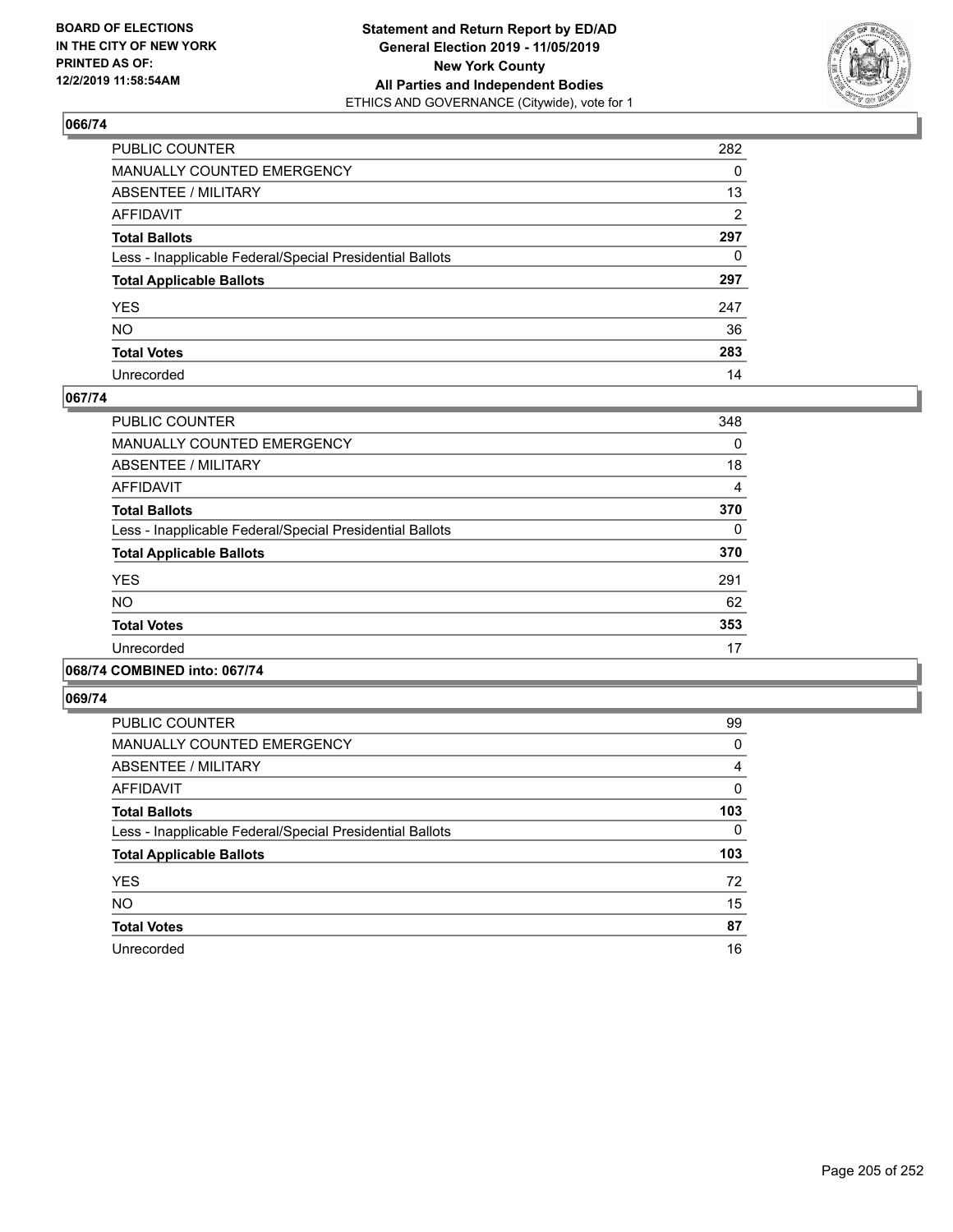### 066/74

| | |
|---|---|
| PUBLIC COUNTER | 282 |
| MANUALLY COUNTED EMERGENCY | 0 |
| ABSENTEE / MILITARY | 13 |
| AFFIDAVIT | 2 |
| **Total Ballots** | **297** |
| Less - Inapplicable Federal/Special Presidential Ballots | 0 |
| **Total Applicable Ballots** | **297** |
| YES | 247 |
| NO | 36 |
| **Total Votes** | **283** |
| Unrecorded | 14 |

### 067/74

| | |
|---|---|
| PUBLIC COUNTER | 348 |
| MANUALLY COUNTED EMERGENCY | 0 |
| ABSENTEE / MILITARY | 18 |
| AFFIDAVIT | 4 |
| **Total Ballots** | **370** |
| Less - Inapplicable Federal/Special Presidential Ballots | 0 |
| **Total Applicable Ballots** | **370** |
| YES | 291 |
| NO | 62 |
| **Total Votes** | **353** |
| Unrecorded | 17 |

### 068/74 COMBINED into: 067/74

### 069/74

| | |
|---|---|
| PUBLIC COUNTER | 99 |
| MANUALLY COUNTED EMERGENCY | 0 |
| ABSENTEE / MILITARY | 4 |
| AFFIDAVIT | 0 |
| **Total Ballots** | **103** |
| Less - Inapplicable Federal/Special Presidential Ballots | 0 |
| **Total Applicable Ballots** | **103** |
| YES | 72 |
| NO | 15 |
| **Total Votes** | **87** |
| Unrecorded | 16 |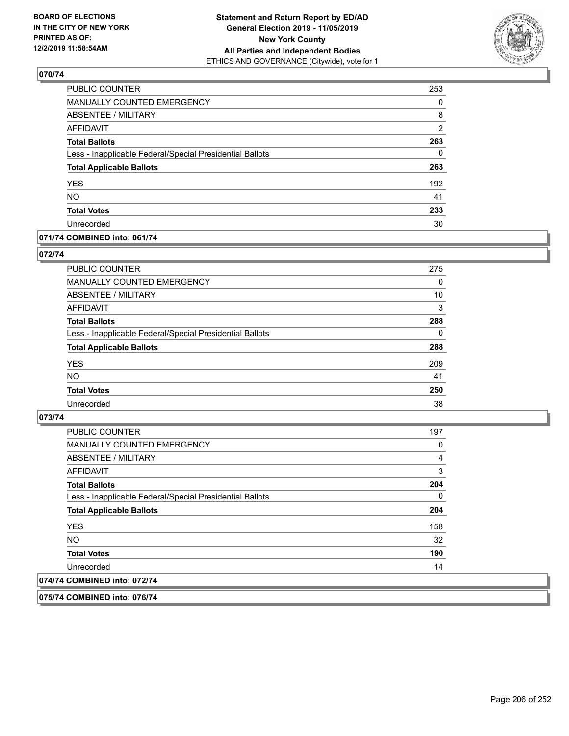## 070/74

| | |
|---|---|
| PUBLIC COUNTER | 253 |
| MANUALLY COUNTED EMERGENCY | 0 |
| ABSENTEE / MILITARY | 8 |
| AFFIDAVIT | 2 |
| **Total Ballots** | **263** |
| Less - Inapplicable Federal/Special Presidential Ballots | 0 |
| **Total Applicable Ballots** | **263** |
| YES | 192 |
| NO | 41 |
| **Total Votes** | **233** |
| Unrecorded | 30 |

## 071/74 COMBINED into: 061/74

## 072/74

| | |
|---|---|
| PUBLIC COUNTER | 275 |
| MANUALLY COUNTED EMERGENCY | 0 |
| ABSENTEE / MILITARY | 10 |
| AFFIDAVIT | 3 |
| **Total Ballots** | **288** |
| Less - Inapplicable Federal/Special Presidential Ballots | 0 |
| **Total Applicable Ballots** | **288** |
| YES | 209 |
| NO | 41 |
| **Total Votes** | **250** |
| Unrecorded | 38 |

## 073/74

| | |
|---|---|
| PUBLIC COUNTER | 197 |
| MANUALLY COUNTED EMERGENCY | 0 |
| ABSENTEE / MILITARY | 4 |
| AFFIDAVIT | 3 |
| **Total Ballots** | **204** |
| Less - Inapplicable Federal/Special Presidential Ballots | 0 |
| **Total Applicable Ballots** | **204** |
| YES | 158 |
| NO | 32 |
| **Total Votes** | **190** |
| Unrecorded | 14 |

## 074/74 COMBINED into: 072/74

## 075/74 COMBINED into: 076/74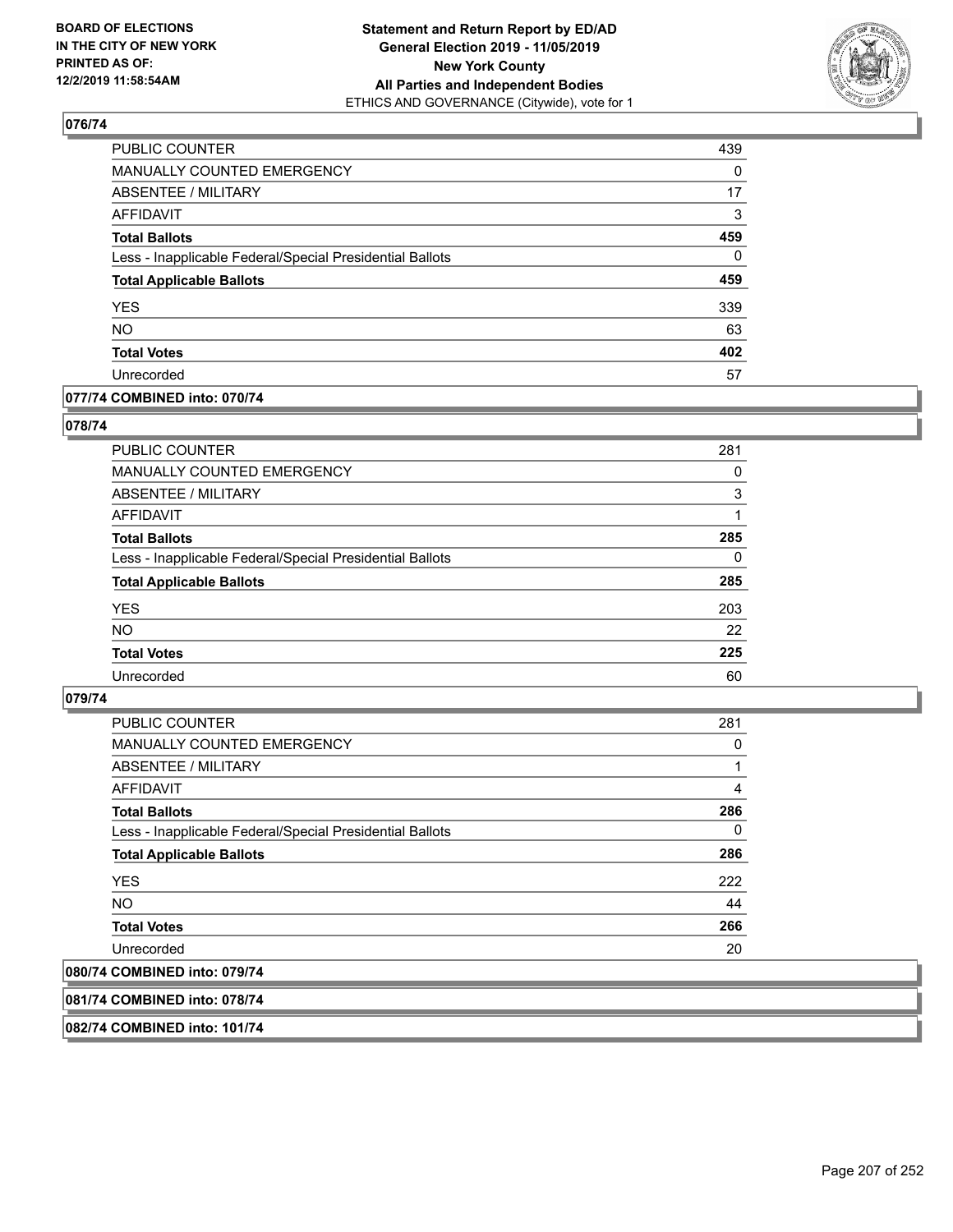**Statement and Return Report by ED/AD**
**General Election 2019 - 11/05/2019**
**New York County**
**All Parties and Independent Bodies**
ETHICS AND GOVERNANCE (Citywide), vote for 1

BOARD OF ELECTIONS IN THE CITY OF NEW YORK PRINTED AS OF: 12/2/2019 11:58:54AM

### 076/74

| | |
|---|---|
| PUBLIC COUNTER | 439 |
| MANUALLY COUNTED EMERGENCY | 0 |
| ABSENTEE / MILITARY | 17 |
| AFFIDAVIT | 3 |
| **Total Ballots** | **459** |
| Less - Inapplicable Federal/Special Presidential Ballots | 0 |
| **Total Applicable Ballots** | **459** |
| YES | 339 |
| NO | 63 |
| **Total Votes** | **402** |
| Unrecorded | 57 |

### 077/74 COMBINED into: 070/74

### 078/74

| | |
|---|---|
| PUBLIC COUNTER | 281 |
| MANUALLY COUNTED EMERGENCY | 0 |
| ABSENTEE / MILITARY | 3 |
| AFFIDAVIT | 1 |
| **Total Ballots** | **285** |
| Less - Inapplicable Federal/Special Presidential Ballots | 0 |
| **Total Applicable Ballots** | **285** |
| YES | 203 |
| NO | 22 |
| **Total Votes** | **225** |
| Unrecorded | 60 |

### 079/74

| | |
|---|---|
| PUBLIC COUNTER | 281 |
| MANUALLY COUNTED EMERGENCY | 0 |
| ABSENTEE / MILITARY | 1 |
| AFFIDAVIT | 4 |
| **Total Ballots** | **286** |
| Less - Inapplicable Federal/Special Presidential Ballots | 0 |
| **Total Applicable Ballots** | **286** |
| YES | 222 |
| NO | 44 |
| **Total Votes** | **266** |
| Unrecorded | 20 |

### 080/74 COMBINED into: 079/74

### 081/74 COMBINED into: 078/74

### 082/74 COMBINED into: 101/74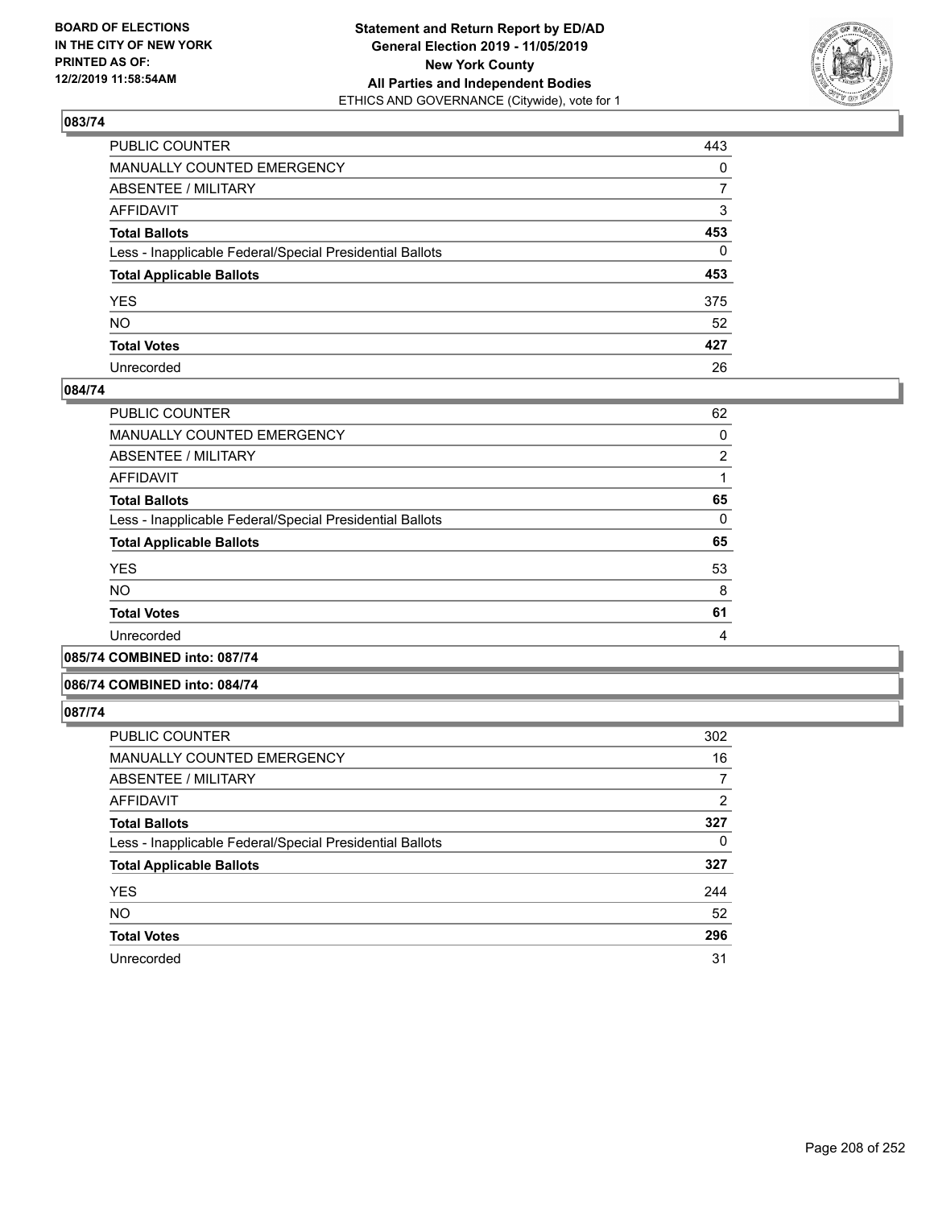BOARD OF ELECTIONS IN THE CITY OF NEW YORK PRINTED AS OF: 12/2/2019 11:58:54AM

**Statement and Return Report by ED/AD General Election 2019 - 11/05/2019 New York County All Parties and Independent Bodies**
ETHICS AND GOVERNANCE (Citywide), vote for 1

## 083/74

| | |
|---|---|
| PUBLIC COUNTER | 443 |
| MANUALLY COUNTED EMERGENCY | 0 |
| ABSENTEE / MILITARY | 7 |
| AFFIDAVIT | 3 |
| **Total Ballots** | **453** |
| Less - Inapplicable Federal/Special Presidential Ballots | 0 |
| **Total Applicable Ballots** | **453** |
| YES | 375 |
| NO | 52 |
| **Total Votes** | **427** |
| Unrecorded | 26 |

## 084/74

| | |
|---|---|
| PUBLIC COUNTER | 62 |
| MANUALLY COUNTED EMERGENCY | 0 |
| ABSENTEE / MILITARY | 2 |
| AFFIDAVIT | 1 |
| **Total Ballots** | **65** |
| Less - Inapplicable Federal/Special Presidential Ballots | 0 |
| **Total Applicable Ballots** | **65** |
| YES | 53 |
| NO | 8 |
| **Total Votes** | **61** |
| Unrecorded | 4 |

## 085/74 COMBINED into: 087/74

## 086/74 COMBINED into: 084/74

## 087/74

| | |
|---|---|
| PUBLIC COUNTER | 302 |
| MANUALLY COUNTED EMERGENCY | 16 |
| ABSENTEE / MILITARY | 7 |
| AFFIDAVIT | 2 |
| **Total Ballots** | **327** |
| Less - Inapplicable Federal/Special Presidential Ballots | 0 |
| **Total Applicable Ballots** | **327** |
| YES | 244 |
| NO | 52 |
| **Total Votes** | **296** |
| Unrecorded | 31 |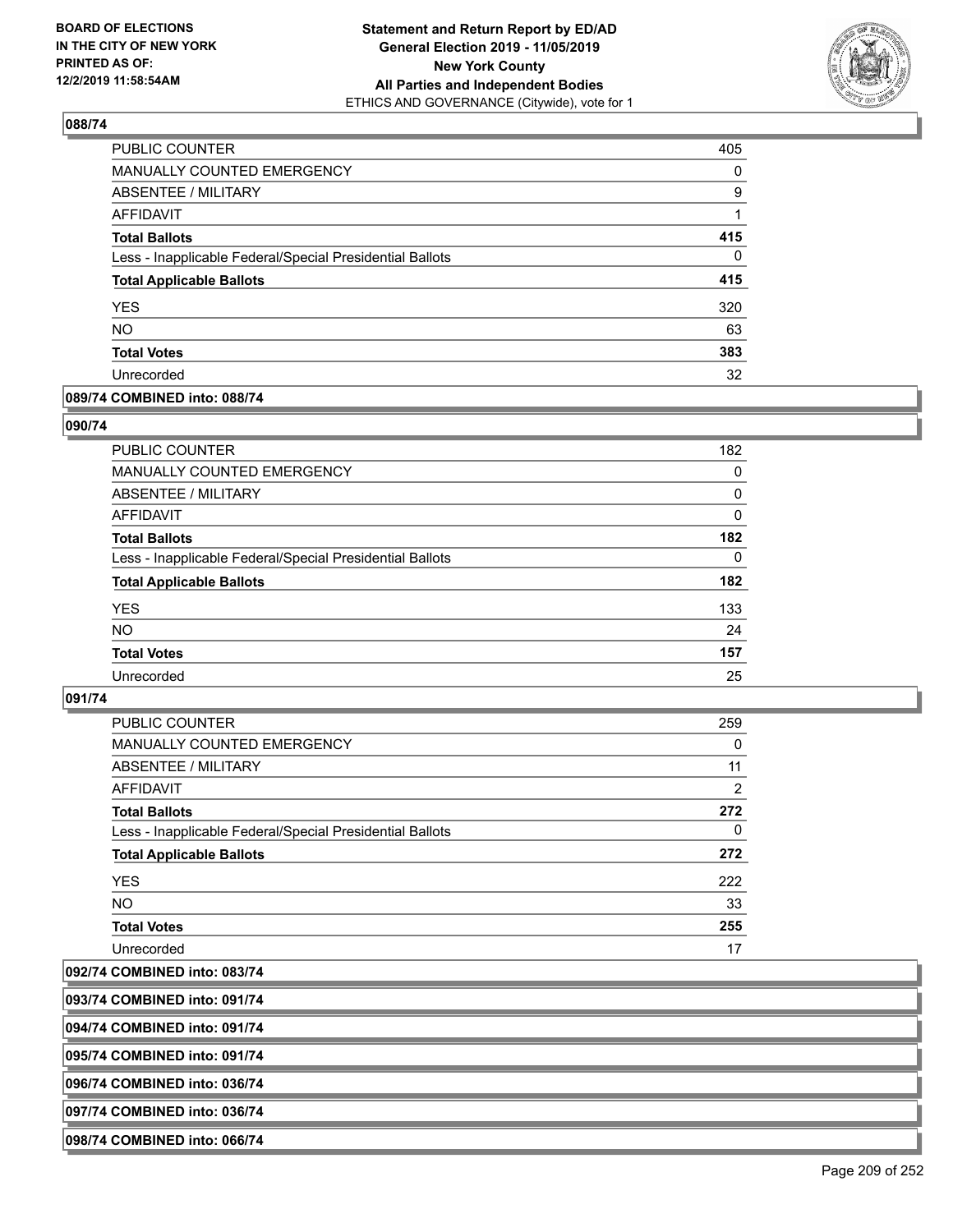### 088/74

| | |
|---|---|
| PUBLIC COUNTER | 405 |
| MANUALLY COUNTED EMERGENCY | 0 |
| ABSENTEE / MILITARY | 9 |
| AFFIDAVIT | 1 |
| **Total Ballots** | **415** |
| Less - Inapplicable Federal/Special Presidential Ballots | 0 |
| **Total Applicable Ballots** | **415** |
| YES | 320 |
| NO | 63 |
| **Total Votes** | **383** |
| Unrecorded | 32 |

### 089/74 COMBINED into: 088/74

### 090/74

| | |
|---|---|
| PUBLIC COUNTER | 182 |
| MANUALLY COUNTED EMERGENCY | 0 |
| ABSENTEE / MILITARY | 0 |
| AFFIDAVIT | 0 |
| **Total Ballots** | **182** |
| Less - Inapplicable Federal/Special Presidential Ballots | 0 |
| **Total Applicable Ballots** | **182** |
| YES | 133 |
| NO | 24 |
| **Total Votes** | **157** |
| Unrecorded | 25 |

### 091/74

| | |
|---|---|
| PUBLIC COUNTER | 259 |
| MANUALLY COUNTED EMERGENCY | 0 |
| ABSENTEE / MILITARY | 11 |
| AFFIDAVIT | 2 |
| **Total Ballots** | **272** |
| Less - Inapplicable Federal/Special Presidential Ballots | 0 |
| **Total Applicable Ballots** | **272** |
| YES | 222 |
| NO | 33 |
| **Total Votes** | **255** |
| Unrecorded | 17 |

### 092/74 COMBINED into: 083/74

### 093/74 COMBINED into: 091/74

### 094/74 COMBINED into: 091/74

### 095/74 COMBINED into: 091/74

### 096/74 COMBINED into: 036/74

### 097/74 COMBINED into: 036/74

### 098/74 COMBINED into: 066/74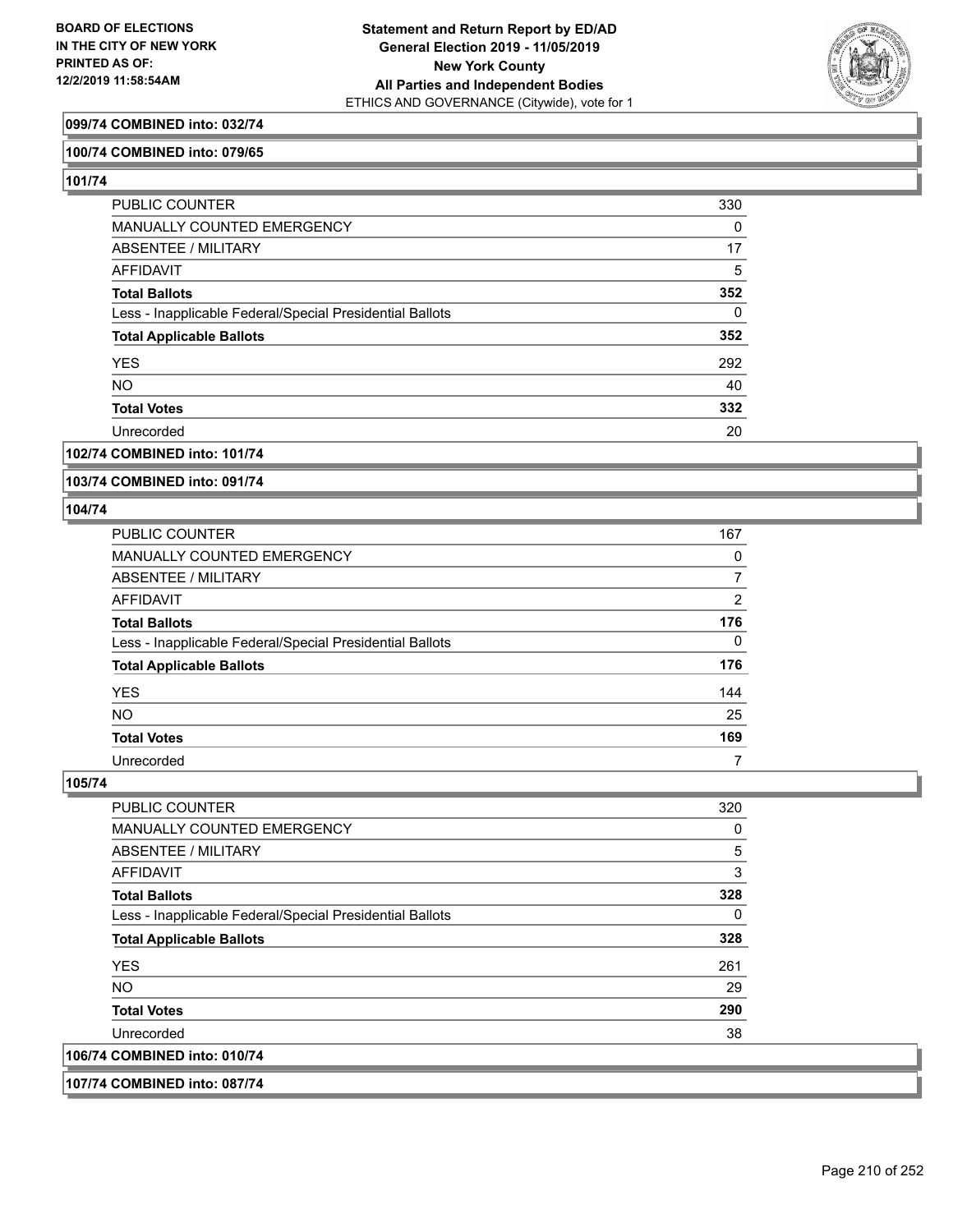**099/74 COMBINED into: 032/74**

**100/74 COMBINED into: 079/65**

**101/74**

| | |
|---|---|
| PUBLIC COUNTER | 330 |
| MANUALLY COUNTED EMERGENCY | 0 |
| ABSENTEE / MILITARY | 17 |
| AFFIDAVIT | 5 |
| **Total Ballots** | **352** |
| Less - Inapplicable Federal/Special Presidential Ballots | 0 |
| **Total Applicable Ballots** | **352** |
| YES | 292 |
| NO | 40 |
| **Total Votes** | **332** |
| Unrecorded | 20 |

**102/74 COMBINED into: 101/74**

**103/74 COMBINED into: 091/74**

**104/74**

| | |
|---|---|
| PUBLIC COUNTER | 167 |
| MANUALLY COUNTED EMERGENCY | 0 |
| ABSENTEE / MILITARY | 7 |
| AFFIDAVIT | 2 |
| **Total Ballots** | **176** |
| Less - Inapplicable Federal/Special Presidential Ballots | 0 |
| **Total Applicable Ballots** | **176** |
| YES | 144 |
| NO | 25 |
| **Total Votes** | **169** |
| Unrecorded | 7 |

**105/74**

| | |
|---|---|
| PUBLIC COUNTER | 320 |
| MANUALLY COUNTED EMERGENCY | 0 |
| ABSENTEE / MILITARY | 5 |
| AFFIDAVIT | 3 |
| **Total Ballots** | **328** |
| Less - Inapplicable Federal/Special Presidential Ballots | 0 |
| **Total Applicable Ballots** | **328** |
| YES | 261 |
| NO | 29 |
| **Total Votes** | **290** |
| Unrecorded | 38 |

**106/74 COMBINED into: 010/74**

**107/74 COMBINED into: 087/74**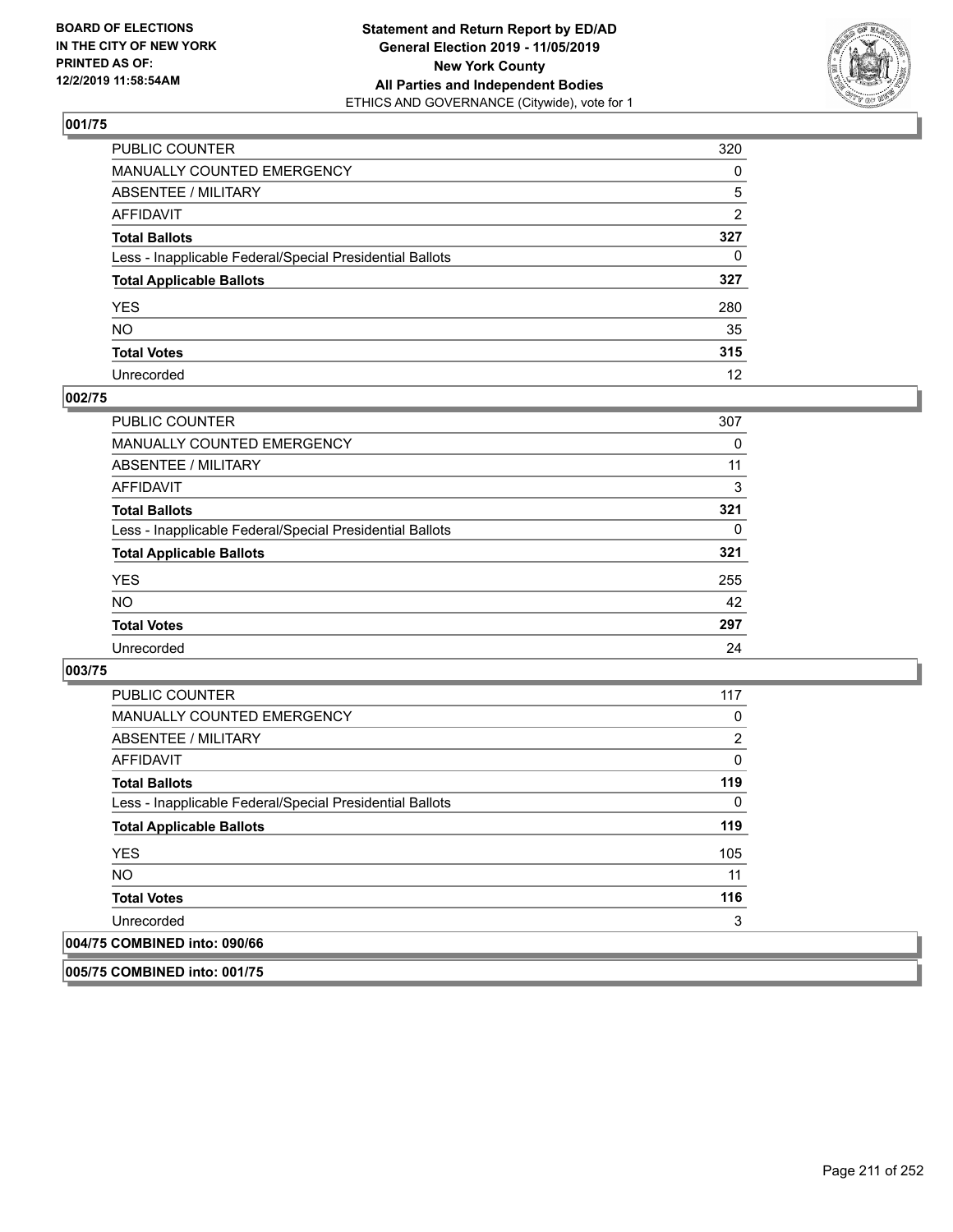**BOARD OF ELECTIONS IN THE CITY OF NEW YORK PRINTED AS OF: 12/2/2019 11:58:54AM**

**Statement and Return Report by ED/AD General Election 2019 - 11/05/2019 New York County All Parties and Independent Bodies**
ETHICS AND GOVERNANCE (Citywide), vote for 1

## 001/75

| | |
|---|---|
| PUBLIC COUNTER | 320 |
| MANUALLY COUNTED EMERGENCY | 0 |
| ABSENTEE / MILITARY | 5 |
| AFFIDAVIT | 2 |
| **Total Ballots** | **327** |
| Less - Inapplicable Federal/Special Presidential Ballots | 0 |
| **Total Applicable Ballots** | **327** |
| YES | 280 |
| NO | 35 |
| **Total Votes** | **315** |
| Unrecorded | 12 |

## 002/75

| | |
|---|---|
| PUBLIC COUNTER | 307 |
| MANUALLY COUNTED EMERGENCY | 0 |
| ABSENTEE / MILITARY | 11 |
| AFFIDAVIT | 3 |
| **Total Ballots** | **321** |
| Less - Inapplicable Federal/Special Presidential Ballots | 0 |
| **Total Applicable Ballots** | **321** |
| YES | 255 |
| NO | 42 |
| **Total Votes** | **297** |
| Unrecorded | 24 |

## 003/75

| | |
|---|---|
| PUBLIC COUNTER | 117 |
| MANUALLY COUNTED EMERGENCY | 0 |
| ABSENTEE / MILITARY | 2 |
| AFFIDAVIT | 0 |
| **Total Ballots** | **119** |
| Less - Inapplicable Federal/Special Presidential Ballots | 0 |
| **Total Applicable Ballots** | **119** |
| YES | 105 |
| NO | 11 |
| **Total Votes** | **116** |
| Unrecorded | 3 |

## 004/75 COMBINED into: 090/66

## 005/75 COMBINED into: 001/75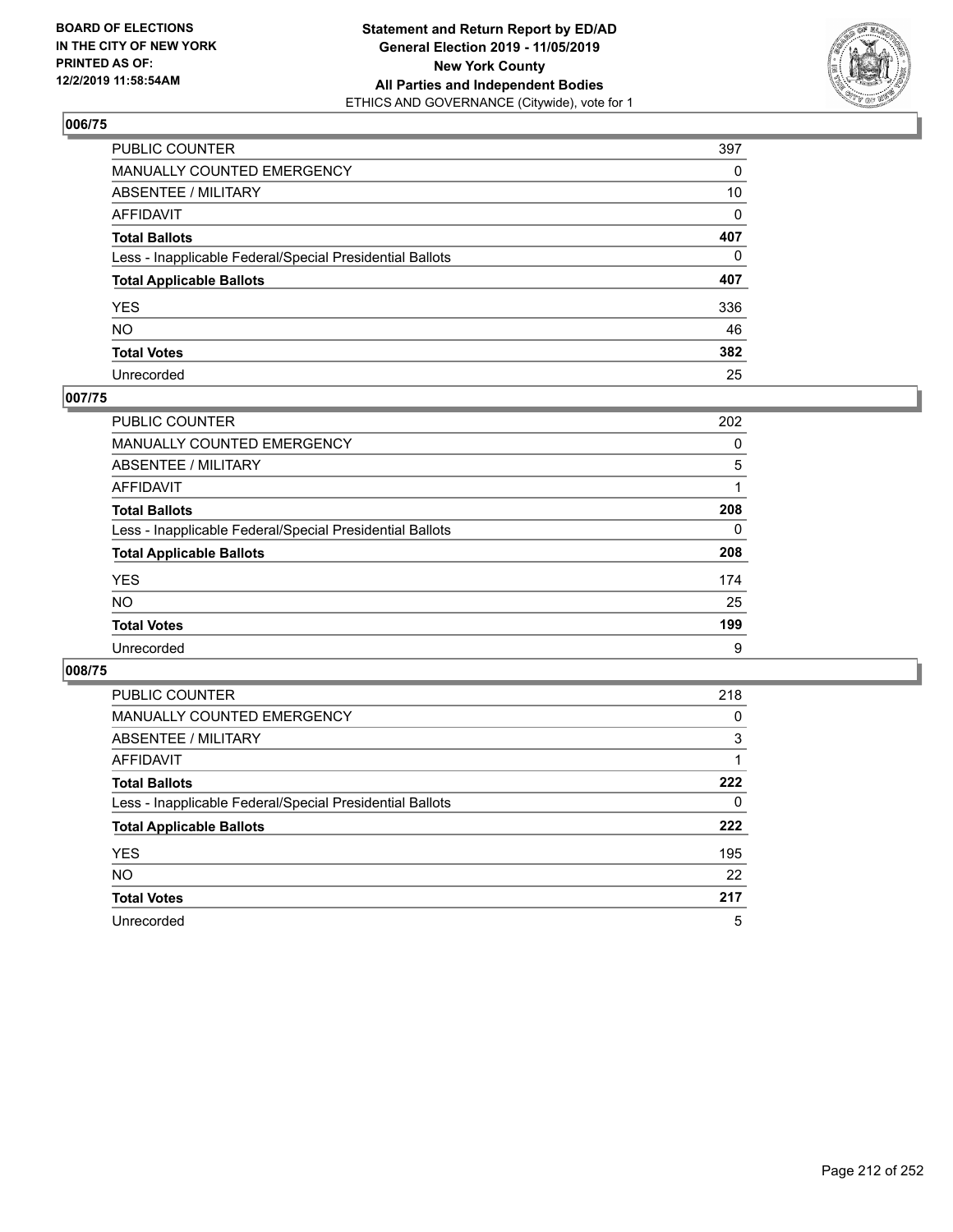## 006/75

| | |
|---|---|
| PUBLIC COUNTER | 397 |
| MANUALLY COUNTED EMERGENCY | 0 |
| ABSENTEE / MILITARY | 10 |
| AFFIDAVIT | 0 |
| **Total Ballots** | **407** |
| Less - Inapplicable Federal/Special Presidential Ballots | 0 |
| **Total Applicable Ballots** | **407** |
| YES | 336 |
| NO | 46 |
| **Total Votes** | **382** |
| Unrecorded | 25 |

## 007/75

| | |
|---|---|
| PUBLIC COUNTER | 202 |
| MANUALLY COUNTED EMERGENCY | 0 |
| ABSENTEE / MILITARY | 5 |
| AFFIDAVIT | 1 |
| **Total Ballots** | **208** |
| Less - Inapplicable Federal/Special Presidential Ballots | 0 |
| **Total Applicable Ballots** | **208** |
| YES | 174 |
| NO | 25 |
| **Total Votes** | **199** |
| Unrecorded | 9 |

## 008/75

| | |
|---|---|
| PUBLIC COUNTER | 218 |
| MANUALLY COUNTED EMERGENCY | 0 |
| ABSENTEE / MILITARY | 3 |
| AFFIDAVIT | 1 |
| **Total Ballots** | **222** |
| Less - Inapplicable Federal/Special Presidential Ballots | 0 |
| **Total Applicable Ballots** | **222** |
| YES | 195 |
| NO | 22 |
| **Total Votes** | **217** |
| Unrecorded | 5 |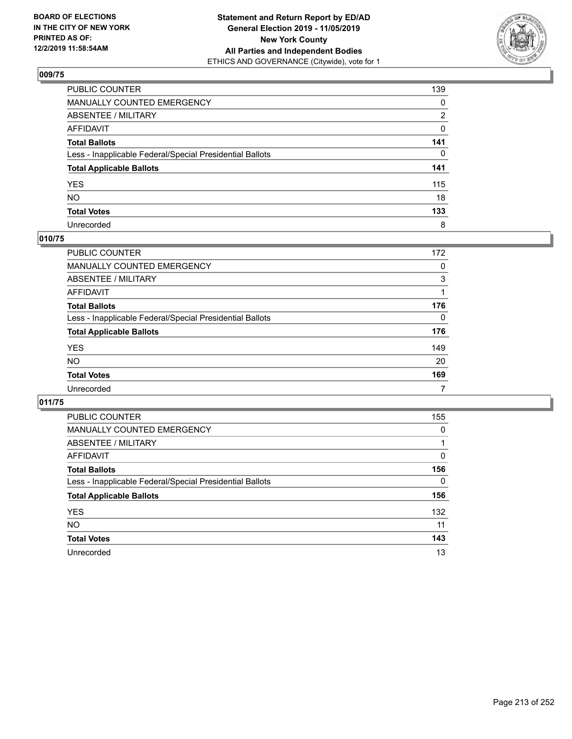## 009/75

| | |
|---|---|
| PUBLIC COUNTER | 139 |
| MANUALLY COUNTED EMERGENCY | 0 |
| ABSENTEE / MILITARY | 2 |
| AFFIDAVIT | 0 |
| **Total Ballots** | **141** |
| Less - Inapplicable Federal/Special Presidential Ballots | 0 |
| **Total Applicable Ballots** | **141** |
| YES | 115 |
| NO | 18 |
| **Total Votes** | **133** |
| Unrecorded | 8 |

## 010/75

| | |
|---|---|
| PUBLIC COUNTER | 172 |
| MANUALLY COUNTED EMERGENCY | 0 |
| ABSENTEE / MILITARY | 3 |
| AFFIDAVIT | 1 |
| **Total Ballots** | **176** |
| Less - Inapplicable Federal/Special Presidential Ballots | 0 |
| **Total Applicable Ballots** | **176** |
| YES | 149 |
| NO | 20 |
| **Total Votes** | **169** |
| Unrecorded | 7 |

## 011/75

| | |
|---|---|
| PUBLIC COUNTER | 155 |
| MANUALLY COUNTED EMERGENCY | 0 |
| ABSENTEE / MILITARY | 1 |
| AFFIDAVIT | 0 |
| **Total Ballots** | **156** |
| Less - Inapplicable Federal/Special Presidential Ballots | 0 |
| **Total Applicable Ballots** | **156** |
| YES | 132 |
| NO | 11 |
| **Total Votes** | **143** |
| Unrecorded | 13 |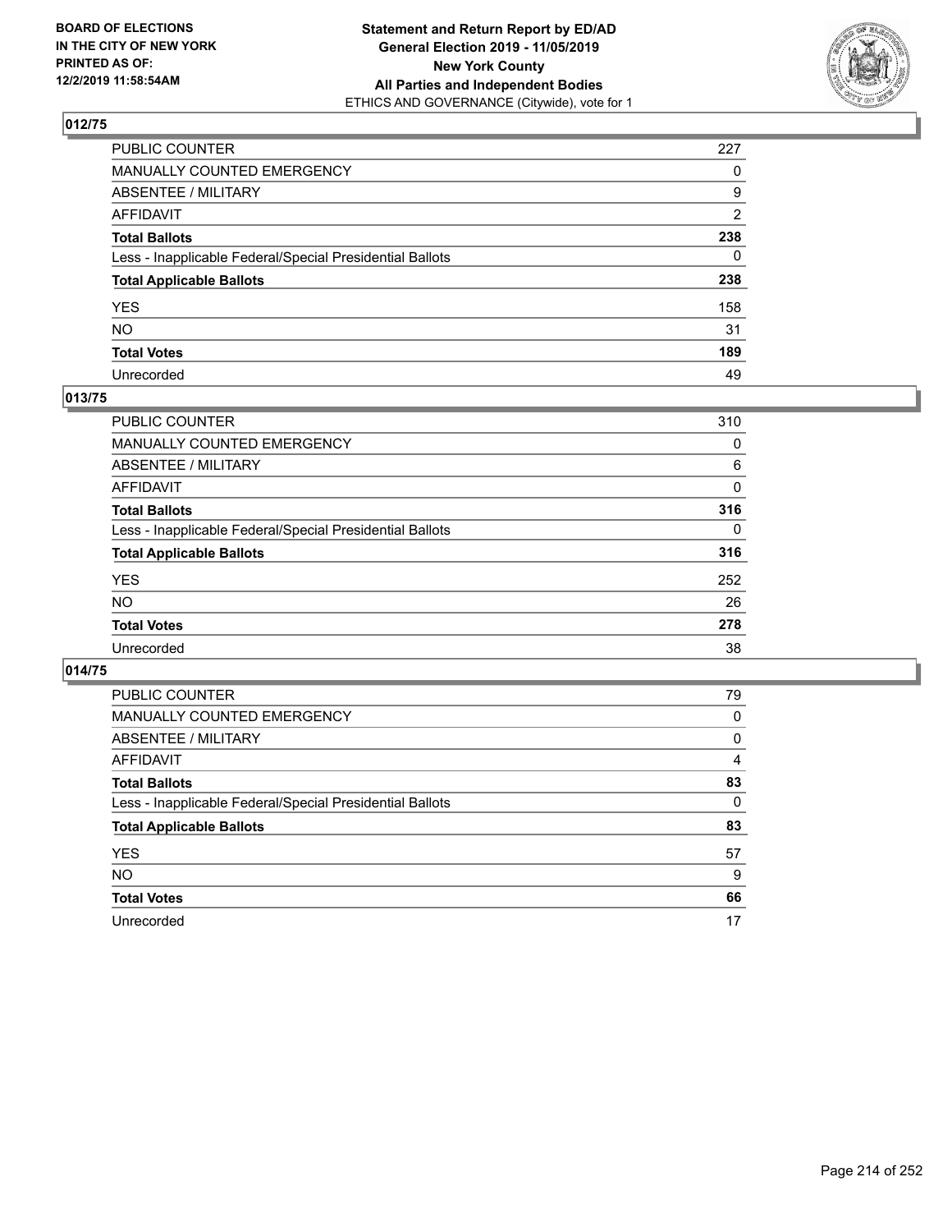**BOARD OF ELECTIONS IN THE CITY OF NEW YORK PRINTED AS OF: 12/2/2019 11:58:54AM**

**Statement and Return Report by ED/AD General Election 2019 - 11/05/2019 New York County All Parties and Independent Bodies**

ETHICS AND GOVERNANCE (Citywide), vote for 1

### 012/75

| | |
|---|---|
| PUBLIC COUNTER | 227 |
| MANUALLY COUNTED EMERGENCY | 0 |
| ABSENTEE / MILITARY | 9 |
| AFFIDAVIT | 2 |
| **Total Ballots** | **238** |
| Less - Inapplicable Federal/Special Presidential Ballots | 0 |
| **Total Applicable Ballots** | **238** |
| YES | 158 |
| NO | 31 |
| **Total Votes** | **189** |
| Unrecorded | 49 |

### 013/75

| | |
|---|---|
| PUBLIC COUNTER | 310 |
| MANUALLY COUNTED EMERGENCY | 0 |
| ABSENTEE / MILITARY | 6 |
| AFFIDAVIT | 0 |
| **Total Ballots** | **316** |
| Less - Inapplicable Federal/Special Presidential Ballots | 0 |
| **Total Applicable Ballots** | **316** |
| YES | 252 |
| NO | 26 |
| **Total Votes** | **278** |
| Unrecorded | 38 |

### 014/75

| | |
|---|---|
| PUBLIC COUNTER | 79 |
| MANUALLY COUNTED EMERGENCY | 0 |
| ABSENTEE / MILITARY | 0 |
| AFFIDAVIT | 4 |
| **Total Ballots** | **83** |
| Less - Inapplicable Federal/Special Presidential Ballots | 0 |
| **Total Applicable Ballots** | **83** |
| YES | 57 |
| NO | 9 |
| **Total Votes** | **66** |
| Unrecorded | 17 |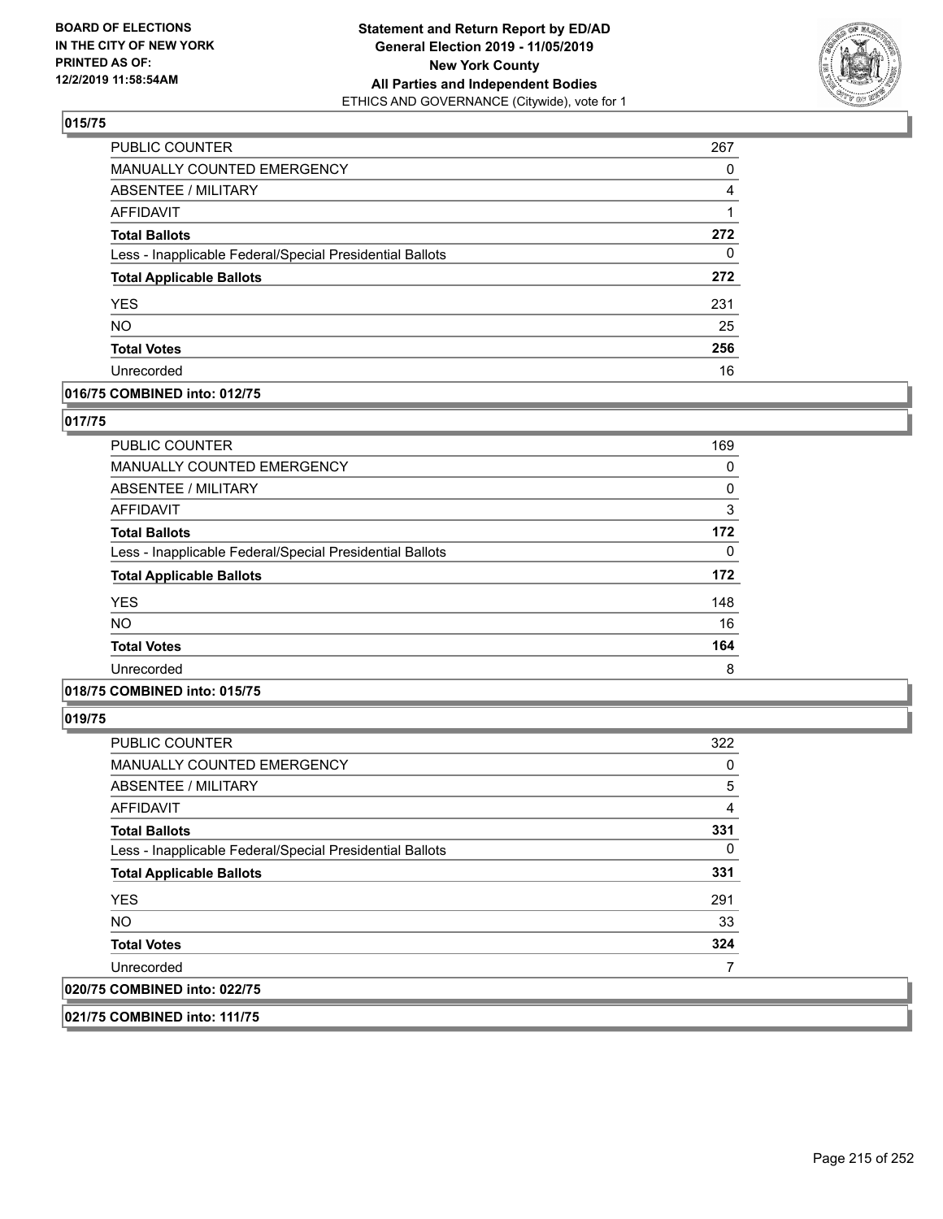## 015/75

| | |
|---|---|
| PUBLIC COUNTER | 267 |
| MANUALLY COUNTED EMERGENCY | 0 |
| ABSENTEE / MILITARY | 4 |
| AFFIDAVIT | 1 |
| **Total Ballots** | **272** |
| Less - Inapplicable Federal/Special Presidential Ballots | 0 |
| **Total Applicable Ballots** | **272** |
| YES | 231 |
| NO | 25 |
| **Total Votes** | **256** |
| Unrecorded | 16 |

## 016/75 COMBINED into: 012/75

## 017/75

| | |
|---|---|
| PUBLIC COUNTER | 169 |
| MANUALLY COUNTED EMERGENCY | 0 |
| ABSENTEE / MILITARY | 0 |
| AFFIDAVIT | 3 |
| **Total Ballots** | **172** |
| Less - Inapplicable Federal/Special Presidential Ballots | 0 |
| **Total Applicable Ballots** | **172** |
| YES | 148 |
| NO | 16 |
| **Total Votes** | **164** |
| Unrecorded | 8 |

## 018/75 COMBINED into: 015/75

## 019/75

| | |
|---|---|
| PUBLIC COUNTER | 322 |
| MANUALLY COUNTED EMERGENCY | 0 |
| ABSENTEE / MILITARY | 5 |
| AFFIDAVIT | 4 |
| **Total Ballots** | **331** |
| Less - Inapplicable Federal/Special Presidential Ballots | 0 |
| **Total Applicable Ballots** | **331** |
| YES | 291 |
| NO | 33 |
| **Total Votes** | **324** |
| Unrecorded | 7 |

## 020/75 COMBINED into: 022/75

## 021/75 COMBINED into: 111/75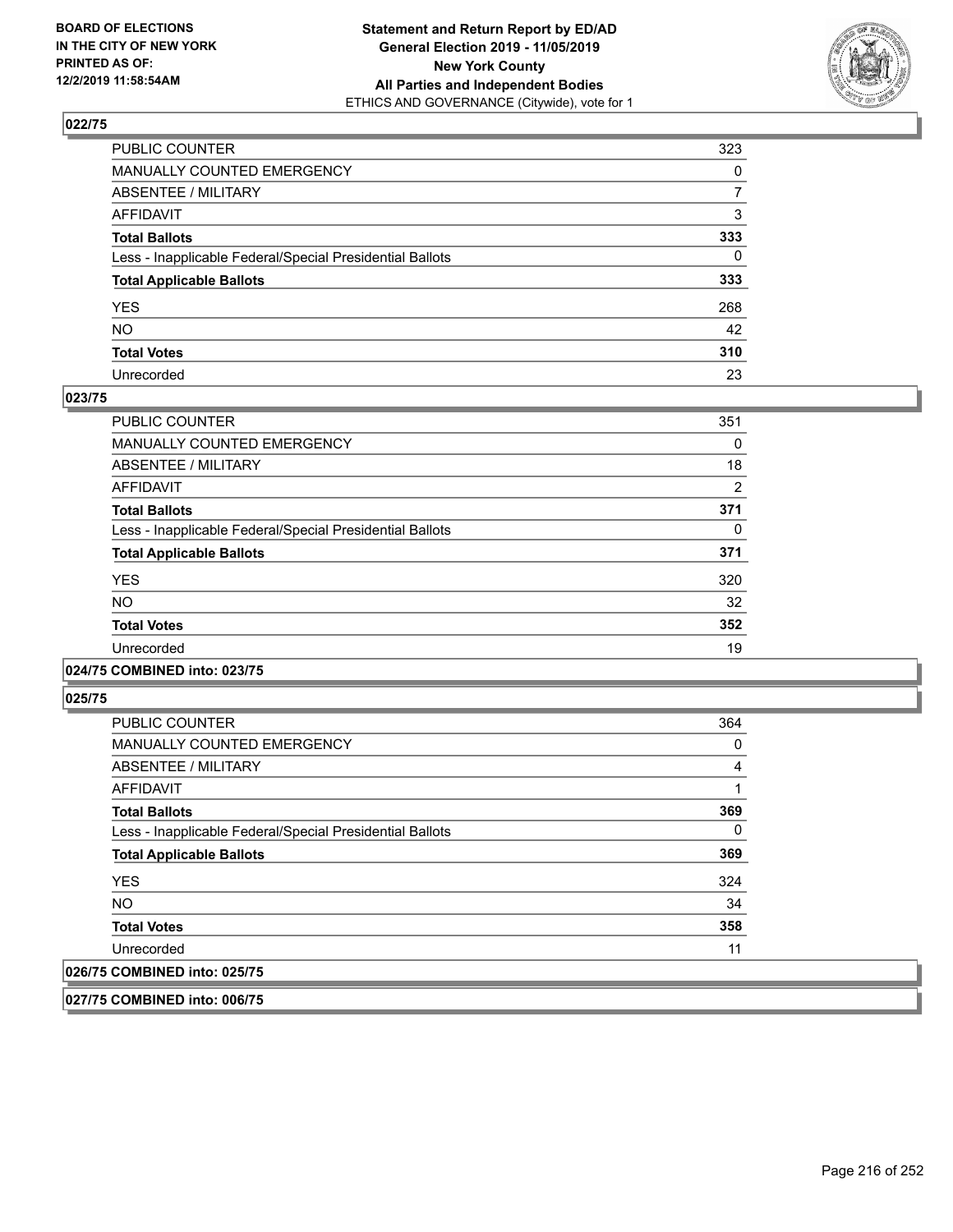### 022/75

| | |
|---|---|
| PUBLIC COUNTER | 323 |
| MANUALLY COUNTED EMERGENCY | 0 |
| ABSENTEE / MILITARY | 7 |
| AFFIDAVIT | 3 |
| **Total Ballots** | **333** |
| Less - Inapplicable Federal/Special Presidential Ballots | 0 |
| **Total Applicable Ballots** | **333** |
| YES | 268 |
| NO | 42 |
| **Total Votes** | **310** |
| Unrecorded | 23 |

### 023/75

| | |
|---|---|
| PUBLIC COUNTER | 351 |
| MANUALLY COUNTED EMERGENCY | 0 |
| ABSENTEE / MILITARY | 18 |
| AFFIDAVIT | 2 |
| **Total Ballots** | **371** |
| Less - Inapplicable Federal/Special Presidential Ballots | 0 |
| **Total Applicable Ballots** | **371** |
| YES | 320 |
| NO | 32 |
| **Total Votes** | **352** |
| Unrecorded | 19 |

### 024/75 COMBINED into: 023/75

### 025/75

| | |
|---|---|
| PUBLIC COUNTER | 364 |
| MANUALLY COUNTED EMERGENCY | 0 |
| ABSENTEE / MILITARY | 4 |
| AFFIDAVIT | 1 |
| **Total Ballots** | **369** |
| Less - Inapplicable Federal/Special Presidential Ballots | 0 |
| **Total Applicable Ballots** | **369** |
| YES | 324 |
| NO | 34 |
| **Total Votes** | **358** |
| Unrecorded | 11 |

### 026/75 COMBINED into: 025/75

### 027/75 COMBINED into: 006/75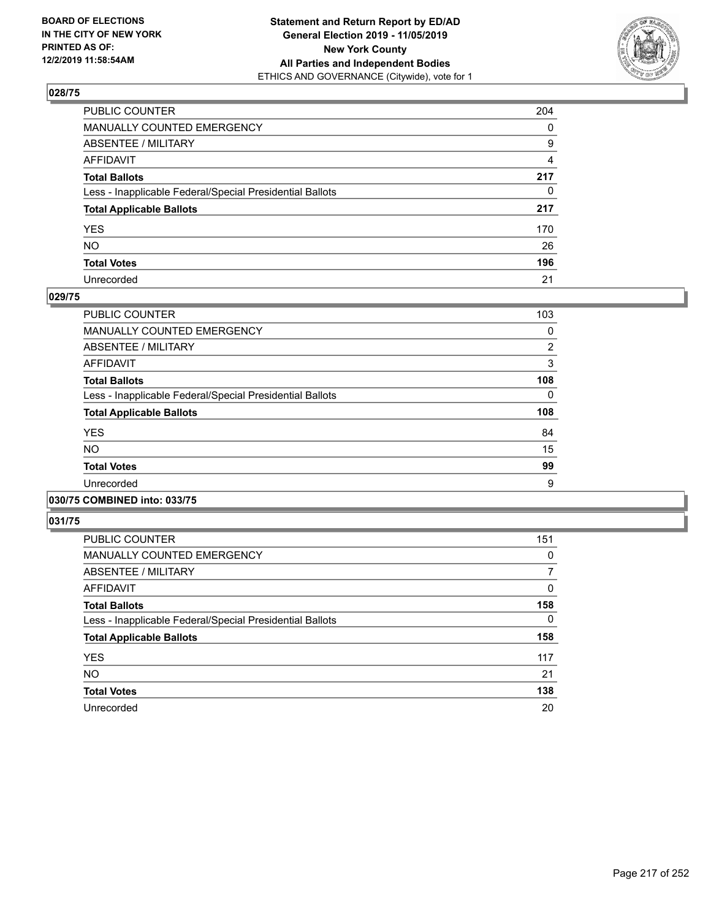**BOARD OF ELECTIONS IN THE CITY OF NEW YORK PRINTED AS OF: 12/2/2019 11:58:54AM**

**Statement and Return Report by ED/AD General Election 2019 - 11/05/2019 New York County All Parties and Independent Bodies**
ETHICS AND GOVERNANCE (Citywide), vote for 1

## 028/75

| | |
|---|---|
| PUBLIC COUNTER | 204 |
| MANUALLY COUNTED EMERGENCY | 0 |
| ABSENTEE / MILITARY | 9 |
| AFFIDAVIT | 4 |
| **Total Ballots** | **217** |
| Less - Inapplicable Federal/Special Presidential Ballots | 0 |
| **Total Applicable Ballots** | **217** |
| YES | 170 |
| NO | 26 |
| **Total Votes** | **196** |
| Unrecorded | 21 |

## 029/75

| | |
|---|---|
| PUBLIC COUNTER | 103 |
| MANUALLY COUNTED EMERGENCY | 0 |
| ABSENTEE / MILITARY | 2 |
| AFFIDAVIT | 3 |
| **Total Ballots** | **108** |
| Less - Inapplicable Federal/Special Presidential Ballots | 0 |
| **Total Applicable Ballots** | **108** |
| YES | 84 |
| NO | 15 |
| **Total Votes** | **99** |
| Unrecorded | 9 |

## 030/75 COMBINED into: 033/75

## 031/75

| | |
|---|---|
| PUBLIC COUNTER | 151 |
| MANUALLY COUNTED EMERGENCY | 0 |
| ABSENTEE / MILITARY | 7 |
| AFFIDAVIT | 0 |
| **Total Ballots** | **158** |
| Less - Inapplicable Federal/Special Presidential Ballots | 0 |
| **Total Applicable Ballots** | **158** |
| YES | 117 |
| NO | 21 |
| **Total Votes** | **138** |
| Unrecorded | 20 |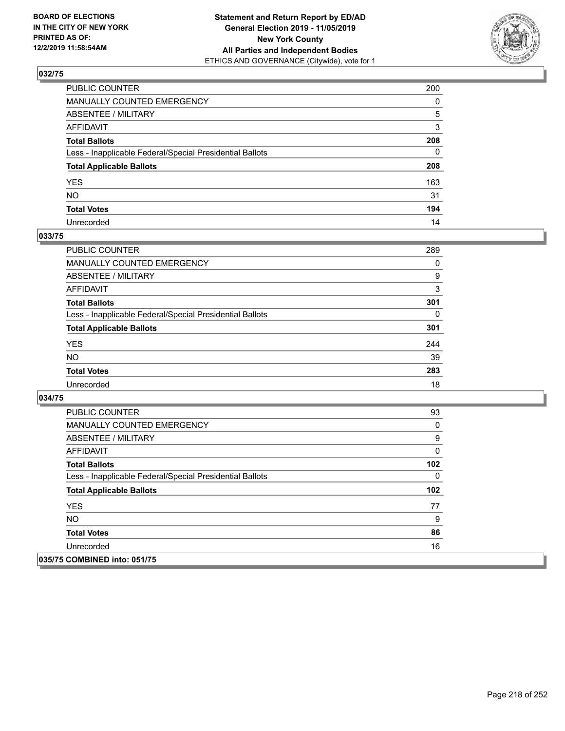**BOARD OF ELECTIONS IN THE CITY OF NEW YORK PRINTED AS OF: 12/2/2019 11:58:54AM**

**Statement and Return Report by ED/AD General Election 2019 - 11/05/2019 New York County All Parties and Independent Bodies**
ETHICS AND GOVERNANCE (Citywide), vote for 1

### 032/75

| | |
|---|---|
| PUBLIC COUNTER | 200 |
| MANUALLY COUNTED EMERGENCY | 0 |
| ABSENTEE / MILITARY | 5 |
| AFFIDAVIT | 3 |
| **Total Ballots** | **208** |
| Less - Inapplicable Federal/Special Presidential Ballots | 0 |
| **Total Applicable Ballots** | **208** |
| YES | 163 |
| NO | 31 |
| **Total Votes** | **194** |
| Unrecorded | 14 |

### 033/75

| | |
|---|---|
| PUBLIC COUNTER | 289 |
| MANUALLY COUNTED EMERGENCY | 0 |
| ABSENTEE / MILITARY | 9 |
| AFFIDAVIT | 3 |
| **Total Ballots** | **301** |
| Less - Inapplicable Federal/Special Presidential Ballots | 0 |
| **Total Applicable Ballots** | **301** |
| YES | 244 |
| NO | 39 |
| **Total Votes** | **283** |
| Unrecorded | 18 |

### 034/75

| | |
|---|---|
| PUBLIC COUNTER | 93 |
| MANUALLY COUNTED EMERGENCY | 0 |
| ABSENTEE / MILITARY | 9 |
| AFFIDAVIT | 0 |
| **Total Ballots** | **102** |
| Less - Inapplicable Federal/Special Presidential Ballots | 0 |
| **Total Applicable Ballots** | **102** |
| YES | 77 |
| NO | 9 |
| **Total Votes** | **86** |
| Unrecorded | 16 |

### 035/75 COMBINED into: 051/75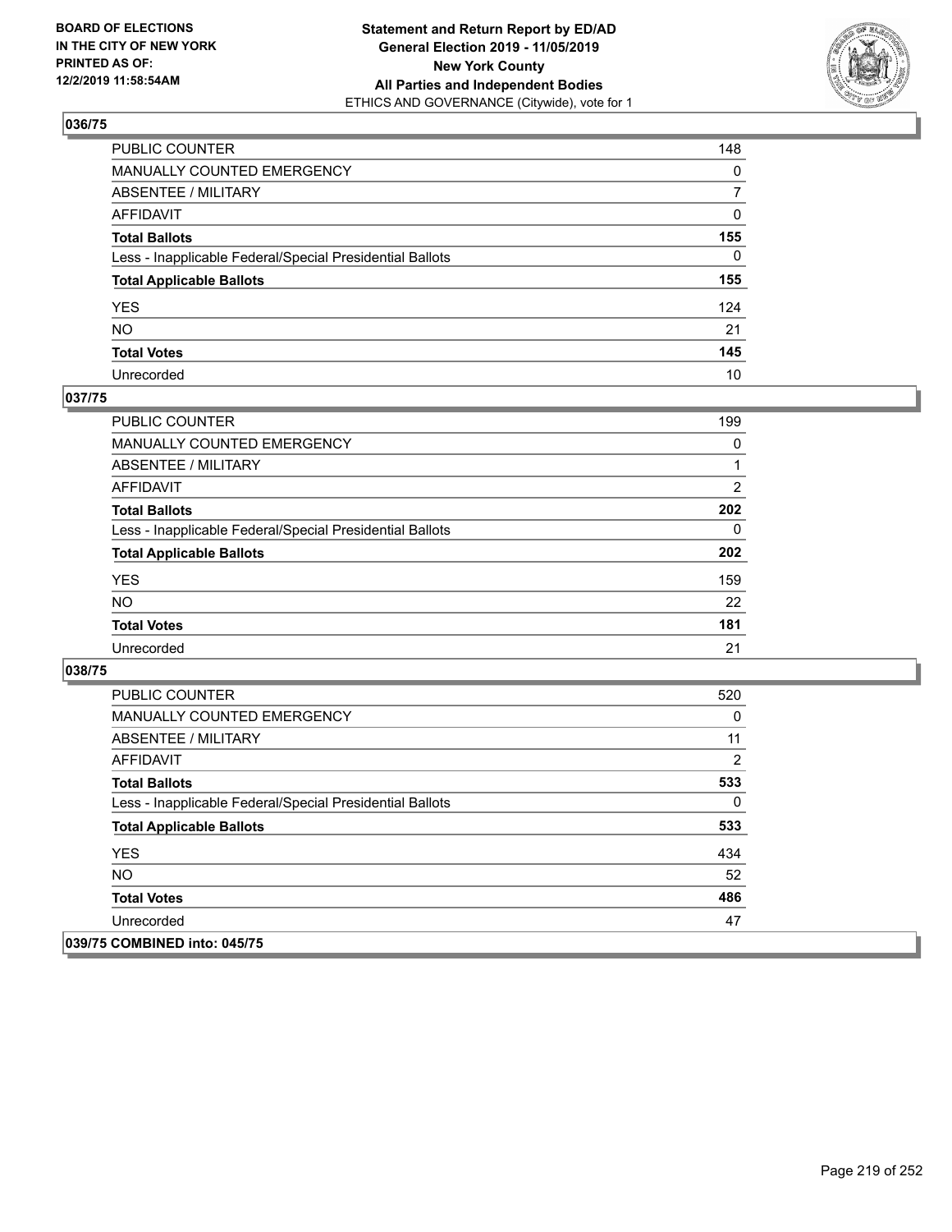BOARD OF ELECTIONS
IN THE CITY OF NEW YORK
PRINTED AS OF:
12/2/2019 11:58:54AM

**Statement and Return Report by ED/AD**
**General Election 2019 - 11/05/2019**
**New York County**
**All Parties and Independent Bodies**
ETHICS AND GOVERNANCE (Citywide), vote for 1

## 036/75

| | |
|---|---|
| PUBLIC COUNTER | 148 |
| MANUALLY COUNTED EMERGENCY | 0 |
| ABSENTEE / MILITARY | 7 |
| AFFIDAVIT | 0 |
| **Total Ballots** | **155** |
| Less - Inapplicable Federal/Special Presidential Ballots | 0 |
| **Total Applicable Ballots** | **155** |
| YES | 124 |
| NO | 21 |
| **Total Votes** | **145** |
| Unrecorded | 10 |

## 037/75

| | |
|---|---|
| PUBLIC COUNTER | 199 |
| MANUALLY COUNTED EMERGENCY | 0 |
| ABSENTEE / MILITARY | 1 |
| AFFIDAVIT | 2 |
| **Total Ballots** | **202** |
| Less - Inapplicable Federal/Special Presidential Ballots | 0 |
| **Total Applicable Ballots** | **202** |
| YES | 159 |
| NO | 22 |
| **Total Votes** | **181** |
| Unrecorded | 21 |

## 038/75

| | |
|---|---|
| PUBLIC COUNTER | 520 |
| MANUALLY COUNTED EMERGENCY | 0 |
| ABSENTEE / MILITARY | 11 |
| AFFIDAVIT | 2 |
| **Total Ballots** | **533** |
| Less - Inapplicable Federal/Special Presidential Ballots | 0 |
| **Total Applicable Ballots** | **533** |
| YES | 434 |
| NO | 52 |
| **Total Votes** | **486** |
| Unrecorded | 47 |

## 039/75 COMBINED into: 045/75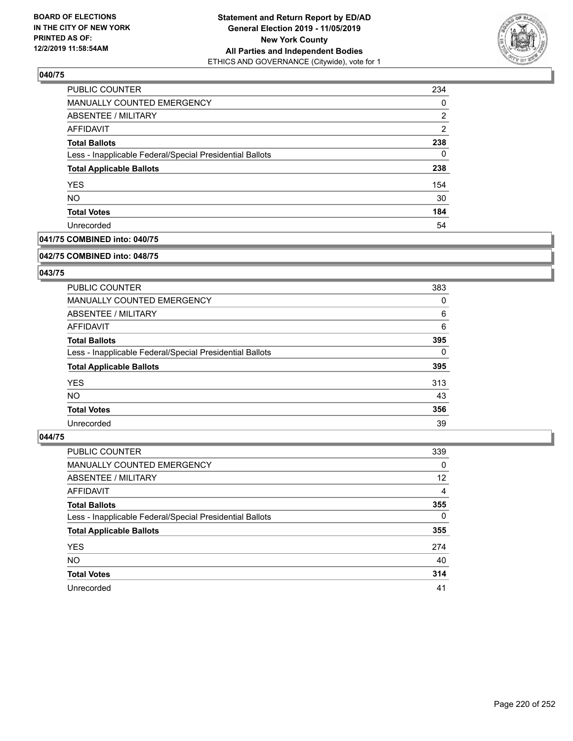**BOARD OF ELECTIONS IN THE CITY OF NEW YORK PRINTED AS OF: 12/2/2019 11:58:54AM**

**Statement and Return Report by ED/AD**
**General Election 2019 - 11/05/2019**
**New York County**
**All Parties and Independent Bodies**
ETHICS AND GOVERNANCE (Citywide), vote for 1

### 040/75

| | |
|---|---|
| PUBLIC COUNTER | 234 |
| MANUALLY COUNTED EMERGENCY | 0 |
| ABSENTEE / MILITARY | 2 |
| AFFIDAVIT | 2 |
| **Total Ballots** | **238** |
| Less - Inapplicable Federal/Special Presidential Ballots | 0 |
| **Total Applicable Ballots** | **238** |
| YES | 154 |
| NO | 30 |
| **Total Votes** | **184** |
| Unrecorded | 54 |

### 041/75 COMBINED into: 040/75

### 042/75 COMBINED into: 048/75

### 043/75

| | |
|---|---|
| PUBLIC COUNTER | 383 |
| MANUALLY COUNTED EMERGENCY | 0 |
| ABSENTEE / MILITARY | 6 |
| AFFIDAVIT | 6 |
| **Total Ballots** | **395** |
| Less - Inapplicable Federal/Special Presidential Ballots | 0 |
| **Total Applicable Ballots** | **395** |
| YES | 313 |
| NO | 43 |
| **Total Votes** | **356** |
| Unrecorded | 39 |

### 044/75

| | |
|---|---|
| PUBLIC COUNTER | 339 |
| MANUALLY COUNTED EMERGENCY | 0 |
| ABSENTEE / MILITARY | 12 |
| AFFIDAVIT | 4 |
| **Total Ballots** | **355** |
| Less - Inapplicable Federal/Special Presidential Ballots | 0 |
| **Total Applicable Ballots** | **355** |
| YES | 274 |
| NO | 40 |
| **Total Votes** | **314** |
| Unrecorded | 41 |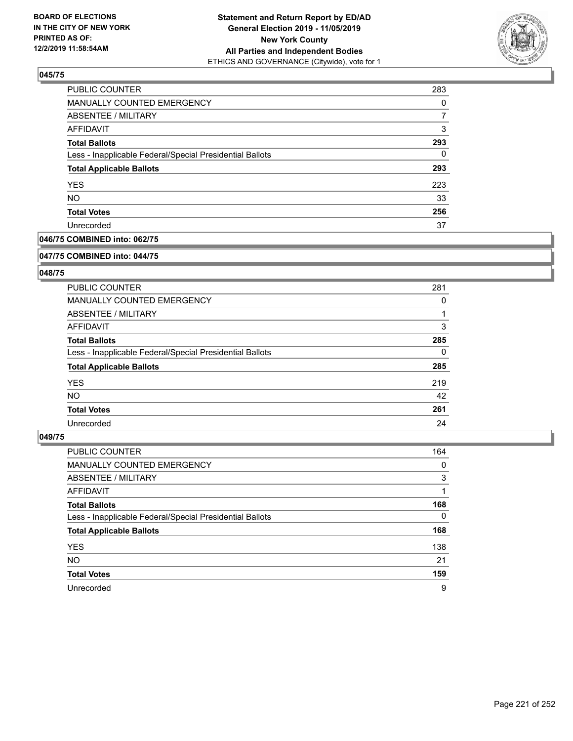BOARD OF ELECTIONS
IN THE CITY OF NEW YORK
PRINTED AS OF:
12/2/2019 11:58:54AM

**Statement and Return Report by ED/AD**
**General Election 2019 - 11/05/2019**
**New York County**
**All Parties and Independent Bodies**
ETHICS AND GOVERNANCE (Citywide), vote for 1

## 045/75

| | |
|---|---|
| PUBLIC COUNTER | 283 |
| MANUALLY COUNTED EMERGENCY | 0 |
| ABSENTEE / MILITARY | 7 |
| AFFIDAVIT | 3 |
| **Total Ballots** | **293** |
| Less - Inapplicable Federal/Special Presidential Ballots | 0 |
| **Total Applicable Ballots** | **293** |
| YES | 223 |
| NO | 33 |
| **Total Votes** | **256** |
| Unrecorded | 37 |

## 046/75 COMBINED into: 062/75

## 047/75 COMBINED into: 044/75

## 048/75

| | |
|---|---|
| PUBLIC COUNTER | 281 |
| MANUALLY COUNTED EMERGENCY | 0 |
| ABSENTEE / MILITARY | 1 |
| AFFIDAVIT | 3 |
| **Total Ballots** | **285** |
| Less - Inapplicable Federal/Special Presidential Ballots | 0 |
| **Total Applicable Ballots** | **285** |
| YES | 219 |
| NO | 42 |
| **Total Votes** | **261** |
| Unrecorded | 24 |

## 049/75

| | |
|---|---|
| PUBLIC COUNTER | 164 |
| MANUALLY COUNTED EMERGENCY | 0 |
| ABSENTEE / MILITARY | 3 |
| AFFIDAVIT | 1 |
| **Total Ballots** | **168** |
| Less - Inapplicable Federal/Special Presidential Ballots | 0 |
| **Total Applicable Ballots** | **168** |
| YES | 138 |
| NO | 21 |
| **Total Votes** | **159** |
| Unrecorded | 9 |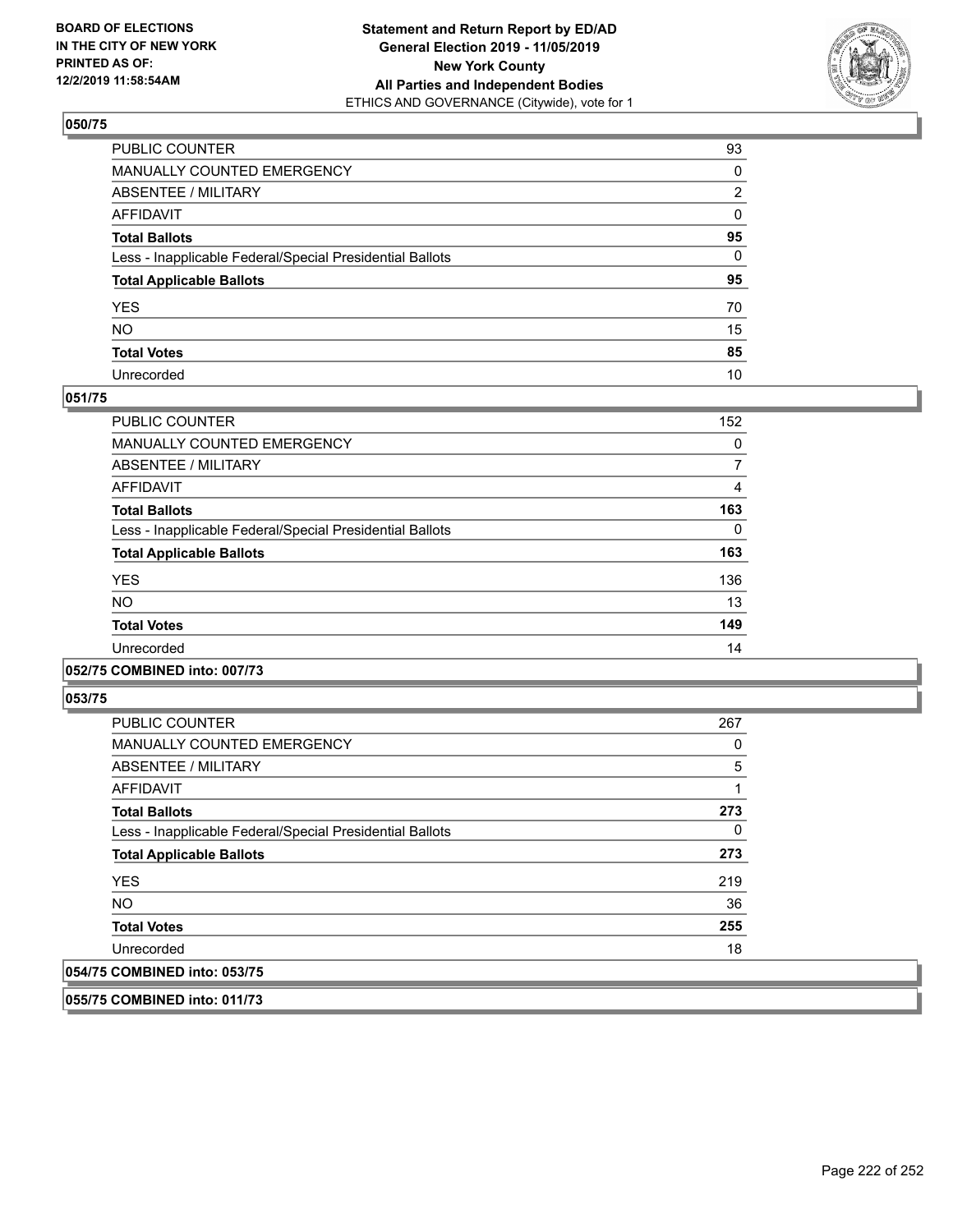**BOARD OF ELECTIONS IN THE CITY OF NEW YORK PRINTED AS OF: 12/2/2019 11:58:54AM**

**Statement and Return Report by ED/AD General Election 2019 - 11/05/2019 New York County All Parties and Independent Bodies**
ETHICS AND GOVERNANCE (Citywide), vote for 1

## 050/75

| | |
|---|---|
| PUBLIC COUNTER | 93 |
| MANUALLY COUNTED EMERGENCY | 0 |
| ABSENTEE / MILITARY | 2 |
| AFFIDAVIT | 0 |
| **Total Ballots** | **95** |
| Less - Inapplicable Federal/Special Presidential Ballots | 0 |
| **Total Applicable Ballots** | **95** |
| YES | 70 |
| NO | 15 |
| **Total Votes** | **85** |
| Unrecorded | 10 |

## 051/75

| | |
|---|---|
| PUBLIC COUNTER | 152 |
| MANUALLY COUNTED EMERGENCY | 0 |
| ABSENTEE / MILITARY | 7 |
| AFFIDAVIT | 4 |
| **Total Ballots** | **163** |
| Less - Inapplicable Federal/Special Presidential Ballots | 0 |
| **Total Applicable Ballots** | **163** |
| YES | 136 |
| NO | 13 |
| **Total Votes** | **149** |
| Unrecorded | 14 |

## 052/75 COMBINED into: 007/73

## 053/75

| | |
|---|---|
| PUBLIC COUNTER | 267 |
| MANUALLY COUNTED EMERGENCY | 0 |
| ABSENTEE / MILITARY | 5 |
| AFFIDAVIT | 1 |
| **Total Ballots** | **273** |
| Less - Inapplicable Federal/Special Presidential Ballots | 0 |
| **Total Applicable Ballots** | **273** |
| YES | 219 |
| NO | 36 |
| **Total Votes** | **255** |
| Unrecorded | 18 |

## 054/75 COMBINED into: 053/75

## 055/75 COMBINED into: 011/73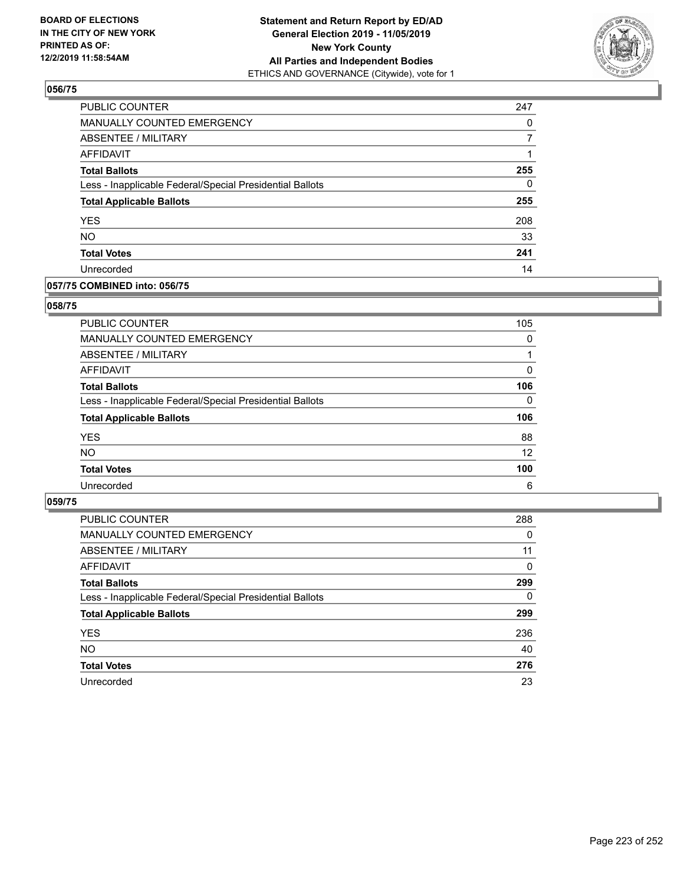## 056/75

| | |
|---|---|
| PUBLIC COUNTER | 247 |
| MANUALLY COUNTED EMERGENCY | 0 |
| ABSENTEE / MILITARY | 7 |
| AFFIDAVIT | 1 |
| **Total Ballots** | **255** |
| Less - Inapplicable Federal/Special Presidential Ballots | 0 |
| **Total Applicable Ballots** | **255** |
| YES | 208 |
| NO | 33 |
| **Total Votes** | **241** |
| Unrecorded | 14 |

## 057/75 COMBINED into: 056/75

## 058/75

| | |
|---|---|
| PUBLIC COUNTER | 105 |
| MANUALLY COUNTED EMERGENCY | 0 |
| ABSENTEE / MILITARY | 1 |
| AFFIDAVIT | 0 |
| **Total Ballots** | **106** |
| Less - Inapplicable Federal/Special Presidential Ballots | 0 |
| **Total Applicable Ballots** | **106** |
| YES | 88 |
| NO | 12 |
| **Total Votes** | **100** |
| Unrecorded | 6 |

## 059/75

| | |
|---|---|
| PUBLIC COUNTER | 288 |
| MANUALLY COUNTED EMERGENCY | 0 |
| ABSENTEE / MILITARY | 11 |
| AFFIDAVIT | 0 |
| **Total Ballots** | **299** |
| Less - Inapplicable Federal/Special Presidential Ballots | 0 |
| **Total Applicable Ballots** | **299** |
| YES | 236 |
| NO | 40 |
| **Total Votes** | **276** |
| Unrecorded | 23 |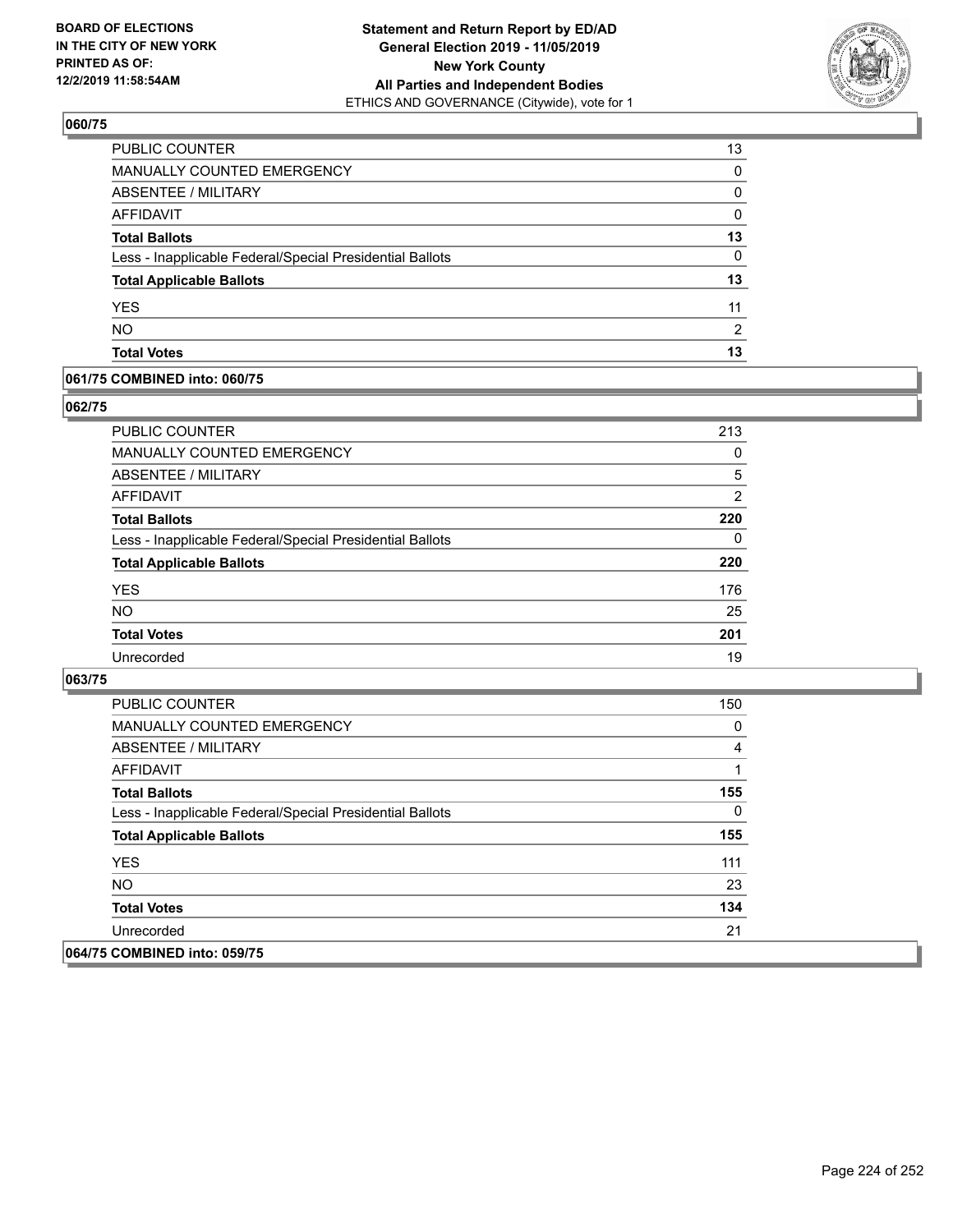## 060/75

| | |
|---|---|
| PUBLIC COUNTER | 13 |
| MANUALLY COUNTED EMERGENCY | 0 |
| ABSENTEE / MILITARY | 0 |
| AFFIDAVIT | 0 |
| **Total Ballots** | **13** |
| Less - Inapplicable Federal/Special Presidential Ballots | 0 |
| **Total Applicable Ballots** | **13** |
| YES | 11 |
| NO | 2 |
| **Total Votes** | **13** |

## 061/75 COMBINED into: 060/75

## 062/75

| | |
|---|---|
| PUBLIC COUNTER | 213 |
| MANUALLY COUNTED EMERGENCY | 0 |
| ABSENTEE / MILITARY | 5 |
| AFFIDAVIT | 2 |
| **Total Ballots** | **220** |
| Less - Inapplicable Federal/Special Presidential Ballots | 0 |
| **Total Applicable Ballots** | **220** |
| YES | 176 |
| NO | 25 |
| **Total Votes** | **201** |
| Unrecorded | 19 |

## 063/75

| | |
|---|---|
| PUBLIC COUNTER | 150 |
| MANUALLY COUNTED EMERGENCY | 0 |
| ABSENTEE / MILITARY | 4 |
| AFFIDAVIT | 1 |
| **Total Ballots** | **155** |
| Less - Inapplicable Federal/Special Presidential Ballots | 0 |
| **Total Applicable Ballots** | **155** |
| YES | 111 |
| NO | 23 |
| **Total Votes** | **134** |
| Unrecorded | 21 |

## 064/75 COMBINED into: 059/75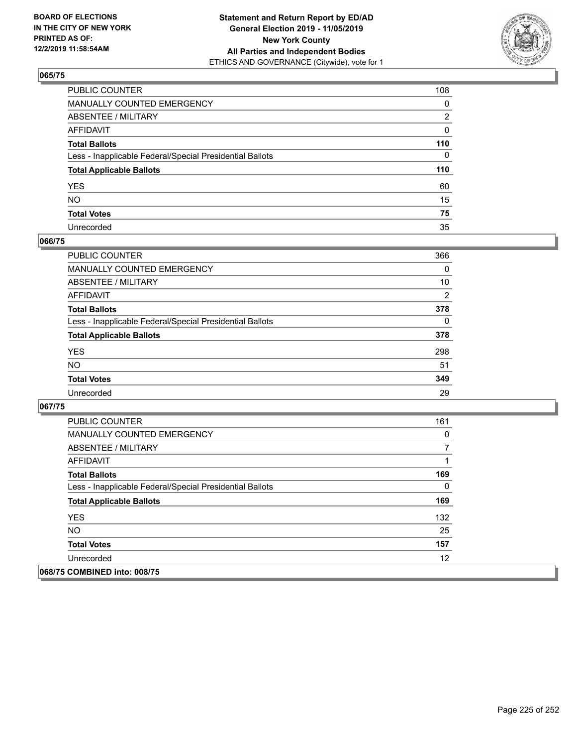## 065/75

| | |
|---|---|
| PUBLIC COUNTER | 108 |
| MANUALLY COUNTED EMERGENCY | 0 |
| ABSENTEE / MILITARY | 2 |
| AFFIDAVIT | 0 |
| **Total Ballots** | **110** |
| Less - Inapplicable Federal/Special Presidential Ballots | 0 |
| **Total Applicable Ballots** | **110** |
| YES | 60 |
| NO | 15 |
| **Total Votes** | **75** |
| Unrecorded | 35 |

## 066/75

| | |
|---|---|
| PUBLIC COUNTER | 366 |
| MANUALLY COUNTED EMERGENCY | 0 |
| ABSENTEE / MILITARY | 10 |
| AFFIDAVIT | 2 |
| **Total Ballots** | **378** |
| Less - Inapplicable Federal/Special Presidential Ballots | 0 |
| **Total Applicable Ballots** | **378** |
| YES | 298 |
| NO | 51 |
| **Total Votes** | **349** |
| Unrecorded | 29 |

## 067/75

| | |
|---|---|
| PUBLIC COUNTER | 161 |
| MANUALLY COUNTED EMERGENCY | 0 |
| ABSENTEE / MILITARY | 7 |
| AFFIDAVIT | 1 |
| **Total Ballots** | **169** |
| Less - Inapplicable Federal/Special Presidential Ballots | 0 |
| **Total Applicable Ballots** | **169** |
| YES | 132 |
| NO | 25 |
| **Total Votes** | **157** |
| Unrecorded | 12 |

## 068/75 COMBINED into: 008/75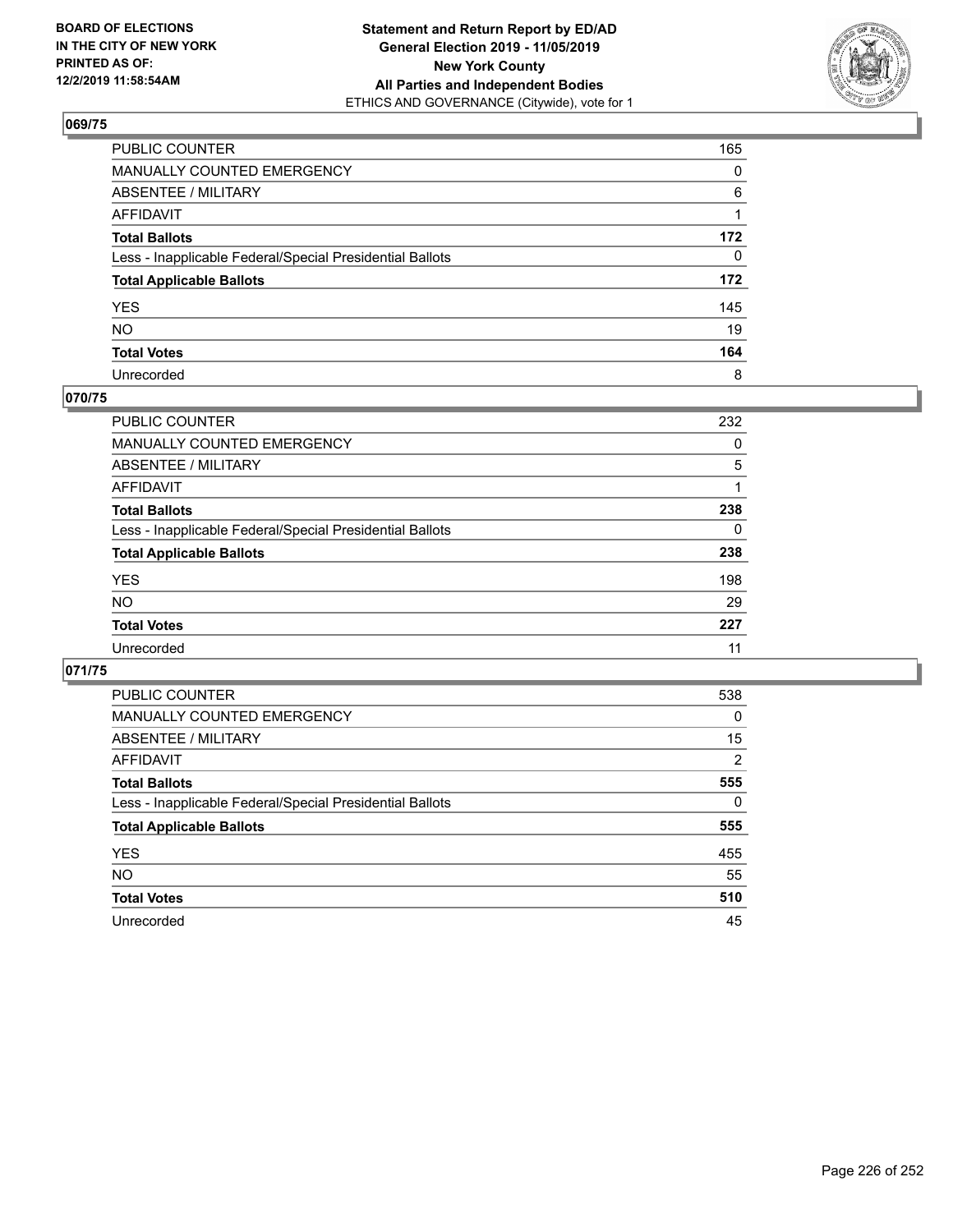**BOARD OF ELECTIONS IN THE CITY OF NEW YORK PRINTED AS OF: 12/2/2019 11:58:54AM**

**Statement and Return Report by ED/AD General Election 2019 - 11/05/2019 New York County All Parties and Independent Bodies**
ETHICS AND GOVERNANCE (Citywide), vote for 1

## 069/75

| | |
|---|---|
| PUBLIC COUNTER | 165 |
| MANUALLY COUNTED EMERGENCY | 0 |
| ABSENTEE / MILITARY | 6 |
| AFFIDAVIT | 1 |
| **Total Ballots** | **172** |
| Less - Inapplicable Federal/Special Presidential Ballots | 0 |
| **Total Applicable Ballots** | **172** |
| YES | 145 |
| NO | 19 |
| **Total Votes** | **164** |
| Unrecorded | 8 |

## 070/75

| | |
|---|---|
| PUBLIC COUNTER | 232 |
| MANUALLY COUNTED EMERGENCY | 0 |
| ABSENTEE / MILITARY | 5 |
| AFFIDAVIT | 1 |
| **Total Ballots** | **238** |
| Less - Inapplicable Federal/Special Presidential Ballots | 0 |
| **Total Applicable Ballots** | **238** |
| YES | 198 |
| NO | 29 |
| **Total Votes** | **227** |
| Unrecorded | 11 |

## 071/75

| | |
|---|---|
| PUBLIC COUNTER | 538 |
| MANUALLY COUNTED EMERGENCY | 0 |
| ABSENTEE / MILITARY | 15 |
| AFFIDAVIT | 2 |
| **Total Ballots** | **555** |
| Less - Inapplicable Federal/Special Presidential Ballots | 0 |
| **Total Applicable Ballots** | **555** |
| YES | 455 |
| NO | 55 |
| **Total Votes** | **510** |
| Unrecorded | 45 |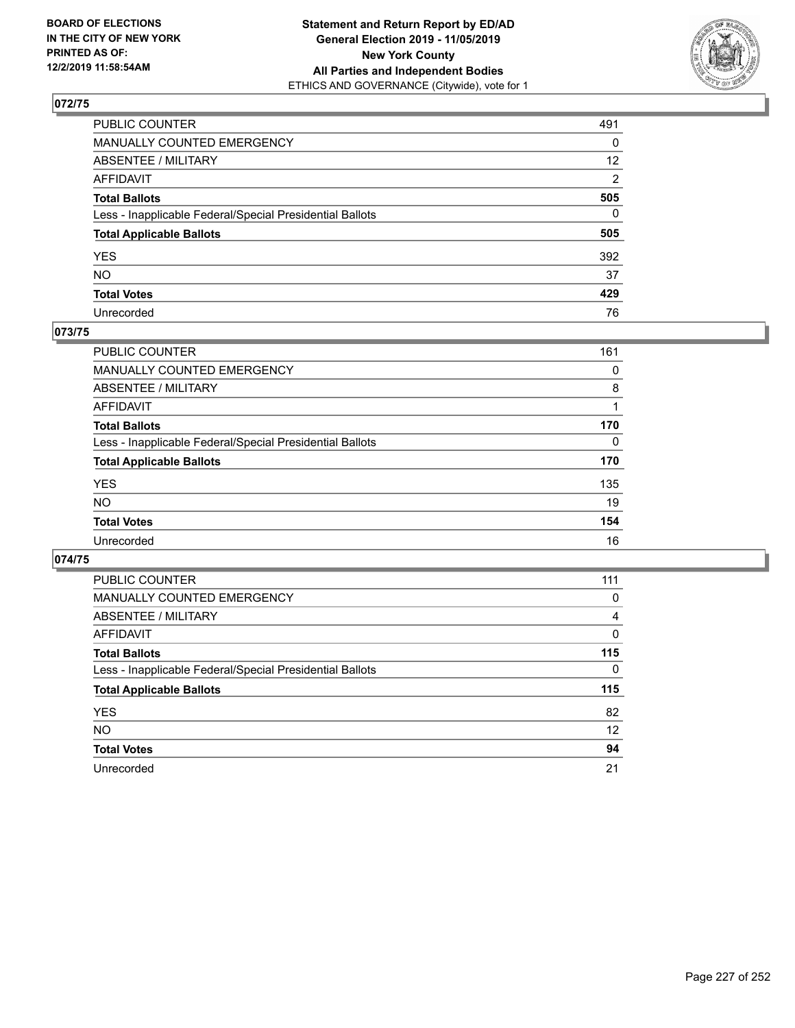**BOARD OF ELECTIONS IN THE CITY OF NEW YORK PRINTED AS OF: 12/2/2019 11:58:54AM**

**Statement and Return Report by ED/AD General Election 2019 - 11/05/2019 New York County All Parties and Independent Bodies**
ETHICS AND GOVERNANCE (Citywide), vote for 1

## 072/75

| | |
|---|---|
| PUBLIC COUNTER | 491 |
| MANUALLY COUNTED EMERGENCY | 0 |
| ABSENTEE / MILITARY | 12 |
| AFFIDAVIT | 2 |
| **Total Ballots** | **505** |
| Less - Inapplicable Federal/Special Presidential Ballots | 0 |
| **Total Applicable Ballots** | **505** |
| YES | 392 |
| NO | 37 |
| **Total Votes** | **429** |
| Unrecorded | 76 |

## 073/75

| | |
|---|---|
| PUBLIC COUNTER | 161 |
| MANUALLY COUNTED EMERGENCY | 0 |
| ABSENTEE / MILITARY | 8 |
| AFFIDAVIT | 1 |
| **Total Ballots** | **170** |
| Less - Inapplicable Federal/Special Presidential Ballots | 0 |
| **Total Applicable Ballots** | **170** |
| YES | 135 |
| NO | 19 |
| **Total Votes** | **154** |
| Unrecorded | 16 |

## 074/75

| | |
|---|---|
| PUBLIC COUNTER | 111 |
| MANUALLY COUNTED EMERGENCY | 0 |
| ABSENTEE / MILITARY | 4 |
| AFFIDAVIT | 0 |
| **Total Ballots** | **115** |
| Less - Inapplicable Federal/Special Presidential Ballots | 0 |
| **Total Applicable Ballots** | **115** |
| YES | 82 |
| NO | 12 |
| **Total Votes** | **94** |
| Unrecorded | 21 |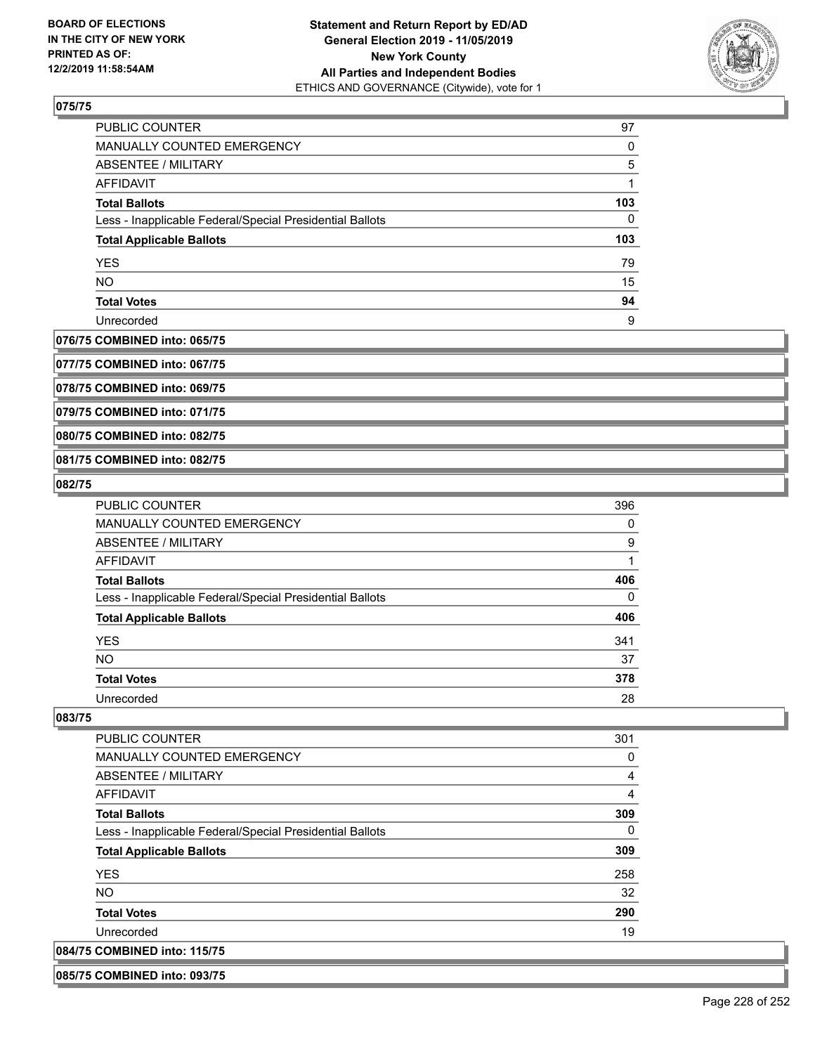**075/75**

| | |
|---|---|
| PUBLIC COUNTER | 97 |
| MANUALLY COUNTED EMERGENCY | 0 |
| ABSENTEE / MILITARY | 5 |
| AFFIDAVIT | 1 |
| **Total Ballots** | **103** |
| Less - Inapplicable Federal/Special Presidential Ballots | 0 |
| **Total Applicable Ballots** | **103** |
| YES | 79 |
| NO | 15 |
| **Total Votes** | **94** |
| Unrecorded | 9 |

**076/75 COMBINED into: 065/75**

**077/75 COMBINED into: 067/75**

**078/75 COMBINED into: 069/75**

**079/75 COMBINED into: 071/75**

**080/75 COMBINED into: 082/75**

**081/75 COMBINED into: 082/75**

**082/75**

| | |
|---|---|
| PUBLIC COUNTER | 396 |
| MANUALLY COUNTED EMERGENCY | 0 |
| ABSENTEE / MILITARY | 9 |
| AFFIDAVIT | 1 |
| **Total Ballots** | **406** |
| Less - Inapplicable Federal/Special Presidential Ballots | 0 |
| **Total Applicable Ballots** | **406** |
| YES | 341 |
| NO | 37 |
| **Total Votes** | **378** |
| Unrecorded | 28 |

**083/75**

| | |
|---|---|
| PUBLIC COUNTER | 301 |
| MANUALLY COUNTED EMERGENCY | 0 |
| ABSENTEE / MILITARY | 4 |
| AFFIDAVIT | 4 |
| **Total Ballots** | **309** |
| Less - Inapplicable Federal/Special Presidential Ballots | 0 |
| **Total Applicable Ballots** | **309** |
| YES | 258 |
| NO | 32 |
| **Total Votes** | **290** |
| Unrecorded | 19 |

**084/75 COMBINED into: 115/75**

**085/75 COMBINED into: 093/75**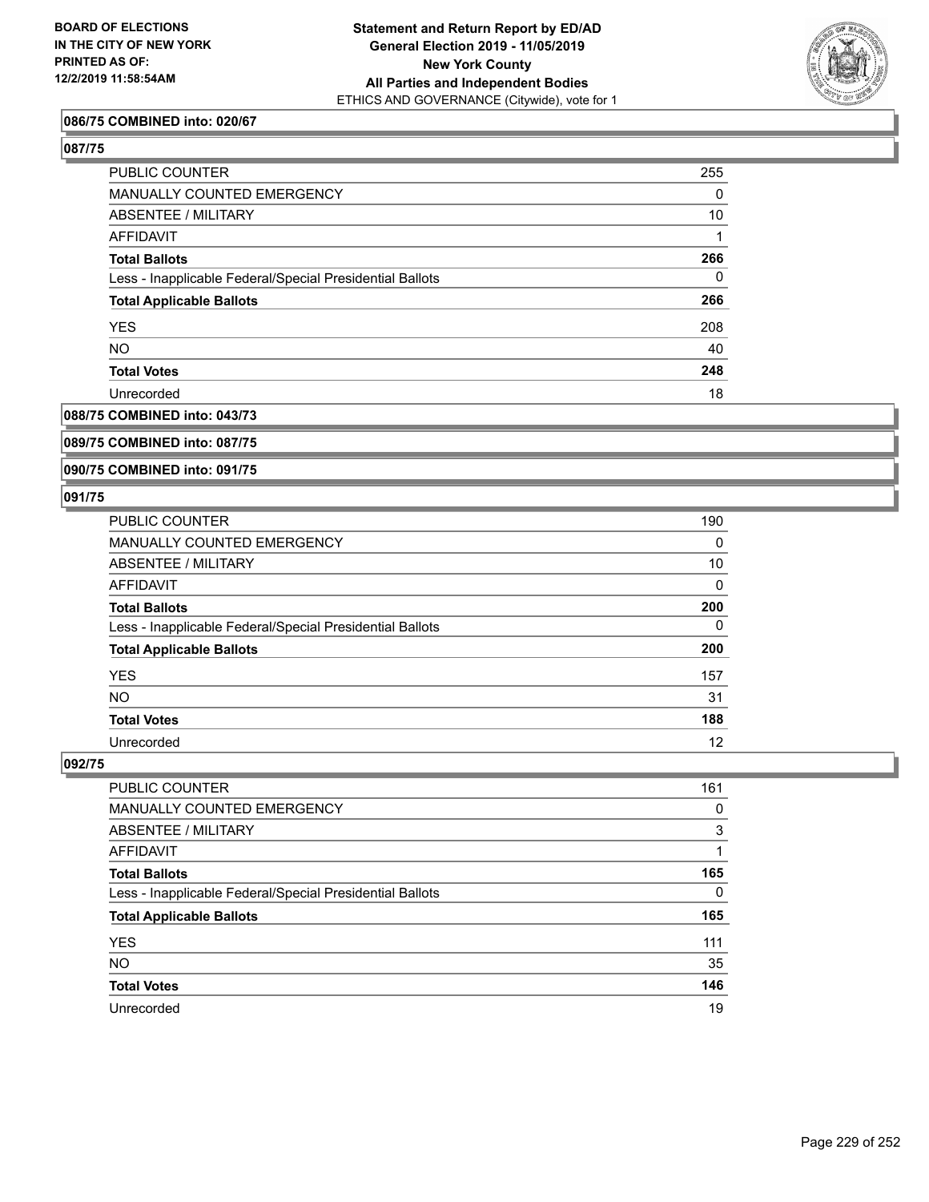### 086/75 COMBINED into: 020/67

### 087/75

| | |
|---|---|
| PUBLIC COUNTER | 255 |
| MANUALLY COUNTED EMERGENCY | 0 |
| ABSENTEE / MILITARY | 10 |
| AFFIDAVIT | 1 |
| **Total Ballots** | **266** |
| Less - Inapplicable Federal/Special Presidential Ballots | 0 |
| **Total Applicable Ballots** | **266** |
| YES | 208 |
| NO | 40 |
| **Total Votes** | **248** |
| Unrecorded | 18 |

### 088/75 COMBINED into: 043/73

### 089/75 COMBINED into: 087/75

### 090/75 COMBINED into: 091/75

### 091/75

| | |
|---|---|
| PUBLIC COUNTER | 190 |
| MANUALLY COUNTED EMERGENCY | 0 |
| ABSENTEE / MILITARY | 10 |
| AFFIDAVIT | 0 |
| **Total Ballots** | **200** |
| Less - Inapplicable Federal/Special Presidential Ballots | 0 |
| **Total Applicable Ballots** | **200** |
| YES | 157 |
| NO | 31 |
| **Total Votes** | **188** |
| Unrecorded | 12 |

### 092/75

| | |
|---|---|
| PUBLIC COUNTER | 161 |
| MANUALLY COUNTED EMERGENCY | 0 |
| ABSENTEE / MILITARY | 3 |
| AFFIDAVIT | 1 |
| **Total Ballots** | **165** |
| Less - Inapplicable Federal/Special Presidential Ballots | 0 |
| **Total Applicable Ballots** | **165** |
| YES | 111 |
| NO | 35 |
| **Total Votes** | **146** |
| Unrecorded | 19 |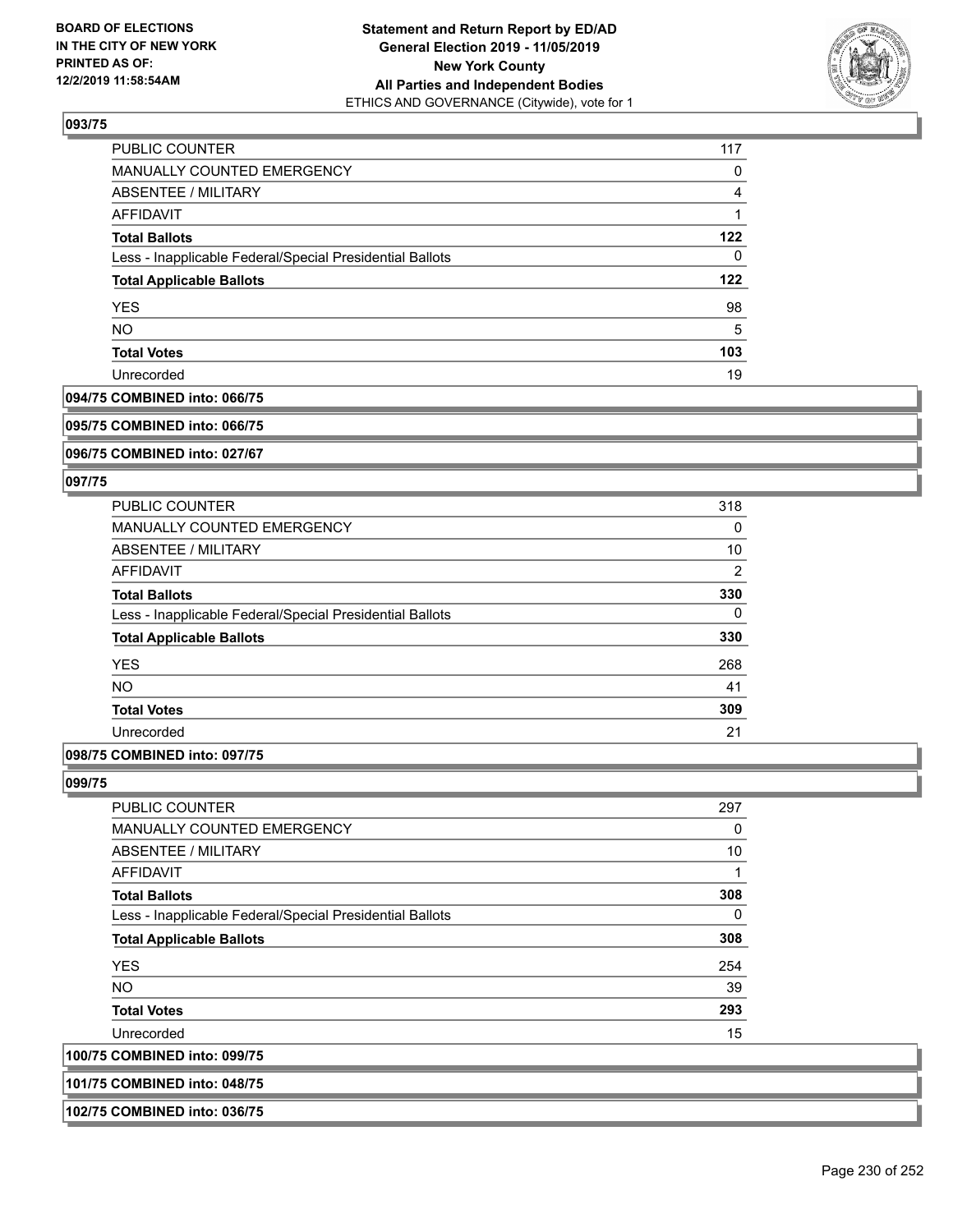**BOARD OF ELECTIONS IN THE CITY OF NEW YORK PRINTED AS OF: 12/2/2019 11:58:54AM**

**Statement and Return Report by ED/AD General Election 2019 - 11/05/2019 New York County All Parties and Independent Bodies**
ETHICS AND GOVERNANCE (Citywide), vote for 1

## 093/75

| | |
|---|---|
| PUBLIC COUNTER | 117 |
| MANUALLY COUNTED EMERGENCY | 0 |
| ABSENTEE / MILITARY | 4 |
| AFFIDAVIT | 1 |
| **Total Ballots** | **122** |
| Less - Inapplicable Federal/Special Presidential Ballots | 0 |
| **Total Applicable Ballots** | **122** |
| YES | 98 |
| NO | 5 |
| **Total Votes** | **103** |
| Unrecorded | 19 |

**094/75 COMBINED into: 066/75**

**095/75 COMBINED into: 066/75**

**096/75 COMBINED into: 027/67**

## 097/75

| | |
|---|---|
| PUBLIC COUNTER | 318 |
| MANUALLY COUNTED EMERGENCY | 0 |
| ABSENTEE / MILITARY | 10 |
| AFFIDAVIT | 2 |
| **Total Ballots** | **330** |
| Less - Inapplicable Federal/Special Presidential Ballots | 0 |
| **Total Applicable Ballots** | **330** |
| YES | 268 |
| NO | 41 |
| **Total Votes** | **309** |
| Unrecorded | 21 |

**098/75 COMBINED into: 097/75**

## 099/75

| | |
|---|---|
| PUBLIC COUNTER | 297 |
| MANUALLY COUNTED EMERGENCY | 0 |
| ABSENTEE / MILITARY | 10 |
| AFFIDAVIT | 1 |
| **Total Ballots** | **308** |
| Less - Inapplicable Federal/Special Presidential Ballots | 0 |
| **Total Applicable Ballots** | **308** |
| YES | 254 |
| NO | 39 |
| **Total Votes** | **293** |
| Unrecorded | 15 |

**100/75 COMBINED into: 099/75**

**101/75 COMBINED into: 048/75**

**102/75 COMBINED into: 036/75**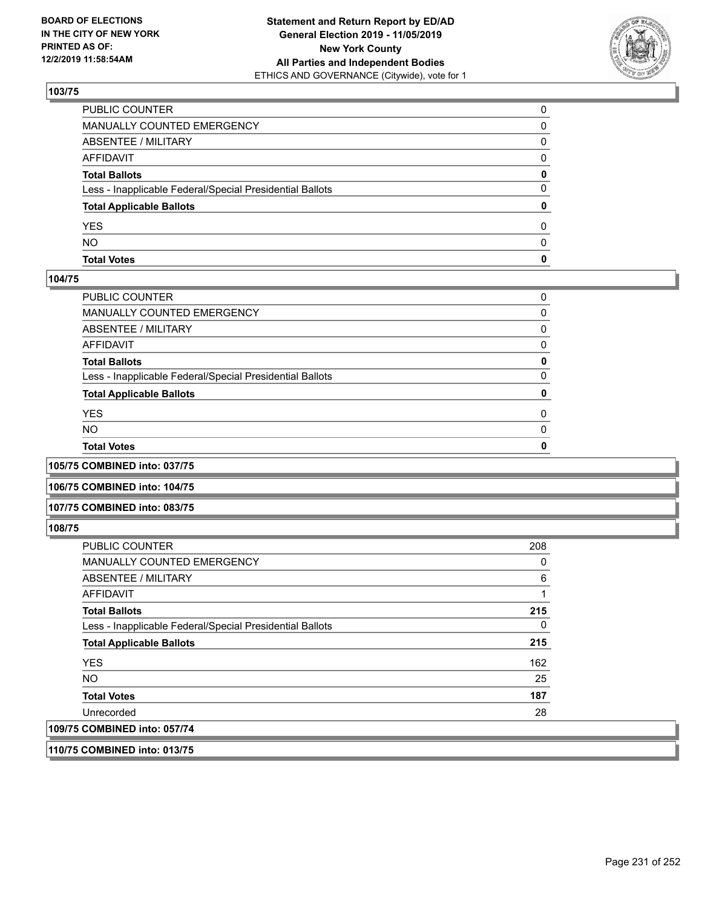## 103/75

| | |
|---|---|
| PUBLIC COUNTER | 0 |
| MANUALLY COUNTED EMERGENCY | 0 |
| ABSENTEE / MILITARY | 0 |
| AFFIDAVIT | 0 |
| **Total Ballots** | **0** |
| Less - Inapplicable Federal/Special Presidential Ballots | 0 |
| **Total Applicable Ballots** | **0** |
| YES | 0 |
| NO | 0 |
| **Total Votes** | **0** |

## 104/75

| | |
|---|---|
| PUBLIC COUNTER | 0 |
| MANUALLY COUNTED EMERGENCY | 0 |
| ABSENTEE / MILITARY | 0 |
| AFFIDAVIT | 0 |
| **Total Ballots** | **0** |
| Less - Inapplicable Federal/Special Presidential Ballots | 0 |
| **Total Applicable Ballots** | **0** |
| YES | 0 |
| NO | 0 |
| **Total Votes** | **0** |

## 105/75 COMBINED into: 037/75

## 106/75 COMBINED into: 104/75

## 107/75 COMBINED into: 083/75

## 108/75

| | |
|---|---|
| PUBLIC COUNTER | 208 |
| MANUALLY COUNTED EMERGENCY | 0 |
| ABSENTEE / MILITARY | 6 |
| AFFIDAVIT | 1 |
| **Total Ballots** | **215** |
| Less - Inapplicable Federal/Special Presidential Ballots | 0 |
| **Total Applicable Ballots** | **215** |
| YES | 162 |
| NO | 25 |
| **Total Votes** | **187** |
| Unrecorded | 28 |

## 109/75 COMBINED into: 057/74

## 110/75 COMBINED into: 013/75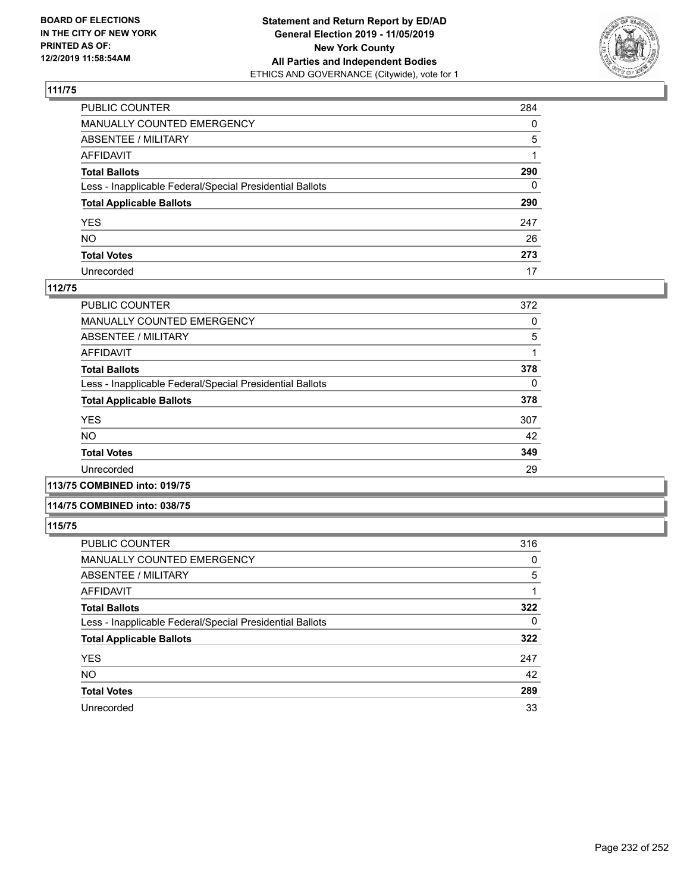**BOARD OF ELECTIONS IN THE CITY OF NEW YORK PRINTED AS OF: 12/2/2019 11:58:54AM**

**Statement and Return Report by ED/AD General Election 2019 - 11/05/2019 New York County All Parties and Independent Bodies**
ETHICS AND GOVERNANCE (Citywide), vote for 1

### 111/75

| | |
|---|---|
| PUBLIC COUNTER | 284 |
| MANUALLY COUNTED EMERGENCY | 0 |
| ABSENTEE / MILITARY | 5 |
| AFFIDAVIT | 1 |
| **Total Ballots** | **290** |
| Less - Inapplicable Federal/Special Presidential Ballots | 0 |
| **Total Applicable Ballots** | **290** |
| YES | 247 |
| NO | 26 |
| **Total Votes** | **273** |
| Unrecorded | 17 |

### 112/75

| | |
|---|---|
| PUBLIC COUNTER | 372 |
| MANUALLY COUNTED EMERGENCY | 0 |
| ABSENTEE / MILITARY | 5 |
| AFFIDAVIT | 1 |
| **Total Ballots** | **378** |
| Less - Inapplicable Federal/Special Presidential Ballots | 0 |
| **Total Applicable Ballots** | **378** |
| YES | 307 |
| NO | 42 |
| **Total Votes** | **349** |
| Unrecorded | 29 |

### 113/75 COMBINED into: 019/75

### 114/75 COMBINED into: 038/75

### 115/75

| | |
|---|---|
| PUBLIC COUNTER | 316 |
| MANUALLY COUNTED EMERGENCY | 0 |
| ABSENTEE / MILITARY | 5 |
| AFFIDAVIT | 1 |
| **Total Ballots** | **322** |
| Less - Inapplicable Federal/Special Presidential Ballots | 0 |
| **Total Applicable Ballots** | **322** |
| YES | 247 |
| NO | 42 |
| **Total Votes** | **289** |
| Unrecorded | 33 |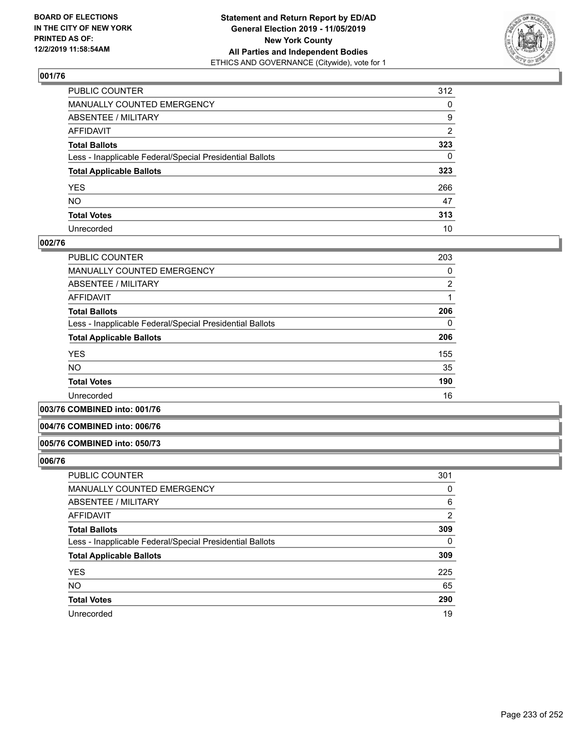**BOARD OF ELECTIONS IN THE CITY OF NEW YORK PRINTED AS OF: 12/2/2019 11:58:54AM**

**Statement and Return Report by ED/AD General Election 2019 - 11/05/2019 New York County All Parties and Independent Bodies**
ETHICS AND GOVERNANCE (Citywide), vote for 1

### 001/76

| | |
|---|---|
| PUBLIC COUNTER | 312 |
| MANUALLY COUNTED EMERGENCY | 0 |
| ABSENTEE / MILITARY | 9 |
| AFFIDAVIT | 2 |
| **Total Ballots** | **323** |
| Less - Inapplicable Federal/Special Presidential Ballots | 0 |
| **Total Applicable Ballots** | **323** |
| YES | 266 |
| NO | 47 |
| **Total Votes** | **313** |
| Unrecorded | 10 |

### 002/76

| | |
|---|---|
| PUBLIC COUNTER | 203 |
| MANUALLY COUNTED EMERGENCY | 0 |
| ABSENTEE / MILITARY | 2 |
| AFFIDAVIT | 1 |
| **Total Ballots** | **206** |
| Less - Inapplicable Federal/Special Presidential Ballots | 0 |
| **Total Applicable Ballots** | **206** |
| YES | 155 |
| NO | 35 |
| **Total Votes** | **190** |
| Unrecorded | 16 |

### 003/76 COMBINED into: 001/76

### 004/76 COMBINED into: 006/76

### 005/76 COMBINED into: 050/73

### 006/76

| | |
|---|---|
| PUBLIC COUNTER | 301 |
| MANUALLY COUNTED EMERGENCY | 0 |
| ABSENTEE / MILITARY | 6 |
| AFFIDAVIT | 2 |
| **Total Ballots** | **309** |
| Less - Inapplicable Federal/Special Presidential Ballots | 0 |
| **Total Applicable Ballots** | **309** |
| YES | 225 |
| NO | 65 |
| **Total Votes** | **290** |
| Unrecorded | 19 |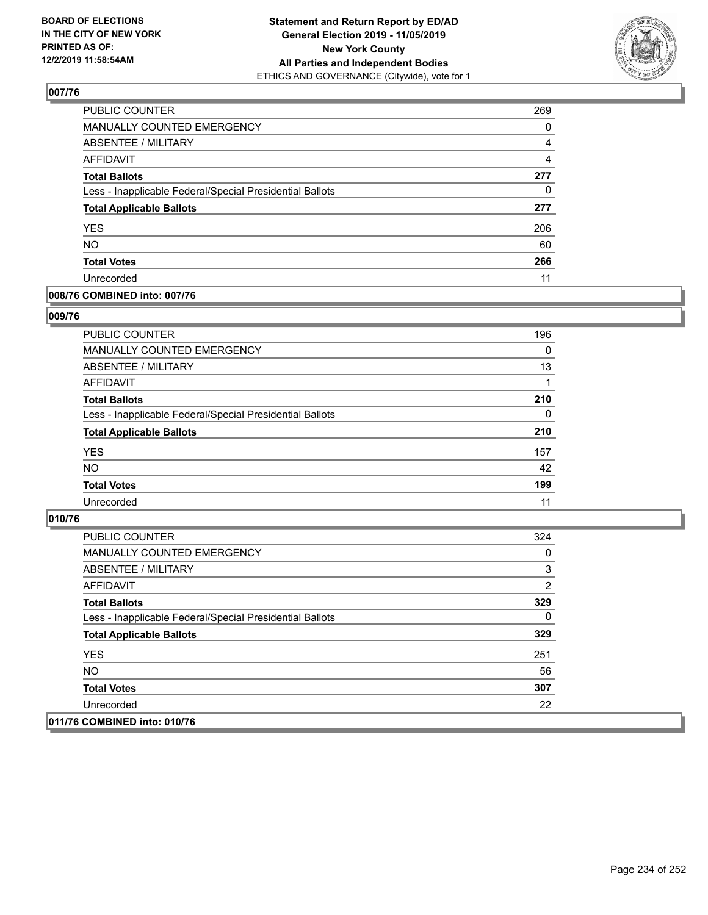## 007/76

| | |
|---|---|
| PUBLIC COUNTER | 269 |
| MANUALLY COUNTED EMERGENCY | 0 |
| ABSENTEE / MILITARY | 4 |
| AFFIDAVIT | 4 |
| **Total Ballots** | **277** |
| Less - Inapplicable Federal/Special Presidential Ballots | 0 |
| **Total Applicable Ballots** | **277** |
| YES | 206 |
| NO | 60 |
| **Total Votes** | **266** |
| Unrecorded | 11 |

## 008/76 COMBINED into: 007/76

## 009/76

| | |
|---|---|
| PUBLIC COUNTER | 196 |
| MANUALLY COUNTED EMERGENCY | 0 |
| ABSENTEE / MILITARY | 13 |
| AFFIDAVIT | 1 |
| **Total Ballots** | **210** |
| Less - Inapplicable Federal/Special Presidential Ballots | 0 |
| **Total Applicable Ballots** | **210** |
| YES | 157 |
| NO | 42 |
| **Total Votes** | **199** |
| Unrecorded | 11 |

## 010/76

| | |
|---|---|
| PUBLIC COUNTER | 324 |
| MANUALLY COUNTED EMERGENCY | 0 |
| ABSENTEE / MILITARY | 3 |
| AFFIDAVIT | 2 |
| **Total Ballots** | **329** |
| Less - Inapplicable Federal/Special Presidential Ballots | 0 |
| **Total Applicable Ballots** | **329** |
| YES | 251 |
| NO | 56 |
| **Total Votes** | **307** |
| Unrecorded | 22 |

## 011/76 COMBINED into: 010/76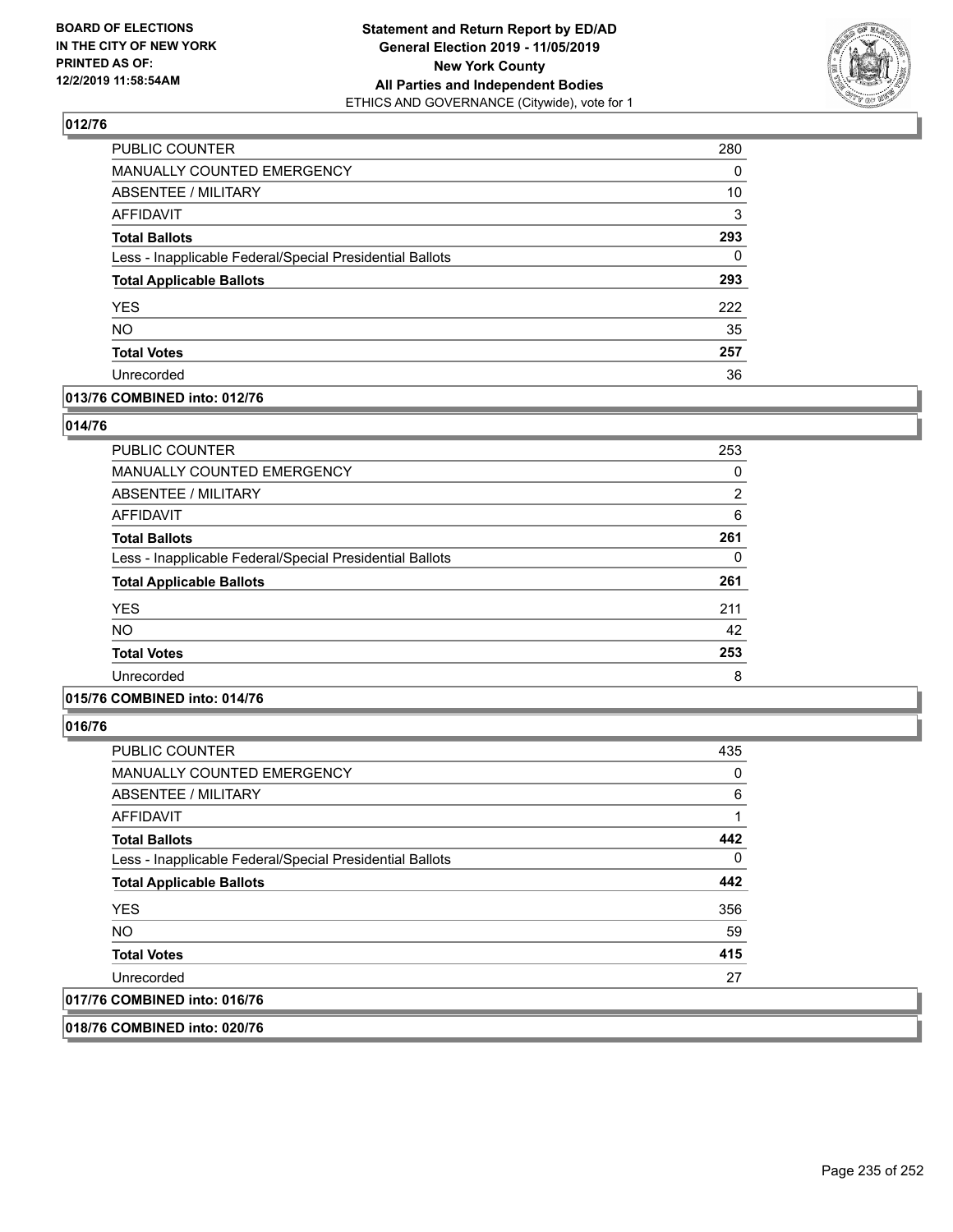**BOARD OF ELECTIONS IN THE CITY OF NEW YORK PRINTED AS OF: 12/2/2019 11:58:54AM**

**Statement and Return Report by ED/AD General Election 2019 - 11/05/2019 New York County All Parties and Independent Bodies**
ETHICS AND GOVERNANCE (Citywide), vote for 1

### 012/76

| | |
|---|---|
| PUBLIC COUNTER | 280 |
| MANUALLY COUNTED EMERGENCY | 0 |
| ABSENTEE / MILITARY | 10 |
| AFFIDAVIT | 3 |
| **Total Ballots** | **293** |
| Less - Inapplicable Federal/Special Presidential Ballots | 0 |
| **Total Applicable Ballots** | **293** |
| YES | 222 |
| NO | 35 |
| **Total Votes** | **257** |
| Unrecorded | 36 |

### 013/76 COMBINED into: 012/76

### 014/76

| | |
|---|---|
| PUBLIC COUNTER | 253 |
| MANUALLY COUNTED EMERGENCY | 0 |
| ABSENTEE / MILITARY | 2 |
| AFFIDAVIT | 6 |
| **Total Ballots** | **261** |
| Less - Inapplicable Federal/Special Presidential Ballots | 0 |
| **Total Applicable Ballots** | **261** |
| YES | 211 |
| NO | 42 |
| **Total Votes** | **253** |
| Unrecorded | 8 |

### 015/76 COMBINED into: 014/76

### 016/76

| | |
|---|---|
| PUBLIC COUNTER | 435 |
| MANUALLY COUNTED EMERGENCY | 0 |
| ABSENTEE / MILITARY | 6 |
| AFFIDAVIT | 1 |
| **Total Ballots** | **442** |
| Less - Inapplicable Federal/Special Presidential Ballots | 0 |
| **Total Applicable Ballots** | **442** |
| YES | 356 |
| NO | 59 |
| **Total Votes** | **415** |
| Unrecorded | 27 |

### 017/76 COMBINED into: 016/76

### 018/76 COMBINED into: 020/76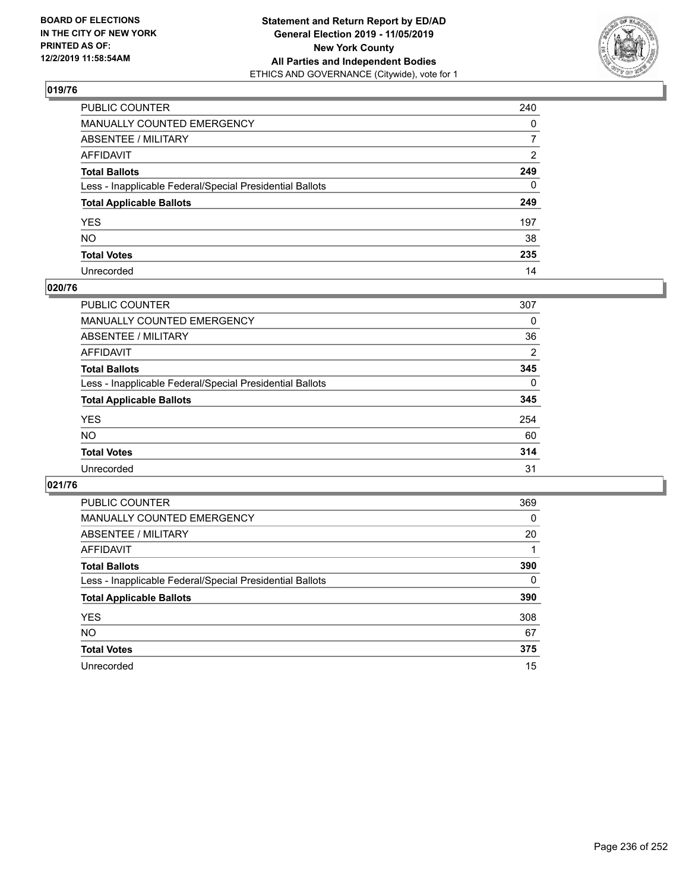# Statement and Return Report by ED/AD
## General Election 2019 - 11/05/2019
## New York County
## All Parties and Independent Bodies
ETHICS AND GOVERNANCE (Citywide), vote for 1

BOARD OF ELECTIONS IN THE CITY OF NEW YORK PRINTED AS OF: 12/2/2019 11:58:54AM

### 019/76

| | |
|---|---|
| PUBLIC COUNTER | 240 |
| MANUALLY COUNTED EMERGENCY | 0 |
| ABSENTEE / MILITARY | 7 |
| AFFIDAVIT | 2 |
| **Total Ballots** | **249** |
| Less - Inapplicable Federal/Special Presidential Ballots | 0 |
| **Total Applicable Ballots** | **249** |
| YES | 197 |
| NO | 38 |
| **Total Votes** | **235** |
| Unrecorded | 14 |

### 020/76

| | |
|---|---|
| PUBLIC COUNTER | 307 |
| MANUALLY COUNTED EMERGENCY | 0 |
| ABSENTEE / MILITARY | 36 |
| AFFIDAVIT | 2 |
| **Total Ballots** | **345** |
| Less - Inapplicable Federal/Special Presidential Ballots | 0 |
| **Total Applicable Ballots** | **345** |
| YES | 254 |
| NO | 60 |
| **Total Votes** | **314** |
| Unrecorded | 31 |

### 021/76

| | |
|---|---|
| PUBLIC COUNTER | 369 |
| MANUALLY COUNTED EMERGENCY | 0 |
| ABSENTEE / MILITARY | 20 |
| AFFIDAVIT | 1 |
| **Total Ballots** | **390** |
| Less - Inapplicable Federal/Special Presidential Ballots | 0 |
| **Total Applicable Ballots** | **390** |
| YES | 308 |
| NO | 67 |
| **Total Votes** | **375** |
| Unrecorded | 15 |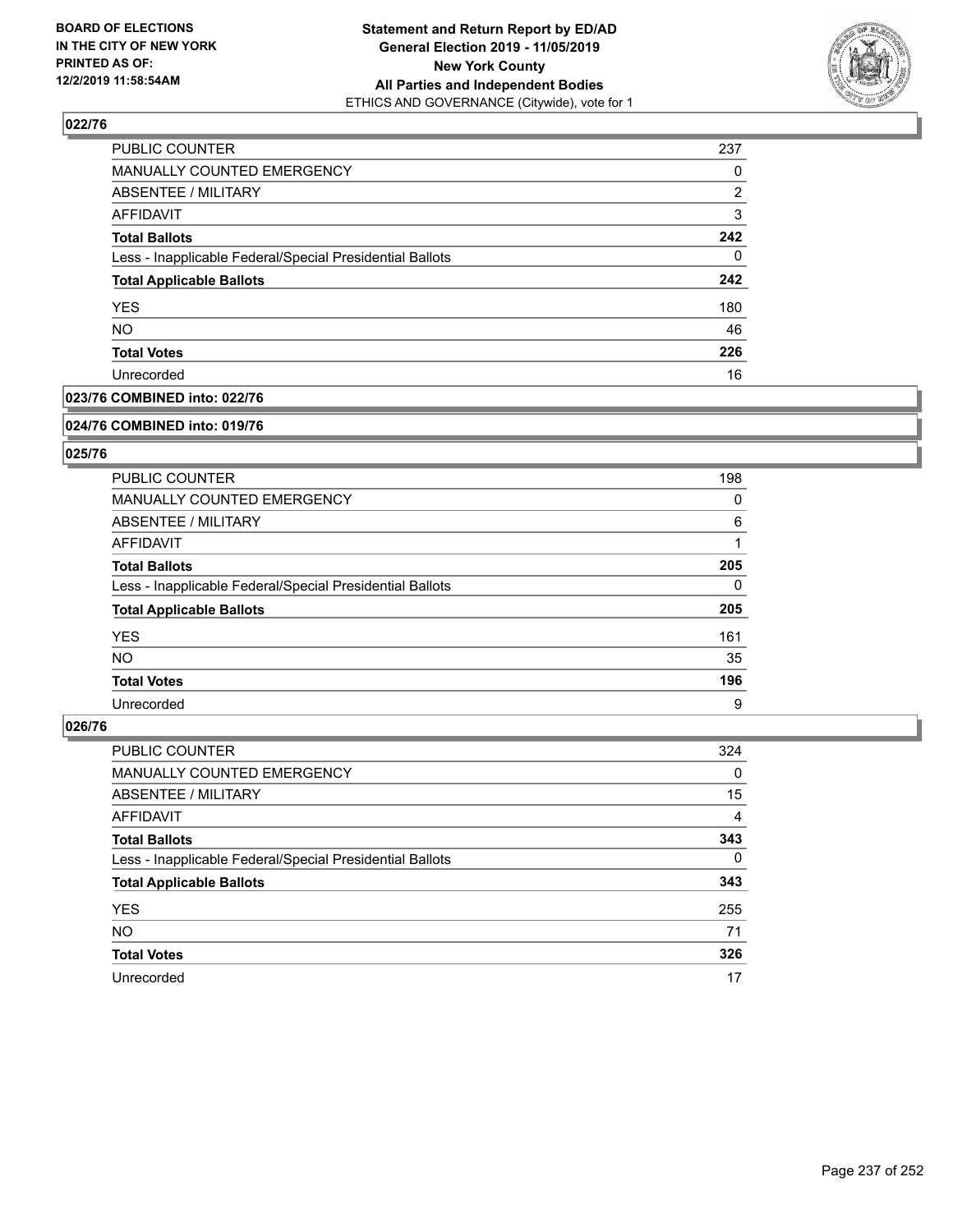**BOARD OF ELECTIONS IN THE CITY OF NEW YORK PRINTED AS OF: 12/2/2019 11:58:54AM**

**Statement and Return Report by ED/AD General Election 2019 - 11/05/2019 New York County All Parties and Independent Bodies**
ETHICS AND GOVERNANCE (Citywide), vote for 1

### 022/76

| | |
|---|---|
| PUBLIC COUNTER | 237 |
| MANUALLY COUNTED EMERGENCY | 0 |
| ABSENTEE / MILITARY | 2 |
| AFFIDAVIT | 3 |
| **Total Ballots** | **242** |
| Less - Inapplicable Federal/Special Presidential Ballots | 0 |
| **Total Applicable Ballots** | **242** |
| YES | 180 |
| NO | 46 |
| **Total Votes** | **226** |
| Unrecorded | 16 |

### 023/76 COMBINED into: 022/76

### 024/76 COMBINED into: 019/76

### 025/76

| | |
|---|---|
| PUBLIC COUNTER | 198 |
| MANUALLY COUNTED EMERGENCY | 0 |
| ABSENTEE / MILITARY | 6 |
| AFFIDAVIT | 1 |
| **Total Ballots** | **205** |
| Less - Inapplicable Federal/Special Presidential Ballots | 0 |
| **Total Applicable Ballots** | **205** |
| YES | 161 |
| NO | 35 |
| **Total Votes** | **196** |
| Unrecorded | 9 |

### 026/76

| | |
|---|---|
| PUBLIC COUNTER | 324 |
| MANUALLY COUNTED EMERGENCY | 0 |
| ABSENTEE / MILITARY | 15 |
| AFFIDAVIT | 4 |
| **Total Ballots** | **343** |
| Less - Inapplicable Federal/Special Presidential Ballots | 0 |
| **Total Applicable Ballots** | **343** |
| YES | 255 |
| NO | 71 |
| **Total Votes** | **326** |
| Unrecorded | 17 |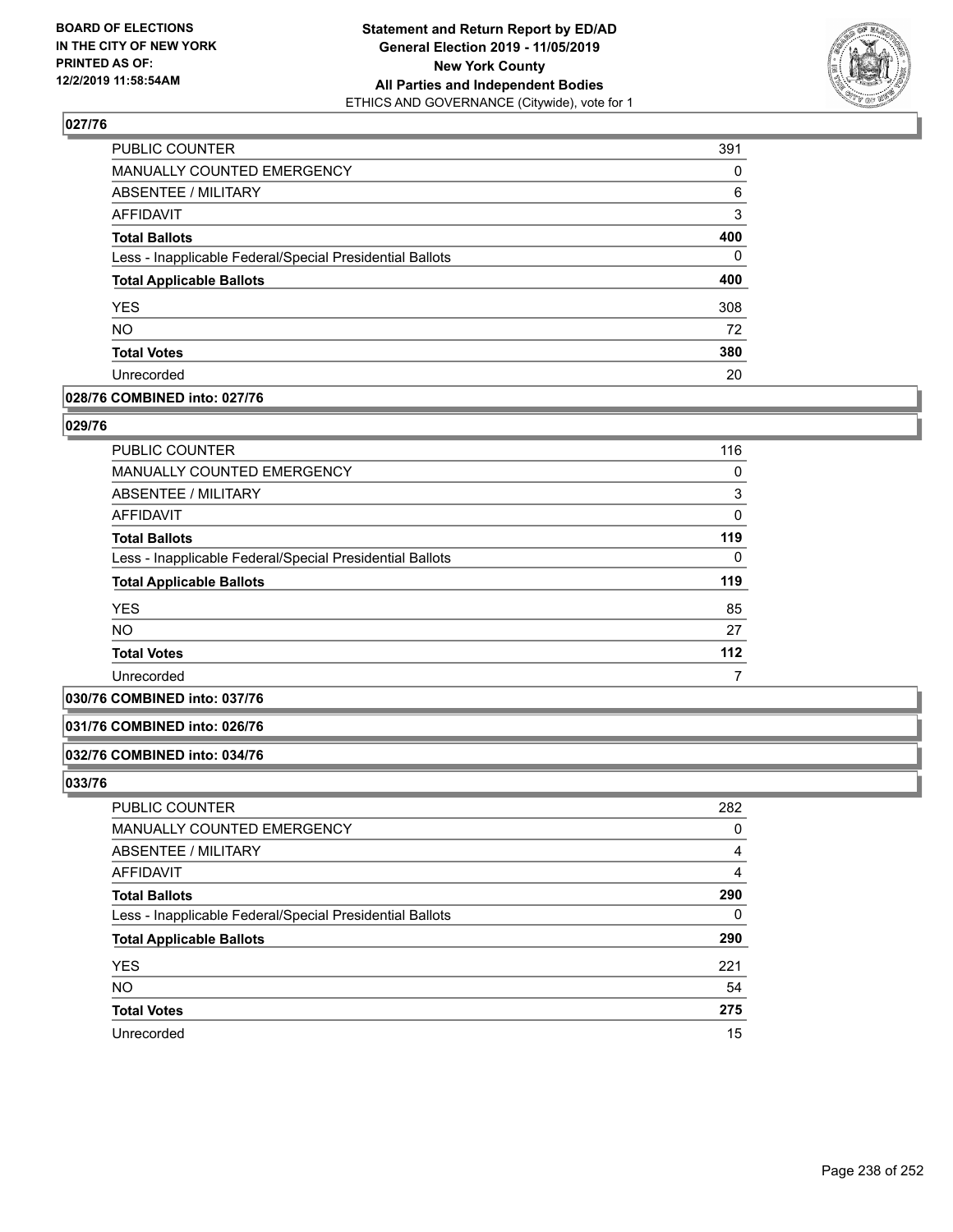**Statement and Return Report by ED/AD**
**General Election 2019 - 11/05/2019**
**New York County**
**All Parties and Independent Bodies**
ETHICS AND GOVERNANCE (Citywide), vote for 1

BOARD OF ELECTIONS IN THE CITY OF NEW YORK PRINTED AS OF: 12/2/2019 11:58:54AM

### 027/76

| | |
|---|---|
| PUBLIC COUNTER | 391 |
| MANUALLY COUNTED EMERGENCY | 0 |
| ABSENTEE / MILITARY | 6 |
| AFFIDAVIT | 3 |
| **Total Ballots** | **400** |
| Less - Inapplicable Federal/Special Presidential Ballots | 0 |
| **Total Applicable Ballots** | **400** |
| YES | 308 |
| NO | 72 |
| **Total Votes** | **380** |
| Unrecorded | 20 |

### 028/76 COMBINED into: 027/76

### 029/76

| | |
|---|---|
| PUBLIC COUNTER | 116 |
| MANUALLY COUNTED EMERGENCY | 0 |
| ABSENTEE / MILITARY | 3 |
| AFFIDAVIT | 0 |
| **Total Ballots** | **119** |
| Less - Inapplicable Federal/Special Presidential Ballots | 0 |
| **Total Applicable Ballots** | **119** |
| YES | 85 |
| NO | 27 |
| **Total Votes** | **112** |
| Unrecorded | 7 |

### 030/76 COMBINED into: 037/76

### 031/76 COMBINED into: 026/76

### 032/76 COMBINED into: 034/76

### 033/76

| | |
|---|---|
| PUBLIC COUNTER | 282 |
| MANUALLY COUNTED EMERGENCY | 0 |
| ABSENTEE / MILITARY | 4 |
| AFFIDAVIT | 4 |
| **Total Ballots** | **290** |
| Less - Inapplicable Federal/Special Presidential Ballots | 0 |
| **Total Applicable Ballots** | **290** |
| YES | 221 |
| NO | 54 |
| **Total Votes** | **275** |
| Unrecorded | 15 |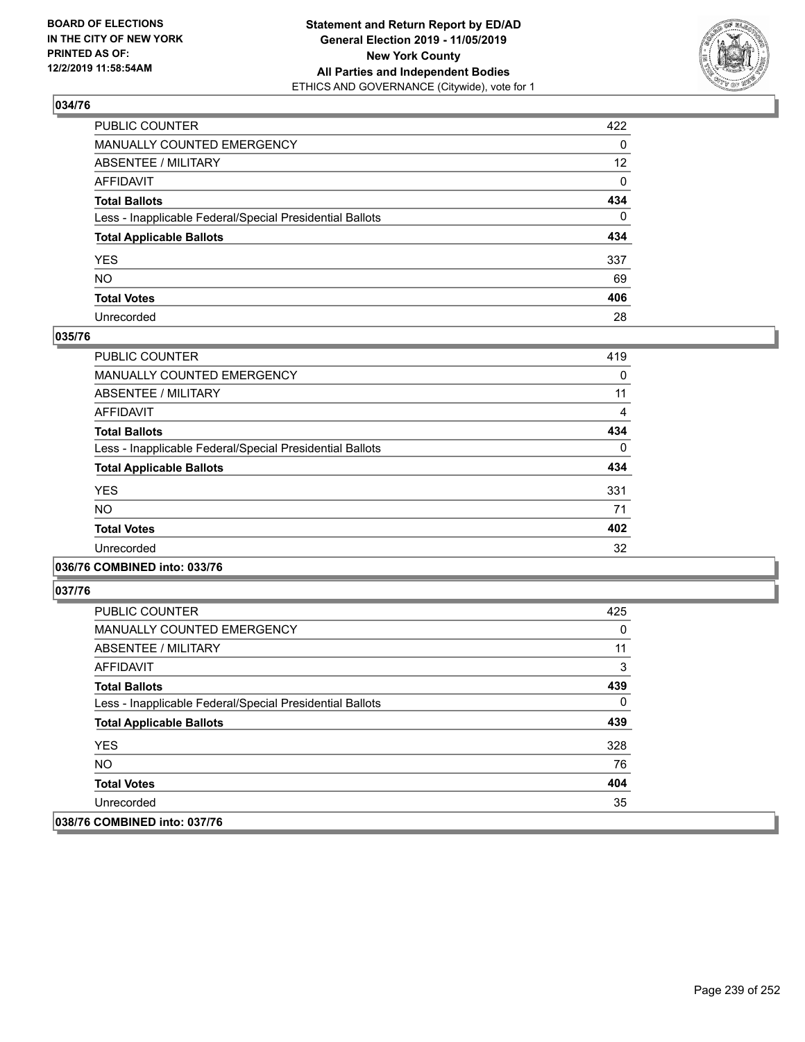**Statement and Return Report by ED/AD**
**General Election 2019 - 11/05/2019**
**New York County**
**All Parties and Independent Bodies**
ETHICS AND GOVERNANCE (Citywide), vote for 1

BOARD OF ELECTIONS IN THE CITY OF NEW YORK PRINTED AS OF: 12/2/2019 11:58:54AM

### 034/76

| | |
|---|---|
| PUBLIC COUNTER | 422 |
| MANUALLY COUNTED EMERGENCY | 0 |
| ABSENTEE / MILITARY | 12 |
| AFFIDAVIT | 0 |
| **Total Ballots** | **434** |
| Less - Inapplicable Federal/Special Presidential Ballots | 0 |
| **Total Applicable Ballots** | **434** |
| YES | 337 |
| NO | 69 |
| **Total Votes** | **406** |
| Unrecorded | 28 |

### 035/76

| | |
|---|---|
| PUBLIC COUNTER | 419 |
| MANUALLY COUNTED EMERGENCY | 0 |
| ABSENTEE / MILITARY | 11 |
| AFFIDAVIT | 4 |
| **Total Ballots** | **434** |
| Less - Inapplicable Federal/Special Presidential Ballots | 0 |
| **Total Applicable Ballots** | **434** |
| YES | 331 |
| NO | 71 |
| **Total Votes** | **402** |
| Unrecorded | 32 |

### 036/76 COMBINED into: 033/76

### 037/76

| | |
|---|---|
| PUBLIC COUNTER | 425 |
| MANUALLY COUNTED EMERGENCY | 0 |
| ABSENTEE / MILITARY | 11 |
| AFFIDAVIT | 3 |
| **Total Ballots** | **439** |
| Less - Inapplicable Federal/Special Presidential Ballots | 0 |
| **Total Applicable Ballots** | **439** |
| YES | 328 |
| NO | 76 |
| **Total Votes** | **404** |
| Unrecorded | 35 |

### 038/76 COMBINED into: 037/76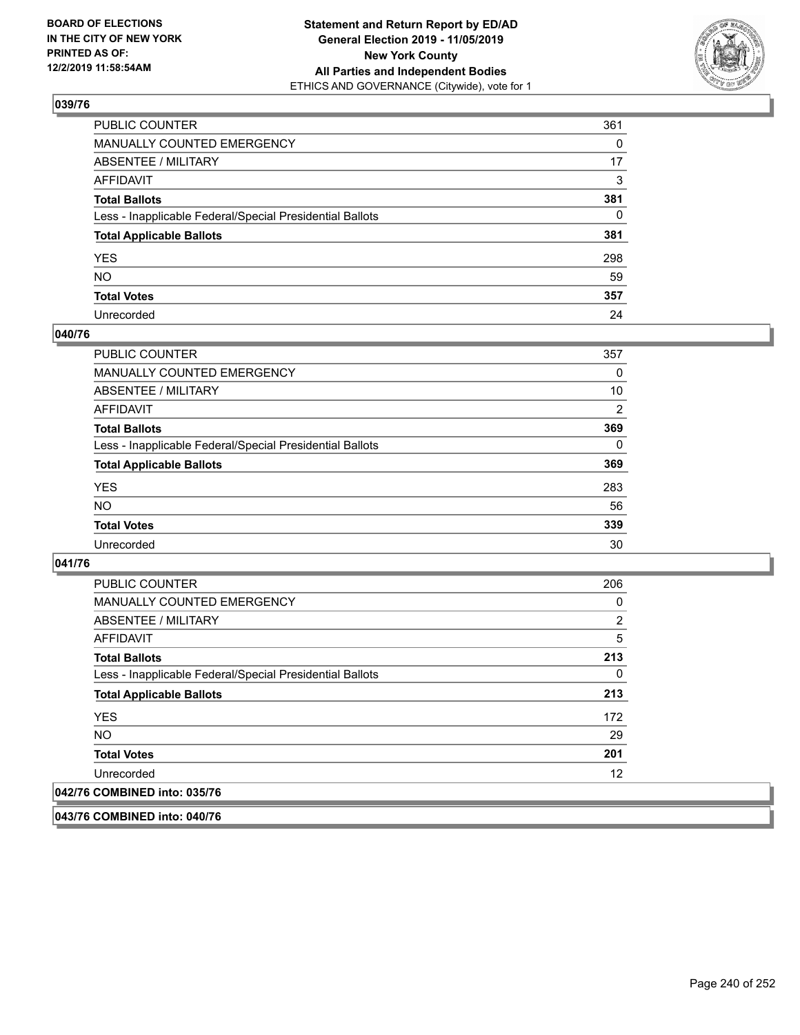### 039/76

| | |
|---|---|
| PUBLIC COUNTER | 361 |
| MANUALLY COUNTED EMERGENCY | 0 |
| ABSENTEE / MILITARY | 17 |
| AFFIDAVIT | 3 |
| **Total Ballots** | **381** |
| Less - Inapplicable Federal/Special Presidential Ballots | 0 |
| **Total Applicable Ballots** | **381** |
| YES | 298 |
| NO | 59 |
| **Total Votes** | **357** |
| Unrecorded | 24 |

### 040/76

| | |
|---|---|
| PUBLIC COUNTER | 357 |
| MANUALLY COUNTED EMERGENCY | 0 |
| ABSENTEE / MILITARY | 10 |
| AFFIDAVIT | 2 |
| **Total Ballots** | **369** |
| Less - Inapplicable Federal/Special Presidential Ballots | 0 |
| **Total Applicable Ballots** | **369** |
| YES | 283 |
| NO | 56 |
| **Total Votes** | **339** |
| Unrecorded | 30 |

### 041/76

| | |
|---|---|
| PUBLIC COUNTER | 206 |
| MANUALLY COUNTED EMERGENCY | 0 |
| ABSENTEE / MILITARY | 2 |
| AFFIDAVIT | 5 |
| **Total Ballots** | **213** |
| Less - Inapplicable Federal/Special Presidential Ballots | 0 |
| **Total Applicable Ballots** | **213** |
| YES | 172 |
| NO | 29 |
| **Total Votes** | **201** |
| Unrecorded | 12 |

### 042/76 COMBINED into: 035/76

### 043/76 COMBINED into: 040/76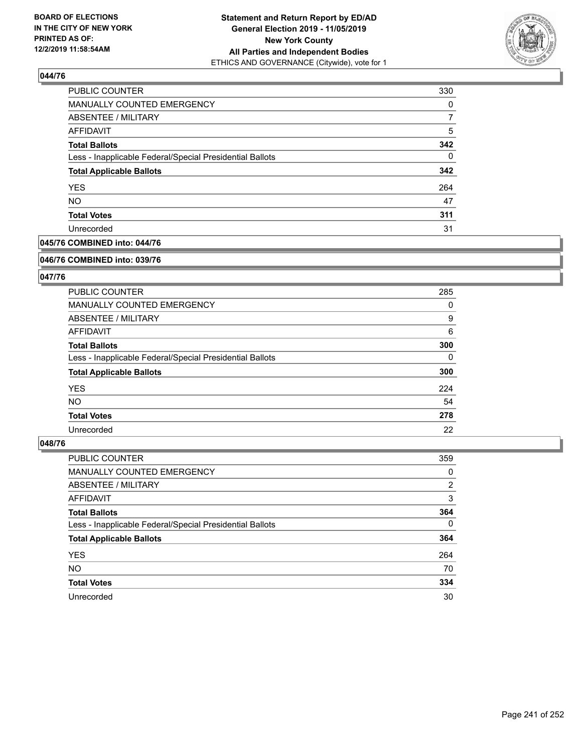**BOARD OF ELECTIONS IN THE CITY OF NEW YORK PRINTED AS OF: 12/2/2019 11:58:54AM**

**Statement and Return Report by ED/AD General Election 2019 - 11/05/2019 New York County All Parties and Independent Bodies**
ETHICS AND GOVERNANCE (Citywide), vote for 1

### 044/76

| | |
|---|---|
| PUBLIC COUNTER | 330 |
| MANUALLY COUNTED EMERGENCY | 0 |
| ABSENTEE / MILITARY | 7 |
| AFFIDAVIT | 5 |
| **Total Ballots** | **342** |
| Less - Inapplicable Federal/Special Presidential Ballots | 0 |
| **Total Applicable Ballots** | **342** |
| YES | 264 |
| NO | 47 |
| **Total Votes** | **311** |
| Unrecorded | 31 |

### 045/76 COMBINED into: 044/76

### 046/76 COMBINED into: 039/76

### 047/76

| | |
|---|---|
| PUBLIC COUNTER | 285 |
| MANUALLY COUNTED EMERGENCY | 0 |
| ABSENTEE / MILITARY | 9 |
| AFFIDAVIT | 6 |
| **Total Ballots** | **300** |
| Less - Inapplicable Federal/Special Presidential Ballots | 0 |
| **Total Applicable Ballots** | **300** |
| YES | 224 |
| NO | 54 |
| **Total Votes** | **278** |
| Unrecorded | 22 |

### 048/76

| | |
|---|---|
| PUBLIC COUNTER | 359 |
| MANUALLY COUNTED EMERGENCY | 0 |
| ABSENTEE / MILITARY | 2 |
| AFFIDAVIT | 3 |
| **Total Ballots** | **364** |
| Less - Inapplicable Federal/Special Presidential Ballots | 0 |
| **Total Applicable Ballots** | **364** |
| YES | 264 |
| NO | 70 |
| **Total Votes** | **334** |
| Unrecorded | 30 |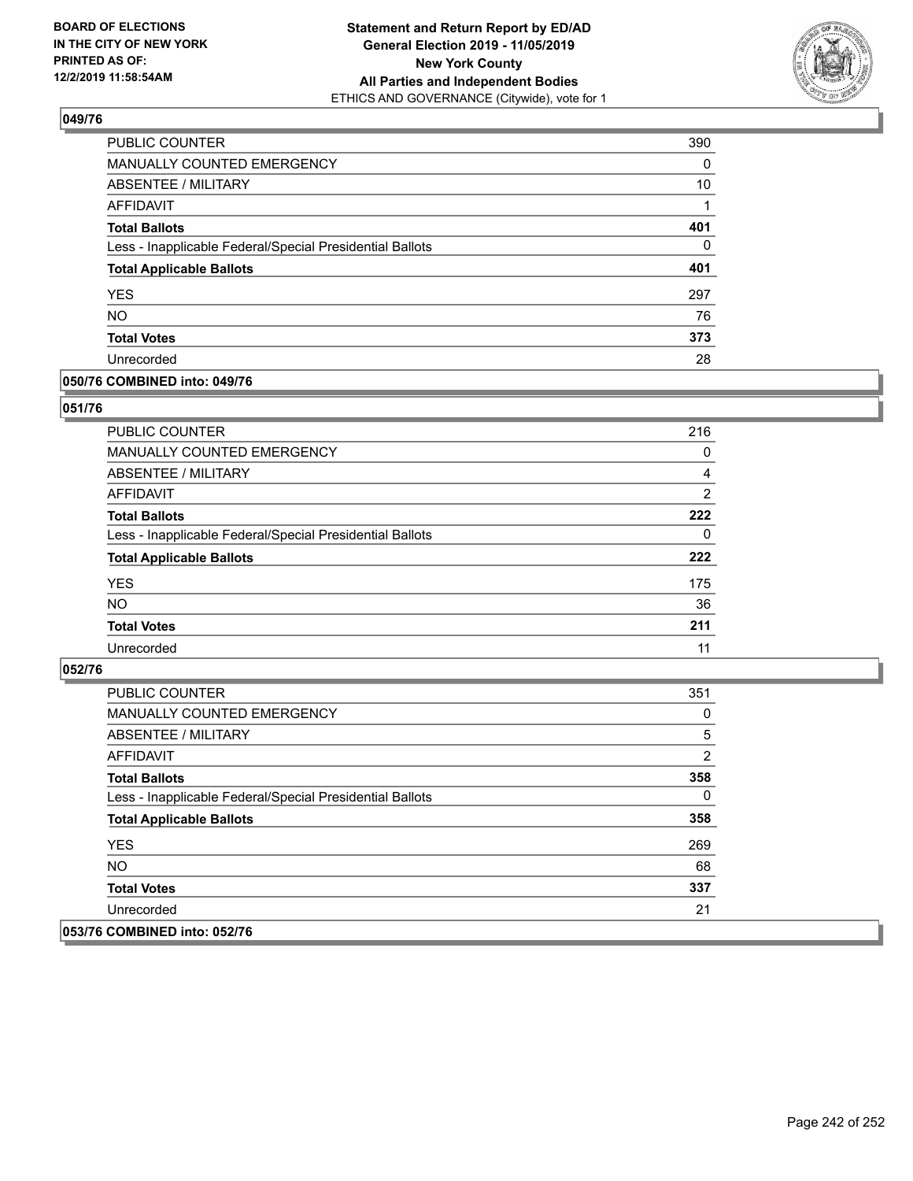**BOARD OF ELECTIONS IN THE CITY OF NEW YORK PRINTED AS OF: 12/2/2019 11:58:54AM**

**Statement and Return Report by ED/AD General Election 2019 - 11/05/2019 New York County All Parties and Independent Bodies**
ETHICS AND GOVERNANCE (Citywide), vote for 1

## 049/76

| | |
|---|---|
| PUBLIC COUNTER | 390 |
| MANUALLY COUNTED EMERGENCY | 0 |
| ABSENTEE / MILITARY | 10 |
| AFFIDAVIT | 1 |
| **Total Ballots** | **401** |
| Less - Inapplicable Federal/Special Presidential Ballots | 0 |
| **Total Applicable Ballots** | **401** |
| YES | 297 |
| NO | 76 |
| **Total Votes** | **373** |
| Unrecorded | 28 |

## 050/76 COMBINED into: 049/76

## 051/76

| | |
|---|---|
| PUBLIC COUNTER | 216 |
| MANUALLY COUNTED EMERGENCY | 0 |
| ABSENTEE / MILITARY | 4 |
| AFFIDAVIT | 2 |
| **Total Ballots** | **222** |
| Less - Inapplicable Federal/Special Presidential Ballots | 0 |
| **Total Applicable Ballots** | **222** |
| YES | 175 |
| NO | 36 |
| **Total Votes** | **211** |
| Unrecorded | 11 |

## 052/76

| | |
|---|---|
| PUBLIC COUNTER | 351 |
| MANUALLY COUNTED EMERGENCY | 0 |
| ABSENTEE / MILITARY | 5 |
| AFFIDAVIT | 2 |
| **Total Ballots** | **358** |
| Less - Inapplicable Federal/Special Presidential Ballots | 0 |
| **Total Applicable Ballots** | **358** |
| YES | 269 |
| NO | 68 |
| **Total Votes** | **337** |
| Unrecorded | 21 |

## 053/76 COMBINED into: 052/76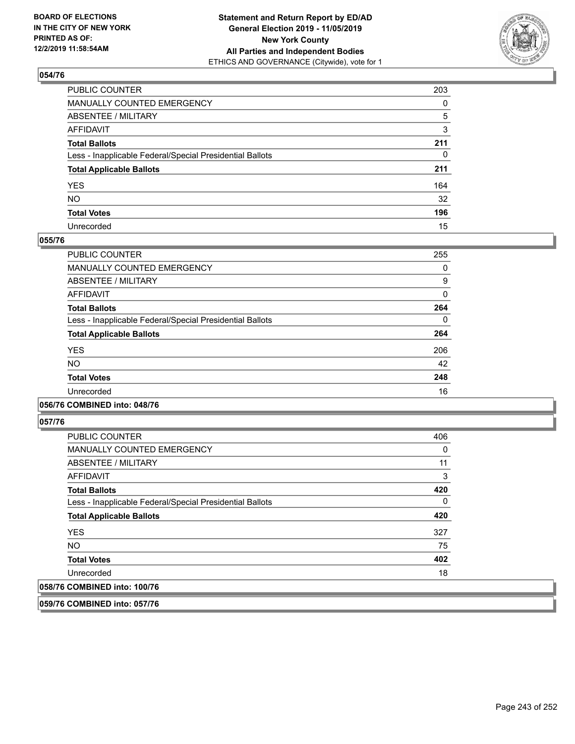**BOARD OF ELECTIONS IN THE CITY OF NEW YORK PRINTED AS OF: 12/2/2019 11:58:54AM**

**Statement and Return Report by ED/AD General Election 2019 - 11/05/2019 New York County All Parties and Independent Bodies**
ETHICS AND GOVERNANCE (Citywide), vote for 1

### 054/76

| | |
|---|---|
| PUBLIC COUNTER | 203 |
| MANUALLY COUNTED EMERGENCY | 0 |
| ABSENTEE / MILITARY | 5 |
| AFFIDAVIT | 3 |
| **Total Ballots** | **211** |
| Less - Inapplicable Federal/Special Presidential Ballots | 0 |
| **Total Applicable Ballots** | **211** |
| YES | 164 |
| NO | 32 |
| **Total Votes** | **196** |
| Unrecorded | 15 |

### 055/76

| | |
|---|---|
| PUBLIC COUNTER | 255 |
| MANUALLY COUNTED EMERGENCY | 0 |
| ABSENTEE / MILITARY | 9 |
| AFFIDAVIT | 0 |
| **Total Ballots** | **264** |
| Less - Inapplicable Federal/Special Presidential Ballots | 0 |
| **Total Applicable Ballots** | **264** |
| YES | 206 |
| NO | 42 |
| **Total Votes** | **248** |
| Unrecorded | 16 |

### 056/76 COMBINED into: 048/76

### 057/76

| | |
|---|---|
| PUBLIC COUNTER | 406 |
| MANUALLY COUNTED EMERGENCY | 0 |
| ABSENTEE / MILITARY | 11 |
| AFFIDAVIT | 3 |
| **Total Ballots** | **420** |
| Less - Inapplicable Federal/Special Presidential Ballots | 0 |
| **Total Applicable Ballots** | **420** |
| YES | 327 |
| NO | 75 |
| **Total Votes** | **402** |
| Unrecorded | 18 |

### 058/76 COMBINED into: 100/76

### 059/76 COMBINED into: 057/76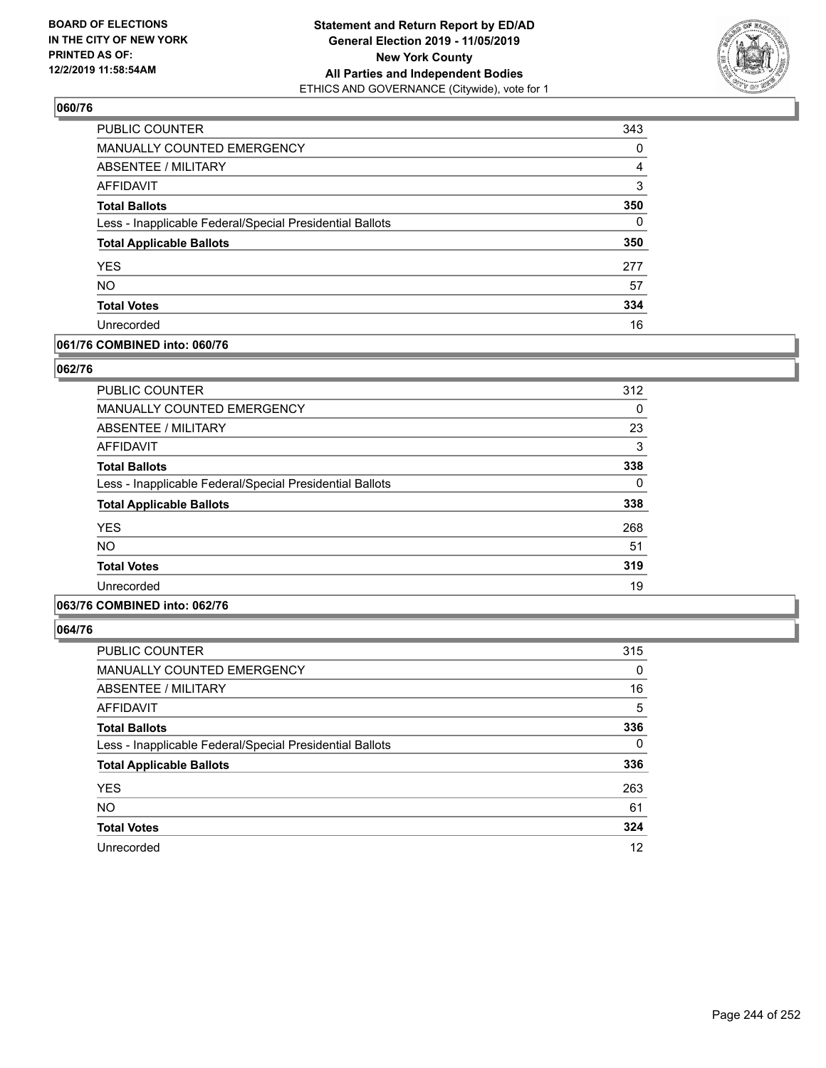BOARD OF ELECTIONS
IN THE CITY OF NEW YORK
PRINTED AS OF:
12/2/2019 11:58:54AM

**Statement and Return Report by ED/AD**
**General Election 2019 - 11/05/2019**
**New York County**
**All Parties and Independent Bodies**
ETHICS AND GOVERNANCE (Citywide), vote for 1

### 060/76

| | |
|---|---|
| PUBLIC COUNTER | 343 |
| MANUALLY COUNTED EMERGENCY | 0 |
| ABSENTEE / MILITARY | 4 |
| AFFIDAVIT | 3 |
| **Total Ballots** | **350** |
| Less - Inapplicable Federal/Special Presidential Ballots | 0 |
| **Total Applicable Ballots** | **350** |
| YES | 277 |
| NO | 57 |
| **Total Votes** | **334** |
| Unrecorded | 16 |

### 061/76 COMBINED into: 060/76

### 062/76

| | |
|---|---|
| PUBLIC COUNTER | 312 |
| MANUALLY COUNTED EMERGENCY | 0 |
| ABSENTEE / MILITARY | 23 |
| AFFIDAVIT | 3 |
| **Total Ballots** | **338** |
| Less - Inapplicable Federal/Special Presidential Ballots | 0 |
| **Total Applicable Ballots** | **338** |
| YES | 268 |
| NO | 51 |
| **Total Votes** | **319** |
| Unrecorded | 19 |

### 063/76 COMBINED into: 062/76

### 064/76

| | |
|---|---|
| PUBLIC COUNTER | 315 |
| MANUALLY COUNTED EMERGENCY | 0 |
| ABSENTEE / MILITARY | 16 |
| AFFIDAVIT | 5 |
| **Total Ballots** | **336** |
| Less - Inapplicable Federal/Special Presidential Ballots | 0 |
| **Total Applicable Ballots** | **336** |
| YES | 263 |
| NO | 61 |
| **Total Votes** | **324** |
| Unrecorded | 12 |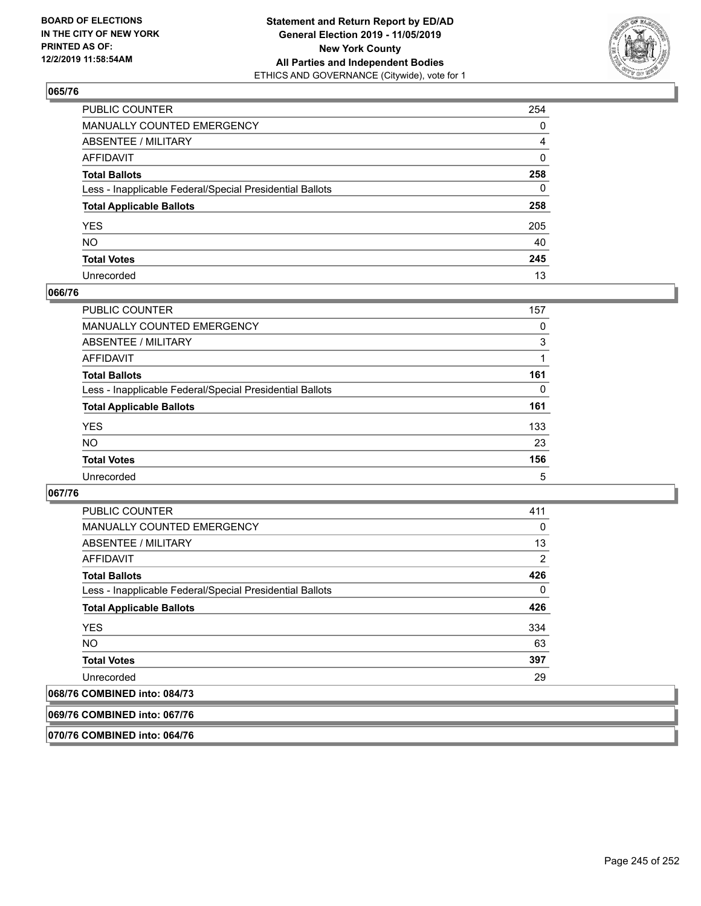**Statement and Return Report by ED/AD**
**General Election 2019 - 11/05/2019**
**New York County**
**All Parties and Independent Bodies**
ETHICS AND GOVERNANCE (Citywide), vote for 1

BOARD OF ELECTIONS IN THE CITY OF NEW YORK PRINTED AS OF: 12/2/2019 11:58:54AM

### 065/76

| | |
|---|---|
| PUBLIC COUNTER | 254 |
| MANUALLY COUNTED EMERGENCY | 0 |
| ABSENTEE / MILITARY | 4 |
| AFFIDAVIT | 0 |
| **Total Ballots** | **258** |
| Less - Inapplicable Federal/Special Presidential Ballots | 0 |
| **Total Applicable Ballots** | **258** |
| YES | 205 |
| NO | 40 |
| **Total Votes** | **245** |
| Unrecorded | 13 |

### 066/76

| | |
|---|---|
| PUBLIC COUNTER | 157 |
| MANUALLY COUNTED EMERGENCY | 0 |
| ABSENTEE / MILITARY | 3 |
| AFFIDAVIT | 1 |
| **Total Ballots** | **161** |
| Less - Inapplicable Federal/Special Presidential Ballots | 0 |
| **Total Applicable Ballots** | **161** |
| YES | 133 |
| NO | 23 |
| **Total Votes** | **156** |
| Unrecorded | 5 |

### 067/76

| | |
|---|---|
| PUBLIC COUNTER | 411 |
| MANUALLY COUNTED EMERGENCY | 0 |
| ABSENTEE / MILITARY | 13 |
| AFFIDAVIT | 2 |
| **Total Ballots** | **426** |
| Less - Inapplicable Federal/Special Presidential Ballots | 0 |
| **Total Applicable Ballots** | **426** |
| YES | 334 |
| NO | 63 |
| **Total Votes** | **397** |
| Unrecorded | 29 |

### 068/76 COMBINED into: 084/73

### 069/76 COMBINED into: 067/76

### 070/76 COMBINED into: 064/76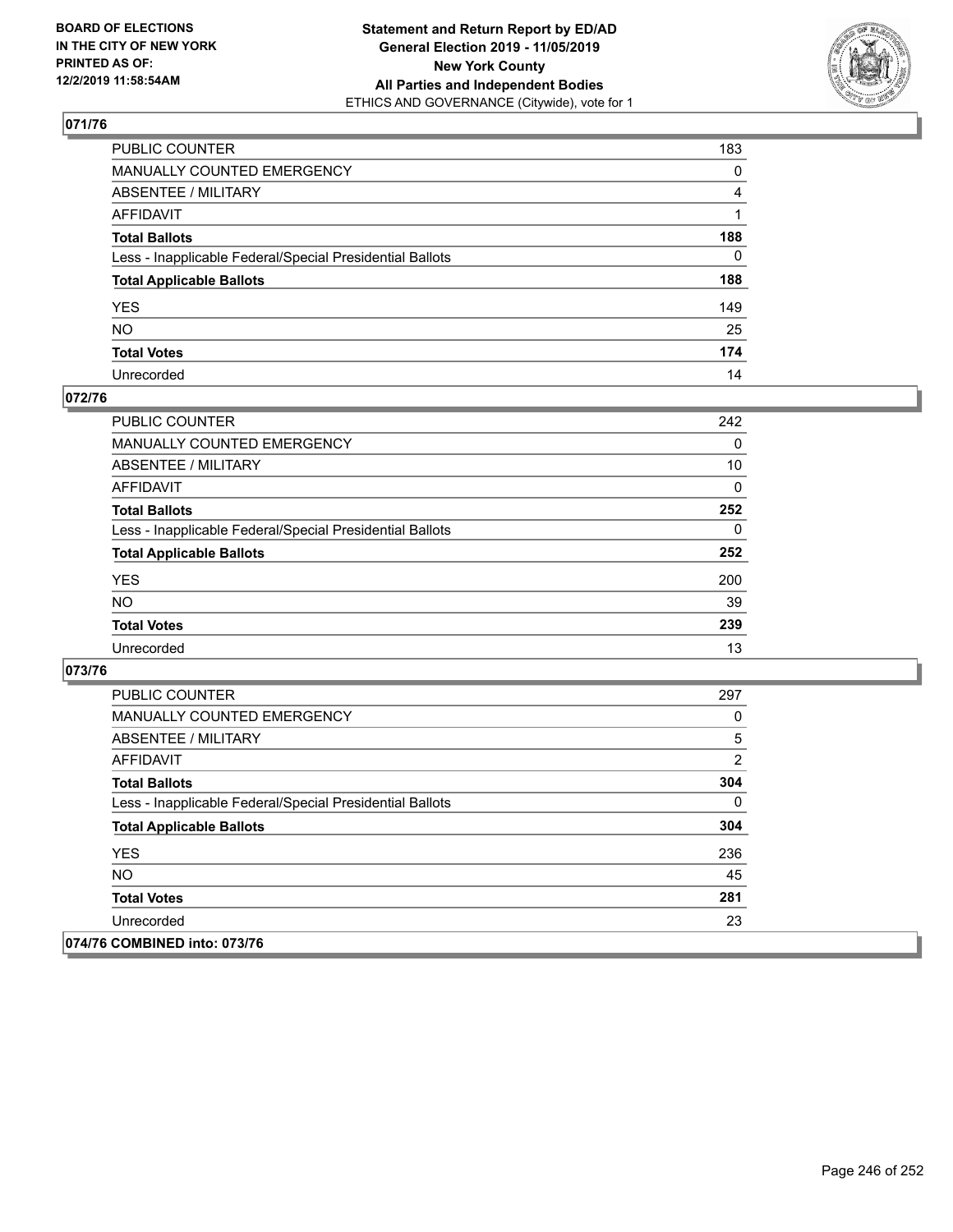**BOARD OF ELECTIONS IN THE CITY OF NEW YORK PRINTED AS OF: 12/2/2019 11:58:54AM**

**Statement and Return Report by ED/AD General Election 2019 - 11/05/2019 New York County All Parties and Independent Bodies**
ETHICS AND GOVERNANCE (Citywide), vote for 1

## 071/76

| | |
|---|---|
| PUBLIC COUNTER | 183 |
| MANUALLY COUNTED EMERGENCY | 0 |
| ABSENTEE / MILITARY | 4 |
| AFFIDAVIT | 1 |
| **Total Ballots** | **188** |
| Less - Inapplicable Federal/Special Presidential Ballots | 0 |
| **Total Applicable Ballots** | **188** |
| YES | 149 |
| NO | 25 |
| **Total Votes** | **174** |
| Unrecorded | 14 |

## 072/76

| | |
|---|---|
| PUBLIC COUNTER | 242 |
| MANUALLY COUNTED EMERGENCY | 0 |
| ABSENTEE / MILITARY | 10 |
| AFFIDAVIT | 0 |
| **Total Ballots** | **252** |
| Less - Inapplicable Federal/Special Presidential Ballots | 0 |
| **Total Applicable Ballots** | **252** |
| YES | 200 |
| NO | 39 |
| **Total Votes** | **239** |
| Unrecorded | 13 |

## 073/76

| | |
|---|---|
| PUBLIC COUNTER | 297 |
| MANUALLY COUNTED EMERGENCY | 0 |
| ABSENTEE / MILITARY | 5 |
| AFFIDAVIT | 2 |
| **Total Ballots** | **304** |
| Less - Inapplicable Federal/Special Presidential Ballots | 0 |
| **Total Applicable Ballots** | **304** |
| YES | 236 |
| NO | 45 |
| **Total Votes** | **281** |
| Unrecorded | 23 |

## 074/76 COMBINED into: 073/76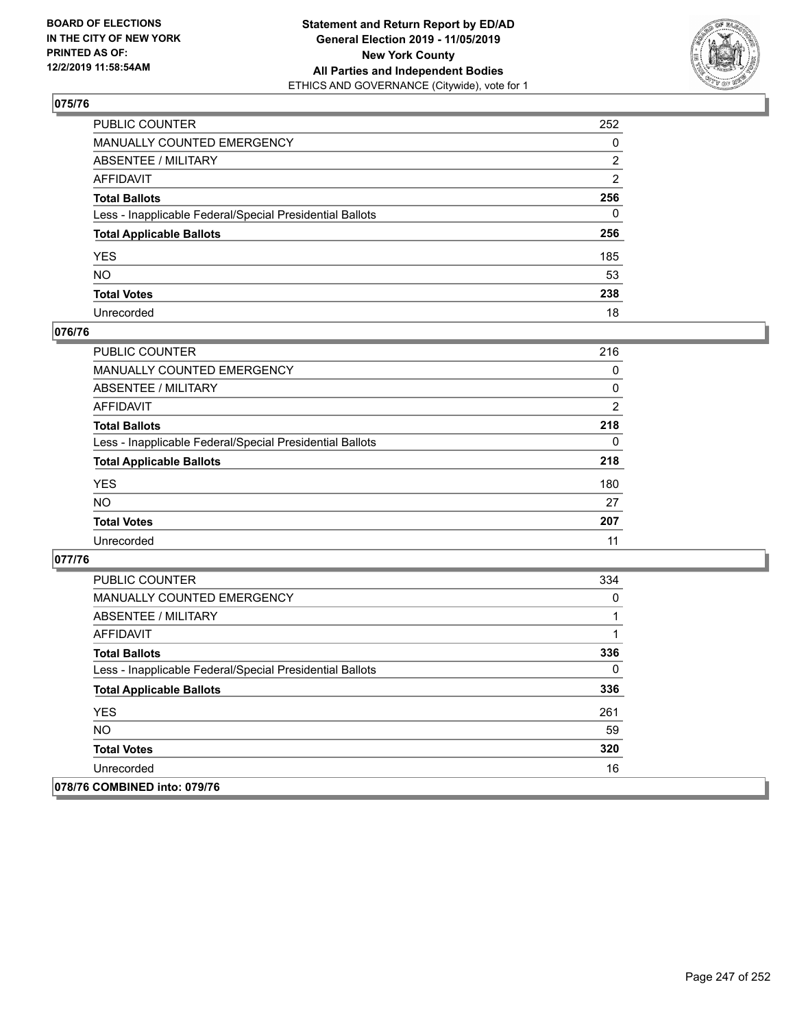## 075/76

| | |
|---|---|
| PUBLIC COUNTER | 252 |
| MANUALLY COUNTED EMERGENCY | 0 |
| ABSENTEE / MILITARY | 2 |
| AFFIDAVIT | 2 |
| **Total Ballots** | **256** |
| Less - Inapplicable Federal/Special Presidential Ballots | 0 |
| **Total Applicable Ballots** | **256** |
| YES | 185 |
| NO | 53 |
| **Total Votes** | **238** |
| Unrecorded | 18 |

## 076/76

| | |
|---|---|
| PUBLIC COUNTER | 216 |
| MANUALLY COUNTED EMERGENCY | 0 |
| ABSENTEE / MILITARY | 0 |
| AFFIDAVIT | 2 |
| **Total Ballots** | **218** |
| Less - Inapplicable Federal/Special Presidential Ballots | 0 |
| **Total Applicable Ballots** | **218** |
| YES | 180 |
| NO | 27 |
| **Total Votes** | **207** |
| Unrecorded | 11 |

## 077/76

| | |
|---|---|
| PUBLIC COUNTER | 334 |
| MANUALLY COUNTED EMERGENCY | 0 |
| ABSENTEE / MILITARY | 1 |
| AFFIDAVIT | 1 |
| **Total Ballots** | **336** |
| Less - Inapplicable Federal/Special Presidential Ballots | 0 |
| **Total Applicable Ballots** | **336** |
| YES | 261 |
| NO | 59 |
| **Total Votes** | **320** |
| Unrecorded | 16 |

## 078/76 COMBINED into: 079/76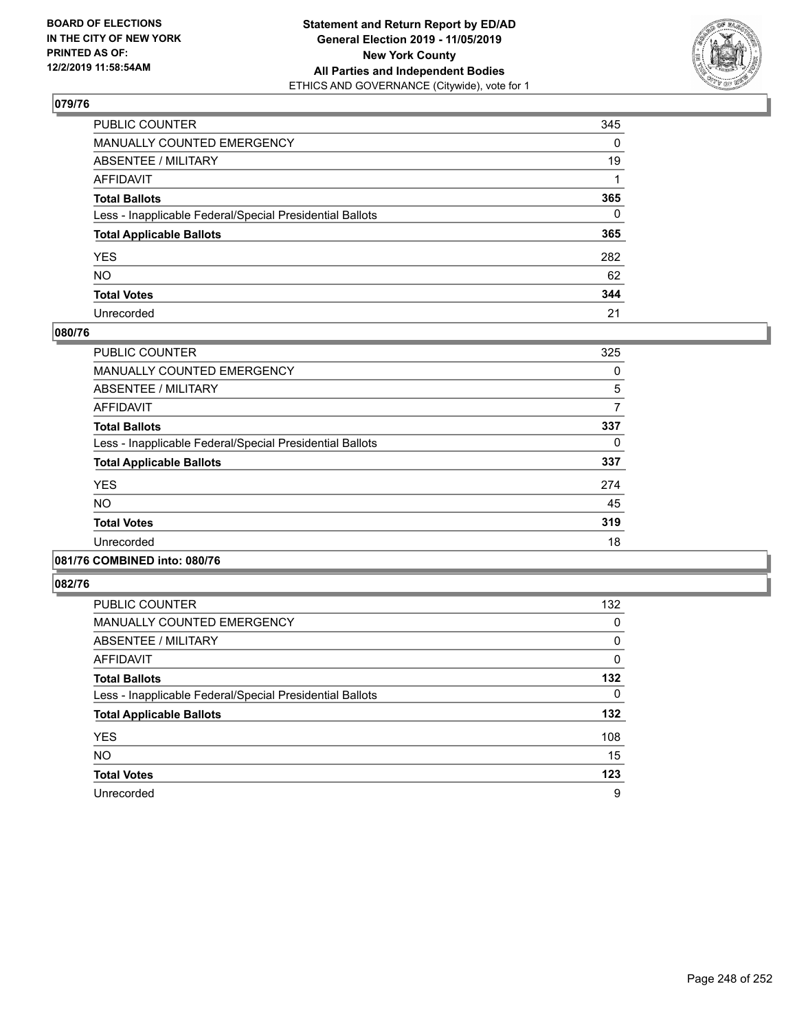BOARD OF ELECTIONS
IN THE CITY OF NEW YORK
PRINTED AS OF:
12/2/2019 11:58:54AM

**Statement and Return Report by ED/AD**
**General Election 2019 - 11/05/2019**
**New York County**
**All Parties and Independent Bodies**
ETHICS AND GOVERNANCE (Citywide), vote for 1

## 079/76

| | |
|---|---|
| PUBLIC COUNTER | 345 |
| MANUALLY COUNTED EMERGENCY | 0 |
| ABSENTEE / MILITARY | 19 |
| AFFIDAVIT | 1 |
| **Total Ballots** | **365** |
| Less - Inapplicable Federal/Special Presidential Ballots | 0 |
| **Total Applicable Ballots** | **365** |
| YES | 282 |
| NO | 62 |
| **Total Votes** | **344** |
| Unrecorded | 21 |

## 080/76

| | |
|---|---|
| PUBLIC COUNTER | 325 |
| MANUALLY COUNTED EMERGENCY | 0 |
| ABSENTEE / MILITARY | 5 |
| AFFIDAVIT | 7 |
| **Total Ballots** | **337** |
| Less - Inapplicable Federal/Special Presidential Ballots | 0 |
| **Total Applicable Ballots** | **337** |
| YES | 274 |
| NO | 45 |
| **Total Votes** | **319** |
| Unrecorded | 18 |

## 081/76 COMBINED into: 080/76

## 082/76

| | |
|---|---|
| PUBLIC COUNTER | 132 |
| MANUALLY COUNTED EMERGENCY | 0 |
| ABSENTEE / MILITARY | 0 |
| AFFIDAVIT | 0 |
| **Total Ballots** | **132** |
| Less - Inapplicable Federal/Special Presidential Ballots | 0 |
| **Total Applicable Ballots** | **132** |
| YES | 108 |
| NO | 15 |
| **Total Votes** | **123** |
| Unrecorded | 9 |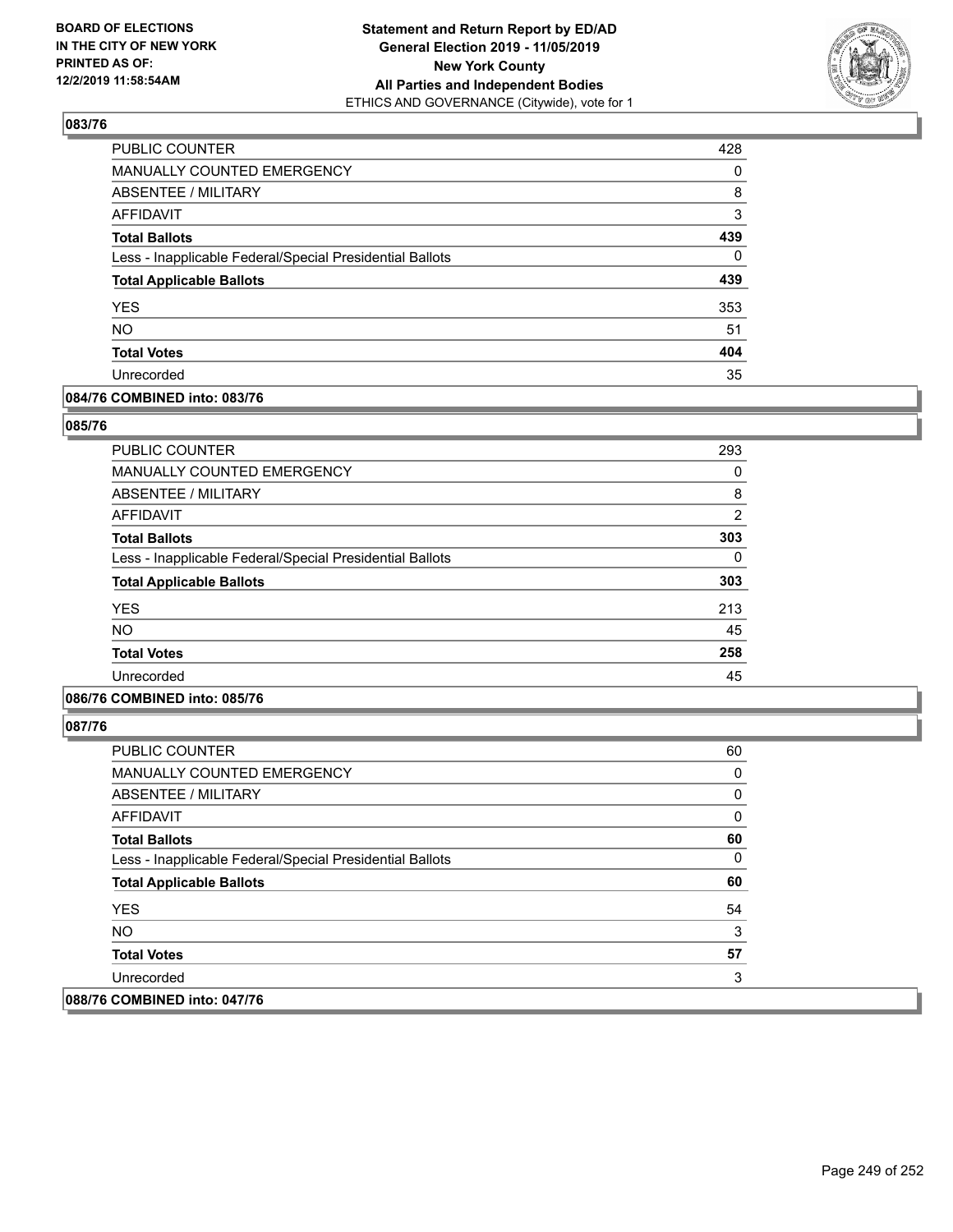## 083/76

| | |
|---|---|
| PUBLIC COUNTER | 428 |
| MANUALLY COUNTED EMERGENCY | 0 |
| ABSENTEE / MILITARY | 8 |
| AFFIDAVIT | 3 |
| **Total Ballots** | **439** |
| Less - Inapplicable Federal/Special Presidential Ballots | 0 |
| **Total Applicable Ballots** | **439** |
| YES | 353 |
| NO | 51 |
| **Total Votes** | **404** |
| Unrecorded | 35 |

## 084/76 COMBINED into: 083/76

## 085/76

| | |
|---|---|
| PUBLIC COUNTER | 293 |
| MANUALLY COUNTED EMERGENCY | 0 |
| ABSENTEE / MILITARY | 8 |
| AFFIDAVIT | 2 |
| **Total Ballots** | **303** |
| Less - Inapplicable Federal/Special Presidential Ballots | 0 |
| **Total Applicable Ballots** | **303** |
| YES | 213 |
| NO | 45 |
| **Total Votes** | **258** |
| Unrecorded | 45 |

## 086/76 COMBINED into: 085/76

## 087/76

| | |
|---|---|
| PUBLIC COUNTER | 60 |
| MANUALLY COUNTED EMERGENCY | 0 |
| ABSENTEE / MILITARY | 0 |
| AFFIDAVIT | 0 |
| **Total Ballots** | **60** |
| Less - Inapplicable Federal/Special Presidential Ballots | 0 |
| **Total Applicable Ballots** | **60** |
| YES | 54 |
| NO | 3 |
| **Total Votes** | **57** |
| Unrecorded | 3 |

## 088/76 COMBINED into: 047/76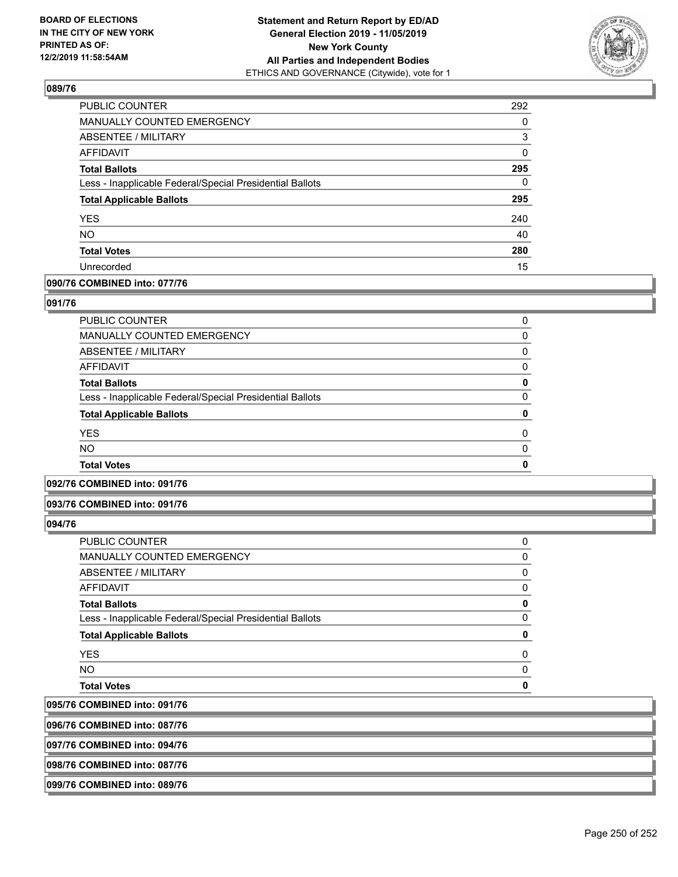## 089/76

| | |
|---|---|
| PUBLIC COUNTER | 292 |
| MANUALLY COUNTED EMERGENCY | 0 |
| ABSENTEE / MILITARY | 3 |
| AFFIDAVIT | 0 |
| **Total Ballots** | **295** |
| Less - Inapplicable Federal/Special Presidential Ballots | 0 |
| **Total Applicable Ballots** | **295** |
| YES | 240 |
| NO | 40 |
| **Total Votes** | **280** |
| Unrecorded | 15 |

## 090/76 COMBINED into: 077/76

## 091/76

| | |
|---|---|
| PUBLIC COUNTER | 0 |
| MANUALLY COUNTED EMERGENCY | 0 |
| ABSENTEE / MILITARY | 0 |
| AFFIDAVIT | 0 |
| **Total Ballots** | **0** |
| Less - Inapplicable Federal/Special Presidential Ballots | 0 |
| **Total Applicable Ballots** | **0** |
| YES | 0 |
| NO | 0 |
| **Total Votes** | **0** |

## 092/76 COMBINED into: 091/76

## 093/76 COMBINED into: 091/76

## 094/76

| | |
|---|---|
| PUBLIC COUNTER | 0 |
| MANUALLY COUNTED EMERGENCY | 0 |
| ABSENTEE / MILITARY | 0 |
| AFFIDAVIT | 0 |
| **Total Ballots** | **0** |
| Less - Inapplicable Federal/Special Presidential Ballots | 0 |
| **Total Applicable Ballots** | **0** |
| YES | 0 |
| NO | 0 |
| **Total Votes** | **0** |

## 095/76 COMBINED into: 091/76

## 096/76 COMBINED into: 087/76

## 097/76 COMBINED into: 094/76

## 098/76 COMBINED into: 087/76

## 099/76 COMBINED into: 089/76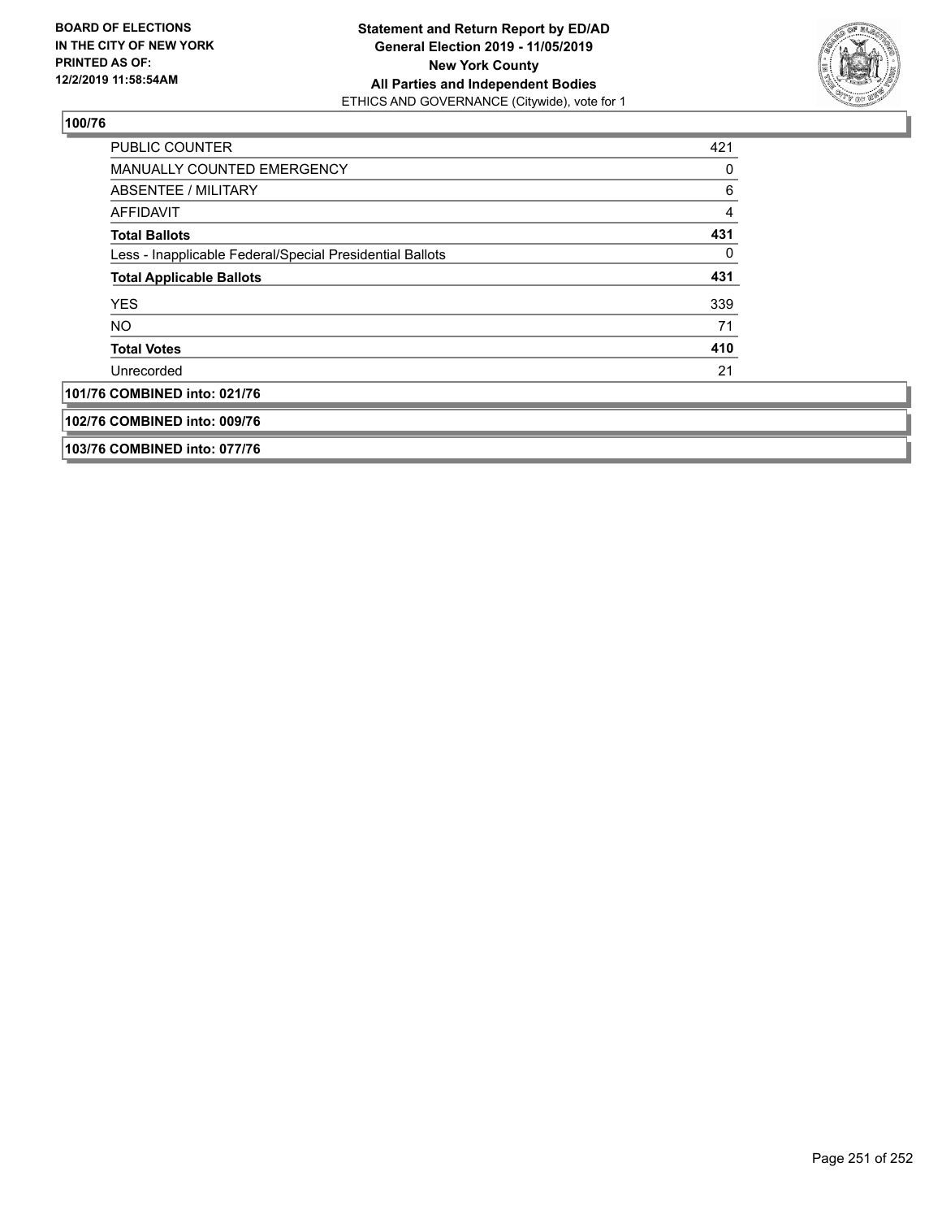**BOARD OF ELECTIONS IN THE CITY OF NEW YORK PRINTED AS OF: 12/2/2019 11:58:54AM**

**Statement and Return Report by ED/AD General Election 2019 - 11/05/2019 New York County All Parties and Independent Bodies**
ETHICS AND GOVERNANCE (Citywide), vote for 1

## 100/76

| | |
|---|---|
| PUBLIC COUNTER | 421 |
| MANUALLY COUNTED EMERGENCY | 0 |
| ABSENTEE / MILITARY | 6 |
| AFFIDAVIT | 4 |
| **Total Ballots** | **431** |
| Less - Inapplicable Federal/Special Presidential Ballots | 0 |
| **Total Applicable Ballots** | **431** |
| YES | 339 |
| NO | 71 |
| **Total Votes** | **410** |
| Unrecorded | 21 |

## 101/76 COMBINED into: 021/76

## 102/76 COMBINED into: 009/76

## 103/76 COMBINED into: 077/76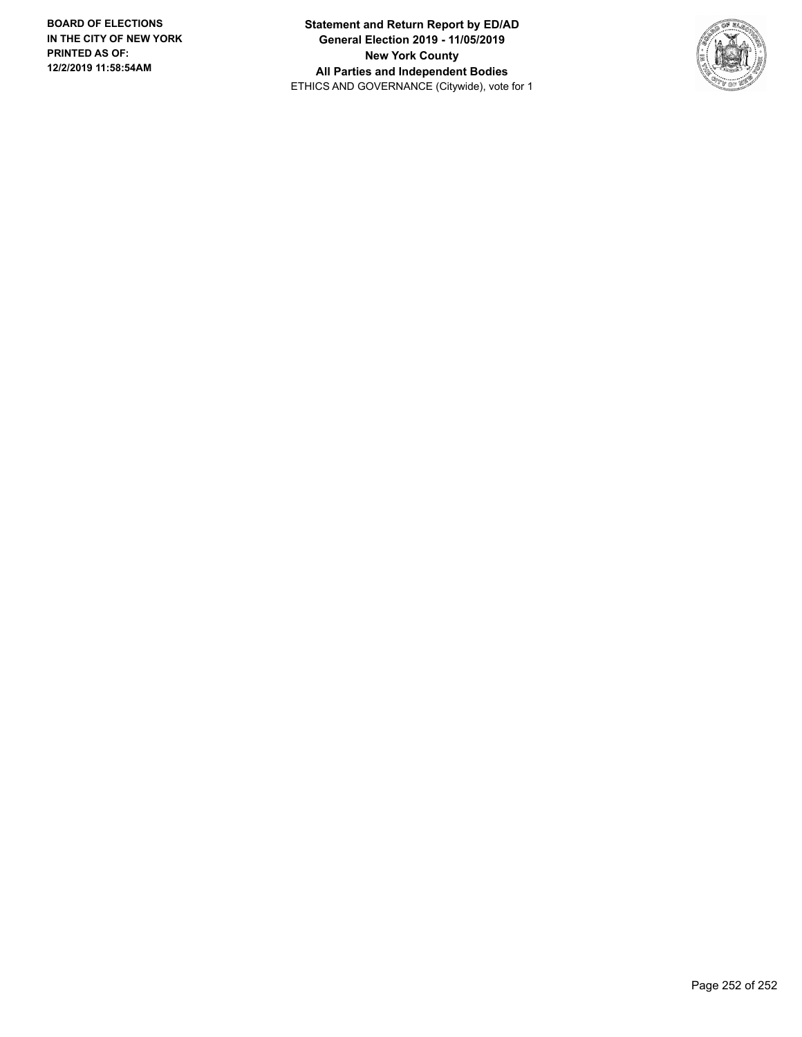**BOARD OF ELECTIONS IN THE CITY OF NEW YORK PRINTED AS OF: 12/2/2019 11:58:54AM**

**Statement and Return Report by ED/AD**
**General Election 2019 - 11/05/2019**
**New York County**
**All Parties and Independent Bodies**
ETHICS AND GOVERNANCE (Citywide), vote for 1